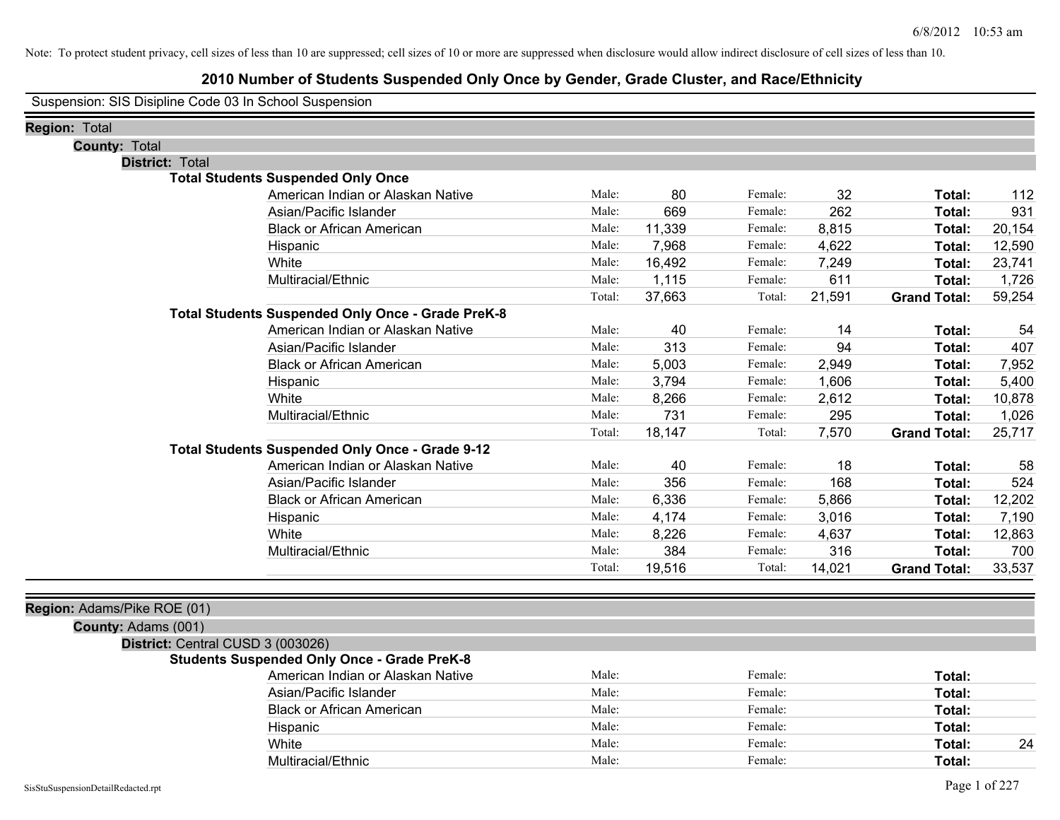Note: To protect student privacy, cell sizes of less than 10 are suppressed; cell sizes of 10 or more are suppressed when disclosure would allow indirect disclosure of cell sizes of less than 10.

# 2010 Number of Students Suspended Only Once by Gender, Grade Cluster, and Race/Ethnicity

Suspension: SIS Disipline Code 03 In School Suspension

**Region:** Total

**County:** Total

**District:** Total

**Total Students Suspended Only Once**

| Race/Ethnicity | | Male | | Female | | Total |
|---|---|---|---|---|---|---|
| American Indian or Alaskan Native | Male: | 80 | Female: | 32 | **Total:** | 112 |
| Asian/Pacific Islander | Male: | 669 | Female: | 262 | **Total:** | 931 |
| Black or African American | Male: | 11,339 | Female: | 8,815 | **Total:** | 20,154 |
| Hispanic | Male: | 7,968 | Female: | 4,622 | **Total:** | 12,590 |
| White | Male: | 16,492 | Female: | 7,249 | **Total:** | 23,741 |
| Multiracial/Ethnic | Male: | 1,115 | Female: | 611 | **Total:** | 1,726 |
| | Total: | 37,663 | Total: | 21,591 | **Grand Total:** | 59,254 |

**Total Students Suspended Only Once - Grade PreK-8**

| Race/Ethnicity | | Male | | Female | | Total |
|---|---|---|---|---|---|---|
| American Indian or Alaskan Native | Male: | 40 | Female: | 14 | **Total:** | 54 |
| Asian/Pacific Islander | Male: | 313 | Female: | 94 | **Total:** | 407 |
| Black or African American | Male: | 5,003 | Female: | 2,949 | **Total:** | 7,952 |
| Hispanic | Male: | 3,794 | Female: | 1,606 | **Total:** | 5,400 |
| White | Male: | 8,266 | Female: | 2,612 | **Total:** | 10,878 |
| Multiracial/Ethnic | Male: | 731 | Female: | 295 | **Total:** | 1,026 |
| | Total: | 18,147 | Total: | 7,570 | **Grand Total:** | 25,717 |

**Total Students Suspended Only Once - Grade 9-12**

| Race/Ethnicity | | Male | | Female | | Total |
|---|---|---|---|---|---|---|
| American Indian or Alaskan Native | Male: | 40 | Female: | 18 | **Total:** | 58 |
| Asian/Pacific Islander | Male: | 356 | Female: | 168 | **Total:** | 524 |
| Black or African American | Male: | 6,336 | Female: | 5,866 | **Total:** | 12,202 |
| Hispanic | Male: | 4,174 | Female: | 3,016 | **Total:** | 7,190 |
| White | Male: | 8,226 | Female: | 4,637 | **Total:** | 12,863 |
| Multiracial/Ethnic | Male: | 384 | Female: | 316 | **Total:** | 700 |
| | Total: | 19,516 | Total: | 14,021 | **Grand Total:** | 33,537 |

**Region:** Adams/Pike ROE (01)

**County:** Adams (001)

**District:** Central CUSD 3 (003026)

**Students Suspended Only Once - Grade PreK-8**

| Race/Ethnicity | | Male | | Female | | Total |
|---|---|---|---|---|---|---|
| American Indian or Alaskan Native | Male: | | Female: | | **Total:** | |
| Asian/Pacific Islander | Male: | | Female: | | **Total:** | |
| Black or African American | Male: | | Female: | | **Total:** | |
| Hispanic | Male: | | Female: | | **Total:** | |
| White | Male: | | Female: | | **Total:** | 24 |
| Multiracial/Ethnic | Male: | | Female: | | **Total:** | |

SisStuSuspensionDetailRedacted.rpt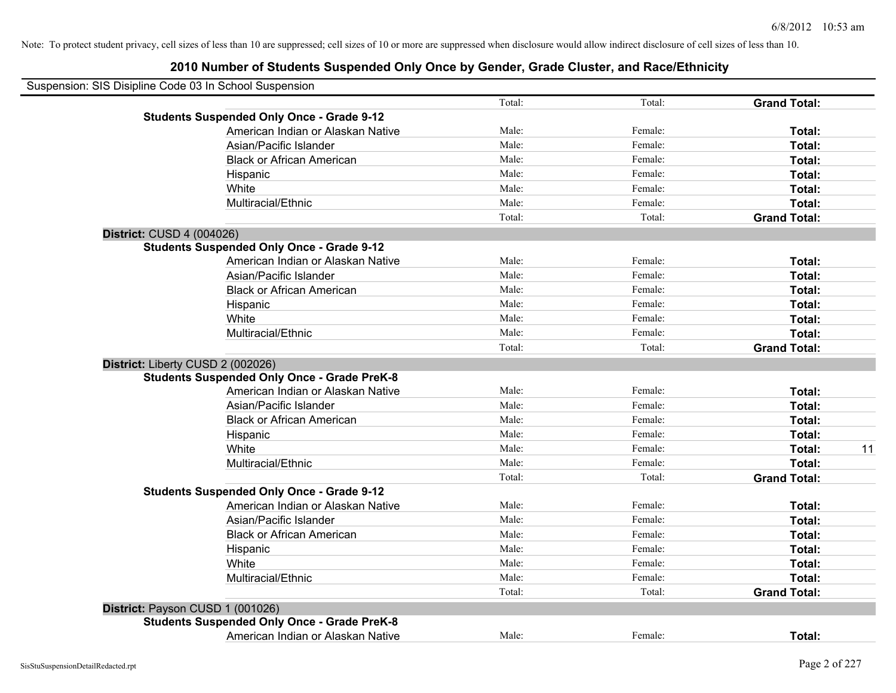Note: To protect student privacy, cell sizes of less than 10 are suppressed; cell sizes of 10 or more are suppressed when disclosure would allow indirect disclosure of cell sizes of less than 10.

## 2010 Number of Students Suspended Only Once by Gender, Grade Cluster, and Race/Ethnicity

Suspension: SIS Disipline Code 03 In School Suspension

| | | | | |
|---|---|---|---|---|
| | Total: | Total: | **Grand Total:** | |
| **Students Suspended Only Once - Grade 9-12** | | | | |
| American Indian or Alaskan Native | Male: | Female: | **Total:** | |
| Asian/Pacific Islander | Male: | Female: | **Total:** | |
| Black or African American | Male: | Female: | **Total:** | |
| Hispanic | Male: | Female: | **Total:** | |
| White | Male: | Female: | **Total:** | |
| Multiracial/Ethnic | Male: | Female: | **Total:** | |
| | Total: | Total: | **Grand Total:** | |
| **District:** CUSD 4 (004026) | | | | |
| **Students Suspended Only Once - Grade 9-12** | | | | |
| American Indian or Alaskan Native | Male: | Female: | **Total:** | |
| Asian/Pacific Islander | Male: | Female: | **Total:** | |
| Black or African American | Male: | Female: | **Total:** | |
| Hispanic | Male: | Female: | **Total:** | |
| White | Male: | Female: | **Total:** | |
| Multiracial/Ethnic | Male: | Female: | **Total:** | |
| | Total: | Total: | **Grand Total:** | |
| **District:** Liberty CUSD 2 (002026) | | | | |
| **Students Suspended Only Once - Grade PreK-8** | | | | |
| American Indian or Alaskan Native | Male: | Female: | **Total:** | |
| Asian/Pacific Islander | Male: | Female: | **Total:** | |
| Black or African American | Male: | Female: | **Total:** | |
| Hispanic | Male: | Female: | **Total:** | |
| White | Male: | Female: | **Total:** | 11 |
| Multiracial/Ethnic | Male: | Female: | **Total:** | |
| | Total: | Total: | **Grand Total:** | |
| **Students Suspended Only Once - Grade 9-12** | | | | |
| American Indian or Alaskan Native | Male: | Female: | **Total:** | |
| Asian/Pacific Islander | Male: | Female: | **Total:** | |
| Black or African American | Male: | Female: | **Total:** | |
| Hispanic | Male: | Female: | **Total:** | |
| White | Male: | Female: | **Total:** | |
| Multiracial/Ethnic | Male: | Female: | **Total:** | |
| | Total: | Total: | **Grand Total:** | |
| **District:** Payson CUSD 1 (001026) | | | | |
| **Students Suspended Only Once - Grade PreK-8** | | | | |
| American Indian or Alaskan Native | Male: | Female: | **Total:** | |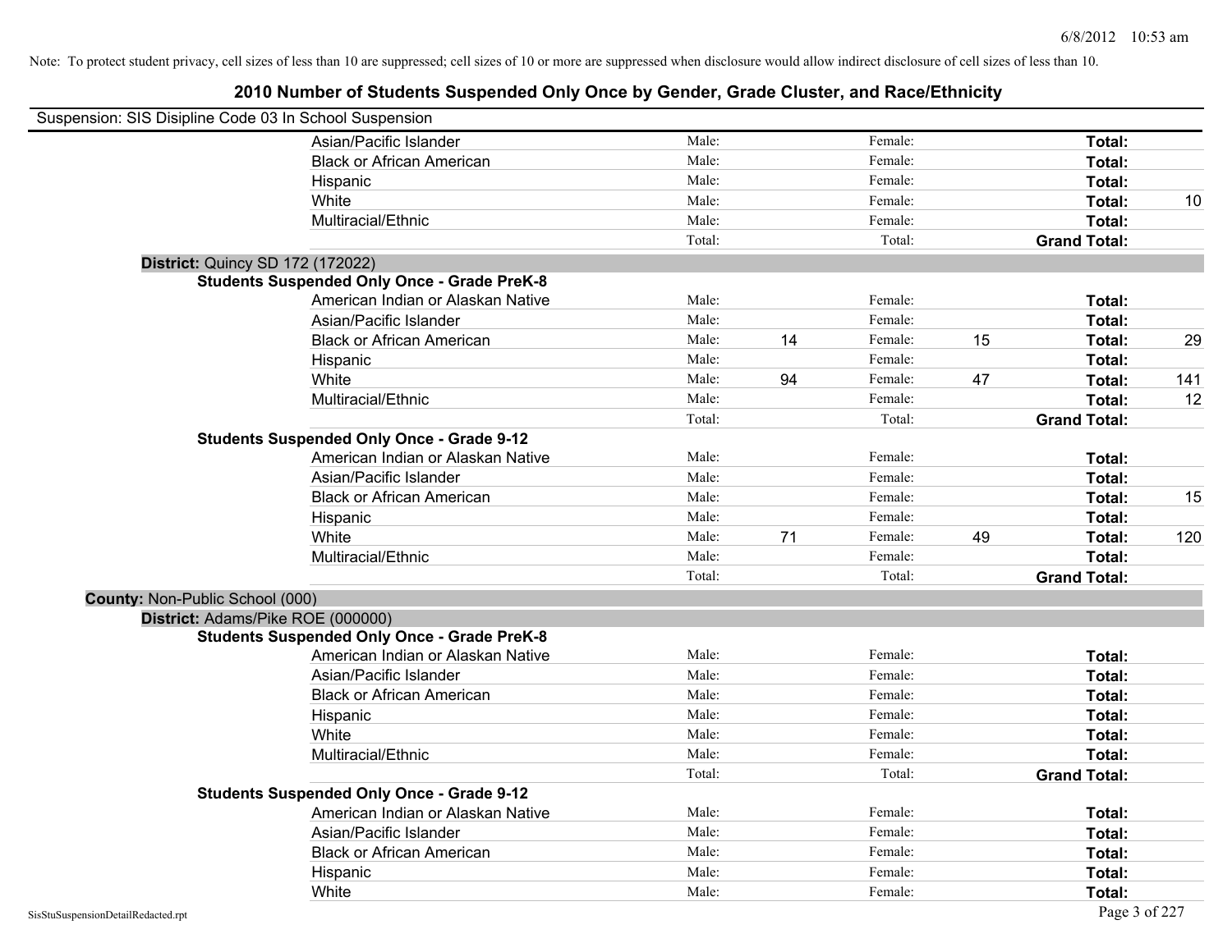Note: To protect student privacy, cell sizes of less than 10 are suppressed; cell sizes of 10 or more are suppressed when disclosure would allow indirect disclosure of cell sizes of less than 10.

# 2010 Number of Students Suspended Only Once by Gender, Grade Cluster, and Race/Ethnicity

Suspension: SIS Disipline Code 03 In School Suspension

| | | | | | | |
|---|---|---|---|---|---|---|
| Asian/Pacific Islander | Male: | | Female: | | **Total:** | |
| Black or African American | Male: | | Female: | | **Total:** | |
| Hispanic | Male: | | Female: | | **Total:** | |
| White | Male: | | Female: | | **Total:** | 10 |
| Multiracial/Ethnic | Male: | | Female: | | **Total:** | |
| | Total: | | Total: | | **Grand Total:** | |

**District:** Quincy SD 172 (172022)

**Students Suspended Only Once - Grade PreK-8**

| | | | | | | |
|---|---|---|---|---|---|---|
| American Indian or Alaskan Native | Male: | | Female: | | **Total:** | |
| Asian/Pacific Islander | Male: | | Female: | | **Total:** | |
| Black or African American | Male: | 14 | Female: | 15 | **Total:** | 29 |
| Hispanic | Male: | | Female: | | **Total:** | |
| White | Male: | 94 | Female: | 47 | **Total:** | 141 |
| Multiracial/Ethnic | Male: | | Female: | | **Total:** | 12 |
| | Total: | | Total: | | **Grand Total:** | |

**Students Suspended Only Once - Grade 9-12**

| | | | | | | |
|---|---|---|---|---|---|---|
| American Indian or Alaskan Native | Male: | | Female: | | **Total:** | |
| Asian/Pacific Islander | Male: | | Female: | | **Total:** | |
| Black or African American | Male: | | Female: | | **Total:** | 15 |
| Hispanic | Male: | | Female: | | **Total:** | |
| White | Male: | 71 | Female: | 49 | **Total:** | 120 |
| Multiracial/Ethnic | Male: | | Female: | | **Total:** | |
| | Total: | | Total: | | **Grand Total:** | |

**County:** Non-Public School (000)

**District:** Adams/Pike ROE (000000)

**Students Suspended Only Once - Grade PreK-8**

| | | | | | | |
|---|---|---|---|---|---|---|
| American Indian or Alaskan Native | Male: | | Female: | | **Total:** | |
| Asian/Pacific Islander | Male: | | Female: | | **Total:** | |
| Black or African American | Male: | | Female: | | **Total:** | |
| Hispanic | Male: | | Female: | | **Total:** | |
| White | Male: | | Female: | | **Total:** | |
| Multiracial/Ethnic | Male: | | Female: | | **Total:** | |
| | Total: | | Total: | | **Grand Total:** | |

**Students Suspended Only Once - Grade 9-12**

| | | | | | | |
|---|---|---|---|---|---|---|
| American Indian or Alaskan Native | Male: | | Female: | | **Total:** | |
| Asian/Pacific Islander | Male: | | Female: | | **Total:** | |
| Black or African American | Male: | | Female: | | **Total:** | |
| Hispanic | Male: | | Female: | | **Total:** | |
| White | Male: | | Female: | | **Total:** | |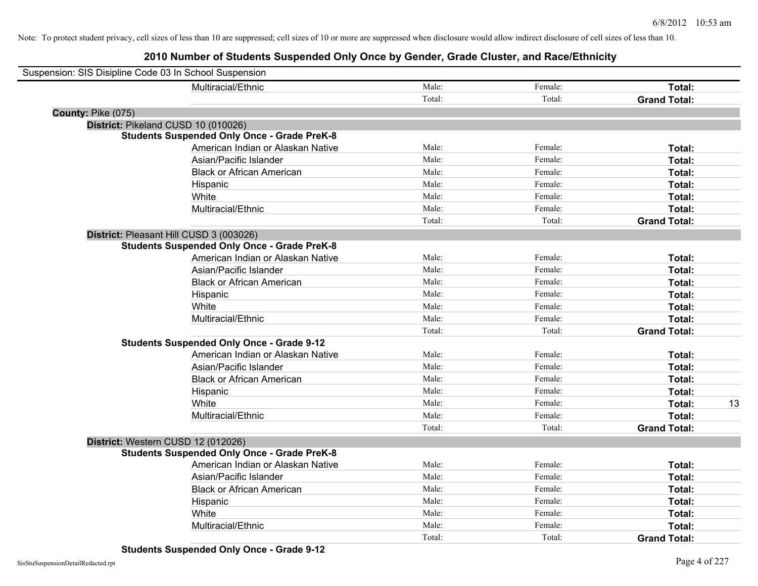Note: To protect student privacy, cell sizes of less than 10 are suppressed; cell sizes of 10 or more are suppressed when disclosure would allow indirect disclosure of cell sizes of less than 10.

# 2010 Number of Students Suspended Only Once by Gender, Grade Cluster, and Race/Ethnicity

Suspension: SIS Disipline Code 03 In School Suspension

| | | | | |
|---|---|---|---|---|
| Multiracial/Ethnic | Male: | Female: | **Total:** | |
| | Total: | Total: | **Grand Total:** | |

**County:** Pike (075)

**District:** Pikeland CUSD 10 (010026)

**Students Suspended Only Once - Grade PreK-8**

| | | | | |
|---|---|---|---|---|
| American Indian or Alaskan Native | Male: | Female: | **Total:** | |
| Asian/Pacific Islander | Male: | Female: | **Total:** | |
| Black or African American | Male: | Female: | **Total:** | |
| Hispanic | Male: | Female: | **Total:** | |
| White | Male: | Female: | **Total:** | |
| Multiracial/Ethnic | Male: | Female: | **Total:** | |
| | Total: | Total: | **Grand Total:** | |

**District:** Pleasant Hill CUSD 3 (003026)

**Students Suspended Only Once - Grade PreK-8**

| | | | | |
|---|---|---|---|---|
| American Indian or Alaskan Native | Male: | Female: | **Total:** | |
| Asian/Pacific Islander | Male: | Female: | **Total:** | |
| Black or African American | Male: | Female: | **Total:** | |
| Hispanic | Male: | Female: | **Total:** | |
| White | Male: | Female: | **Total:** | |
| Multiracial/Ethnic | Male: | Female: | **Total:** | |
| | Total: | Total: | **Grand Total:** | |

**Students Suspended Only Once - Grade 9-12**

| | | | | |
|---|---|---|---|---|
| American Indian or Alaskan Native | Male: | Female: | **Total:** | |
| Asian/Pacific Islander | Male: | Female: | **Total:** | |
| Black or African American | Male: | Female: | **Total:** | |
| Hispanic | Male: | Female: | **Total:** | |
| White | Male: | Female: | **Total:** | 13 |
| Multiracial/Ethnic | Male: | Female: | **Total:** | |
| | Total: | Total: | **Grand Total:** | |

**District:** Western CUSD 12 (012026)

**Students Suspended Only Once - Grade PreK-8**

| | | | | |
|---|---|---|---|---|
| American Indian or Alaskan Native | Male: | Female: | **Total:** | |
| Asian/Pacific Islander | Male: | Female: | **Total:** | |
| Black or African American | Male: | Female: | **Total:** | |
| Hispanic | Male: | Female: | **Total:** | |
| White | Male: | Female: | **Total:** | |
| Multiracial/Ethnic | Male: | Female: | **Total:** | |
| | Total: | Total: | **Grand Total:** | |

**Students Suspended Only Once - Grade 9-12**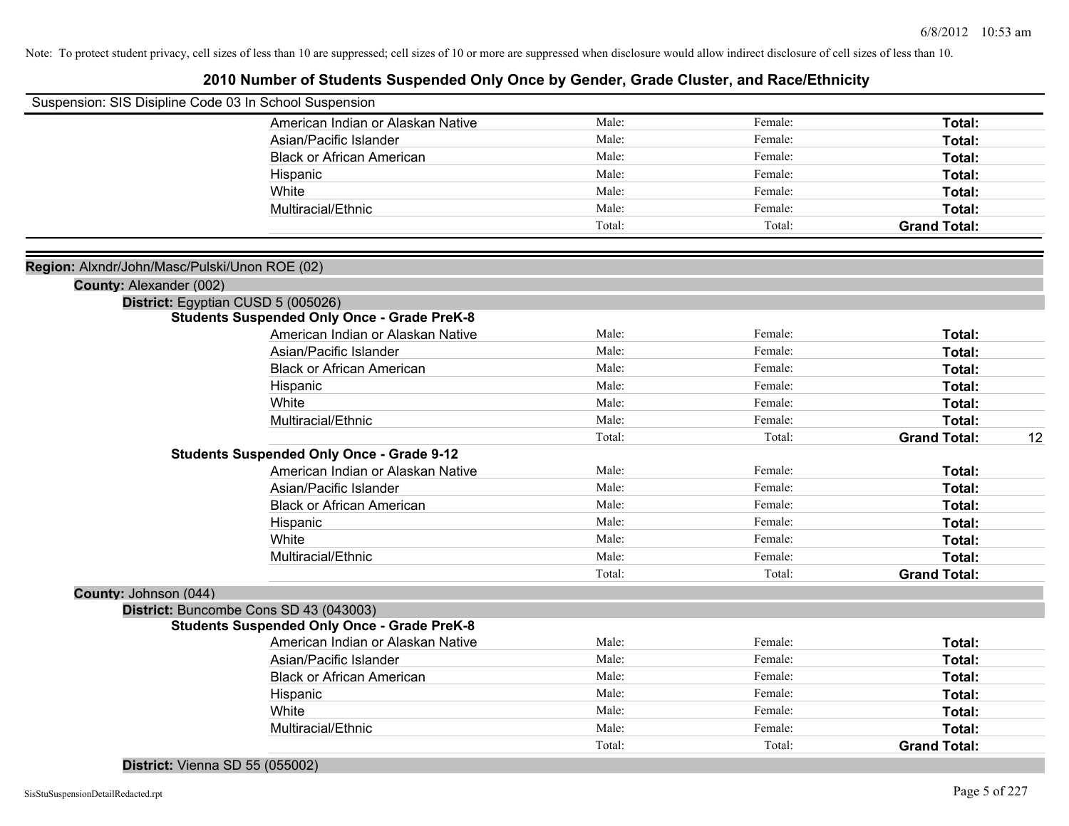Note: To protect student privacy, cell sizes of less than 10 are suppressed; cell sizes of 10 or more are suppressed when disclosure would allow indirect disclosure of cell sizes of less than 10.

# 2010 Number of Students Suspended Only Once by Gender, Grade Cluster, and Race/Ethnicity

Suspension: SIS Disipline Code 03 In School Suspension

| | | | | |
|---|---|---|---|---|
| American Indian or Alaskan Native | Male: | Female: | **Total:** | |
| Asian/Pacific Islander | Male: | Female: | **Total:** | |
| Black or African American | Male: | Female: | **Total:** | |
| Hispanic | Male: | Female: | **Total:** | |
| White | Male: | Female: | **Total:** | |
| Multiracial/Ethnic | Male: | Female: | **Total:** | |
| | Total: | Total: | **Grand Total:** | |

**Region:** Alxndr/John/Masc/Pulski/Unon ROE (02)

**County:** Alexander (002)

**District:** Egyptian CUSD 5 (005026)

**Students Suspended Only Once - Grade PreK-8**

| | | | | |
|---|---|---|---|---|
| American Indian or Alaskan Native | Male: | Female: | **Total:** | |
| Asian/Pacific Islander | Male: | Female: | **Total:** | |
| Black or African American | Male: | Female: | **Total:** | |
| Hispanic | Male: | Female: | **Total:** | |
| White | Male: | Female: | **Total:** | |
| Multiracial/Ethnic | Male: | Female: | **Total:** | |
| | Total: | Total: | **Grand Total:** | 12 |

**Students Suspended Only Once - Grade 9-12**

| | | | | |
|---|---|---|---|---|
| American Indian or Alaskan Native | Male: | Female: | **Total:** | |
| Asian/Pacific Islander | Male: | Female: | **Total:** | |
| Black or African American | Male: | Female: | **Total:** | |
| Hispanic | Male: | Female: | **Total:** | |
| White | Male: | Female: | **Total:** | |
| Multiracial/Ethnic | Male: | Female: | **Total:** | |
| | Total: | Total: | **Grand Total:** | |

**County:** Johnson (044)

**District:** Buncombe Cons SD 43 (043003)

**Students Suspended Only Once - Grade PreK-8**

| | | | | |
|---|---|---|---|---|
| American Indian or Alaskan Native | Male: | Female: | **Total:** | |
| Asian/Pacific Islander | Male: | Female: | **Total:** | |
| Black or African American | Male: | Female: | **Total:** | |
| Hispanic | Male: | Female: | **Total:** | |
| White | Male: | Female: | **Total:** | |
| Multiracial/Ethnic | Male: | Female: | **Total:** | |
| | Total: | Total: | **Grand Total:** | |

**District:** Vienna SD 55 (055002)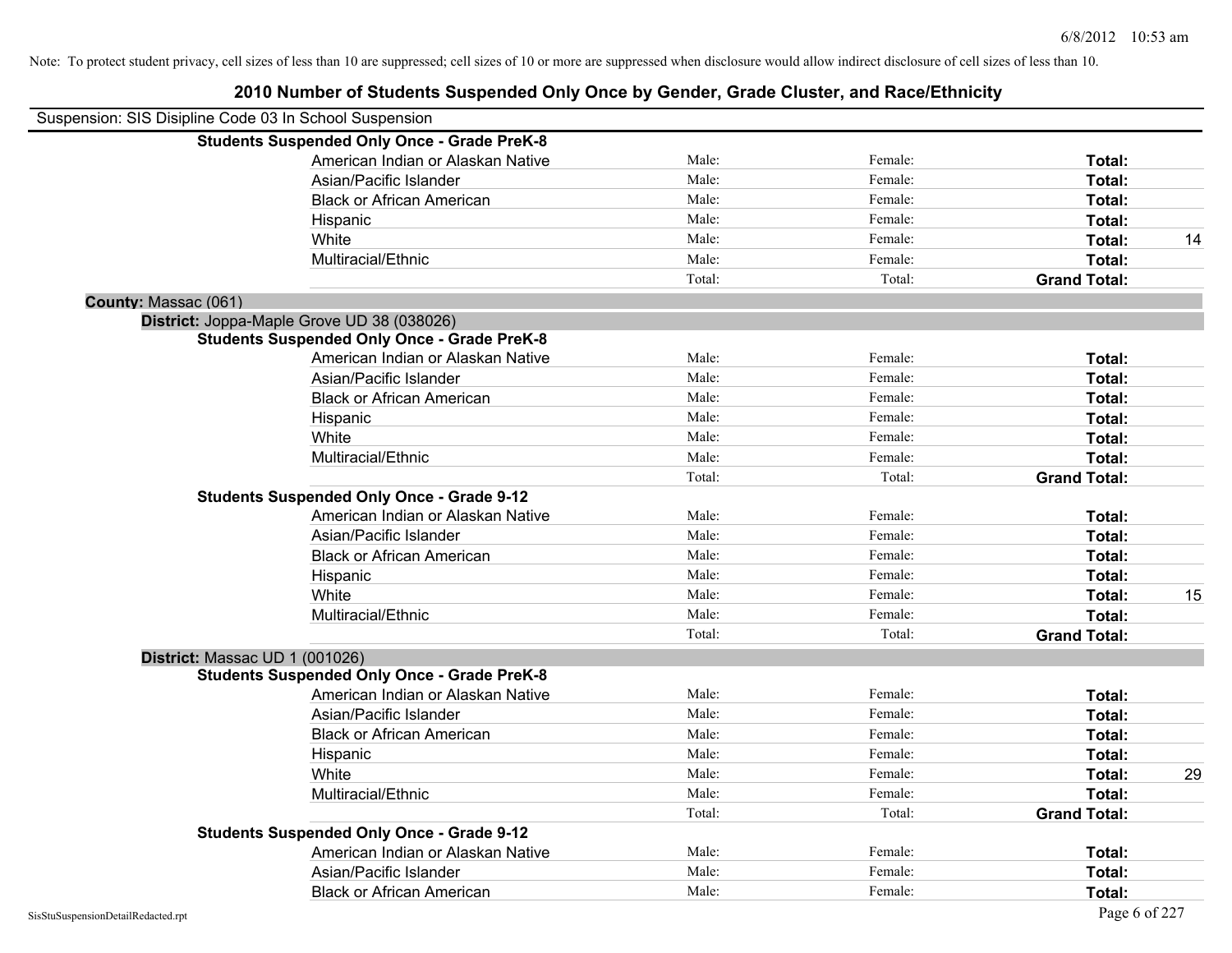Note: To protect student privacy, cell sizes of less than 10 are suppressed; cell sizes of 10 or more are suppressed when disclosure would allow indirect disclosure of cell sizes of less than 10.

# 2010 Number of Students Suspended Only Once by Gender, Grade Cluster, and Race/Ethnicity

Suspension: SIS Disipline Code 03 In School Suspension

**Students Suspended Only Once - Grade PreK-8**

| | | | | |
|---|---|---|---|---|
| American Indian or Alaskan Native | Male: | Female: | **Total:** | |
| Asian/Pacific Islander | Male: | Female: | **Total:** | |
| Black or African American | Male: | Female: | **Total:** | |
| Hispanic | Male: | Female: | **Total:** | |
| White | Male: | Female: | **Total:** | 14 |
| Multiracial/Ethnic | Male: | Female: | **Total:** | |
| | Total: | Total: | **Grand Total:** | |

**County:** Massac (061)

**District:** Joppa-Maple Grove UD 38 (038026)

**Students Suspended Only Once - Grade PreK-8**

| | | | | |
|---|---|---|---|---|
| American Indian or Alaskan Native | Male: | Female: | **Total:** | |
| Asian/Pacific Islander | Male: | Female: | **Total:** | |
| Black or African American | Male: | Female: | **Total:** | |
| Hispanic | Male: | Female: | **Total:** | |
| White | Male: | Female: | **Total:** | |
| Multiracial/Ethnic | Male: | Female: | **Total:** | |
| | Total: | Total: | **Grand Total:** | |

**Students Suspended Only Once - Grade 9-12**

| | | | | |
|---|---|---|---|---|
| American Indian or Alaskan Native | Male: | Female: | **Total:** | |
| Asian/Pacific Islander | Male: | Female: | **Total:** | |
| Black or African American | Male: | Female: | **Total:** | |
| Hispanic | Male: | Female: | **Total:** | |
| White | Male: | Female: | **Total:** | 15 |
| Multiracial/Ethnic | Male: | Female: | **Total:** | |
| | Total: | Total: | **Grand Total:** | |

**District:** Massac UD 1 (001026)

**Students Suspended Only Once - Grade PreK-8**

| | | | | |
|---|---|---|---|---|
| American Indian or Alaskan Native | Male: | Female: | **Total:** | |
| Asian/Pacific Islander | Male: | Female: | **Total:** | |
| Black or African American | Male: | Female: | **Total:** | |
| Hispanic | Male: | Female: | **Total:** | |
| White | Male: | Female: | **Total:** | 29 |
| Multiracial/Ethnic | Male: | Female: | **Total:** | |
| | Total: | Total: | **Grand Total:** | |

**Students Suspended Only Once - Grade 9-12**

| | | | | |
|---|---|---|---|---|
| American Indian or Alaskan Native | Male: | Female: | **Total:** | |
| Asian/Pacific Islander | Male: | Female: | **Total:** | |
| Black or African American | Male: | Female: | **Total:** | |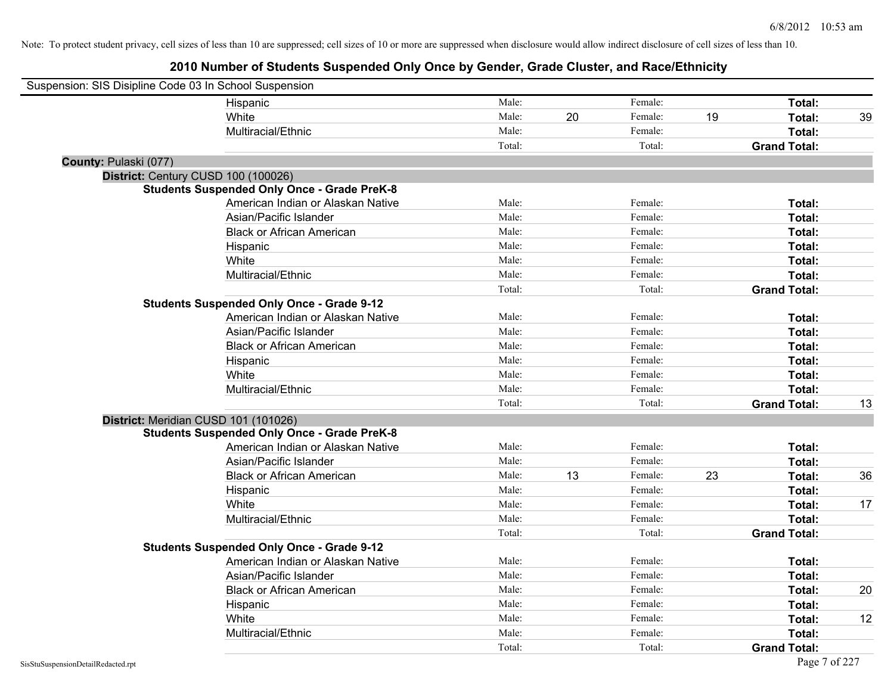Note: To protect student privacy, cell sizes of less than 10 are suppressed; cell sizes of 10 or more are suppressed when disclosure would allow indirect disclosure of cell sizes of less than 10.

# 2010 Number of Students Suspended Only Once by Gender, Grade Cluster, and Race/Ethnicity

Suspension: SIS Disipline Code 03 In School Suspension

| | | | | | | |
|---|---|---|---|---|---|---|
| Hispanic | Male: | | Female: | | **Total:** | |
| White | Male: | 20 | Female: | 19 | **Total:** | 39 |
| Multiracial/Ethnic | Male: | | Female: | | **Total:** | |
| | Total: | | Total: | | **Grand Total:** | |

**County:** Pulaski (077)

**District:** Century CUSD 100 (100026)

**Students Suspended Only Once - Grade PreK-8**

| | | | | | | |
|---|---|---|---|---|---|---|
| American Indian or Alaskan Native | Male: | | Female: | | **Total:** | |
| Asian/Pacific Islander | Male: | | Female: | | **Total:** | |
| Black or African American | Male: | | Female: | | **Total:** | |
| Hispanic | Male: | | Female: | | **Total:** | |
| White | Male: | | Female: | | **Total:** | |
| Multiracial/Ethnic | Male: | | Female: | | **Total:** | |
| | Total: | | Total: | | **Grand Total:** | |

**Students Suspended Only Once - Grade 9-12**

| | | | | | | |
|---|---|---|---|---|---|---|
| American Indian or Alaskan Native | Male: | | Female: | | **Total:** | |
| Asian/Pacific Islander | Male: | | Female: | | **Total:** | |
| Black or African American | Male: | | Female: | | **Total:** | |
| Hispanic | Male: | | Female: | | **Total:** | |
| White | Male: | | Female: | | **Total:** | |
| Multiracial/Ethnic | Male: | | Female: | | **Total:** | |
| | Total: | | Total: | | **Grand Total:** | 13 |

**District:** Meridian CUSD 101 (101026)

**Students Suspended Only Once - Grade PreK-8**

| | | | | | | |
|---|---|---|---|---|---|---|
| American Indian or Alaskan Native | Male: | | Female: | | **Total:** | |
| Asian/Pacific Islander | Male: | | Female: | | **Total:** | |
| Black or African American | Male: | 13 | Female: | 23 | **Total:** | 36 |
| Hispanic | Male: | | Female: | | **Total:** | |
| White | Male: | | Female: | | **Total:** | 17 |
| Multiracial/Ethnic | Male: | | Female: | | **Total:** | |
| | Total: | | Total: | | **Grand Total:** | |

**Students Suspended Only Once - Grade 9-12**

| | | | | | | |
|---|---|---|---|---|---|---|
| American Indian or Alaskan Native | Male: | | Female: | | **Total:** | |
| Asian/Pacific Islander | Male: | | Female: | | **Total:** | |
| Black or African American | Male: | | Female: | | **Total:** | 20 |
| Hispanic | Male: | | Female: | | **Total:** | |
| White | Male: | | Female: | | **Total:** | 12 |
| Multiracial/Ethnic | Male: | | Female: | | **Total:** | |
| | Total: | | Total: | | **Grand Total:** | |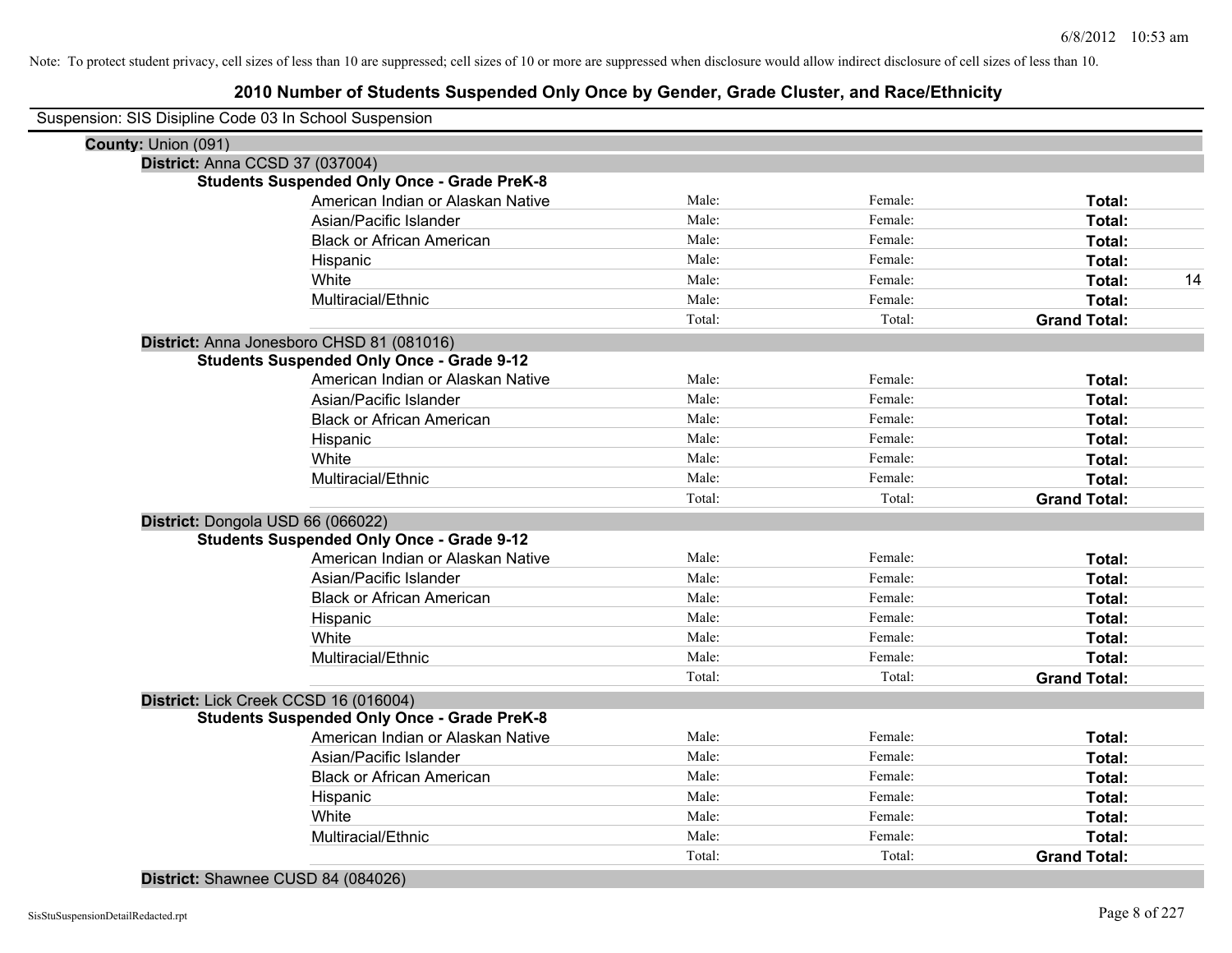Note: To protect student privacy, cell sizes of less than 10 are suppressed; cell sizes of 10 or more are suppressed when disclosure would allow indirect disclosure of cell sizes of less than 10.

# 2010 Number of Students Suspended Only Once by Gender, Grade Cluster, and Race/Ethnicity

Suspension: SIS Disipline Code 03 In School Suspension

**County:** Union (091)

**District:** Anna CCSD 37 (037004)

**Students Suspended Only Once - Grade PreK-8**

| | | | | |
|---|---|---|---|---|
| American Indian or Alaskan Native | Male: | Female: | **Total:** | |
| Asian/Pacific Islander | Male: | Female: | **Total:** | |
| Black or African American | Male: | Female: | **Total:** | |
| Hispanic | Male: | Female: | **Total:** | |
| White | Male: | Female: | **Total:** | 14 |
| Multiracial/Ethnic | Male: | Female: | **Total:** | |
| | Total: | Total: | **Grand Total:** | |

**District:** Anna Jonesboro CHSD 81 (081016)

**Students Suspended Only Once - Grade 9-12**

| | | | | |
|---|---|---|---|---|
| American Indian or Alaskan Native | Male: | Female: | **Total:** | |
| Asian/Pacific Islander | Male: | Female: | **Total:** | |
| Black or African American | Male: | Female: | **Total:** | |
| Hispanic | Male: | Female: | **Total:** | |
| White | Male: | Female: | **Total:** | |
| Multiracial/Ethnic | Male: | Female: | **Total:** | |
| | Total: | Total: | **Grand Total:** | |

**District:** Dongola USD 66 (066022)

**Students Suspended Only Once - Grade 9-12**

| | | | | |
|---|---|---|---|---|
| American Indian or Alaskan Native | Male: | Female: | **Total:** | |
| Asian/Pacific Islander | Male: | Female: | **Total:** | |
| Black or African American | Male: | Female: | **Total:** | |
| Hispanic | Male: | Female: | **Total:** | |
| White | Male: | Female: | **Total:** | |
| Multiracial/Ethnic | Male: | Female: | **Total:** | |
| | Total: | Total: | **Grand Total:** | |

**District:** Lick Creek CCSD 16 (016004)

**Students Suspended Only Once - Grade PreK-8**

| | | | | |
|---|---|---|---|---|
| American Indian or Alaskan Native | Male: | Female: | **Total:** | |
| Asian/Pacific Islander | Male: | Female: | **Total:** | |
| Black or African American | Male: | Female: | **Total:** | |
| Hispanic | Male: | Female: | **Total:** | |
| White | Male: | Female: | **Total:** | |
| Multiracial/Ethnic | Male: | Female: | **Total:** | |
| | Total: | Total: | **Grand Total:** | |

**District:** Shawnee CUSD 84 (084026)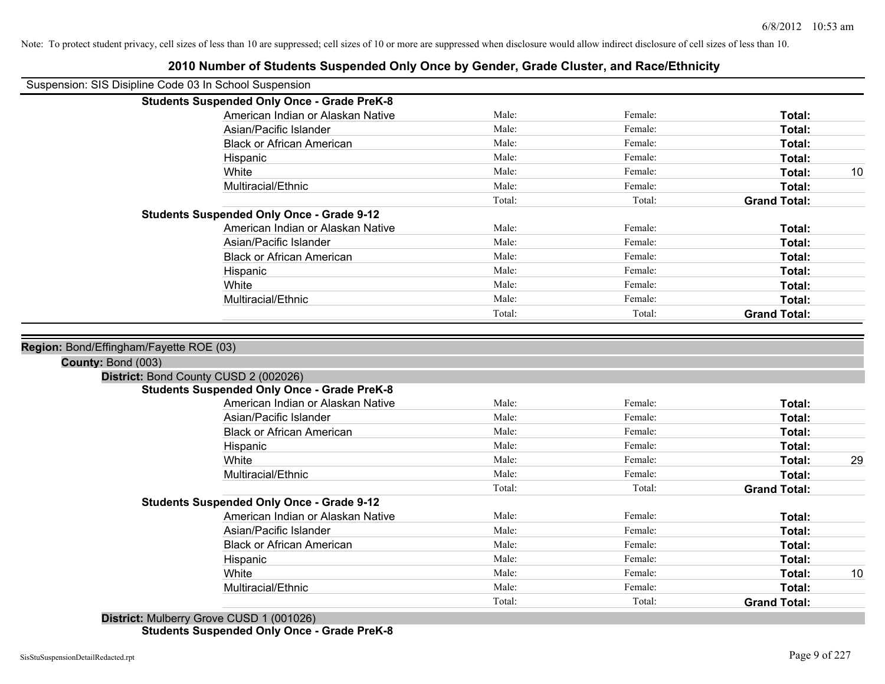Note: To protect student privacy, cell sizes of less than 10 are suppressed; cell sizes of 10 or more are suppressed when disclosure would allow indirect disclosure of cell sizes of less than 10.

# 2010 Number of Students Suspended Only Once by Gender, Grade Cluster, and Race/Ethnicity

Suspension: SIS Disipline Code 03 In School Suspension

**Students Suspended Only Once - Grade PreK-8**

| Race/Ethnicity | Male: | Female: | Total: | |
|---|---|---|---|---|
| American Indian or Alaskan Native | Male: | Female: | **Total:** | |
| Asian/Pacific Islander | Male: | Female: | **Total:** | |
| Black or African American | Male: | Female: | **Total:** | |
| Hispanic | Male: | Female: | **Total:** | |
| White | Male: | Female: | **Total:** | 10 |
| Multiracial/Ethnic | Male: | Female: | **Total:** | |
| | Total: | Total: | **Grand Total:** | |

**Students Suspended Only Once - Grade 9-12**

| Race/Ethnicity | Male: | Female: | Total: | |
|---|---|---|---|---|
| American Indian or Alaskan Native | Male: | Female: | **Total:** | |
| Asian/Pacific Islander | Male: | Female: | **Total:** | |
| Black or African American | Male: | Female: | **Total:** | |
| Hispanic | Male: | Female: | **Total:** | |
| White | Male: | Female: | **Total:** | |
| Multiracial/Ethnic | Male: | Female: | **Total:** | |
| | Total: | Total: | **Grand Total:** | |

**Region:** Bond/Effingham/Fayette ROE (03)

**County:** Bond (003)

**District:** Bond County CUSD 2 (002026)

**Students Suspended Only Once - Grade PreK-8**

| Race/Ethnicity | Male: | Female: | Total: | |
|---|---|---|---|---|
| American Indian or Alaskan Native | Male: | Female: | **Total:** | |
| Asian/Pacific Islander | Male: | Female: | **Total:** | |
| Black or African American | Male: | Female: | **Total:** | |
| Hispanic | Male: | Female: | **Total:** | |
| White | Male: | Female: | **Total:** | 29 |
| Multiracial/Ethnic | Male: | Female: | **Total:** | |
| | Total: | Total: | **Grand Total:** | |

**Students Suspended Only Once - Grade 9-12**

| Race/Ethnicity | Male: | Female: | Total: | |
|---|---|---|---|---|
| American Indian or Alaskan Native | Male: | Female: | **Total:** | |
| Asian/Pacific Islander | Male: | Female: | **Total:** | |
| Black or African American | Male: | Female: | **Total:** | |
| Hispanic | Male: | Female: | **Total:** | |
| White | Male: | Female: | **Total:** | 10 |
| Multiracial/Ethnic | Male: | Female: | **Total:** | |
| | Total: | Total: | **Grand Total:** | |

**District:** Mulberry Grove CUSD 1 (001026)

**Students Suspended Only Once - Grade PreK-8**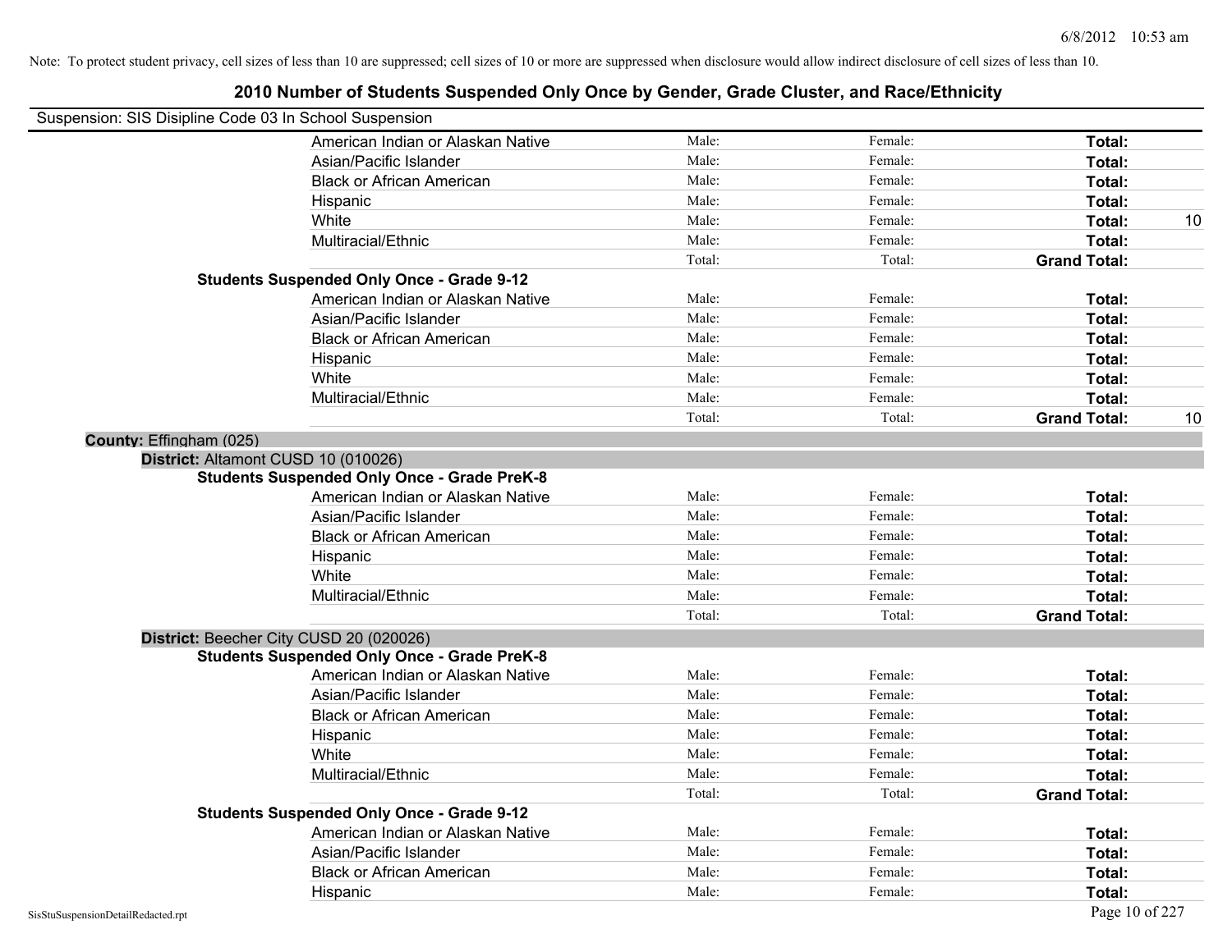Note: To protect student privacy, cell sizes of less than 10 are suppressed; cell sizes of 10 or more are suppressed when disclosure would allow indirect disclosure of cell sizes of less than 10.

# 2010 Number of Students Suspended Only Once by Gender, Grade Cluster, and Race/Ethnicity

Suspension: SIS Disipline Code 03 In School Suspension

| | | | | |
|---|---|---|---|---|
| American Indian or Alaskan Native | Male: | Female: | **Total:** | |
| Asian/Pacific Islander | Male: | Female: | **Total:** | |
| Black or African American | Male: | Female: | **Total:** | |
| Hispanic | Male: | Female: | **Total:** | |
| White | Male: | Female: | **Total:** | 10 |
| Multiracial/Ethnic | Male: | Female: | **Total:** | |
| | Total: | Total: | **Grand Total:** | |

**Students Suspended Only Once - Grade 9-12**

| | | | | |
|---|---|---|---|---|
| American Indian or Alaskan Native | Male: | Female: | **Total:** | |
| Asian/Pacific Islander | Male: | Female: | **Total:** | |
| Black or African American | Male: | Female: | **Total:** | |
| Hispanic | Male: | Female: | **Total:** | |
| White | Male: | Female: | **Total:** | |
| Multiracial/Ethnic | Male: | Female: | **Total:** | |
| | Total: | Total: | **Grand Total:** | 10 |

## County: Effingham (025)

### District: Altamont CUSD 10 (010026)

**Students Suspended Only Once - Grade PreK-8**

| | | | | |
|---|---|---|---|---|
| American Indian or Alaskan Native | Male: | Female: | **Total:** | |
| Asian/Pacific Islander | Male: | Female: | **Total:** | |
| Black or African American | Male: | Female: | **Total:** | |
| Hispanic | Male: | Female: | **Total:** | |
| White | Male: | Female: | **Total:** | |
| Multiracial/Ethnic | Male: | Female: | **Total:** | |
| | Total: | Total: | **Grand Total:** | |

### District: Beecher City CUSD 20 (020026)

**Students Suspended Only Once - Grade PreK-8**

| | | | | |
|---|---|---|---|---|
| American Indian or Alaskan Native | Male: | Female: | **Total:** | |
| Asian/Pacific Islander | Male: | Female: | **Total:** | |
| Black or African American | Male: | Female: | **Total:** | |
| Hispanic | Male: | Female: | **Total:** | |
| White | Male: | Female: | **Total:** | |
| Multiracial/Ethnic | Male: | Female: | **Total:** | |
| | Total: | Total: | **Grand Total:** | |

**Students Suspended Only Once - Grade 9-12**

| | | | | |
|---|---|---|---|---|
| American Indian or Alaskan Native | Male: | Female: | **Total:** | |
| Asian/Pacific Islander | Male: | Female: | **Total:** | |
| Black or African American | Male: | Female: | **Total:** | |
| Hispanic | Male: | Female: | **Total:** | |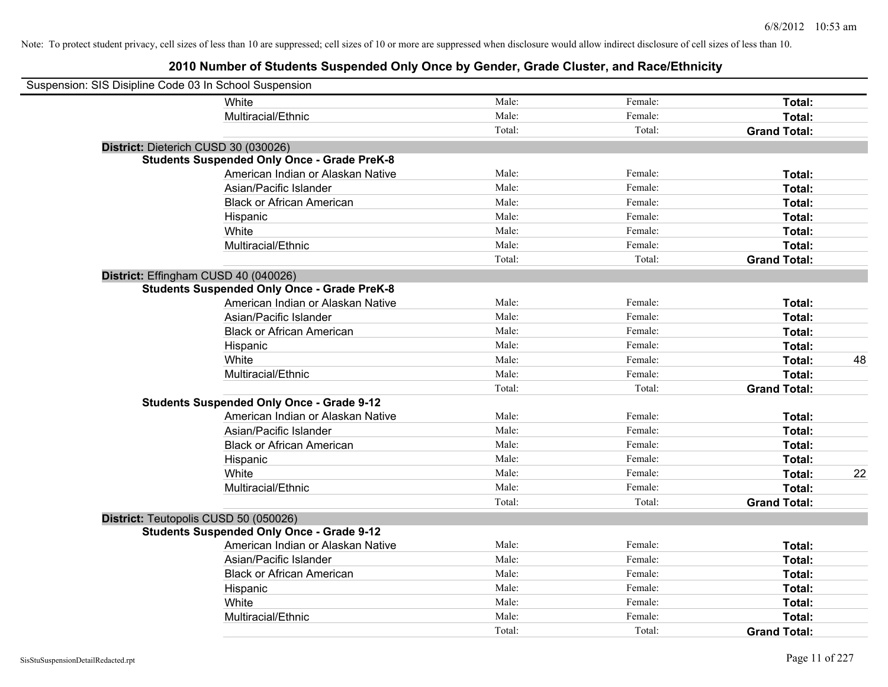Note: To protect student privacy, cell sizes of less than 10 are suppressed; cell sizes of 10 or more are suppressed when disclosure would allow indirect disclosure of cell sizes of less than 10.

# 2010 Number of Students Suspended Only Once by Gender, Grade Cluster, and Race/Ethnicity

Suspension: SIS Disipline Code 03 In School Suspension

| | | | | | |
|---|---|---|---|---|---|
| | White | Male: | Female: | **Total:** | |
| | Multiracial/Ethnic | Male: | Female: | **Total:** | |
| | | Total: | Total: | **Grand Total:** | |
| **District:** Dieterich CUSD 30 (030026) | | | | | |
| **Students Suspended Only Once - Grade PreK-8** | | | | | |
| | American Indian or Alaskan Native | Male: | Female: | **Total:** | |
| | Asian/Pacific Islander | Male: | Female: | **Total:** | |
| | Black or African American | Male: | Female: | **Total:** | |
| | Hispanic | Male: | Female: | **Total:** | |
| | White | Male: | Female: | **Total:** | |
| | Multiracial/Ethnic | Male: | Female: | **Total:** | |
| | | Total: | Total: | **Grand Total:** | |
| **District:** Effingham CUSD 40 (040026) | | | | | |
| **Students Suspended Only Once - Grade PreK-8** | | | | | |
| | American Indian or Alaskan Native | Male: | Female: | **Total:** | |
| | Asian/Pacific Islander | Male: | Female: | **Total:** | |
| | Black or African American | Male: | Female: | **Total:** | |
| | Hispanic | Male: | Female: | **Total:** | |
| | White | Male: | Female: | **Total:** | 48 |
| | Multiracial/Ethnic | Male: | Female: | **Total:** | |
| | | Total: | Total: | **Grand Total:** | |
| **Students Suspended Only Once - Grade 9-12** | | | | | |
| | American Indian or Alaskan Native | Male: | Female: | **Total:** | |
| | Asian/Pacific Islander | Male: | Female: | **Total:** | |
| | Black or African American | Male: | Female: | **Total:** | |
| | Hispanic | Male: | Female: | **Total:** | |
| | White | Male: | Female: | **Total:** | 22 |
| | Multiracial/Ethnic | Male: | Female: | **Total:** | |
| | | Total: | Total: | **Grand Total:** | |
| **District:** Teutopolis CUSD 50 (050026) | | | | | |
| **Students Suspended Only Once - Grade 9-12** | | | | | |
| | American Indian or Alaskan Native | Male: | Female: | **Total:** | |
| | Asian/Pacific Islander | Male: | Female: | **Total:** | |
| | Black or African American | Male: | Female: | **Total:** | |
| | Hispanic | Male: | Female: | **Total:** | |
| | White | Male: | Female: | **Total:** | |
| | Multiracial/Ethnic | Male: | Female: | **Total:** | |
| | | Total: | Total: | **Grand Total:** | |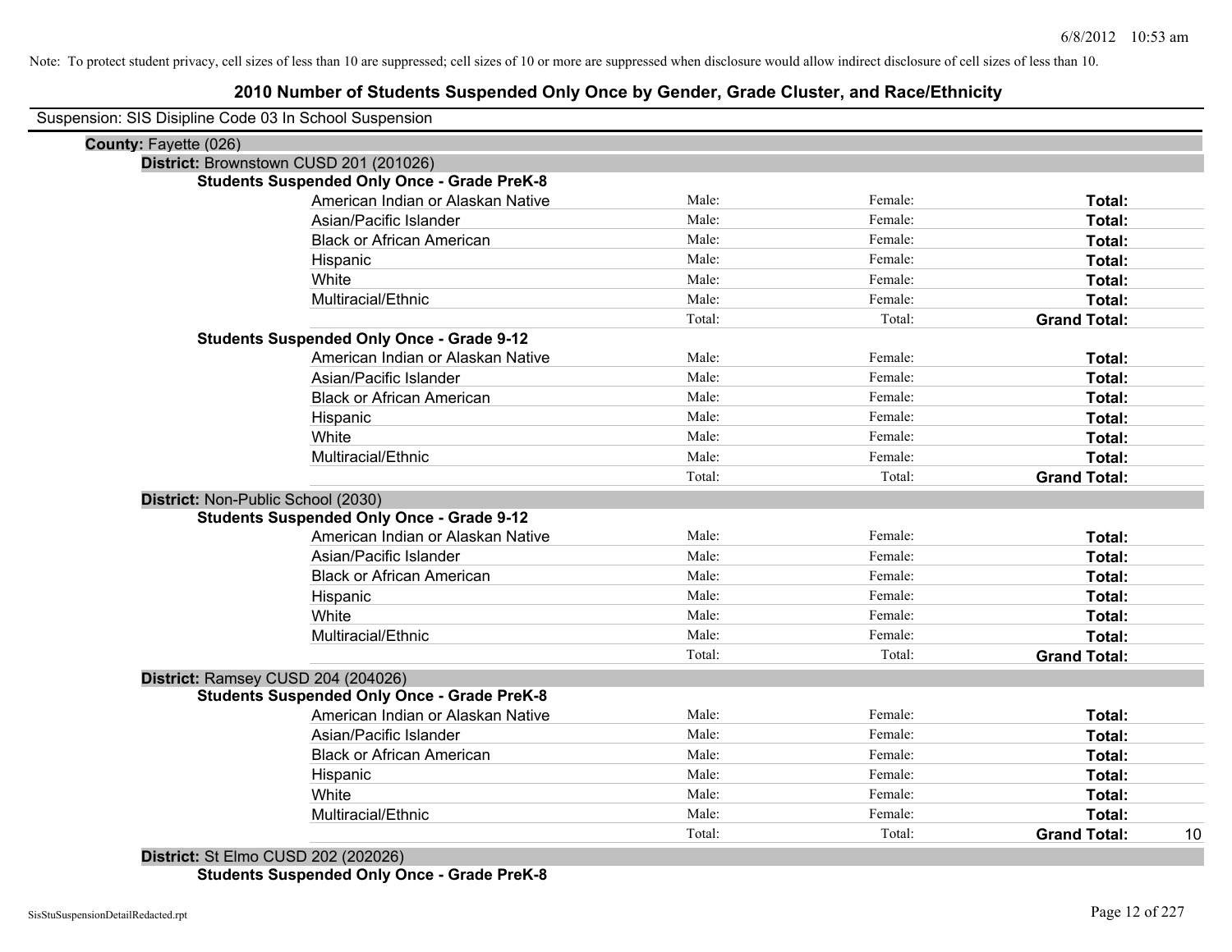Note: To protect student privacy, cell sizes of less than 10 are suppressed; cell sizes of 10 or more are suppressed when disclosure would allow indirect disclosure of cell sizes of less than 10.

# 2010 Number of Students Suspended Only Once by Gender, Grade Cluster, and Race/Ethnicity

Suspension: SIS Disipline Code 03 In School Suspension

**County:** Fayette (026)

**District:** Brownstown CUSD 201 (201026)

**Students Suspended Only Once - Grade PreK-8**

| | | | | |
|---|---|---|---|---|
| American Indian or Alaskan Native | Male: | Female: | **Total:** | |
| Asian/Pacific Islander | Male: | Female: | **Total:** | |
| Black or African American | Male: | Female: | **Total:** | |
| Hispanic | Male: | Female: | **Total:** | |
| White | Male: | Female: | **Total:** | |
| Multiracial/Ethnic | Male: | Female: | **Total:** | |
| | Total: | Total: | **Grand Total:** | |

**Students Suspended Only Once - Grade 9-12**

| | | | | |
|---|---|---|---|---|
| American Indian or Alaskan Native | Male: | Female: | **Total:** | |
| Asian/Pacific Islander | Male: | Female: | **Total:** | |
| Black or African American | Male: | Female: | **Total:** | |
| Hispanic | Male: | Female: | **Total:** | |
| White | Male: | Female: | **Total:** | |
| Multiracial/Ethnic | Male: | Female: | **Total:** | |
| | Total: | Total: | **Grand Total:** | |

**District:** Non-Public School (2030)

**Students Suspended Only Once - Grade 9-12**

| | | | | |
|---|---|---|---|---|
| American Indian or Alaskan Native | Male: | Female: | **Total:** | |
| Asian/Pacific Islander | Male: | Female: | **Total:** | |
| Black or African American | Male: | Female: | **Total:** | |
| Hispanic | Male: | Female: | **Total:** | |
| White | Male: | Female: | **Total:** | |
| Multiracial/Ethnic | Male: | Female: | **Total:** | |
| | Total: | Total: | **Grand Total:** | |

**District:** Ramsey CUSD 204 (204026)

**Students Suspended Only Once - Grade PreK-8**

| | | | | |
|---|---|---|---|---|
| American Indian or Alaskan Native | Male: | Female: | **Total:** | |
| Asian/Pacific Islander | Male: | Female: | **Total:** | |
| Black or African American | Male: | Female: | **Total:** | |
| Hispanic | Male: | Female: | **Total:** | |
| White | Male: | Female: | **Total:** | |
| Multiracial/Ethnic | Male: | Female: | **Total:** | |
| | Total: | Total: | **Grand Total:** | 10 |

**District:** St Elmo CUSD 202 (202026)

**Students Suspended Only Once - Grade PreK-8**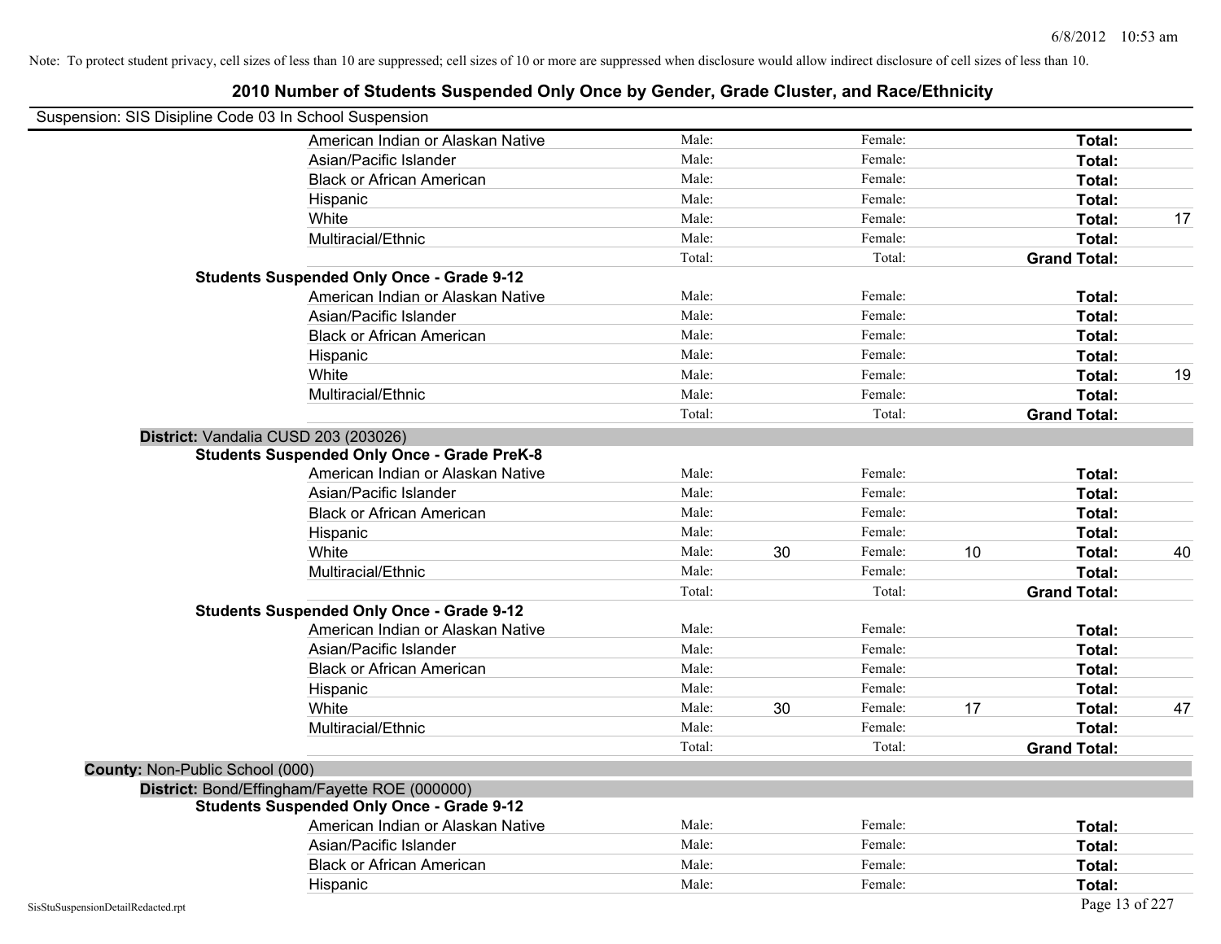Note: To protect student privacy, cell sizes of less than 10 are suppressed; cell sizes of 10 or more are suppressed when disclosure would allow indirect disclosure of cell sizes of less than 10.

# 2010 Number of Students Suspended Only Once by Gender, Grade Cluster, and Race/Ethnicity

Suspension: SIS Disipline Code 03 In School Suspension

| | | | | | | |
|---|---|---|---|---|---|---|
| American Indian or Alaskan Native | Male: | | Female: | | **Total:** | |
| Asian/Pacific Islander | Male: | | Female: | | **Total:** | |
| Black or African American | Male: | | Female: | | **Total:** | |
| Hispanic | Male: | | Female: | | **Total:** | |
| White | Male: | | Female: | | **Total:** | 17 |
| Multiracial/Ethnic | Male: | | Female: | | **Total:** | |
| | Total: | | Total: | | **Grand Total:** | |

**Students Suspended Only Once - Grade 9-12**

| | | | | | | |
|---|---|---|---|---|---|---|
| American Indian or Alaskan Native | Male: | | Female: | | **Total:** | |
| Asian/Pacific Islander | Male: | | Female: | | **Total:** | |
| Black or African American | Male: | | Female: | | **Total:** | |
| Hispanic | Male: | | Female: | | **Total:** | |
| White | Male: | | Female: | | **Total:** | 19 |
| Multiracial/Ethnic | Male: | | Female: | | **Total:** | |
| | Total: | | Total: | | **Grand Total:** | |

**District:** Vandalia CUSD 203 (203026)

**Students Suspended Only Once - Grade PreK-8**

| | | | | | | |
|---|---|---|---|---|---|---|
| American Indian or Alaskan Native | Male: | | Female: | | **Total:** | |
| Asian/Pacific Islander | Male: | | Female: | | **Total:** | |
| Black or African American | Male: | | Female: | | **Total:** | |
| Hispanic | Male: | | Female: | | **Total:** | |
| White | Male: | 30 | Female: | 10 | **Total:** | 40 |
| Multiracial/Ethnic | Male: | | Female: | | **Total:** | |
| | Total: | | Total: | | **Grand Total:** | |

**Students Suspended Only Once - Grade 9-12**

| | | | | | | |
|---|---|---|---|---|---|---|
| American Indian or Alaskan Native | Male: | | Female: | | **Total:** | |
| Asian/Pacific Islander | Male: | | Female: | | **Total:** | |
| Black or African American | Male: | | Female: | | **Total:** | |
| Hispanic | Male: | | Female: | | **Total:** | |
| White | Male: | 30 | Female: | 17 | **Total:** | 47 |
| Multiracial/Ethnic | Male: | | Female: | | **Total:** | |
| | Total: | | Total: | | **Grand Total:** | |

**County:** Non-Public School (000)

**District:** Bond/Effingham/Fayette ROE (000000)

**Students Suspended Only Once - Grade 9-12**

| | | | | | | |
|---|---|---|---|---|---|---|
| American Indian or Alaskan Native | Male: | | Female: | | **Total:** | |
| Asian/Pacific Islander | Male: | | Female: | | **Total:** | |
| Black or African American | Male: | | Female: | | **Total:** | |
| Hispanic | Male: | | Female: | | **Total:** | |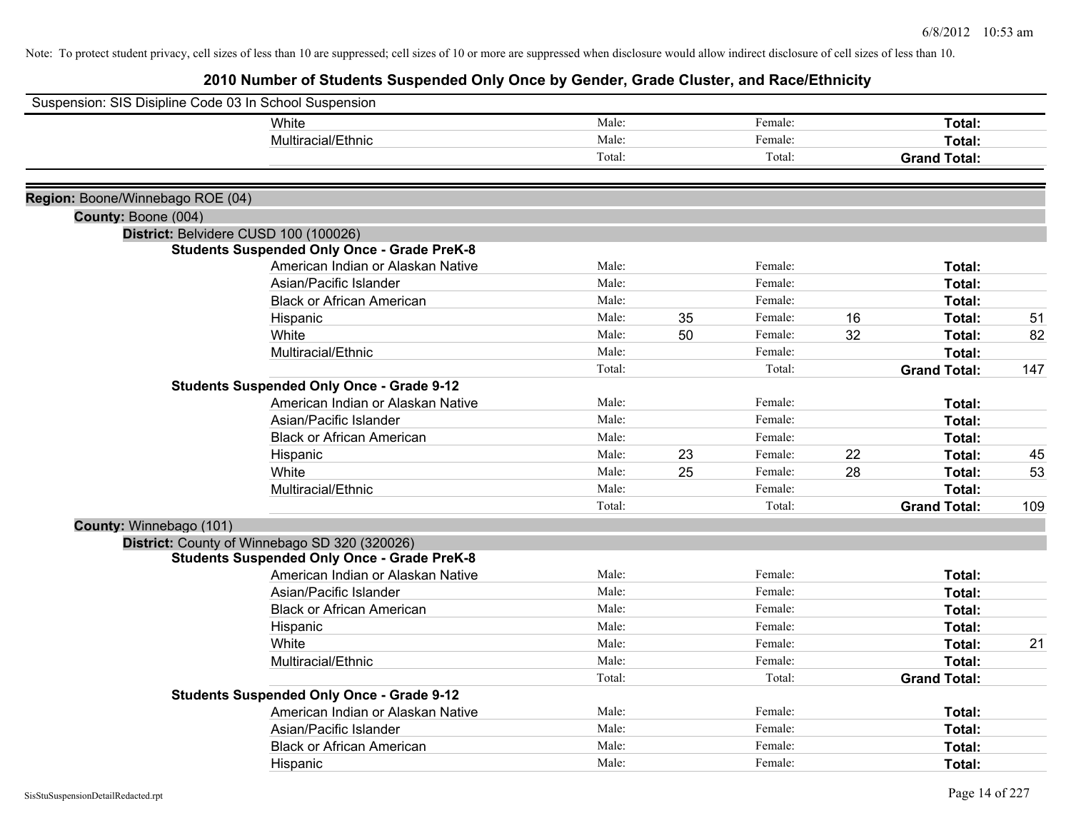Note: To protect student privacy, cell sizes of less than 10 are suppressed; cell sizes of 10 or more are suppressed when disclosure would allow indirect disclosure of cell sizes of less than 10.

# 2010 Number of Students Suspended Only Once by Gender, Grade Cluster, and Race/Ethnicity

Suspension: SIS Disipline Code 03 In School Suspension

| | | | | | | |
|---|---|---|---|---|---|---|
| White | Male: | | Female: | | **Total:** | |
| Multiracial/Ethnic | Male: | | Female: | | **Total:** | |
| | Total: | | Total: | | **Grand Total:** | |

**Region:** Boone/Winnebago ROE (04)

**County:** Boone (004)

**District:** Belvidere CUSD 100 (100026)

**Students Suspended Only Once - Grade PreK-8**

| | | | | | | |
|---|---|---|---|---|---|---|
| American Indian or Alaskan Native | Male: | | Female: | | **Total:** | |
| Asian/Pacific Islander | Male: | | Female: | | **Total:** | |
| Black or African American | Male: | | Female: | | **Total:** | |
| Hispanic | Male: | 35 | Female: | 16 | **Total:** | 51 |
| White | Male: | 50 | Female: | 32 | **Total:** | 82 |
| Multiracial/Ethnic | Male: | | Female: | | **Total:** | |
| | Total: | | Total: | | **Grand Total:** | 147 |

**Students Suspended Only Once - Grade 9-12**

| | | | | | | |
|---|---|---|---|---|---|---|
| American Indian or Alaskan Native | Male: | | Female: | | **Total:** | |
| Asian/Pacific Islander | Male: | | Female: | | **Total:** | |
| Black or African American | Male: | | Female: | | **Total:** | |
| Hispanic | Male: | 23 | Female: | 22 | **Total:** | 45 |
| White | Male: | 25 | Female: | 28 | **Total:** | 53 |
| Multiracial/Ethnic | Male: | | Female: | | **Total:** | |
| | Total: | | Total: | | **Grand Total:** | 109 |

**County:** Winnebago (101)

**District:** County of Winnebago SD 320 (320026)

**Students Suspended Only Once - Grade PreK-8**

| | | | | | | |
|---|---|---|---|---|---|---|
| American Indian or Alaskan Native | Male: | | Female: | | **Total:** | |
| Asian/Pacific Islander | Male: | | Female: | | **Total:** | |
| Black or African American | Male: | | Female: | | **Total:** | |
| Hispanic | Male: | | Female: | | **Total:** | |
| White | Male: | | Female: | | **Total:** | 21 |
| Multiracial/Ethnic | Male: | | Female: | | **Total:** | |
| | Total: | | Total: | | **Grand Total:** | |

**Students Suspended Only Once - Grade 9-12**

| | | | | | | |
|---|---|---|---|---|---|---|
| American Indian or Alaskan Native | Male: | | Female: | | **Total:** | |
| Asian/Pacific Islander | Male: | | Female: | | **Total:** | |
| Black or African American | Male: | | Female: | | **Total:** | |
| Hispanic | Male: | | Female: | | **Total:** | |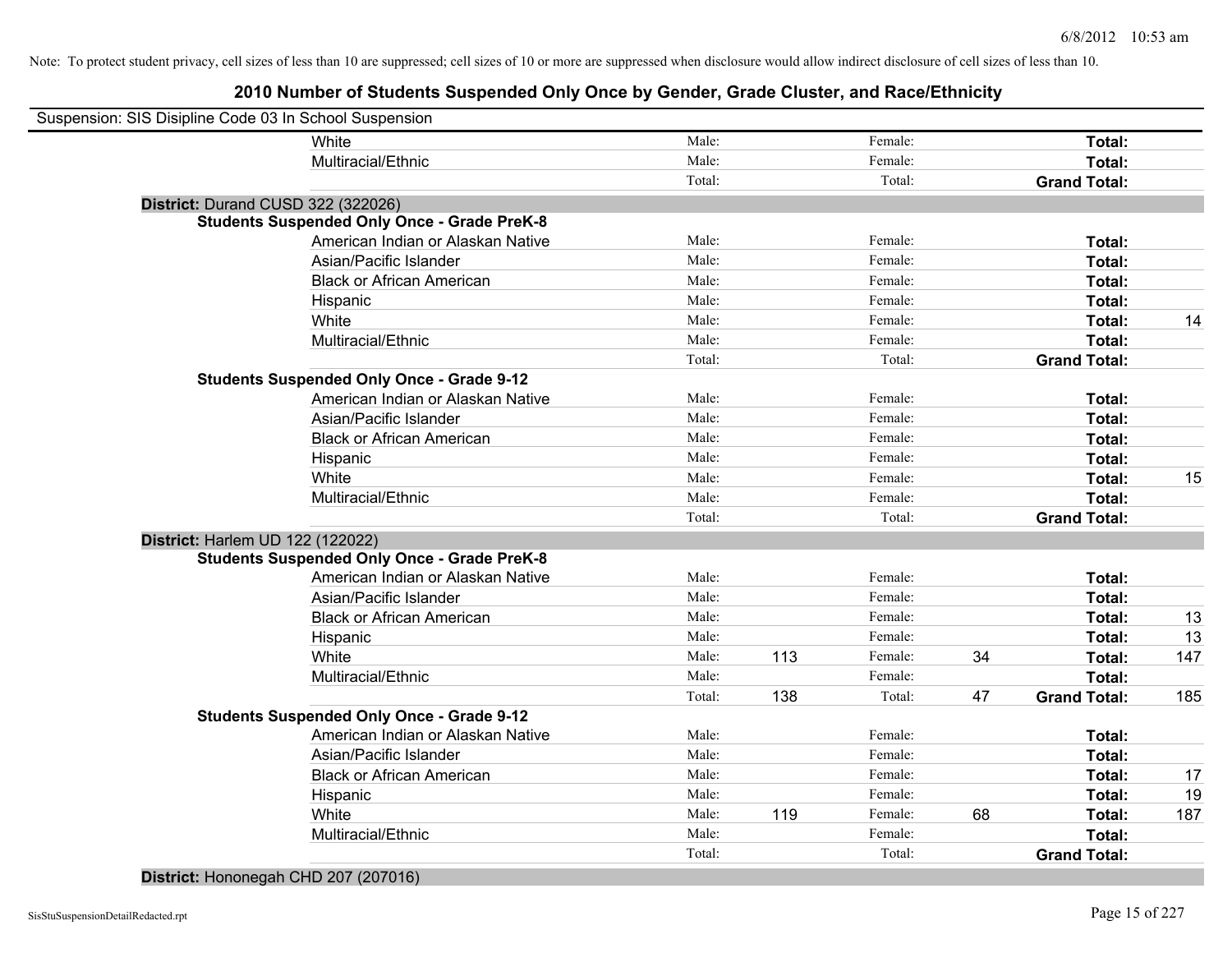Note: To protect student privacy, cell sizes of less than 10 are suppressed; cell sizes of 10 or more are suppressed when disclosure would allow indirect disclosure of cell sizes of less than 10.

# 2010 Number of Students Suspended Only Once by Gender, Grade Cluster, and Race/Ethnicity

Suspension: SIS Disipline Code 03 In School Suspension

| | | | | | | | |
|---|---|---|---|---|---|---|---|
| White | Male: | | Female: | | **Total:** | |
| Multiracial/Ethnic | Male: | | Female: | | **Total:** | |
| | Total: | | Total: | | **Grand Total:** | |

**District:** Durand CUSD 322 (322026)

**Students Suspended Only Once - Grade PreK-8**

| | | | | | | |
|---|---|---|---|---|---|---|
| American Indian or Alaskan Native | Male: | | Female: | | **Total:** | |
| Asian/Pacific Islander | Male: | | Female: | | **Total:** | |
| Black or African American | Male: | | Female: | | **Total:** | |
| Hispanic | Male: | | Female: | | **Total:** | |
| White | Male: | | Female: | | **Total:** | 14 |
| Multiracial/Ethnic | Male: | | Female: | | **Total:** | |
| | Total: | | Total: | | **Grand Total:** | |

**Students Suspended Only Once - Grade 9-12**

| | | | | | | |
|---|---|---|---|---|---|---|
| American Indian or Alaskan Native | Male: | | Female: | | **Total:** | |
| Asian/Pacific Islander | Male: | | Female: | | **Total:** | |
| Black or African American | Male: | | Female: | | **Total:** | |
| Hispanic | Male: | | Female: | | **Total:** | |
| White | Male: | | Female: | | **Total:** | 15 |
| Multiracial/Ethnic | Male: | | Female: | | **Total:** | |
| | Total: | | Total: | | **Grand Total:** | |

**District:** Harlem UD 122 (122022)

**Students Suspended Only Once - Grade PreK-8**

| | | | | | | |
|---|---|---|---|---|---|---|
| American Indian or Alaskan Native | Male: | | Female: | | **Total:** | |
| Asian/Pacific Islander | Male: | | Female: | | **Total:** | |
| Black or African American | Male: | | Female: | | **Total:** | 13 |
| Hispanic | Male: | | Female: | | **Total:** | 13 |
| White | Male: | 113 | Female: | 34 | **Total:** | 147 |
| Multiracial/Ethnic | Male: | | Female: | | **Total:** | |
| | Total: | 138 | Total: | 47 | **Grand Total:** | 185 |

**Students Suspended Only Once - Grade 9-12**

| | | | | | | |
|---|---|---|---|---|---|---|
| American Indian or Alaskan Native | Male: | | Female: | | **Total:** | |
| Asian/Pacific Islander | Male: | | Female: | | **Total:** | |
| Black or African American | Male: | | Female: | | **Total:** | 17 |
| Hispanic | Male: | | Female: | | **Total:** | 19 |
| White | Male: | 119 | Female: | 68 | **Total:** | 187 |
| Multiracial/Ethnic | Male: | | Female: | | **Total:** | |
| | Total: | | Total: | | **Grand Total:** | |

**District:** Hononegah CHD 207 (207016)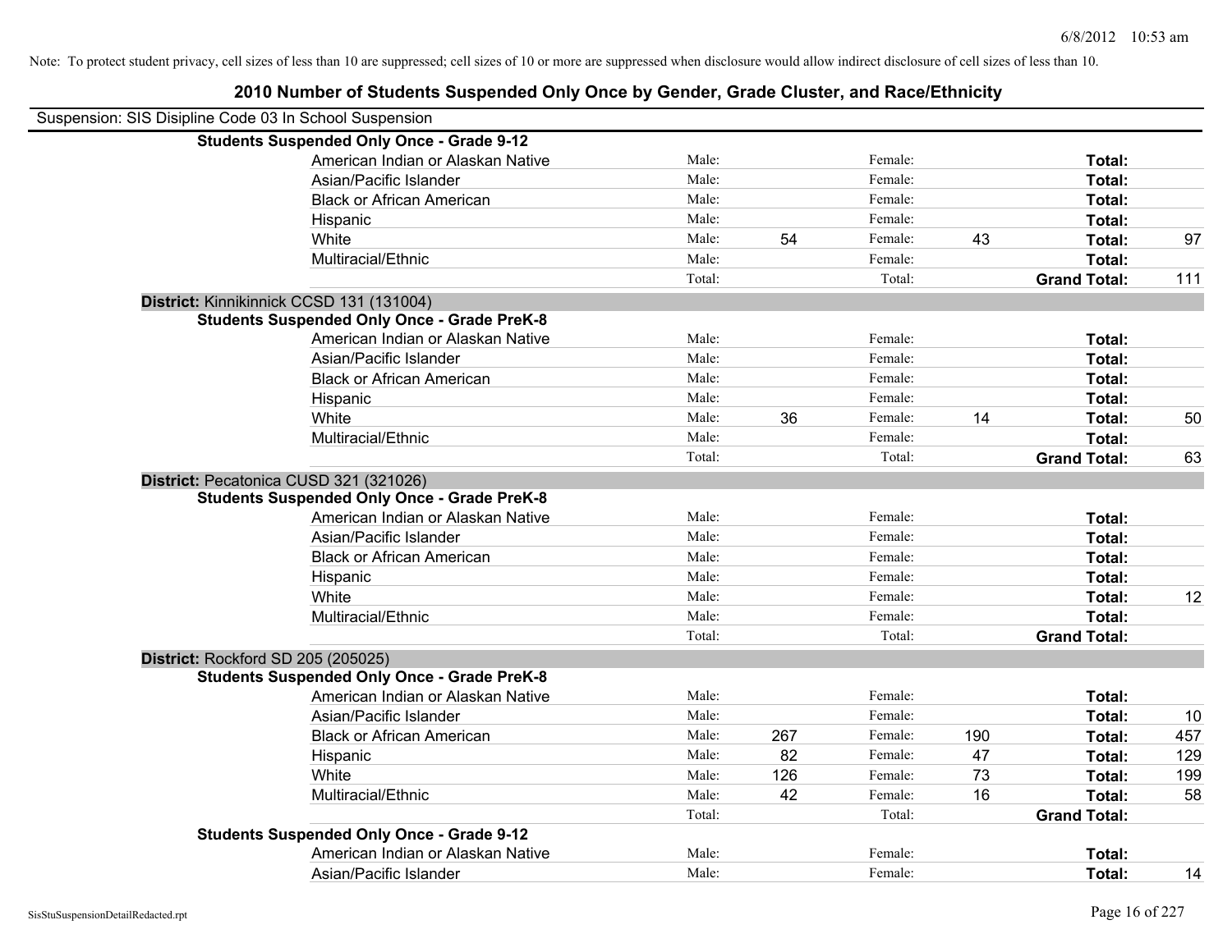Note: To protect student privacy, cell sizes of less than 10 are suppressed; cell sizes of 10 or more are suppressed when disclosure would allow indirect disclosure of cell sizes of less than 10.

## 2010 Number of Students Suspended Only Once by Gender, Grade Cluster, and Race/Ethnicity

Suspension: SIS Disipline Code 03 In School Suspension

**Students Suspended Only Once - Grade 9-12**

| | | | | | | |
|---|---|---|---|---|---|---|
| American Indian or Alaskan Native | Male: | | Female: | | **Total:** | |
| Asian/Pacific Islander | Male: | | Female: | | **Total:** | |
| Black or African American | Male: | | Female: | | **Total:** | |
| Hispanic | Male: | | Female: | | **Total:** | |
| White | Male: | 54 | Female: | 43 | **Total:** | 97 |
| Multiracial/Ethnic | Male: | | Female: | | **Total:** | |
| | Total: | | Total: | | **Grand Total:** | 111 |

**District:** Kinnikinnick CCSD 131 (131004)

**Students Suspended Only Once - Grade PreK-8**

| | | | | | | |
|---|---|---|---|---|---|---|
| American Indian or Alaskan Native | Male: | | Female: | | **Total:** | |
| Asian/Pacific Islander | Male: | | Female: | | **Total:** | |
| Black or African American | Male: | | Female: | | **Total:** | |
| Hispanic | Male: | | Female: | | **Total:** | |
| White | Male: | 36 | Female: | 14 | **Total:** | 50 |
| Multiracial/Ethnic | Male: | | Female: | | **Total:** | |
| | Total: | | Total: | | **Grand Total:** | 63 |

**District:** Pecatonica CUSD 321 (321026)

**Students Suspended Only Once - Grade PreK-8**

| | | | | | | |
|---|---|---|---|---|---|---|
| American Indian or Alaskan Native | Male: | | Female: | | **Total:** | |
| Asian/Pacific Islander | Male: | | Female: | | **Total:** | |
| Black or African American | Male: | | Female: | | **Total:** | |
| Hispanic | Male: | | Female: | | **Total:** | |
| White | Male: | | Female: | | **Total:** | 12 |
| Multiracial/Ethnic | Male: | | Female: | | **Total:** | |
| | Total: | | Total: | | **Grand Total:** | |

**District:** Rockford SD 205 (205025)

**Students Suspended Only Once - Grade PreK-8**

| | | | | | | |
|---|---|---|---|---|---|---|
| American Indian or Alaskan Native | Male: | | Female: | | **Total:** | |
| Asian/Pacific Islander | Male: | | Female: | | **Total:** | 10 |
| Black or African American | Male: | 267 | Female: | 190 | **Total:** | 457 |
| Hispanic | Male: | 82 | Female: | 47 | **Total:** | 129 |
| White | Male: | 126 | Female: | 73 | **Total:** | 199 |
| Multiracial/Ethnic | Male: | 42 | Female: | 16 | **Total:** | 58 |
| | Total: | | Total: | | **Grand Total:** | |

**Students Suspended Only Once - Grade 9-12**

| | | | | | | |
|---|---|---|---|---|---|---|
| American Indian or Alaskan Native | Male: | | Female: | | **Total:** | |
| Asian/Pacific Islander | Male: | | Female: | | **Total:** | 14 |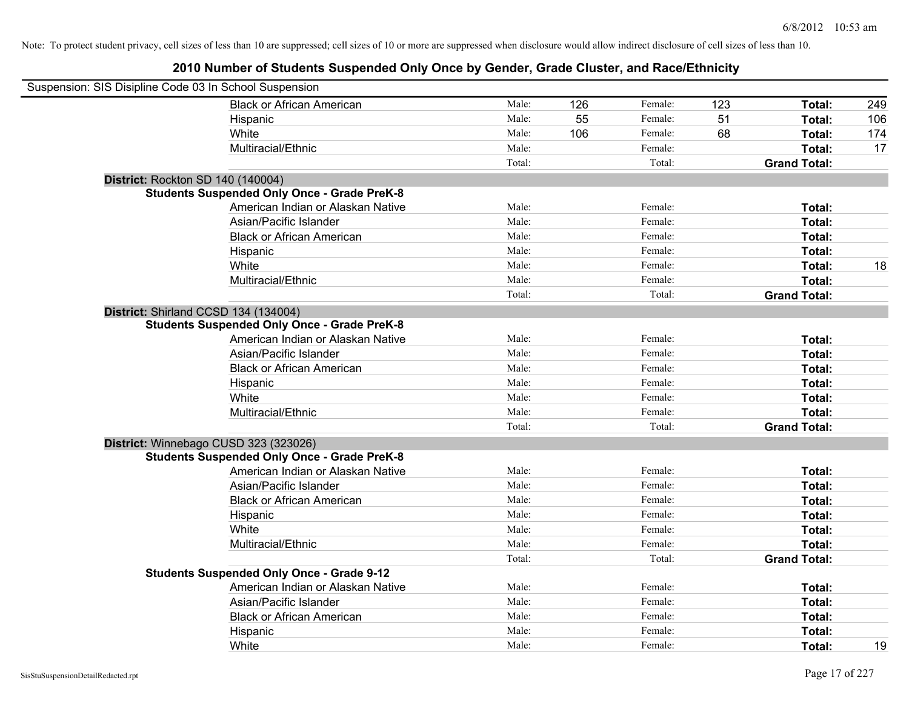Note: To protect student privacy, cell sizes of less than 10 are suppressed; cell sizes of 10 or more are suppressed when disclosure would allow indirect disclosure of cell sizes of less than 10.

## 2010 Number of Students Suspended Only Once by Gender, Grade Cluster, and Race/Ethnicity

Suspension: SIS Disipline Code 03 In School Suspension

| | | | | | | |
|---|---|---|---|---|---|---|
| Black or African American | Male: | 126 | Female: | 123 | **Total:** | 249 |
| Hispanic | Male: | 55 | Female: | 51 | **Total:** | 106 |
| White | Male: | 106 | Female: | 68 | **Total:** | 174 |
| Multiracial/Ethnic | Male: | | Female: | | **Total:** | 17 |
| | Total: | | Total: | | **Grand Total:** | |

**District:** Rockton SD 140 (140004)

**Students Suspended Only Once - Grade PreK-8**

| | | | | | | |
|---|---|---|---|---|---|---|
| American Indian or Alaskan Native | Male: | | Female: | | **Total:** | |
| Asian/Pacific Islander | Male: | | Female: | | **Total:** | |
| Black or African American | Male: | | Female: | | **Total:** | |
| Hispanic | Male: | | Female: | | **Total:** | |
| White | Male: | | Female: | | **Total:** | 18 |
| Multiracial/Ethnic | Male: | | Female: | | **Total:** | |
| | Total: | | Total: | | **Grand Total:** | |

**District:** Shirland CCSD 134 (134004)

**Students Suspended Only Once - Grade PreK-8**

| | | | | | | |
|---|---|---|---|---|---|---|
| American Indian or Alaskan Native | Male: | | Female: | | **Total:** | |
| Asian/Pacific Islander | Male: | | Female: | | **Total:** | |
| Black or African American | Male: | | Female: | | **Total:** | |
| Hispanic | Male: | | Female: | | **Total:** | |
| White | Male: | | Female: | | **Total:** | |
| Multiracial/Ethnic | Male: | | Female: | | **Total:** | |
| | Total: | | Total: | | **Grand Total:** | |

**District:** Winnebago CUSD 323 (323026)

**Students Suspended Only Once - Grade PreK-8**

| | | | | | | |
|---|---|---|---|---|---|---|
| American Indian or Alaskan Native | Male: | | Female: | | **Total:** | |
| Asian/Pacific Islander | Male: | | Female: | | **Total:** | |
| Black or African American | Male: | | Female: | | **Total:** | |
| Hispanic | Male: | | Female: | | **Total:** | |
| White | Male: | | Female: | | **Total:** | |
| Multiracial/Ethnic | Male: | | Female: | | **Total:** | |
| | Total: | | Total: | | **Grand Total:** | |

**Students Suspended Only Once - Grade 9-12**

| | | | | | | |
|---|---|---|---|---|---|---|
| American Indian or Alaskan Native | Male: | | Female: | | **Total:** | |
| Asian/Pacific Islander | Male: | | Female: | | **Total:** | |
| Black or African American | Male: | | Female: | | **Total:** | |
| Hispanic | Male: | | Female: | | **Total:** | |
| White | Male: | | Female: | | **Total:** | 19 |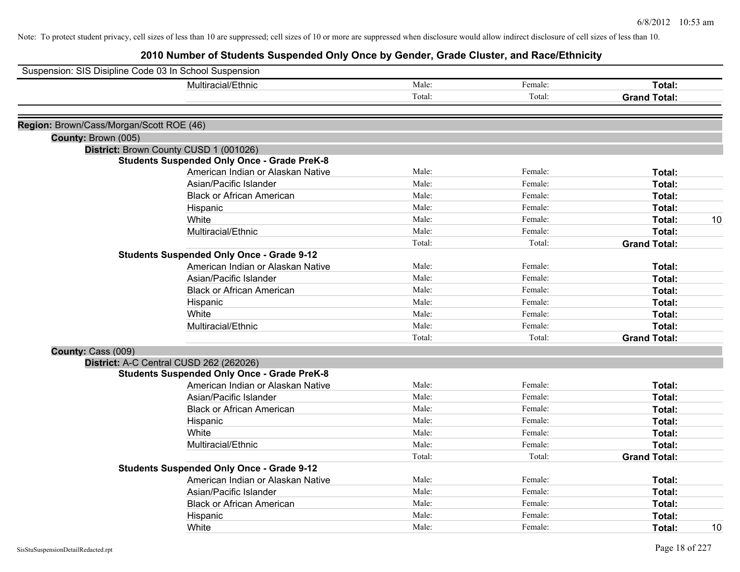Note: To protect student privacy, cell sizes of less than 10 are suppressed; cell sizes of 10 or more are suppressed when disclosure would allow indirect disclosure of cell sizes of less than 10.

# 2010 Number of Students Suspended Only Once by Gender, Grade Cluster, and Race/Ethnicity

Suspension: SIS Disipline Code 03 In School Suspension

| | Male | Female | Total | |
|---|---|---|---|---|
| Multiracial/Ethnic | Male: | Female: | **Total:** | |
| | Total: | Total: | **Grand Total:** | |

**Region:** Brown/Cass/Morgan/Scott ROE (46)

**County:** Brown (005)

**District:** Brown County CUSD 1 (001026)

**Students Suspended Only Once - Grade PreK-8**

| | Male | Female | Total | |
|---|---|---|---|---|
| American Indian or Alaskan Native | Male: | Female: | **Total:** | |
| Asian/Pacific Islander | Male: | Female: | **Total:** | |
| Black or African American | Male: | Female: | **Total:** | |
| Hispanic | Male: | Female: | **Total:** | |
| White | Male: | Female: | **Total:** | 10 |
| Multiracial/Ethnic | Male: | Female: | **Total:** | |
| | Total: | Total: | **Grand Total:** | |

**Students Suspended Only Once - Grade 9-12**

| | Male | Female | Total | |
|---|---|---|---|---|
| American Indian or Alaskan Native | Male: | Female: | **Total:** | |
| Asian/Pacific Islander | Male: | Female: | **Total:** | |
| Black or African American | Male: | Female: | **Total:** | |
| Hispanic | Male: | Female: | **Total:** | |
| White | Male: | Female: | **Total:** | |
| Multiracial/Ethnic | Male: | Female: | **Total:** | |
| | Total: | Total: | **Grand Total:** | |

**County:** Cass (009)

**District:** A-C Central CUSD 262 (262026)

**Students Suspended Only Once - Grade PreK-8**

| | Male | Female | Total | |
|---|---|---|---|---|
| American Indian or Alaskan Native | Male: | Female: | **Total:** | |
| Asian/Pacific Islander | Male: | Female: | **Total:** | |
| Black or African American | Male: | Female: | **Total:** | |
| Hispanic | Male: | Female: | **Total:** | |
| White | Male: | Female: | **Total:** | |
| Multiracial/Ethnic | Male: | Female: | **Total:** | |
| | Total: | Total: | **Grand Total:** | |

**Students Suspended Only Once - Grade 9-12**

| | Male | Female | Total | |
|---|---|---|---|---|
| American Indian or Alaskan Native | Male: | Female: | **Total:** | |
| Asian/Pacific Islander | Male: | Female: | **Total:** | |
| Black or African American | Male: | Female: | **Total:** | |
| Hispanic | Male: | Female: | **Total:** | |
| White | Male: | Female: | **Total:** | 10 |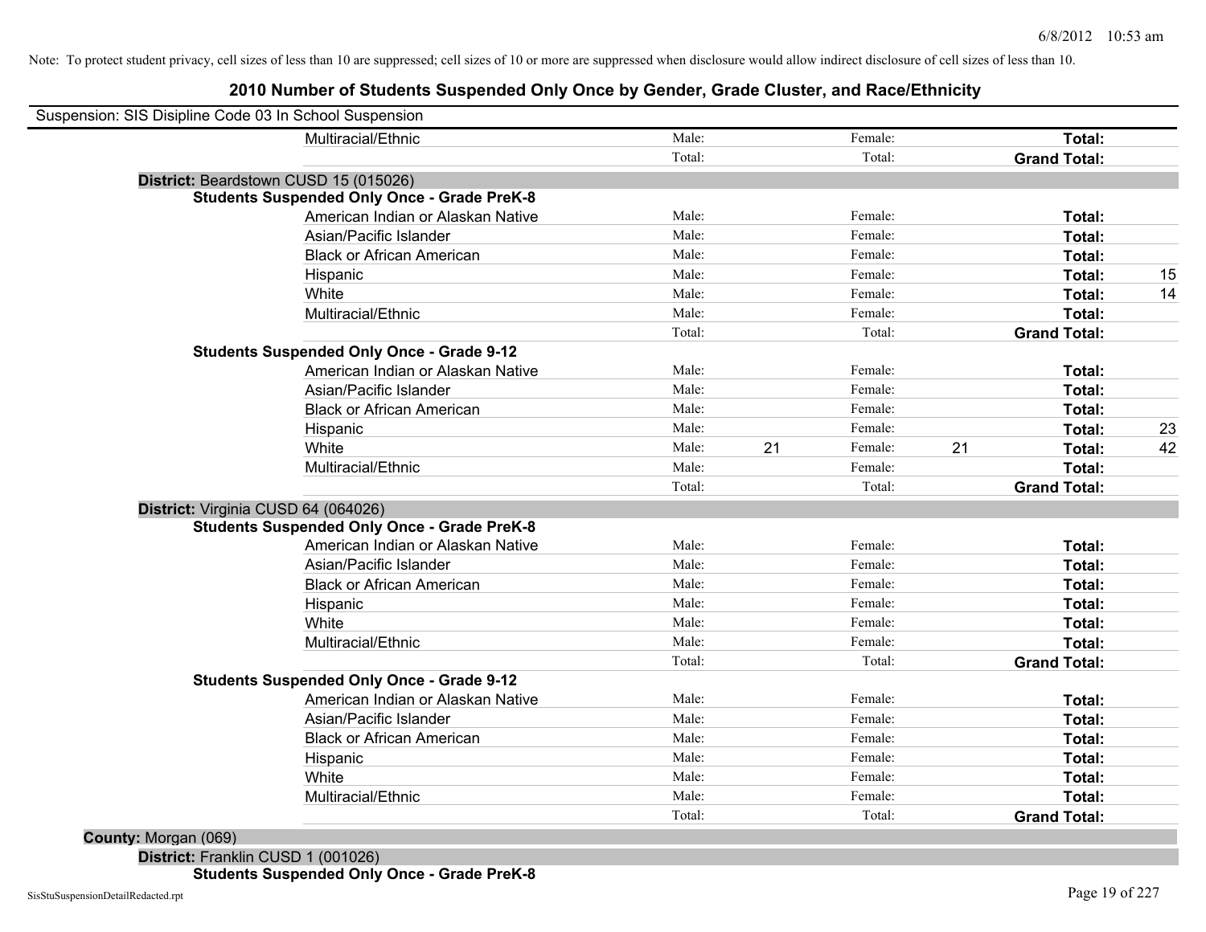Note: To protect student privacy, cell sizes of less than 10 are suppressed; cell sizes of 10 or more are suppressed when disclosure would allow indirect disclosure of cell sizes of less than 10.

## 2010 Number of Students Suspended Only Once by Gender, Grade Cluster, and Race/Ethnicity

Suspension: SIS Disipline Code 03 In School Suspension

| | | | | | | |
|---|---|---|---|---|---|---|
| Multiracial/Ethnic | Male: | | Female: | | **Total:** | |
| | Total: | | Total: | | **Grand Total:** | |

**District:** Beardstown CUSD 15 (015026)

**Students Suspended Only Once - Grade PreK-8**

| | | | | | | |
|---|---|---|---|---|---|---|
| American Indian or Alaskan Native | Male: | | Female: | | **Total:** | |
| Asian/Pacific Islander | Male: | | Female: | | **Total:** | |
| Black or African American | Male: | | Female: | | **Total:** | |
| Hispanic | Male: | | Female: | | **Total:** | 15 |
| White | Male: | | Female: | | **Total:** | 14 |
| Multiracial/Ethnic | Male: | | Female: | | **Total:** | |
| | Total: | | Total: | | **Grand Total:** | |

**Students Suspended Only Once - Grade 9-12**

| | | | | | | |
|---|---|---|---|---|---|---|
| American Indian or Alaskan Native | Male: | | Female: | | **Total:** | |
| Asian/Pacific Islander | Male: | | Female: | | **Total:** | |
| Black or African American | Male: | | Female: | | **Total:** | |
| Hispanic | Male: | | Female: | | **Total:** | 23 |
| White | Male: | 21 | Female: | 21 | **Total:** | 42 |
| Multiracial/Ethnic | Male: | | Female: | | **Total:** | |
| | Total: | | Total: | | **Grand Total:** | |

**District:** Virginia CUSD 64 (064026)

**Students Suspended Only Once - Grade PreK-8**

| | | | | | | |
|---|---|---|---|---|---|---|
| American Indian or Alaskan Native | Male: | | Female: | | **Total:** | |
| Asian/Pacific Islander | Male: | | Female: | | **Total:** | |
| Black or African American | Male: | | Female: | | **Total:** | |
| Hispanic | Male: | | Female: | | **Total:** | |
| White | Male: | | Female: | | **Total:** | |
| Multiracial/Ethnic | Male: | | Female: | | **Total:** | |
| | Total: | | Total: | | **Grand Total:** | |

**Students Suspended Only Once - Grade 9-12**

| | | | | | | |
|---|---|---|---|---|---|---|
| American Indian or Alaskan Native | Male: | | Female: | | **Total:** | |
| Asian/Pacific Islander | Male: | | Female: | | **Total:** | |
| Black or African American | Male: | | Female: | | **Total:** | |
| Hispanic | Male: | | Female: | | **Total:** | |
| White | Male: | | Female: | | **Total:** | |
| Multiracial/Ethnic | Male: | | Female: | | **Total:** | |
| | Total: | | Total: | | **Grand Total:** | |

**County:** Morgan (069)

**District:** Franklin CUSD 1 (001026)

**Students Suspended Only Once - Grade PreK-8**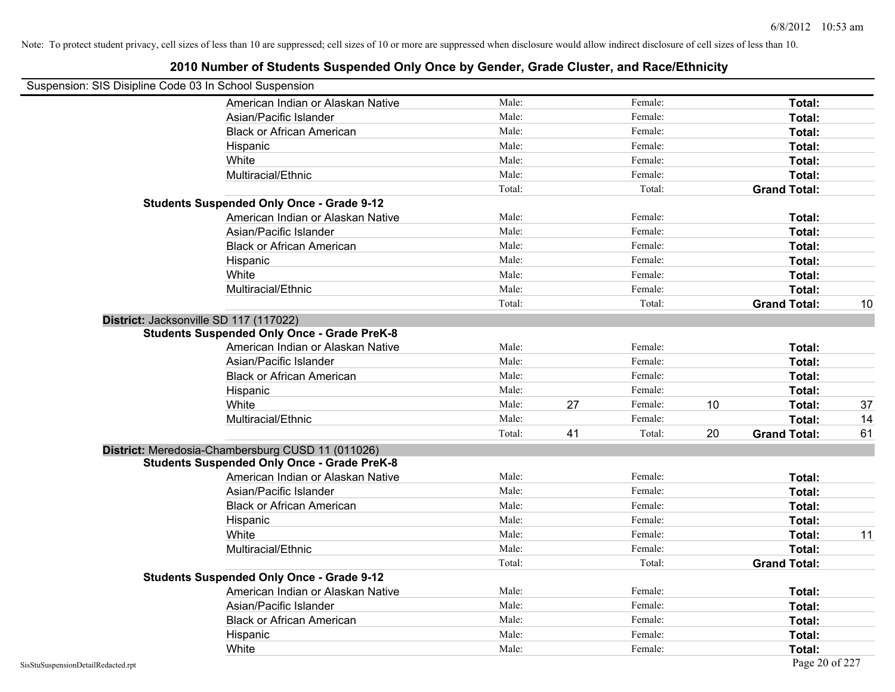Note: To protect student privacy, cell sizes of less than 10 are suppressed; cell sizes of 10 or more are suppressed when disclosure would allow indirect disclosure of cell sizes of less than 10.

# 2010 Number of Students Suspended Only Once by Gender, Grade Cluster, and Race/Ethnicity

Suspension: SIS Disipline Code 03 In School Suspension

| | | | | | | | |
|---|---|---|---|---|---|---|---|
| American Indian or Alaskan Native | Male: | | Female: | | Total: | |
| Asian/Pacific Islander | Male: | | Female: | | Total: | |
| Black or African American | Male: | | Female: | | Total: | |
| Hispanic | Male: | | Female: | | Total: | |
| White | Male: | | Female: | | Total: | |
| Multiracial/Ethnic | Male: | | Female: | | Total: | |
| | Total: | | Total: | | Grand Total: | |

**Students Suspended Only Once - Grade 9-12**

| | | | | | | |
|---|---|---|---|---|---|---|
| American Indian or Alaskan Native | Male: | | Female: | | Total: | |
| Asian/Pacific Islander | Male: | | Female: | | Total: | |
| Black or African American | Male: | | Female: | | Total: | |
| Hispanic | Male: | | Female: | | Total: | |
| White | Male: | | Female: | | Total: | |
| Multiracial/Ethnic | Male: | | Female: | | Total: | |
| | Total: | | Total: | | Grand Total: | 10 |

**District:** Jacksonville SD 117 (117022)

**Students Suspended Only Once - Grade PreK-8**

| | | | | | | |
|---|---|---|---|---|---|---|
| American Indian or Alaskan Native | Male: | | Female: | | Total: | |
| Asian/Pacific Islander | Male: | | Female: | | Total: | |
| Black or African American | Male: | | Female: | | Total: | |
| Hispanic | Male: | | Female: | | Total: | |
| White | Male: | 27 | Female: | 10 | Total: | 37 |
| Multiracial/Ethnic | Male: | | Female: | | Total: | 14 |
| | Total: | 41 | Total: | 20 | Grand Total: | 61 |

**District:** Meredosia-Chambersburg CUSD 11 (011026)

**Students Suspended Only Once - Grade PreK-8**

| | | | | | | |
|---|---|---|---|---|---|---|
| American Indian or Alaskan Native | Male: | | Female: | | Total: | |
| Asian/Pacific Islander | Male: | | Female: | | Total: | |
| Black or African American | Male: | | Female: | | Total: | |
| Hispanic | Male: | | Female: | | Total: | |
| White | Male: | | Female: | | Total: | 11 |
| Multiracial/Ethnic | Male: | | Female: | | Total: | |
| | Total: | | Total: | | Grand Total: | |

**Students Suspended Only Once - Grade 9-12**

| | | | | | | |
|---|---|---|---|---|---|---|
| American Indian or Alaskan Native | Male: | | Female: | | Total: | |
| Asian/Pacific Islander | Male: | | Female: | | Total: | |
| Black or African American | Male: | | Female: | | Total: | |
| Hispanic | Male: | | Female: | | Total: | |
| White | Male: | | Female: | | Total: | |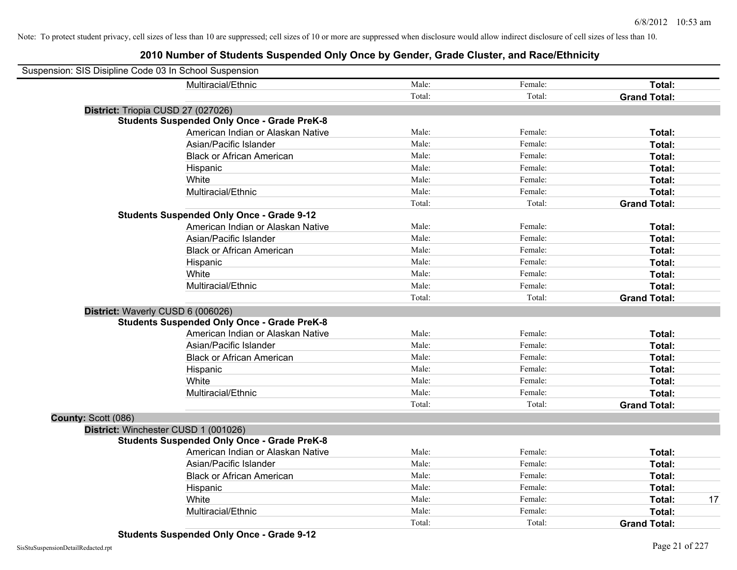Note: To protect student privacy, cell sizes of less than 10 are suppressed; cell sizes of 10 or more are suppressed when disclosure would allow indirect disclosure of cell sizes of less than 10.

# 2010 Number of Students Suspended Only Once by Gender, Grade Cluster, and Race/Ethnicity

Suspension: SIS Disipline Code 03 In School Suspension

| | | | | |
|---|---|---|---|---|
| Multiracial/Ethnic | Male: | Female: | **Total:** | |
| | Total: | Total: | **Grand Total:** | |

**District:** Triopia CUSD 27 (027026)

**Students Suspended Only Once - Grade PreK-8**

| | | | | |
|---|---|---|---|---|
| American Indian or Alaskan Native | Male: | Female: | **Total:** | |
| Asian/Pacific Islander | Male: | Female: | **Total:** | |
| Black or African American | Male: | Female: | **Total:** | |
| Hispanic | Male: | Female: | **Total:** | |
| White | Male: | Female: | **Total:** | |
| Multiracial/Ethnic | Male: | Female: | **Total:** | |
| | Total: | Total: | **Grand Total:** | |

**Students Suspended Only Once - Grade 9-12**

| | | | | |
|---|---|---|---|---|
| American Indian or Alaskan Native | Male: | Female: | **Total:** | |
| Asian/Pacific Islander | Male: | Female: | **Total:** | |
| Black or African American | Male: | Female: | **Total:** | |
| Hispanic | Male: | Female: | **Total:** | |
| White | Male: | Female: | **Total:** | |
| Multiracial/Ethnic | Male: | Female: | **Total:** | |
| | Total: | Total: | **Grand Total:** | |

**District:** Waverly CUSD 6 (006026)

**Students Suspended Only Once - Grade PreK-8**

| | | | | |
|---|---|---|---|---|
| American Indian or Alaskan Native | Male: | Female: | **Total:** | |
| Asian/Pacific Islander | Male: | Female: | **Total:** | |
| Black or African American | Male: | Female: | **Total:** | |
| Hispanic | Male: | Female: | **Total:** | |
| White | Male: | Female: | **Total:** | |
| Multiracial/Ethnic | Male: | Female: | **Total:** | |
| | Total: | Total: | **Grand Total:** | |

**County:** Scott (086)

**District:** Winchester CUSD 1 (001026)

**Students Suspended Only Once - Grade PreK-8**

| | | | | |
|---|---|---|---|---|
| American Indian or Alaskan Native | Male: | Female: | **Total:** | |
| Asian/Pacific Islander | Male: | Female: | **Total:** | |
| Black or African American | Male: | Female: | **Total:** | |
| Hispanic | Male: | Female: | **Total:** | |
| White | Male: | Female: | **Total:** | 17 |
| Multiracial/Ethnic | Male: | Female: | **Total:** | |
| | Total: | Total: | **Grand Total:** | |

**Students Suspended Only Once - Grade 9-12**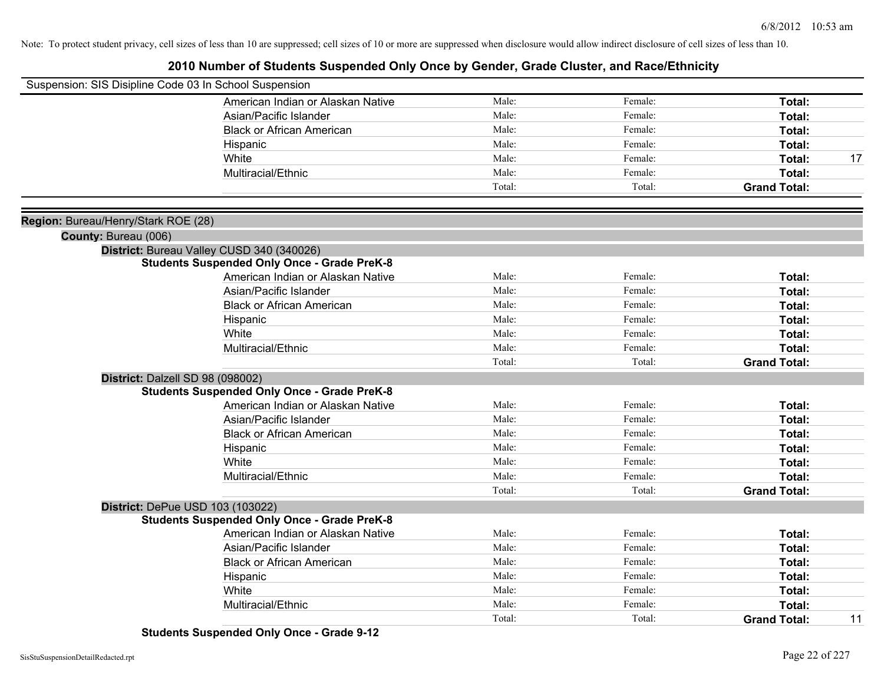Note: To protect student privacy, cell sizes of less than 10 are suppressed; cell sizes of 10 or more are suppressed when disclosure would allow indirect disclosure of cell sizes of less than 10.

# 2010 Number of Students Suspended Only Once by Gender, Grade Cluster, and Race/Ethnicity

Suspension: SIS Disipline Code 03 In School Suspension

| | | | | |
|---|---|---|---|---|
| American Indian or Alaskan Native | Male: | Female: | **Total:** | |
| Asian/Pacific Islander | Male: | Female: | **Total:** | |
| Black or African American | Male: | Female: | **Total:** | |
| Hispanic | Male: | Female: | **Total:** | |
| White | Male: | Female: | **Total:** | 17 |
| Multiracial/Ethnic | Male: | Female: | **Total:** | |
| | Total: | Total: | **Grand Total:** | |

**Region:** Bureau/Henry/Stark ROE (28)

**County:** Bureau (006)

**District:** Bureau Valley CUSD 340 (340026)

**Students Suspended Only Once - Grade PreK-8**

| | | | | |
|---|---|---|---|---|
| American Indian or Alaskan Native | Male: | Female: | **Total:** | |
| Asian/Pacific Islander | Male: | Female: | **Total:** | |
| Black or African American | Male: | Female: | **Total:** | |
| Hispanic | Male: | Female: | **Total:** | |
| White | Male: | Female: | **Total:** | |
| Multiracial/Ethnic | Male: | Female: | **Total:** | |
| | Total: | Total: | **Grand Total:** | |

**District:** Dalzell SD 98 (098002)

**Students Suspended Only Once - Grade PreK-8**

| | | | | |
|---|---|---|---|---|
| American Indian or Alaskan Native | Male: | Female: | **Total:** | |
| Asian/Pacific Islander | Male: | Female: | **Total:** | |
| Black or African American | Male: | Female: | **Total:** | |
| Hispanic | Male: | Female: | **Total:** | |
| White | Male: | Female: | **Total:** | |
| Multiracial/Ethnic | Male: | Female: | **Total:** | |
| | Total: | Total: | **Grand Total:** | |

**District:** DePue USD 103 (103022)

**Students Suspended Only Once - Grade PreK-8**

| | | | | |
|---|---|---|---|---|
| American Indian or Alaskan Native | Male: | Female: | **Total:** | |
| Asian/Pacific Islander | Male: | Female: | **Total:** | |
| Black or African American | Male: | Female: | **Total:** | |
| Hispanic | Male: | Female: | **Total:** | |
| White | Male: | Female: | **Total:** | |
| Multiracial/Ethnic | Male: | Female: | **Total:** | |
| | Total: | Total: | **Grand Total:** | 11 |

**Students Suspended Only Once - Grade 9-12**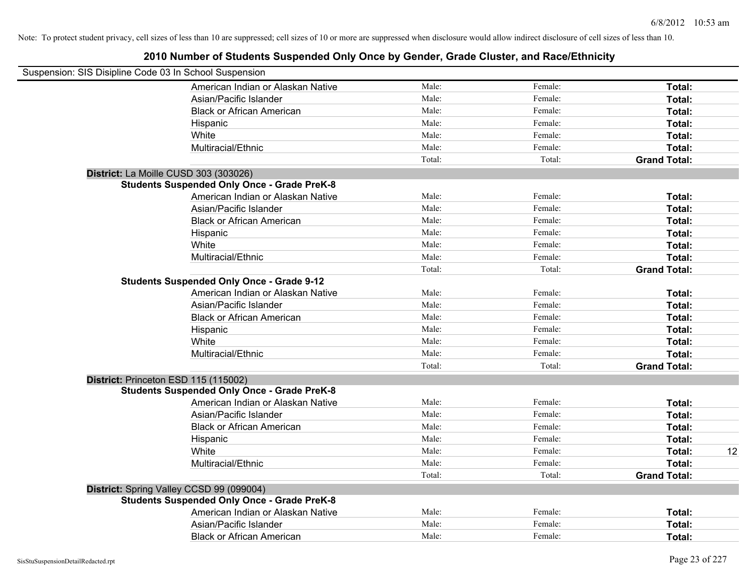Note: To protect student privacy, cell sizes of less than 10 are suppressed; cell sizes of 10 or more are suppressed when disclosure would allow indirect disclosure of cell sizes of less than 10.

# 2010 Number of Students Suspended Only Once by Gender, Grade Cluster, and Race/Ethnicity

Suspension: SIS Disipline Code 03 In School Suspension

| | Male | Female | Total |
|---|---|---|---|
| American Indian or Alaskan Native | Male: | Female: | **Total:** |
| Asian/Pacific Islander | Male: | Female: | **Total:** |
| Black or African American | Male: | Female: | **Total:** |
| Hispanic | Male: | Female: | **Total:** |
| White | Male: | Female: | **Total:** |
| Multiracial/Ethnic | Male: | Female: | **Total:** |
| | Total: | Total: | **Grand Total:** |

**District:** La Moille CUSD 303 (303026)

**Students Suspended Only Once - Grade PreK-8**

| | Male | Female | Total |
|---|---|---|---|
| American Indian or Alaskan Native | Male: | Female: | **Total:** |
| Asian/Pacific Islander | Male: | Female: | **Total:** |
| Black or African American | Male: | Female: | **Total:** |
| Hispanic | Male: | Female: | **Total:** |
| White | Male: | Female: | **Total:** |
| Multiracial/Ethnic | Male: | Female: | **Total:** |
| | Total: | Total: | **Grand Total:** |

**Students Suspended Only Once - Grade 9-12**

| | Male | Female | Total |
|---|---|---|---|
| American Indian or Alaskan Native | Male: | Female: | **Total:** |
| Asian/Pacific Islander | Male: | Female: | **Total:** |
| Black or African American | Male: | Female: | **Total:** |
| Hispanic | Male: | Female: | **Total:** |
| White | Male: | Female: | **Total:** |
| Multiracial/Ethnic | Male: | Female: | **Total:** |
| | Total: | Total: | **Grand Total:** |

**District:** Princeton ESD 115 (115002)

**Students Suspended Only Once - Grade PreK-8**

| | Male | Female | Total |
|---|---|---|---|
| American Indian or Alaskan Native | Male: | Female: | **Total:** |
| Asian/Pacific Islander | Male: | Female: | **Total:** |
| Black or African American | Male: | Female: | **Total:** |
| Hispanic | Male: | Female: | **Total:** |
| White | Male: | Female: | **Total:** 12 |
| Multiracial/Ethnic | Male: | Female: | **Total:** |
| | Total: | Total: | **Grand Total:** |

**District:** Spring Valley CCSD 99 (099004)

**Students Suspended Only Once - Grade PreK-8**

| | Male | Female | Total |
|---|---|---|---|
| American Indian or Alaskan Native | Male: | Female: | **Total:** |
| Asian/Pacific Islander | Male: | Female: | **Total:** |
| Black or African American | Male: | Female: | **Total:** |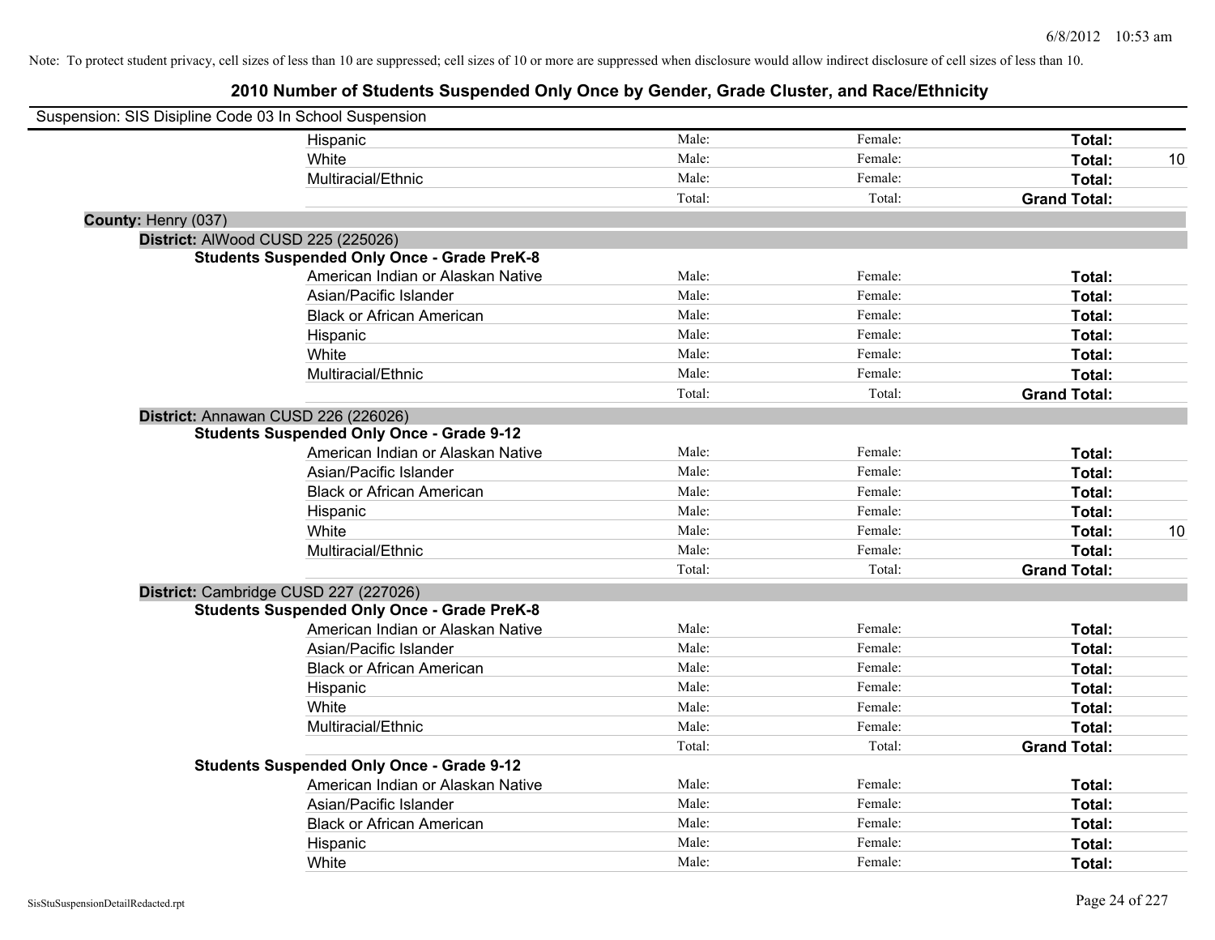Note: To protect student privacy, cell sizes of less than 10 are suppressed; cell sizes of 10 or more are suppressed when disclosure would allow indirect disclosure of cell sizes of less than 10.

## 2010 Number of Students Suspended Only Once by Gender, Grade Cluster, and Race/Ethnicity

Suspension: SIS Disipline Code 03 In School Suspension

| | Male | Female | Total |
|---|---|---|---|
| Hispanic | Male: | Female: | **Total:** |
| White | Male: | Female: | **Total:** 10 |
| Multiracial/Ethnic | Male: | Female: | **Total:** |
| | Total: | Total: | **Grand Total:** |

**County:** Henry (037)

**District:** AlWood CUSD 225 (225026)

**Students Suspended Only Once - Grade PreK-8**

| | Male | Female | Total |
|---|---|---|---|
| American Indian or Alaskan Native | Male: | Female: | **Total:** |
| Asian/Pacific Islander | Male: | Female: | **Total:** |
| Black or African American | Male: | Female: | **Total:** |
| Hispanic | Male: | Female: | **Total:** |
| White | Male: | Female: | **Total:** |
| Multiracial/Ethnic | Male: | Female: | **Total:** |
| | Total: | Total: | **Grand Total:** |

**District:** Annawan CUSD 226 (226026)

**Students Suspended Only Once - Grade 9-12**

| | Male | Female | Total |
|---|---|---|---|
| American Indian or Alaskan Native | Male: | Female: | **Total:** |
| Asian/Pacific Islander | Male: | Female: | **Total:** |
| Black or African American | Male: | Female: | **Total:** |
| Hispanic | Male: | Female: | **Total:** |
| White | Male: | Female: | **Total:** 10 |
| Multiracial/Ethnic | Male: | Female: | **Total:** |
| | Total: | Total: | **Grand Total:** |

**District:** Cambridge CUSD 227 (227026)

**Students Suspended Only Once - Grade PreK-8**

| | Male | Female | Total |
|---|---|---|---|
| American Indian or Alaskan Native | Male: | Female: | **Total:** |
| Asian/Pacific Islander | Male: | Female: | **Total:** |
| Black or African American | Male: | Female: | **Total:** |
| Hispanic | Male: | Female: | **Total:** |
| White | Male: | Female: | **Total:** |
| Multiracial/Ethnic | Male: | Female: | **Total:** |
| | Total: | Total: | **Grand Total:** |

**Students Suspended Only Once - Grade 9-12**

| | Male | Female | Total |
|---|---|---|---|
| American Indian or Alaskan Native | Male: | Female: | **Total:** |
| Asian/Pacific Islander | Male: | Female: | **Total:** |
| Black or African American | Male: | Female: | **Total:** |
| Hispanic | Male: | Female: | **Total:** |
| White | Male: | Female: | **Total:** |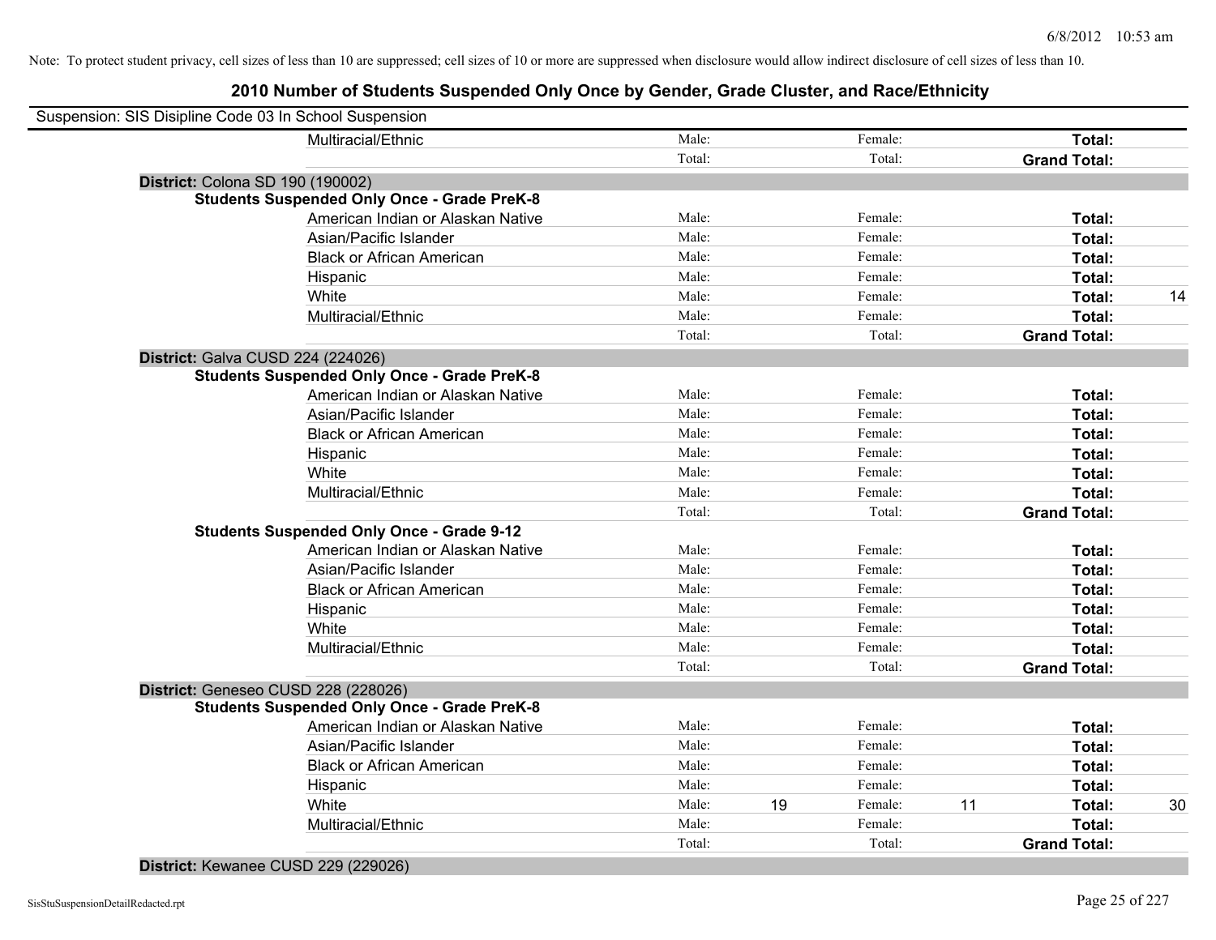Note: To protect student privacy, cell sizes of less than 10 are suppressed; cell sizes of 10 or more are suppressed when disclosure would allow indirect disclosure of cell sizes of less than 10.

# 2010 Number of Students Suspended Only Once by Gender, Grade Cluster, and Race/Ethnicity

Suspension: SIS Disipline Code 03 In School Suspension

| | | | | | | |
|---|---|---|---|---|---|---|
| Multiracial/Ethnic | Male: | | Female: | | **Total:** | |
| | Total: | | Total: | | **Grand Total:** | |

**District:** Colona SD 190 (190002)

**Students Suspended Only Once - Grade PreK-8**

| | | | | | | |
|---|---|---|---|---|---|---|
| American Indian or Alaskan Native | Male: | | Female: | | **Total:** | |
| Asian/Pacific Islander | Male: | | Female: | | **Total:** | |
| Black or African American | Male: | | Female: | | **Total:** | |
| Hispanic | Male: | | Female: | | **Total:** | |
| White | Male: | | Female: | | **Total:** | 14 |
| Multiracial/Ethnic | Male: | | Female: | | **Total:** | |
| | Total: | | Total: | | **Grand Total:** | |

**District:** Galva CUSD 224 (224026)

**Students Suspended Only Once - Grade PreK-8**

| | | | | | | |
|---|---|---|---|---|---|---|
| American Indian or Alaskan Native | Male: | | Female: | | **Total:** | |
| Asian/Pacific Islander | Male: | | Female: | | **Total:** | |
| Black or African American | Male: | | Female: | | **Total:** | |
| Hispanic | Male: | | Female: | | **Total:** | |
| White | Male: | | Female: | | **Total:** | |
| Multiracial/Ethnic | Male: | | Female: | | **Total:** | |
| | Total: | | Total: | | **Grand Total:** | |

**Students Suspended Only Once - Grade 9-12**

| | | | | | | |
|---|---|---|---|---|---|---|
| American Indian or Alaskan Native | Male: | | Female: | | **Total:** | |
| Asian/Pacific Islander | Male: | | Female: | | **Total:** | |
| Black or African American | Male: | | Female: | | **Total:** | |
| Hispanic | Male: | | Female: | | **Total:** | |
| White | Male: | | Female: | | **Total:** | |
| Multiracial/Ethnic | Male: | | Female: | | **Total:** | |
| | Total: | | Total: | | **Grand Total:** | |

**District:** Geneseo CUSD 228 (228026)

**Students Suspended Only Once - Grade PreK-8**

| | | | | | | |
|---|---|---|---|---|---|---|
| American Indian or Alaskan Native | Male: | | Female: | | **Total:** | |
| Asian/Pacific Islander | Male: | | Female: | | **Total:** | |
| Black or African American | Male: | | Female: | | **Total:** | |
| Hispanic | Male: | | Female: | | **Total:** | |
| White | Male: | 19 | Female: | 11 | **Total:** | 30 |
| Multiracial/Ethnic | Male: | | Female: | | **Total:** | |
| | Total: | | Total: | | **Grand Total:** | |

**District:** Kewanee CUSD 229 (229026)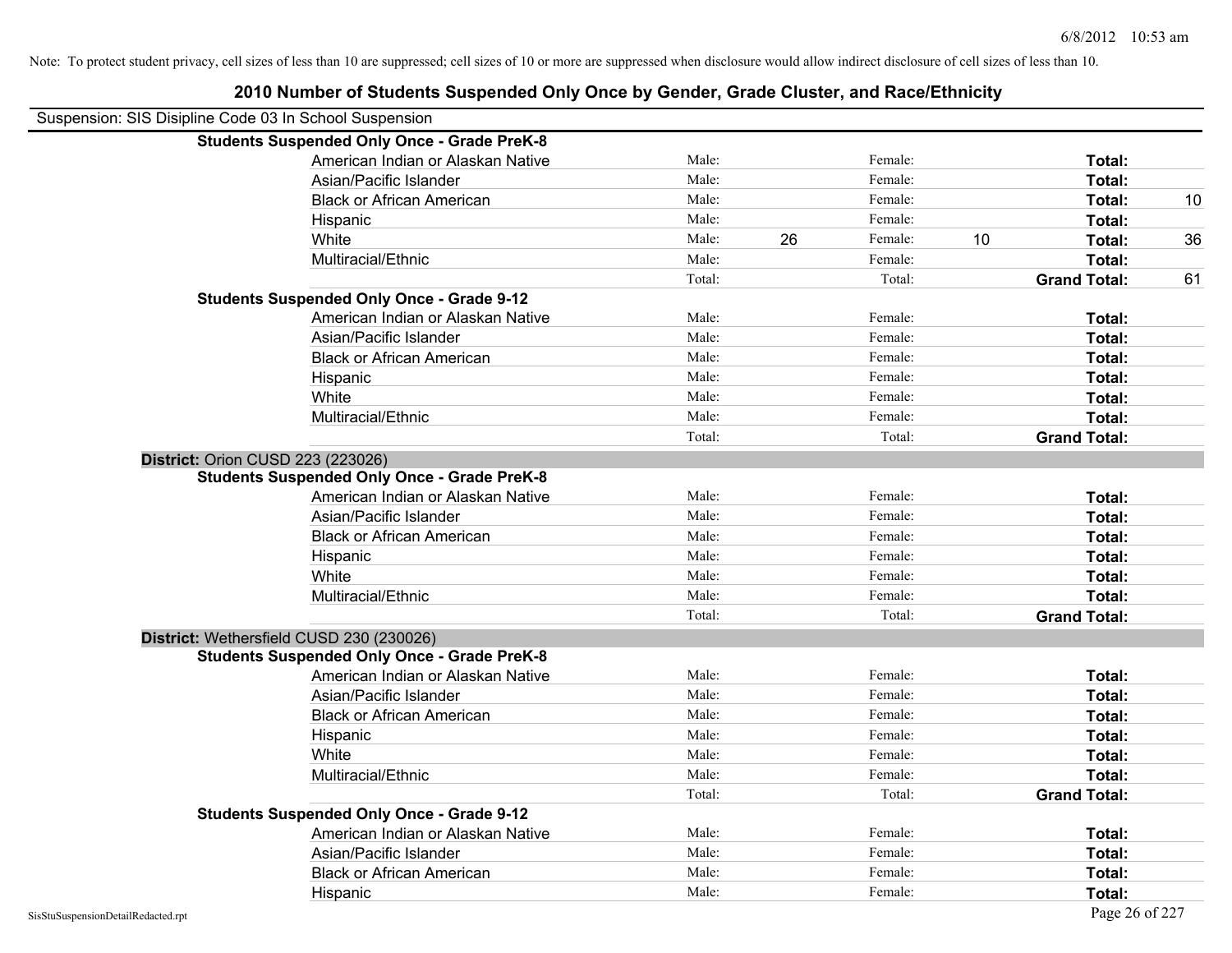Note: To protect student privacy, cell sizes of less than 10 are suppressed; cell sizes of 10 or more are suppressed when disclosure would allow indirect disclosure of cell sizes of less than 10.

# 2010 Number of Students Suspended Only Once by Gender, Grade Cluster, and Race/Ethnicity

Suspension: SIS Disipline Code 03 In School Suspension

**Students Suspended Only Once - Grade PreK-8**

| | | | | | | |
|---|---|---|---|---|---|---|
| American Indian or Alaskan Native | Male: | | Female: | | **Total:** | |
| Asian/Pacific Islander | Male: | | Female: | | **Total:** | |
| Black or African American | Male: | | Female: | | **Total:** | 10 |
| Hispanic | Male: | | Female: | | **Total:** | |
| White | Male: | 26 | Female: | 10 | **Total:** | 36 |
| Multiracial/Ethnic | Male: | | Female: | | **Total:** | |
| | Total: | | Total: | | **Grand Total:** | 61 |

**Students Suspended Only Once - Grade 9-12**

| | | | | | | |
|---|---|---|---|---|---|---|
| American Indian or Alaskan Native | Male: | | Female: | | **Total:** | |
| Asian/Pacific Islander | Male: | | Female: | | **Total:** | |
| Black or African American | Male: | | Female: | | **Total:** | |
| Hispanic | Male: | | Female: | | **Total:** | |
| White | Male: | | Female: | | **Total:** | |
| Multiracial/Ethnic | Male: | | Female: | | **Total:** | |
| | Total: | | Total: | | **Grand Total:** | |

**District:** Orion CUSD 223 (223026)

**Students Suspended Only Once - Grade PreK-8**

| | | | | | | |
|---|---|---|---|---|---|---|
| American Indian or Alaskan Native | Male: | | Female: | | **Total:** | |
| Asian/Pacific Islander | Male: | | Female: | | **Total:** | |
| Black or African American | Male: | | Female: | | **Total:** | |
| Hispanic | Male: | | Female: | | **Total:** | |
| White | Male: | | Female: | | **Total:** | |
| Multiracial/Ethnic | Male: | | Female: | | **Total:** | |
| | Total: | | Total: | | **Grand Total:** | |

**District:** Wethersfield CUSD 230 (230026)

**Students Suspended Only Once - Grade PreK-8**

| | | | | | | |
|---|---|---|---|---|---|---|
| American Indian or Alaskan Native | Male: | | Female: | | **Total:** | |
| Asian/Pacific Islander | Male: | | Female: | | **Total:** | |
| Black or African American | Male: | | Female: | | **Total:** | |
| Hispanic | Male: | | Female: | | **Total:** | |
| White | Male: | | Female: | | **Total:** | |
| Multiracial/Ethnic | Male: | | Female: | | **Total:** | |
| | Total: | | Total: | | **Grand Total:** | |

**Students Suspended Only Once - Grade 9-12**

| | | | | | | |
|---|---|---|---|---|---|---|
| American Indian or Alaskan Native | Male: | | Female: | | **Total:** | |
| Asian/Pacific Islander | Male: | | Female: | | **Total:** | |
| Black or African American | Male: | | Female: | | **Total:** | |
| Hispanic | Male: | | Female: | | **Total:** | |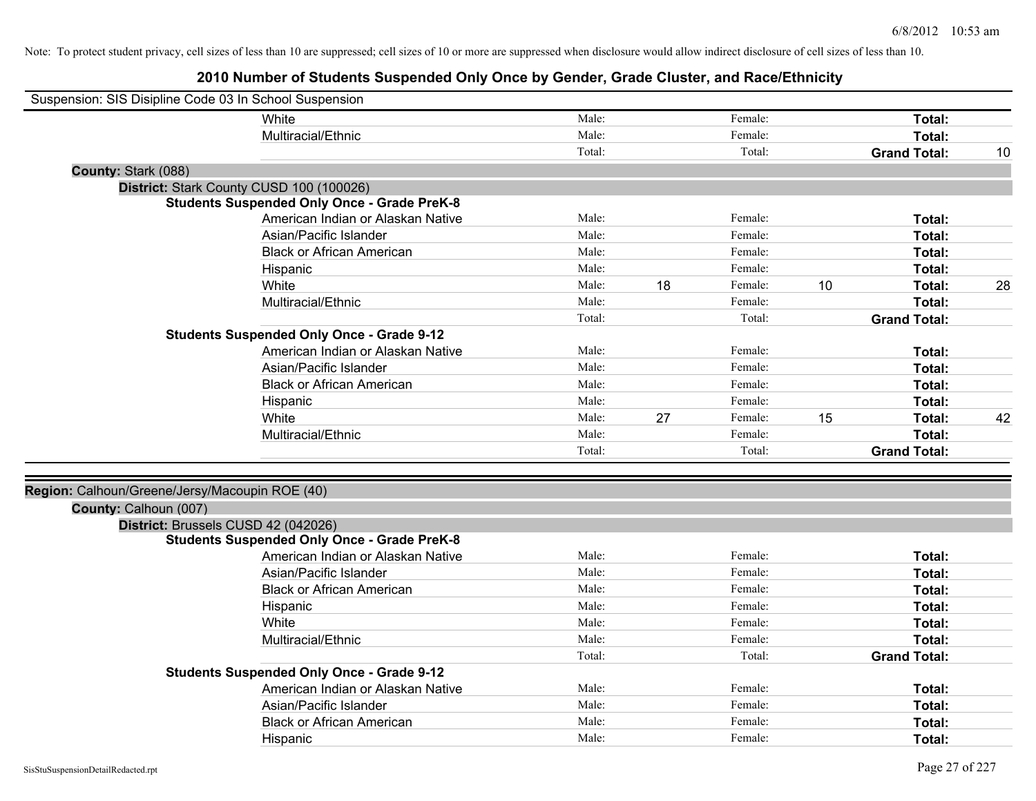Note: To protect student privacy, cell sizes of less than 10 are suppressed; cell sizes of 10 or more are suppressed when disclosure would allow indirect disclosure of cell sizes of less than 10.

# 2010 Number of Students Suspended Only Once by Gender, Grade Cluster, and Race/Ethnicity

Suspension: SIS Disipline Code 03 In School Suspension

| | | | | | | |
|---|---|---|---|---|---|---|
| White | Male: | | Female: | | **Total:** | |
| Multiracial/Ethnic | Male: | | Female: | | **Total:** | |
| | Total: | | Total: | | **Grand Total:** | 10 |

**County:** Stark (088)

**District:** Stark County CUSD 100 (100026)

**Students Suspended Only Once - Grade PreK-8**

| | | | | | | |
|---|---|---|---|---|---|---|
| American Indian or Alaskan Native | Male: | | Female: | | **Total:** | |
| Asian/Pacific Islander | Male: | | Female: | | **Total:** | |
| Black or African American | Male: | | Female: | | **Total:** | |
| Hispanic | Male: | | Female: | | **Total:** | |
| White | Male: | 18 | Female: | 10 | **Total:** | 28 |
| Multiracial/Ethnic | Male: | | Female: | | **Total:** | |
| | Total: | | Total: | | **Grand Total:** | |

**Students Suspended Only Once - Grade 9-12**

| | | | | | | |
|---|---|---|---|---|---|---|
| American Indian or Alaskan Native | Male: | | Female: | | **Total:** | |
| Asian/Pacific Islander | Male: | | Female: | | **Total:** | |
| Black or African American | Male: | | Female: | | **Total:** | |
| Hispanic | Male: | | Female: | | **Total:** | |
| White | Male: | 27 | Female: | 15 | **Total:** | 42 |
| Multiracial/Ethnic | Male: | | Female: | | **Total:** | |
| | Total: | | Total: | | **Grand Total:** | |

**Region:** Calhoun/Greene/Jersy/Macoupin ROE (40)

**County:** Calhoun (007)

**District:** Brussels CUSD 42 (042026)

**Students Suspended Only Once - Grade PreK-8**

| | | | | | | |
|---|---|---|---|---|---|---|
| American Indian or Alaskan Native | Male: | | Female: | | **Total:** | |
| Asian/Pacific Islander | Male: | | Female: | | **Total:** | |
| Black or African American | Male: | | Female: | | **Total:** | |
| Hispanic | Male: | | Female: | | **Total:** | |
| White | Male: | | Female: | | **Total:** | |
| Multiracial/Ethnic | Male: | | Female: | | **Total:** | |
| | Total: | | Total: | | **Grand Total:** | |

**Students Suspended Only Once - Grade 9-12**

| | | | | | | |
|---|---|---|---|---|---|---|
| American Indian or Alaskan Native | Male: | | Female: | | **Total:** | |
| Asian/Pacific Islander | Male: | | Female: | | **Total:** | |
| Black or African American | Male: | | Female: | | **Total:** | |
| Hispanic | Male: | | Female: | | **Total:** | |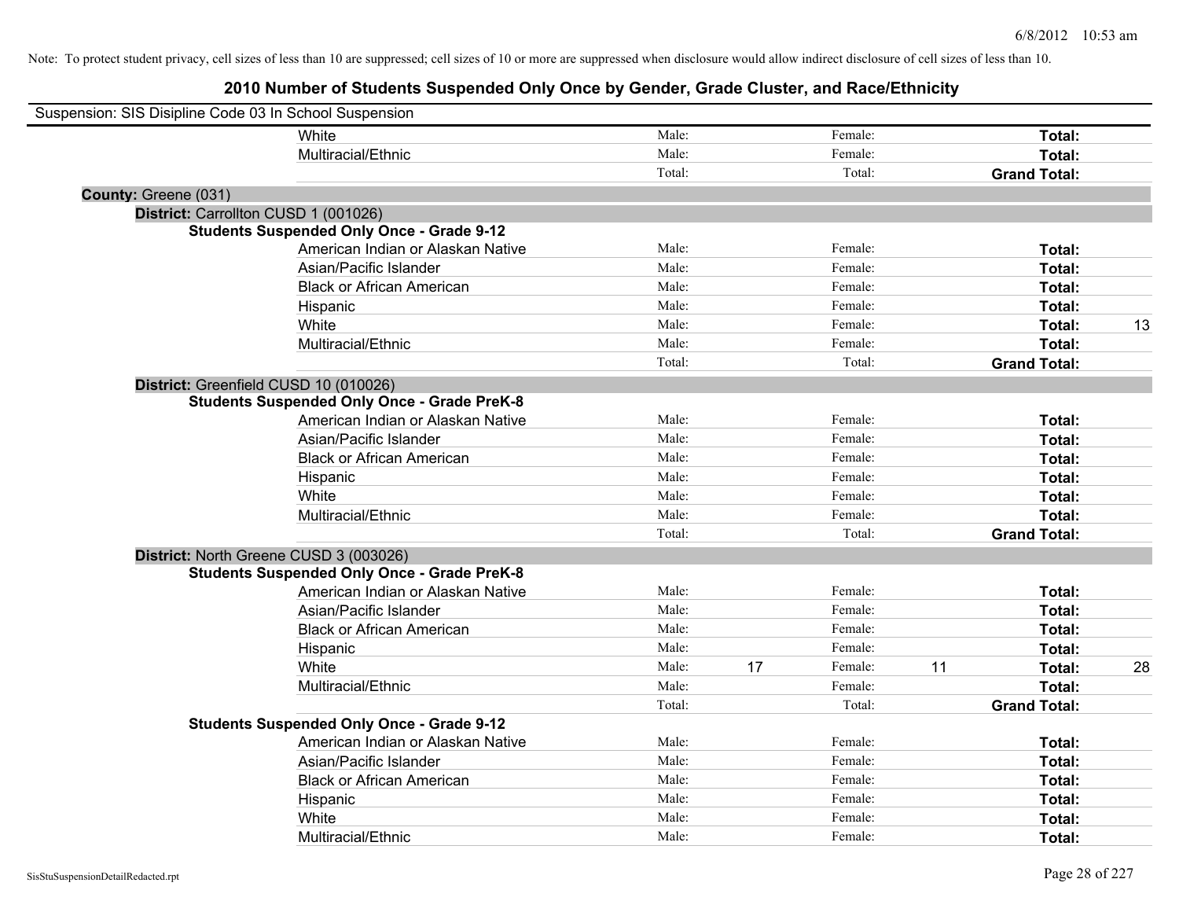Note: To protect student privacy, cell sizes of less than 10 are suppressed; cell sizes of 10 or more are suppressed when disclosure would allow indirect disclosure of cell sizes of less than 10.

# 2010 Number of Students Suspended Only Once by Gender, Grade Cluster, and Race/Ethnicity

Suspension: SIS Disipline Code 03 In School Suspension

| | | | | | | |
|---|---|---|---|---|---|---|
| White | Male: | | Female: | | **Total:** | |
| Multiracial/Ethnic | Male: | | Female: | | **Total:** | |
| | Total: | | Total: | | **Grand Total:** | |

**County:** Greene (031)

**District:** Carrollton CUSD 1 (001026)

**Students Suspended Only Once - Grade 9-12**

| | | | | | | |
|---|---|---|---|---|---|---|
| American Indian or Alaskan Native | Male: | | Female: | | **Total:** | |
| Asian/Pacific Islander | Male: | | Female: | | **Total:** | |
| Black or African American | Male: | | Female: | | **Total:** | |
| Hispanic | Male: | | Female: | | **Total:** | |
| White | Male: | | Female: | | **Total:** | 13 |
| Multiracial/Ethnic | Male: | | Female: | | **Total:** | |
| | Total: | | Total: | | **Grand Total:** | |

**District:** Greenfield CUSD 10 (010026)

**Students Suspended Only Once - Grade PreK-8**

| | | | | | | |
|---|---|---|---|---|---|---|
| American Indian or Alaskan Native | Male: | | Female: | | **Total:** | |
| Asian/Pacific Islander | Male: | | Female: | | **Total:** | |
| Black or African American | Male: | | Female: | | **Total:** | |
| Hispanic | Male: | | Female: | | **Total:** | |
| White | Male: | | Female: | | **Total:** | |
| Multiracial/Ethnic | Male: | | Female: | | **Total:** | |
| | Total: | | Total: | | **Grand Total:** | |

**District:** North Greene CUSD 3 (003026)

**Students Suspended Only Once - Grade PreK-8**

| | | | | | | |
|---|---|---|---|---|---|---|
| American Indian or Alaskan Native | Male: | | Female: | | **Total:** | |
| Asian/Pacific Islander | Male: | | Female: | | **Total:** | |
| Black or African American | Male: | | Female: | | **Total:** | |
| Hispanic | Male: | | Female: | | **Total:** | |
| White | Male: | 17 | Female: | 11 | **Total:** | 28 |
| Multiracial/Ethnic | Male: | | Female: | | **Total:** | |
| | Total: | | Total: | | **Grand Total:** | |

**Students Suspended Only Once - Grade 9-12**

| | | | | | | |
|---|---|---|---|---|---|---|
| American Indian or Alaskan Native | Male: | | Female: | | **Total:** | |
| Asian/Pacific Islander | Male: | | Female: | | **Total:** | |
| Black or African American | Male: | | Female: | | **Total:** | |
| Hispanic | Male: | | Female: | | **Total:** | |
| White | Male: | | Female: | | **Total:** | |
| Multiracial/Ethnic | Male: | | Female: | | **Total:** | |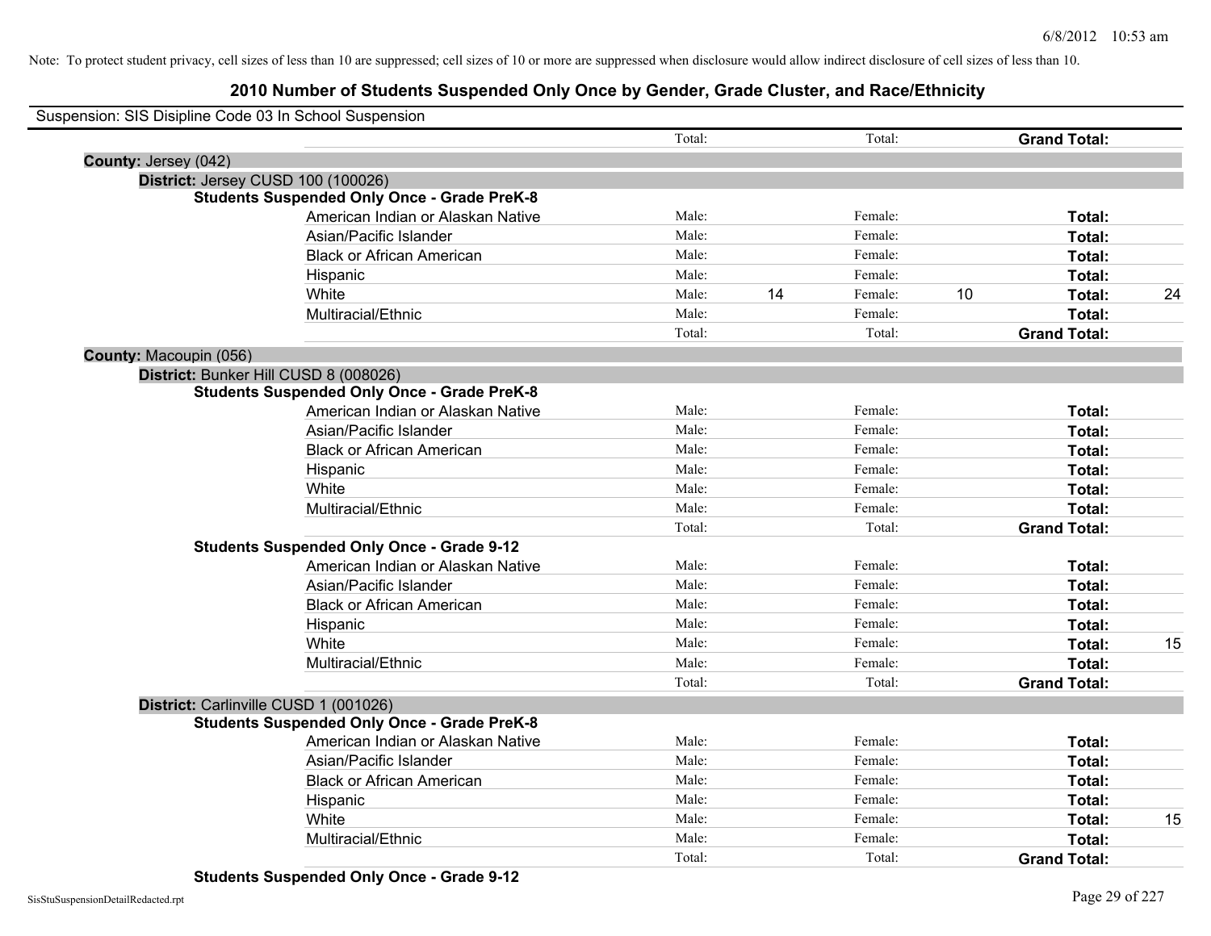Note: To protect student privacy, cell sizes of less than 10 are suppressed; cell sizes of 10 or more are suppressed when disclosure would allow indirect disclosure of cell sizes of less than 10.

# 2010 Number of Students Suspended Only Once by Gender, Grade Cluster, and Race/Ethnicity

Suspension: SIS Disipline Code 03 In School Suspension

| | | | | | | |
|---|---|---|---|---|---|---|
| | Total: | | Total: | | **Grand Total:** | |

**County:** Jersey (042)

**District:** Jersey CUSD 100 (100026)

**Students Suspended Only Once - Grade PreK-8**

| Race/Ethnicity | | | | | | |
|---|---|---|---|---|---|---|
| American Indian or Alaskan Native | Male: | | Female: | | **Total:** | |
| Asian/Pacific Islander | Male: | | Female: | | **Total:** | |
| Black or African American | Male: | | Female: | | **Total:** | |
| Hispanic | Male: | | Female: | | **Total:** | |
| White | Male: | 14 | Female: | 10 | **Total:** | 24 |
| Multiracial/Ethnic | Male: | | Female: | | **Total:** | |
| | Total: | | Total: | | **Grand Total:** | |

**County:** Macoupin (056)

**District:** Bunker Hill CUSD 8 (008026)

**Students Suspended Only Once - Grade PreK-8**

| Race/Ethnicity | | | | | | |
|---|---|---|---|---|---|---|
| American Indian or Alaskan Native | Male: | | Female: | | **Total:** | |
| Asian/Pacific Islander | Male: | | Female: | | **Total:** | |
| Black or African American | Male: | | Female: | | **Total:** | |
| Hispanic | Male: | | Female: | | **Total:** | |
| White | Male: | | Female: | | **Total:** | |
| Multiracial/Ethnic | Male: | | Female: | | **Total:** | |
| | Total: | | Total: | | **Grand Total:** | |

**Students Suspended Only Once - Grade 9-12**

| Race/Ethnicity | | | | | | |
|---|---|---|---|---|---|---|
| American Indian or Alaskan Native | Male: | | Female: | | **Total:** | |
| Asian/Pacific Islander | Male: | | Female: | | **Total:** | |
| Black or African American | Male: | | Female: | | **Total:** | |
| Hispanic | Male: | | Female: | | **Total:** | |
| White | Male: | | Female: | | **Total:** | 15 |
| Multiracial/Ethnic | Male: | | Female: | | **Total:** | |
| | Total: | | Total: | | **Grand Total:** | |

**District:** Carlinville CUSD 1 (001026)

**Students Suspended Only Once - Grade PreK-8**

| Race/Ethnicity | | | | | | |
|---|---|---|---|---|---|---|
| American Indian or Alaskan Native | Male: | | Female: | | **Total:** | |
| Asian/Pacific Islander | Male: | | Female: | | **Total:** | |
| Black or African American | Male: | | Female: | | **Total:** | |
| Hispanic | Male: | | Female: | | **Total:** | |
| White | Male: | | Female: | | **Total:** | 15 |
| Multiracial/Ethnic | Male: | | Female: | | **Total:** | |
| | Total: | | Total: | | **Grand Total:** | |

**Students Suspended Only Once - Grade 9-12**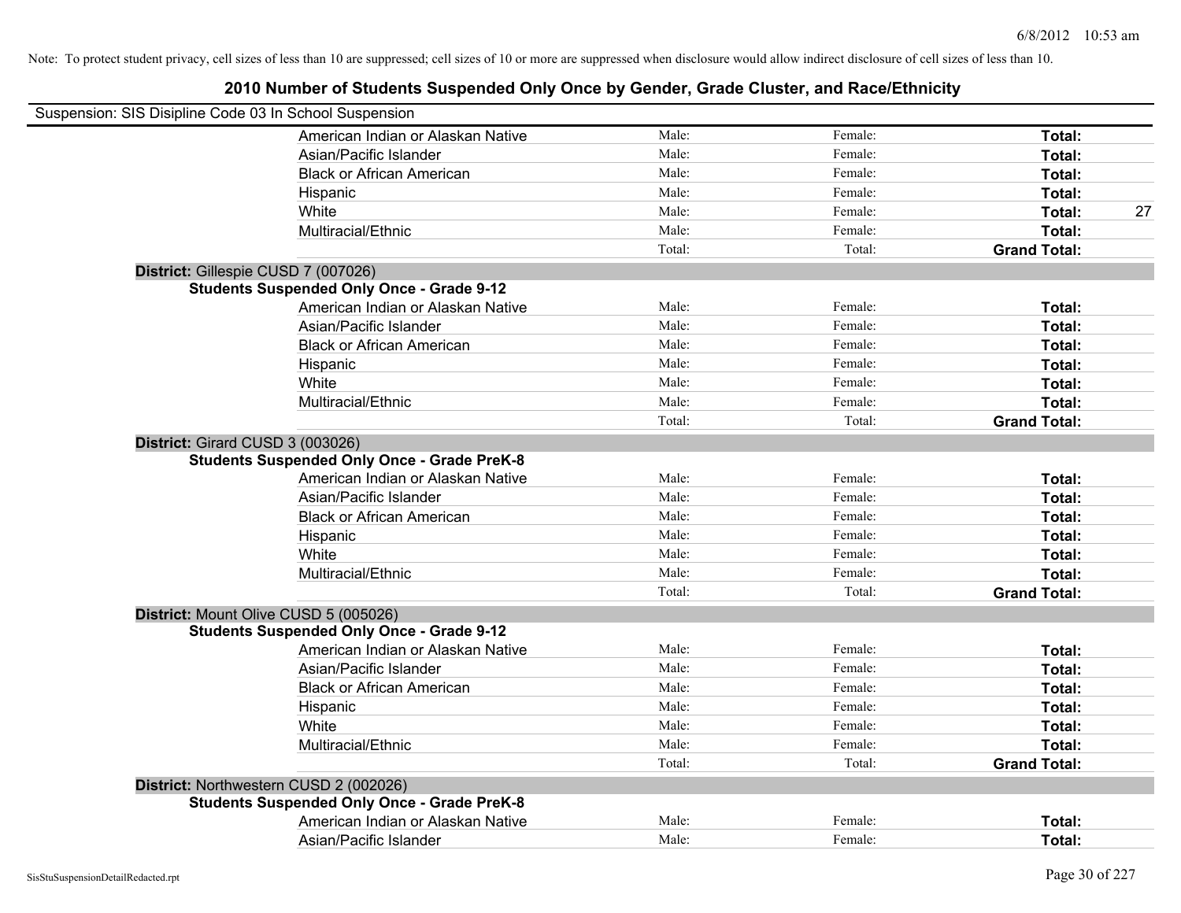Note: To protect student privacy, cell sizes of less than 10 are suppressed; cell sizes of 10 or more are suppressed when disclosure would allow indirect disclosure of cell sizes of less than 10.

# 2010 Number of Students Suspended Only Once by Gender, Grade Cluster, and Race/Ethnicity

Suspension: SIS Disipline Code 03 In School Suspension

| | | | | |
|---|---|---|---|---|
| American Indian or Alaskan Native | Male: | Female: | **Total:** | |
| Asian/Pacific Islander | Male: | Female: | **Total:** | |
| Black or African American | Male: | Female: | **Total:** | |
| Hispanic | Male: | Female: | **Total:** | |
| White | Male: | Female: | **Total:** | 27 |
| Multiracial/Ethnic | Male: | Female: | **Total:** | |
| | Total: | Total: | **Grand Total:** | |

**District:** Gillespie CUSD 7 (007026)

**Students Suspended Only Once - Grade 9-12**

| | | | | |
|---|---|---|---|---|
| American Indian or Alaskan Native | Male: | Female: | **Total:** | |
| Asian/Pacific Islander | Male: | Female: | **Total:** | |
| Black or African American | Male: | Female: | **Total:** | |
| Hispanic | Male: | Female: | **Total:** | |
| White | Male: | Female: | **Total:** | |
| Multiracial/Ethnic | Male: | Female: | **Total:** | |
| | Total: | Total: | **Grand Total:** | |

**District:** Girard CUSD 3 (003026)

**Students Suspended Only Once - Grade PreK-8**

| | | | | |
|---|---|---|---|---|
| American Indian or Alaskan Native | Male: | Female: | **Total:** | |
| Asian/Pacific Islander | Male: | Female: | **Total:** | |
| Black or African American | Male: | Female: | **Total:** | |
| Hispanic | Male: | Female: | **Total:** | |
| White | Male: | Female: | **Total:** | |
| Multiracial/Ethnic | Male: | Female: | **Total:** | |
| | Total: | Total: | **Grand Total:** | |

**District:** Mount Olive CUSD 5 (005026)

**Students Suspended Only Once - Grade 9-12**

| | | | | |
|---|---|---|---|---|
| American Indian or Alaskan Native | Male: | Female: | **Total:** | |
| Asian/Pacific Islander | Male: | Female: | **Total:** | |
| Black or African American | Male: | Female: | **Total:** | |
| Hispanic | Male: | Female: | **Total:** | |
| White | Male: | Female: | **Total:** | |
| Multiracial/Ethnic | Male: | Female: | **Total:** | |
| | Total: | Total: | **Grand Total:** | |

**District:** Northwestern CUSD 2 (002026)

**Students Suspended Only Once - Grade PreK-8**

| | | | | |
|---|---|---|---|---|
| American Indian or Alaskan Native | Male: | Female: | **Total:** | |
| Asian/Pacific Islander | Male: | Female: | **Total:** | |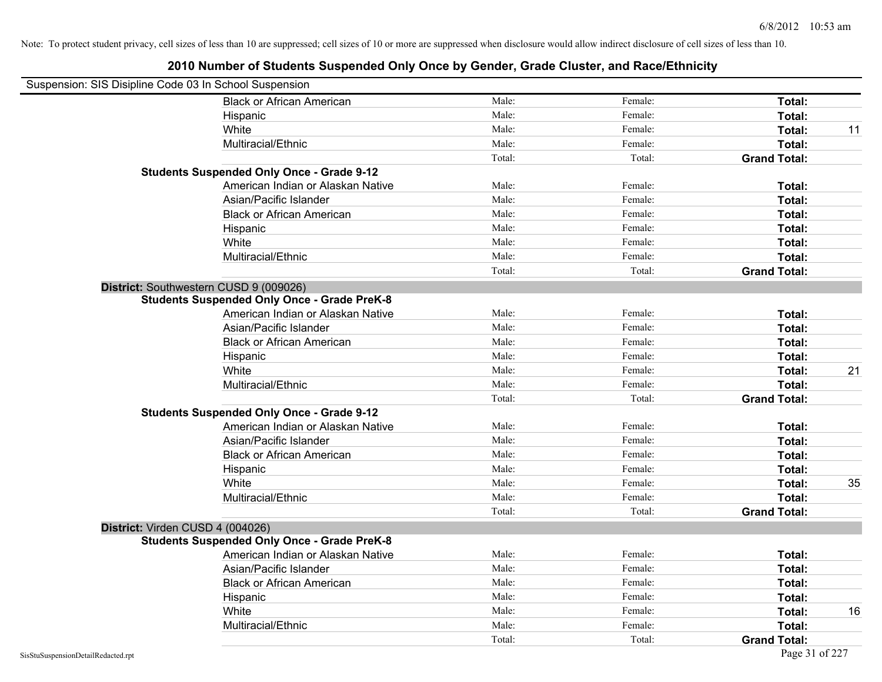Note: To protect student privacy, cell sizes of less than 10 are suppressed; cell sizes of 10 or more are suppressed when disclosure would allow indirect disclosure of cell sizes of less than 10.

# 2010 Number of Students Suspended Only Once by Gender, Grade Cluster, and Race/Ethnicity

Suspension: SIS Disipline Code 03 In School Suspension

| | | | | |
|---|---|---|---|---|
| Black or African American | Male: | Female: | **Total:** | |
| Hispanic | Male: | Female: | **Total:** | |
| White | Male: | Female: | **Total:** | 11 |
| Multiracial/Ethnic | Male: | Female: | **Total:** | |
| | Total: | Total: | **Grand Total:** | |
| **Students Suspended Only Once - Grade 9-12** | | | | |
| American Indian or Alaskan Native | Male: | Female: | **Total:** | |
| Asian/Pacific Islander | Male: | Female: | **Total:** | |
| Black or African American | Male: | Female: | **Total:** | |
| Hispanic | Male: | Female: | **Total:** | |
| White | Male: | Female: | **Total:** | |
| Multiracial/Ethnic | Male: | Female: | **Total:** | |
| | Total: | Total: | **Grand Total:** | |

**District:** Southwestern CUSD 9 (009026)

| | | | | |
|---|---|---|---|---|
| **Students Suspended Only Once - Grade PreK-8** | | | | |
| American Indian or Alaskan Native | Male: | Female: | **Total:** | |
| Asian/Pacific Islander | Male: | Female: | **Total:** | |
| Black or African American | Male: | Female: | **Total:** | |
| Hispanic | Male: | Female: | **Total:** | |
| White | Male: | Female: | **Total:** | 21 |
| Multiracial/Ethnic | Male: | Female: | **Total:** | |
| | Total: | Total: | **Grand Total:** | |
| **Students Suspended Only Once - Grade 9-12** | | | | |
| American Indian or Alaskan Native | Male: | Female: | **Total:** | |
| Asian/Pacific Islander | Male: | Female: | **Total:** | |
| Black or African American | Male: | Female: | **Total:** | |
| Hispanic | Male: | Female: | **Total:** | |
| White | Male: | Female: | **Total:** | 35 |
| Multiracial/Ethnic | Male: | Female: | **Total:** | |
| | Total: | Total: | **Grand Total:** | |

**District:** Virden CUSD 4 (004026)

| | | | | |
|---|---|---|---|---|
| **Students Suspended Only Once - Grade PreK-8** | | | | |
| American Indian or Alaskan Native | Male: | Female: | **Total:** | |
| Asian/Pacific Islander | Male: | Female: | **Total:** | |
| Black or African American | Male: | Female: | **Total:** | |
| Hispanic | Male: | Female: | **Total:** | |
| White | Male: | Female: | **Total:** | 16 |
| Multiracial/Ethnic | Male: | Female: | **Total:** | |
| | Total: | Total: | **Grand Total:** | |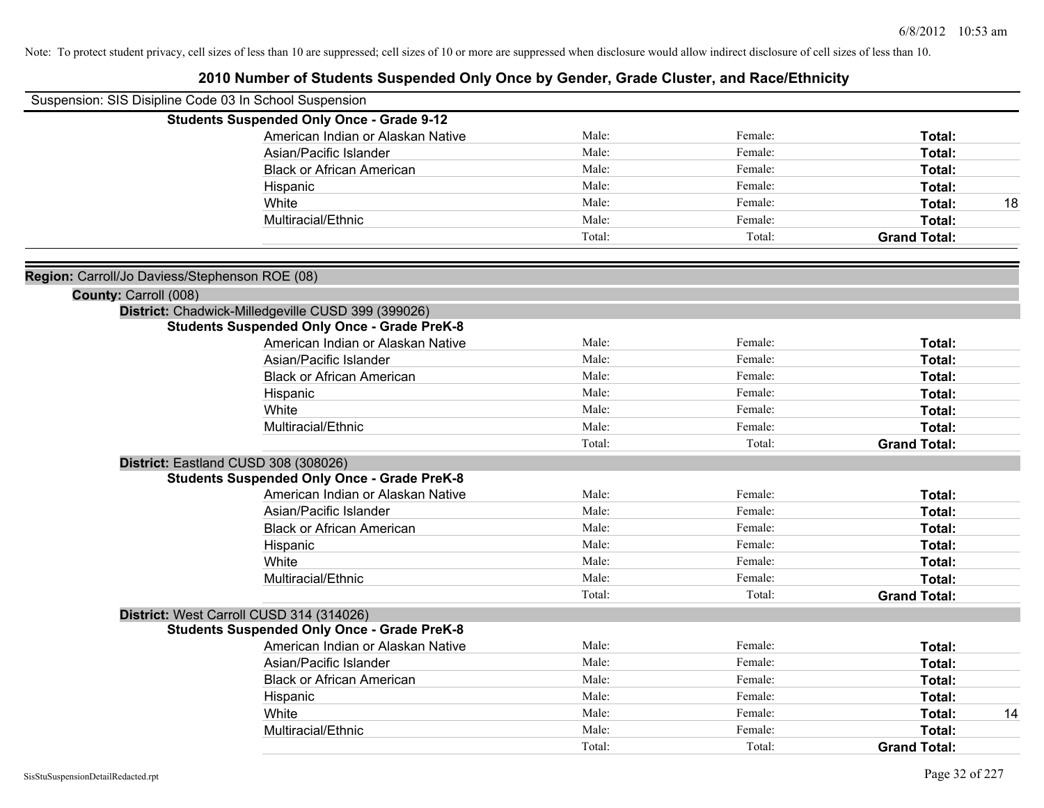Note: To protect student privacy, cell sizes of less than 10 are suppressed; cell sizes of 10 or more are suppressed when disclosure would allow indirect disclosure of cell sizes of less than 10.

# 2010 Number of Students Suspended Only Once by Gender, Grade Cluster, and Race/Ethnicity

Suspension: SIS Disipline Code 03 In School Suspension

**Students Suspended Only Once - Grade 9-12**

| | | | | |
|---|---|---|---|---|
| American Indian or Alaskan Native | Male: | Female: | **Total:** | |
| Asian/Pacific Islander | Male: | Female: | **Total:** | |
| Black or African American | Male: | Female: | **Total:** | |
| Hispanic | Male: | Female: | **Total:** | |
| White | Male: | Female: | **Total:** | 18 |
| Multiracial/Ethnic | Male: | Female: | **Total:** | |
| | Total: | Total: | **Grand Total:** | |

**Region:** Carroll/Jo Daviess/Stephenson ROE (08)

**County:** Carroll (008)

**District:** Chadwick-Milledgeville CUSD 399 (399026)

**Students Suspended Only Once - Grade PreK-8**

| | | | | |
|---|---|---|---|---|
| American Indian or Alaskan Native | Male: | Female: | **Total:** | |
| Asian/Pacific Islander | Male: | Female: | **Total:** | |
| Black or African American | Male: | Female: | **Total:** | |
| Hispanic | Male: | Female: | **Total:** | |
| White | Male: | Female: | **Total:** | |
| Multiracial/Ethnic | Male: | Female: | **Total:** | |
| | Total: | Total: | **Grand Total:** | |

**District:** Eastland CUSD 308 (308026)

**Students Suspended Only Once - Grade PreK-8**

| | | | | |
|---|---|---|---|---|
| American Indian or Alaskan Native | Male: | Female: | **Total:** | |
| Asian/Pacific Islander | Male: | Female: | **Total:** | |
| Black or African American | Male: | Female: | **Total:** | |
| Hispanic | Male: | Female: | **Total:** | |
| White | Male: | Female: | **Total:** | |
| Multiracial/Ethnic | Male: | Female: | **Total:** | |
| | Total: | Total: | **Grand Total:** | |

**District:** West Carroll CUSD 314 (314026)

**Students Suspended Only Once - Grade PreK-8**

| | | | | |
|---|---|---|---|---|
| American Indian or Alaskan Native | Male: | Female: | **Total:** | |
| Asian/Pacific Islander | Male: | Female: | **Total:** | |
| Black or African American | Male: | Female: | **Total:** | |
| Hispanic | Male: | Female: | **Total:** | |
| White | Male: | Female: | **Total:** | 14 |
| Multiracial/Ethnic | Male: | Female: | **Total:** | |
| | Total: | Total: | **Grand Total:** | |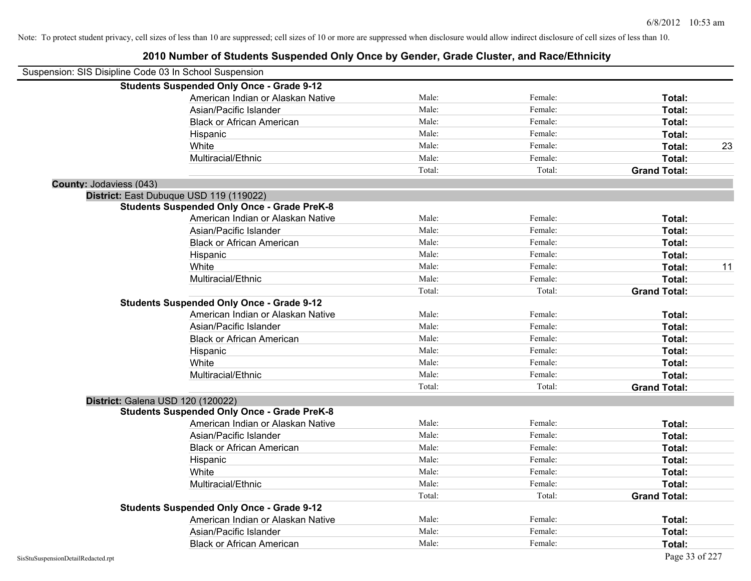Note: To protect student privacy, cell sizes of less than 10 are suppressed; cell sizes of 10 or more are suppressed when disclosure would allow indirect disclosure of cell sizes of less than 10.

# 2010 Number of Students Suspended Only Once by Gender, Grade Cluster, and Race/Ethnicity

Suspension: SIS Disipline Code 03 In School Suspension

| | | | | |
|---|---|---|---|---|
| **Students Suspended Only Once - Grade 9-12** | | | | |
| American Indian or Alaskan Native | Male: | Female: | **Total:** | |
| Asian/Pacific Islander | Male: | Female: | **Total:** | |
| Black or African American | Male: | Female: | **Total:** | |
| Hispanic | Male: | Female: | **Total:** | |
| White | Male: | Female: | **Total:** | 23 |
| Multiracial/Ethnic | Male: | Female: | **Total:** | |
| | Total: | Total: | **Grand Total:** | |

**County:** Jodaviess (043)

**District:** East Dubuque USD 119 (119022)

| | | | | |
|---|---|---|---|---|
| **Students Suspended Only Once - Grade PreK-8** | | | | |
| American Indian or Alaskan Native | Male: | Female: | **Total:** | |
| Asian/Pacific Islander | Male: | Female: | **Total:** | |
| Black or African American | Male: | Female: | **Total:** | |
| Hispanic | Male: | Female: | **Total:** | |
| White | Male: | Female: | **Total:** | 11 |
| Multiracial/Ethnic | Male: | Female: | **Total:** | |
| | Total: | Total: | **Grand Total:** | |
| **Students Suspended Only Once - Grade 9-12** | | | | |
| American Indian or Alaskan Native | Male: | Female: | **Total:** | |
| Asian/Pacific Islander | Male: | Female: | **Total:** | |
| Black or African American | Male: | Female: | **Total:** | |
| Hispanic | Male: | Female: | **Total:** | |
| White | Male: | Female: | **Total:** | |
| Multiracial/Ethnic | Male: | Female: | **Total:** | |
| | Total: | Total: | **Grand Total:** | |

**District:** Galena USD 120 (120022)

| | | | | |
|---|---|---|---|---|
| **Students Suspended Only Once - Grade PreK-8** | | | | |
| American Indian or Alaskan Native | Male: | Female: | **Total:** | |
| Asian/Pacific Islander | Male: | Female: | **Total:** | |
| Black or African American | Male: | Female: | **Total:** | |
| Hispanic | Male: | Female: | **Total:** | |
| White | Male: | Female: | **Total:** | |
| Multiracial/Ethnic | Male: | Female: | **Total:** | |
| | Total: | Total: | **Grand Total:** | |
| **Students Suspended Only Once - Grade 9-12** | | | | |
| American Indian or Alaskan Native | Male: | Female: | **Total:** | |
| Asian/Pacific Islander | Male: | Female: | **Total:** | |
| Black or African American | Male: | Female: | **Total:** | |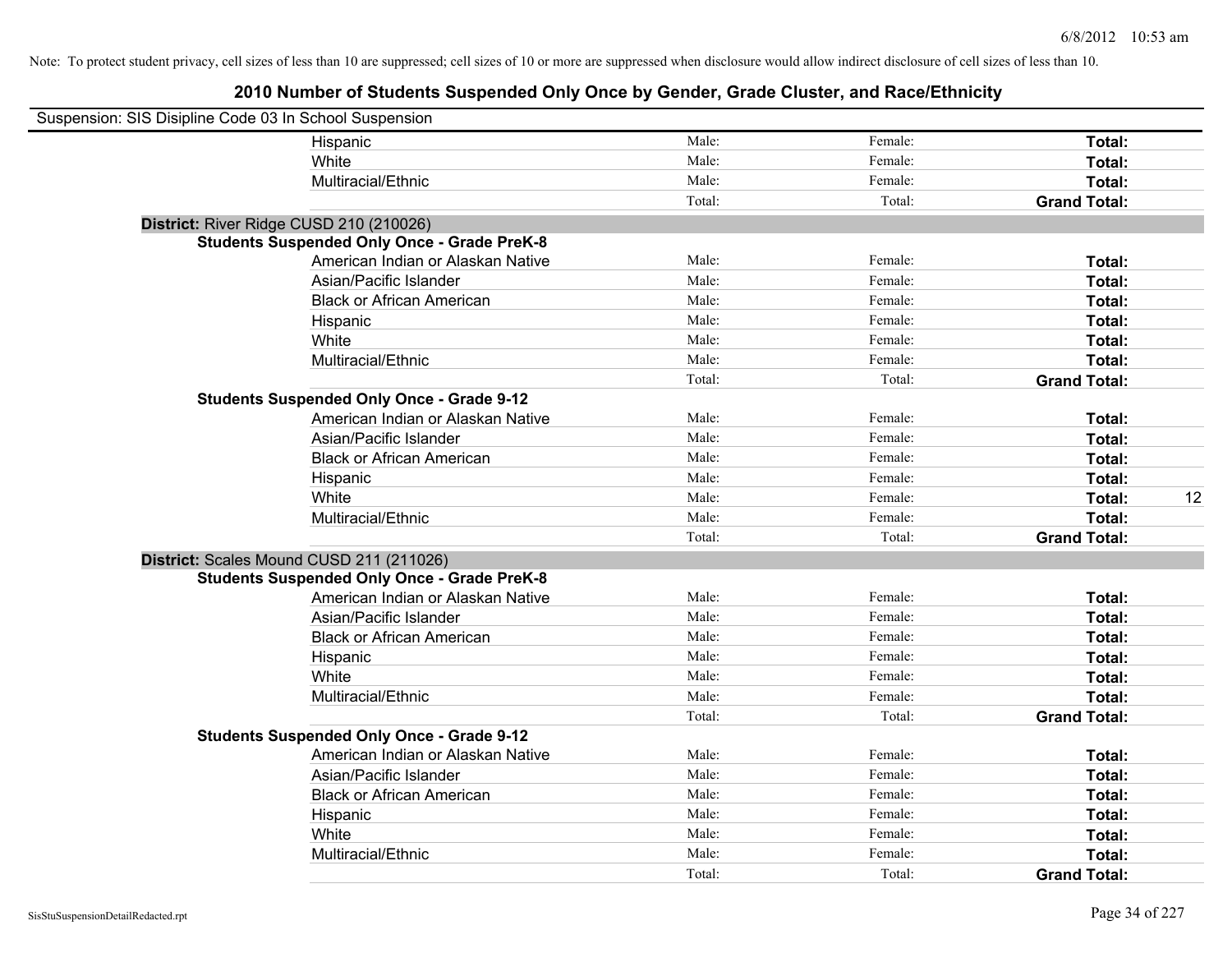Note: To protect student privacy, cell sizes of less than 10 are suppressed; cell sizes of 10 or more are suppressed when disclosure would allow indirect disclosure of cell sizes of less than 10.

# 2010 Number of Students Suspended Only Once by Gender, Grade Cluster, and Race/Ethnicity

Suspension: SIS Disipline Code 03 In School Suspension

| | | | | |
|---|---|---|---|---|
| Hispanic | Male: | Female: | **Total:** | |
| White | Male: | Female: | **Total:** | |
| Multiracial/Ethnic | Male: | Female: | **Total:** | |
| | Total: | Total: | **Grand Total:** | |

**District:** River Ridge CUSD 210 (210026)

**Students Suspended Only Once - Grade PreK-8**

| | | | | |
|---|---|---|---|---|
| American Indian or Alaskan Native | Male: | Female: | **Total:** | |
| Asian/Pacific Islander | Male: | Female: | **Total:** | |
| Black or African American | Male: | Female: | **Total:** | |
| Hispanic | Male: | Female: | **Total:** | |
| White | Male: | Female: | **Total:** | |
| Multiracial/Ethnic | Male: | Female: | **Total:** | |
| | Total: | Total: | **Grand Total:** | |

**Students Suspended Only Once - Grade 9-12**

| | | | | |
|---|---|---|---|---|
| American Indian or Alaskan Native | Male: | Female: | **Total:** | |
| Asian/Pacific Islander | Male: | Female: | **Total:** | |
| Black or African American | Male: | Female: | **Total:** | |
| Hispanic | Male: | Female: | **Total:** | |
| White | Male: | Female: | **Total:** | 12 |
| Multiracial/Ethnic | Male: | Female: | **Total:** | |
| | Total: | Total: | **Grand Total:** | |

**District:** Scales Mound CUSD 211 (211026)

**Students Suspended Only Once - Grade PreK-8**

| | | | | |
|---|---|---|---|---|
| American Indian or Alaskan Native | Male: | Female: | **Total:** | |
| Asian/Pacific Islander | Male: | Female: | **Total:** | |
| Black or African American | Male: | Female: | **Total:** | |
| Hispanic | Male: | Female: | **Total:** | |
| White | Male: | Female: | **Total:** | |
| Multiracial/Ethnic | Male: | Female: | **Total:** | |
| | Total: | Total: | **Grand Total:** | |

**Students Suspended Only Once - Grade 9-12**

| | | | | |
|---|---|---|---|---|
| American Indian or Alaskan Native | Male: | Female: | **Total:** | |
| Asian/Pacific Islander | Male: | Female: | **Total:** | |
| Black or African American | Male: | Female: | **Total:** | |
| Hispanic | Male: | Female: | **Total:** | |
| White | Male: | Female: | **Total:** | |
| Multiracial/Ethnic | Male: | Female: | **Total:** | |
| | Total: | Total: | **Grand Total:** | |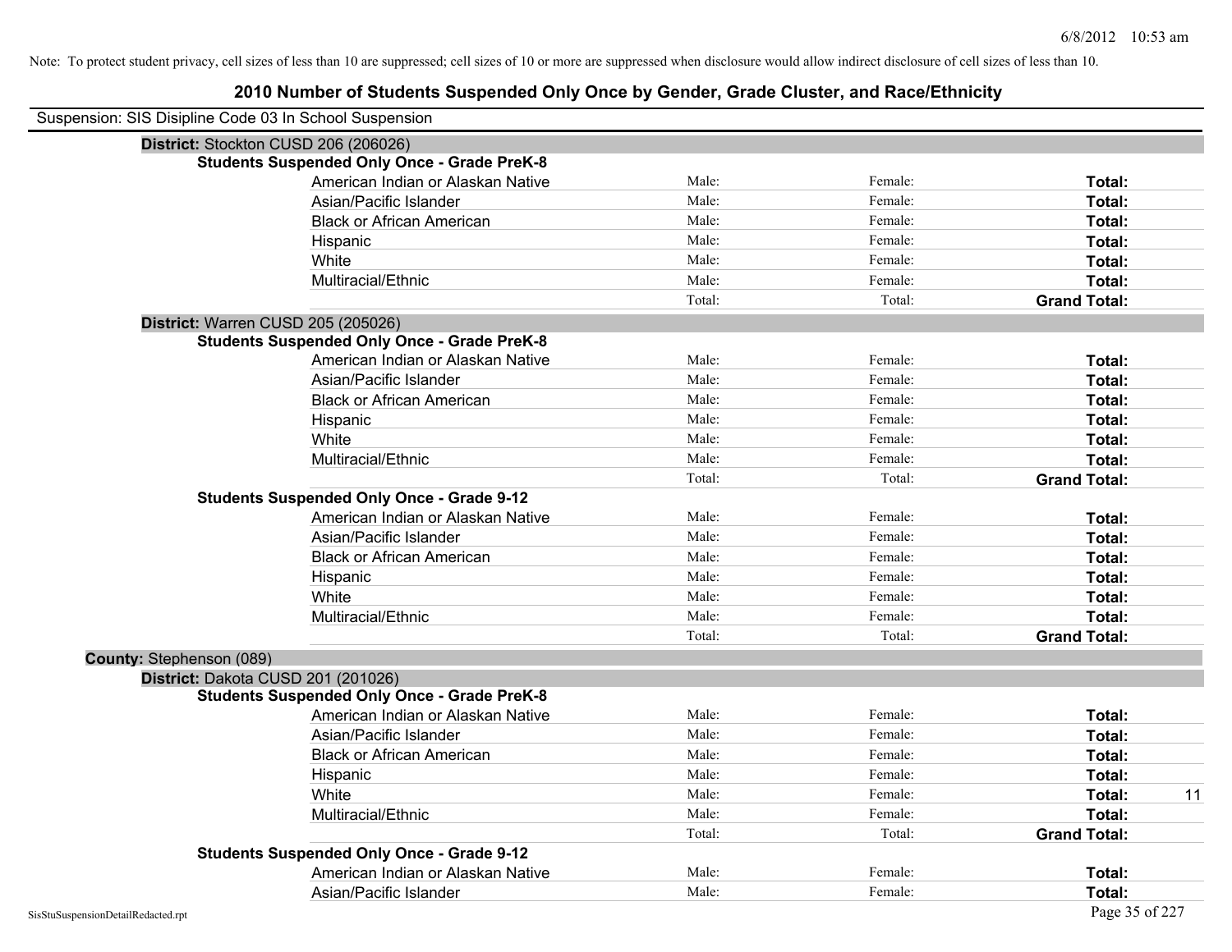Note: To protect student privacy, cell sizes of less than 10 are suppressed; cell sizes of 10 or more are suppressed when disclosure would allow indirect disclosure of cell sizes of less than 10.

# 2010 Number of Students Suspended Only Once by Gender, Grade Cluster, and Race/Ethnicity

Suspension: SIS Disipline Code 03 In School Suspension

**District:** Stockton CUSD 206 (206026)

**Students Suspended Only Once - Grade PreK-8**

| Race/Ethnicity | Male | Female | Total |
|---|---|---|---|
| American Indian or Alaskan Native | Male: | Female: | **Total:** |
| Asian/Pacific Islander | Male: | Female: | **Total:** |
| Black or African American | Male: | Female: | **Total:** |
| Hispanic | Male: | Female: | **Total:** |
| White | Male: | Female: | **Total:** |
| Multiracial/Ethnic | Male: | Female: | **Total:** |
| | Total: | Total: | **Grand Total:** |

**District:** Warren CUSD 205 (205026)

**Students Suspended Only Once - Grade PreK-8**

| Race/Ethnicity | Male | Female | Total |
|---|---|---|---|
| American Indian or Alaskan Native | Male: | Female: | **Total:** |
| Asian/Pacific Islander | Male: | Female: | **Total:** |
| Black or African American | Male: | Female: | **Total:** |
| Hispanic | Male: | Female: | **Total:** |
| White | Male: | Female: | **Total:** |
| Multiracial/Ethnic | Male: | Female: | **Total:** |
| | Total: | Total: | **Grand Total:** |

**Students Suspended Only Once - Grade 9-12**

| Race/Ethnicity | Male | Female | Total |
|---|---|---|---|
| American Indian or Alaskan Native | Male: | Female: | **Total:** |
| Asian/Pacific Islander | Male: | Female: | **Total:** |
| Black or African American | Male: | Female: | **Total:** |
| Hispanic | Male: | Female: | **Total:** |
| White | Male: | Female: | **Total:** |
| Multiracial/Ethnic | Male: | Female: | **Total:** |
| | Total: | Total: | **Grand Total:** |

**County:** Stephenson (089)

**District:** Dakota CUSD 201 (201026)

**Students Suspended Only Once - Grade PreK-8**

| Race/Ethnicity | Male | Female | Total |
|---|---|---|---|
| American Indian or Alaskan Native | Male: | Female: | **Total:** |
| Asian/Pacific Islander | Male: | Female: | **Total:** |
| Black or African American | Male: | Female: | **Total:** |
| Hispanic | Male: | Female: | **Total:** |
| White | Male: | Female: | **Total:** 11 |
| Multiracial/Ethnic | Male: | Female: | **Total:** |
| | Total: | Total: | **Grand Total:** |

**Students Suspended Only Once - Grade 9-12**

| Race/Ethnicity | Male | Female | Total |
|---|---|---|---|
| American Indian or Alaskan Native | Male: | Female: | **Total:** |
| Asian/Pacific Islander | Male: | Female: | **Total:** |

SisStuSuspensionDetailRedacted.rpt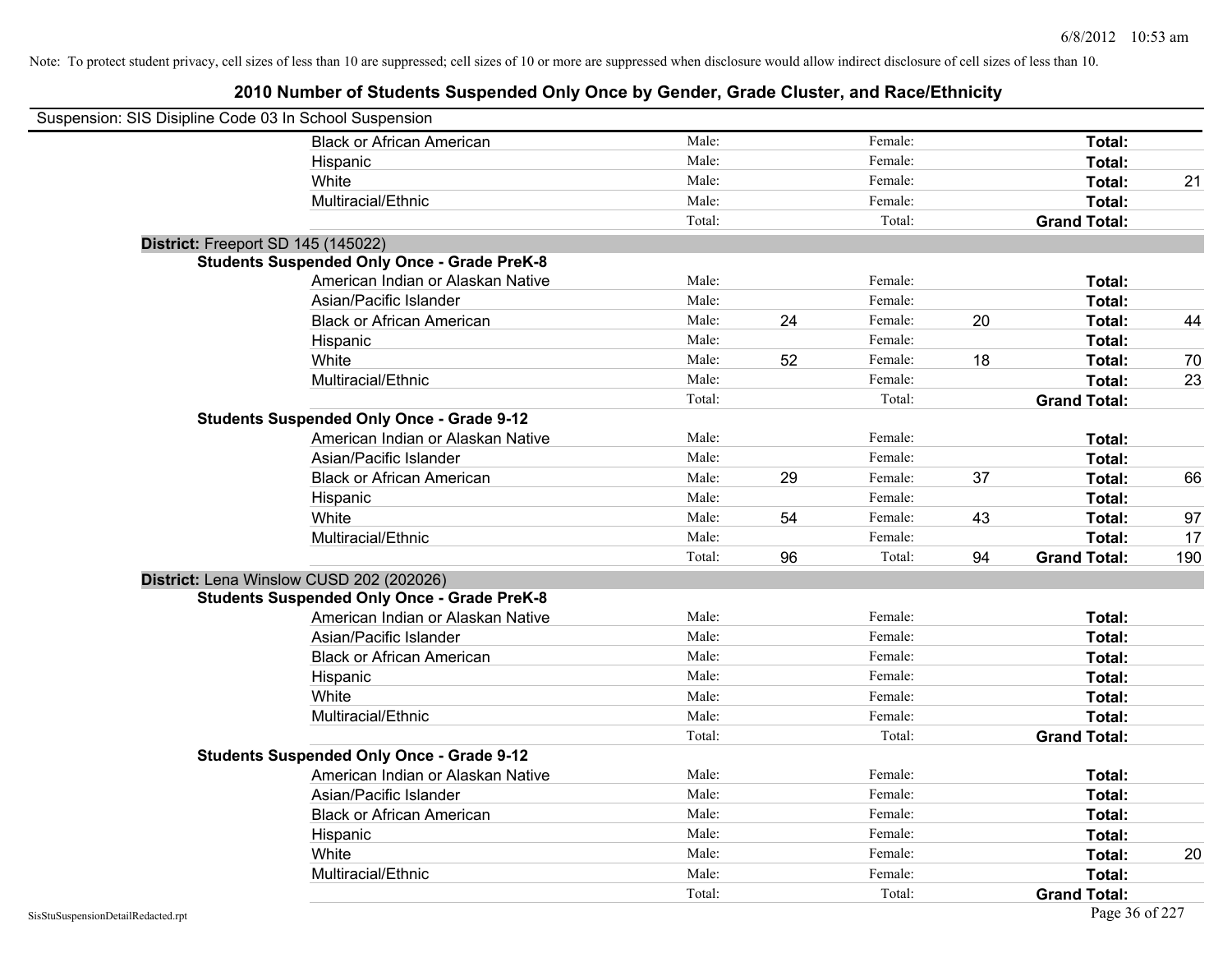Note: To protect student privacy, cell sizes of less than 10 are suppressed; cell sizes of 10 or more are suppressed when disclosure would allow indirect disclosure of cell sizes of less than 10.

# 2010 Number of Students Suspended Only Once by Gender, Grade Cluster, and Race/Ethnicity

Suspension: SIS Disipline Code 03 In School Suspension

| | | | | | | |
|---|---|---|---|---|---|---|
| Black or African American | Male: | | Female: | | **Total:** | |
| Hispanic | Male: | | Female: | | **Total:** | |
| White | Male: | | Female: | | **Total:** | 21 |
| Multiracial/Ethnic | Male: | | Female: | | **Total:** | |
| | Total: | | Total: | | **Grand Total:** | |

**District:** Freeport SD 145 (145022)

**Students Suspended Only Once - Grade PreK-8**

| | | | | | | |
|---|---|---|---|---|---|---|
| American Indian or Alaskan Native | Male: | | Female: | | **Total:** | |
| Asian/Pacific Islander | Male: | | Female: | | **Total:** | |
| Black or African American | Male: | 24 | Female: | 20 | **Total:** | 44 |
| Hispanic | Male: | | Female: | | **Total:** | |
| White | Male: | 52 | Female: | 18 | **Total:** | 70 |
| Multiracial/Ethnic | Male: | | Female: | | **Total:** | 23 |
| | Total: | | Total: | | **Grand Total:** | |

**Students Suspended Only Once - Grade 9-12**

| | | | | | | |
|---|---|---|---|---|---|---|
| American Indian or Alaskan Native | Male: | | Female: | | **Total:** | |
| Asian/Pacific Islander | Male: | | Female: | | **Total:** | |
| Black or African American | Male: | 29 | Female: | 37 | **Total:** | 66 |
| Hispanic | Male: | | Female: | | **Total:** | |
| White | Male: | 54 | Female: | 43 | **Total:** | 97 |
| Multiracial/Ethnic | Male: | | Female: | | **Total:** | 17 |
| | Total: | 96 | Total: | 94 | **Grand Total:** | 190 |

**District:** Lena Winslow CUSD 202 (202026)

**Students Suspended Only Once - Grade PreK-8**

| | | | | | | |
|---|---|---|---|---|---|---|
| American Indian or Alaskan Native | Male: | | Female: | | **Total:** | |
| Asian/Pacific Islander | Male: | | Female: | | **Total:** | |
| Black or African American | Male: | | Female: | | **Total:** | |
| Hispanic | Male: | | Female: | | **Total:** | |
| White | Male: | | Female: | | **Total:** | |
| Multiracial/Ethnic | Male: | | Female: | | **Total:** | |
| | Total: | | Total: | | **Grand Total:** | |

**Students Suspended Only Once - Grade 9-12**

| | | | | | | |
|---|---|---|---|---|---|---|
| American Indian or Alaskan Native | Male: | | Female: | | **Total:** | |
| Asian/Pacific Islander | Male: | | Female: | | **Total:** | |
| Black or African American | Male: | | Female: | | **Total:** | |
| Hispanic | Male: | | Female: | | **Total:** | |
| White | Male: | | Female: | | **Total:** | 20 |
| Multiracial/Ethnic | Male: | | Female: | | **Total:** | |
| | Total: | | Total: | | **Grand Total:** | |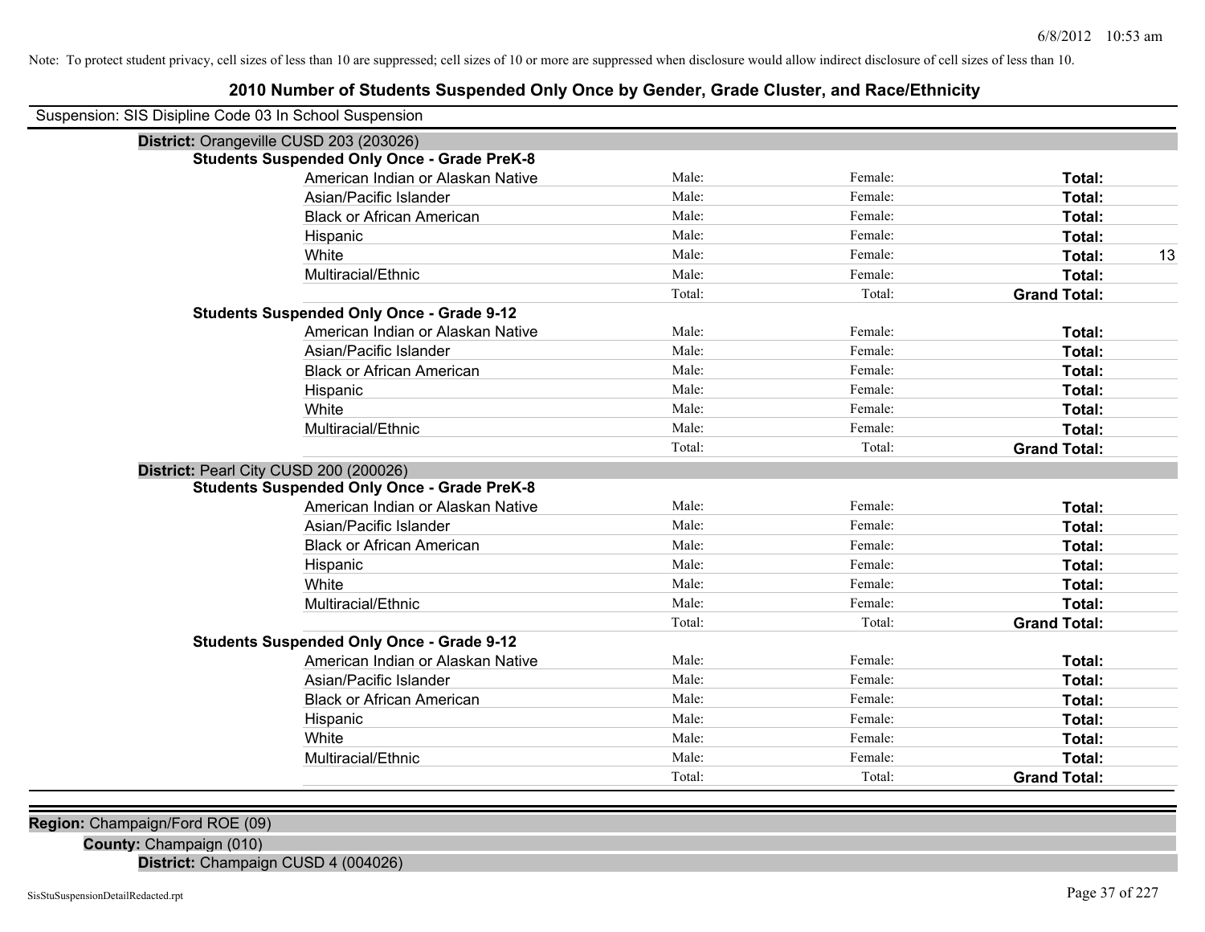Note: To protect student privacy, cell sizes of less than 10 are suppressed; cell sizes of 10 or more are suppressed when disclosure would allow indirect disclosure of cell sizes of less than 10.

# 2010 Number of Students Suspended Only Once by Gender, Grade Cluster, and Race/Ethnicity

Suspension: SIS Disipline Code 03 In School Suspension

**District:** Orangeville CUSD 203 (203026)

**Students Suspended Only Once - Grade PreK-8**

| | | | | |
|---|---|---|---|---|
| American Indian or Alaskan Native | Male: | Female: | **Total:** | |
| Asian/Pacific Islander | Male: | Female: | **Total:** | |
| Black or African American | Male: | Female: | **Total:** | |
| Hispanic | Male: | Female: | **Total:** | |
| White | Male: | Female: | **Total:** | 13 |
| Multiracial/Ethnic | Male: | Female: | **Total:** | |
| | Total: | Total: | **Grand Total:** | |

**Students Suspended Only Once - Grade 9-12**

| | | | | |
|---|---|---|---|---|
| American Indian or Alaskan Native | Male: | Female: | **Total:** | |
| Asian/Pacific Islander | Male: | Female: | **Total:** | |
| Black or African American | Male: | Female: | **Total:** | |
| Hispanic | Male: | Female: | **Total:** | |
| White | Male: | Female: | **Total:** | |
| Multiracial/Ethnic | Male: | Female: | **Total:** | |
| | Total: | Total: | **Grand Total:** | |

**District:** Pearl City CUSD 200 (200026)

**Students Suspended Only Once - Grade PreK-8**

| | | | | |
|---|---|---|---|---|
| American Indian or Alaskan Native | Male: | Female: | **Total:** | |
| Asian/Pacific Islander | Male: | Female: | **Total:** | |
| Black or African American | Male: | Female: | **Total:** | |
| Hispanic | Male: | Female: | **Total:** | |
| White | Male: | Female: | **Total:** | |
| Multiracial/Ethnic | Male: | Female: | **Total:** | |
| | Total: | Total: | **Grand Total:** | |

**Students Suspended Only Once - Grade 9-12**

| | | | | |
|---|---|---|---|---|
| American Indian or Alaskan Native | Male: | Female: | **Total:** | |
| Asian/Pacific Islander | Male: | Female: | **Total:** | |
| Black or African American | Male: | Female: | **Total:** | |
| Hispanic | Male: | Female: | **Total:** | |
| White | Male: | Female: | **Total:** | |
| Multiracial/Ethnic | Male: | Female: | **Total:** | |
| | Total: | Total: | **Grand Total:** | |

**Region:** Champaign/Ford ROE (09)

**County:** Champaign (010)

**District:** Champaign CUSD 4 (004026)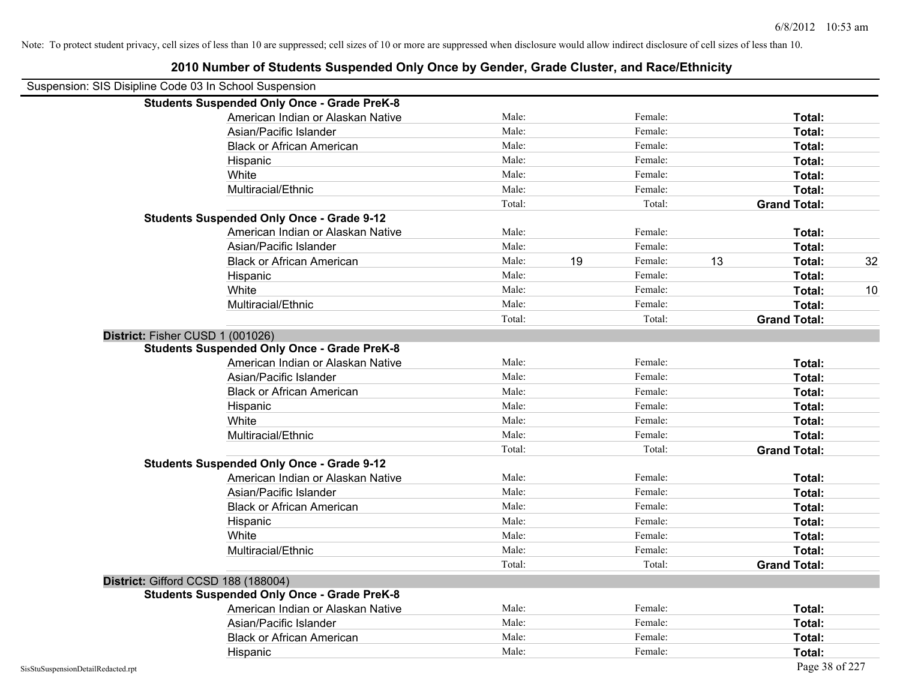Note: To protect student privacy, cell sizes of less than 10 are suppressed; cell sizes of 10 or more are suppressed when disclosure would allow indirect disclosure of cell sizes of less than 10.

# 2010 Number of Students Suspended Only Once by Gender, Grade Cluster, and Race/Ethnicity

Suspension: SIS Disipline Code 03 In School Suspension

**Students Suspended Only Once - Grade PreK-8**

| | | | | | | |
|---|---|---|---|---|---|---|
| American Indian or Alaskan Native | Male: | | Female: | | **Total:** | |
| Asian/Pacific Islander | Male: | | Female: | | **Total:** | |
| Black or African American | Male: | | Female: | | **Total:** | |
| Hispanic | Male: | | Female: | | **Total:** | |
| White | Male: | | Female: | | **Total:** | |
| Multiracial/Ethnic | Male: | | Female: | | **Total:** | |
| | Total: | | Total: | | **Grand Total:** | |

**Students Suspended Only Once - Grade 9-12**

| | | | | | | |
|---|---|---|---|---|---|---|
| American Indian or Alaskan Native | Male: | | Female: | | **Total:** | |
| Asian/Pacific Islander | Male: | | Female: | | **Total:** | |
| Black or African American | Male: | 19 | Female: | 13 | **Total:** | 32 |
| Hispanic | Male: | | Female: | | **Total:** | |
| White | Male: | | Female: | | **Total:** | 10 |
| Multiracial/Ethnic | Male: | | Female: | | **Total:** | |
| | Total: | | Total: | | **Grand Total:** | |

**District:** Fisher CUSD 1 (001026)

**Students Suspended Only Once - Grade PreK-8**

| | | | | | | |
|---|---|---|---|---|---|---|
| American Indian or Alaskan Native | Male: | | Female: | | **Total:** | |
| Asian/Pacific Islander | Male: | | Female: | | **Total:** | |
| Black or African American | Male: | | Female: | | **Total:** | |
| Hispanic | Male: | | Female: | | **Total:** | |
| White | Male: | | Female: | | **Total:** | |
| Multiracial/Ethnic | Male: | | Female: | | **Total:** | |
| | Total: | | Total: | | **Grand Total:** | |

**Students Suspended Only Once - Grade 9-12**

| | | | | | | |
|---|---|---|---|---|---|---|
| American Indian or Alaskan Native | Male: | | Female: | | **Total:** | |
| Asian/Pacific Islander | Male: | | Female: | | **Total:** | |
| Black or African American | Male: | | Female: | | **Total:** | |
| Hispanic | Male: | | Female: | | **Total:** | |
| White | Male: | | Female: | | **Total:** | |
| Multiracial/Ethnic | Male: | | Female: | | **Total:** | |
| | Total: | | Total: | | **Grand Total:** | |

**District:** Gifford CCSD 188 (188004)

**Students Suspended Only Once - Grade PreK-8**

| | | | | | | |
|---|---|---|---|---|---|---|
| American Indian or Alaskan Native | Male: | | Female: | | **Total:** | |
| Asian/Pacific Islander | Male: | | Female: | | **Total:** | |
| Black or African American | Male: | | Female: | | **Total:** | |
| Hispanic | Male: | | Female: | | **Total:** | |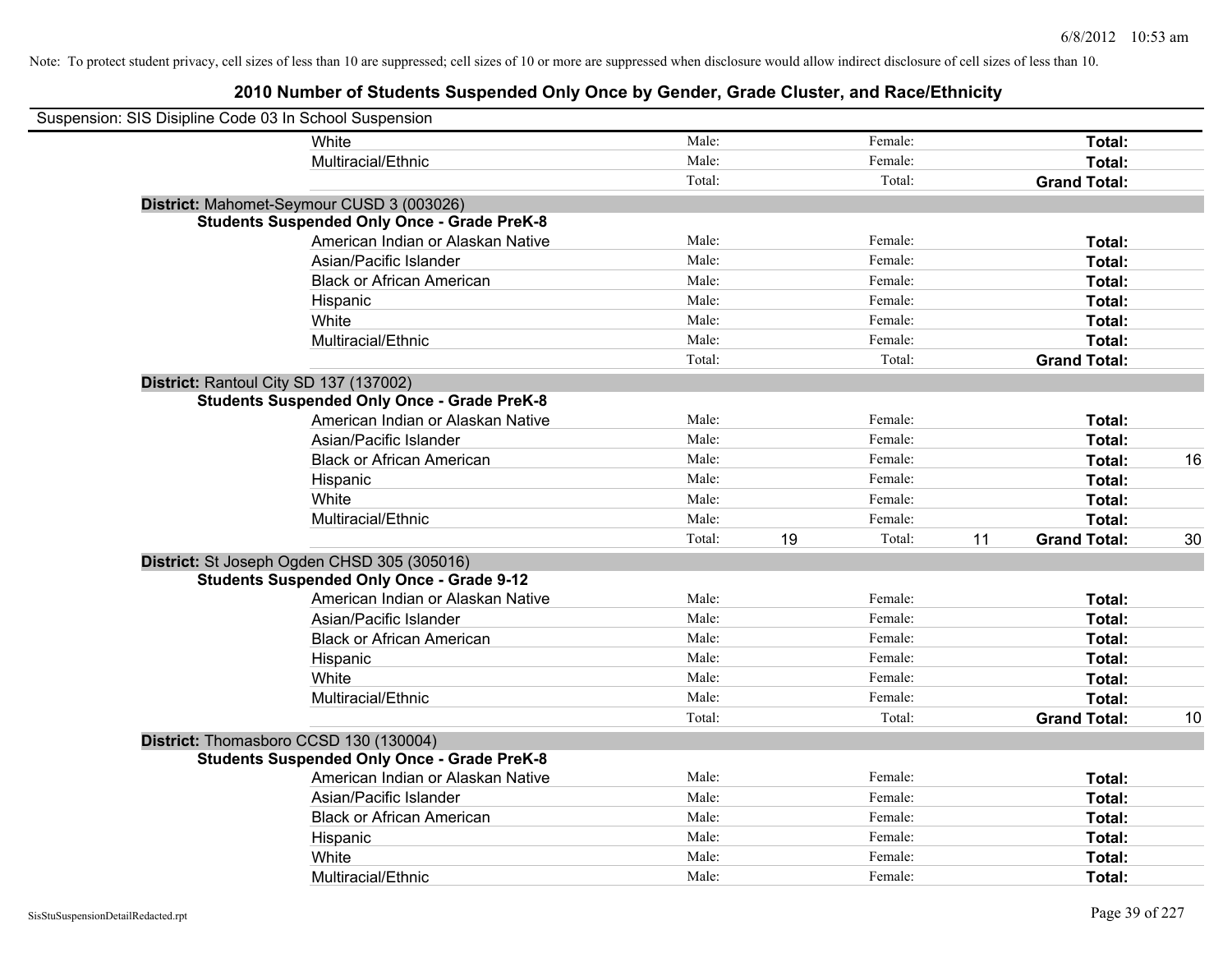Note: To protect student privacy, cell sizes of less than 10 are suppressed; cell sizes of 10 or more are suppressed when disclosure would allow indirect disclosure of cell sizes of less than 10.

# 2010 Number of Students Suspended Only Once by Gender, Grade Cluster, and Race/Ethnicity

Suspension: SIS Disipline Code 03 In School Suspension

| | | | | | | |
|---|---|---|---|---|---|---|
| White | Male: | | Female: | | **Total:** | |
| Multiracial/Ethnic | Male: | | Female: | | **Total:** | |
| | Total: | | Total: | | **Grand Total:** | |

**District:** Mahomet-Seymour CUSD 3 (003026)

**Students Suspended Only Once - Grade PreK-8**

| | | | | | | |
|---|---|---|---|---|---|---|
| American Indian or Alaskan Native | Male: | | Female: | | **Total:** | |
| Asian/Pacific Islander | Male: | | Female: | | **Total:** | |
| Black or African American | Male: | | Female: | | **Total:** | |
| Hispanic | Male: | | Female: | | **Total:** | |
| White | Male: | | Female: | | **Total:** | |
| Multiracial/Ethnic | Male: | | Female: | | **Total:** | |
| | Total: | | Total: | | **Grand Total:** | |

**District:** Rantoul City SD 137 (137002)

**Students Suspended Only Once - Grade PreK-8**

| | | | | | | |
|---|---|---|---|---|---|---|
| American Indian or Alaskan Native | Male: | | Female: | | **Total:** | |
| Asian/Pacific Islander | Male: | | Female: | | **Total:** | |
| Black or African American | Male: | | Female: | | **Total:** | 16 |
| Hispanic | Male: | | Female: | | **Total:** | |
| White | Male: | | Female: | | **Total:** | |
| Multiracial/Ethnic | Male: | | Female: | | **Total:** | |
| | Total: | 19 | Total: | 11 | **Grand Total:** | 30 |

**District:** St Joseph Ogden CHSD 305 (305016)

**Students Suspended Only Once - Grade 9-12**

| | | | | | | |
|---|---|---|---|---|---|---|
| American Indian or Alaskan Native | Male: | | Female: | | **Total:** | |
| Asian/Pacific Islander | Male: | | Female: | | **Total:** | |
| Black or African American | Male: | | Female: | | **Total:** | |
| Hispanic | Male: | | Female: | | **Total:** | |
| White | Male: | | Female: | | **Total:** | |
| Multiracial/Ethnic | Male: | | Female: | | **Total:** | |
| | Total: | | Total: | | **Grand Total:** | 10 |

**District:** Thomasboro CCSD 130 (130004)

**Students Suspended Only Once - Grade PreK-8**

| | | | | | | |
|---|---|---|---|---|---|---|
| American Indian or Alaskan Native | Male: | | Female: | | **Total:** | |
| Asian/Pacific Islander | Male: | | Female: | | **Total:** | |
| Black or African American | Male: | | Female: | | **Total:** | |
| Hispanic | Male: | | Female: | | **Total:** | |
| White | Male: | | Female: | | **Total:** | |
| Multiracial/Ethnic | Male: | | Female: | | **Total:** | |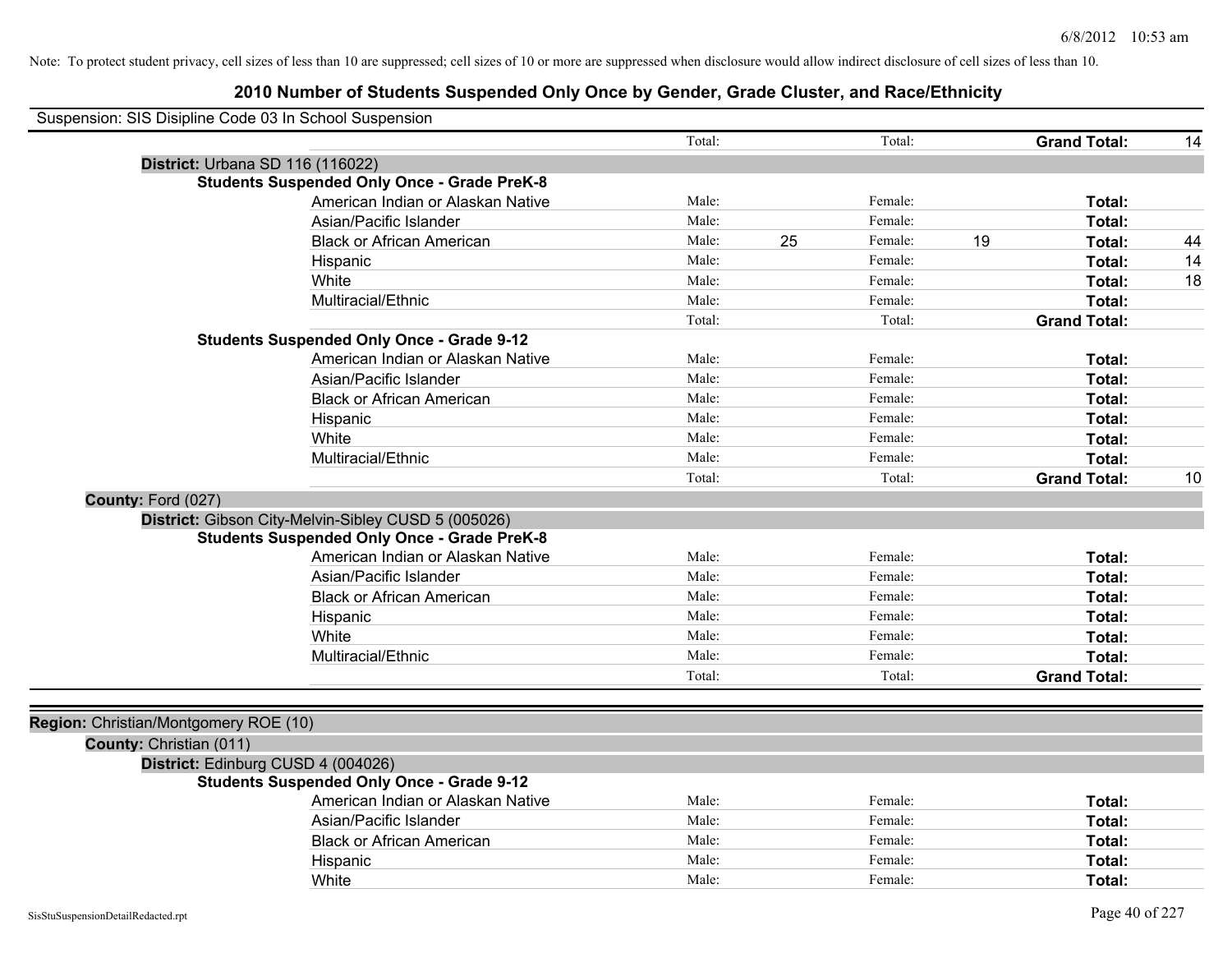Note: To protect student privacy, cell sizes of less than 10 are suppressed; cell sizes of 10 or more are suppressed when disclosure would allow indirect disclosure of cell sizes of less than 10.

# 2010 Number of Students Suspended Only Once by Gender, Grade Cluster, and Race/Ethnicity

Suspension: SIS Disipline Code 03 In School Suspension

| | Male | | Female | | | |
|---|---|---|---|---|---|---|
| | Total: | | Total: | | **Grand Total:** | 14 |

**District:** Urbana SD 116 (116022)

**Students Suspended Only Once - Grade PreK-8**

| | | | | | | |
|---|---|---|---|---|---|---|
| American Indian or Alaskan Native | Male: | | Female: | | **Total:** | |
| Asian/Pacific Islander | Male: | | Female: | | **Total:** | |
| Black or African American | Male: | 25 | Female: | 19 | **Total:** | 44 |
| Hispanic | Male: | | Female: | | **Total:** | 14 |
| White | Male: | | Female: | | **Total:** | 18 |
| Multiracial/Ethnic | Male: | | Female: | | **Total:** | |
| | Total: | | Total: | | **Grand Total:** | |

**Students Suspended Only Once - Grade 9-12**

| | | | | | | |
|---|---|---|---|---|---|---|
| American Indian or Alaskan Native | Male: | | Female: | | **Total:** | |
| Asian/Pacific Islander | Male: | | Female: | | **Total:** | |
| Black or African American | Male: | | Female: | | **Total:** | |
| Hispanic | Male: | | Female: | | **Total:** | |
| White | Male: | | Female: | | **Total:** | |
| Multiracial/Ethnic | Male: | | Female: | | **Total:** | |
| | Total: | | Total: | | **Grand Total:** | 10 |

**County:** Ford (027)

**District:** Gibson City-Melvin-Sibley CUSD 5 (005026)

**Students Suspended Only Once - Grade PreK-8**

| | | | | | | |
|---|---|---|---|---|---|---|
| American Indian or Alaskan Native | Male: | | Female: | | **Total:** | |
| Asian/Pacific Islander | Male: | | Female: | | **Total:** | |
| Black or African American | Male: | | Female: | | **Total:** | |
| Hispanic | Male: | | Female: | | **Total:** | |
| White | Male: | | Female: | | **Total:** | |
| Multiracial/Ethnic | Male: | | Female: | | **Total:** | |
| | Total: | | Total: | | **Grand Total:** | |

**Region:** Christian/Montgomery ROE (10)

**County:** Christian (011)

**District:** Edinburg CUSD 4 (004026)

**Students Suspended Only Once - Grade 9-12**

| | | | | | | |
|---|---|---|---|---|---|---|
| American Indian or Alaskan Native | Male: | | Female: | | **Total:** | |
| Asian/Pacific Islander | Male: | | Female: | | **Total:** | |
| Black or African American | Male: | | Female: | | **Total:** | |
| Hispanic | Male: | | Female: | | **Total:** | |
| White | Male: | | Female: | | **Total:** | |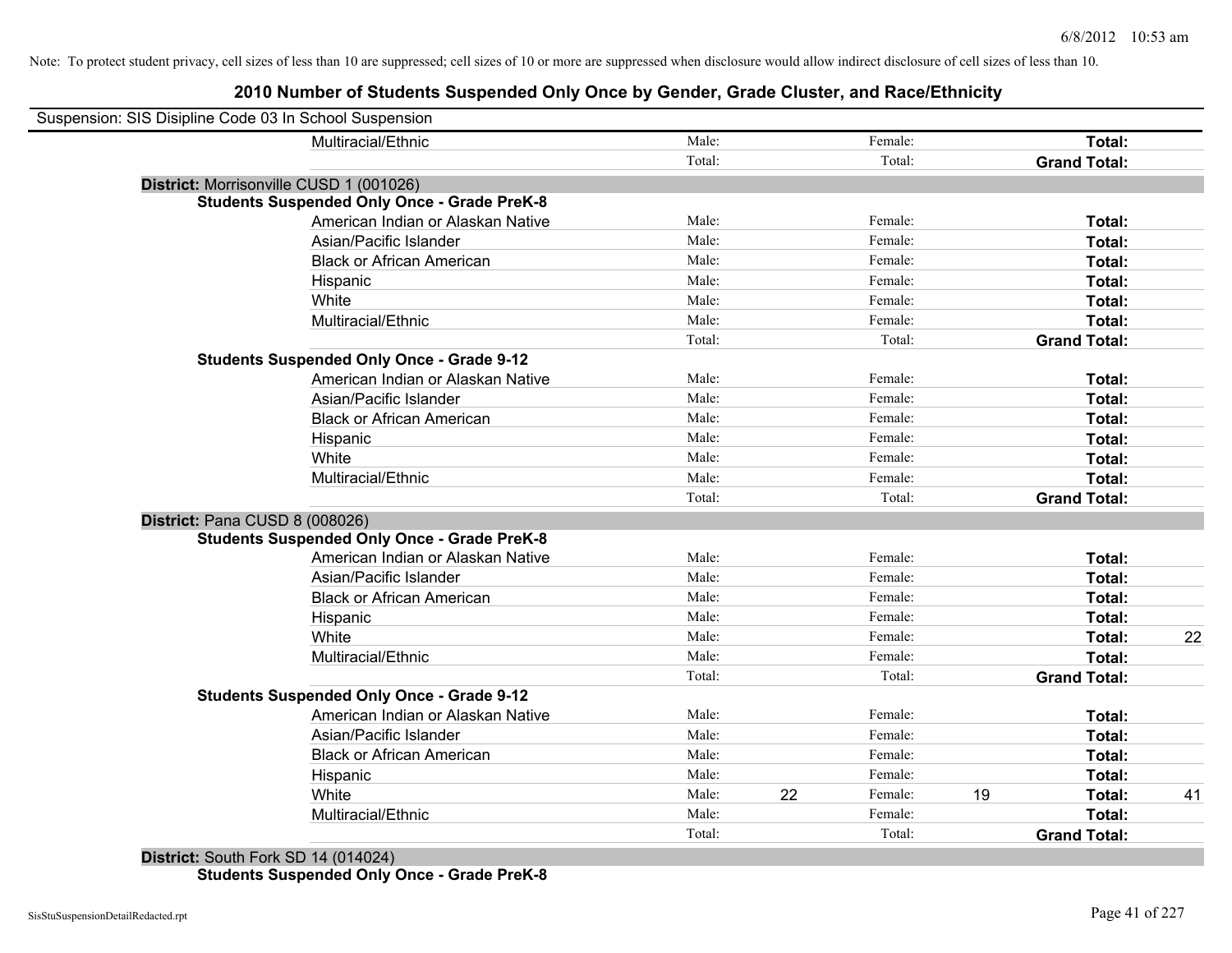Note: To protect student privacy, cell sizes of less than 10 are suppressed; cell sizes of 10 or more are suppressed when disclosure would allow indirect disclosure of cell sizes of less than 10.

## 2010 Number of Students Suspended Only Once by Gender, Grade Cluster, and Race/Ethnicity

Suspension: SIS Disipline Code 03 In School Suspension

| | Male | | Female | | Total | |
|---|---|---|---|---|---|---|
| Multiracial/Ethnic | Male: | | Female: | | **Total:** | |
| | Total: | | Total: | | **Grand Total:** | |

**District:** Morrisonville CUSD 1 (001026)

**Students Suspended Only Once - Grade PreK-8**

| | Male | | Female | | Total | |
|---|---|---|---|---|---|---|
| American Indian or Alaskan Native | Male: | | Female: | | **Total:** | |
| Asian/Pacific Islander | Male: | | Female: | | **Total:** | |
| Black or African American | Male: | | Female: | | **Total:** | |
| Hispanic | Male: | | Female: | | **Total:** | |
| White | Male: | | Female: | | **Total:** | |
| Multiracial/Ethnic | Male: | | Female: | | **Total:** | |
| | Total: | | Total: | | **Grand Total:** | |

**Students Suspended Only Once - Grade 9-12**

| | Male | | Female | | Total | |
|---|---|---|---|---|---|---|
| American Indian or Alaskan Native | Male: | | Female: | | **Total:** | |
| Asian/Pacific Islander | Male: | | Female: | | **Total:** | |
| Black or African American | Male: | | Female: | | **Total:** | |
| Hispanic | Male: | | Female: | | **Total:** | |
| White | Male: | | Female: | | **Total:** | |
| Multiracial/Ethnic | Male: | | Female: | | **Total:** | |
| | Total: | | Total: | | **Grand Total:** | |

**District:** Pana CUSD 8 (008026)

**Students Suspended Only Once - Grade PreK-8**

| | Male | | Female | | Total | |
|---|---|---|---|---|---|---|
| American Indian or Alaskan Native | Male: | | Female: | | **Total:** | |
| Asian/Pacific Islander | Male: | | Female: | | **Total:** | |
| Black or African American | Male: | | Female: | | **Total:** | |
| Hispanic | Male: | | Female: | | **Total:** | |
| White | Male: | | Female: | | **Total:** | 22 |
| Multiracial/Ethnic | Male: | | Female: | | **Total:** | |
| | Total: | | Total: | | **Grand Total:** | |

**Students Suspended Only Once - Grade 9-12**

| | Male | | Female | | Total | |
|---|---|---|---|---|---|---|
| American Indian or Alaskan Native | Male: | | Female: | | **Total:** | |
| Asian/Pacific Islander | Male: | | Female: | | **Total:** | |
| Black or African American | Male: | | Female: | | **Total:** | |
| Hispanic | Male: | | Female: | | **Total:** | |
| White | Male: | 22 | Female: | 19 | **Total:** | 41 |
| Multiracial/Ethnic | Male: | | Female: | | **Total:** | |
| | Total: | | Total: | | **Grand Total:** | |

**District:** South Fork SD 14 (014024)

**Students Suspended Only Once - Grade PreK-8**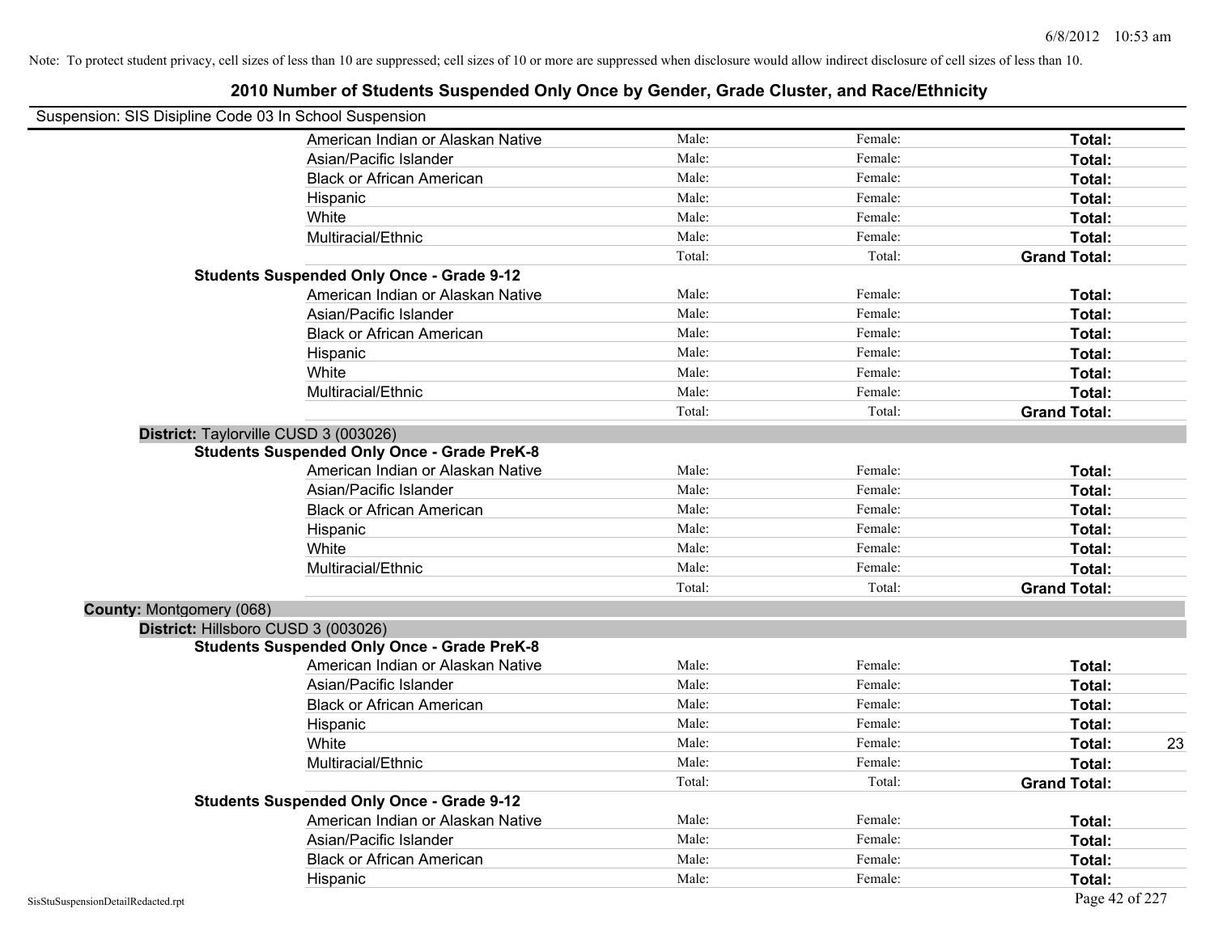Note: To protect student privacy, cell sizes of less than 10 are suppressed; cell sizes of 10 or more are suppressed when disclosure would allow indirect disclosure of cell sizes of less than 10.

# 2010 Number of Students Suspended Only Once by Gender, Grade Cluster, and Race/Ethnicity

Suspension: SIS Disipline Code 03 In School Suspension

| | | | | |
|---|---|---|---|---|
| American Indian or Alaskan Native | Male: | Female: | **Total:** | |
| Asian/Pacific Islander | Male: | Female: | **Total:** | |
| Black or African American | Male: | Female: | **Total:** | |
| Hispanic | Male: | Female: | **Total:** | |
| White | Male: | Female: | **Total:** | |
| Multiracial/Ethnic | Male: | Female: | **Total:** | |
| | Total: | Total: | **Grand Total:** | |

**Students Suspended Only Once - Grade 9-12**

| | | | | |
|---|---|---|---|---|
| American Indian or Alaskan Native | Male: | Female: | **Total:** | |
| Asian/Pacific Islander | Male: | Female: | **Total:** | |
| Black or African American | Male: | Female: | **Total:** | |
| Hispanic | Male: | Female: | **Total:** | |
| White | Male: | Female: | **Total:** | |
| Multiracial/Ethnic | Male: | Female: | **Total:** | |
| | Total: | Total: | **Grand Total:** | |

**District:** Taylorville CUSD 3 (003026)

**Students Suspended Only Once - Grade PreK-8**

| | | | | |
|---|---|---|---|---|
| American Indian or Alaskan Native | Male: | Female: | **Total:** | |
| Asian/Pacific Islander | Male: | Female: | **Total:** | |
| Black or African American | Male: | Female: | **Total:** | |
| Hispanic | Male: | Female: | **Total:** | |
| White | Male: | Female: | **Total:** | |
| Multiracial/Ethnic | Male: | Female: | **Total:** | |
| | Total: | Total: | **Grand Total:** | |

**County:** Montgomery (068)

**District:** Hillsboro CUSD 3 (003026)

**Students Suspended Only Once - Grade PreK-8**

| | | | | |
|---|---|---|---|---|
| American Indian or Alaskan Native | Male: | Female: | **Total:** | |
| Asian/Pacific Islander | Male: | Female: | **Total:** | |
| Black or African American | Male: | Female: | **Total:** | |
| Hispanic | Male: | Female: | **Total:** | |
| White | Male: | Female: | **Total:** | 23 |
| Multiracial/Ethnic | Male: | Female: | **Total:** | |
| | Total: | Total: | **Grand Total:** | |

**Students Suspended Only Once - Grade 9-12**

| | | | | |
|---|---|---|---|---|
| American Indian or Alaskan Native | Male: | Female: | **Total:** | |
| Asian/Pacific Islander | Male: | Female: | **Total:** | |
| Black or African American | Male: | Female: | **Total:** | |
| Hispanic | Male: | Female: | **Total:** | |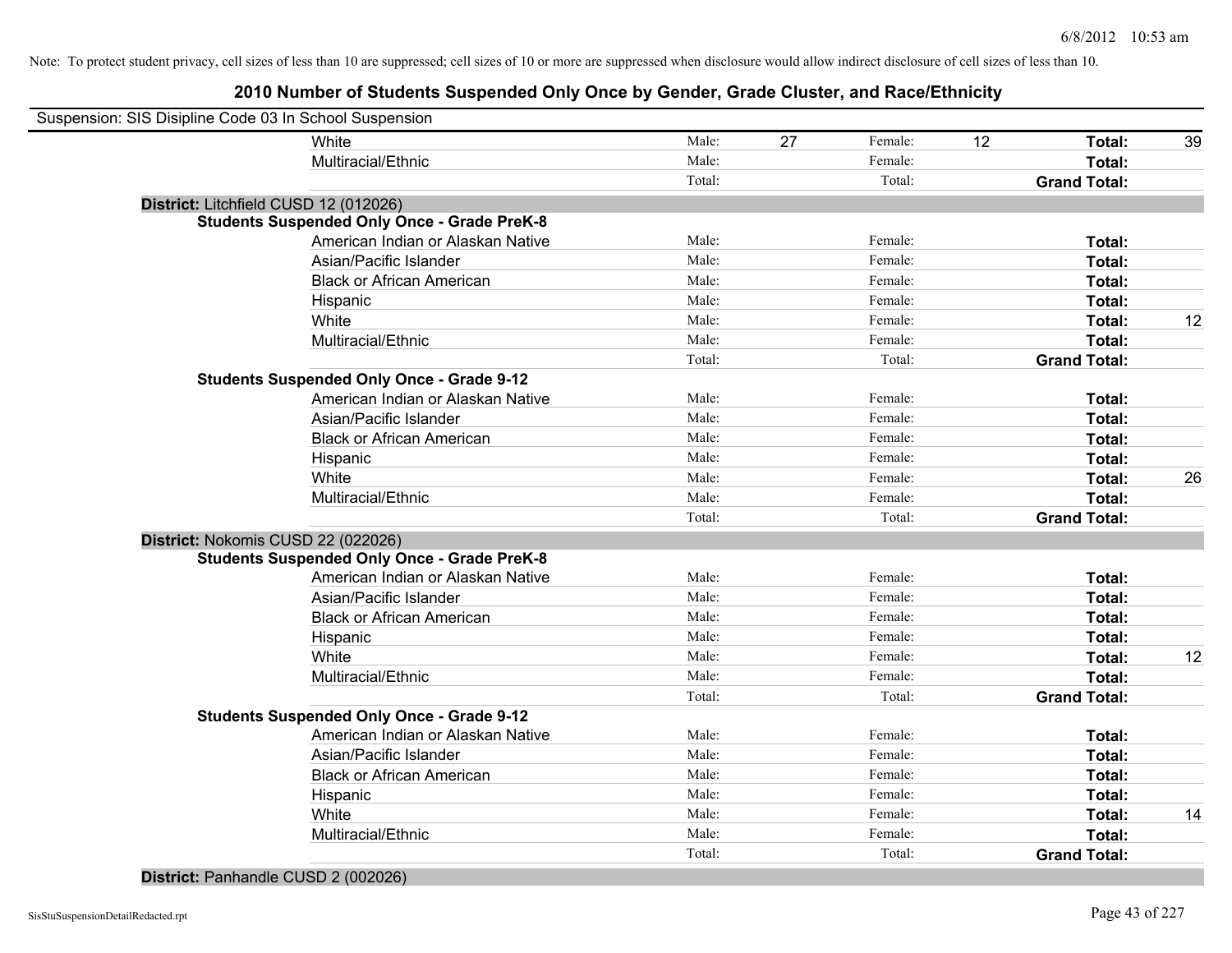Note: To protect student privacy, cell sizes of less than 10 are suppressed; cell sizes of 10 or more are suppressed when disclosure would allow indirect disclosure of cell sizes of less than 10.

# 2010 Number of Students Suspended Only Once by Gender, Grade Cluster, and Race/Ethnicity

Suspension: SIS Disipline Code 03 In School Suspension

| | | | | | | |
|---|---|---|---|---|---|---|
| White | Male: | 27 | Female: | 12 | **Total:** | 39 |
| Multiracial/Ethnic | Male: | | Female: | | **Total:** | |
| | Total: | | Total: | | **Grand Total:** | |

**District:** Litchfield CUSD 12 (012026)

**Students Suspended Only Once - Grade PreK-8**

| | | | | | | |
|---|---|---|---|---|---|---|
| American Indian or Alaskan Native | Male: | | Female: | | **Total:** | |
| Asian/Pacific Islander | Male: | | Female: | | **Total:** | |
| Black or African American | Male: | | Female: | | **Total:** | |
| Hispanic | Male: | | Female: | | **Total:** | |
| White | Male: | | Female: | | **Total:** | 12 |
| Multiracial/Ethnic | Male: | | Female: | | **Total:** | |
| | Total: | | Total: | | **Grand Total:** | |

**Students Suspended Only Once - Grade 9-12**

| | | | | | | |
|---|---|---|---|---|---|---|
| American Indian or Alaskan Native | Male: | | Female: | | **Total:** | |
| Asian/Pacific Islander | Male: | | Female: | | **Total:** | |
| Black or African American | Male: | | Female: | | **Total:** | |
| Hispanic | Male: | | Female: | | **Total:** | |
| White | Male: | | Female: | | **Total:** | 26 |
| Multiracial/Ethnic | Male: | | Female: | | **Total:** | |
| | Total: | | Total: | | **Grand Total:** | |

**District:** Nokomis CUSD 22 (022026)

**Students Suspended Only Once - Grade PreK-8**

| | | | | | | |
|---|---|---|---|---|---|---|
| American Indian or Alaskan Native | Male: | | Female: | | **Total:** | |
| Asian/Pacific Islander | Male: | | Female: | | **Total:** | |
| Black or African American | Male: | | Female: | | **Total:** | |
| Hispanic | Male: | | Female: | | **Total:** | |
| White | Male: | | Female: | | **Total:** | 12 |
| Multiracial/Ethnic | Male: | | Female: | | **Total:** | |
| | Total: | | Total: | | **Grand Total:** | |

**Students Suspended Only Once - Grade 9-12**

| | | | | | | |
|---|---|---|---|---|---|---|
| American Indian or Alaskan Native | Male: | | Female: | | **Total:** | |
| Asian/Pacific Islander | Male: | | Female: | | **Total:** | |
| Black or African American | Male: | | Female: | | **Total:** | |
| Hispanic | Male: | | Female: | | **Total:** | |
| White | Male: | | Female: | | **Total:** | 14 |
| Multiracial/Ethnic | Male: | | Female: | | **Total:** | |
| | Total: | | Total: | | **Grand Total:** | |

**District:** Panhandle CUSD 2 (002026)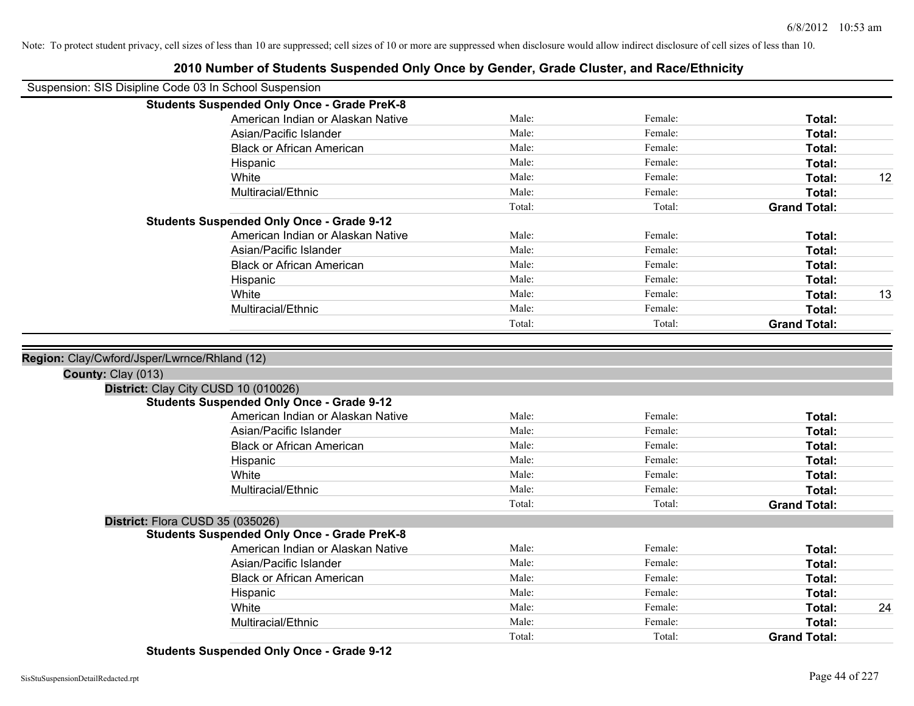Note: To protect student privacy, cell sizes of less than 10 are suppressed; cell sizes of 10 or more are suppressed when disclosure would allow indirect disclosure of cell sizes of less than 10.

# 2010 Number of Students Suspended Only Once by Gender, Grade Cluster, and Race/Ethnicity

Suspension: SIS Disipline Code 03 In School Suspension

**Students Suspended Only Once - Grade PreK-8**

| | | | | |
|---|---|---|---|---|
| American Indian or Alaskan Native | Male: | Female: | **Total:** | |
| Asian/Pacific Islander | Male: | Female: | **Total:** | |
| Black or African American | Male: | Female: | **Total:** | |
| Hispanic | Male: | Female: | **Total:** | |
| White | Male: | Female: | **Total:** | 12 |
| Multiracial/Ethnic | Male: | Female: | **Total:** | |
| | Total: | Total: | **Grand Total:** | |

**Students Suspended Only Once - Grade 9-12**

| | | | | |
|---|---|---|---|---|
| American Indian or Alaskan Native | Male: | Female: | **Total:** | |
| Asian/Pacific Islander | Male: | Female: | **Total:** | |
| Black or African American | Male: | Female: | **Total:** | |
| Hispanic | Male: | Female: | **Total:** | |
| White | Male: | Female: | **Total:** | 13 |
| Multiracial/Ethnic | Male: | Female: | **Total:** | |
| | Total: | Total: | **Grand Total:** | |

**Region:** Clay/Cwford/Jsper/Lwrnce/Rhland (12)

**County:** Clay (013)

**District:** Clay City CUSD 10 (010026)

**Students Suspended Only Once - Grade 9-12**

| | | | | |
|---|---|---|---|---|
| American Indian or Alaskan Native | Male: | Female: | **Total:** | |
| Asian/Pacific Islander | Male: | Female: | **Total:** | |
| Black or African American | Male: | Female: | **Total:** | |
| Hispanic | Male: | Female: | **Total:** | |
| White | Male: | Female: | **Total:** | |
| Multiracial/Ethnic | Male: | Female: | **Total:** | |
| | Total: | Total: | **Grand Total:** | |

**District:** Flora CUSD 35 (035026)

**Students Suspended Only Once - Grade PreK-8**

| | | | | |
|---|---|---|---|---|
| American Indian or Alaskan Native | Male: | Female: | **Total:** | |
| Asian/Pacific Islander | Male: | Female: | **Total:** | |
| Black or African American | Male: | Female: | **Total:** | |
| Hispanic | Male: | Female: | **Total:** | |
| White | Male: | Female: | **Total:** | 24 |
| Multiracial/Ethnic | Male: | Female: | **Total:** | |
| | Total: | Total: | **Grand Total:** | |

**Students Suspended Only Once - Grade 9-12**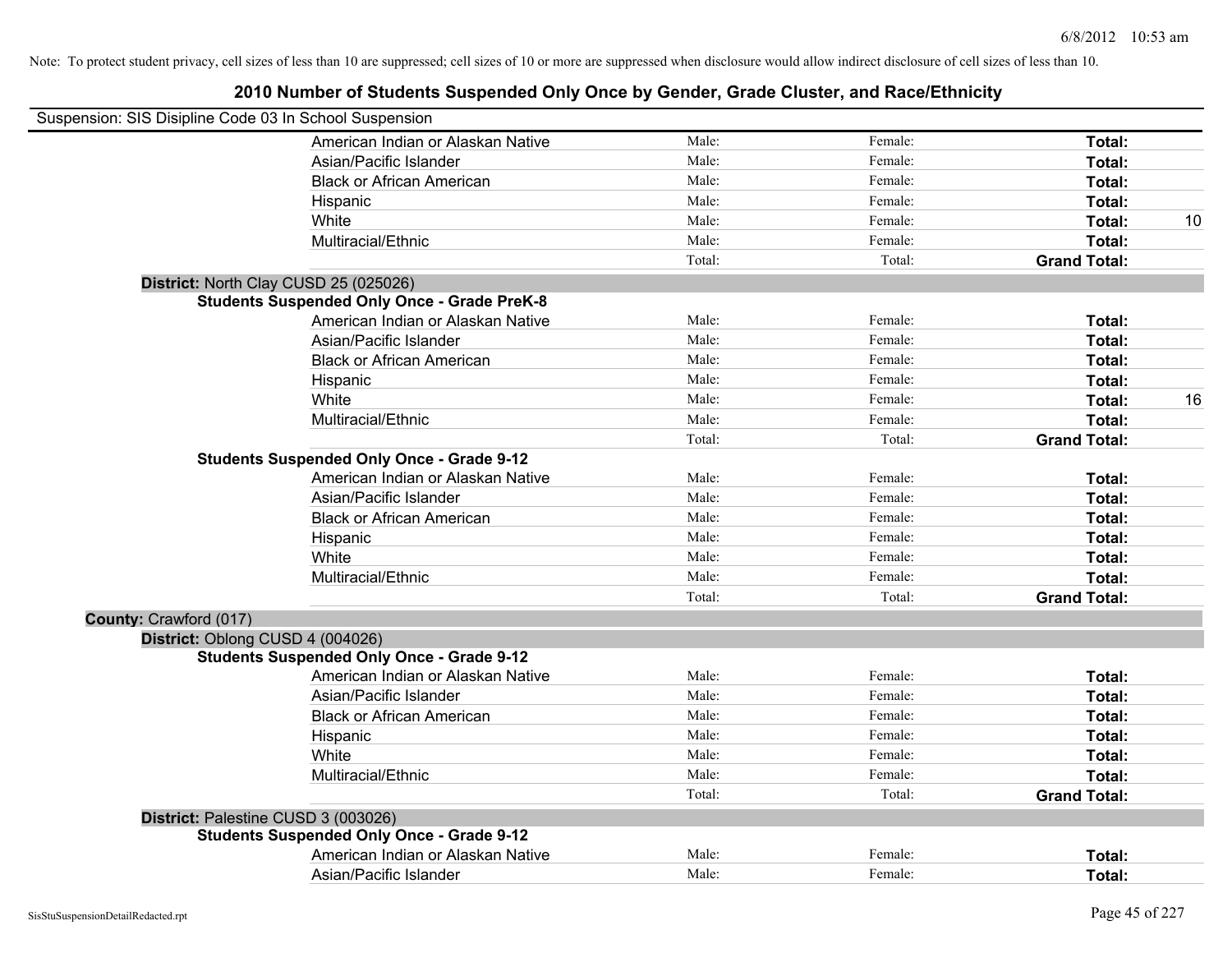Note: To protect student privacy, cell sizes of less than 10 are suppressed; cell sizes of 10 or more are suppressed when disclosure would allow indirect disclosure of cell sizes of less than 10.

# 2010 Number of Students Suspended Only Once by Gender, Grade Cluster, and Race/Ethnicity

Suspension: SIS Disipline Code 03 In School Suspension

| | | | | |
|---|---|---|---|---|
| American Indian or Alaskan Native | Male: | Female: | **Total:** | |
| Asian/Pacific Islander | Male: | Female: | **Total:** | |
| Black or African American | Male: | Female: | **Total:** | |
| Hispanic | Male: | Female: | **Total:** | |
| White | Male: | Female: | **Total:** | 10 |
| Multiracial/Ethnic | Male: | Female: | **Total:** | |
| | Total: | Total: | **Grand Total:** | |

**District:** North Clay CUSD 25 (025026)

**Students Suspended Only Once - Grade PreK-8**

| | | | | |
|---|---|---|---|---|
| American Indian or Alaskan Native | Male: | Female: | **Total:** | |
| Asian/Pacific Islander | Male: | Female: | **Total:** | |
| Black or African American | Male: | Female: | **Total:** | |
| Hispanic | Male: | Female: | **Total:** | |
| White | Male: | Female: | **Total:** | 16 |
| Multiracial/Ethnic | Male: | Female: | **Total:** | |
| | Total: | Total: | **Grand Total:** | |

**Students Suspended Only Once - Grade 9-12**

| | | | | |
|---|---|---|---|---|
| American Indian or Alaskan Native | Male: | Female: | **Total:** | |
| Asian/Pacific Islander | Male: | Female: | **Total:** | |
| Black or African American | Male: | Female: | **Total:** | |
| Hispanic | Male: | Female: | **Total:** | |
| White | Male: | Female: | **Total:** | |
| Multiracial/Ethnic | Male: | Female: | **Total:** | |
| | Total: | Total: | **Grand Total:** | |

**County:** Crawford (017)

**District:** Oblong CUSD 4 (004026)

**Students Suspended Only Once - Grade 9-12**

| | | | | |
|---|---|---|---|---|
| American Indian or Alaskan Native | Male: | Female: | **Total:** | |
| Asian/Pacific Islander | Male: | Female: | **Total:** | |
| Black or African American | Male: | Female: | **Total:** | |
| Hispanic | Male: | Female: | **Total:** | |
| White | Male: | Female: | **Total:** | |
| Multiracial/Ethnic | Male: | Female: | **Total:** | |
| | Total: | Total: | **Grand Total:** | |

**District:** Palestine CUSD 3 (003026)

**Students Suspended Only Once - Grade 9-12**

| | | | | |
|---|---|---|---|---|
| American Indian or Alaskan Native | Male: | Female: | **Total:** | |
| Asian/Pacific Islander | Male: | Female: | **Total:** | |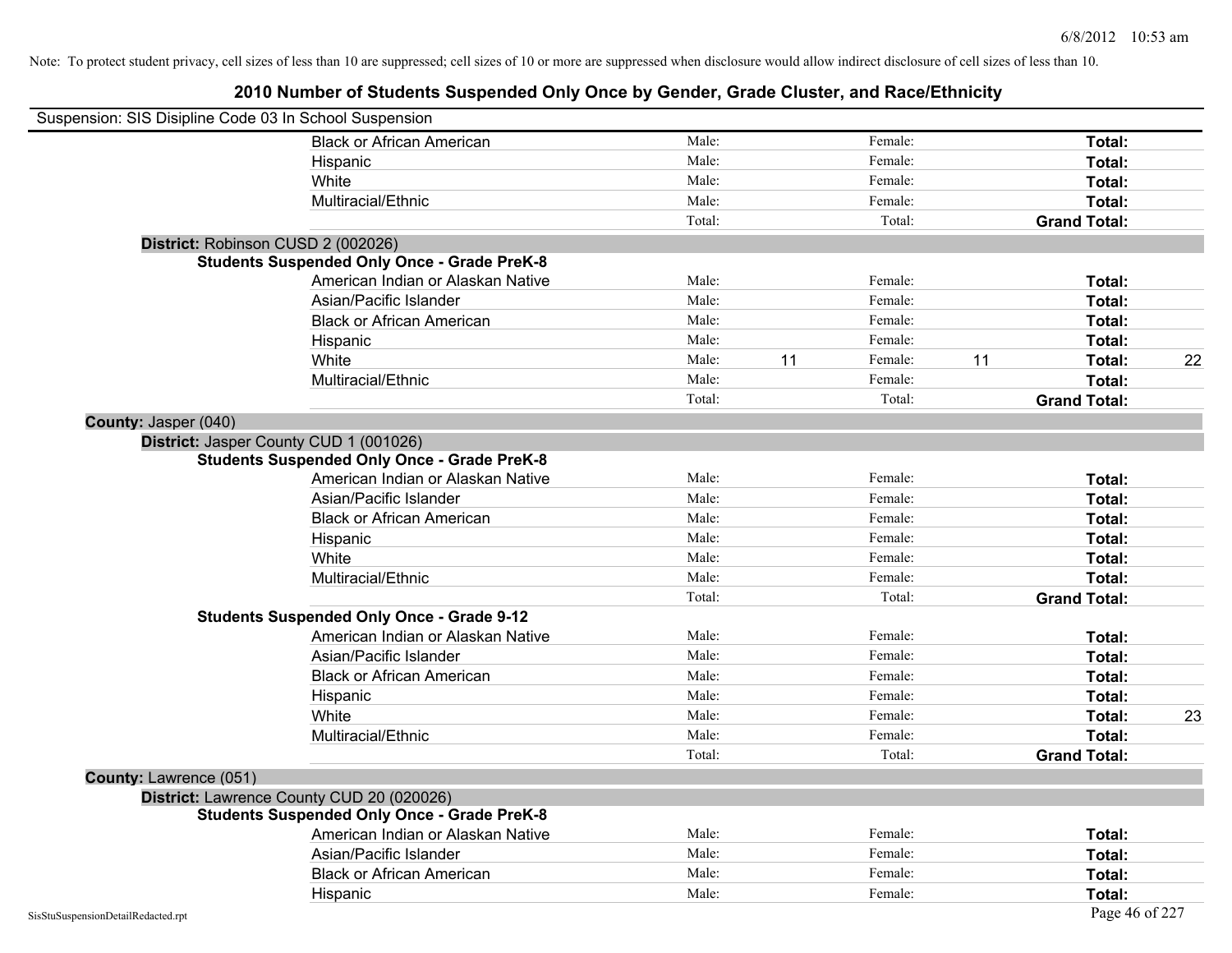Note: To protect student privacy, cell sizes of less than 10 are suppressed; cell sizes of 10 or more are suppressed when disclosure would allow indirect disclosure of cell sizes of less than 10.

# 2010 Number of Students Suspended Only Once by Gender, Grade Cluster, and Race/Ethnicity

Suspension: SIS Disipline Code 03 In School Suspension

| | | | | | | |
|---|---|---|---|---|---|---|
| Black or African American | Male: | | Female: | | **Total:** | |
| Hispanic | Male: | | Female: | | **Total:** | |
| White | Male: | | Female: | | **Total:** | |
| Multiracial/Ethnic | Male: | | Female: | | **Total:** | |
| | Total: | | Total: | | **Grand Total:** | |

**District:** Robinson CUSD 2 (002026)

**Students Suspended Only Once - Grade PreK-8**

| | | | | | | |
|---|---|---|---|---|---|---|
| American Indian or Alaskan Native | Male: | | Female: | | **Total:** | |
| Asian/Pacific Islander | Male: | | Female: | | **Total:** | |
| Black or African American | Male: | | Female: | | **Total:** | |
| Hispanic | Male: | | Female: | | **Total:** | |
| White | Male: | 11 | Female: | 11 | **Total:** | 22 |
| Multiracial/Ethnic | Male: | | Female: | | **Total:** | |
| | Total: | | Total: | | **Grand Total:** | |

**County:** Jasper (040)

**District:** Jasper County CUD 1 (001026)

**Students Suspended Only Once - Grade PreK-8**

| | | | | | | |
|---|---|---|---|---|---|---|
| American Indian or Alaskan Native | Male: | | Female: | | **Total:** | |
| Asian/Pacific Islander | Male: | | Female: | | **Total:** | |
| Black or African American | Male: | | Female: | | **Total:** | |
| Hispanic | Male: | | Female: | | **Total:** | |
| White | Male: | | Female: | | **Total:** | |
| Multiracial/Ethnic | Male: | | Female: | | **Total:** | |
| | Total: | | Total: | | **Grand Total:** | |

**Students Suspended Only Once - Grade 9-12**

| | | | | | | |
|---|---|---|---|---|---|---|
| American Indian or Alaskan Native | Male: | | Female: | | **Total:** | |
| Asian/Pacific Islander | Male: | | Female: | | **Total:** | |
| Black or African American | Male: | | Female: | | **Total:** | |
| Hispanic | Male: | | Female: | | **Total:** | |
| White | Male: | | Female: | | **Total:** | 23 |
| Multiracial/Ethnic | Male: | | Female: | | **Total:** | |
| | Total: | | Total: | | **Grand Total:** | |

**County:** Lawrence (051)

**District:** Lawrence County CUD 20 (020026)

**Students Suspended Only Once - Grade PreK-8**

| | | | | | | |
|---|---|---|---|---|---|---|
| American Indian or Alaskan Native | Male: | | Female: | | **Total:** | |
| Asian/Pacific Islander | Male: | | Female: | | **Total:** | |
| Black or African American | Male: | | Female: | | **Total:** | |
| Hispanic | Male: | | Female: | | **Total:** | |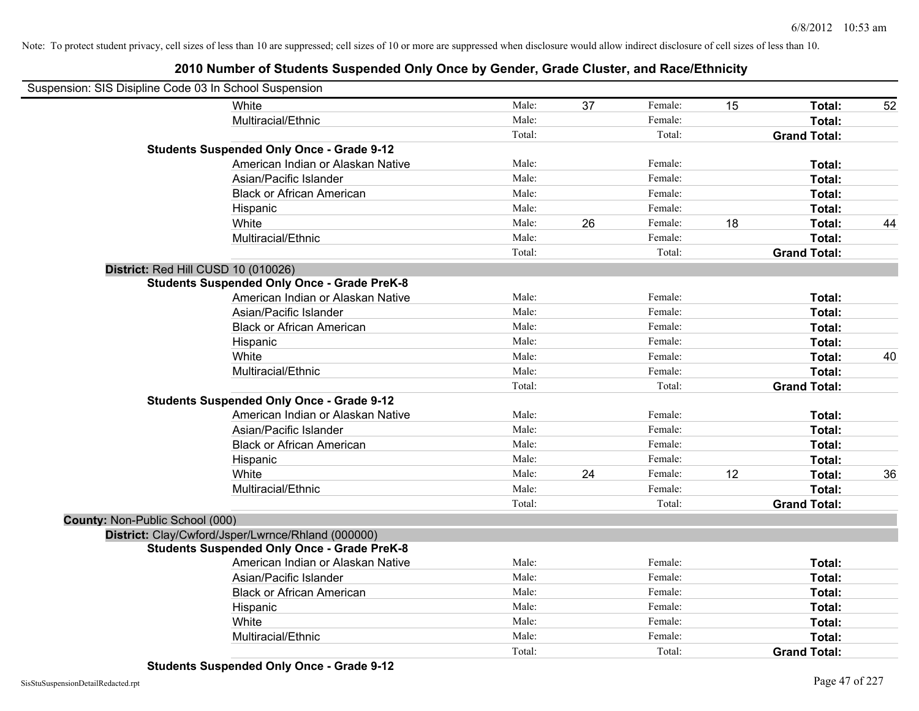Note: To protect student privacy, cell sizes of less than 10 are suppressed; cell sizes of 10 or more are suppressed when disclosure would allow indirect disclosure of cell sizes of less than 10.

## 2010 Number of Students Suspended Only Once by Gender, Grade Cluster, and Race/Ethnicity

Suspension: SIS Disipline Code 03 In School Suspension

| | | | | | | |
|---|---|---|---|---|---|---|
| White | Male: | 37 | Female: | 15 | **Total:** | 52 |
| Multiracial/Ethnic | Male: | | Female: | | **Total:** | |
| | Total: | | Total: | | **Grand Total:** | |
| **Students Suspended Only Once - Grade 9-12** | | | | | | |
| American Indian or Alaskan Native | Male: | | Female: | | **Total:** | |
| Asian/Pacific Islander | Male: | | Female: | | **Total:** | |
| Black or African American | Male: | | Female: | | **Total:** | |
| Hispanic | Male: | | Female: | | **Total:** | |
| White | Male: | 26 | Female: | 18 | **Total:** | 44 |
| Multiracial/Ethnic | Male: | | Female: | | **Total:** | |
| | Total: | | Total: | | **Grand Total:** | |
| **District:** Red Hill CUSD 10 (010026) | | | | | | |
| **Students Suspended Only Once - Grade PreK-8** | | | | | | |
| American Indian or Alaskan Native | Male: | | Female: | | **Total:** | |
| Asian/Pacific Islander | Male: | | Female: | | **Total:** | |
| Black or African American | Male: | | Female: | | **Total:** | |
| Hispanic | Male: | | Female: | | **Total:** | |
| White | Male: | | Female: | | **Total:** | 40 |
| Multiracial/Ethnic | Male: | | Female: | | **Total:** | |
| | Total: | | Total: | | **Grand Total:** | |
| **Students Suspended Only Once - Grade 9-12** | | | | | | |
| American Indian or Alaskan Native | Male: | | Female: | | **Total:** | |
| Asian/Pacific Islander | Male: | | Female: | | **Total:** | |
| Black or African American | Male: | | Female: | | **Total:** | |
| Hispanic | Male: | | Female: | | **Total:** | |
| White | Male: | 24 | Female: | 12 | **Total:** | 36 |
| Multiracial/Ethnic | Male: | | Female: | | **Total:** | |
| | Total: | | Total: | | **Grand Total:** | |
| **County:** Non-Public School (000) | | | | | | |
| **District:** Clay/Cwford/Jsper/Lwrnce/Rhland (000000) | | | | | | |
| **Students Suspended Only Once - Grade PreK-8** | | | | | | |
| American Indian or Alaskan Native | Male: | | Female: | | **Total:** | |
| Asian/Pacific Islander | Male: | | Female: | | **Total:** | |
| Black or African American | Male: | | Female: | | **Total:** | |
| Hispanic | Male: | | Female: | | **Total:** | |
| White | Male: | | Female: | | **Total:** | |
| Multiracial/Ethnic | Male: | | Female: | | **Total:** | |
| | Total: | | Total: | | **Grand Total:** | |
| **Students Suspended Only Once - Grade 9-12** | | | | | | |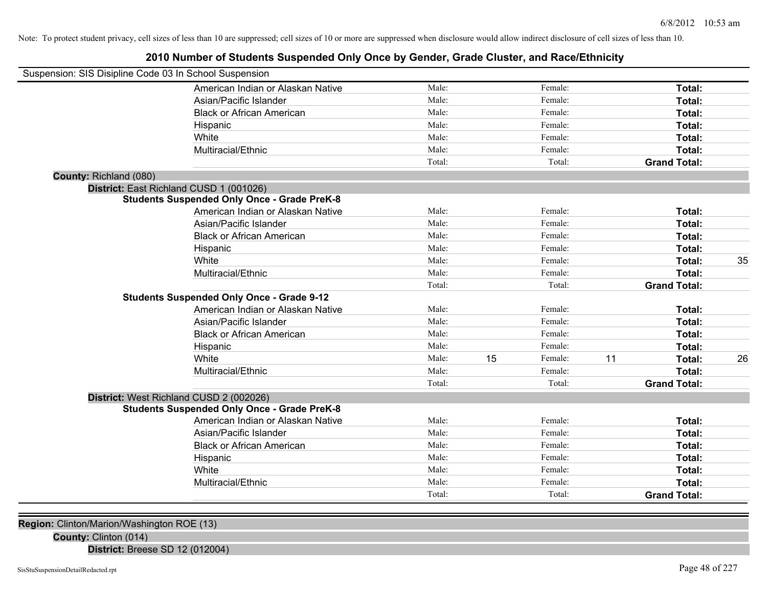Note: To protect student privacy, cell sizes of less than 10 are suppressed; cell sizes of 10 or more are suppressed when disclosure would allow indirect disclosure of cell sizes of less than 10.

## 2010 Number of Students Suspended Only Once by Gender, Grade Cluster, and Race/Ethnicity

Suspension: SIS Disipline Code 03 In School Suspension

| | Male: | | Female: | | | |
|---|---|---|---|---|---|---|
| American Indian or Alaskan Native | Male: | | Female: | | **Total:** | |
| Asian/Pacific Islander | Male: | | Female: | | **Total:** | |
| Black or African American | Male: | | Female: | | **Total:** | |
| Hispanic | Male: | | Female: | | **Total:** | |
| White | Male: | | Female: | | **Total:** | |
| Multiracial/Ethnic | Male: | | Female: | | **Total:** | |
| | Total: | | Total: | | **Grand Total:** | |

**County:** Richland (080)

**District:** East Richland CUSD 1 (001026)

**Students Suspended Only Once - Grade PreK-8**

| | | | | | | |
|---|---|---|---|---|---|---|
| American Indian or Alaskan Native | Male: | | Female: | | **Total:** | |
| Asian/Pacific Islander | Male: | | Female: | | **Total:** | |
| Black or African American | Male: | | Female: | | **Total:** | |
| Hispanic | Male: | | Female: | | **Total:** | |
| White | Male: | | Female: | | **Total:** | 35 |
| Multiracial/Ethnic | Male: | | Female: | | **Total:** | |
| | Total: | | Total: | | **Grand Total:** | |

**Students Suspended Only Once - Grade 9-12**

| | | | | | | |
|---|---|---|---|---|---|---|
| American Indian or Alaskan Native | Male: | | Female: | | **Total:** | |
| Asian/Pacific Islander | Male: | | Female: | | **Total:** | |
| Black or African American | Male: | | Female: | | **Total:** | |
| Hispanic | Male: | | Female: | | **Total:** | |
| White | Male: | 15 | Female: | 11 | **Total:** | 26 |
| Multiracial/Ethnic | Male: | | Female: | | **Total:** | |
| | Total: | | Total: | | **Grand Total:** | |

**District:** West Richland CUSD 2 (002026)

**Students Suspended Only Once - Grade PreK-8**

| | | | | | | |
|---|---|---|---|---|---|---|
| American Indian or Alaskan Native | Male: | | Female: | | **Total:** | |
| Asian/Pacific Islander | Male: | | Female: | | **Total:** | |
| Black or African American | Male: | | Female: | | **Total:** | |
| Hispanic | Male: | | Female: | | **Total:** | |
| White | Male: | | Female: | | **Total:** | |
| Multiracial/Ethnic | Male: | | Female: | | **Total:** | |
| | Total: | | Total: | | **Grand Total:** | |

**Region:** Clinton/Marion/Washington ROE (13)

**County:** Clinton (014)

**District:** Breese SD 12 (012004)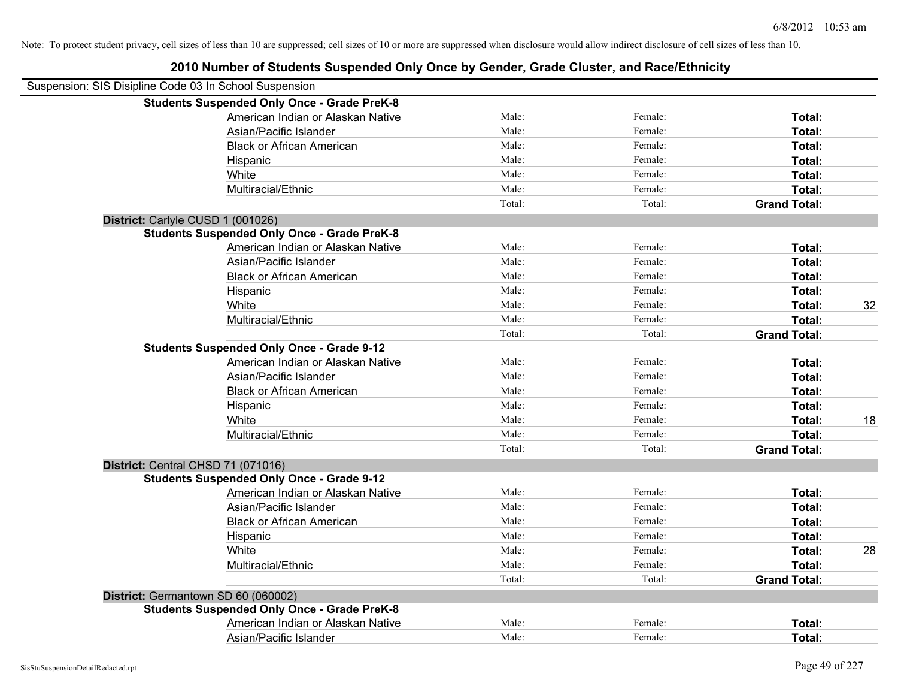Note: To protect student privacy, cell sizes of less than 10 are suppressed; cell sizes of 10 or more are suppressed when disclosure would allow indirect disclosure of cell sizes of less than 10.

# 2010 Number of Students Suspended Only Once by Gender, Grade Cluster, and Race/Ethnicity

Suspension: SIS Disipline Code 03 In School Suspension

**Students Suspended Only Once - Grade PreK-8**

| | | | | |
|---|---|---|---|---|
| American Indian or Alaskan Native | Male: | Female: | **Total:** | |
| Asian/Pacific Islander | Male: | Female: | **Total:** | |
| Black or African American | Male: | Female: | **Total:** | |
| Hispanic | Male: | Female: | **Total:** | |
| White | Male: | Female: | **Total:** | |
| Multiracial/Ethnic | Male: | Female: | **Total:** | |
| | Total: | Total: | **Grand Total:** | |

**District:** Carlyle CUSD 1 (001026)

**Students Suspended Only Once - Grade PreK-8**

| | | | | |
|---|---|---|---|---|
| American Indian or Alaskan Native | Male: | Female: | **Total:** | |
| Asian/Pacific Islander | Male: | Female: | **Total:** | |
| Black or African American | Male: | Female: | **Total:** | |
| Hispanic | Male: | Female: | **Total:** | |
| White | Male: | Female: | **Total:** | 32 |
| Multiracial/Ethnic | Male: | Female: | **Total:** | |
| | Total: | Total: | **Grand Total:** | |

**Students Suspended Only Once - Grade 9-12**

| | | | | |
|---|---|---|---|---|
| American Indian or Alaskan Native | Male: | Female: | **Total:** | |
| Asian/Pacific Islander | Male: | Female: | **Total:** | |
| Black or African American | Male: | Female: | **Total:** | |
| Hispanic | Male: | Female: | **Total:** | |
| White | Male: | Female: | **Total:** | 18 |
| Multiracial/Ethnic | Male: | Female: | **Total:** | |
| | Total: | Total: | **Grand Total:** | |

**District:** Central CHSD 71 (071016)

**Students Suspended Only Once - Grade 9-12**

| | | | | |
|---|---|---|---|---|
| American Indian or Alaskan Native | Male: | Female: | **Total:** | |
| Asian/Pacific Islander | Male: | Female: | **Total:** | |
| Black or African American | Male: | Female: | **Total:** | |
| Hispanic | Male: | Female: | **Total:** | |
| White | Male: | Female: | **Total:** | 28 |
| Multiracial/Ethnic | Male: | Female: | **Total:** | |
| | Total: | Total: | **Grand Total:** | |

**District:** Germantown SD 60 (060002)

**Students Suspended Only Once - Grade PreK-8**

| | | | | |
|---|---|---|---|---|
| American Indian or Alaskan Native | Male: | Female: | **Total:** | |
| Asian/Pacific Islander | Male: | Female: | **Total:** | |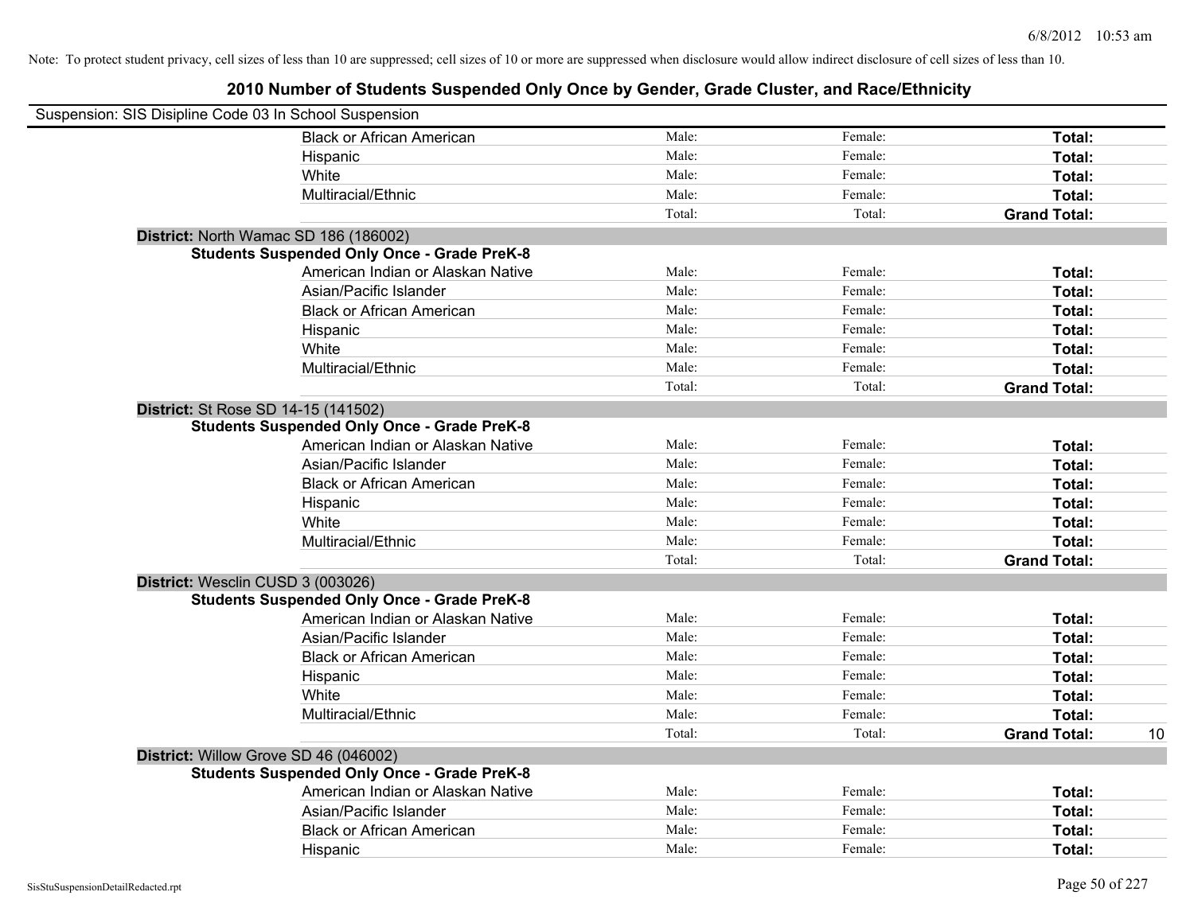Note: To protect student privacy, cell sizes of less than 10 are suppressed; cell sizes of 10 or more are suppressed when disclosure would allow indirect disclosure of cell sizes of less than 10.

# 2010 Number of Students Suspended Only Once by Gender, Grade Cluster, and Race/Ethnicity

Suspension: SIS Disipline Code 03 In School Suspension

| | | | | |
|---|---|---|---|---|
| Black or African American | Male: | Female: | **Total:** | |
| Hispanic | Male: | Female: | **Total:** | |
| White | Male: | Female: | **Total:** | |
| Multiracial/Ethnic | Male: | Female: | **Total:** | |
| | Total: | Total: | **Grand Total:** | |

**District:** North Wamac SD 186 (186002)

**Students Suspended Only Once - Grade PreK-8**

| | | | | |
|---|---|---|---|---|
| American Indian or Alaskan Native | Male: | Female: | **Total:** | |
| Asian/Pacific Islander | Male: | Female: | **Total:** | |
| Black or African American | Male: | Female: | **Total:** | |
| Hispanic | Male: | Female: | **Total:** | |
| White | Male: | Female: | **Total:** | |
| Multiracial/Ethnic | Male: | Female: | **Total:** | |
| | Total: | Total: | **Grand Total:** | |

**District:** St Rose SD 14-15 (141502)

**Students Suspended Only Once - Grade PreK-8**

| | | | | |
|---|---|---|---|---|
| American Indian or Alaskan Native | Male: | Female: | **Total:** | |
| Asian/Pacific Islander | Male: | Female: | **Total:** | |
| Black or African American | Male: | Female: | **Total:** | |
| Hispanic | Male: | Female: | **Total:** | |
| White | Male: | Female: | **Total:** | |
| Multiracial/Ethnic | Male: | Female: | **Total:** | |
| | Total: | Total: | **Grand Total:** | |

**District:** Wesclin CUSD 3 (003026)

**Students Suspended Only Once - Grade PreK-8**

| | | | | |
|---|---|---|---|---|
| American Indian or Alaskan Native | Male: | Female: | **Total:** | |
| Asian/Pacific Islander | Male: | Female: | **Total:** | |
| Black or African American | Male: | Female: | **Total:** | |
| Hispanic | Male: | Female: | **Total:** | |
| White | Male: | Female: | **Total:** | |
| Multiracial/Ethnic | Male: | Female: | **Total:** | |
| | Total: | Total: | **Grand Total:** | 10 |

**District:** Willow Grove SD 46 (046002)

**Students Suspended Only Once - Grade PreK-8**

| | | | | |
|---|---|---|---|---|
| American Indian or Alaskan Native | Male: | Female: | **Total:** | |
| Asian/Pacific Islander | Male: | Female: | **Total:** | |
| Black or African American | Male: | Female: | **Total:** | |
| Hispanic | Male: | Female: | **Total:** | |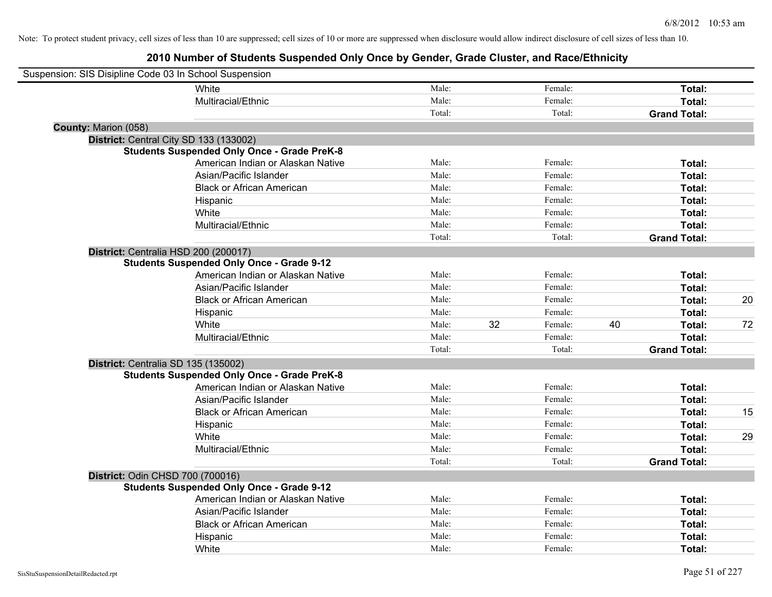Note: To protect student privacy, cell sizes of less than 10 are suppressed; cell sizes of 10 or more are suppressed when disclosure would allow indirect disclosure of cell sizes of less than 10.

## 2010 Number of Students Suspended Only Once by Gender, Grade Cluster, and Race/Ethnicity

Suspension: SIS Disipline Code 03 In School Suspension

| | | | | | |
|---|---|---|---|---|---|
| White | Male: | | Female: | | Total: |
| Multiracial/Ethnic | Male: | | Female: | | Total: |
| | Total: | | Total: | | Grand Total: |

**County:** Marion (058)

**District:** Central City SD 133 (133002)

**Students Suspended Only Once - Grade PreK-8**

| | | | | | | |
|---|---|---|---|---|---|---|
| American Indian or Alaskan Native | Male: | | Female: | | Total: | |
| Asian/Pacific Islander | Male: | | Female: | | Total: | |
| Black or African American | Male: | | Female: | | Total: | |
| Hispanic | Male: | | Female: | | Total: | |
| White | Male: | | Female: | | Total: | |
| Multiracial/Ethnic | Male: | | Female: | | Total: | |
| | Total: | | Total: | | Grand Total: | |

**District:** Centralia HSD 200 (200017)

**Students Suspended Only Once - Grade 9-12**

| | | | | | | |
|---|---|---|---|---|---|---|
| American Indian or Alaskan Native | Male: | | Female: | | Total: | |
| Asian/Pacific Islander | Male: | | Female: | | Total: | |
| Black or African American | Male: | | Female: | | Total: | 20 |
| Hispanic | Male: | | Female: | | Total: | |
| White | Male: | 32 | Female: | 40 | Total: | 72 |
| Multiracial/Ethnic | Male: | | Female: | | Total: | |
| | Total: | | Total: | | Grand Total: | |

**District:** Centralia SD 135 (135002)

**Students Suspended Only Once - Grade PreK-8**

| | | | | | | |
|---|---|---|---|---|---|---|
| American Indian or Alaskan Native | Male: | | Female: | | Total: | |
| Asian/Pacific Islander | Male: | | Female: | | Total: | |
| Black or African American | Male: | | Female: | | Total: | 15 |
| Hispanic | Male: | | Female: | | Total: | |
| White | Male: | | Female: | | Total: | 29 |
| Multiracial/Ethnic | Male: | | Female: | | Total: | |
| | Total: | | Total: | | Grand Total: | |

**District:** Odin CHSD 700 (700016)

**Students Suspended Only Once - Grade 9-12**

| | | | | | | |
|---|---|---|---|---|---|---|
| American Indian or Alaskan Native | Male: | | Female: | | Total: | |
| Asian/Pacific Islander | Male: | | Female: | | Total: | |
| Black or African American | Male: | | Female: | | Total: | |
| Hispanic | Male: | | Female: | | Total: | |
| White | Male: | | Female: | | Total: | |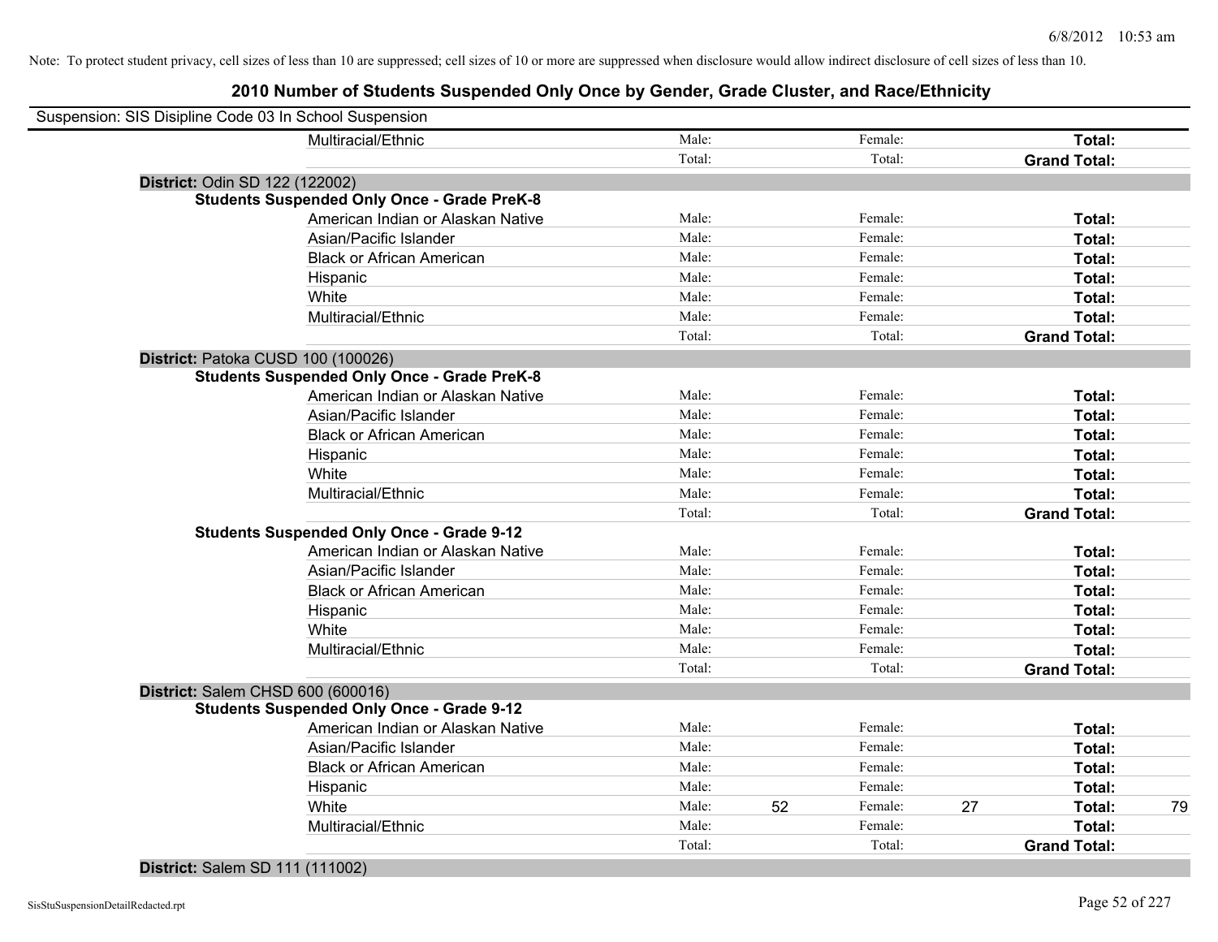Note: To protect student privacy, cell sizes of less than 10 are suppressed; cell sizes of 10 or more are suppressed when disclosure would allow indirect disclosure of cell sizes of less than 10.

# 2010 Number of Students Suspended Only Once by Gender, Grade Cluster, and Race/Ethnicity

Suspension: SIS Disipline Code 03 In School Suspension

| | | | | | | |
|---|---|---|---|---|---|---|
| Multiracial/Ethnic | Male: | | Female: | | **Total:** | |
| | Total: | | Total: | | **Grand Total:** | |

**District:** Odin SD 122 (122002)

**Students Suspended Only Once - Grade PreK-8**

| | | | | | | |
|---|---|---|---|---|---|---|
| American Indian or Alaskan Native | Male: | | Female: | | **Total:** | |
| Asian/Pacific Islander | Male: | | Female: | | **Total:** | |
| Black or African American | Male: | | Female: | | **Total:** | |
| Hispanic | Male: | | Female: | | **Total:** | |
| White | Male: | | Female: | | **Total:** | |
| Multiracial/Ethnic | Male: | | Female: | | **Total:** | |
| | Total: | | Total: | | **Grand Total:** | |

**District:** Patoka CUSD 100 (100026)

**Students Suspended Only Once - Grade PreK-8**

| | | | | | | |
|---|---|---|---|---|---|---|
| American Indian or Alaskan Native | Male: | | Female: | | **Total:** | |
| Asian/Pacific Islander | Male: | | Female: | | **Total:** | |
| Black or African American | Male: | | Female: | | **Total:** | |
| Hispanic | Male: | | Female: | | **Total:** | |
| White | Male: | | Female: | | **Total:** | |
| Multiracial/Ethnic | Male: | | Female: | | **Total:** | |
| | Total: | | Total: | | **Grand Total:** | |

**Students Suspended Only Once - Grade 9-12**

| | | | | | | |
|---|---|---|---|---|---|---|
| American Indian or Alaskan Native | Male: | | Female: | | **Total:** | |
| Asian/Pacific Islander | Male: | | Female: | | **Total:** | |
| Black or African American | Male: | | Female: | | **Total:** | |
| Hispanic | Male: | | Female: | | **Total:** | |
| White | Male: | | Female: | | **Total:** | |
| Multiracial/Ethnic | Male: | | Female: | | **Total:** | |
| | Total: | | Total: | | **Grand Total:** | |

**District:** Salem CHSD 600 (600016)

**Students Suspended Only Once - Grade 9-12**

| | | | | | | |
|---|---|---|---|---|---|---|
| American Indian or Alaskan Native | Male: | | Female: | | **Total:** | |
| Asian/Pacific Islander | Male: | | Female: | | **Total:** | |
| Black or African American | Male: | | Female: | | **Total:** | |
| Hispanic | Male: | | Female: | | **Total:** | |
| White | Male: | 52 | Female: | 27 | **Total:** | 79 |
| Multiracial/Ethnic | Male: | | Female: | | **Total:** | |
| | Total: | | Total: | | **Grand Total:** | |

**District:** Salem SD 111 (111002)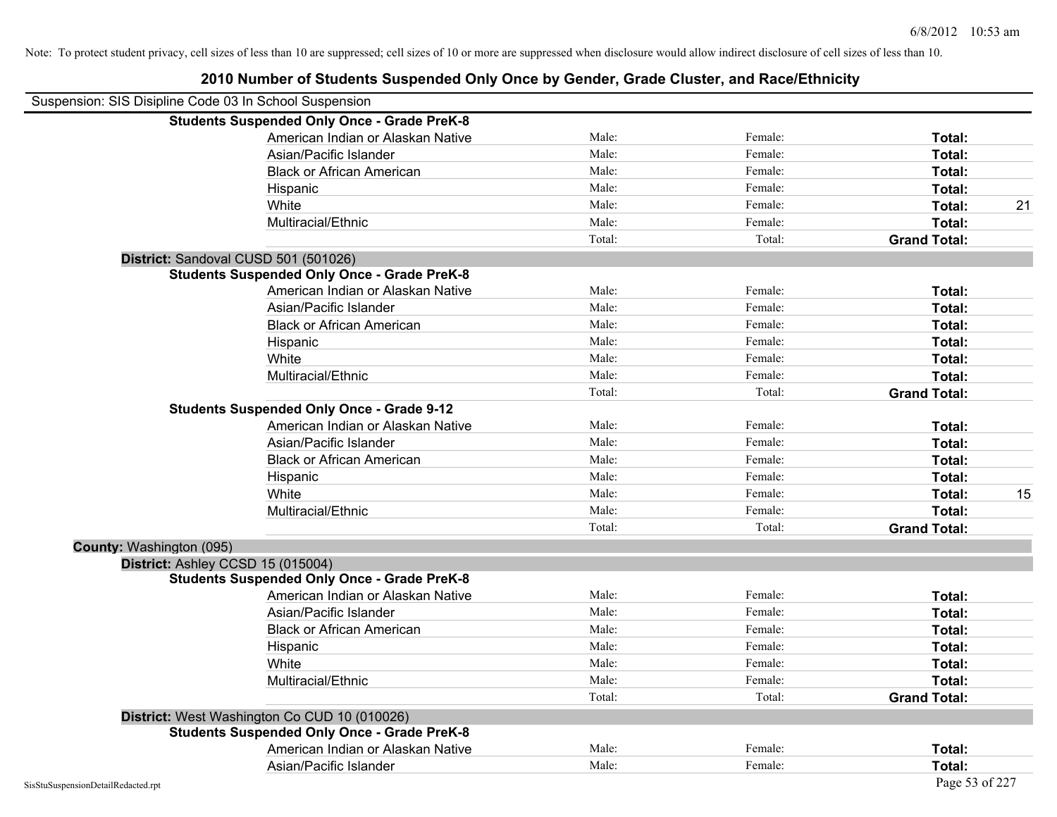Note: To protect student privacy, cell sizes of less than 10 are suppressed; cell sizes of 10 or more are suppressed when disclosure would allow indirect disclosure of cell sizes of less than 10.

# 2010 Number of Students Suspended Only Once by Gender, Grade Cluster, and Race/Ethnicity

Suspension: SIS Disipline Code 03 In School Suspension

**Students Suspended Only Once - Grade PreK-8**

| | | | | |
|---|---|---|---|---|
| American Indian or Alaskan Native | Male: | Female: | **Total:** | |
| Asian/Pacific Islander | Male: | Female: | **Total:** | |
| Black or African American | Male: | Female: | **Total:** | |
| Hispanic | Male: | Female: | **Total:** | |
| White | Male: | Female: | **Total:** | 21 |
| Multiracial/Ethnic | Male: | Female: | **Total:** | |
| | Total: | Total: | **Grand Total:** | |

**District:** Sandoval CUSD 501 (501026)

**Students Suspended Only Once - Grade PreK-8**

| | | | | |
|---|---|---|---|---|
| American Indian or Alaskan Native | Male: | Female: | **Total:** | |
| Asian/Pacific Islander | Male: | Female: | **Total:** | |
| Black or African American | Male: | Female: | **Total:** | |
| Hispanic | Male: | Female: | **Total:** | |
| White | Male: | Female: | **Total:** | |
| Multiracial/Ethnic | Male: | Female: | **Total:** | |
| | Total: | Total: | **Grand Total:** | |

**Students Suspended Only Once - Grade 9-12**

| | | | | |
|---|---|---|---|---|
| American Indian or Alaskan Native | Male: | Female: | **Total:** | |
| Asian/Pacific Islander | Male: | Female: | **Total:** | |
| Black or African American | Male: | Female: | **Total:** | |
| Hispanic | Male: | Female: | **Total:** | |
| White | Male: | Female: | **Total:** | 15 |
| Multiracial/Ethnic | Male: | Female: | **Total:** | |
| | Total: | Total: | **Grand Total:** | |

**County:** Washington (095)

**District:** Ashley CCSD 15 (015004)

**Students Suspended Only Once - Grade PreK-8**

| | | | | |
|---|---|---|---|---|
| American Indian or Alaskan Native | Male: | Female: | **Total:** | |
| Asian/Pacific Islander | Male: | Female: | **Total:** | |
| Black or African American | Male: | Female: | **Total:** | |
| Hispanic | Male: | Female: | **Total:** | |
| White | Male: | Female: | **Total:** | |
| Multiracial/Ethnic | Male: | Female: | **Total:** | |
| | Total: | Total: | **Grand Total:** | |

**District:** West Washington Co CUD 10 (010026)

**Students Suspended Only Once - Grade PreK-8**

| | | | | |
|---|---|---|---|---|
| American Indian or Alaskan Native | Male: | Female: | **Total:** | |
| Asian/Pacific Islander | Male: | Female: | **Total:** | |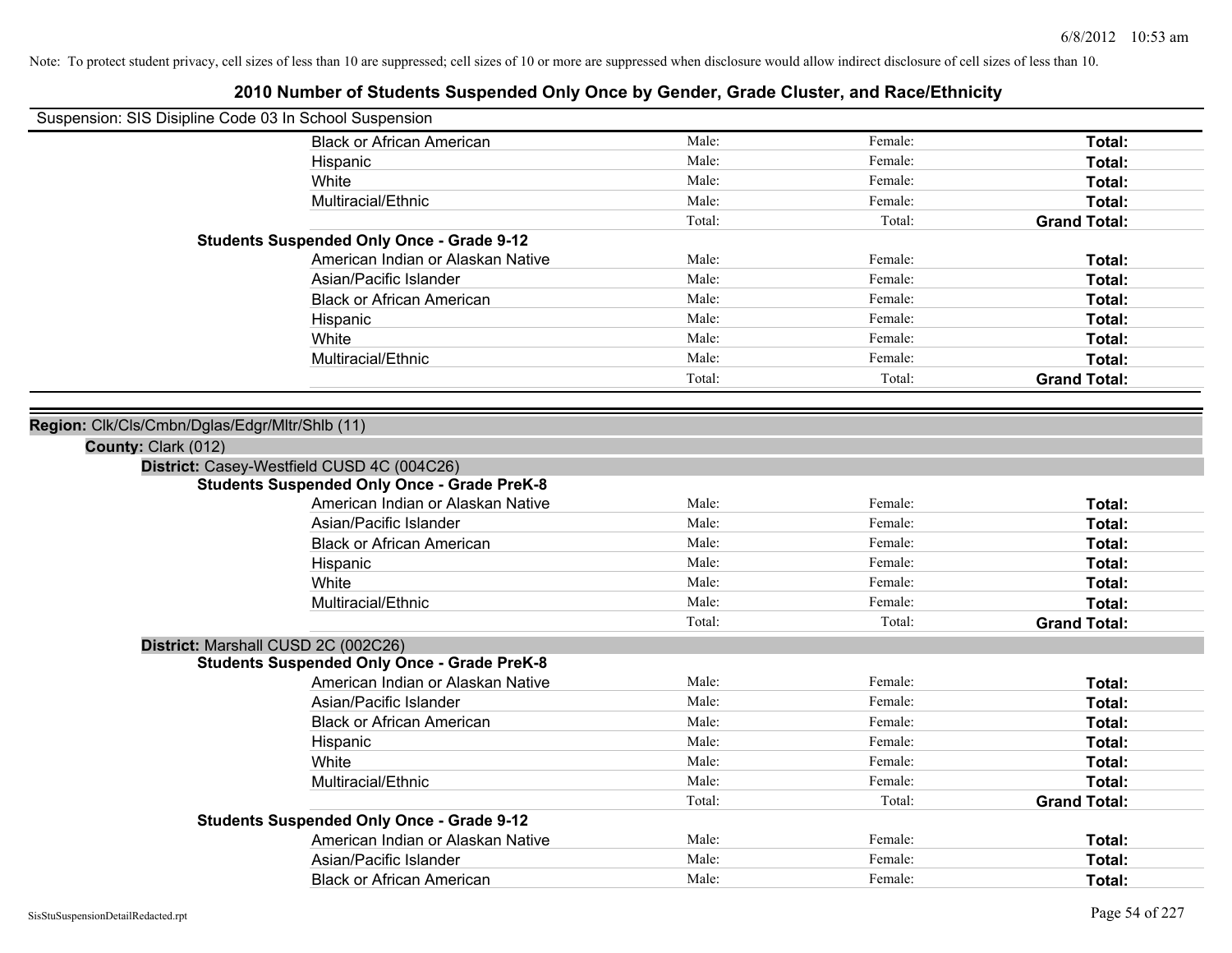Note: To protect student privacy, cell sizes of less than 10 are suppressed; cell sizes of 10 or more are suppressed when disclosure would allow indirect disclosure of cell sizes of less than 10.

# 2010 Number of Students Suspended Only Once by Gender, Grade Cluster, and Race/Ethnicity

Suspension: SIS Disipline Code 03 In School Suspension

| | | | |
|---|---|---|---|
| Black or African American | Male: | Female: | **Total:** |
| Hispanic | Male: | Female: | **Total:** |
| White | Male: | Female: | **Total:** |
| Multiracial/Ethnic | Male: | Female: | **Total:** |
| | Total: | Total: | **Grand Total:** |

**Students Suspended Only Once - Grade 9-12**

| | | | |
|---|---|---|---|
| American Indian or Alaskan Native | Male: | Female: | **Total:** |
| Asian/Pacific Islander | Male: | Female: | **Total:** |
| Black or African American | Male: | Female: | **Total:** |
| Hispanic | Male: | Female: | **Total:** |
| White | Male: | Female: | **Total:** |
| Multiracial/Ethnic | Male: | Female: | **Total:** |
| | Total: | Total: | **Grand Total:** |

**Region:** Clk/Cls/Cmbn/Dglas/Edgr/Mltr/Shlb (11)

**County:** Clark (012)

**District:** Casey-Westfield CUSD 4C (004C26)

**Students Suspended Only Once - Grade PreK-8**

| | | | |
|---|---|---|---|
| American Indian or Alaskan Native | Male: | Female: | **Total:** |
| Asian/Pacific Islander | Male: | Female: | **Total:** |
| Black or African American | Male: | Female: | **Total:** |
| Hispanic | Male: | Female: | **Total:** |
| White | Male: | Female: | **Total:** |
| Multiracial/Ethnic | Male: | Female: | **Total:** |
| | Total: | Total: | **Grand Total:** |

**District:** Marshall CUSD 2C (002C26)

**Students Suspended Only Once - Grade PreK-8**

| | | | |
|---|---|---|---|
| American Indian or Alaskan Native | Male: | Female: | **Total:** |
| Asian/Pacific Islander | Male: | Female: | **Total:** |
| Black or African American | Male: | Female: | **Total:** |
| Hispanic | Male: | Female: | **Total:** |
| White | Male: | Female: | **Total:** |
| Multiracial/Ethnic | Male: | Female: | **Total:** |
| | Total: | Total: | **Grand Total:** |

**Students Suspended Only Once - Grade 9-12**

| | | | |
|---|---|---|---|
| American Indian or Alaskan Native | Male: | Female: | **Total:** |
| Asian/Pacific Islander | Male: | Female: | **Total:** |
| Black or African American | Male: | Female: | **Total:** |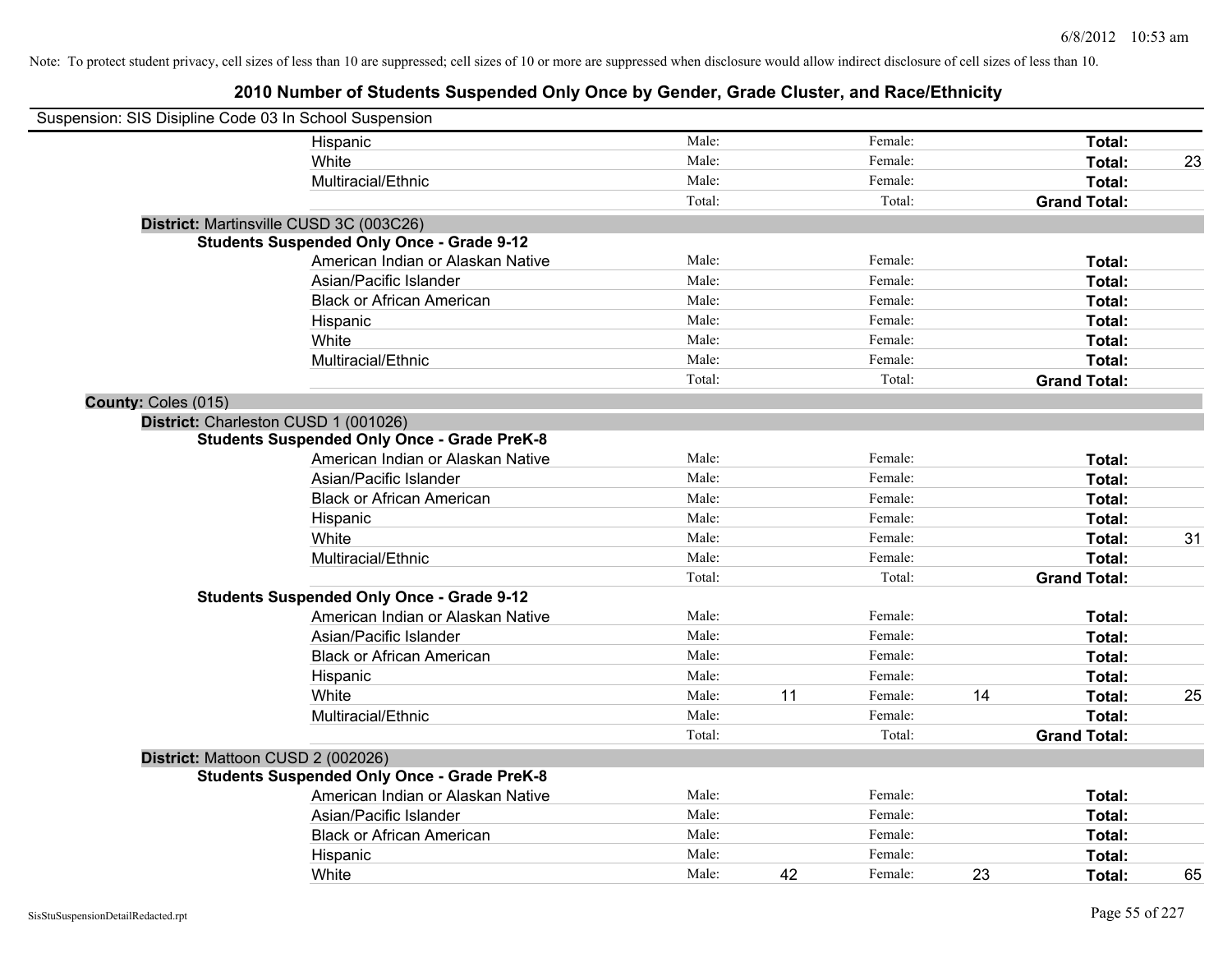Note: To protect student privacy, cell sizes of less than 10 are suppressed; cell sizes of 10 or more are suppressed when disclosure would allow indirect disclosure of cell sizes of less than 10.

# 2010 Number of Students Suspended Only Once by Gender, Grade Cluster, and Race/Ethnicity

Suspension: SIS Disipline Code 03 In School Suspension

| | Male: | | Female: | | Total: | |
|---|---|---|---|---|---|---|
| Hispanic | Male: | | Female: | | Total: | |
| White | Male: | | Female: | | Total: | 23 |
| Multiracial/Ethnic | Male: | | Female: | | Total: | |
| | Total: | | Total: | | Grand Total: | |

**District:** Martinsville CUSD 3C (003C26)

**Students Suspended Only Once - Grade 9-12**

| | | | | | | |
|---|---|---|---|---|---|---|
| American Indian or Alaskan Native | Male: | | Female: | | Total: | |
| Asian/Pacific Islander | Male: | | Female: | | Total: | |
| Black or African American | Male: | | Female: | | Total: | |
| Hispanic | Male: | | Female: | | Total: | |
| White | Male: | | Female: | | Total: | |
| Multiracial/Ethnic | Male: | | Female: | | Total: | |
| | Total: | | Total: | | Grand Total: | |

**County:** Coles (015)

**District:** Charleston CUSD 1 (001026)

**Students Suspended Only Once - Grade PreK-8**

| | | | | | | |
|---|---|---|---|---|---|---|
| American Indian or Alaskan Native | Male: | | Female: | | Total: | |
| Asian/Pacific Islander | Male: | | Female: | | Total: | |
| Black or African American | Male: | | Female: | | Total: | |
| Hispanic | Male: | | Female: | | Total: | |
| White | Male: | | Female: | | Total: | 31 |
| Multiracial/Ethnic | Male: | | Female: | | Total: | |
| | Total: | | Total: | | Grand Total: | |

**Students Suspended Only Once - Grade 9-12**

| | | | | | | |
|---|---|---|---|---|---|---|
| American Indian or Alaskan Native | Male: | | Female: | | Total: | |
| Asian/Pacific Islander | Male: | | Female: | | Total: | |
| Black or African American | Male: | | Female: | | Total: | |
| Hispanic | Male: | | Female: | | Total: | |
| White | Male: | 11 | Female: | 14 | Total: | 25 |
| Multiracial/Ethnic | Male: | | Female: | | Total: | |
| | Total: | | Total: | | Grand Total: | |

**District:** Mattoon CUSD 2 (002026)

**Students Suspended Only Once - Grade PreK-8**

| | | | | | | |
|---|---|---|---|---|---|---|
| American Indian or Alaskan Native | Male: | | Female: | | Total: | |
| Asian/Pacific Islander | Male: | | Female: | | Total: | |
| Black or African American | Male: | | Female: | | Total: | |
| Hispanic | Male: | | Female: | | Total: | |
| White | Male: | 42 | Female: | 23 | Total: | 65 |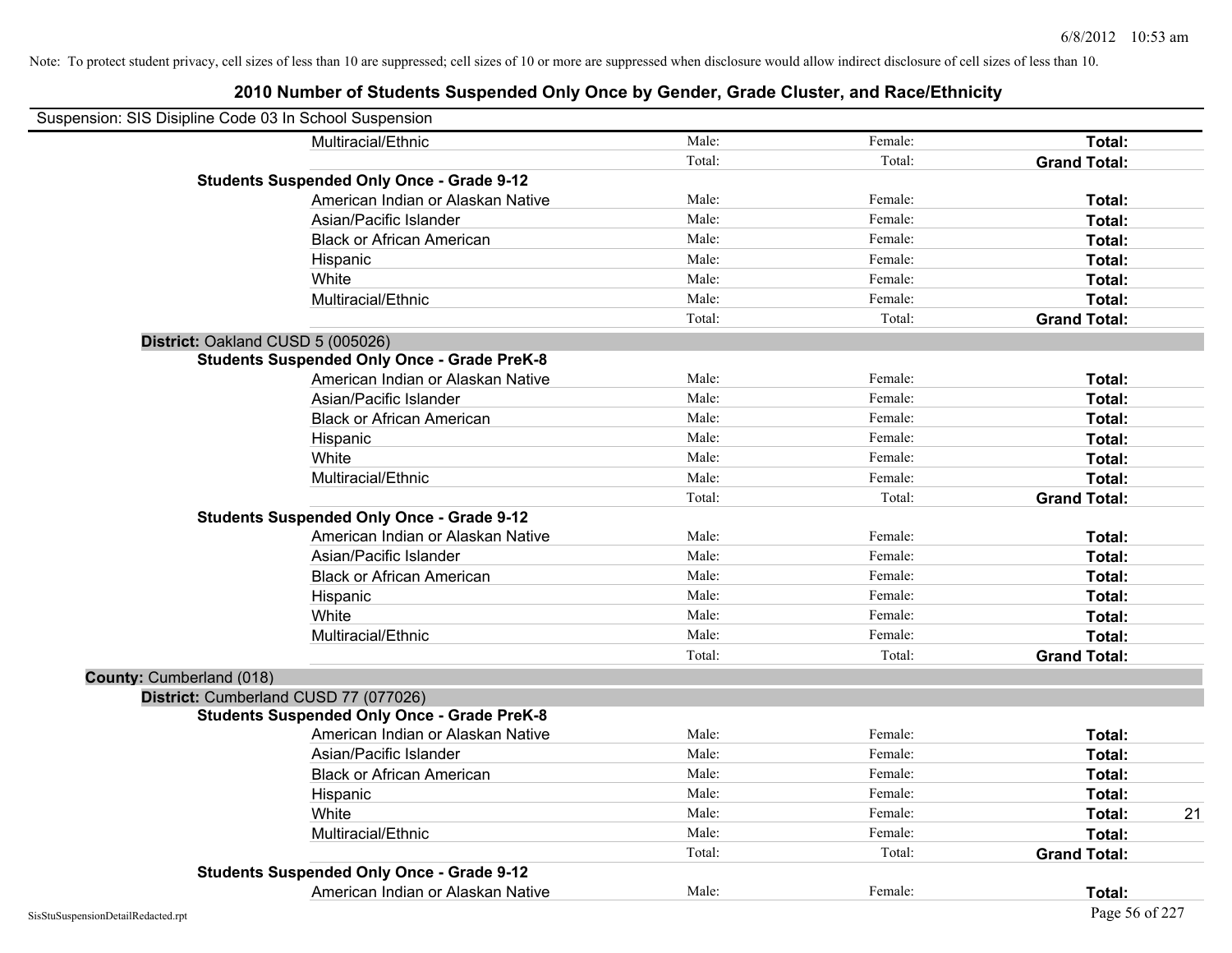Note: To protect student privacy, cell sizes of less than 10 are suppressed; cell sizes of 10 or more are suppressed when disclosure would allow indirect disclosure of cell sizes of less than 10.

# 2010 Number of Students Suspended Only Once by Gender, Grade Cluster, and Race/Ethnicity

Suspension: SIS Disipline Code 03 In School Suspension

| | | | | |
|---|---|---|---|---|
| Multiracial/Ethnic | Male: | Female: | **Total:** | |
| | Total: | Total: | **Grand Total:** | |
| **Students Suspended Only Once - Grade 9-12** | | | | |
| American Indian or Alaskan Native | Male: | Female: | **Total:** | |
| Asian/Pacific Islander | Male: | Female: | **Total:** | |
| Black or African American | Male: | Female: | **Total:** | |
| Hispanic | Male: | Female: | **Total:** | |
| White | Male: | Female: | **Total:** | |
| Multiracial/Ethnic | Male: | Female: | **Total:** | |
| | Total: | Total: | **Grand Total:** | |
| **District:** Oakland CUSD 5 (005026) | | | | |
| **Students Suspended Only Once - Grade PreK-8** | | | | |
| American Indian or Alaskan Native | Male: | Female: | **Total:** | |
| Asian/Pacific Islander | Male: | Female: | **Total:** | |
| Black or African American | Male: | Female: | **Total:** | |
| Hispanic | Male: | Female: | **Total:** | |
| White | Male: | Female: | **Total:** | |
| Multiracial/Ethnic | Male: | Female: | **Total:** | |
| | Total: | Total: | **Grand Total:** | |
| **Students Suspended Only Once - Grade 9-12** | | | | |
| American Indian or Alaskan Native | Male: | Female: | **Total:** | |
| Asian/Pacific Islander | Male: | Female: | **Total:** | |
| Black or African American | Male: | Female: | **Total:** | |
| Hispanic | Male: | Female: | **Total:** | |
| White | Male: | Female: | **Total:** | |
| Multiracial/Ethnic | Male: | Female: | **Total:** | |
| | Total: | Total: | **Grand Total:** | |
| **County:** Cumberland (018) | | | | |
| **District:** Cumberland CUSD 77 (077026) | | | | |
| **Students Suspended Only Once - Grade PreK-8** | | | | |
| American Indian or Alaskan Native | Male: | Female: | **Total:** | |
| Asian/Pacific Islander | Male: | Female: | **Total:** | |
| Black or African American | Male: | Female: | **Total:** | |
| Hispanic | Male: | Female: | **Total:** | |
| White | Male: | Female: | **Total:** | 21 |
| Multiracial/Ethnic | Male: | Female: | **Total:** | |
| | Total: | Total: | **Grand Total:** | |
| **Students Suspended Only Once - Grade 9-12** | | | | |
| American Indian or Alaskan Native | Male: | Female: | **Total:** | |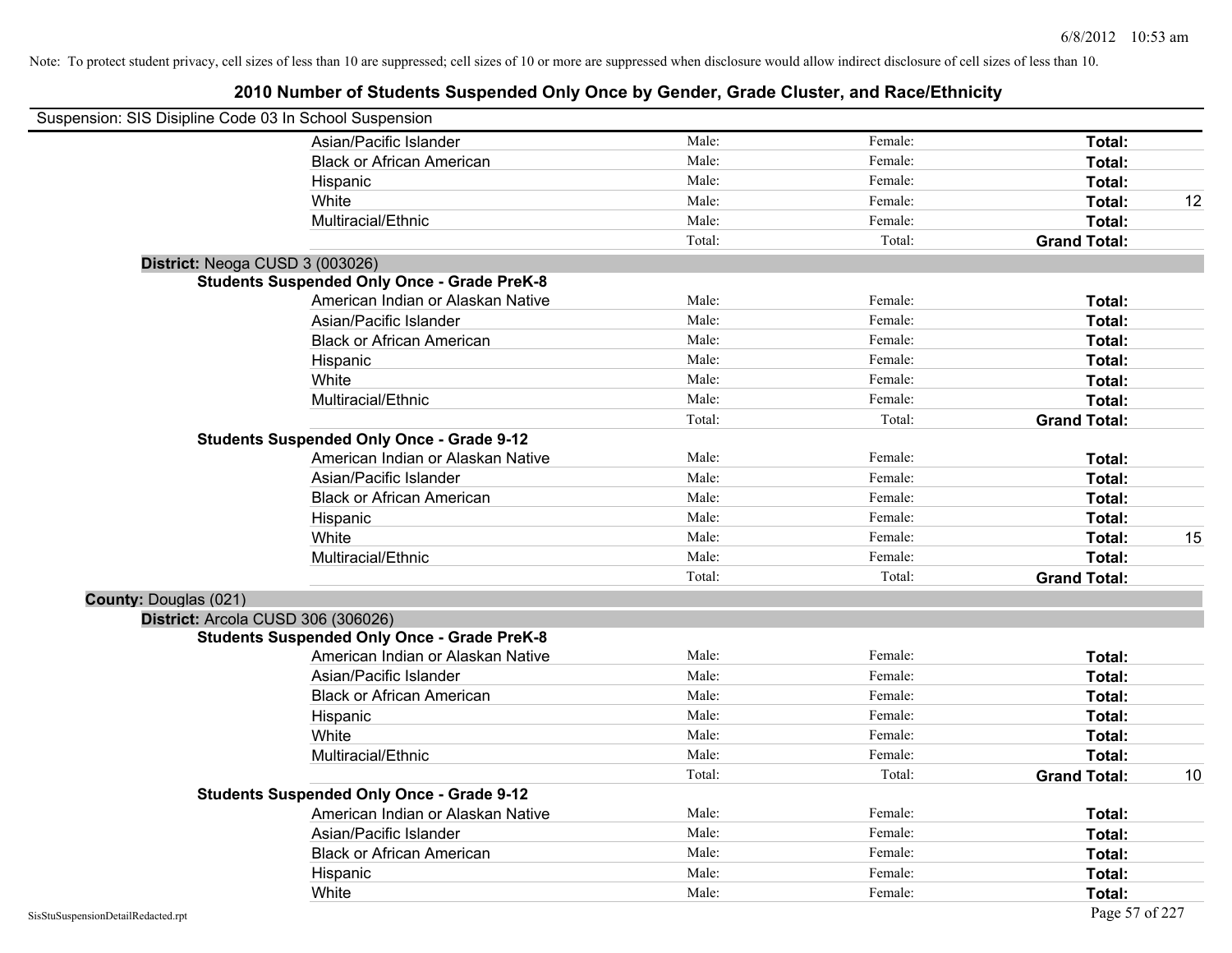Note: To protect student privacy, cell sizes of less than 10 are suppressed; cell sizes of 10 or more are suppressed when disclosure would allow indirect disclosure of cell sizes of less than 10.

# 2010 Number of Students Suspended Only Once by Gender, Grade Cluster, and Race/Ethnicity

Suspension: SIS Disipline Code 03 In School Suspension

| | | | | |
|---|---|---|---|---|
| Asian/Pacific Islander | Male: | Female: | **Total:** | |
| Black or African American | Male: | Female: | **Total:** | |
| Hispanic | Male: | Female: | **Total:** | |
| White | Male: | Female: | **Total:** | 12 |
| Multiracial/Ethnic | Male: | Female: | **Total:** | |
| | Total: | Total: | **Grand Total:** | |

**District:** Neoga CUSD 3 (003026)

**Students Suspended Only Once - Grade PreK-8**

| | | | | |
|---|---|---|---|---|
| American Indian or Alaskan Native | Male: | Female: | **Total:** | |
| Asian/Pacific Islander | Male: | Female: | **Total:** | |
| Black or African American | Male: | Female: | **Total:** | |
| Hispanic | Male: | Female: | **Total:** | |
| White | Male: | Female: | **Total:** | |
| Multiracial/Ethnic | Male: | Female: | **Total:** | |
| | Total: | Total: | **Grand Total:** | |

**Students Suspended Only Once - Grade 9-12**

| | | | | |
|---|---|---|---|---|
| American Indian or Alaskan Native | Male: | Female: | **Total:** | |
| Asian/Pacific Islander | Male: | Female: | **Total:** | |
| Black or African American | Male: | Female: | **Total:** | |
| Hispanic | Male: | Female: | **Total:** | |
| White | Male: | Female: | **Total:** | 15 |
| Multiracial/Ethnic | Male: | Female: | **Total:** | |
| | Total: | Total: | **Grand Total:** | |

**County:** Douglas (021)

**District:** Arcola CUSD 306 (306026)

**Students Suspended Only Once - Grade PreK-8**

| | | | | |
|---|---|---|---|---|
| American Indian or Alaskan Native | Male: | Female: | **Total:** | |
| Asian/Pacific Islander | Male: | Female: | **Total:** | |
| Black or African American | Male: | Female: | **Total:** | |
| Hispanic | Male: | Female: | **Total:** | |
| White | Male: | Female: | **Total:** | |
| Multiracial/Ethnic | Male: | Female: | **Total:** | |
| | Total: | Total: | **Grand Total:** | 10 |

**Students Suspended Only Once - Grade 9-12**

| | | | | |
|---|---|---|---|---|
| American Indian or Alaskan Native | Male: | Female: | **Total:** | |
| Asian/Pacific Islander | Male: | Female: | **Total:** | |
| Black or African American | Male: | Female: | **Total:** | |
| Hispanic | Male: | Female: | **Total:** | |
| White | Male: | Female: | **Total:** | |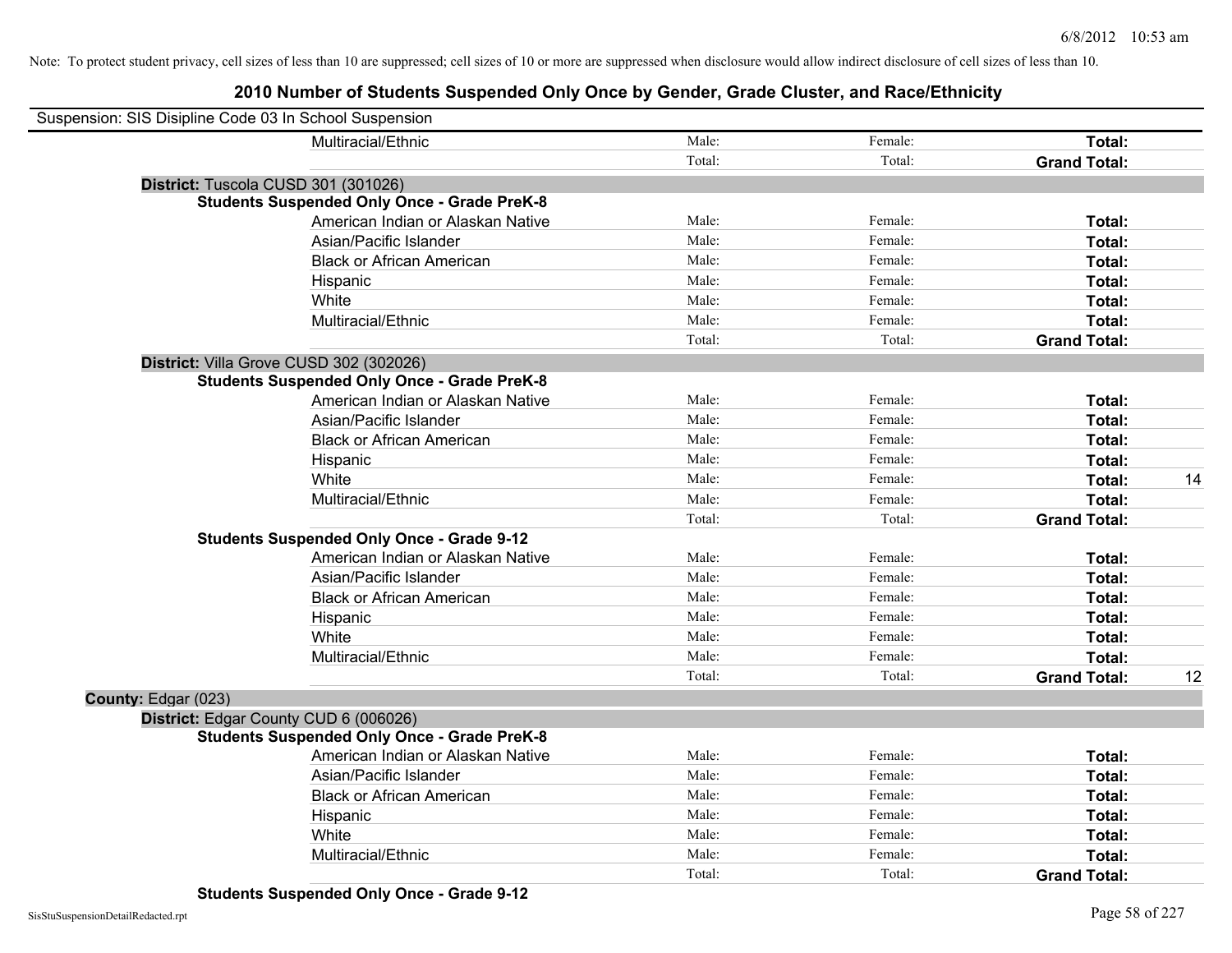Note: To protect student privacy, cell sizes of less than 10 are suppressed; cell sizes of 10 or more are suppressed when disclosure would allow indirect disclosure of cell sizes of less than 10.

# 2010 Number of Students Suspended Only Once by Gender, Grade Cluster, and Race/Ethnicity

Suspension: SIS Disipline Code 03 In School Suspension

| | | | | |
|---|---|---|---|---|
| Multiracial/Ethnic | Male: | Female: | **Total:** | |
| | Total: | Total: | **Grand Total:** | |

**District:** Tuscola CUSD 301 (301026)

**Students Suspended Only Once - Grade PreK-8**

| | | | | |
|---|---|---|---|---|
| American Indian or Alaskan Native | Male: | Female: | **Total:** | |
| Asian/Pacific Islander | Male: | Female: | **Total:** | |
| Black or African American | Male: | Female: | **Total:** | |
| Hispanic | Male: | Female: | **Total:** | |
| White | Male: | Female: | **Total:** | |
| Multiracial/Ethnic | Male: | Female: | **Total:** | |
| | Total: | Total: | **Grand Total:** | |

**District:** Villa Grove CUSD 302 (302026)

**Students Suspended Only Once - Grade PreK-8**

| | | | | |
|---|---|---|---|---|
| American Indian or Alaskan Native | Male: | Female: | **Total:** | |
| Asian/Pacific Islander | Male: | Female: | **Total:** | |
| Black or African American | Male: | Female: | **Total:** | |
| Hispanic | Male: | Female: | **Total:** | |
| White | Male: | Female: | **Total:** | 14 |
| Multiracial/Ethnic | Male: | Female: | **Total:** | |
| | Total: | Total: | **Grand Total:** | |

**Students Suspended Only Once - Grade 9-12**

| | | | | |
|---|---|---|---|---|
| American Indian or Alaskan Native | Male: | Female: | **Total:** | |
| Asian/Pacific Islander | Male: | Female: | **Total:** | |
| Black or African American | Male: | Female: | **Total:** | |
| Hispanic | Male: | Female: | **Total:** | |
| White | Male: | Female: | **Total:** | |
| Multiracial/Ethnic | Male: | Female: | **Total:** | |
| | Total: | Total: | **Grand Total:** | 12 |

**County:** Edgar (023)

**District:** Edgar County CUD 6 (006026)

**Students Suspended Only Once - Grade PreK-8**

| | | | | |
|---|---|---|---|---|
| American Indian or Alaskan Native | Male: | Female: | **Total:** | |
| Asian/Pacific Islander | Male: | Female: | **Total:** | |
| Black or African American | Male: | Female: | **Total:** | |
| Hispanic | Male: | Female: | **Total:** | |
| White | Male: | Female: | **Total:** | |
| Multiracial/Ethnic | Male: | Female: | **Total:** | |
| | Total: | Total: | **Grand Total:** | |

**Students Suspended Only Once - Grade 9-12**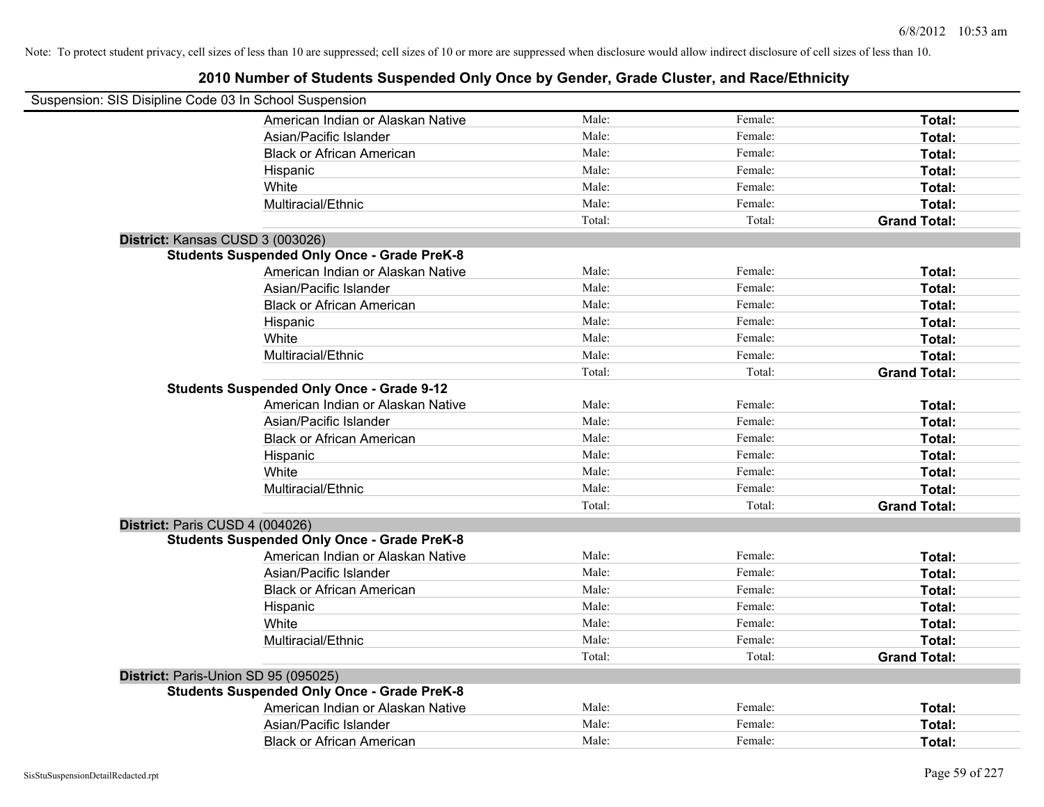Note: To protect student privacy, cell sizes of less than 10 are suppressed; cell sizes of 10 or more are suppressed when disclosure would allow indirect disclosure of cell sizes of less than 10.

# 2010 Number of Students Suspended Only Once by Gender, Grade Cluster, and Race/Ethnicity

Suspension: SIS Disipline Code 03 In School Suspension

| | | | |
|---|---|---|---|
| American Indian or Alaskan Native | Male: | Female: | **Total:** |
| Asian/Pacific Islander | Male: | Female: | **Total:** |
| Black or African American | Male: | Female: | **Total:** |
| Hispanic | Male: | Female: | **Total:** |
| White | Male: | Female: | **Total:** |
| Multiracial/Ethnic | Male: | Female: | **Total:** |
| | Total: | Total: | **Grand Total:** |

**District:** Kansas CUSD 3 (003026)

**Students Suspended Only Once - Grade PreK-8**

| | | | |
|---|---|---|---|
| American Indian or Alaskan Native | Male: | Female: | **Total:** |
| Asian/Pacific Islander | Male: | Female: | **Total:** |
| Black or African American | Male: | Female: | **Total:** |
| Hispanic | Male: | Female: | **Total:** |
| White | Male: | Female: | **Total:** |
| Multiracial/Ethnic | Male: | Female: | **Total:** |
| | Total: | Total: | **Grand Total:** |

**Students Suspended Only Once - Grade 9-12**

| | | | |
|---|---|---|---|
| American Indian or Alaskan Native | Male: | Female: | **Total:** |
| Asian/Pacific Islander | Male: | Female: | **Total:** |
| Black or African American | Male: | Female: | **Total:** |
| Hispanic | Male: | Female: | **Total:** |
| White | Male: | Female: | **Total:** |
| Multiracial/Ethnic | Male: | Female: | **Total:** |
| | Total: | Total: | **Grand Total:** |

**District:** Paris CUSD 4 (004026)

**Students Suspended Only Once - Grade PreK-8**

| | | | |
|---|---|---|---|
| American Indian or Alaskan Native | Male: | Female: | **Total:** |
| Asian/Pacific Islander | Male: | Female: | **Total:** |
| Black or African American | Male: | Female: | **Total:** |
| Hispanic | Male: | Female: | **Total:** |
| White | Male: | Female: | **Total:** |
| Multiracial/Ethnic | Male: | Female: | **Total:** |
| | Total: | Total: | **Grand Total:** |

**District:** Paris-Union SD 95 (095025)

**Students Suspended Only Once - Grade PreK-8**

| | | | |
|---|---|---|---|
| American Indian or Alaskan Native | Male: | Female: | **Total:** |
| Asian/Pacific Islander | Male: | Female: | **Total:** |
| Black or African American | Male: | Female: | **Total:** |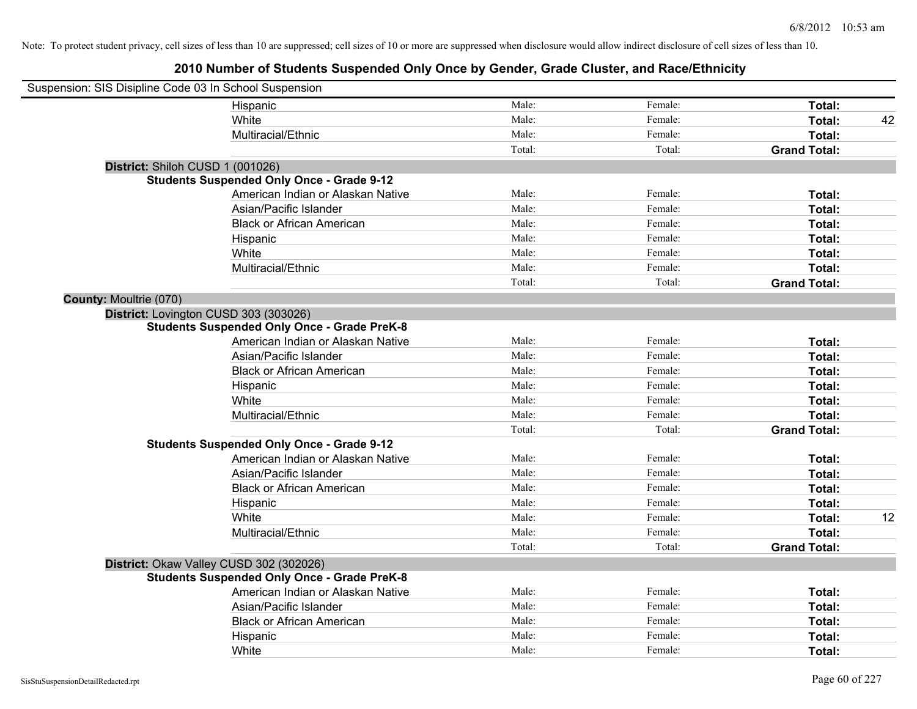Note: To protect student privacy, cell sizes of less than 10 are suppressed; cell sizes of 10 or more are suppressed when disclosure would allow indirect disclosure of cell sizes of less than 10.

# 2010 Number of Students Suspended Only Once by Gender, Grade Cluster, and Race/Ethnicity

Suspension: SIS Disipline Code 03 In School Suspension

| | Male | Female | Total | |
|---|---|---|---|---|
| Hispanic | Male: | Female: | **Total:** | |
| White | Male: | Female: | **Total:** | 42 |
| Multiracial/Ethnic | Male: | Female: | **Total:** | |
| | Total: | Total: | **Grand Total:** | |

**District:** Shiloh CUSD 1 (001026)

**Students Suspended Only Once - Grade 9-12**

| | Male | Female | Total | |
|---|---|---|---|---|
| American Indian or Alaskan Native | Male: | Female: | **Total:** | |
| Asian/Pacific Islander | Male: | Female: | **Total:** | |
| Black or African American | Male: | Female: | **Total:** | |
| Hispanic | Male: | Female: | **Total:** | |
| White | Male: | Female: | **Total:** | |
| Multiracial/Ethnic | Male: | Female: | **Total:** | |
| | Total: | Total: | **Grand Total:** | |

**County:** Moultrie (070)

**District:** Lovington CUSD 303 (303026)

**Students Suspended Only Once - Grade PreK-8**

| | Male | Female | Total | |
|---|---|---|---|---|
| American Indian or Alaskan Native | Male: | Female: | **Total:** | |
| Asian/Pacific Islander | Male: | Female: | **Total:** | |
| Black or African American | Male: | Female: | **Total:** | |
| Hispanic | Male: | Female: | **Total:** | |
| White | Male: | Female: | **Total:** | |
| Multiracial/Ethnic | Male: | Female: | **Total:** | |
| | Total: | Total: | **Grand Total:** | |

**Students Suspended Only Once - Grade 9-12**

| | Male | Female | Total | |
|---|---|---|---|---|
| American Indian or Alaskan Native | Male: | Female: | **Total:** | |
| Asian/Pacific Islander | Male: | Female: | **Total:** | |
| Black or African American | Male: | Female: | **Total:** | |
| Hispanic | Male: | Female: | **Total:** | |
| White | Male: | Female: | **Total:** | 12 |
| Multiracial/Ethnic | Male: | Female: | **Total:** | |
| | Total: | Total: | **Grand Total:** | |

**District:** Okaw Valley CUSD 302 (302026)

**Students Suspended Only Once - Grade PreK-8**

| | Male | Female | Total | |
|---|---|---|---|---|
| American Indian or Alaskan Native | Male: | Female: | **Total:** | |
| Asian/Pacific Islander | Male: | Female: | **Total:** | |
| Black or African American | Male: | Female: | **Total:** | |
| Hispanic | Male: | Female: | **Total:** | |
| White | Male: | Female: | **Total:** | |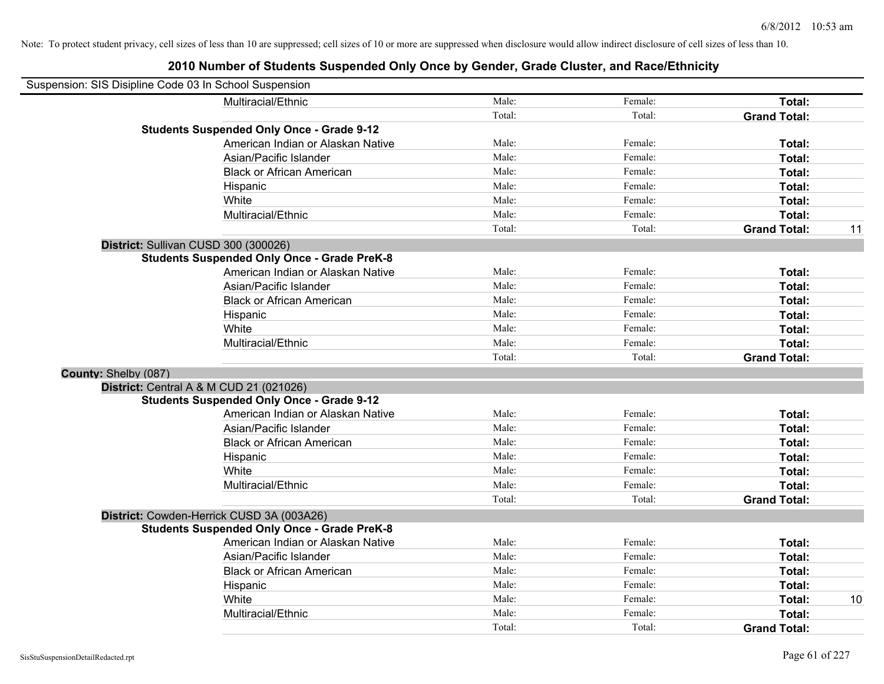Note: To protect student privacy, cell sizes of less than 10 are suppressed; cell sizes of 10 or more are suppressed when disclosure would allow indirect disclosure of cell sizes of less than 10.

## 2010 Number of Students Suspended Only Once by Gender, Grade Cluster, and Race/Ethnicity

Suspension: SIS Disipline Code 03 In School Suspension

| | | | | | |
|---|---|---|---|---|---|
| | Multiracial/Ethnic | Male: | Female: | **Total:** | |
| | | Total: | Total: | **Grand Total:** | |
| **Students Suspended Only Once - Grade 9-12** | | | | | |
| | American Indian or Alaskan Native | Male: | Female: | **Total:** | |
| | Asian/Pacific Islander | Male: | Female: | **Total:** | |
| | Black or African American | Male: | Female: | **Total:** | |
| | Hispanic | Male: | Female: | **Total:** | |
| | White | Male: | Female: | **Total:** | |
| | Multiracial/Ethnic | Male: | Female: | **Total:** | |
| | | Total: | Total: | **Grand Total:** | 11 |
| **District:** Sullivan CUSD 300 (300026) | | | | | |
| **Students Suspended Only Once - Grade PreK-8** | | | | | |
| | American Indian or Alaskan Native | Male: | Female: | **Total:** | |
| | Asian/Pacific Islander | Male: | Female: | **Total:** | |
| | Black or African American | Male: | Female: | **Total:** | |
| | Hispanic | Male: | Female: | **Total:** | |
| | White | Male: | Female: | **Total:** | |
| | Multiracial/Ethnic | Male: | Female: | **Total:** | |
| | | Total: | Total: | **Grand Total:** | |
| **County:** Shelby (087) | | | | | |
| **District:** Central A & M CUD 21 (021026) | | | | | |
| **Students Suspended Only Once - Grade 9-12** | | | | | |
| | American Indian or Alaskan Native | Male: | Female: | **Total:** | |
| | Asian/Pacific Islander | Male: | Female: | **Total:** | |
| | Black or African American | Male: | Female: | **Total:** | |
| | Hispanic | Male: | Female: | **Total:** | |
| | White | Male: | Female: | **Total:** | |
| | Multiracial/Ethnic | Male: | Female: | **Total:** | |
| | | Total: | Total: | **Grand Total:** | |
| **District:** Cowden-Herrick CUSD 3A (003A26) | | | | | |
| **Students Suspended Only Once - Grade PreK-8** | | | | | |
| | American Indian or Alaskan Native | Male: | Female: | **Total:** | |
| | Asian/Pacific Islander | Male: | Female: | **Total:** | |
| | Black or African American | Male: | Female: | **Total:** | |
| | Hispanic | Male: | Female: | **Total:** | |
| | White | Male: | Female: | **Total:** | 10 |
| | Multiracial/Ethnic | Male: | Female: | **Total:** | |
| | | Total: | Total: | **Grand Total:** | |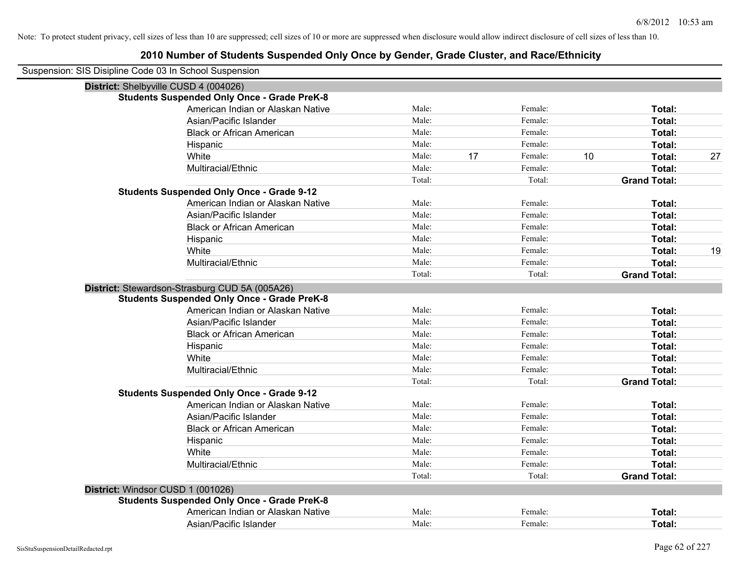Note: To protect student privacy, cell sizes of less than 10 are suppressed; cell sizes of 10 or more are suppressed when disclosure would allow indirect disclosure of cell sizes of less than 10.

# 2010 Number of Students Suspended Only Once by Gender, Grade Cluster, and Race/Ethnicity

Suspension: SIS Disipline Code 03 In School Suspension

## District: Shelbyville CUSD 4 (004026)

### Students Suspended Only Once - Grade PreK-8

| Race/Ethnicity | | Male | | Female | | Total |
|---|---|---|---|---|---|---|
| American Indian or Alaskan Native | Male: | | Female: | | **Total:** | |
| Asian/Pacific Islander | Male: | | Female: | | **Total:** | |
| Black or African American | Male: | | Female: | | **Total:** | |
| Hispanic | Male: | | Female: | | **Total:** | |
| White | Male: | 17 | Female: | 10 | **Total:** | 27 |
| Multiracial/Ethnic | Male: | | Female: | | **Total:** | |
| | Total: | | Total: | | **Grand Total:** | |

### Students Suspended Only Once - Grade 9-12

| Race/Ethnicity | | Male | | Female | | Total |
|---|---|---|---|---|---|---|
| American Indian or Alaskan Native | Male: | | Female: | | **Total:** | |
| Asian/Pacific Islander | Male: | | Female: | | **Total:** | |
| Black or African American | Male: | | Female: | | **Total:** | |
| Hispanic | Male: | | Female: | | **Total:** | |
| White | Male: | | Female: | | **Total:** | 19 |
| Multiracial/Ethnic | Male: | | Female: | | **Total:** | |
| | Total: | | Total: | | **Grand Total:** | |

## District: Stewardson-Strasburg CUD 5A (005A26)

### Students Suspended Only Once - Grade PreK-8

| Race/Ethnicity | | Male | | Female | | Total |
|---|---|---|---|---|---|---|
| American Indian or Alaskan Native | Male: | | Female: | | **Total:** | |
| Asian/Pacific Islander | Male: | | Female: | | **Total:** | |
| Black or African American | Male: | | Female: | | **Total:** | |
| Hispanic | Male: | | Female: | | **Total:** | |
| White | Male: | | Female: | | **Total:** | |
| Multiracial/Ethnic | Male: | | Female: | | **Total:** | |
| | Total: | | Total: | | **Grand Total:** | |

### Students Suspended Only Once - Grade 9-12

| Race/Ethnicity | | Male | | Female | | Total |
|---|---|---|---|---|---|---|
| American Indian or Alaskan Native | Male: | | Female: | | **Total:** | |
| Asian/Pacific Islander | Male: | | Female: | | **Total:** | |
| Black or African American | Male: | | Female: | | **Total:** | |
| Hispanic | Male: | | Female: | | **Total:** | |
| White | Male: | | Female: | | **Total:** | |
| Multiracial/Ethnic | Male: | | Female: | | **Total:** | |
| | Total: | | Total: | | **Grand Total:** | |

## District: Windsor CUSD 1 (001026)

### Students Suspended Only Once - Grade PreK-8

| Race/Ethnicity | | Male | | Female | | Total |
|---|---|---|---|---|---|---|
| American Indian or Alaskan Native | Male: | | Female: | | **Total:** | |
| Asian/Pacific Islander | Male: | | Female: | | **Total:** | |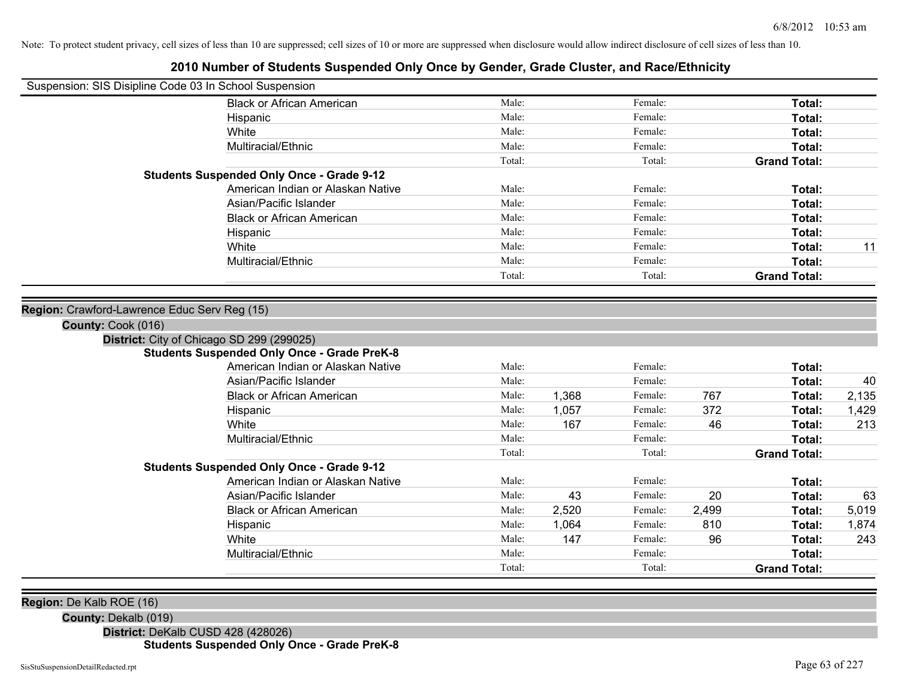Note: To protect student privacy, cell sizes of less than 10 are suppressed; cell sizes of 10 or more are suppressed when disclosure would allow indirect disclosure of cell sizes of less than 10.

# 2010 Number of Students Suspended Only Once by Gender, Grade Cluster, and Race/Ethnicity

Suspension: SIS Disipline Code 03 In School Suspension

| | | | | | | |
|---|---|---|---|---|---|---|
| Black or African American | Male: | | Female: | | **Total:** | |
| Hispanic | Male: | | Female: | | **Total:** | |
| White | Male: | | Female: | | **Total:** | |
| Multiracial/Ethnic | Male: | | Female: | | **Total:** | |
| | Total: | | Total: | | **Grand Total:** | |
| **Students Suspended Only Once - Grade 9-12** | | | | | | |
| American Indian or Alaskan Native | Male: | | Female: | | **Total:** | |
| Asian/Pacific Islander | Male: | | Female: | | **Total:** | |
| Black or African American | Male: | | Female: | | **Total:** | |
| Hispanic | Male: | | Female: | | **Total:** | |
| White | Male: | | Female: | | **Total:** | 11 |
| Multiracial/Ethnic | Male: | | Female: | | **Total:** | |
| | Total: | | Total: | | **Grand Total:** | |

**Region:** Crawford-Lawrence Educ Serv Reg (15)

**County:** Cook (016)

**District:** City of Chicago SD 299 (299025)

| | | | | | | |
|---|---|---|---|---|---|---|
| **Students Suspended Only Once - Grade PreK-8** | | | | | | |
| American Indian or Alaskan Native | Male: | | Female: | | **Total:** | |
| Asian/Pacific Islander | Male: | | Female: | | **Total:** | 40 |
| Black or African American | Male: | 1,368 | Female: | 767 | **Total:** | 2,135 |
| Hispanic | Male: | 1,057 | Female: | 372 | **Total:** | 1,429 |
| White | Male: | 167 | Female: | 46 | **Total:** | 213 |
| Multiracial/Ethnic | Male: | | Female: | | **Total:** | |
| | Total: | | Total: | | **Grand Total:** | |
| **Students Suspended Only Once - Grade 9-12** | | | | | | |
| American Indian or Alaskan Native | Male: | | Female: | | **Total:** | |
| Asian/Pacific Islander | Male: | 43 | Female: | 20 | **Total:** | 63 |
| Black or African American | Male: | 2,520 | Female: | 2,499 | **Total:** | 5,019 |
| Hispanic | Male: | 1,064 | Female: | 810 | **Total:** | 1,874 |
| White | Male: | 147 | Female: | 96 | **Total:** | 243 |
| Multiracial/Ethnic | Male: | | Female: | | **Total:** | |
| | Total: | | Total: | | **Grand Total:** | |

**Region:** De Kalb ROE (16)

**County:** Dekalb (019)

**District:** DeKalb CUSD 428 (428026)

**Students Suspended Only Once - Grade PreK-8**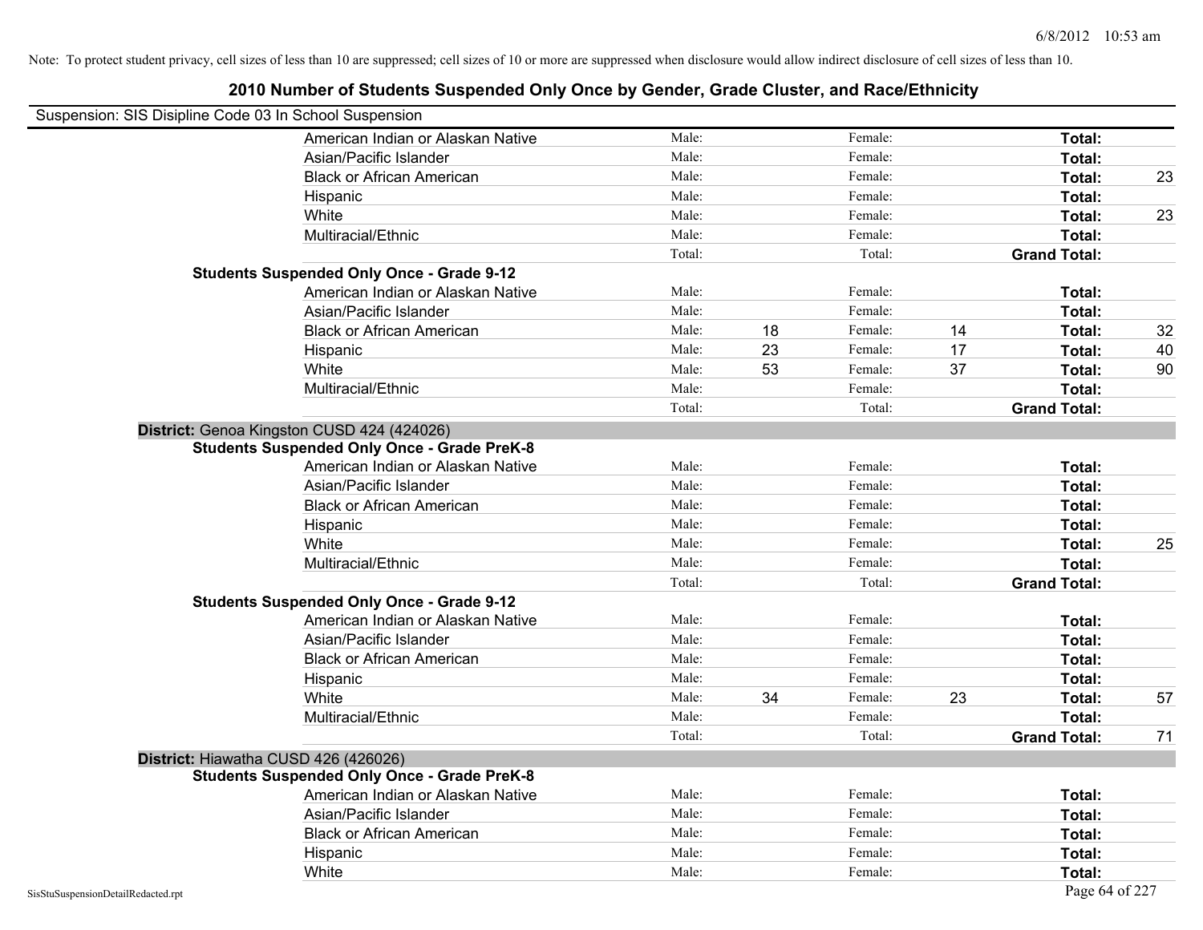Note: To protect student privacy, cell sizes of less than 10 are suppressed; cell sizes of 10 or more are suppressed when disclosure would allow indirect disclosure of cell sizes of less than 10.

# 2010 Number of Students Suspended Only Once by Gender, Grade Cluster, and Race/Ethnicity

Suspension: SIS Disipline Code 03 In School Suspension

| | | | | | | |
|---|---|---|---|---|---|---|
| American Indian or Alaskan Native | Male: | | Female: | | **Total:** | |
| Asian/Pacific Islander | Male: | | Female: | | **Total:** | |
| Black or African American | Male: | | Female: | | **Total:** | 23 |
| Hispanic | Male: | | Female: | | **Total:** | |
| White | Male: | | Female: | | **Total:** | 23 |
| Multiracial/Ethnic | Male: | | Female: | | **Total:** | |
| | Total: | | Total: | | **Grand Total:** | |

**Students Suspended Only Once - Grade 9-12**

| | | | | | | |
|---|---|---|---|---|---|---|
| American Indian or Alaskan Native | Male: | | Female: | | **Total:** | |
| Asian/Pacific Islander | Male: | | Female: | | **Total:** | |
| Black or African American | Male: | 18 | Female: | 14 | **Total:** | 32 |
| Hispanic | Male: | 23 | Female: | 17 | **Total:** | 40 |
| White | Male: | 53 | Female: | 37 | **Total:** | 90 |
| Multiracial/Ethnic | Male: | | Female: | | **Total:** | |
| | Total: | | Total: | | **Grand Total:** | |

**District:** Genoa Kingston CUSD 424 (424026)

**Students Suspended Only Once - Grade PreK-8**

| | | | | | | |
|---|---|---|---|---|---|---|
| American Indian or Alaskan Native | Male: | | Female: | | **Total:** | |
| Asian/Pacific Islander | Male: | | Female: | | **Total:** | |
| Black or African American | Male: | | Female: | | **Total:** | |
| Hispanic | Male: | | Female: | | **Total:** | |
| White | Male: | | Female: | | **Total:** | 25 |
| Multiracial/Ethnic | Male: | | Female: | | **Total:** | |
| | Total: | | Total: | | **Grand Total:** | |

**Students Suspended Only Once - Grade 9-12**

| | | | | | | |
|---|---|---|---|---|---|---|
| American Indian or Alaskan Native | Male: | | Female: | | **Total:** | |
| Asian/Pacific Islander | Male: | | Female: | | **Total:** | |
| Black or African American | Male: | | Female: | | **Total:** | |
| Hispanic | Male: | | Female: | | **Total:** | |
| White | Male: | 34 | Female: | 23 | **Total:** | 57 |
| Multiracial/Ethnic | Male: | | Female: | | **Total:** | |
| | Total: | | Total: | | **Grand Total:** | 71 |

**District:** Hiawatha CUSD 426 (426026)

**Students Suspended Only Once - Grade PreK-8**

| | | | | | | |
|---|---|---|---|---|---|---|
| American Indian or Alaskan Native | Male: | | Female: | | **Total:** | |
| Asian/Pacific Islander | Male: | | Female: | | **Total:** | |
| Black or African American | Male: | | Female: | | **Total:** | |
| Hispanic | Male: | | Female: | | **Total:** | |
| White | Male: | | Female: | | **Total:** | |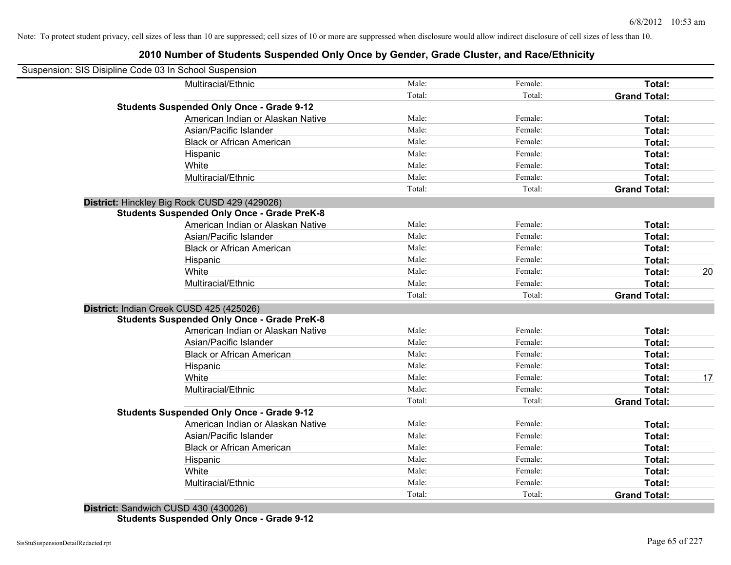Note: To protect student privacy, cell sizes of less than 10 are suppressed; cell sizes of 10 or more are suppressed when disclosure would allow indirect disclosure of cell sizes of less than 10.

# 2010 Number of Students Suspended Only Once by Gender, Grade Cluster, and Race/Ethnicity

Suspension: SIS Disipline Code 03 In School Suspension

| | | | | |
|---|---|---|---|---|
| Multiracial/Ethnic | Male: | Female: | **Total:** | |
| | Total: | Total: | **Grand Total:** | |
| **Students Suspended Only Once - Grade 9-12** | | | | |
| American Indian or Alaskan Native | Male: | Female: | **Total:** | |
| Asian/Pacific Islander | Male: | Female: | **Total:** | |
| Black or African American | Male: | Female: | **Total:** | |
| Hispanic | Male: | Female: | **Total:** | |
| White | Male: | Female: | **Total:** | |
| Multiracial/Ethnic | Male: | Female: | **Total:** | |
| | Total: | Total: | **Grand Total:** | |
| **District:** Hinckley Big Rock CUSD 429 (429026) | | | | |
| **Students Suspended Only Once - Grade PreK-8** | | | | |
| American Indian or Alaskan Native | Male: | Female: | **Total:** | |
| Asian/Pacific Islander | Male: | Female: | **Total:** | |
| Black or African American | Male: | Female: | **Total:** | |
| Hispanic | Male: | Female: | **Total:** | |
| White | Male: | Female: | **Total:** | 20 |
| Multiracial/Ethnic | Male: | Female: | **Total:** | |
| | Total: | Total: | **Grand Total:** | |
| **District:** Indian Creek CUSD 425 (425026) | | | | |
| **Students Suspended Only Once - Grade PreK-8** | | | | |
| American Indian or Alaskan Native | Male: | Female: | **Total:** | |
| Asian/Pacific Islander | Male: | Female: | **Total:** | |
| Black or African American | Male: | Female: | **Total:** | |
| Hispanic | Male: | Female: | **Total:** | |
| White | Male: | Female: | **Total:** | 17 |
| Multiracial/Ethnic | Male: | Female: | **Total:** | |
| | Total: | Total: | **Grand Total:** | |
| **Students Suspended Only Once - Grade 9-12** | | | | |
| American Indian or Alaskan Native | Male: | Female: | **Total:** | |
| Asian/Pacific Islander | Male: | Female: | **Total:** | |
| Black or African American | Male: | Female: | **Total:** | |
| Hispanic | Male: | Female: | **Total:** | |
| White | Male: | Female: | **Total:** | |
| Multiracial/Ethnic | Male: | Female: | **Total:** | |
| | Total: | Total: | **Grand Total:** | |
| **District:** Sandwich CUSD 430 (430026) | | | | |
| **Students Suspended Only Once - Grade 9-12** | | | | |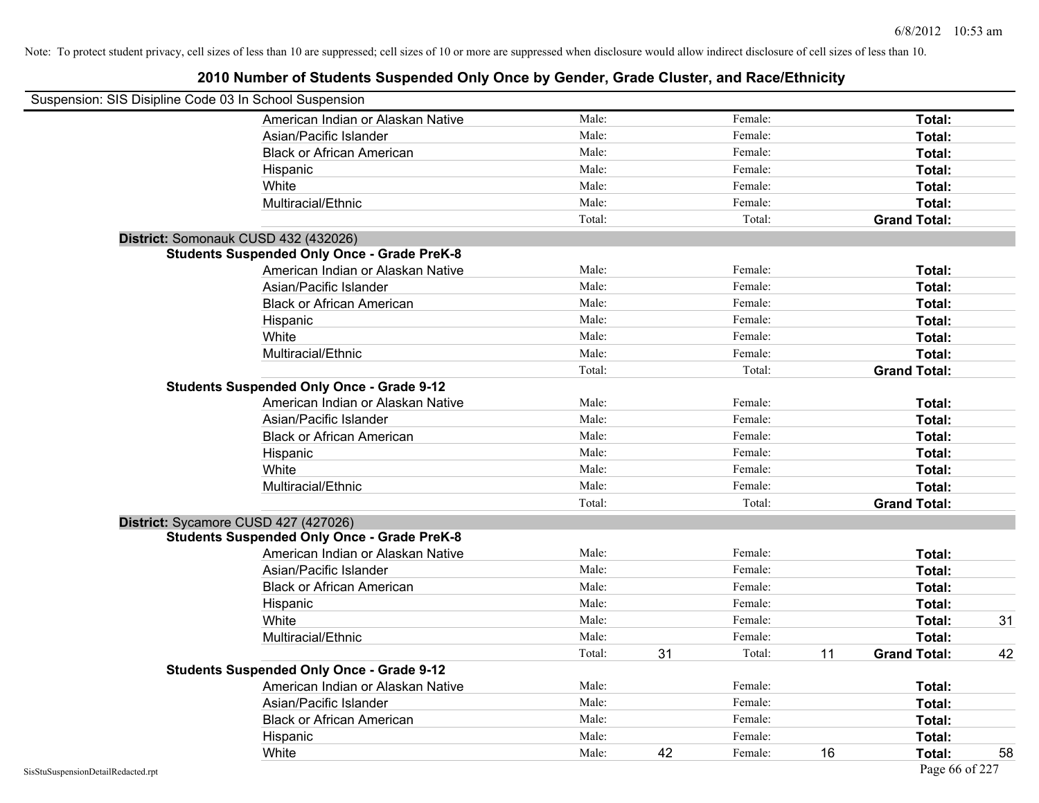Note: To protect student privacy, cell sizes of less than 10 are suppressed; cell sizes of 10 or more are suppressed when disclosure would allow indirect disclosure of cell sizes of less than 10.

# 2010 Number of Students Suspended Only Once by Gender, Grade Cluster, and Race/Ethnicity

Suspension: SIS Disipline Code 03 In School Suspension

| | | | | | | |
|---|---|---|---|---|---|---|
| American Indian or Alaskan Native | Male: | | Female: | | **Total:** | |
| Asian/Pacific Islander | Male: | | Female: | | **Total:** | |
| Black or African American | Male: | | Female: | | **Total:** | |
| Hispanic | Male: | | Female: | | **Total:** | |
| White | Male: | | Female: | | **Total:** | |
| Multiracial/Ethnic | Male: | | Female: | | **Total:** | |
| | Total: | | Total: | | **Grand Total:** | |

**District:** Somonauk CUSD 432 (432026)

**Students Suspended Only Once - Grade PreK-8**

| | | | | | | |
|---|---|---|---|---|---|---|
| American Indian or Alaskan Native | Male: | | Female: | | **Total:** | |
| Asian/Pacific Islander | Male: | | Female: | | **Total:** | |
| Black or African American | Male: | | Female: | | **Total:** | |
| Hispanic | Male: | | Female: | | **Total:** | |
| White | Male: | | Female: | | **Total:** | |
| Multiracial/Ethnic | Male: | | Female: | | **Total:** | |
| | Total: | | Total: | | **Grand Total:** | |

**Students Suspended Only Once - Grade 9-12**

| | | | | | | |
|---|---|---|---|---|---|---|
| American Indian or Alaskan Native | Male: | | Female: | | **Total:** | |
| Asian/Pacific Islander | Male: | | Female: | | **Total:** | |
| Black or African American | Male: | | Female: | | **Total:** | |
| Hispanic | Male: | | Female: | | **Total:** | |
| White | Male: | | Female: | | **Total:** | |
| Multiracial/Ethnic | Male: | | Female: | | **Total:** | |
| | Total: | | Total: | | **Grand Total:** | |

**District:** Sycamore CUSD 427 (427026)

**Students Suspended Only Once - Grade PreK-8**

| | | | | | | |
|---|---|---|---|---|---|---|
| American Indian or Alaskan Native | Male: | | Female: | | **Total:** | |
| Asian/Pacific Islander | Male: | | Female: | | **Total:** | |
| Black or African American | Male: | | Female: | | **Total:** | |
| Hispanic | Male: | | Female: | | **Total:** | |
| White | Male: | | Female: | | **Total:** | 31 |
| Multiracial/Ethnic | Male: | | Female: | | **Total:** | |
| | Total: | 31 | Total: | 11 | **Grand Total:** | 42 |

**Students Suspended Only Once - Grade 9-12**

| | | | | | | |
|---|---|---|---|---|---|---|
| American Indian or Alaskan Native | Male: | | Female: | | **Total:** | |
| Asian/Pacific Islander | Male: | | Female: | | **Total:** | |
| Black or African American | Male: | | Female: | | **Total:** | |
| Hispanic | Male: | | Female: | | **Total:** | |
| White | Male: | 42 | Female: | 16 | **Total:** | 58 |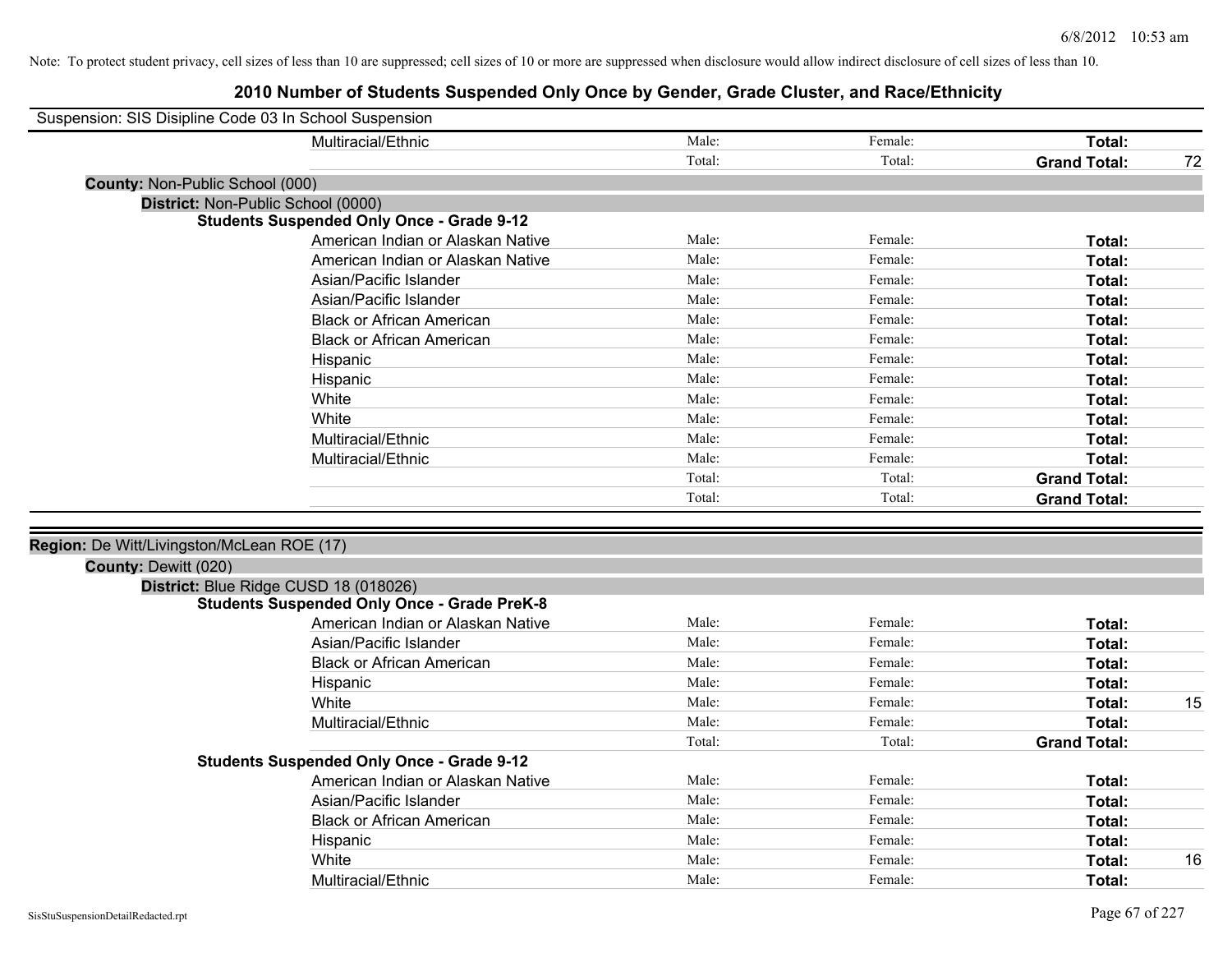Note: To protect student privacy, cell sizes of less than 10 are suppressed; cell sizes of 10 or more are suppressed when disclosure would allow indirect disclosure of cell sizes of less than 10.

# 2010 Number of Students Suspended Only Once by Gender, Grade Cluster, and Race/Ethnicity

Suspension: SIS Disipline Code 03 In School Suspension

| | | | | |
|---|---|---|---|---|
| Multiracial/Ethnic | Male: | Female: | **Total:** | |
| | Total: | Total: | **Grand Total:** | 72 |

**County:** Non-Public School (000)

**District:** Non-Public School (0000)

**Students Suspended Only Once - Grade 9-12**

| | | | | |
|---|---|---|---|---|
| American Indian or Alaskan Native | Male: | Female: | **Total:** | |
| American Indian or Alaskan Native | Male: | Female: | **Total:** | |
| Asian/Pacific Islander | Male: | Female: | **Total:** | |
| Asian/Pacific Islander | Male: | Female: | **Total:** | |
| Black or African American | Male: | Female: | **Total:** | |
| Black or African American | Male: | Female: | **Total:** | |
| Hispanic | Male: | Female: | **Total:** | |
| Hispanic | Male: | Female: | **Total:** | |
| White | Male: | Female: | **Total:** | |
| White | Male: | Female: | **Total:** | |
| Multiracial/Ethnic | Male: | Female: | **Total:** | |
| Multiracial/Ethnic | Male: | Female: | **Total:** | |
| | Total: | Total: | **Grand Total:** | |
| | Total: | Total: | **Grand Total:** | |

**Region:** De Witt/Livingston/McLean ROE (17)

**County:** Dewitt (020)

**District:** Blue Ridge CUSD 18 (018026)

**Students Suspended Only Once - Grade PreK-8**

| | | | | |
|---|---|---|---|---|
| American Indian or Alaskan Native | Male: | Female: | **Total:** | |
| Asian/Pacific Islander | Male: | Female: | **Total:** | |
| Black or African American | Male: | Female: | **Total:** | |
| Hispanic | Male: | Female: | **Total:** | |
| White | Male: | Female: | **Total:** | 15 |
| Multiracial/Ethnic | Male: | Female: | **Total:** | |
| | Total: | Total: | **Grand Total:** | |

**Students Suspended Only Once - Grade 9-12**

| | | | | |
|---|---|---|---|---|
| American Indian or Alaskan Native | Male: | Female: | **Total:** | |
| Asian/Pacific Islander | Male: | Female: | **Total:** | |
| Black or African American | Male: | Female: | **Total:** | |
| Hispanic | Male: | Female: | **Total:** | |
| White | Male: | Female: | **Total:** | 16 |
| Multiracial/Ethnic | Male: | Female: | **Total:** | |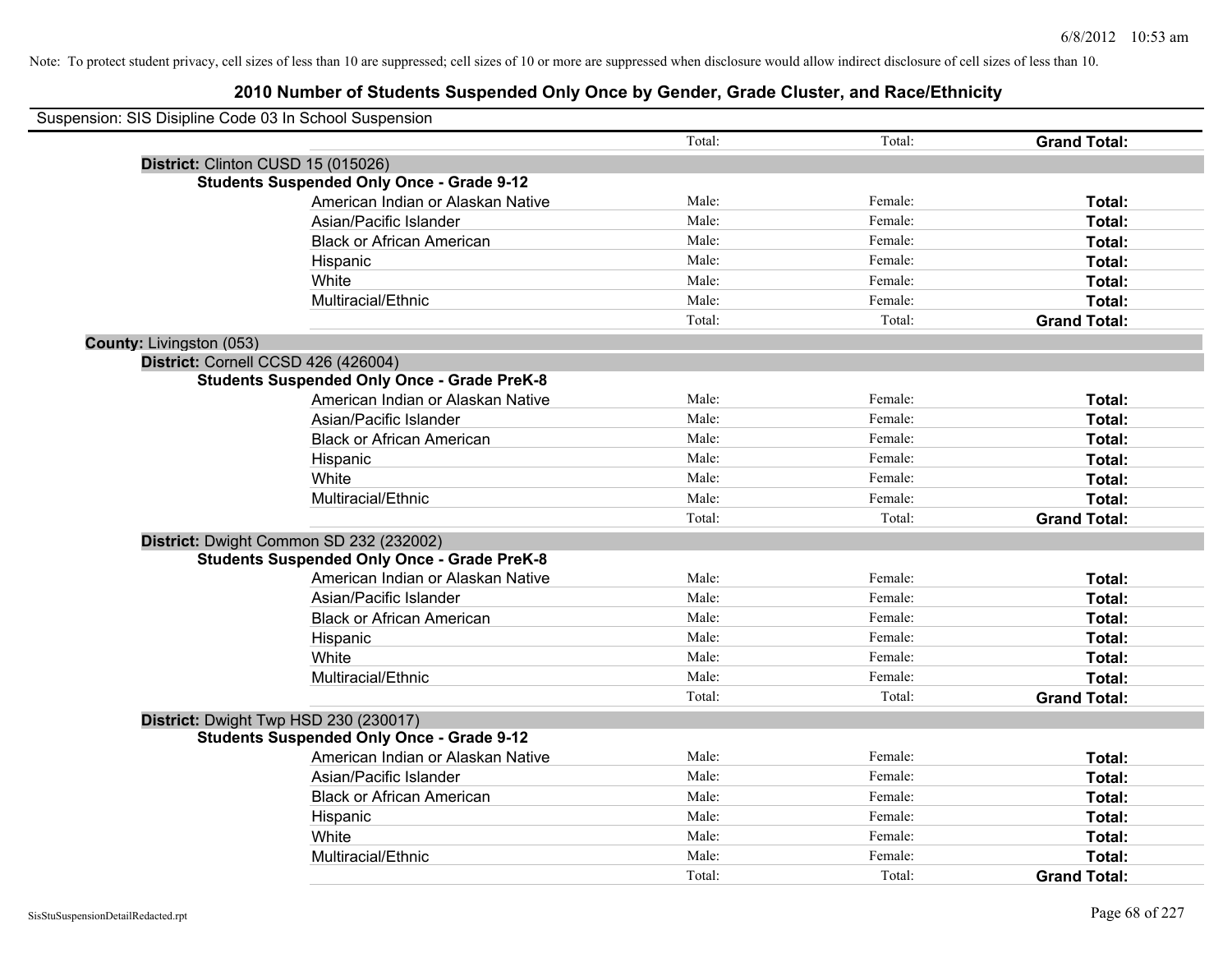Note: To protect student privacy, cell sizes of less than 10 are suppressed; cell sizes of 10 or more are suppressed when disclosure would allow indirect disclosure of cell sizes of less than 10.

# 2010 Number of Students Suspended Only Once by Gender, Grade Cluster, and Race/Ethnicity

Suspension: SIS Disipline Code 03 In School Suspension

| | Total: | Total: | **Grand Total:** |
|---|---|---|---|

**District:** Clinton CUSD 15 (015026)

**Students Suspended Only Once - Grade 9-12**

| | | | |
|---|---|---|---|
| American Indian or Alaskan Native | Male: | Female: | **Total:** |
| Asian/Pacific Islander | Male: | Female: | **Total:** |
| Black or African American | Male: | Female: | **Total:** |
| Hispanic | Male: | Female: | **Total:** |
| White | Male: | Female: | **Total:** |
| Multiracial/Ethnic | Male: | Female: | **Total:** |
| | Total: | Total: | **Grand Total:** |

**County:** Livingston (053)

**District:** Cornell CCSD 426 (426004)

**Students Suspended Only Once - Grade PreK-8**

| | | | |
|---|---|---|---|
| American Indian or Alaskan Native | Male: | Female: | **Total:** |
| Asian/Pacific Islander | Male: | Female: | **Total:** |
| Black or African American | Male: | Female: | **Total:** |
| Hispanic | Male: | Female: | **Total:** |
| White | Male: | Female: | **Total:** |
| Multiracial/Ethnic | Male: | Female: | **Total:** |
| | Total: | Total: | **Grand Total:** |

**District:** Dwight Common SD 232 (232002)

**Students Suspended Only Once - Grade PreK-8**

| | | | |
|---|---|---|---|
| American Indian or Alaskan Native | Male: | Female: | **Total:** |
| Asian/Pacific Islander | Male: | Female: | **Total:** |
| Black or African American | Male: | Female: | **Total:** |
| Hispanic | Male: | Female: | **Total:** |
| White | Male: | Female: | **Total:** |
| Multiracial/Ethnic | Male: | Female: | **Total:** |
| | Total: | Total: | **Grand Total:** |

**District:** Dwight Twp HSD 230 (230017)

**Students Suspended Only Once - Grade 9-12**

| | | | |
|---|---|---|---|
| American Indian or Alaskan Native | Male: | Female: | **Total:** |
| Asian/Pacific Islander | Male: | Female: | **Total:** |
| Black or African American | Male: | Female: | **Total:** |
| Hispanic | Male: | Female: | **Total:** |
| White | Male: | Female: | **Total:** |
| Multiracial/Ethnic | Male: | Female: | **Total:** |
| | Total: | Total: | **Grand Total:** |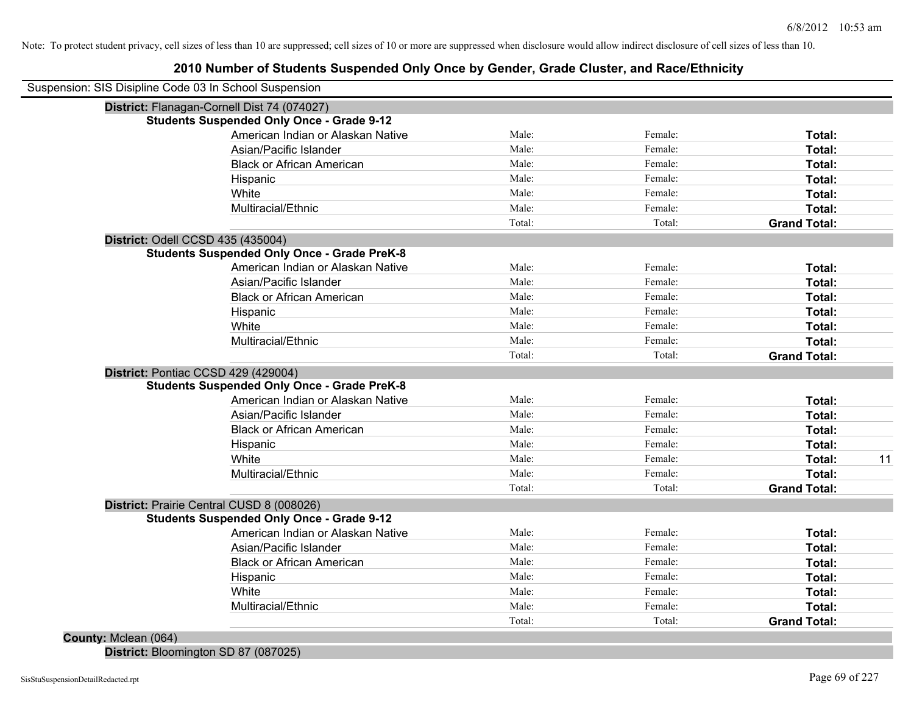Note: To protect student privacy, cell sizes of less than 10 are suppressed; cell sizes of 10 or more are suppressed when disclosure would allow indirect disclosure of cell sizes of less than 10.

# 2010 Number of Students Suspended Only Once by Gender, Grade Cluster, and Race/Ethnicity

Suspension: SIS Disipline Code 03 In School Suspension

**District:** Flanagan-Cornell Dist 74 (074027)

**Students Suspended Only Once - Grade 9-12**

| | | | | |
|---|---|---|---|---|
| American Indian or Alaskan Native | Male: | Female: | **Total:** | |
| Asian/Pacific Islander | Male: | Female: | **Total:** | |
| Black or African American | Male: | Female: | **Total:** | |
| Hispanic | Male: | Female: | **Total:** | |
| White | Male: | Female: | **Total:** | |
| Multiracial/Ethnic | Male: | Female: | **Total:** | |
| | Total: | Total: | **Grand Total:** | |

**District:** Odell CCSD 435 (435004)

**Students Suspended Only Once - Grade PreK-8**

| | | | | |
|---|---|---|---|---|
| American Indian or Alaskan Native | Male: | Female: | **Total:** | |
| Asian/Pacific Islander | Male: | Female: | **Total:** | |
| Black or African American | Male: | Female: | **Total:** | |
| Hispanic | Male: | Female: | **Total:** | |
| White | Male: | Female: | **Total:** | |
| Multiracial/Ethnic | Male: | Female: | **Total:** | |
| | Total: | Total: | **Grand Total:** | |

**District:** Pontiac CCSD 429 (429004)

**Students Suspended Only Once - Grade PreK-8**

| | | | | |
|---|---|---|---|---|
| American Indian or Alaskan Native | Male: | Female: | **Total:** | |
| Asian/Pacific Islander | Male: | Female: | **Total:** | |
| Black or African American | Male: | Female: | **Total:** | |
| Hispanic | Male: | Female: | **Total:** | |
| White | Male: | Female: | **Total:** | 11 |
| Multiracial/Ethnic | Male: | Female: | **Total:** | |
| | Total: | Total: | **Grand Total:** | |

**District:** Prairie Central CUSD 8 (008026)

**Students Suspended Only Once - Grade 9-12**

| | | | | |
|---|---|---|---|---|
| American Indian or Alaskan Native | Male: | Female: | **Total:** | |
| Asian/Pacific Islander | Male: | Female: | **Total:** | |
| Black or African American | Male: | Female: | **Total:** | |
| Hispanic | Male: | Female: | **Total:** | |
| White | Male: | Female: | **Total:** | |
| Multiracial/Ethnic | Male: | Female: | **Total:** | |
| | Total: | Total: | **Grand Total:** | |

**County:** Mclean (064)

**District:** Bloomington SD 87 (087025)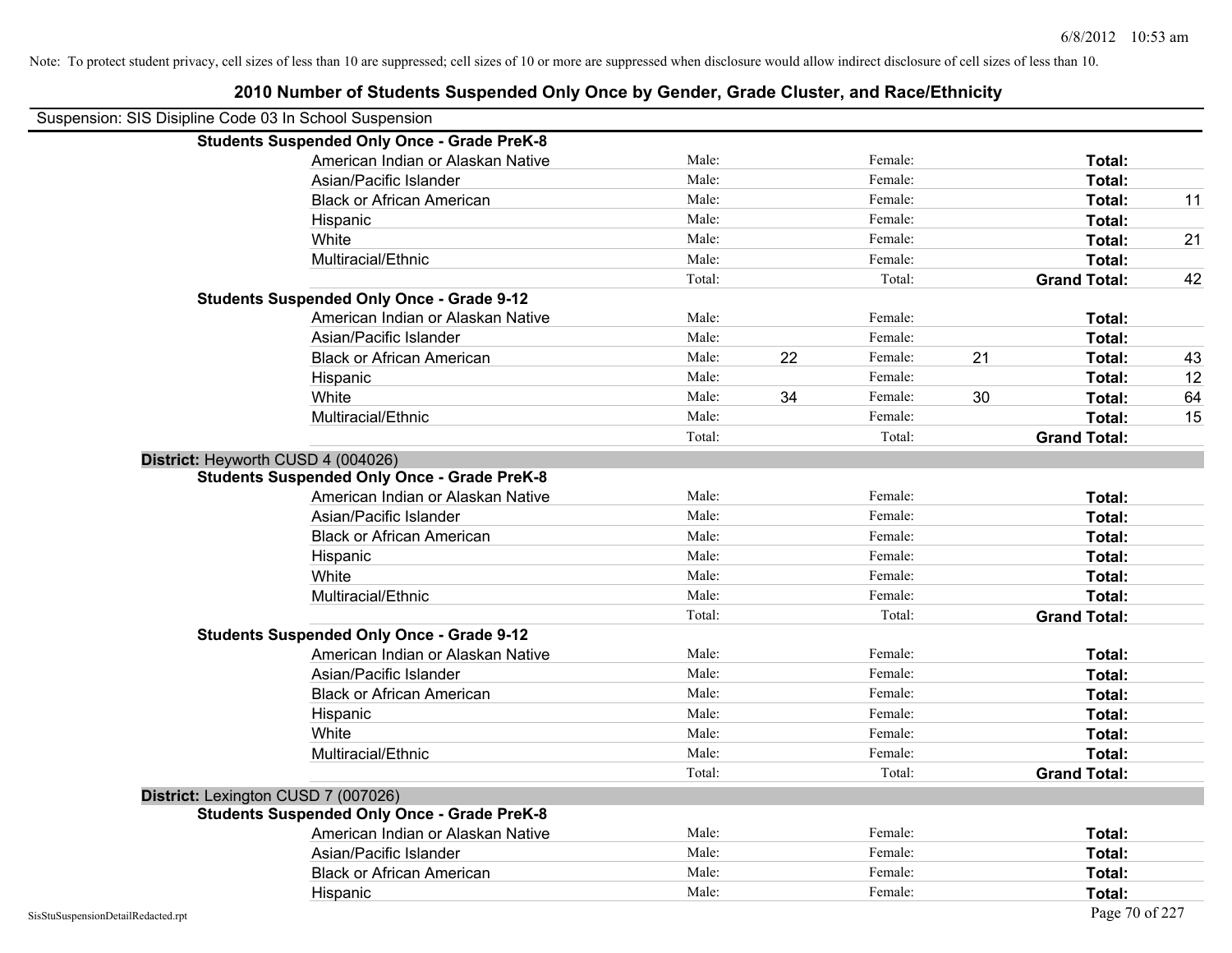Note: To protect student privacy, cell sizes of less than 10 are suppressed; cell sizes of 10 or more are suppressed when disclosure would allow indirect disclosure of cell sizes of less than 10.

# 2010 Number of Students Suspended Only Once by Gender, Grade Cluster, and Race/Ethnicity

Suspension: SIS Disipline Code 03 In School Suspension

**Students Suspended Only Once - Grade PreK-8**

| | | | | | | |
|---|---|---|---|---|---|---|
| American Indian or Alaskan Native | Male: | | Female: | | **Total:** | |
| Asian/Pacific Islander | Male: | | Female: | | **Total:** | |
| Black or African American | Male: | | Female: | | **Total:** | 11 |
| Hispanic | Male: | | Female: | | **Total:** | |
| White | Male: | | Female: | | **Total:** | 21 |
| Multiracial/Ethnic | Male: | | Female: | | **Total:** | |
| | Total: | | Total: | | **Grand Total:** | 42 |

**Students Suspended Only Once - Grade 9-12**

| | | | | | | |
|---|---|---|---|---|---|---|
| American Indian or Alaskan Native | Male: | | Female: | | **Total:** | |
| Asian/Pacific Islander | Male: | | Female: | | **Total:** | |
| Black or African American | Male: | 22 | Female: | 21 | **Total:** | 43 |
| Hispanic | Male: | | Female: | | **Total:** | 12 |
| White | Male: | 34 | Female: | 30 | **Total:** | 64 |
| Multiracial/Ethnic | Male: | | Female: | | **Total:** | 15 |
| | Total: | | Total: | | **Grand Total:** | |

## District: Heyworth CUSD 4 (004026)

**Students Suspended Only Once - Grade PreK-8**

| | | | | | | |
|---|---|---|---|---|---|---|
| American Indian or Alaskan Native | Male: | | Female: | | **Total:** | |
| Asian/Pacific Islander | Male: | | Female: | | **Total:** | |
| Black or African American | Male: | | Female: | | **Total:** | |
| Hispanic | Male: | | Female: | | **Total:** | |
| White | Male: | | Female: | | **Total:** | |
| Multiracial/Ethnic | Male: | | Female: | | **Total:** | |
| | Total: | | Total: | | **Grand Total:** | |

**Students Suspended Only Once - Grade 9-12**

| | | | | | | |
|---|---|---|---|---|---|---|
| American Indian or Alaskan Native | Male: | | Female: | | **Total:** | |
| Asian/Pacific Islander | Male: | | Female: | | **Total:** | |
| Black or African American | Male: | | Female: | | **Total:** | |
| Hispanic | Male: | | Female: | | **Total:** | |
| White | Male: | | Female: | | **Total:** | |
| Multiracial/Ethnic | Male: | | Female: | | **Total:** | |
| | Total: | | Total: | | **Grand Total:** | |

## District: Lexington CUSD 7 (007026)

**Students Suspended Only Once - Grade PreK-8**

| | | | | | | |
|---|---|---|---|---|---|---|
| American Indian or Alaskan Native | Male: | | Female: | | **Total:** | |
| Asian/Pacific Islander | Male: | | Female: | | **Total:** | |
| Black or African American | Male: | | Female: | | **Total:** | |
| Hispanic | Male: | | Female: | | **Total:** | |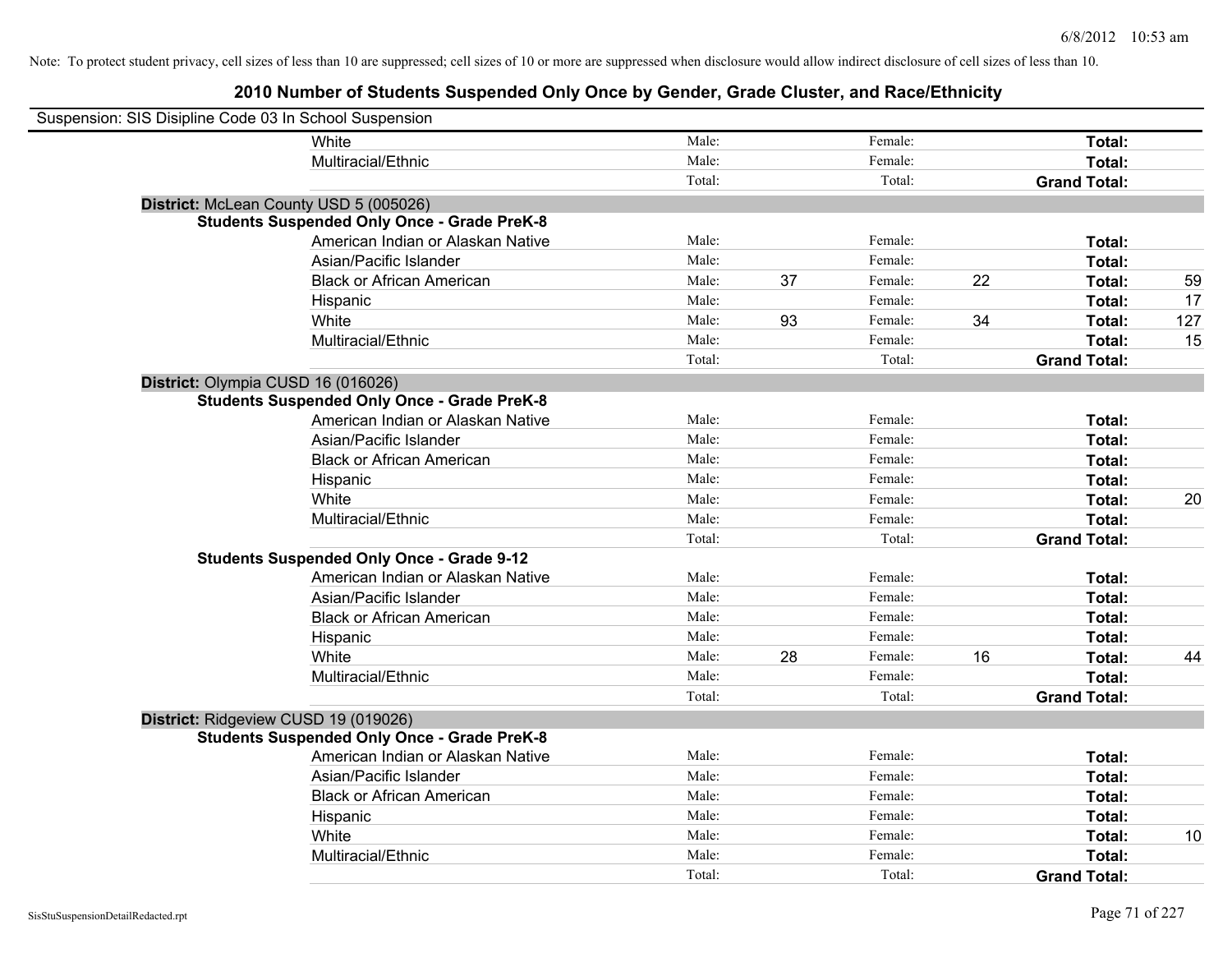Note: To protect student privacy, cell sizes of less than 10 are suppressed; cell sizes of 10 or more are suppressed when disclosure would allow indirect disclosure of cell sizes of less than 10.

## 2010 Number of Students Suspended Only Once by Gender, Grade Cluster, and Race/Ethnicity

Suspension: SIS Disipline Code 03 In School Suspension

| | | | | | | |
|---|---|---|---|---|---|---|
| White | Male: | | Female: | | Total: | |
| Multiracial/Ethnic | Male: | | Female: | | Total: | |
| | Total: | | Total: | | Grand Total: | |

**District:** McLean County USD 5 (005026)

**Students Suspended Only Once - Grade PreK-8**

| | | | | | | |
|---|---|---|---|---|---|---|
| American Indian or Alaskan Native | Male: | | Female: | | Total: | |
| Asian/Pacific Islander | Male: | | Female: | | Total: | |
| Black or African American | Male: | 37 | Female: | 22 | Total: | 59 |
| Hispanic | Male: | | Female: | | Total: | 17 |
| White | Male: | 93 | Female: | 34 | Total: | 127 |
| Multiracial/Ethnic | Male: | | Female: | | Total: | 15 |
| | Total: | | Total: | | Grand Total: | |

**District:** Olympia CUSD 16 (016026)

**Students Suspended Only Once - Grade PreK-8**

| | | | | | | |
|---|---|---|---|---|---|---|
| American Indian or Alaskan Native | Male: | | Female: | | Total: | |
| Asian/Pacific Islander | Male: | | Female: | | Total: | |
| Black or African American | Male: | | Female: | | Total: | |
| Hispanic | Male: | | Female: | | Total: | |
| White | Male: | | Female: | | Total: | 20 |
| Multiracial/Ethnic | Male: | | Female: | | Total: | |
| | Total: | | Total: | | Grand Total: | |

**Students Suspended Only Once - Grade 9-12**

| | | | | | | |
|---|---|---|---|---|---|---|
| American Indian or Alaskan Native | Male: | | Female: | | Total: | |
| Asian/Pacific Islander | Male: | | Female: | | Total: | |
| Black or African American | Male: | | Female: | | Total: | |
| Hispanic | Male: | | Female: | | Total: | |
| White | Male: | 28 | Female: | 16 | Total: | 44 |
| Multiracial/Ethnic | Male: | | Female: | | Total: | |
| | Total: | | Total: | | Grand Total: | |

**District:** Ridgeview CUSD 19 (019026)

**Students Suspended Only Once - Grade PreK-8**

| | | | | | | |
|---|---|---|---|---|---|---|
| American Indian or Alaskan Native | Male: | | Female: | | Total: | |
| Asian/Pacific Islander | Male: | | Female: | | Total: | |
| Black or African American | Male: | | Female: | | Total: | |
| Hispanic | Male: | | Female: | | Total: | |
| White | Male: | | Female: | | Total: | 10 |
| Multiracial/Ethnic | Male: | | Female: | | Total: | |
| | Total: | | Total: | | Grand Total: | |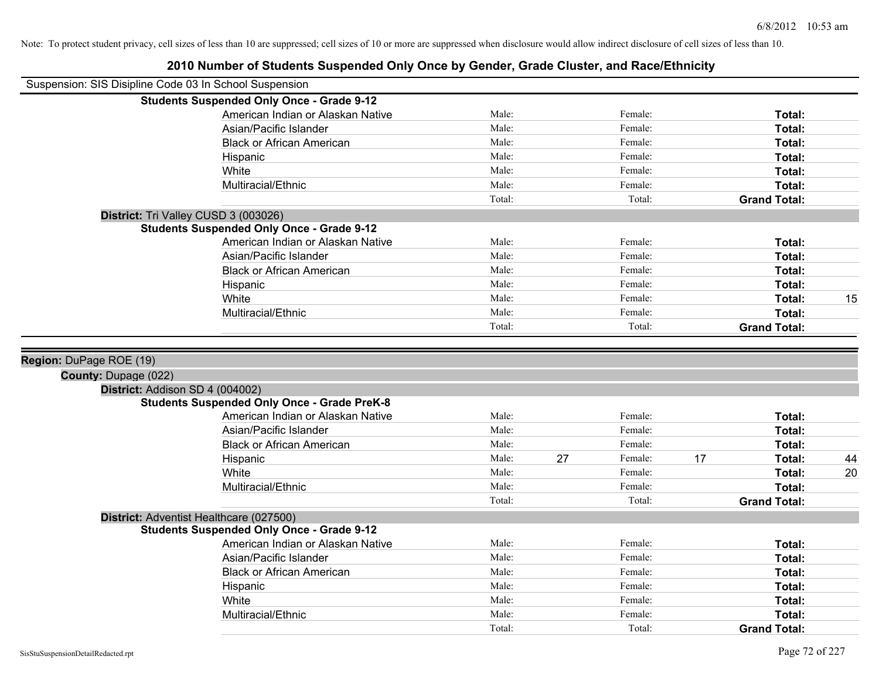Note: To protect student privacy, cell sizes of less than 10 are suppressed; cell sizes of 10 or more are suppressed when disclosure would allow indirect disclosure of cell sizes of less than 10.

# 2010 Number of Students Suspended Only Once by Gender, Grade Cluster, and Race/Ethnicity

Suspension: SIS Disipline Code 03 In School Suspension

**Students Suspended Only Once - Grade 9-12**

| Race/Ethnicity | Male: | | Female: | | Total: | |
|---|---|---|---|---|---|---|
| American Indian or Alaskan Native | Male: | | Female: | | **Total:** | |
| Asian/Pacific Islander | Male: | | Female: | | **Total:** | |
| Black or African American | Male: | | Female: | | **Total:** | |
| Hispanic | Male: | | Female: | | **Total:** | |
| White | Male: | | Female: | | **Total:** | |
| Multiracial/Ethnic | Male: | | Female: | | **Total:** | |
| | Total: | | Total: | | **Grand Total:** | |

**District:** Tri Valley CUSD 3 (003026)

**Students Suspended Only Once - Grade 9-12**

| Race/Ethnicity | Male: | | Female: | | Total: | |
|---|---|---|---|---|---|---|
| American Indian or Alaskan Native | Male: | | Female: | | **Total:** | |
| Asian/Pacific Islander | Male: | | Female: | | **Total:** | |
| Black or African American | Male: | | Female: | | **Total:** | |
| Hispanic | Male: | | Female: | | **Total:** | |
| White | Male: | | Female: | | **Total:** | 15 |
| Multiracial/Ethnic | Male: | | Female: | | **Total:** | |
| | Total: | | Total: | | **Grand Total:** | |

**Region:** DuPage ROE (19)

**County:** Dupage (022)

**District:** Addison SD 4 (004002)

**Students Suspended Only Once - Grade PreK-8**

| Race/Ethnicity | Male: | | Female: | | Total: | |
|---|---|---|---|---|---|---|
| American Indian or Alaskan Native | Male: | | Female: | | **Total:** | |
| Asian/Pacific Islander | Male: | | Female: | | **Total:** | |
| Black or African American | Male: | | Female: | | **Total:** | |
| Hispanic | Male: | 27 | Female: | 17 | **Total:** | 44 |
| White | Male: | | Female: | | **Total:** | 20 |
| Multiracial/Ethnic | Male: | | Female: | | **Total:** | |
| | Total: | | Total: | | **Grand Total:** | |

**District:** Adventist Healthcare (027500)

**Students Suspended Only Once - Grade 9-12**

| Race/Ethnicity | Male: | | Female: | | Total: | |
|---|---|---|---|---|---|---|
| American Indian or Alaskan Native | Male: | | Female: | | **Total:** | |
| Asian/Pacific Islander | Male: | | Female: | | **Total:** | |
| Black or African American | Male: | | Female: | | **Total:** | |
| Hispanic | Male: | | Female: | | **Total:** | |
| White | Male: | | Female: | | **Total:** | |
| Multiracial/Ethnic | Male: | | Female: | | **Total:** | |
| | Total: | | Total: | | **Grand Total:** | |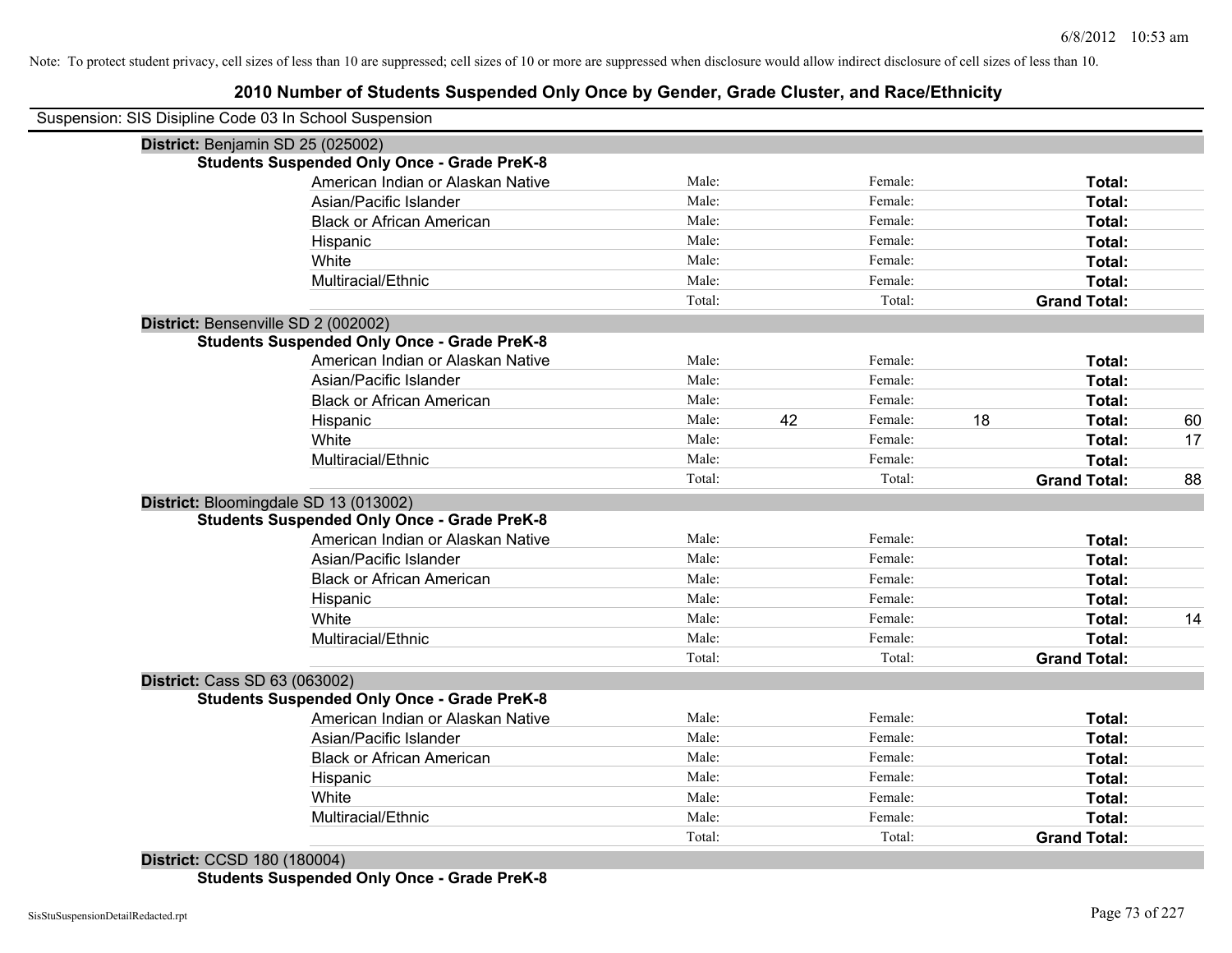Note: To protect student privacy, cell sizes of less than 10 are suppressed; cell sizes of 10 or more are suppressed when disclosure would allow indirect disclosure of cell sizes of less than 10.

# 2010 Number of Students Suspended Only Once by Gender, Grade Cluster, and Race/Ethnicity

Suspension: SIS Disipline Code 03 In School Suspension

**District:** Benjamin SD 25 (025002)

**Students Suspended Only Once - Grade PreK-8**

| Race/Ethnicity | | | | | | |
|---|---|---|---|---|---|---|
| American Indian or Alaskan Native | Male: | | Female: | | **Total:** | |
| Asian/Pacific Islander | Male: | | Female: | | **Total:** | |
| Black or African American | Male: | | Female: | | **Total:** | |
| Hispanic | Male: | | Female: | | **Total:** | |
| White | Male: | | Female: | | **Total:** | |
| Multiracial/Ethnic | Male: | | Female: | | **Total:** | |
| | Total: | | Total: | | **Grand Total:** | |

**District:** Bensenville SD 2 (002002)

**Students Suspended Only Once - Grade PreK-8**

| Race/Ethnicity | | | | | | |
|---|---|---|---|---|---|---|
| American Indian or Alaskan Native | Male: | | Female: | | **Total:** | |
| Asian/Pacific Islander | Male: | | Female: | | **Total:** | |
| Black or African American | Male: | | Female: | | **Total:** | |
| Hispanic | Male: | 42 | Female: | 18 | **Total:** | 60 |
| White | Male: | | Female: | | **Total:** | 17 |
| Multiracial/Ethnic | Male: | | Female: | | **Total:** | |
| | Total: | | Total: | | **Grand Total:** | 88 |

**District:** Bloomingdale SD 13 (013002)

**Students Suspended Only Once - Grade PreK-8**

| Race/Ethnicity | | | | | | |
|---|---|---|---|---|---|---|
| American Indian or Alaskan Native | Male: | | Female: | | **Total:** | |
| Asian/Pacific Islander | Male: | | Female: | | **Total:** | |
| Black or African American | Male: | | Female: | | **Total:** | |
| Hispanic | Male: | | Female: | | **Total:** | |
| White | Male: | | Female: | | **Total:** | 14 |
| Multiracial/Ethnic | Male: | | Female: | | **Total:** | |
| | Total: | | Total: | | **Grand Total:** | |

**District:** Cass SD 63 (063002)

**Students Suspended Only Once - Grade PreK-8**

| Race/Ethnicity | | | | | | |
|---|---|---|---|---|---|---|
| American Indian or Alaskan Native | Male: | | Female: | | **Total:** | |
| Asian/Pacific Islander | Male: | | Female: | | **Total:** | |
| Black or African American | Male: | | Female: | | **Total:** | |
| Hispanic | Male: | | Female: | | **Total:** | |
| White | Male: | | Female: | | **Total:** | |
| Multiracial/Ethnic | Male: | | Female: | | **Total:** | |
| | Total: | | Total: | | **Grand Total:** | |

**District:** CCSD 180 (180004)

**Students Suspended Only Once - Grade PreK-8**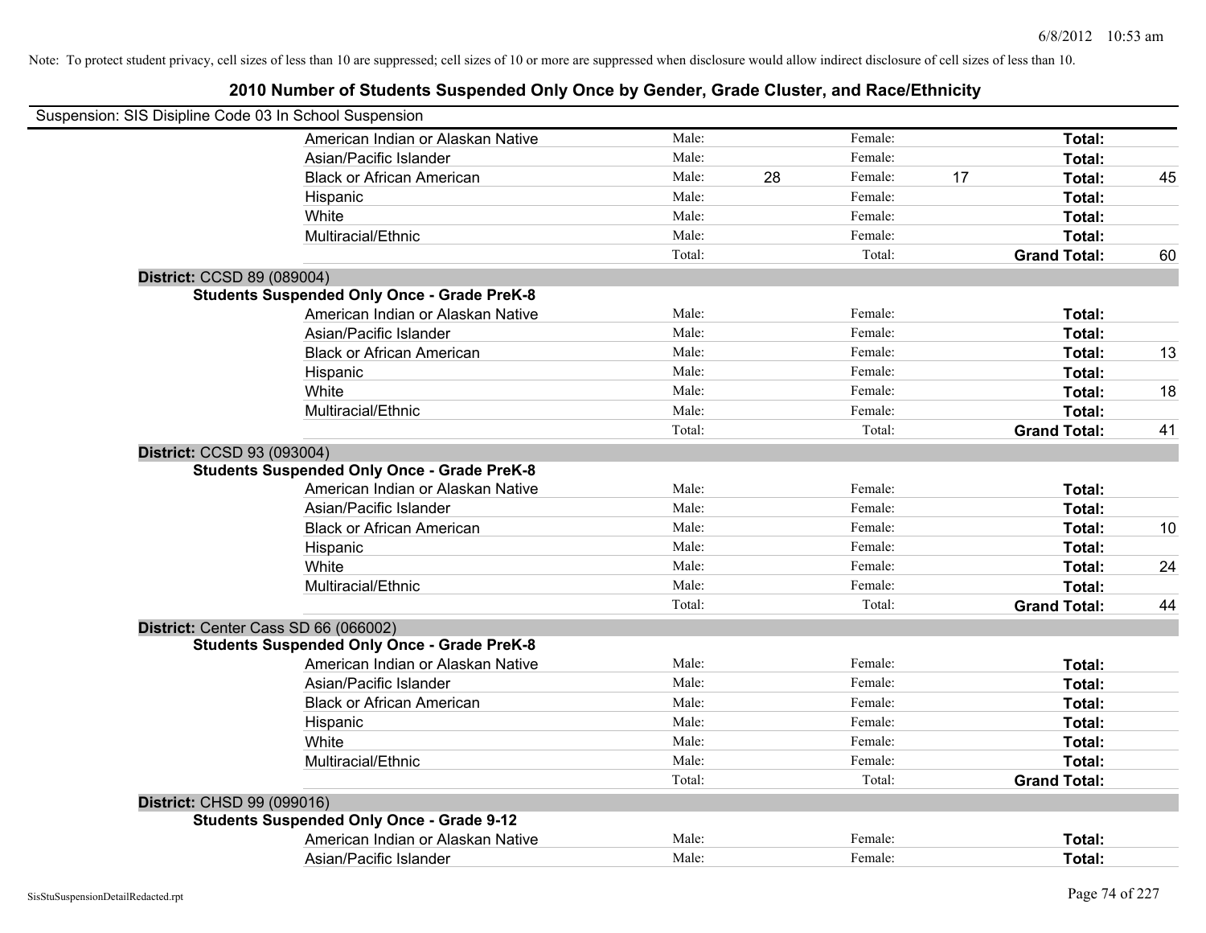Note: To protect student privacy, cell sizes of less than 10 are suppressed; cell sizes of 10 or more are suppressed when disclosure would allow indirect disclosure of cell sizes of less than 10.

# 2010 Number of Students Suspended Only Once by Gender, Grade Cluster, and Race/Ethnicity

Suspension: SIS Disipline Code 03 In School Suspension

| | | | | | | |
|---|---|---|---|---|---|---|
| American Indian or Alaskan Native | Male: | | Female: | | **Total:** | |
| Asian/Pacific Islander | Male: | | Female: | | **Total:** | |
| Black or African American | Male: | 28 | Female: | 17 | **Total:** | 45 |
| Hispanic | Male: | | Female: | | **Total:** | |
| White | Male: | | Female: | | **Total:** | |
| Multiracial/Ethnic | Male: | | Female: | | **Total:** | |
| | Total: | | Total: | | **Grand Total:** | 60 |

**District:** CCSD 89 (089004)

**Students Suspended Only Once - Grade PreK-8**

| | | | | | | |
|---|---|---|---|---|---|---|
| American Indian or Alaskan Native | Male: | | Female: | | **Total:** | |
| Asian/Pacific Islander | Male: | | Female: | | **Total:** | |
| Black or African American | Male: | | Female: | | **Total:** | 13 |
| Hispanic | Male: | | Female: | | **Total:** | |
| White | Male: | | Female: | | **Total:** | 18 |
| Multiracial/Ethnic | Male: | | Female: | | **Total:** | |
| | Total: | | Total: | | **Grand Total:** | 41 |

**District:** CCSD 93 (093004)

**Students Suspended Only Once - Grade PreK-8**

| | | | | | | |
|---|---|---|---|---|---|---|
| American Indian or Alaskan Native | Male: | | Female: | | **Total:** | |
| Asian/Pacific Islander | Male: | | Female: | | **Total:** | |
| Black or African American | Male: | | Female: | | **Total:** | 10 |
| Hispanic | Male: | | Female: | | **Total:** | |
| White | Male: | | Female: | | **Total:** | 24 |
| Multiracial/Ethnic | Male: | | Female: | | **Total:** | |
| | Total: | | Total: | | **Grand Total:** | 44 |

**District:** Center Cass SD 66 (066002)

**Students Suspended Only Once - Grade PreK-8**

| | | | | | | |
|---|---|---|---|---|---|---|
| American Indian or Alaskan Native | Male: | | Female: | | **Total:** | |
| Asian/Pacific Islander | Male: | | Female: | | **Total:** | |
| Black or African American | Male: | | Female: | | **Total:** | |
| Hispanic | Male: | | Female: | | **Total:** | |
| White | Male: | | Female: | | **Total:** | |
| Multiracial/Ethnic | Male: | | Female: | | **Total:** | |
| | Total: | | Total: | | **Grand Total:** | |

**District:** CHSD 99 (099016)

**Students Suspended Only Once - Grade 9-12**

| | | | | | | |
|---|---|---|---|---|---|---|
| American Indian or Alaskan Native | Male: | | Female: | | **Total:** | |
| Asian/Pacific Islander | Male: | | Female: | | **Total:** | |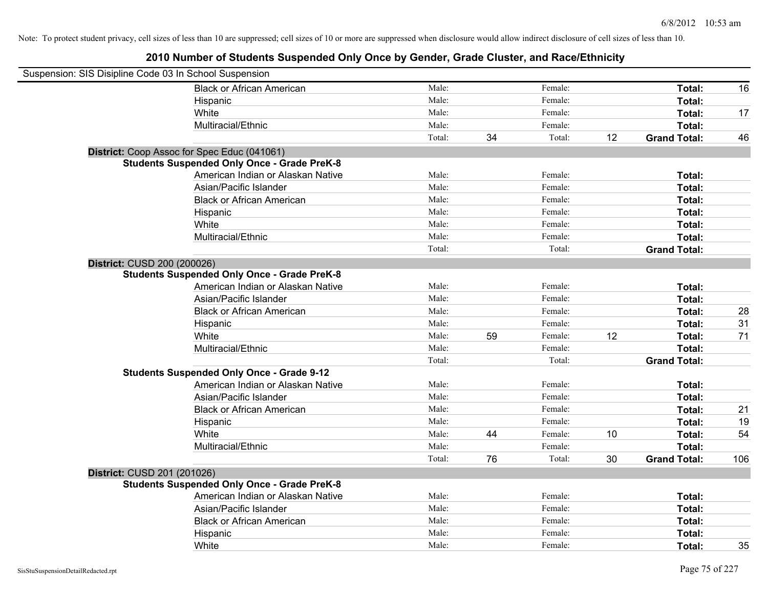Note: To protect student privacy, cell sizes of less than 10 are suppressed; cell sizes of 10 or more are suppressed when disclosure would allow indirect disclosure of cell sizes of less than 10.

## 2010 Number of Students Suspended Only Once by Gender, Grade Cluster, and Race/Ethnicity

Suspension: SIS Disipline Code 03 In School Suspension

| | | | | | | |
|---|---|---|---|---|---|---|
| Black or African American | Male: | | Female: | | **Total:** | 16 |
| Hispanic | Male: | | Female: | | **Total:** | |
| White | Male: | | Female: | | **Total:** | 17 |
| Multiracial/Ethnic | Male: | | Female: | | **Total:** | |
| | Total: | 34 | Total: | 12 | **Grand Total:** | 46 |

**District:** Coop Assoc for Spec Educ (041061)

**Students Suspended Only Once - Grade PreK-8**

| | | | | | | |
|---|---|---|---|---|---|---|
| American Indian or Alaskan Native | Male: | | Female: | | **Total:** | |
| Asian/Pacific Islander | Male: | | Female: | | **Total:** | |
| Black or African American | Male: | | Female: | | **Total:** | |
| Hispanic | Male: | | Female: | | **Total:** | |
| White | Male: | | Female: | | **Total:** | |
| Multiracial/Ethnic | Male: | | Female: | | **Total:** | |
| | Total: | | Total: | | **Grand Total:** | |

**District:** CUSD 200 (200026)

**Students Suspended Only Once - Grade PreK-8**

| | | | | | | |
|---|---|---|---|---|---|---|
| American Indian or Alaskan Native | Male: | | Female: | | **Total:** | |
| Asian/Pacific Islander | Male: | | Female: | | **Total:** | |
| Black or African American | Male: | | Female: | | **Total:** | 28 |
| Hispanic | Male: | | Female: | | **Total:** | 31 |
| White | Male: | 59 | Female: | 12 | **Total:** | 71 |
| Multiracial/Ethnic | Male: | | Female: | | **Total:** | |
| | Total: | | Total: | | **Grand Total:** | |

**Students Suspended Only Once - Grade 9-12**

| | | | | | | |
|---|---|---|---|---|---|---|
| American Indian or Alaskan Native | Male: | | Female: | | **Total:** | |
| Asian/Pacific Islander | Male: | | Female: | | **Total:** | |
| Black or African American | Male: | | Female: | | **Total:** | 21 |
| Hispanic | Male: | | Female: | | **Total:** | 19 |
| White | Male: | 44 | Female: | 10 | **Total:** | 54 |
| Multiracial/Ethnic | Male: | | Female: | | **Total:** | |
| | Total: | 76 | Total: | 30 | **Grand Total:** | 106 |

**District:** CUSD 201 (201026)

**Students Suspended Only Once - Grade PreK-8**

| | | | | | | |
|---|---|---|---|---|---|---|
| American Indian or Alaskan Native | Male: | | Female: | | **Total:** | |
| Asian/Pacific Islander | Male: | | Female: | | **Total:** | |
| Black or African American | Male: | | Female: | | **Total:** | |
| Hispanic | Male: | | Female: | | **Total:** | |
| White | Male: | | Female: | | **Total:** | 35 |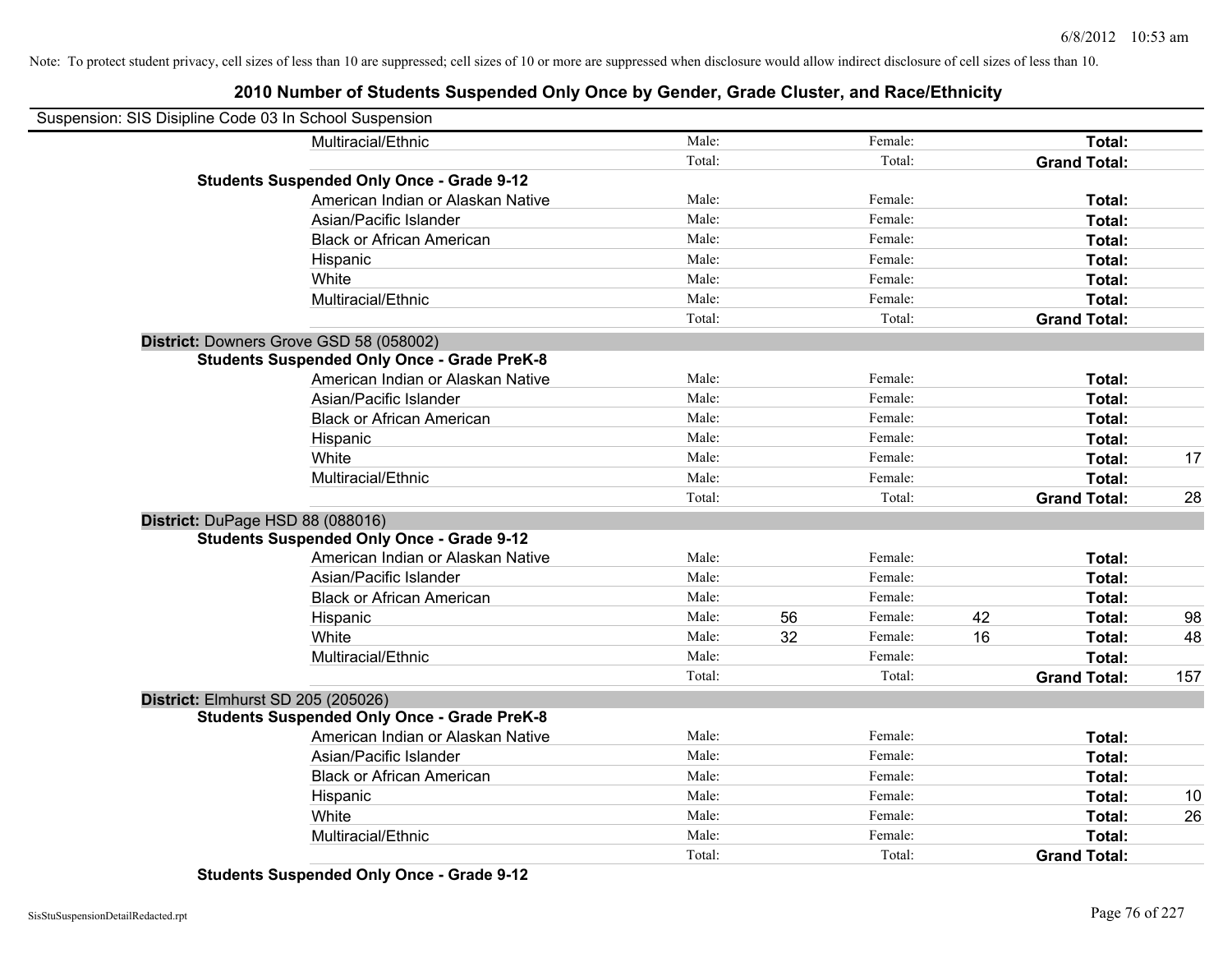Note: To protect student privacy, cell sizes of less than 10 are suppressed; cell sizes of 10 or more are suppressed when disclosure would allow indirect disclosure of cell sizes of less than 10.

# 2010 Number of Students Suspended Only Once by Gender, Grade Cluster, and Race/Ethnicity

Suspension: SIS Disipline Code 03 In School Suspension

| | | | | | | |
|---|---|---|---|---|---|---|
| Multiracial/Ethnic | Male: | | Female: | | **Total:** | |
| | Total: | | Total: | | **Grand Total:** | |
| **Students Suspended Only Once - Grade 9-12** | | | | | | |
| American Indian or Alaskan Native | Male: | | Female: | | **Total:** | |
| Asian/Pacific Islander | Male: | | Female: | | **Total:** | |
| Black or African American | Male: | | Female: | | **Total:** | |
| Hispanic | Male: | | Female: | | **Total:** | |
| White | Male: | | Female: | | **Total:** | |
| Multiracial/Ethnic | Male: | | Female: | | **Total:** | |
| | Total: | | Total: | | **Grand Total:** | |
| **District:** Downers Grove GSD 58 (058002) | | | | | | |
| **Students Suspended Only Once - Grade PreK-8** | | | | | | |
| American Indian or Alaskan Native | Male: | | Female: | | **Total:** | |
| Asian/Pacific Islander | Male: | | Female: | | **Total:** | |
| Black or African American | Male: | | Female: | | **Total:** | |
| Hispanic | Male: | | Female: | | **Total:** | |
| White | Male: | | Female: | | **Total:** | 17 |
| Multiracial/Ethnic | Male: | | Female: | | **Total:** | |
| | Total: | | Total: | | **Grand Total:** | 28 |
| **District:** DuPage HSD 88 (088016) | | | | | | |
| **Students Suspended Only Once - Grade 9-12** | | | | | | |
| American Indian or Alaskan Native | Male: | | Female: | | **Total:** | |
| Asian/Pacific Islander | Male: | | Female: | | **Total:** | |
| Black or African American | Male: | | Female: | | **Total:** | |
| Hispanic | Male: | 56 | Female: | 42 | **Total:** | 98 |
| White | Male: | 32 | Female: | 16 | **Total:** | 48 |
| Multiracial/Ethnic | Male: | | Female: | | **Total:** | |
| | Total: | | Total: | | **Grand Total:** | 157 |
| **District:** Elmhurst SD 205 (205026) | | | | | | |
| **Students Suspended Only Once - Grade PreK-8** | | | | | | |
| American Indian or Alaskan Native | Male: | | Female: | | **Total:** | |
| Asian/Pacific Islander | Male: | | Female: | | **Total:** | |
| Black or African American | Male: | | Female: | | **Total:** | |
| Hispanic | Male: | | Female: | | **Total:** | 10 |
| White | Male: | | Female: | | **Total:** | 26 |
| Multiracial/Ethnic | Male: | | Female: | | **Total:** | |
| | Total: | | Total: | | **Grand Total:** | |
| **Students Suspended Only Once - Grade 9-12** | | | | | | |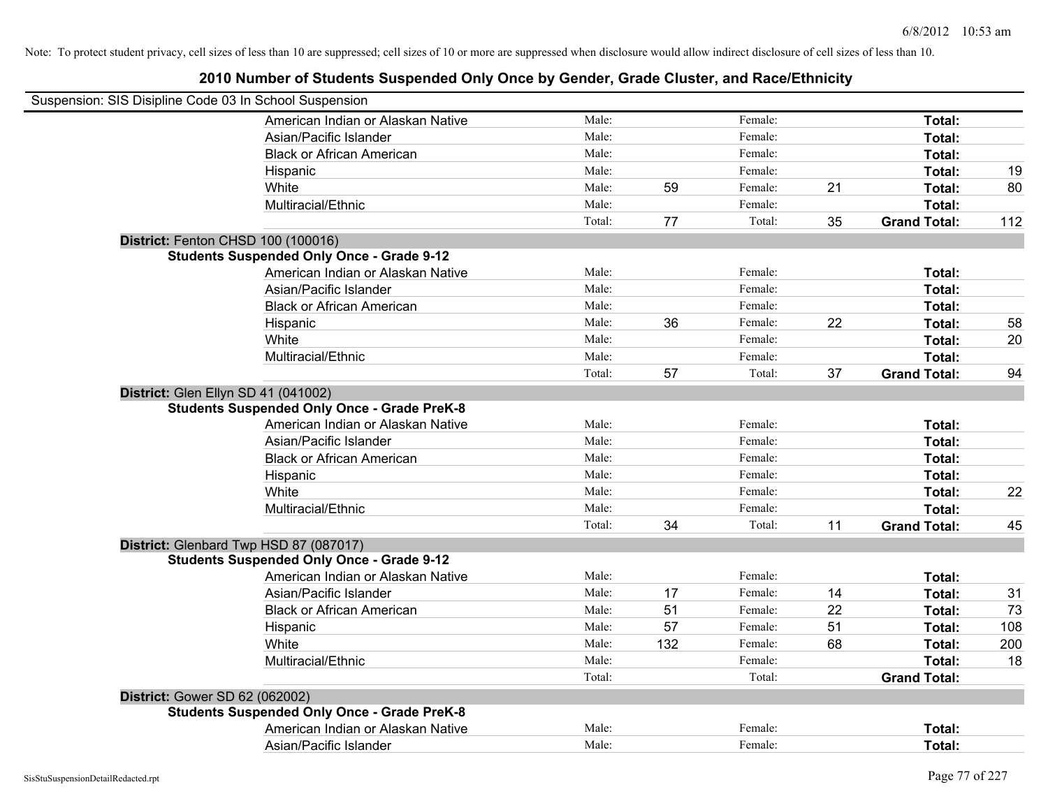Note: To protect student privacy, cell sizes of less than 10 are suppressed; cell sizes of 10 or more are suppressed when disclosure would allow indirect disclosure of cell sizes of less than 10.

# 2010 Number of Students Suspended Only Once by Gender, Grade Cluster, and Race/Ethnicity

Suspension: SIS Disipline Code 03 In School Suspension

| | | | | | | |
|---|---|---|---|---|---|---|
| American Indian or Alaskan Native | Male: | | Female: | | **Total:** | |
| Asian/Pacific Islander | Male: | | Female: | | **Total:** | |
| Black or African American | Male: | | Female: | | **Total:** | |
| Hispanic | Male: | | Female: | | **Total:** | 19 |
| White | Male: | 59 | Female: | 21 | **Total:** | 80 |
| Multiracial/Ethnic | Male: | | Female: | | **Total:** | |
| | Total: | 77 | Total: | 35 | **Grand Total:** | 112 |

**District:** Fenton CHSD 100 (100016)

**Students Suspended Only Once - Grade 9-12**

| | | | | | | |
|---|---|---|---|---|---|---|
| American Indian or Alaskan Native | Male: | | Female: | | **Total:** | |
| Asian/Pacific Islander | Male: | | Female: | | **Total:** | |
| Black or African American | Male: | | Female: | | **Total:** | |
| Hispanic | Male: | 36 | Female: | 22 | **Total:** | 58 |
| White | Male: | | Female: | | **Total:** | 20 |
| Multiracial/Ethnic | Male: | | Female: | | **Total:** | |
| | Total: | 57 | Total: | 37 | **Grand Total:** | 94 |

**District:** Glen Ellyn SD 41 (041002)

**Students Suspended Only Once - Grade PreK-8**

| | | | | | | |
|---|---|---|---|---|---|---|
| American Indian or Alaskan Native | Male: | | Female: | | **Total:** | |
| Asian/Pacific Islander | Male: | | Female: | | **Total:** | |
| Black or African American | Male: | | Female: | | **Total:** | |
| Hispanic | Male: | | Female: | | **Total:** | |
| White | Male: | | Female: | | **Total:** | 22 |
| Multiracial/Ethnic | Male: | | Female: | | **Total:** | |
| | Total: | 34 | Total: | 11 | **Grand Total:** | 45 |

**District:** Glenbard Twp HSD 87 (087017)

**Students Suspended Only Once - Grade 9-12**

| | | | | | | |
|---|---|---|---|---|---|---|
| American Indian or Alaskan Native | Male: | | Female: | | **Total:** | |
| Asian/Pacific Islander | Male: | 17 | Female: | 14 | **Total:** | 31 |
| Black or African American | Male: | 51 | Female: | 22 | **Total:** | 73 |
| Hispanic | Male: | 57 | Female: | 51 | **Total:** | 108 |
| White | Male: | 132 | Female: | 68 | **Total:** | 200 |
| Multiracial/Ethnic | Male: | | Female: | | **Total:** | 18 |
| | Total: | | Total: | | **Grand Total:** | |

**District:** Gower SD 62 (062002)

**Students Suspended Only Once - Grade PreK-8**

| | | | | | | |
|---|---|---|---|---|---|---|
| American Indian or Alaskan Native | Male: | | Female: | | **Total:** | |
| Asian/Pacific Islander | Male: | | Female: | | **Total:** | |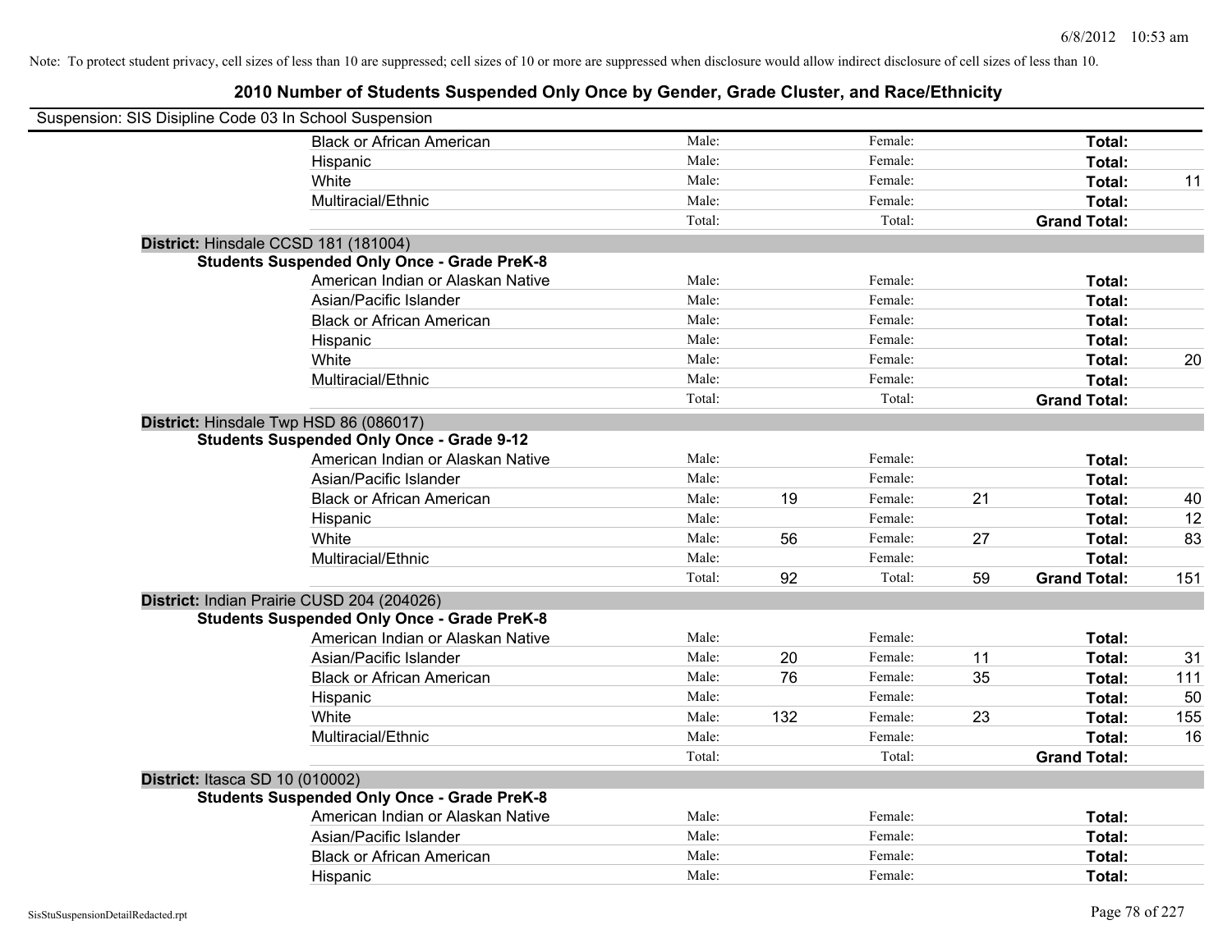Note: To protect student privacy, cell sizes of less than 10 are suppressed; cell sizes of 10 or more are suppressed when disclosure would allow indirect disclosure of cell sizes of less than 10.

# 2010 Number of Students Suspended Only Once by Gender, Grade Cluster, and Race/Ethnicity

Suspension: SIS Disipline Code 03 In School Suspension

| | | | | | | | |
|---|---|---|---|---|---|---|---|
| Black or African American | Male: | | Female: | | **Total:** | |
| Hispanic | Male: | | Female: | | **Total:** | |
| White | Male: | | Female: | | **Total:** | 11 |
| Multiracial/Ethnic | Male: | | Female: | | **Total:** | |
| | Total: | | Total: | | **Grand Total:** | |

**District:** Hinsdale CCSD 181 (181004)

**Students Suspended Only Once - Grade PreK-8**

| | | | | | | |
|---|---|---|---|---|---|---|
| American Indian or Alaskan Native | Male: | | Female: | | **Total:** | |
| Asian/Pacific Islander | Male: | | Female: | | **Total:** | |
| Black or African American | Male: | | Female: | | **Total:** | |
| Hispanic | Male: | | Female: | | **Total:** | |
| White | Male: | | Female: | | **Total:** | 20 |
| Multiracial/Ethnic | Male: | | Female: | | **Total:** | |
| | Total: | | Total: | | **Grand Total:** | |

**District:** Hinsdale Twp HSD 86 (086017)

**Students Suspended Only Once - Grade 9-12**

| | | | | | | |
|---|---|---|---|---|---|---|
| American Indian or Alaskan Native | Male: | | Female: | | **Total:** | |
| Asian/Pacific Islander | Male: | | Female: | | **Total:** | |
| Black or African American | Male: | 19 | Female: | 21 | **Total:** | 40 |
| Hispanic | Male: | | Female: | | **Total:** | 12 |
| White | Male: | 56 | Female: | 27 | **Total:** | 83 |
| Multiracial/Ethnic | Male: | | Female: | | **Total:** | |
| | Total: | 92 | Total: | 59 | **Grand Total:** | 151 |

**District:** Indian Prairie CUSD 204 (204026)

**Students Suspended Only Once - Grade PreK-8**

| | | | | | | |
|---|---|---|---|---|---|---|
| American Indian or Alaskan Native | Male: | | Female: | | **Total:** | |
| Asian/Pacific Islander | Male: | 20 | Female: | 11 | **Total:** | 31 |
| Black or African American | Male: | 76 | Female: | 35 | **Total:** | 111 |
| Hispanic | Male: | | Female: | | **Total:** | 50 |
| White | Male: | 132 | Female: | 23 | **Total:** | 155 |
| Multiracial/Ethnic | Male: | | Female: | | **Total:** | 16 |
| | Total: | | Total: | | **Grand Total:** | |

**District:** Itasca SD 10 (010002)

**Students Suspended Only Once - Grade PreK-8**

| | | | | | | |
|---|---|---|---|---|---|---|
| American Indian or Alaskan Native | Male: | | Female: | | **Total:** | |
| Asian/Pacific Islander | Male: | | Female: | | **Total:** | |
| Black or African American | Male: | | Female: | | **Total:** | |
| Hispanic | Male: | | Female: | | **Total:** | |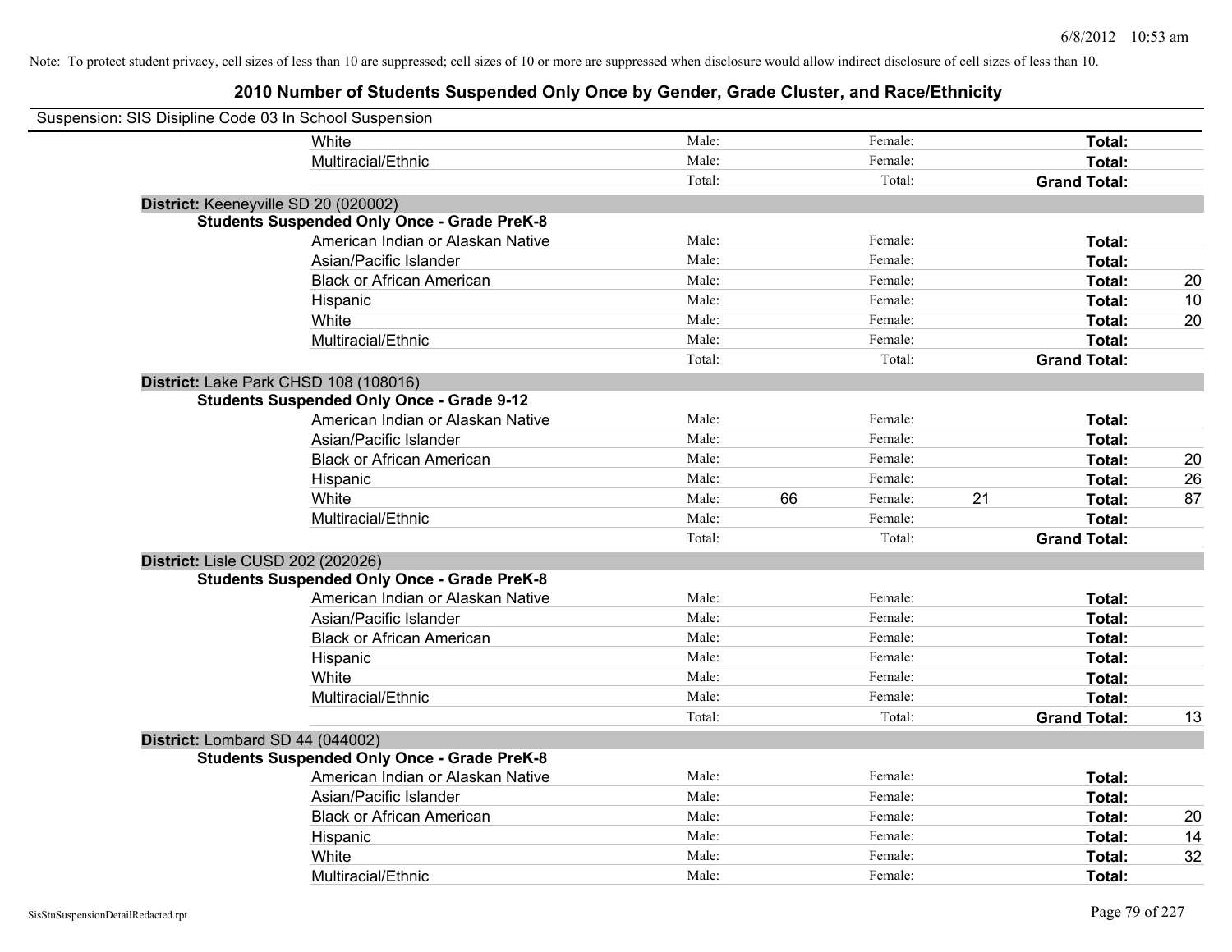Note: To protect student privacy, cell sizes of less than 10 are suppressed; cell sizes of 10 or more are suppressed when disclosure would allow indirect disclosure of cell sizes of less than 10.

# 2010 Number of Students Suspended Only Once by Gender, Grade Cluster, and Race/Ethnicity

Suspension: SIS Disipline Code 03 In School Suspension

| | | | | | | | |
|---|---|---|---|---|---|---|---|
| White | Male: | | Female: | | Total: | |
| Multiracial/Ethnic | Male: | | Female: | | Total: | |
| | Total: | | Total: | | Grand Total: | |

**District:** Keeneyville SD 20 (020002)

**Students Suspended Only Once - Grade PreK-8**

| | | | | | | |
|---|---|---|---|---|---|---|
| American Indian or Alaskan Native | Male: | | Female: | | Total: | |
| Asian/Pacific Islander | Male: | | Female: | | Total: | |
| Black or African American | Male: | | Female: | | Total: | 20 |
| Hispanic | Male: | | Female: | | Total: | 10 |
| White | Male: | | Female: | | Total: | 20 |
| Multiracial/Ethnic | Male: | | Female: | | Total: | |
| | Total: | | Total: | | Grand Total: | |

**District:** Lake Park CHSD 108 (108016)

**Students Suspended Only Once - Grade 9-12**

| | | | | | | |
|---|---|---|---|---|---|---|
| American Indian or Alaskan Native | Male: | | Female: | | Total: | |
| Asian/Pacific Islander | Male: | | Female: | | Total: | |
| Black or African American | Male: | | Female: | | Total: | 20 |
| Hispanic | Male: | | Female: | | Total: | 26 |
| White | Male: | 66 | Female: | 21 | Total: | 87 |
| Multiracial/Ethnic | Male: | | Female: | | Total: | |
| | Total: | | Total: | | Grand Total: | |

**District:** Lisle CUSD 202 (202026)

**Students Suspended Only Once - Grade PreK-8**

| | | | | | | |
|---|---|---|---|---|---|---|
| American Indian or Alaskan Native | Male: | | Female: | | Total: | |
| Asian/Pacific Islander | Male: | | Female: | | Total: | |
| Black or African American | Male: | | Female: | | Total: | |
| Hispanic | Male: | | Female: | | Total: | |
| White | Male: | | Female: | | Total: | |
| Multiracial/Ethnic | Male: | | Female: | | Total: | |
| | Total: | | Total: | | Grand Total: | 13 |

**District:** Lombard SD 44 (044002)

**Students Suspended Only Once - Grade PreK-8**

| | | | | | | |
|---|---|---|---|---|---|---|
| American Indian or Alaskan Native | Male: | | Female: | | Total: | |
| Asian/Pacific Islander | Male: | | Female: | | Total: | |
| Black or African American | Male: | | Female: | | Total: | 20 |
| Hispanic | Male: | | Female: | | Total: | 14 |
| White | Male: | | Female: | | Total: | 32 |
| Multiracial/Ethnic | Male: | | Female: | | Total: | |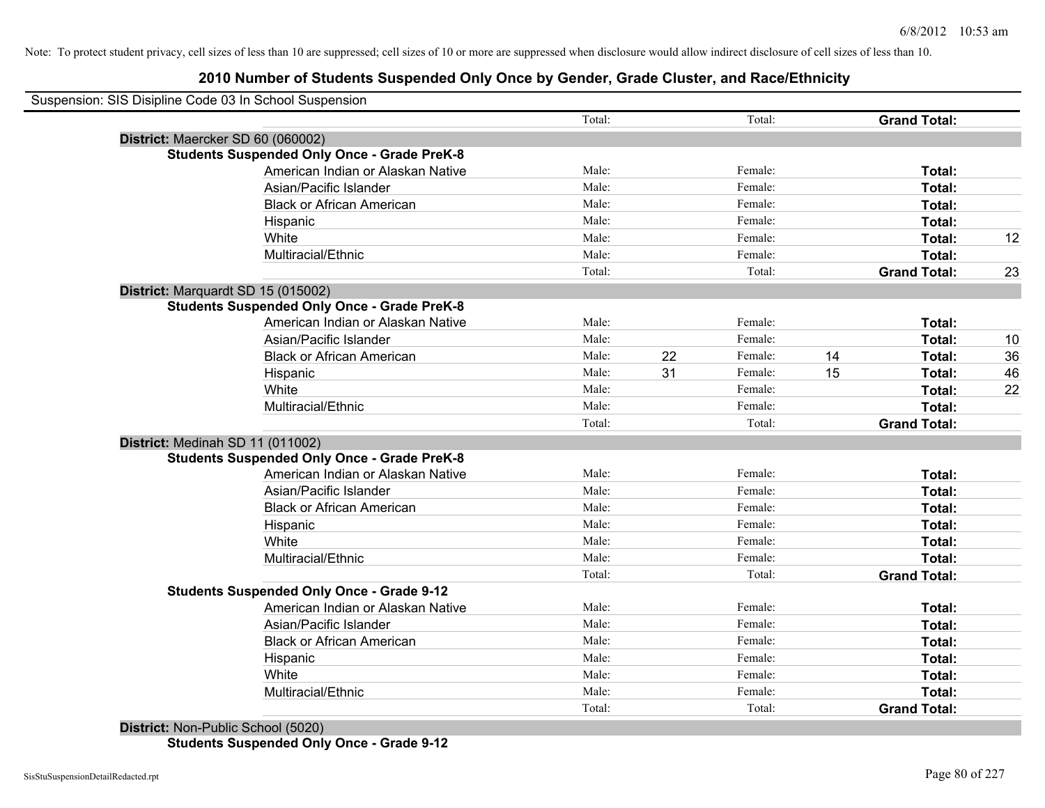Note: To protect student privacy, cell sizes of less than 10 are suppressed; cell sizes of 10 or more are suppressed when disclosure would allow indirect disclosure of cell sizes of less than 10.

## 2010 Number of Students Suspended Only Once by Gender, Grade Cluster, and Race/Ethnicity

Suspension: SIS Disipline Code 03 In School Suspension

| | | | | | | |
|---|---|---|---|---|---|---|
| | Total: | | Total: | | **Grand Total:** | |
| **District:** Maercker SD 60 (060002) | | | | | | |
| **Students Suspended Only Once - Grade PreK-8** | | | | | | |
| American Indian or Alaskan Native | Male: | | Female: | | **Total:** | |
| Asian/Pacific Islander | Male: | | Female: | | **Total:** | |
| Black or African American | Male: | | Female: | | **Total:** | |
| Hispanic | Male: | | Female: | | **Total:** | |
| White | Male: | | Female: | | **Total:** | 12 |
| Multiracial/Ethnic | Male: | | Female: | | **Total:** | |
| | Total: | | Total: | | **Grand Total:** | 23 |
| **District:** Marquardt SD 15 (015002) | | | | | | |
| **Students Suspended Only Once - Grade PreK-8** | | | | | | |
| American Indian or Alaskan Native | Male: | | Female: | | **Total:** | |
| Asian/Pacific Islander | Male: | | Female: | | **Total:** | 10 |
| Black or African American | Male: | 22 | Female: | 14 | **Total:** | 36 |
| Hispanic | Male: | 31 | Female: | 15 | **Total:** | 46 |
| White | Male: | | Female: | | **Total:** | 22 |
| Multiracial/Ethnic | Male: | | Female: | | **Total:** | |
| | Total: | | Total: | | **Grand Total:** | |
| **District:** Medinah SD 11 (011002) | | | | | | |
| **Students Suspended Only Once - Grade PreK-8** | | | | | | |
| American Indian or Alaskan Native | Male: | | Female: | | **Total:** | |
| Asian/Pacific Islander | Male: | | Female: | | **Total:** | |
| Black or African American | Male: | | Female: | | **Total:** | |
| Hispanic | Male: | | Female: | | **Total:** | |
| White | Male: | | Female: | | **Total:** | |
| Multiracial/Ethnic | Male: | | Female: | | **Total:** | |
| | Total: | | Total: | | **Grand Total:** | |
| **Students Suspended Only Once - Grade 9-12** | | | | | | |
| American Indian or Alaskan Native | Male: | | Female: | | **Total:** | |
| Asian/Pacific Islander | Male: | | Female: | | **Total:** | |
| Black or African American | Male: | | Female: | | **Total:** | |
| Hispanic | Male: | | Female: | | **Total:** | |
| White | Male: | | Female: | | **Total:** | |
| Multiracial/Ethnic | Male: | | Female: | | **Total:** | |
| | Total: | | Total: | | **Grand Total:** | |
| **District:** Non-Public School (5020) | | | | | | |
| **Students Suspended Only Once - Grade 9-12** | | | | | | |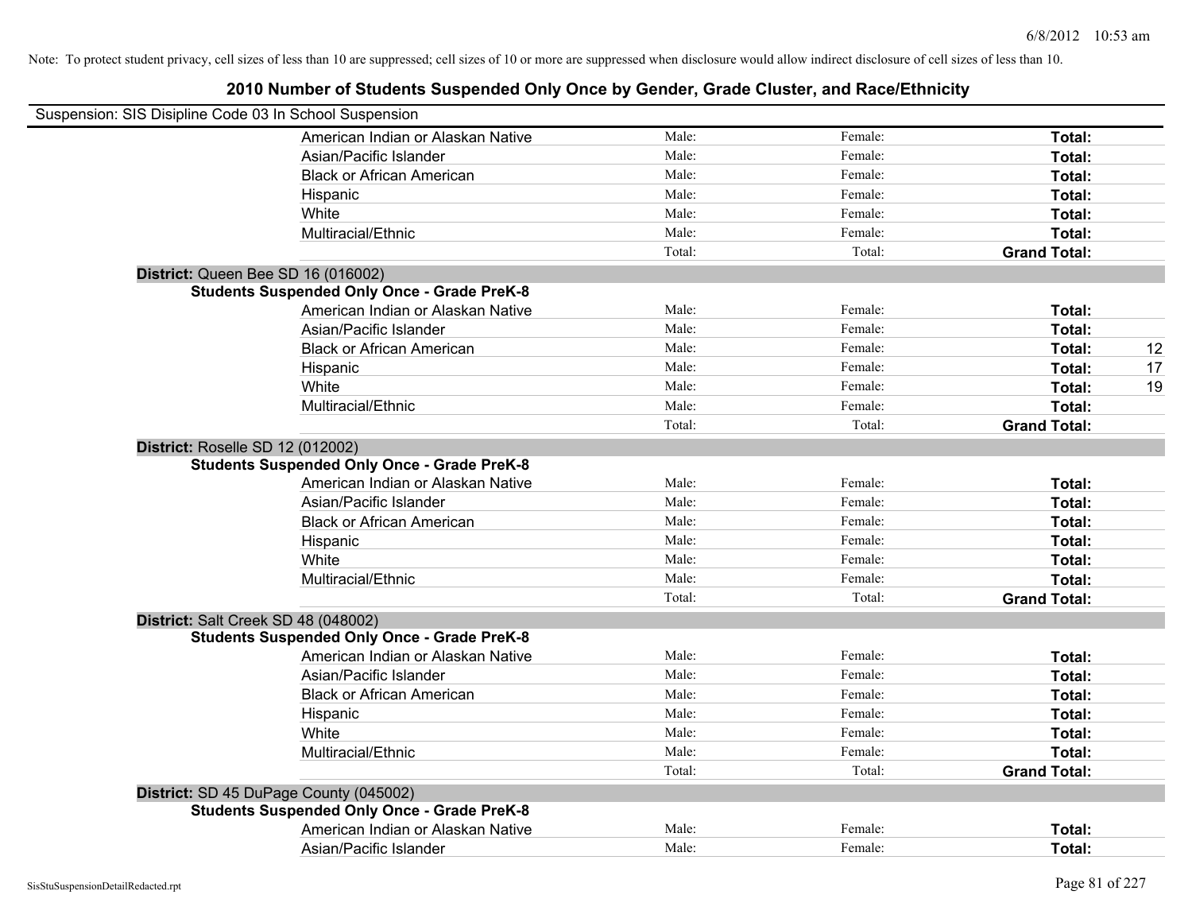Note: To protect student privacy, cell sizes of less than 10 are suppressed; cell sizes of 10 or more are suppressed when disclosure would allow indirect disclosure of cell sizes of less than 10.

## 2010 Number of Students Suspended Only Once by Gender, Grade Cluster, and Race/Ethnicity

Suspension: SIS Disipline Code 03 In School Suspension

| | Male: | Female: | Total: | |
|---|---|---|---|---|
| American Indian or Alaskan Native | Male: | Female: | **Total:** | |
| Asian/Pacific Islander | Male: | Female: | **Total:** | |
| Black or African American | Male: | Female: | **Total:** | |
| Hispanic | Male: | Female: | **Total:** | |
| White | Male: | Female: | **Total:** | |
| Multiracial/Ethnic | Male: | Female: | **Total:** | |
| | Total: | Total: | **Grand Total:** | |

**District:** Queen Bee SD 16 (016002)

**Students Suspended Only Once - Grade PreK-8**

| | | | | |
|---|---|---|---|---|
| American Indian or Alaskan Native | Male: | Female: | **Total:** | |
| Asian/Pacific Islander | Male: | Female: | **Total:** | |
| Black or African American | Male: | Female: | **Total:** | 12 |
| Hispanic | Male: | Female: | **Total:** | 17 |
| White | Male: | Female: | **Total:** | 19 |
| Multiracial/Ethnic | Male: | Female: | **Total:** | |
| | Total: | Total: | **Grand Total:** | |

**District:** Roselle SD 12 (012002)

**Students Suspended Only Once - Grade PreK-8**

| | | | | |
|---|---|---|---|---|
| American Indian or Alaskan Native | Male: | Female: | **Total:** | |
| Asian/Pacific Islander | Male: | Female: | **Total:** | |
| Black or African American | Male: | Female: | **Total:** | |
| Hispanic | Male: | Female: | **Total:** | |
| White | Male: | Female: | **Total:** | |
| Multiracial/Ethnic | Male: | Female: | **Total:** | |
| | Total: | Total: | **Grand Total:** | |

**District:** Salt Creek SD 48 (048002)

**Students Suspended Only Once - Grade PreK-8**

| | | | | |
|---|---|---|---|---|
| American Indian or Alaskan Native | Male: | Female: | **Total:** | |
| Asian/Pacific Islander | Male: | Female: | **Total:** | |
| Black or African American | Male: | Female: | **Total:** | |
| Hispanic | Male: | Female: | **Total:** | |
| White | Male: | Female: | **Total:** | |
| Multiracial/Ethnic | Male: | Female: | **Total:** | |
| | Total: | Total: | **Grand Total:** | |

**District:** SD 45 DuPage County (045002)

**Students Suspended Only Once - Grade PreK-8**

| | | | | |
|---|---|---|---|---|
| American Indian or Alaskan Native | Male: | Female: | **Total:** | |
| Asian/Pacific Islander | Male: | Female: | **Total:** | |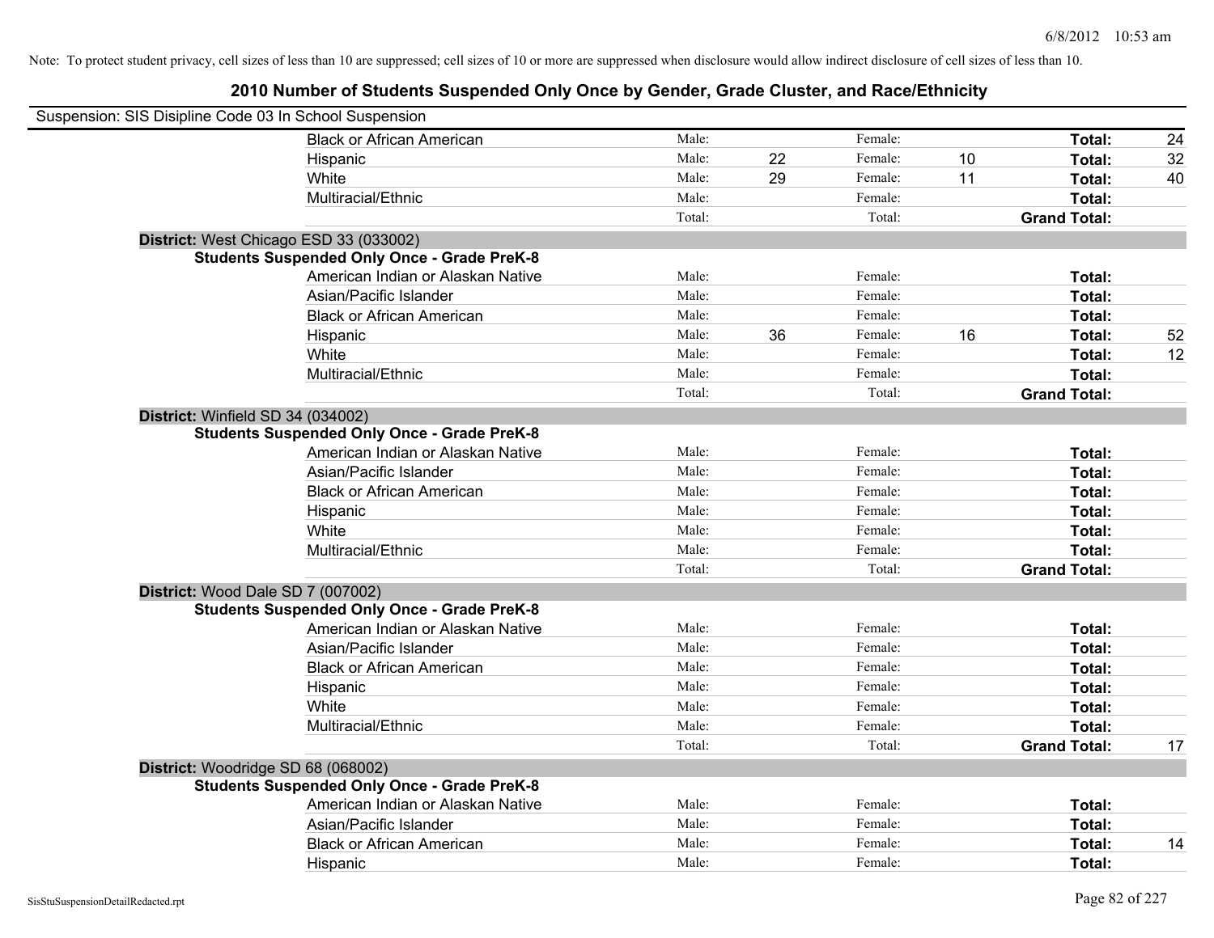Note: To protect student privacy, cell sizes of less than 10 are suppressed; cell sizes of 10 or more are suppressed when disclosure would allow indirect disclosure of cell sizes of less than 10.

# 2010 Number of Students Suspended Only Once by Gender, Grade Cluster, and Race/Ethnicity

Suspension: SIS Disipline Code 03 In School Suspension

| | | | | | | |
|---|---|---|---|---|---|---|
| Black or African American | Male: | | Female: | | **Total:** | 24 |
| Hispanic | Male: | 22 | Female: | 10 | **Total:** | 32 |
| White | Male: | 29 | Female: | 11 | **Total:** | 40 |
| Multiracial/Ethnic | Male: | | Female: | | **Total:** | |
| | Total: | | Total: | | **Grand Total:** | |

**District:** West Chicago ESD 33 (033002)

**Students Suspended Only Once - Grade PreK-8**

| | | | | | | |
|---|---|---|---|---|---|---|
| American Indian or Alaskan Native | Male: | | Female: | | **Total:** | |
| Asian/Pacific Islander | Male: | | Female: | | **Total:** | |
| Black or African American | Male: | | Female: | | **Total:** | |
| Hispanic | Male: | 36 | Female: | 16 | **Total:** | 52 |
| White | Male: | | Female: | | **Total:** | 12 |
| Multiracial/Ethnic | Male: | | Female: | | **Total:** | |
| | Total: | | Total: | | **Grand Total:** | |

**District:** Winfield SD 34 (034002)

**Students Suspended Only Once - Grade PreK-8**

| | | | | | | |
|---|---|---|---|---|---|---|
| American Indian or Alaskan Native | Male: | | Female: | | **Total:** | |
| Asian/Pacific Islander | Male: | | Female: | | **Total:** | |
| Black or African American | Male: | | Female: | | **Total:** | |
| Hispanic | Male: | | Female: | | **Total:** | |
| White | Male: | | Female: | | **Total:** | |
| Multiracial/Ethnic | Male: | | Female: | | **Total:** | |
| | Total: | | Total: | | **Grand Total:** | |

**District:** Wood Dale SD 7 (007002)

**Students Suspended Only Once - Grade PreK-8**

| | | | | | | |
|---|---|---|---|---|---|---|
| American Indian or Alaskan Native | Male: | | Female: | | **Total:** | |
| Asian/Pacific Islander | Male: | | Female: | | **Total:** | |
| Black or African American | Male: | | Female: | | **Total:** | |
| Hispanic | Male: | | Female: | | **Total:** | |
| White | Male: | | Female: | | **Total:** | |
| Multiracial/Ethnic | Male: | | Female: | | **Total:** | |
| | Total: | | Total: | | **Grand Total:** | 17 |

**District:** Woodridge SD 68 (068002)

**Students Suspended Only Once - Grade PreK-8**

| | | | | | | |
|---|---|---|---|---|---|---|
| American Indian or Alaskan Native | Male: | | Female: | | **Total:** | |
| Asian/Pacific Islander | Male: | | Female: | | **Total:** | |
| Black or African American | Male: | | Female: | | **Total:** | 14 |
| Hispanic | Male: | | Female: | | **Total:** | |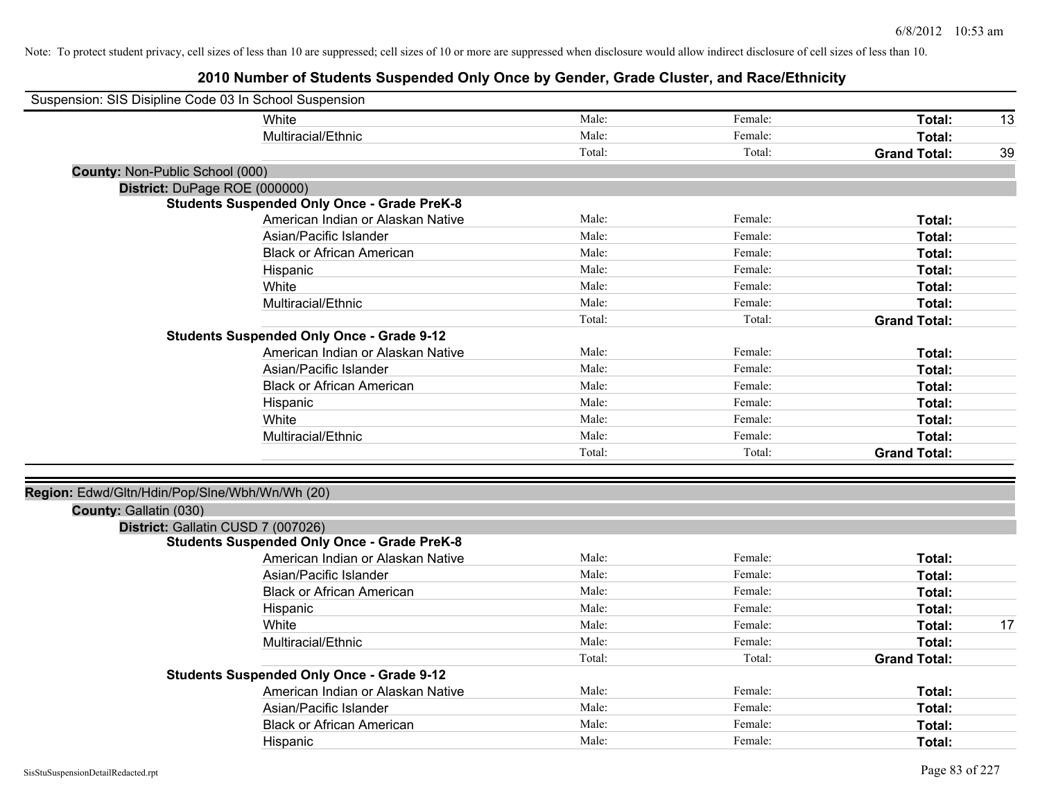Note: To protect student privacy, cell sizes of less than 10 are suppressed; cell sizes of 10 or more are suppressed when disclosure would allow indirect disclosure of cell sizes of less than 10.

# 2010 Number of Students Suspended Only Once by Gender, Grade Cluster, and Race/Ethnicity

Suspension: SIS Disipline Code 03 In School Suspension

| | Male | Female | Total | |
|---|---|---|---|---|
| White | Male: | Female: | **Total:** | 13 |
| Multiracial/Ethnic | Male: | Female: | **Total:** | |
| | Total: | Total: | **Grand Total:** | 39 |

**County:** Non-Public School (000)

**District:** DuPage ROE (000000)

**Students Suspended Only Once - Grade PreK-8**

| | Male | Female | Total | |
|---|---|---|---|---|
| American Indian or Alaskan Native | Male: | Female: | **Total:** | |
| Asian/Pacific Islander | Male: | Female: | **Total:** | |
| Black or African American | Male: | Female: | **Total:** | |
| Hispanic | Male: | Female: | **Total:** | |
| White | Male: | Female: | **Total:** | |
| Multiracial/Ethnic | Male: | Female: | **Total:** | |
| | Total: | Total: | **Grand Total:** | |

**Students Suspended Only Once - Grade 9-12**

| | Male | Female | Total | |
|---|---|---|---|---|
| American Indian or Alaskan Native | Male: | Female: | **Total:** | |
| Asian/Pacific Islander | Male: | Female: | **Total:** | |
| Black or African American | Male: | Female: | **Total:** | |
| Hispanic | Male: | Female: | **Total:** | |
| White | Male: | Female: | **Total:** | |
| Multiracial/Ethnic | Male: | Female: | **Total:** | |
| | Total: | Total: | **Grand Total:** | |

**Region:** Edwd/Gltn/Hdin/Pop/Slne/Wbh/Wn/Wh (20)

**County:** Gallatin (030)

**District:** Gallatin CUSD 7 (007026)

**Students Suspended Only Once - Grade PreK-8**

| | Male | Female | Total | |
|---|---|---|---|---|
| American Indian or Alaskan Native | Male: | Female: | **Total:** | |
| Asian/Pacific Islander | Male: | Female: | **Total:** | |
| Black or African American | Male: | Female: | **Total:** | |
| Hispanic | Male: | Female: | **Total:** | |
| White | Male: | Female: | **Total:** | 17 |
| Multiracial/Ethnic | Male: | Female: | **Total:** | |
| | Total: | Total: | **Grand Total:** | |

**Students Suspended Only Once - Grade 9-12**

| | Male | Female | Total | |
|---|---|---|---|---|
| American Indian or Alaskan Native | Male: | Female: | **Total:** | |
| Asian/Pacific Islander | Male: | Female: | **Total:** | |
| Black or African American | Male: | Female: | **Total:** | |
| Hispanic | Male: | Female: | **Total:** | |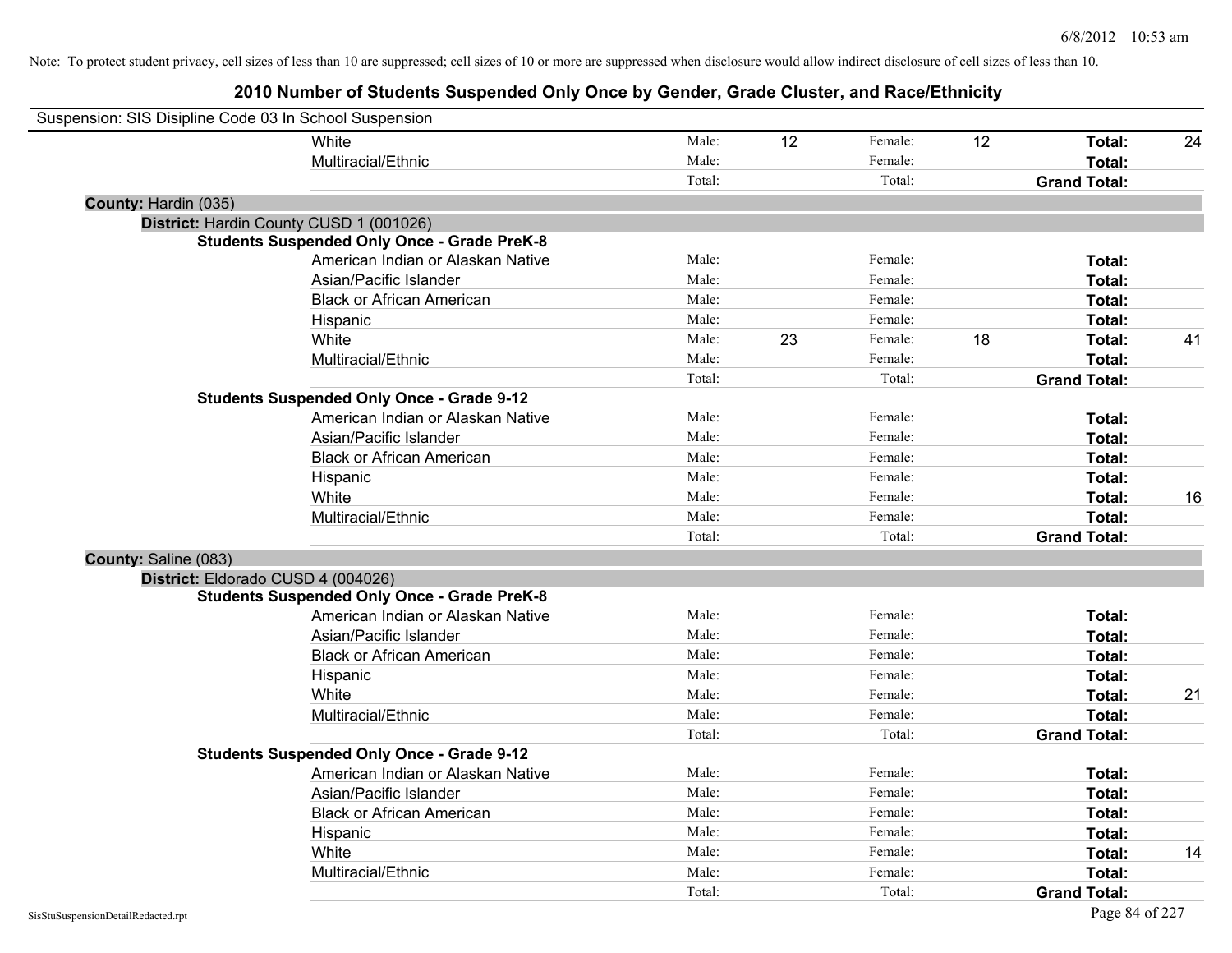Note: To protect student privacy, cell sizes of less than 10 are suppressed; cell sizes of 10 or more are suppressed when disclosure would allow indirect disclosure of cell sizes of less than 10.

# 2010 Number of Students Suspended Only Once by Gender, Grade Cluster, and Race/Ethnicity

Suspension: SIS Disipline Code 03 In School Suspension

| | | | | | | | |
|---|---|---|---|---|---|---|---|
| White | Male: | 12 | Female: | 12 | **Total:** | 24 |
| Multiracial/Ethnic | Male: | | Female: | | **Total:** | |
| | Total: | | Total: | | **Grand Total:** | |

**County:** Hardin (035)

**District:** Hardin County CUSD 1 (001026)

**Students Suspended Only Once - Grade PreK-8**

| | | | | | | |
|---|---|---|---|---|---|---|
| American Indian or Alaskan Native | Male: | | Female: | | **Total:** | |
| Asian/Pacific Islander | Male: | | Female: | | **Total:** | |
| Black or African American | Male: | | Female: | | **Total:** | |
| Hispanic | Male: | | Female: | | **Total:** | |
| White | Male: | 23 | Female: | 18 | **Total:** | 41 |
| Multiracial/Ethnic | Male: | | Female: | | **Total:** | |
| | Total: | | Total: | | **Grand Total:** | |

**Students Suspended Only Once - Grade 9-12**

| | | | | | | |
|---|---|---|---|---|---|---|
| American Indian or Alaskan Native | Male: | | Female: | | **Total:** | |
| Asian/Pacific Islander | Male: | | Female: | | **Total:** | |
| Black or African American | Male: | | Female: | | **Total:** | |
| Hispanic | Male: | | Female: | | **Total:** | |
| White | Male: | | Female: | | **Total:** | 16 |
| Multiracial/Ethnic | Male: | | Female: | | **Total:** | |
| | Total: | | Total: | | **Grand Total:** | |

**County:** Saline (083)

**District:** Eldorado CUSD 4 (004026)

**Students Suspended Only Once - Grade PreK-8**

| | | | | | | |
|---|---|---|---|---|---|---|
| American Indian or Alaskan Native | Male: | | Female: | | **Total:** | |
| Asian/Pacific Islander | Male: | | Female: | | **Total:** | |
| Black or African American | Male: | | Female: | | **Total:** | |
| Hispanic | Male: | | Female: | | **Total:** | |
| White | Male: | | Female: | | **Total:** | 21 |
| Multiracial/Ethnic | Male: | | Female: | | **Total:** | |
| | Total: | | Total: | | **Grand Total:** | |

**Students Suspended Only Once - Grade 9-12**

| | | | | | | |
|---|---|---|---|---|---|---|
| American Indian or Alaskan Native | Male: | | Female: | | **Total:** | |
| Asian/Pacific Islander | Male: | | Female: | | **Total:** | |
| Black or African American | Male: | | Female: | | **Total:** | |
| Hispanic | Male: | | Female: | | **Total:** | |
| White | Male: | | Female: | | **Total:** | 14 |
| Multiracial/Ethnic | Male: | | Female: | | **Total:** | |
| | Total: | | Total: | | **Grand Total:** | |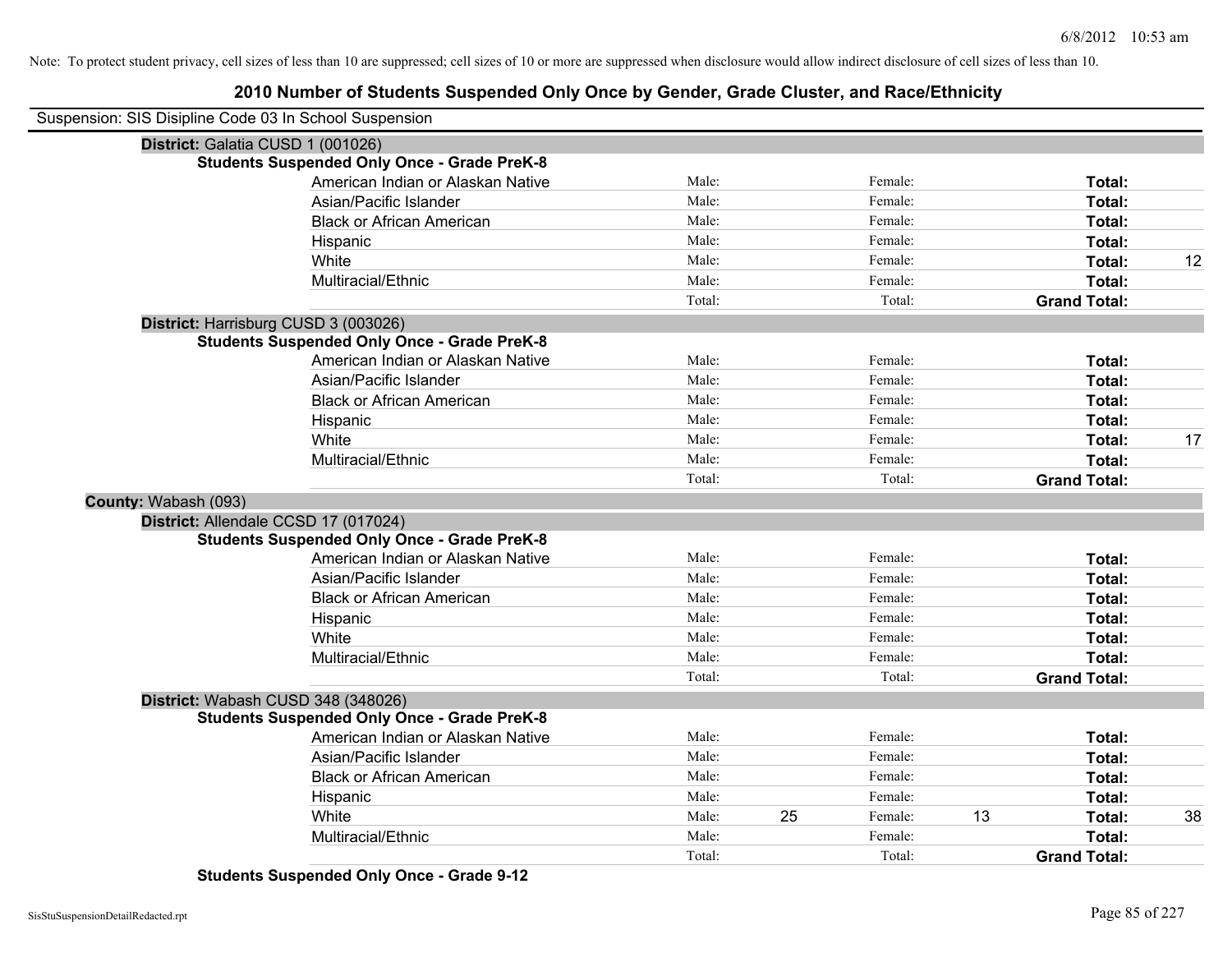Note: To protect student privacy, cell sizes of less than 10 are suppressed; cell sizes of 10 or more are suppressed when disclosure would allow indirect disclosure of cell sizes of less than 10.

# 2010 Number of Students Suspended Only Once by Gender, Grade Cluster, and Race/Ethnicity

Suspension: SIS Disipline Code 03 In School Suspension

**District:** Galatia CUSD 1 (001026)

**Students Suspended Only Once - Grade PreK-8**

| Race/Ethnicity | Male: | | Female: | | Total: | |
|---|---|---|---|---|---|---|
| American Indian or Alaskan Native | Male: | | Female: | | **Total:** | |
| Asian/Pacific Islander | Male: | | Female: | | **Total:** | |
| Black or African American | Male: | | Female: | | **Total:** | |
| Hispanic | Male: | | Female: | | **Total:** | |
| White | Male: | | Female: | | **Total:** | 12 |
| Multiracial/Ethnic | Male: | | Female: | | **Total:** | |
| | Total: | | Total: | | **Grand Total:** | |

**District:** Harrisburg CUSD 3 (003026)

**Students Suspended Only Once - Grade PreK-8**

| Race/Ethnicity | Male: | | Female: | | Total: | |
|---|---|---|---|---|---|---|
| American Indian or Alaskan Native | Male: | | Female: | | **Total:** | |
| Asian/Pacific Islander | Male: | | Female: | | **Total:** | |
| Black or African American | Male: | | Female: | | **Total:** | |
| Hispanic | Male: | | Female: | | **Total:** | |
| White | Male: | | Female: | | **Total:** | 17 |
| Multiracial/Ethnic | Male: | | Female: | | **Total:** | |
| | Total: | | Total: | | **Grand Total:** | |

**County:** Wabash (093)

**District:** Allendale CCSD 17 (017024)

**Students Suspended Only Once - Grade PreK-8**

| Race/Ethnicity | Male: | | Female: | | Total: | |
|---|---|---|---|---|---|---|
| American Indian or Alaskan Native | Male: | | Female: | | **Total:** | |
| Asian/Pacific Islander | Male: | | Female: | | **Total:** | |
| Black or African American | Male: | | Female: | | **Total:** | |
| Hispanic | Male: | | Female: | | **Total:** | |
| White | Male: | | Female: | | **Total:** | |
| Multiracial/Ethnic | Male: | | Female: | | **Total:** | |
| | Total: | | Total: | | **Grand Total:** | |

**District:** Wabash CUSD 348 (348026)

**Students Suspended Only Once - Grade PreK-8**

| Race/Ethnicity | Male: | | Female: | | Total: | |
|---|---|---|---|---|---|---|
| American Indian or Alaskan Native | Male: | | Female: | | **Total:** | |
| Asian/Pacific Islander | Male: | | Female: | | **Total:** | |
| Black or African American | Male: | | Female: | | **Total:** | |
| Hispanic | Male: | | Female: | | **Total:** | |
| White | Male: | 25 | Female: | 13 | **Total:** | 38 |
| Multiracial/Ethnic | Male: | | Female: | | **Total:** | |
| | Total: | | Total: | | **Grand Total:** | |

**Students Suspended Only Once - Grade 9-12**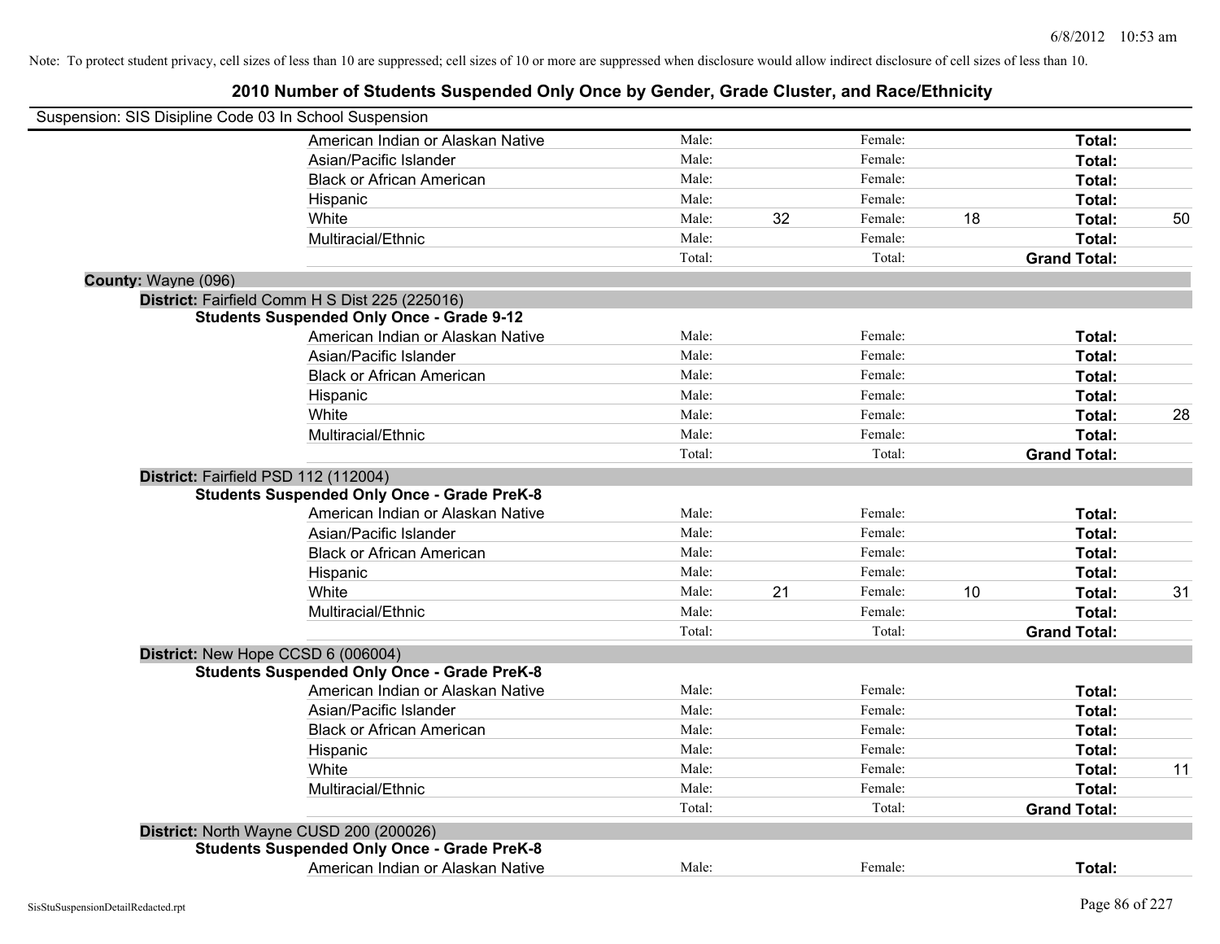Note: To protect student privacy, cell sizes of less than 10 are suppressed; cell sizes of 10 or more are suppressed when disclosure would allow indirect disclosure of cell sizes of less than 10.

# 2010 Number of Students Suspended Only Once by Gender, Grade Cluster, and Race/Ethnicity

Suspension: SIS Disipline Code 03 In School Suspension

| | Male: | | Female: | | | |
|---|---|---|---|---|---|---|
| American Indian or Alaskan Native | Male: | | Female: | | **Total:** | |
| Asian/Pacific Islander | Male: | | Female: | | **Total:** | |
| Black or African American | Male: | | Female: | | **Total:** | |
| Hispanic | Male: | | Female: | | **Total:** | |
| White | Male: | 32 | Female: | 18 | **Total:** | 50 |
| Multiracial/Ethnic | Male: | | Female: | | **Total:** | |
| | Total: | | Total: | | **Grand Total:** | |

**County:** Wayne (096)

**District:** Fairfield Comm H S Dist 225 (225016)

**Students Suspended Only Once - Grade 9-12**

| | | | | | | |
|---|---|---|---|---|---|---|
| American Indian or Alaskan Native | Male: | | Female: | | **Total:** | |
| Asian/Pacific Islander | Male: | | Female: | | **Total:** | |
| Black or African American | Male: | | Female: | | **Total:** | |
| Hispanic | Male: | | Female: | | **Total:** | |
| White | Male: | | Female: | | **Total:** | 28 |
| Multiracial/Ethnic | Male: | | Female: | | **Total:** | |
| | Total: | | Total: | | **Grand Total:** | |

**District:** Fairfield PSD 112 (112004)

**Students Suspended Only Once - Grade PreK-8**

| | | | | | | |
|---|---|---|---|---|---|---|
| American Indian or Alaskan Native | Male: | | Female: | | **Total:** | |
| Asian/Pacific Islander | Male: | | Female: | | **Total:** | |
| Black or African American | Male: | | Female: | | **Total:** | |
| Hispanic | Male: | | Female: | | **Total:** | |
| White | Male: | 21 | Female: | 10 | **Total:** | 31 |
| Multiracial/Ethnic | Male: | | Female: | | **Total:** | |
| | Total: | | Total: | | **Grand Total:** | |

**District:** New Hope CCSD 6 (006004)

**Students Suspended Only Once - Grade PreK-8**

| | | | | | | |
|---|---|---|---|---|---|---|
| American Indian or Alaskan Native | Male: | | Female: | | **Total:** | |
| Asian/Pacific Islander | Male: | | Female: | | **Total:** | |
| Black or African American | Male: | | Female: | | **Total:** | |
| Hispanic | Male: | | Female: | | **Total:** | |
| White | Male: | | Female: | | **Total:** | 11 |
| Multiracial/Ethnic | Male: | | Female: | | **Total:** | |
| | Total: | | Total: | | **Grand Total:** | |

**District:** North Wayne CUSD 200 (200026)

**Students Suspended Only Once - Grade PreK-8**

| | | | | | | |
|---|---|---|---|---|---|---|
| American Indian or Alaskan Native | Male: | | Female: | | **Total:** | |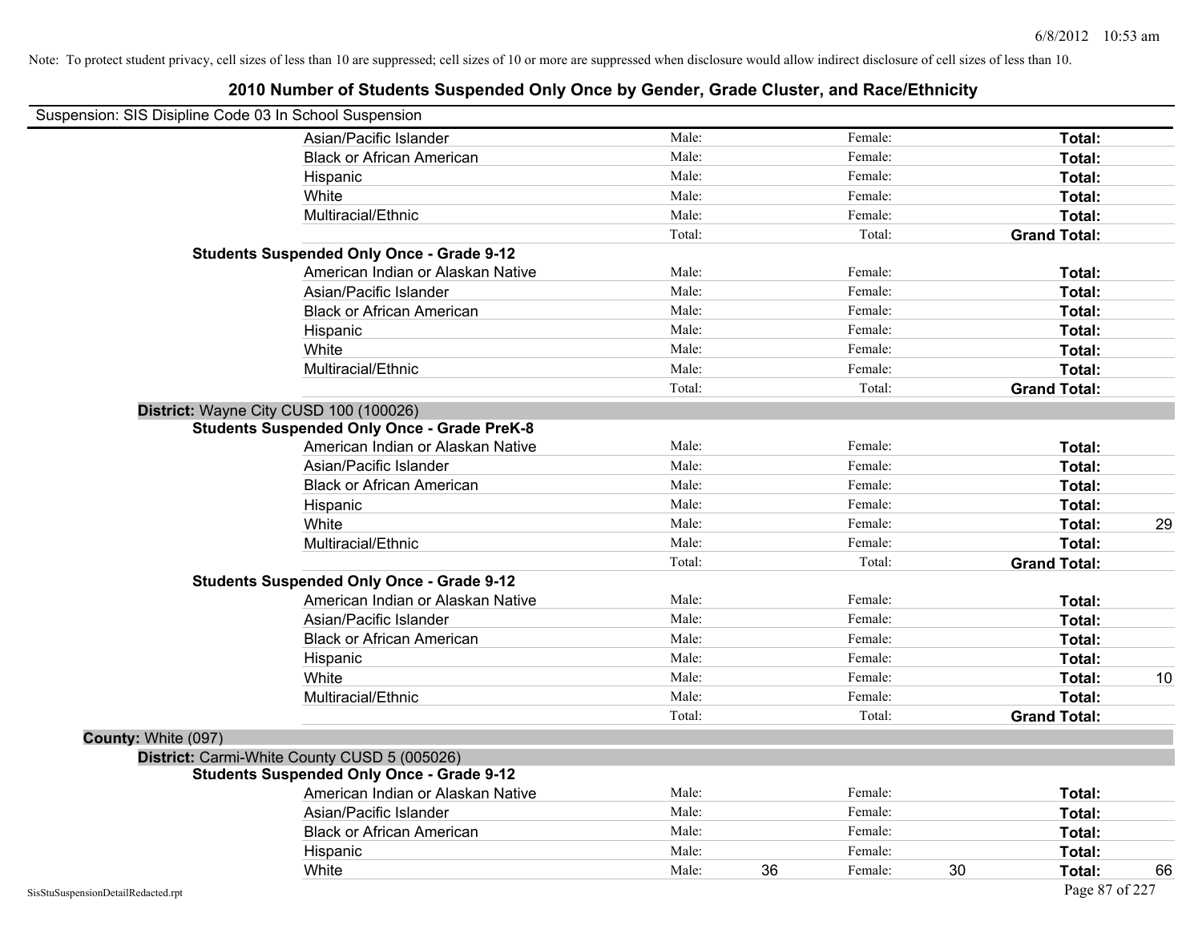Note: To protect student privacy, cell sizes of less than 10 are suppressed; cell sizes of 10 or more are suppressed when disclosure would allow indirect disclosure of cell sizes of less than 10.

## 2010 Number of Students Suspended Only Once by Gender, Grade Cluster, and Race/Ethnicity

Suspension: SIS Disipline Code 03 In School Suspension

| | | | | | | | |
|---|---|---|---|---|---|---|---|
| Asian/Pacific Islander | Male: | | Female: | | **Total:** | |
| Black or African American | Male: | | Female: | | **Total:** | |
| Hispanic | Male: | | Female: | | **Total:** | |
| White | Male: | | Female: | | **Total:** | |
| Multiracial/Ethnic | Male: | | Female: | | **Total:** | |
| | Total: | | Total: | | **Grand Total:** | |

**Students Suspended Only Once - Grade 9-12**

| | | | | | | |
|---|---|---|---|---|---|---|
| American Indian or Alaskan Native | Male: | | Female: | | **Total:** | |
| Asian/Pacific Islander | Male: | | Female: | | **Total:** | |
| Black or African American | Male: | | Female: | | **Total:** | |
| Hispanic | Male: | | Female: | | **Total:** | |
| White | Male: | | Female: | | **Total:** | |
| Multiracial/Ethnic | Male: | | Female: | | **Total:** | |
| | Total: | | Total: | | **Grand Total:** | |

**District:** Wayne City CUSD 100 (100026)

**Students Suspended Only Once - Grade PreK-8**

| | | | | | | |
|---|---|---|---|---|---|---|
| American Indian or Alaskan Native | Male: | | Female: | | **Total:** | |
| Asian/Pacific Islander | Male: | | Female: | | **Total:** | |
| Black or African American | Male: | | Female: | | **Total:** | |
| Hispanic | Male: | | Female: | | **Total:** | |
| White | Male: | | Female: | | **Total:** | 29 |
| Multiracial/Ethnic | Male: | | Female: | | **Total:** | |
| | Total: | | Total: | | **Grand Total:** | |

**Students Suspended Only Once - Grade 9-12**

| | | | | | | |
|---|---|---|---|---|---|---|
| American Indian or Alaskan Native | Male: | | Female: | | **Total:** | |
| Asian/Pacific Islander | Male: | | Female: | | **Total:** | |
| Black or African American | Male: | | Female: | | **Total:** | |
| Hispanic | Male: | | Female: | | **Total:** | |
| White | Male: | | Female: | | **Total:** | 10 |
| Multiracial/Ethnic | Male: | | Female: | | **Total:** | |
| | Total: | | Total: | | **Grand Total:** | |

**County:** White (097)

**District:** Carmi-White County CUSD 5 (005026)

**Students Suspended Only Once - Grade 9-12**

| | | | | | | |
|---|---|---|---|---|---|---|
| American Indian or Alaskan Native | Male: | | Female: | | **Total:** | |
| Asian/Pacific Islander | Male: | | Female: | | **Total:** | |
| Black or African American | Male: | | Female: | | **Total:** | |
| Hispanic | Male: | | Female: | | **Total:** | |
| White | Male: | 36 | Female: | 30 | **Total:** | 66 |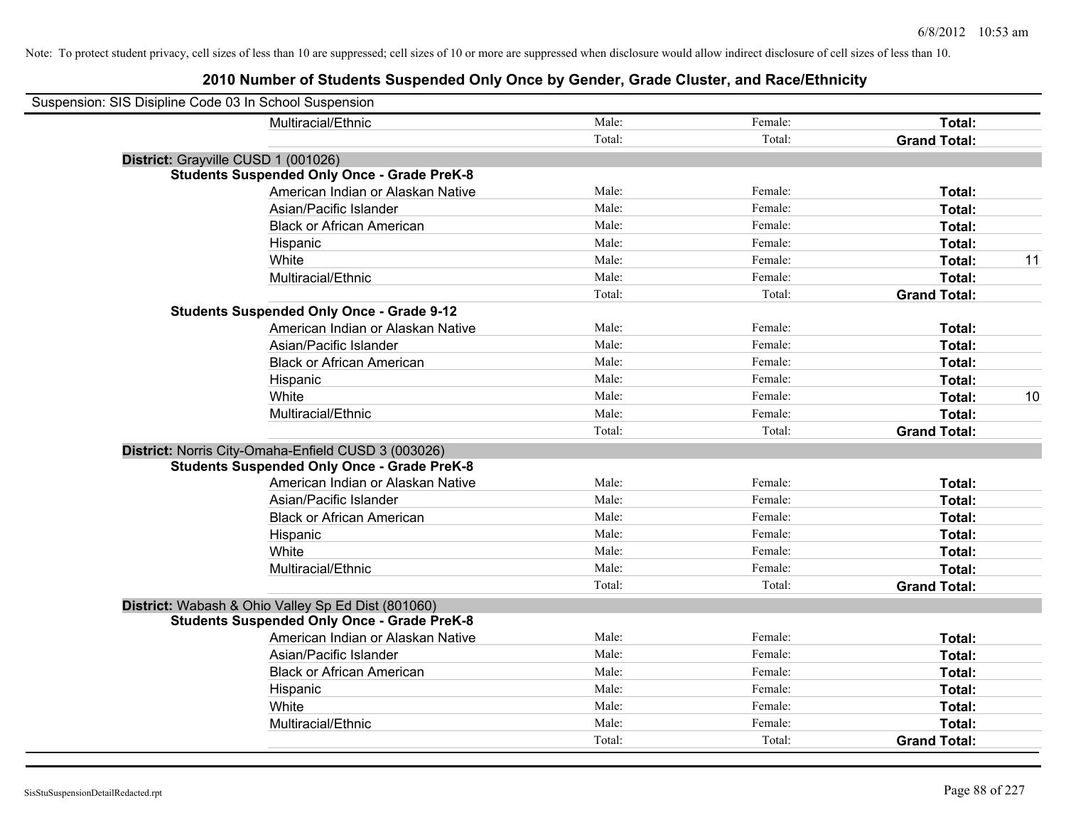Note: To protect student privacy, cell sizes of less than 10 are suppressed; cell sizes of 10 or more are suppressed when disclosure would allow indirect disclosure of cell sizes of less than 10.

# 2010 Number of Students Suspended Only Once by Gender, Grade Cluster, and Race/Ethnicity

Suspension: SIS Disipline Code 03 In School Suspension

| | | | |
|---|---|---|---|
| Multiracial/Ethnic | Male: | Female: | **Total:** |
| | Total: | Total: | **Grand Total:** |

**District:** Grayville CUSD 1 (001026)

**Students Suspended Only Once - Grade PreK-8**

| | | | | |
|---|---|---|---|---|
| American Indian or Alaskan Native | Male: | Female: | **Total:** | |
| Asian/Pacific Islander | Male: | Female: | **Total:** | |
| Black or African American | Male: | Female: | **Total:** | |
| Hispanic | Male: | Female: | **Total:** | |
| White | Male: | Female: | **Total:** | 11 |
| Multiracial/Ethnic | Male: | Female: | **Total:** | |
| | Total: | Total: | **Grand Total:** | |

**Students Suspended Only Once - Grade 9-12**

| | | | | |
|---|---|---|---|---|
| American Indian or Alaskan Native | Male: | Female: | **Total:** | |
| Asian/Pacific Islander | Male: | Female: | **Total:** | |
| Black or African American | Male: | Female: | **Total:** | |
| Hispanic | Male: | Female: | **Total:** | |
| White | Male: | Female: | **Total:** | 10 |
| Multiracial/Ethnic | Male: | Female: | **Total:** | |
| | Total: | Total: | **Grand Total:** | |

**District:** Norris City-Omaha-Enfield CUSD 3 (003026)

**Students Suspended Only Once - Grade PreK-8**

| | | | |
|---|---|---|---|
| American Indian or Alaskan Native | Male: | Female: | **Total:** |
| Asian/Pacific Islander | Male: | Female: | **Total:** |
| Black or African American | Male: | Female: | **Total:** |
| Hispanic | Male: | Female: | **Total:** |
| White | Male: | Female: | **Total:** |
| Multiracial/Ethnic | Male: | Female: | **Total:** |
| | Total: | Total: | **Grand Total:** |

**District:** Wabash & Ohio Valley Sp Ed Dist (801060)

**Students Suspended Only Once - Grade PreK-8**

| | | | |
|---|---|---|---|
| American Indian or Alaskan Native | Male: | Female: | **Total:** |
| Asian/Pacific Islander | Male: | Female: | **Total:** |
| Black or African American | Male: | Female: | **Total:** |
| Hispanic | Male: | Female: | **Total:** |
| White | Male: | Female: | **Total:** |
| Multiracial/Ethnic | Male: | Female: | **Total:** |
| | Total: | Total: | **Grand Total:** |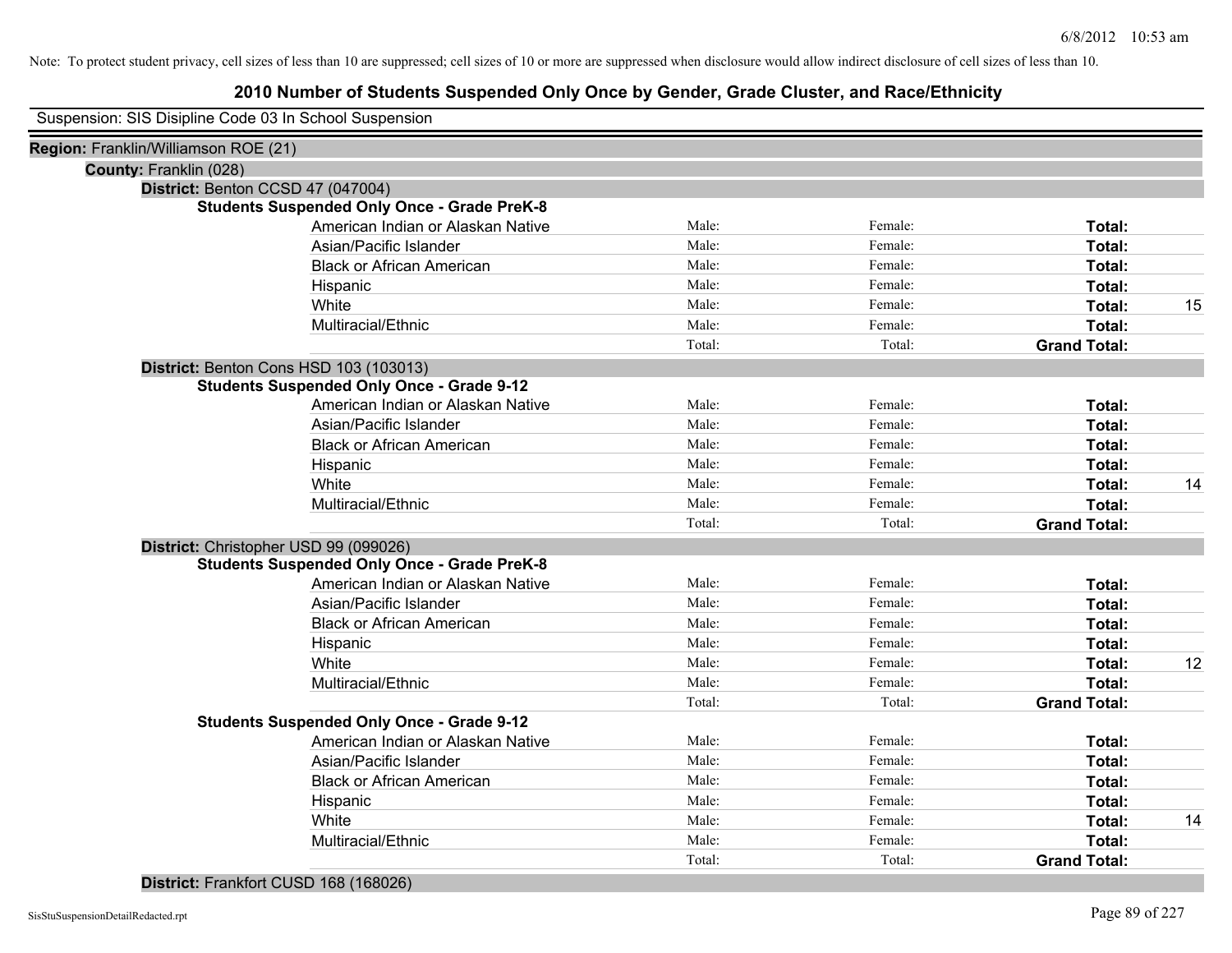Note: To protect student privacy, cell sizes of less than 10 are suppressed; cell sizes of 10 or more are suppressed when disclosure would allow indirect disclosure of cell sizes of less than 10.

# 2010 Number of Students Suspended Only Once by Gender, Grade Cluster, and Race/Ethnicity

Suspension: SIS Disipline Code 03 In School Suspension

**Region:** Franklin/Williamson ROE (21)

**County:** Franklin (028)

**District:** Benton CCSD 47 (047004)

**Students Suspended Only Once - Grade PreK-8**

| | | | | |
|---|---|---|---|---|
| American Indian or Alaskan Native | Male: | Female: | **Total:** | |
| Asian/Pacific Islander | Male: | Female: | **Total:** | |
| Black or African American | Male: | Female: | **Total:** | |
| Hispanic | Male: | Female: | **Total:** | |
| White | Male: | Female: | **Total:** | 15 |
| Multiracial/Ethnic | Male: | Female: | **Total:** | |
| | Total: | Total: | **Grand Total:** | |

**District:** Benton Cons HSD 103 (103013)

**Students Suspended Only Once - Grade 9-12**

| | | | | |
|---|---|---|---|---|
| American Indian or Alaskan Native | Male: | Female: | **Total:** | |
| Asian/Pacific Islander | Male: | Female: | **Total:** | |
| Black or African American | Male: | Female: | **Total:** | |
| Hispanic | Male: | Female: | **Total:** | |
| White | Male: | Female: | **Total:** | 14 |
| Multiracial/Ethnic | Male: | Female: | **Total:** | |
| | Total: | Total: | **Grand Total:** | |

**District:** Christopher USD 99 (099026)

**Students Suspended Only Once - Grade PreK-8**

| | | | | |
|---|---|---|---|---|
| American Indian or Alaskan Native | Male: | Female: | **Total:** | |
| Asian/Pacific Islander | Male: | Female: | **Total:** | |
| Black or African American | Male: | Female: | **Total:** | |
| Hispanic | Male: | Female: | **Total:** | |
| White | Male: | Female: | **Total:** | 12 |
| Multiracial/Ethnic | Male: | Female: | **Total:** | |
| | Total: | Total: | **Grand Total:** | |

**Students Suspended Only Once - Grade 9-12**

| | | | | |
|---|---|---|---|---|
| American Indian or Alaskan Native | Male: | Female: | **Total:** | |
| Asian/Pacific Islander | Male: | Female: | **Total:** | |
| Black or African American | Male: | Female: | **Total:** | |
| Hispanic | Male: | Female: | **Total:** | |
| White | Male: | Female: | **Total:** | 14 |
| Multiracial/Ethnic | Male: | Female: | **Total:** | |
| | Total: | Total: | **Grand Total:** | |

**District:** Frankfort CUSD 168 (168026)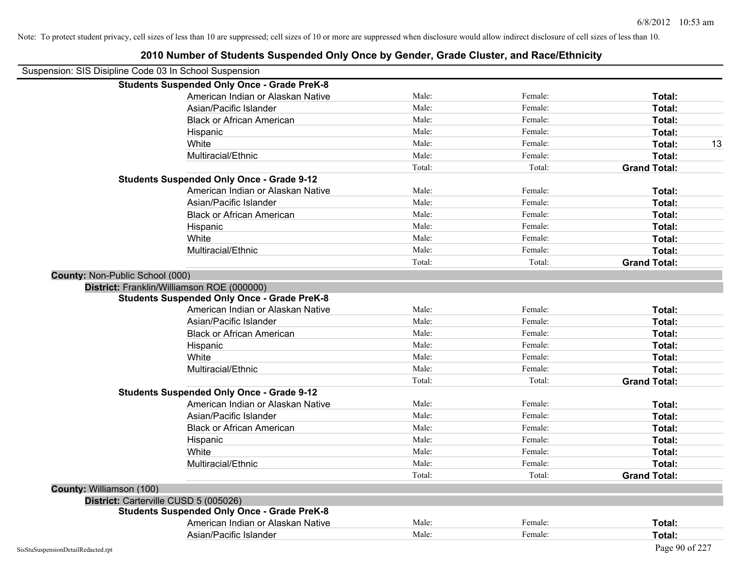Note: To protect student privacy, cell sizes of less than 10 are suppressed; cell sizes of 10 or more are suppressed when disclosure would allow indirect disclosure of cell sizes of less than 10.

# 2010 Number of Students Suspended Only Once by Gender, Grade Cluster, and Race/Ethnicity

Suspension: SIS Disipline Code 03 In School Suspension

**Students Suspended Only Once - Grade PreK-8**

| | | | | |
|---|---|---|---|---|
| American Indian or Alaskan Native | Male: | Female: | **Total:** | |
| Asian/Pacific Islander | Male: | Female: | **Total:** | |
| Black or African American | Male: | Female: | **Total:** | |
| Hispanic | Male: | Female: | **Total:** | |
| White | Male: | Female: | **Total:** | 13 |
| Multiracial/Ethnic | Male: | Female: | **Total:** | |
| | Total: | Total: | **Grand Total:** | |

**Students Suspended Only Once - Grade 9-12**

| | | | | |
|---|---|---|---|---|
| American Indian or Alaskan Native | Male: | Female: | **Total:** | |
| Asian/Pacific Islander | Male: | Female: | **Total:** | |
| Black or African American | Male: | Female: | **Total:** | |
| Hispanic | Male: | Female: | **Total:** | |
| White | Male: | Female: | **Total:** | |
| Multiracial/Ethnic | Male: | Female: | **Total:** | |
| | Total: | Total: | **Grand Total:** | |

**County:** Non-Public School (000)

**District:** Franklin/Williamson ROE (000000)

**Students Suspended Only Once - Grade PreK-8**

| | | | | |
|---|---|---|---|---|
| American Indian or Alaskan Native | Male: | Female: | **Total:** | |
| Asian/Pacific Islander | Male: | Female: | **Total:** | |
| Black or African American | Male: | Female: | **Total:** | |
| Hispanic | Male: | Female: | **Total:** | |
| White | Male: | Female: | **Total:** | |
| Multiracial/Ethnic | Male: | Female: | **Total:** | |
| | Total: | Total: | **Grand Total:** | |

**Students Suspended Only Once - Grade 9-12**

| | | | | |
|---|---|---|---|---|
| American Indian or Alaskan Native | Male: | Female: | **Total:** | |
| Asian/Pacific Islander | Male: | Female: | **Total:** | |
| Black or African American | Male: | Female: | **Total:** | |
| Hispanic | Male: | Female: | **Total:** | |
| White | Male: | Female: | **Total:** | |
| Multiracial/Ethnic | Male: | Female: | **Total:** | |
| | Total: | Total: | **Grand Total:** | |

**County:** Williamson (100)

**District:** Carterville CUSD 5 (005026)

**Students Suspended Only Once - Grade PreK-8**

| | | | | |
|---|---|---|---|---|
| American Indian or Alaskan Native | Male: | Female: | **Total:** | |
| Asian/Pacific Islander | Male: | Female: | **Total:** | |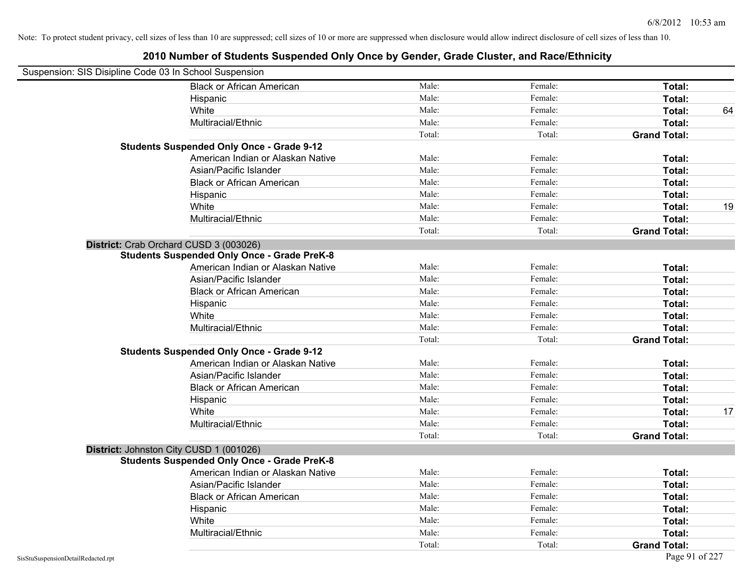Note: To protect student privacy, cell sizes of less than 10 are suppressed; cell sizes of 10 or more are suppressed when disclosure would allow indirect disclosure of cell sizes of less than 10.

# 2010 Number of Students Suspended Only Once by Gender, Grade Cluster, and Race/Ethnicity

Suspension: SIS Disipline Code 03 In School Suspension

| | Male | Female | Total | |
|---|---|---|---|---|
| Black or African American | Male: | Female: | **Total:** | |
| Hispanic | Male: | Female: | **Total:** | |
| White | Male: | Female: | **Total:** | 64 |
| Multiracial/Ethnic | Male: | Female: | **Total:** | |
| | Total: | Total: | **Grand Total:** | |

**Students Suspended Only Once - Grade 9-12**

| | Male | Female | Total | |
|---|---|---|---|---|
| American Indian or Alaskan Native | Male: | Female: | **Total:** | |
| Asian/Pacific Islander | Male: | Female: | **Total:** | |
| Black or African American | Male: | Female: | **Total:** | |
| Hispanic | Male: | Female: | **Total:** | |
| White | Male: | Female: | **Total:** | 19 |
| Multiracial/Ethnic | Male: | Female: | **Total:** | |
| | Total: | Total: | **Grand Total:** | |

**District:** Crab Orchard CUSD 3 (003026)

**Students Suspended Only Once - Grade PreK-8**

| | Male | Female | Total | |
|---|---|---|---|---|
| American Indian or Alaskan Native | Male: | Female: | **Total:** | |
| Asian/Pacific Islander | Male: | Female: | **Total:** | |
| Black or African American | Male: | Female: | **Total:** | |
| Hispanic | Male: | Female: | **Total:** | |
| White | Male: | Female: | **Total:** | |
| Multiracial/Ethnic | Male: | Female: | **Total:** | |
| | Total: | Total: | **Grand Total:** | |

**Students Suspended Only Once - Grade 9-12**

| | Male | Female | Total | |
|---|---|---|---|---|
| American Indian or Alaskan Native | Male: | Female: | **Total:** | |
| Asian/Pacific Islander | Male: | Female: | **Total:** | |
| Black or African American | Male: | Female: | **Total:** | |
| Hispanic | Male: | Female: | **Total:** | |
| White | Male: | Female: | **Total:** | 17 |
| Multiracial/Ethnic | Male: | Female: | **Total:** | |
| | Total: | Total: | **Grand Total:** | |

**District:** Johnston City CUSD 1 (001026)

**Students Suspended Only Once - Grade PreK-8**

| | Male | Female | Total | |
|---|---|---|---|---|
| American Indian or Alaskan Native | Male: | Female: | **Total:** | |
| Asian/Pacific Islander | Male: | Female: | **Total:** | |
| Black or African American | Male: | Female: | **Total:** | |
| Hispanic | Male: | Female: | **Total:** | |
| White | Male: | Female: | **Total:** | |
| Multiracial/Ethnic | Male: | Female: | **Total:** | |
| | Total: | Total: | **Grand Total:** | |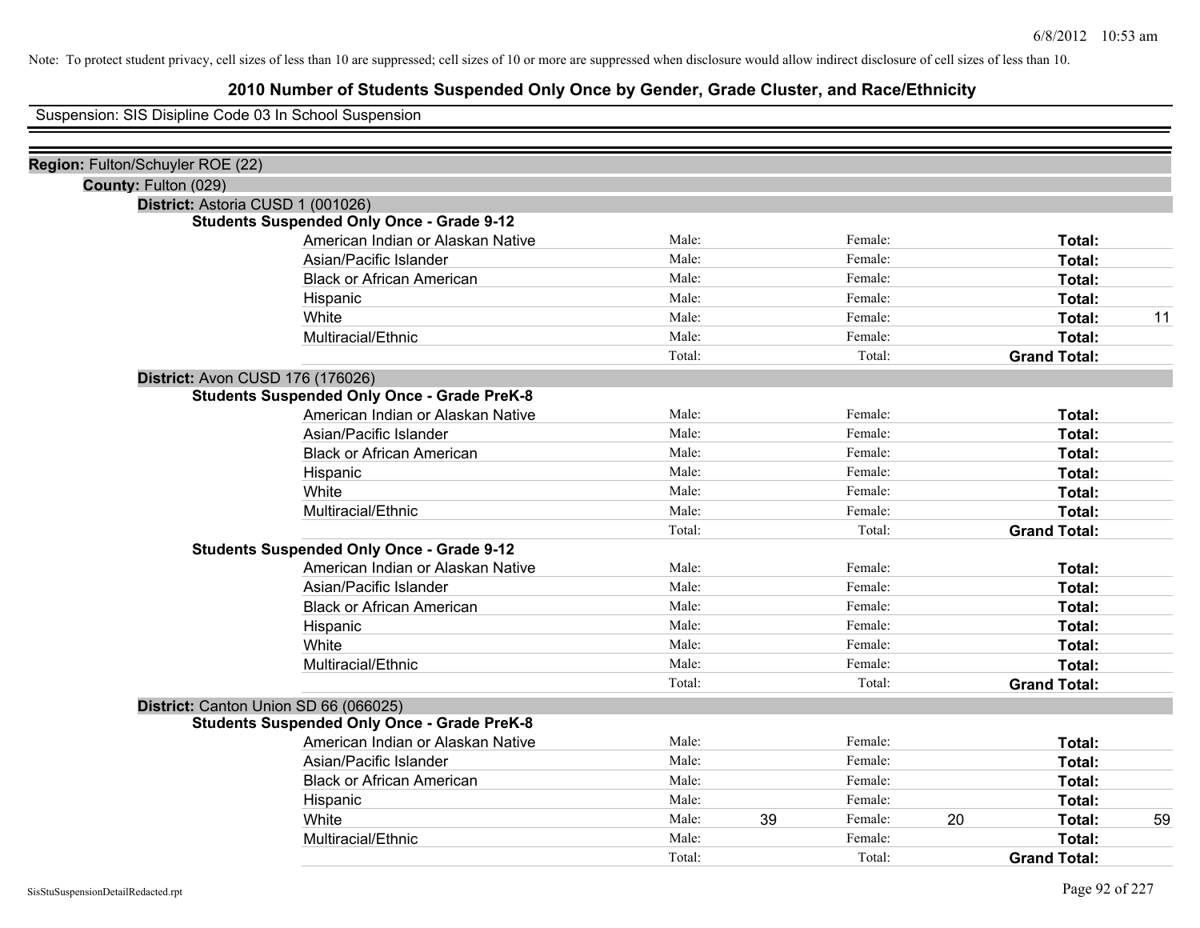Note: To protect student privacy, cell sizes of less than 10 are suppressed; cell sizes of 10 or more are suppressed when disclosure would allow indirect disclosure of cell sizes of less than 10.

# 2010 Number of Students Suspended Only Once by Gender, Grade Cluster, and Race/Ethnicity

Suspension: SIS Disipline Code 03 In School Suspension

**Region:** Fulton/Schuyler ROE (22)

**County:** Fulton (029)

**District:** Astoria CUSD 1 (001026)

**Students Suspended Only Once - Grade 9-12**

| Race/Ethnicity | | Male | | Female | | |
|---|---|---|---|---|---|---|
| American Indian or Alaskan Native | Male: | | Female: | | **Total:** | |
| Asian/Pacific Islander | Male: | | Female: | | **Total:** | |
| Black or African American | Male: | | Female: | | **Total:** | |
| Hispanic | Male: | | Female: | | **Total:** | |
| White | Male: | | Female: | | **Total:** | 11 |
| Multiracial/Ethnic | Male: | | Female: | | **Total:** | |
| | Total: | | Total: | | **Grand Total:** | |

**District:** Avon CUSD 176 (176026)

**Students Suspended Only Once - Grade PreK-8**

| Race/Ethnicity | | Male | | Female | | |
|---|---|---|---|---|---|---|
| American Indian or Alaskan Native | Male: | | Female: | | **Total:** | |
| Asian/Pacific Islander | Male: | | Female: | | **Total:** | |
| Black or African American | Male: | | Female: | | **Total:** | |
| Hispanic | Male: | | Female: | | **Total:** | |
| White | Male: | | Female: | | **Total:** | |
| Multiracial/Ethnic | Male: | | Female: | | **Total:** | |
| | Total: | | Total: | | **Grand Total:** | |

**Students Suspended Only Once - Grade 9-12**

| Race/Ethnicity | | Male | | Female | | |
|---|---|---|---|---|---|---|
| American Indian or Alaskan Native | Male: | | Female: | | **Total:** | |
| Asian/Pacific Islander | Male: | | Female: | | **Total:** | |
| Black or African American | Male: | | Female: | | **Total:** | |
| Hispanic | Male: | | Female: | | **Total:** | |
| White | Male: | | Female: | | **Total:** | |
| Multiracial/Ethnic | Male: | | Female: | | **Total:** | |
| | Total: | | Total: | | **Grand Total:** | |

**District:** Canton Union SD 66 (066025)

**Students Suspended Only Once - Grade PreK-8**

| Race/Ethnicity | | Male | | Female | | |
|---|---|---|---|---|---|---|
| American Indian or Alaskan Native | Male: | | Female: | | **Total:** | |
| Asian/Pacific Islander | Male: | | Female: | | **Total:** | |
| Black or African American | Male: | | Female: | | **Total:** | |
| Hispanic | Male: | | Female: | | **Total:** | |
| White | Male: | 39 | Female: | 20 | **Total:** | 59 |
| Multiracial/Ethnic | Male: | | Female: | | **Total:** | |
| | Total: | | Total: | | **Grand Total:** | |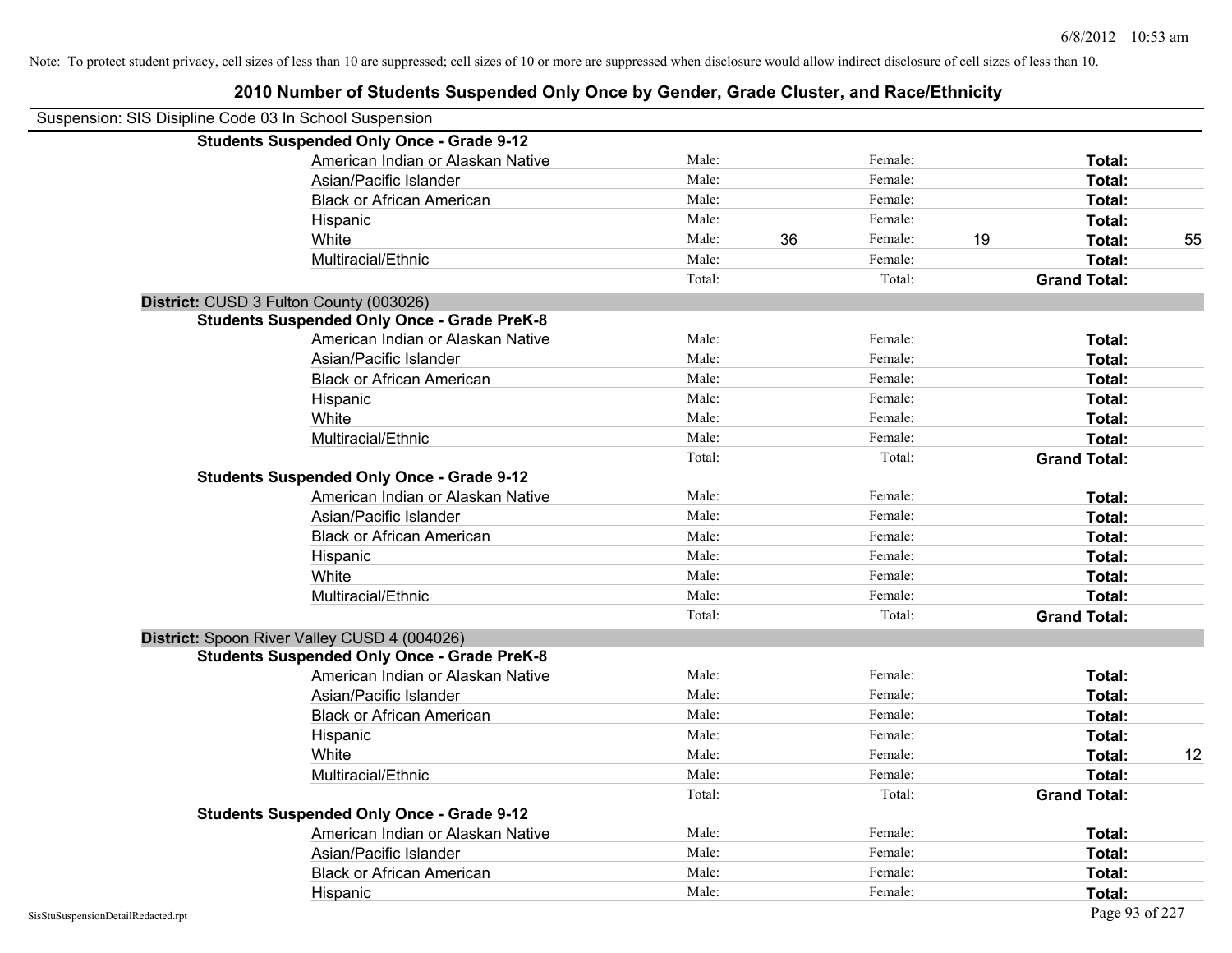Note: To protect student privacy, cell sizes of less than 10 are suppressed; cell sizes of 10 or more are suppressed when disclosure would allow indirect disclosure of cell sizes of less than 10.

# 2010 Number of Students Suspended Only Once by Gender, Grade Cluster, and Race/Ethnicity

Suspension: SIS Disipline Code 03 In School Suspension

**Students Suspended Only Once - Grade 9-12**

| | | | | | | |
|---|---|---|---|---|---|---|
| American Indian or Alaskan Native | Male: | | Female: | | **Total:** | |
| Asian/Pacific Islander | Male: | | Female: | | **Total:** | |
| Black or African American | Male: | | Female: | | **Total:** | |
| Hispanic | Male: | | Female: | | **Total:** | |
| White | Male: | 36 | Female: | 19 | **Total:** | 55 |
| Multiracial/Ethnic | Male: | | Female: | | **Total:** | |
| | Total: | | Total: | | **Grand Total:** | |

**District:** CUSD 3 Fulton County (003026)

**Students Suspended Only Once - Grade PreK-8**

| | | | | | | |
|---|---|---|---|---|---|---|
| American Indian or Alaskan Native | Male: | | Female: | | **Total:** | |
| Asian/Pacific Islander | Male: | | Female: | | **Total:** | |
| Black or African American | Male: | | Female: | | **Total:** | |
| Hispanic | Male: | | Female: | | **Total:** | |
| White | Male: | | Female: | | **Total:** | |
| Multiracial/Ethnic | Male: | | Female: | | **Total:** | |
| | Total: | | Total: | | **Grand Total:** | |

**Students Suspended Only Once - Grade 9-12**

| | | | | | | |
|---|---|---|---|---|---|---|
| American Indian or Alaskan Native | Male: | | Female: | | **Total:** | |
| Asian/Pacific Islander | Male: | | Female: | | **Total:** | |
| Black or African American | Male: | | Female: | | **Total:** | |
| Hispanic | Male: | | Female: | | **Total:** | |
| White | Male: | | Female: | | **Total:** | |
| Multiracial/Ethnic | Male: | | Female: | | **Total:** | |
| | Total: | | Total: | | **Grand Total:** | |

**District:** Spoon River Valley CUSD 4 (004026)

**Students Suspended Only Once - Grade PreK-8**

| | | | | | | |
|---|---|---|---|---|---|---|
| American Indian or Alaskan Native | Male: | | Female: | | **Total:** | |
| Asian/Pacific Islander | Male: | | Female: | | **Total:** | |
| Black or African American | Male: | | Female: | | **Total:** | |
| Hispanic | Male: | | Female: | | **Total:** | |
| White | Male: | | Female: | | **Total:** | 12 |
| Multiracial/Ethnic | Male: | | Female: | | **Total:** | |
| | Total: | | Total: | | **Grand Total:** | |

**Students Suspended Only Once - Grade 9-12**

| | | | | | | |
|---|---|---|---|---|---|---|
| American Indian or Alaskan Native | Male: | | Female: | | **Total:** | |
| Asian/Pacific Islander | Male: | | Female: | | **Total:** | |
| Black or African American | Male: | | Female: | | **Total:** | |
| Hispanic | Male: | | Female: | | **Total:** | |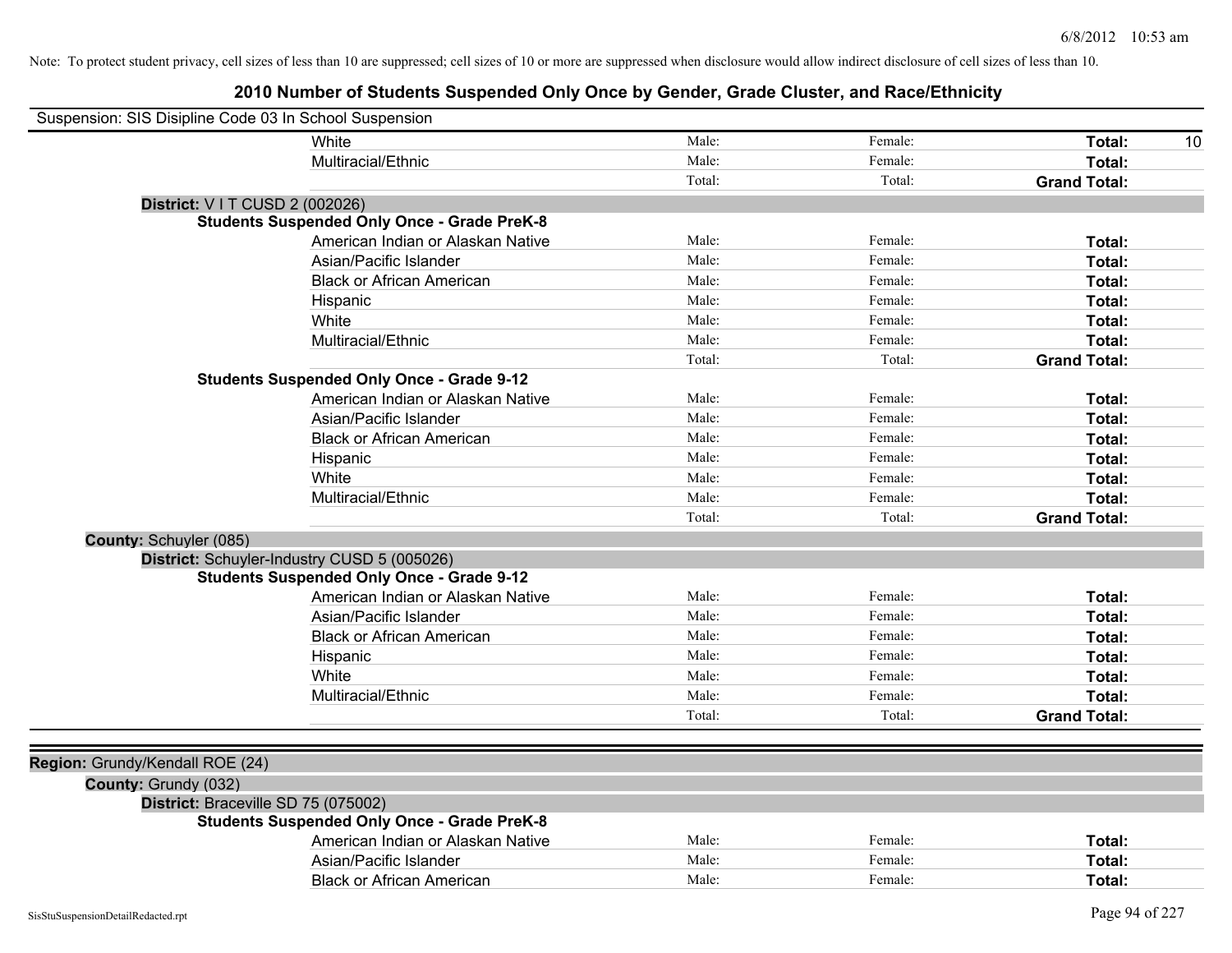Note: To protect student privacy, cell sizes of less than 10 are suppressed; cell sizes of 10 or more are suppressed when disclosure would allow indirect disclosure of cell sizes of less than 10.

# 2010 Number of Students Suspended Only Once by Gender, Grade Cluster, and Race/Ethnicity

Suspension: SIS Disipline Code 03 In School Suspension

| | | | | |
|---|---|---|---|---|
| White | Male: | Female: | **Total:** | 10 |
| Multiracial/Ethnic | Male: | Female: | **Total:** | |
| | Total: | Total: | **Grand Total:** | |

**District:** V I T CUSD 2 (002026)

**Students Suspended Only Once - Grade PreK-8**

| | | | | |
|---|---|---|---|---|
| American Indian or Alaskan Native | Male: | Female: | **Total:** | |
| Asian/Pacific Islander | Male: | Female: | **Total:** | |
| Black or African American | Male: | Female: | **Total:** | |
| Hispanic | Male: | Female: | **Total:** | |
| White | Male: | Female: | **Total:** | |
| Multiracial/Ethnic | Male: | Female: | **Total:** | |
| | Total: | Total: | **Grand Total:** | |

**Students Suspended Only Once - Grade 9-12**

| | | | | |
|---|---|---|---|---|
| American Indian or Alaskan Native | Male: | Female: | **Total:** | |
| Asian/Pacific Islander | Male: | Female: | **Total:** | |
| Black or African American | Male: | Female: | **Total:** | |
| Hispanic | Male: | Female: | **Total:** | |
| White | Male: | Female: | **Total:** | |
| Multiracial/Ethnic | Male: | Female: | **Total:** | |
| | Total: | Total: | **Grand Total:** | |

**County:** Schuyler (085)

**District:** Schuyler-Industry CUSD 5 (005026)

**Students Suspended Only Once - Grade 9-12**

| | | | | |
|---|---|---|---|---|
| American Indian or Alaskan Native | Male: | Female: | **Total:** | |
| Asian/Pacific Islander | Male: | Female: | **Total:** | |
| Black or African American | Male: | Female: | **Total:** | |
| Hispanic | Male: | Female: | **Total:** | |
| White | Male: | Female: | **Total:** | |
| Multiracial/Ethnic | Male: | Female: | **Total:** | |
| | Total: | Total: | **Grand Total:** | |

**Region:** Grundy/Kendall ROE (24)

**County:** Grundy (032)

**District:** Braceville SD 75 (075002)

**Students Suspended Only Once - Grade PreK-8**

| | | | | |
|---|---|---|---|---|
| American Indian or Alaskan Native | Male: | Female: | **Total:** | |
| Asian/Pacific Islander | Male: | Female: | **Total:** | |
| Black or African American | Male: | Female: | **Total:** | |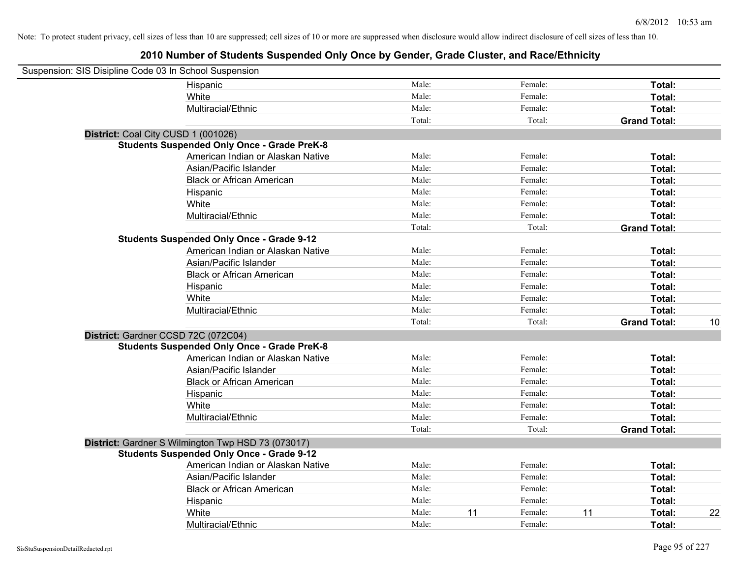Note: To protect student privacy, cell sizes of less than 10 are suppressed; cell sizes of 10 or more are suppressed when disclosure would allow indirect disclosure of cell sizes of less than 10.

# 2010 Number of Students Suspended Only Once by Gender, Grade Cluster, and Race/Ethnicity

Suspension: SIS Disipline Code 03 In School Suspension

| | | | | | | | |
|---|---|---|---|---|---|---|---|
| Hispanic | Male: | | Female: | | **Total:** | |
| White | Male: | | Female: | | **Total:** | |
| Multiracial/Ethnic | Male: | | Female: | | **Total:** | |
| | Total: | | Total: | | **Grand Total:** | |

**District:** Coal City CUSD 1 (001026)

**Students Suspended Only Once - Grade PreK-8**

| | | | | | | |
|---|---|---|---|---|---|---|
| American Indian or Alaskan Native | Male: | | Female: | | **Total:** | |
| Asian/Pacific Islander | Male: | | Female: | | **Total:** | |
| Black or African American | Male: | | Female: | | **Total:** | |
| Hispanic | Male: | | Female: | | **Total:** | |
| White | Male: | | Female: | | **Total:** | |
| Multiracial/Ethnic | Male: | | Female: | | **Total:** | |
| | Total: | | Total: | | **Grand Total:** | |

**Students Suspended Only Once - Grade 9-12**

| | | | | | | |
|---|---|---|---|---|---|---|
| American Indian or Alaskan Native | Male: | | Female: | | **Total:** | |
| Asian/Pacific Islander | Male: | | Female: | | **Total:** | |
| Black or African American | Male: | | Female: | | **Total:** | |
| Hispanic | Male: | | Female: | | **Total:** | |
| White | Male: | | Female: | | **Total:** | |
| Multiracial/Ethnic | Male: | | Female: | | **Total:** | |
| | Total: | | Total: | | **Grand Total:** | 10 |

**District:** Gardner CCSD 72C (072C04)

**Students Suspended Only Once - Grade PreK-8**

| | | | | | | |
|---|---|---|---|---|---|---|
| American Indian or Alaskan Native | Male: | | Female: | | **Total:** | |
| Asian/Pacific Islander | Male: | | Female: | | **Total:** | |
| Black or African American | Male: | | Female: | | **Total:** | |
| Hispanic | Male: | | Female: | | **Total:** | |
| White | Male: | | Female: | | **Total:** | |
| Multiracial/Ethnic | Male: | | Female: | | **Total:** | |
| | Total: | | Total: | | **Grand Total:** | |

**District:** Gardner S Wilmington Twp HSD 73 (073017)

**Students Suspended Only Once - Grade 9-12**

| | | | | | | |
|---|---|---|---|---|---|---|
| American Indian or Alaskan Native | Male: | | Female: | | **Total:** | |
| Asian/Pacific Islander | Male: | | Female: | | **Total:** | |
| Black or African American | Male: | | Female: | | **Total:** | |
| Hispanic | Male: | | Female: | | **Total:** | |
| White | Male: | 11 | Female: | 11 | **Total:** | 22 |
| Multiracial/Ethnic | Male: | | Female: | | **Total:** | |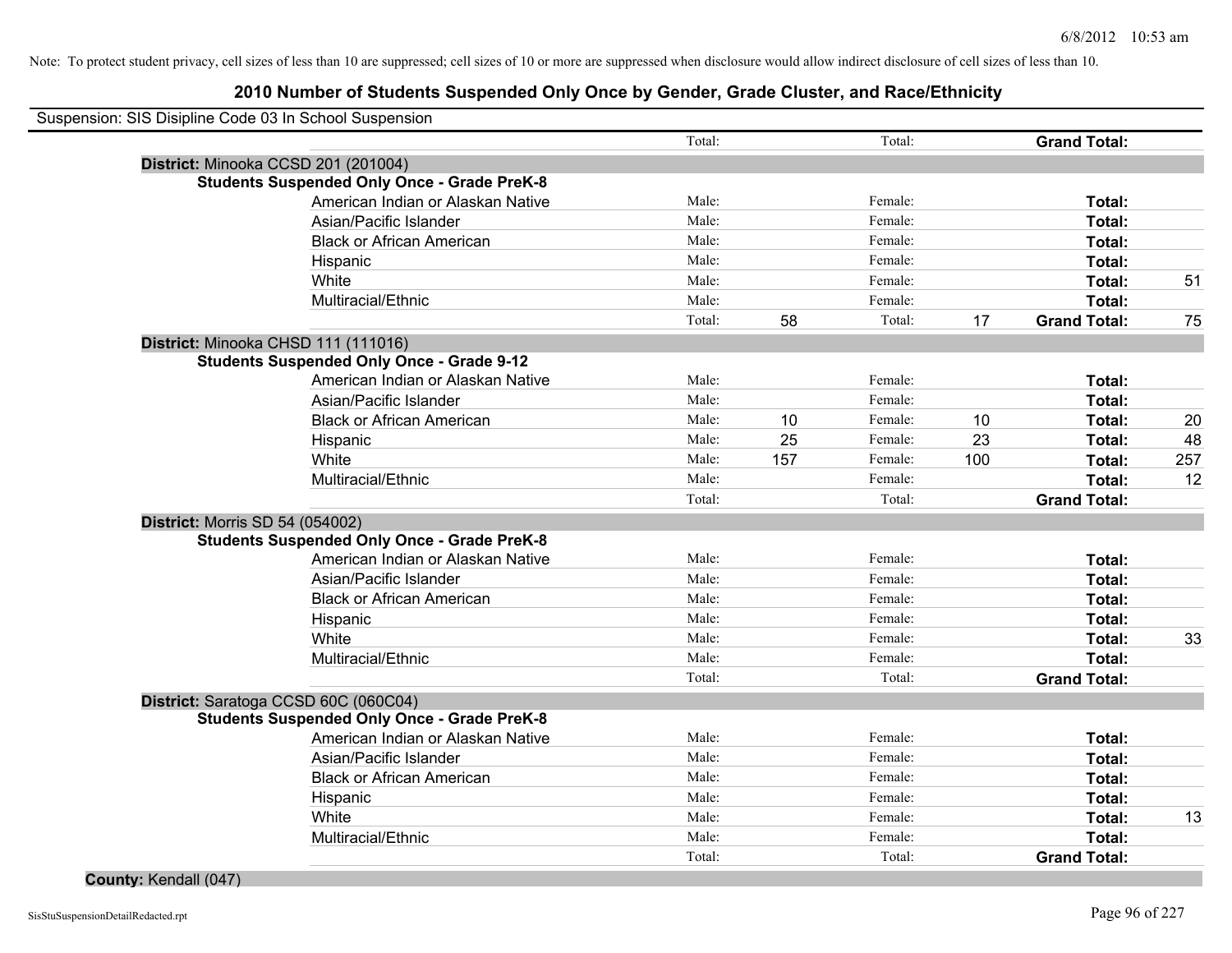Note: To protect student privacy, cell sizes of less than 10 are suppressed; cell sizes of 10 or more are suppressed when disclosure would allow indirect disclosure of cell sizes of less than 10.

# 2010 Number of Students Suspended Only Once by Gender, Grade Cluster, and Race/Ethnicity

Suspension: SIS Disipline Code 03 In School Suspension

| | | | | | | | |
|---|---|---|---|---|---|---|---|
| | Total: | | Total: | | **Grand Total:** | |
| **District:** Minooka CCSD 201 (201004) | | | | | | |
| **Students Suspended Only Once - Grade PreK-8** | | | | | | |
| American Indian or Alaskan Native | Male: | | Female: | | **Total:** | |
| Asian/Pacific Islander | Male: | | Female: | | **Total:** | |
| Black or African American | Male: | | Female: | | **Total:** | |
| Hispanic | Male: | | Female: | | **Total:** | |
| White | Male: | | Female: | | **Total:** | 51 |
| Multiracial/Ethnic | Male: | | Female: | | **Total:** | |
| | Total: | 58 | Total: | 17 | **Grand Total:** | 75 |
| **District:** Minooka CHSD 111 (111016) | | | | | | |
| **Students Suspended Only Once - Grade 9-12** | | | | | | |
| American Indian or Alaskan Native | Male: | | Female: | | **Total:** | |
| Asian/Pacific Islander | Male: | | Female: | | **Total:** | |
| Black or African American | Male: | 10 | Female: | 10 | **Total:** | 20 |
| Hispanic | Male: | 25 | Female: | 23 | **Total:** | 48 |
| White | Male: | 157 | Female: | 100 | **Total:** | 257 |
| Multiracial/Ethnic | Male: | | Female: | | **Total:** | 12 |
| | Total: | | Total: | | **Grand Total:** | |
| **District:** Morris SD 54 (054002) | | | | | | |
| **Students Suspended Only Once - Grade PreK-8** | | | | | | |
| American Indian or Alaskan Native | Male: | | Female: | | **Total:** | |
| Asian/Pacific Islander | Male: | | Female: | | **Total:** | |
| Black or African American | Male: | | Female: | | **Total:** | |
| Hispanic | Male: | | Female: | | **Total:** | |
| White | Male: | | Female: | | **Total:** | 33 |
| Multiracial/Ethnic | Male: | | Female: | | **Total:** | |
| | Total: | | Total: | | **Grand Total:** | |
| **District:** Saratoga CCSD 60C (060C04) | | | | | | |
| **Students Suspended Only Once - Grade PreK-8** | | | | | | |
| American Indian or Alaskan Native | Male: | | Female: | | **Total:** | |
| Asian/Pacific Islander | Male: | | Female: | | **Total:** | |
| Black or African American | Male: | | Female: | | **Total:** | |
| Hispanic | Male: | | Female: | | **Total:** | |
| White | Male: | | Female: | | **Total:** | 13 |
| Multiracial/Ethnic | Male: | | Female: | | **Total:** | |
| | Total: | | Total: | | **Grand Total:** | |

**County:** Kendall (047)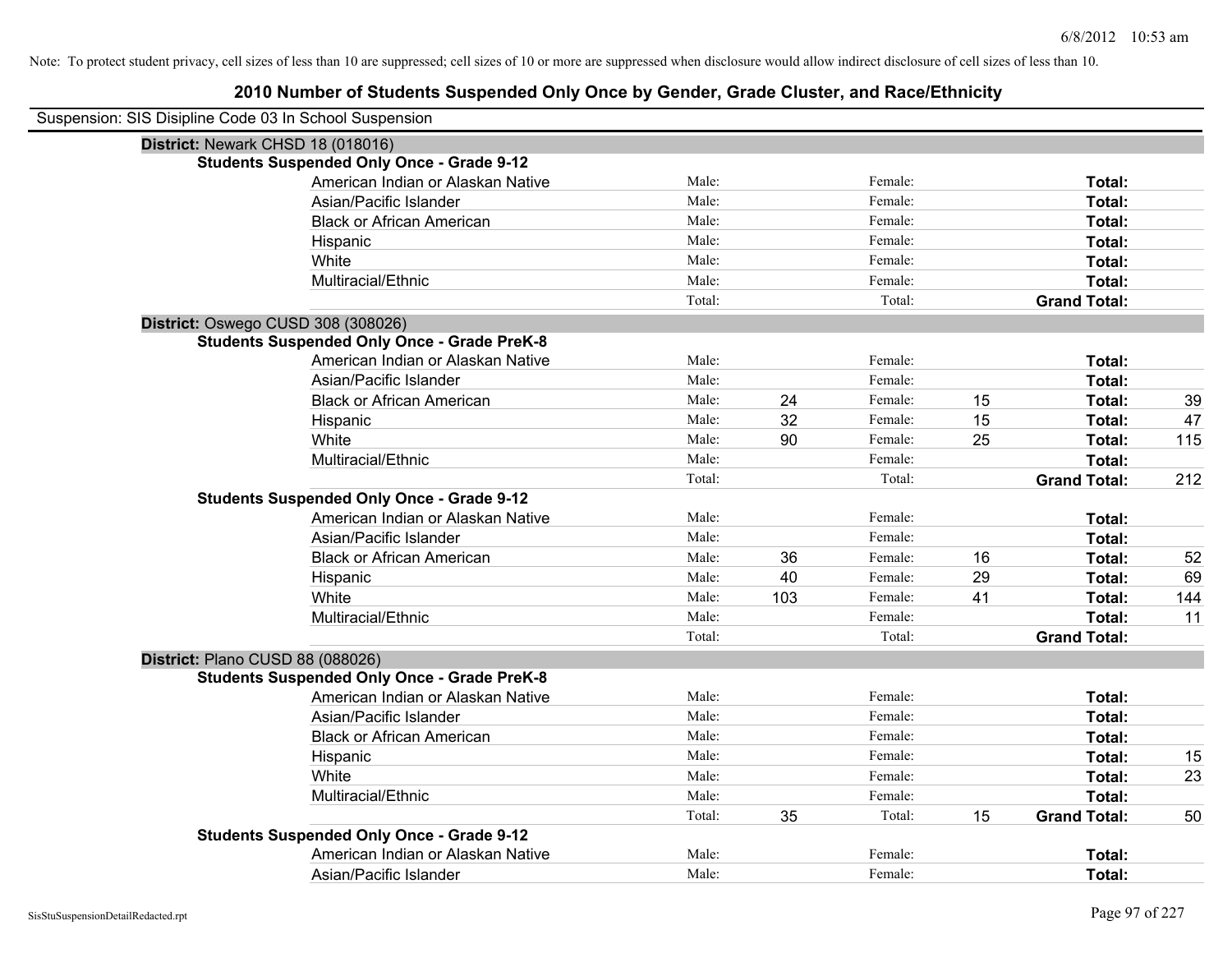Note: To protect student privacy, cell sizes of less than 10 are suppressed; cell sizes of 10 or more are suppressed when disclosure would allow indirect disclosure of cell sizes of less than 10.

# 2010 Number of Students Suspended Only Once by Gender, Grade Cluster, and Race/Ethnicity

Suspension: SIS Disipline Code 03 In School Suspension

## District: Newark CHSD 18 (018016)

### Students Suspended Only Once - Grade 9-12

| Race/Ethnicity | | Male | | Female | | Total |
|---|---|---|---|---|---|---|
| American Indian or Alaskan Native | Male: | | Female: | | **Total:** | |
| Asian/Pacific Islander | Male: | | Female: | | **Total:** | |
| Black or African American | Male: | | Female: | | **Total:** | |
| Hispanic | Male: | | Female: | | **Total:** | |
| White | Male: | | Female: | | **Total:** | |
| Multiracial/Ethnic | Male: | | Female: | | **Total:** | |
| | Total: | | Total: | | **Grand Total:** | |

## District: Oswego CUSD 308 (308026)

### Students Suspended Only Once - Grade PreK-8

| Race/Ethnicity | | Male | | Female | | Total |
|---|---|---|---|---|---|---|
| American Indian or Alaskan Native | Male: | | Female: | | **Total:** | |
| Asian/Pacific Islander | Male: | | Female: | | **Total:** | |
| Black or African American | Male: | 24 | Female: | 15 | **Total:** | 39 |
| Hispanic | Male: | 32 | Female: | 15 | **Total:** | 47 |
| White | Male: | 90 | Female: | 25 | **Total:** | 115 |
| Multiracial/Ethnic | Male: | | Female: | | **Total:** | |
| | Total: | | Total: | | **Grand Total:** | 212 |

### Students Suspended Only Once - Grade 9-12

| Race/Ethnicity | | Male | | Female | | Total |
|---|---|---|---|---|---|---|
| American Indian or Alaskan Native | Male: | | Female: | | **Total:** | |
| Asian/Pacific Islander | Male: | | Female: | | **Total:** | |
| Black or African American | Male: | 36 | Female: | 16 | **Total:** | 52 |
| Hispanic | Male: | 40 | Female: | 29 | **Total:** | 69 |
| White | Male: | 103 | Female: | 41 | **Total:** | 144 |
| Multiracial/Ethnic | Male: | | Female: | | **Total:** | 11 |
| | Total: | | Total: | | **Grand Total:** | |

## District: Plano CUSD 88 (088026)

### Students Suspended Only Once - Grade PreK-8

| Race/Ethnicity | | Male | | Female | | Total |
|---|---|---|---|---|---|---|
| American Indian or Alaskan Native | Male: | | Female: | | **Total:** | |
| Asian/Pacific Islander | Male: | | Female: | | **Total:** | |
| Black or African American | Male: | | Female: | | **Total:** | |
| Hispanic | Male: | | Female: | | **Total:** | 15 |
| White | Male: | | Female: | | **Total:** | 23 |
| Multiracial/Ethnic | Male: | | Female: | | **Total:** | |
| | Total: | 35 | Total: | 15 | **Grand Total:** | 50 |

### Students Suspended Only Once - Grade 9-12

| Race/Ethnicity | | Male | | Female | | Total |
|---|---|---|---|---|---|---|
| American Indian or Alaskan Native | Male: | | Female: | | **Total:** | |
| Asian/Pacific Islander | Male: | | Female: | | **Total:** | |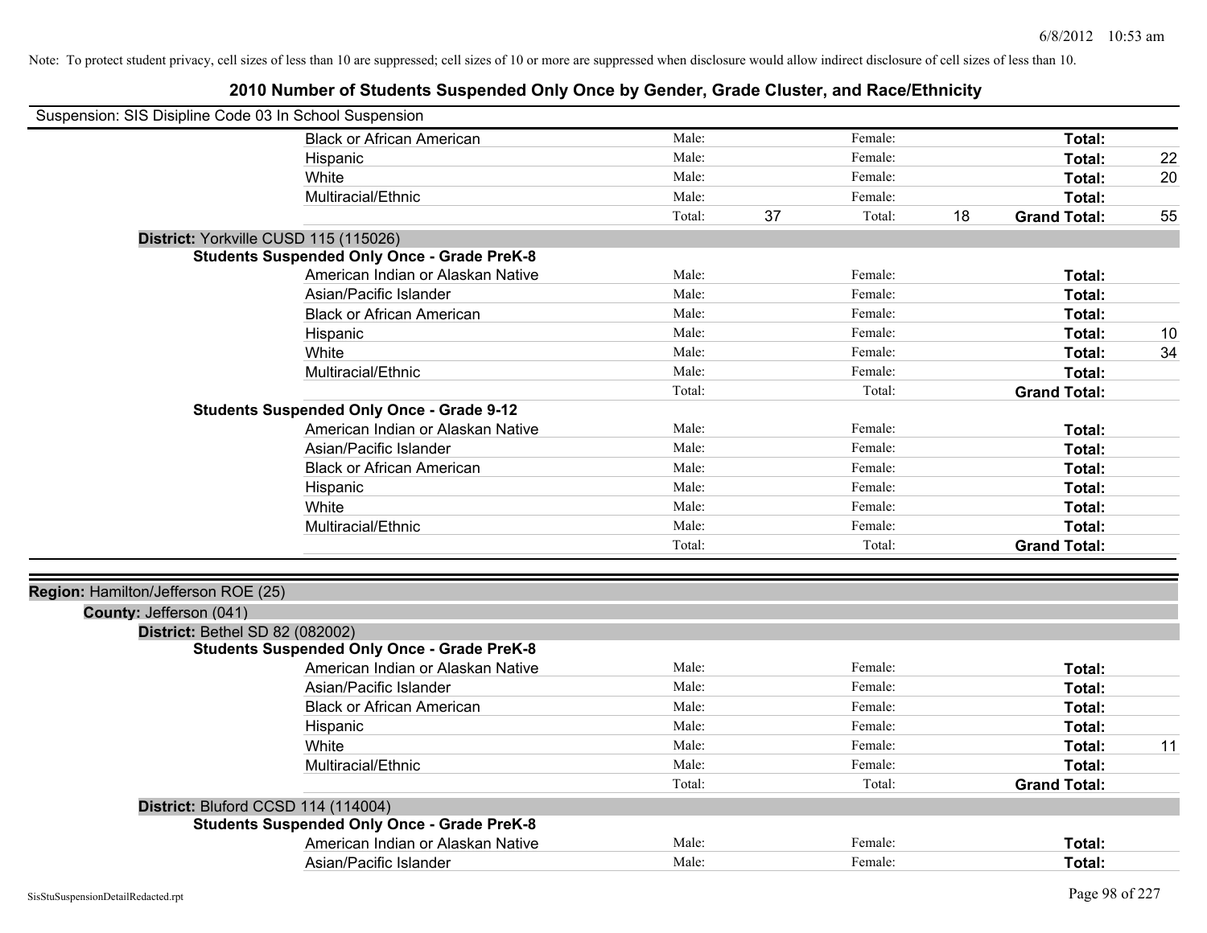Note: To protect student privacy, cell sizes of less than 10 are suppressed; cell sizes of 10 or more are suppressed when disclosure would allow indirect disclosure of cell sizes of less than 10.

# 2010 Number of Students Suspended Only Once by Gender, Grade Cluster, and Race/Ethnicity

Suspension: SIS Disipline Code 03 In School Suspension

| | | | | | |
|---|---|---|---|---|---|
| Black or African American | Male: | Female: | | Total: | |
| Hispanic | Male: | Female: | | Total: | 22 |
| White | Male: | Female: | | Total: | 20 |
| Multiracial/Ethnic | Male: | Female: | | Total: | |
| | Total: 37 | Total: | 18 | Grand Total: | 55 |

**District:** Yorkville CUSD 115 (115026)

**Students Suspended Only Once - Grade PreK-8**

| | | | | |
|---|---|---|---|---|
| American Indian or Alaskan Native | Male: | Female: | Total: | |
| Asian/Pacific Islander | Male: | Female: | Total: | |
| Black or African American | Male: | Female: | Total: | |
| Hispanic | Male: | Female: | Total: | 10 |
| White | Male: | Female: | Total: | 34 |
| Multiracial/Ethnic | Male: | Female: | Total: | |
| | Total: | Total: | Grand Total: | |

**Students Suspended Only Once - Grade 9-12**

| | | | | |
|---|---|---|---|---|
| American Indian or Alaskan Native | Male: | Female: | Total: | |
| Asian/Pacific Islander | Male: | Female: | Total: | |
| Black or African American | Male: | Female: | Total: | |
| Hispanic | Male: | Female: | Total: | |
| White | Male: | Female: | Total: | |
| Multiracial/Ethnic | Male: | Female: | Total: | |
| | Total: | Total: | Grand Total: | |

**Region:** Hamilton/Jefferson ROE (25)

**County:** Jefferson (041)

**District:** Bethel SD 82 (082002)

**Students Suspended Only Once - Grade PreK-8**

| | | | | |
|---|---|---|---|---|
| American Indian or Alaskan Native | Male: | Female: | Total: | |
| Asian/Pacific Islander | Male: | Female: | Total: | |
| Black or African American | Male: | Female: | Total: | |
| Hispanic | Male: | Female: | Total: | |
| White | Male: | Female: | Total: | 11 |
| Multiracial/Ethnic | Male: | Female: | Total: | |
| | Total: | Total: | Grand Total: | |

**District:** Bluford CCSD 114 (114004)

**Students Suspended Only Once - Grade PreK-8**

| | | | | |
|---|---|---|---|---|
| American Indian or Alaskan Native | Male: | Female: | Total: | |
| Asian/Pacific Islander | Male: | Female: | Total: | |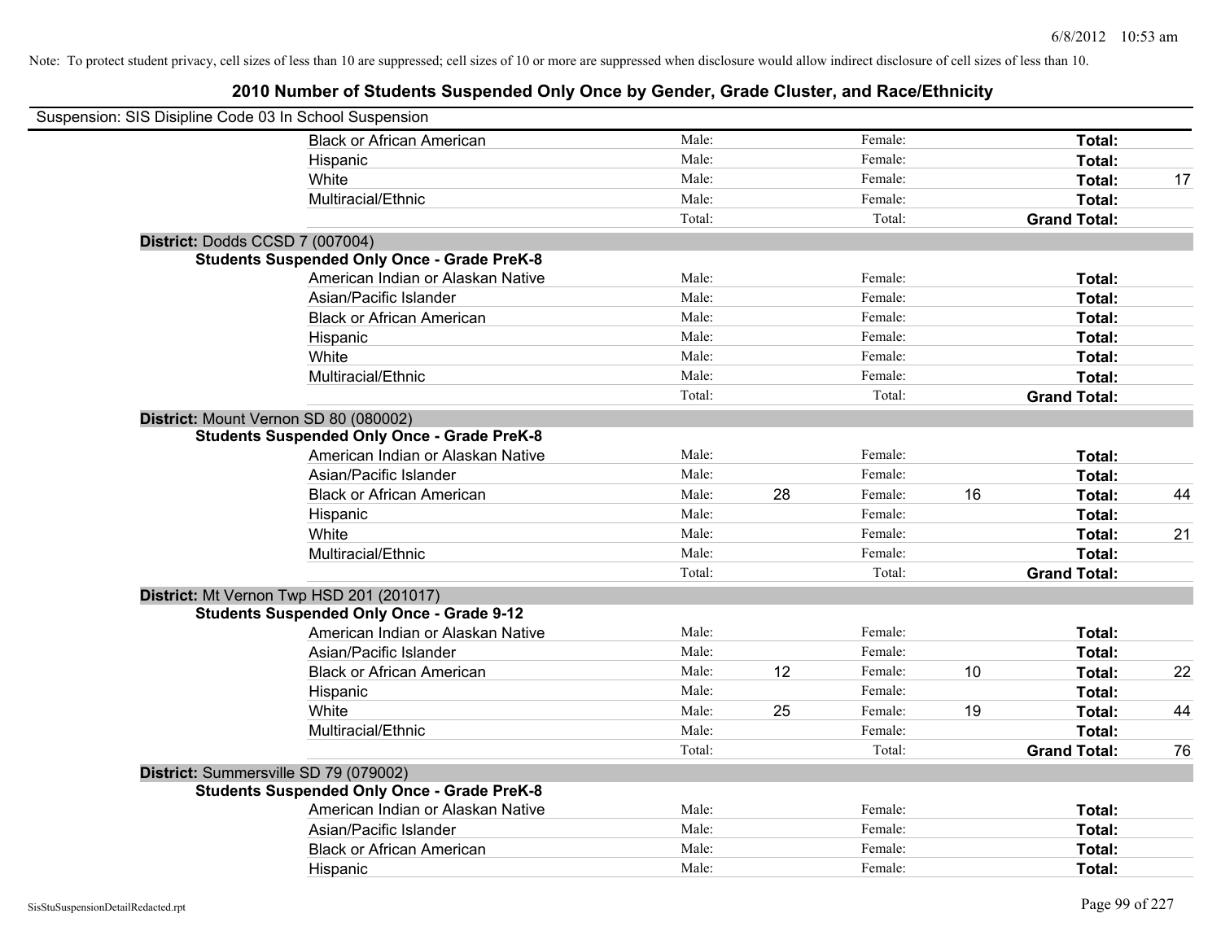Note: To protect student privacy, cell sizes of less than 10 are suppressed; cell sizes of 10 or more are suppressed when disclosure would allow indirect disclosure of cell sizes of less than 10.

## 2010 Number of Students Suspended Only Once by Gender, Grade Cluster, and Race/Ethnicity

Suspension: SIS Disipline Code 03 In School Suspension

| | Male: | | Female: | | | |
|---|---|---|---|---|---|---|
| Black or African American | Male: | | Female: | | **Total:** | |
| Hispanic | Male: | | Female: | | **Total:** | |
| White | Male: | | Female: | | **Total:** | 17 |
| Multiracial/Ethnic | Male: | | Female: | | **Total:** | |
| | Total: | | Total: | | **Grand Total:** | |

**District:** Dodds CCSD 7 (007004)

**Students Suspended Only Once - Grade PreK-8**

| | | | | | | |
|---|---|---|---|---|---|---|
| American Indian or Alaskan Native | Male: | | Female: | | **Total:** | |
| Asian/Pacific Islander | Male: | | Female: | | **Total:** | |
| Black or African American | Male: | | Female: | | **Total:** | |
| Hispanic | Male: | | Female: | | **Total:** | |
| White | Male: | | Female: | | **Total:** | |
| Multiracial/Ethnic | Male: | | Female: | | **Total:** | |
| | Total: | | Total: | | **Grand Total:** | |

**District:** Mount Vernon SD 80 (080002)

**Students Suspended Only Once - Grade PreK-8**

| | | | | | | |
|---|---|---|---|---|---|---|
| American Indian or Alaskan Native | Male: | | Female: | | **Total:** | |
| Asian/Pacific Islander | Male: | | Female: | | **Total:** | |
| Black or African American | Male: | 28 | Female: | 16 | **Total:** | 44 |
| Hispanic | Male: | | Female: | | **Total:** | |
| White | Male: | | Female: | | **Total:** | 21 |
| Multiracial/Ethnic | Male: | | Female: | | **Total:** | |
| | Total: | | Total: | | **Grand Total:** | |

**District:** Mt Vernon Twp HSD 201 (201017)

**Students Suspended Only Once - Grade 9-12**

| | | | | | | |
|---|---|---|---|---|---|---|
| American Indian or Alaskan Native | Male: | | Female: | | **Total:** | |
| Asian/Pacific Islander | Male: | | Female: | | **Total:** | |
| Black or African American | Male: | 12 | Female: | 10 | **Total:** | 22 |
| Hispanic | Male: | | Female: | | **Total:** | |
| White | Male: | 25 | Female: | 19 | **Total:** | 44 |
| Multiracial/Ethnic | Male: | | Female: | | **Total:** | |
| | Total: | | Total: | | **Grand Total:** | 76 |

**District:** Summersville SD 79 (079002)

**Students Suspended Only Once - Grade PreK-8**

| | | | | | | |
|---|---|---|---|---|---|---|
| American Indian or Alaskan Native | Male: | | Female: | | **Total:** | |
| Asian/Pacific Islander | Male: | | Female: | | **Total:** | |
| Black or African American | Male: | | Female: | | **Total:** | |
| Hispanic | Male: | | Female: | | **Total:** | |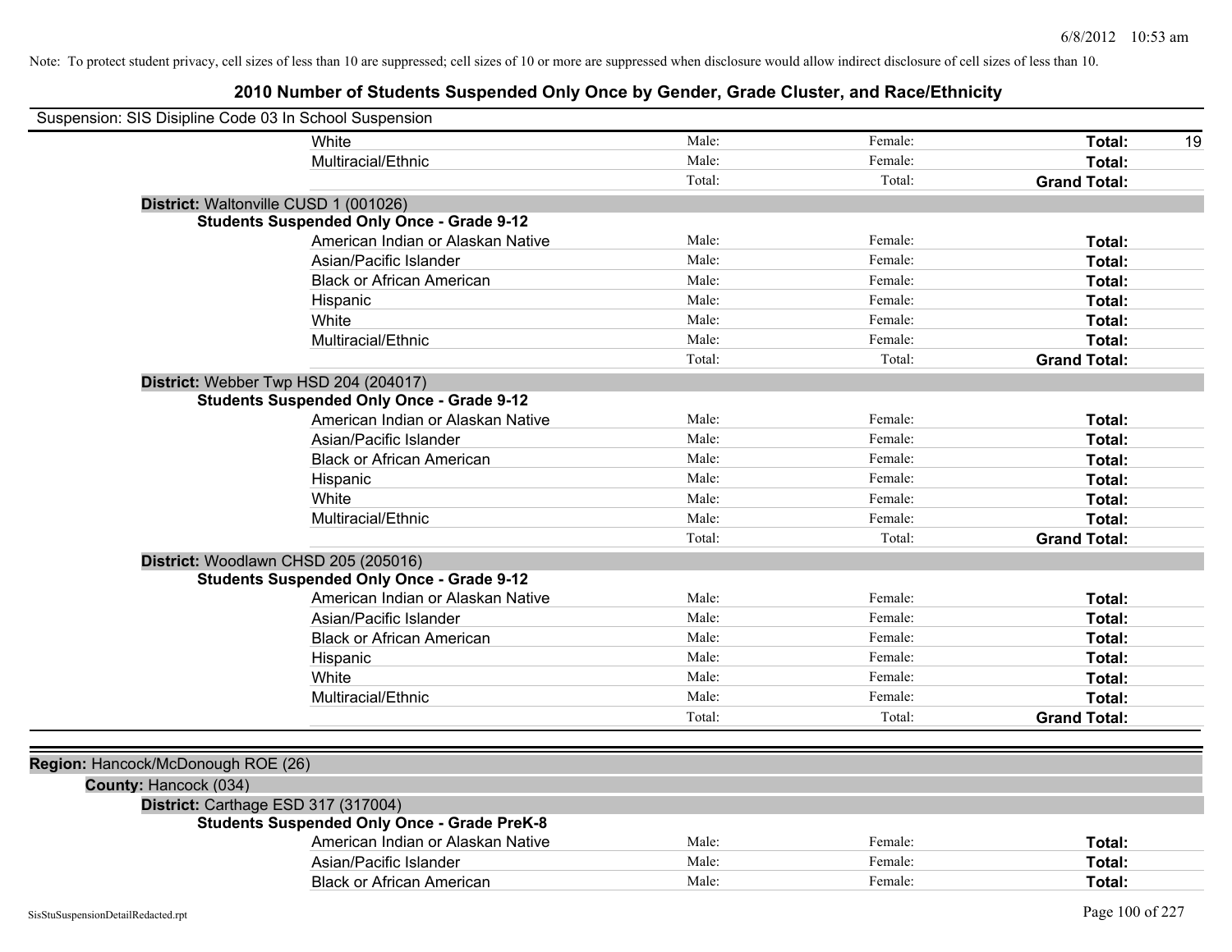Note: To protect student privacy, cell sizes of less than 10 are suppressed; cell sizes of 10 or more are suppressed when disclosure would allow indirect disclosure of cell sizes of less than 10.

# 2010 Number of Students Suspended Only Once by Gender, Grade Cluster, and Race/Ethnicity

Suspension: SIS Disipline Code 03 In School Suspension

| | | | | |
|---|---|---|---|---|
| White | Male: | Female: | **Total:** | 19 |
| Multiracial/Ethnic | Male: | Female: | **Total:** | |
| | Total: | Total: | **Grand Total:** | |

**District:** Waltonville CUSD 1 (001026)

**Students Suspended Only Once - Grade 9-12**

| | | | | |
|---|---|---|---|---|
| American Indian or Alaskan Native | Male: | Female: | **Total:** | |
| Asian/Pacific Islander | Male: | Female: | **Total:** | |
| Black or African American | Male: | Female: | **Total:** | |
| Hispanic | Male: | Female: | **Total:** | |
| White | Male: | Female: | **Total:** | |
| Multiracial/Ethnic | Male: | Female: | **Total:** | |
| | Total: | Total: | **Grand Total:** | |

**District:** Webber Twp HSD 204 (204017)

**Students Suspended Only Once - Grade 9-12**

| | | | | |
|---|---|---|---|---|
| American Indian or Alaskan Native | Male: | Female: | **Total:** | |
| Asian/Pacific Islander | Male: | Female: | **Total:** | |
| Black or African American | Male: | Female: | **Total:** | |
| Hispanic | Male: | Female: | **Total:** | |
| White | Male: | Female: | **Total:** | |
| Multiracial/Ethnic | Male: | Female: | **Total:** | |
| | Total: | Total: | **Grand Total:** | |

**District:** Woodlawn CHSD 205 (205016)

**Students Suspended Only Once - Grade 9-12**

| | | | | |
|---|---|---|---|---|
| American Indian or Alaskan Native | Male: | Female: | **Total:** | |
| Asian/Pacific Islander | Male: | Female: | **Total:** | |
| Black or African American | Male: | Female: | **Total:** | |
| Hispanic | Male: | Female: | **Total:** | |
| White | Male: | Female: | **Total:** | |
| Multiracial/Ethnic | Male: | Female: | **Total:** | |
| | Total: | Total: | **Grand Total:** | |

**Region:** Hancock/McDonough ROE (26)

**County:** Hancock (034)

**District:** Carthage ESD 317 (317004)

**Students Suspended Only Once - Grade PreK-8**

| | | | | |
|---|---|---|---|---|
| American Indian or Alaskan Native | Male: | Female: | **Total:** | |
| Asian/Pacific Islander | Male: | Female: | **Total:** | |
| Black or African American | Male: | Female: | **Total:** | |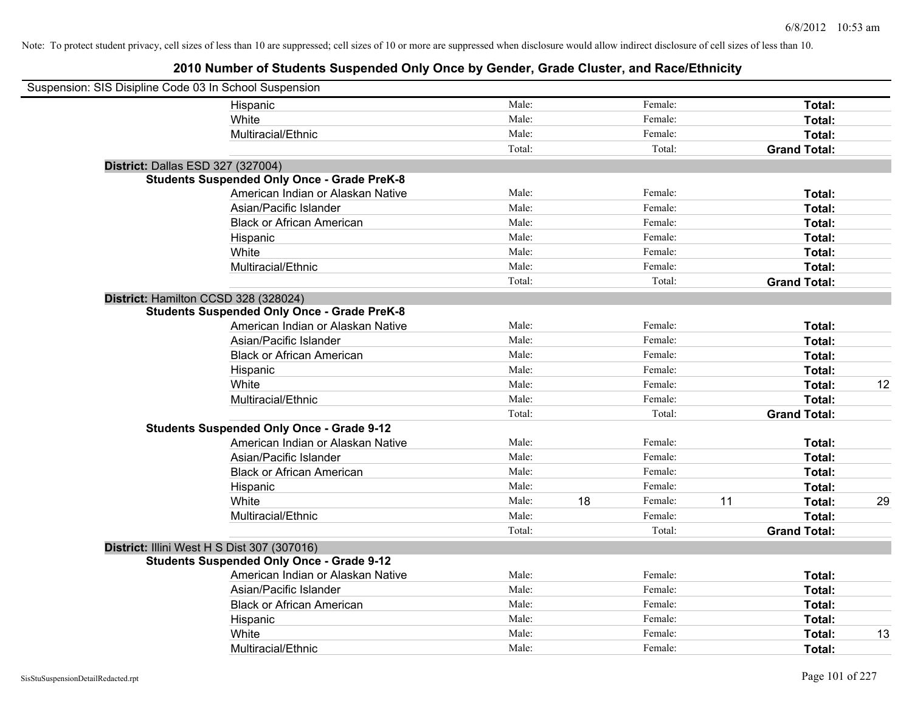Note: To protect student privacy, cell sizes of less than 10 are suppressed; cell sizes of 10 or more are suppressed when disclosure would allow indirect disclosure of cell sizes of less than 10.

## 2010 Number of Students Suspended Only Once by Gender, Grade Cluster, and Race/Ethnicity

Suspension: SIS Disipline Code 03 In School Suspension

| | | | | | | |
|---|---|---|---|---|---|---|
| Hispanic | Male: | | Female: | | **Total:** | |
| White | Male: | | Female: | | **Total:** | |
| Multiracial/Ethnic | Male: | | Female: | | **Total:** | |
| | Total: | | Total: | | **Grand Total:** | |

**District:** Dallas ESD 327 (327004)

**Students Suspended Only Once - Grade PreK-8**

| | | | | | | |
|---|---|---|---|---|---|---|
| American Indian or Alaskan Native | Male: | | Female: | | **Total:** | |
| Asian/Pacific Islander | Male: | | Female: | | **Total:** | |
| Black or African American | Male: | | Female: | | **Total:** | |
| Hispanic | Male: | | Female: | | **Total:** | |
| White | Male: | | Female: | | **Total:** | |
| Multiracial/Ethnic | Male: | | Female: | | **Total:** | |
| | Total: | | Total: | | **Grand Total:** | |

**District:** Hamilton CCSD 328 (328024)

**Students Suspended Only Once - Grade PreK-8**

| | | | | | | |
|---|---|---|---|---|---|---|
| American Indian or Alaskan Native | Male: | | Female: | | **Total:** | |
| Asian/Pacific Islander | Male: | | Female: | | **Total:** | |
| Black or African American | Male: | | Female: | | **Total:** | |
| Hispanic | Male: | | Female: | | **Total:** | |
| White | Male: | | Female: | | **Total:** | 12 |
| Multiracial/Ethnic | Male: | | Female: | | **Total:** | |
| | Total: | | Total: | | **Grand Total:** | |

**Students Suspended Only Once - Grade 9-12**

| | | | | | | |
|---|---|---|---|---|---|---|
| American Indian or Alaskan Native | Male: | | Female: | | **Total:** | |
| Asian/Pacific Islander | Male: | | Female: | | **Total:** | |
| Black or African American | Male: | | Female: | | **Total:** | |
| Hispanic | Male: | | Female: | | **Total:** | |
| White | Male: | 18 | Female: | 11 | **Total:** | 29 |
| Multiracial/Ethnic | Male: | | Female: | | **Total:** | |
| | Total: | | Total: | | **Grand Total:** | |

**District:** Illini West H S Dist 307 (307016)

**Students Suspended Only Once - Grade 9-12**

| | | | | | | |
|---|---|---|---|---|---|---|
| American Indian or Alaskan Native | Male: | | Female: | | **Total:** | |
| Asian/Pacific Islander | Male: | | Female: | | **Total:** | |
| Black or African American | Male: | | Female: | | **Total:** | |
| Hispanic | Male: | | Female: | | **Total:** | |
| White | Male: | | Female: | | **Total:** | 13 |
| Multiracial/Ethnic | Male: | | Female: | | **Total:** | |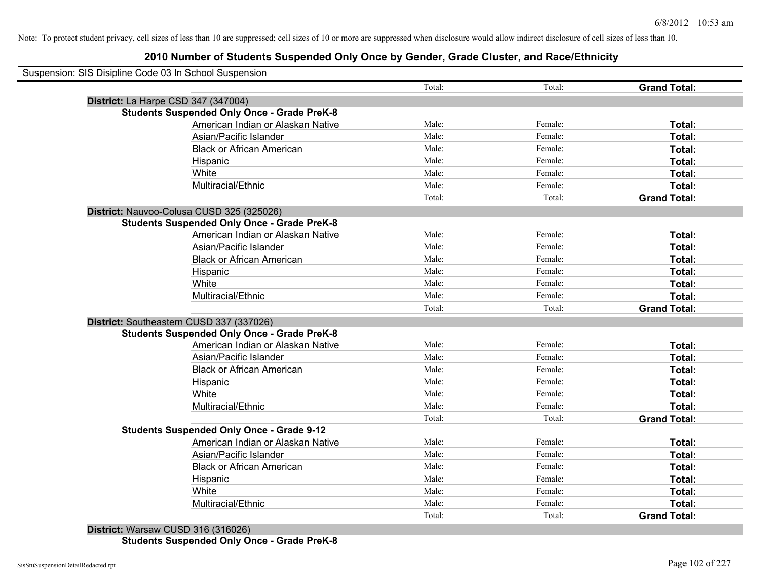Note: To protect student privacy, cell sizes of less than 10 are suppressed; cell sizes of 10 or more are suppressed when disclosure would allow indirect disclosure of cell sizes of less than 10.

# 2010 Number of Students Suspended Only Once by Gender, Grade Cluster, and Race/Ethnicity

Suspension: SIS Disipline Code 03 In School Suspension

| | Total: | Total: | **Grand Total:** |
|---|---|---|---|
| **District:** La Harpe CSD 347 (347004) | | | |
| **Students Suspended Only Once - Grade PreK-8** | | | |
| American Indian or Alaskan Native | Male: | Female: | **Total:** |
| Asian/Pacific Islander | Male: | Female: | **Total:** |
| Black or African American | Male: | Female: | **Total:** |
| Hispanic | Male: | Female: | **Total:** |
| White | Male: | Female: | **Total:** |
| Multiracial/Ethnic | Male: | Female: | **Total:** |
| | Total: | Total: | **Grand Total:** |
| **District:** Nauvoo-Colusa CUSD 325 (325026) | | | |
| **Students Suspended Only Once - Grade PreK-8** | | | |
| American Indian or Alaskan Native | Male: | Female: | **Total:** |
| Asian/Pacific Islander | Male: | Female: | **Total:** |
| Black or African American | Male: | Female: | **Total:** |
| Hispanic | Male: | Female: | **Total:** |
| White | Male: | Female: | **Total:** |
| Multiracial/Ethnic | Male: | Female: | **Total:** |
| | Total: | Total: | **Grand Total:** |
| **District:** Southeastern CUSD 337 (337026) | | | |
| **Students Suspended Only Once - Grade PreK-8** | | | |
| American Indian or Alaskan Native | Male: | Female: | **Total:** |
| Asian/Pacific Islander | Male: | Female: | **Total:** |
| Black or African American | Male: | Female: | **Total:** |
| Hispanic | Male: | Female: | **Total:** |
| White | Male: | Female: | **Total:** |
| Multiracial/Ethnic | Male: | Female: | **Total:** |
| | Total: | Total: | **Grand Total:** |
| **Students Suspended Only Once - Grade 9-12** | | | |
| American Indian or Alaskan Native | Male: | Female: | **Total:** |
| Asian/Pacific Islander | Male: | Female: | **Total:** |
| Black or African American | Male: | Female: | **Total:** |
| Hispanic | Male: | Female: | **Total:** |
| White | Male: | Female: | **Total:** |
| Multiracial/Ethnic | Male: | Female: | **Total:** |
| | Total: | Total: | **Grand Total:** |
| **District:** Warsaw CUSD 316 (316026) | | | |
| **Students Suspended Only Once - Grade PreK-8** | | | |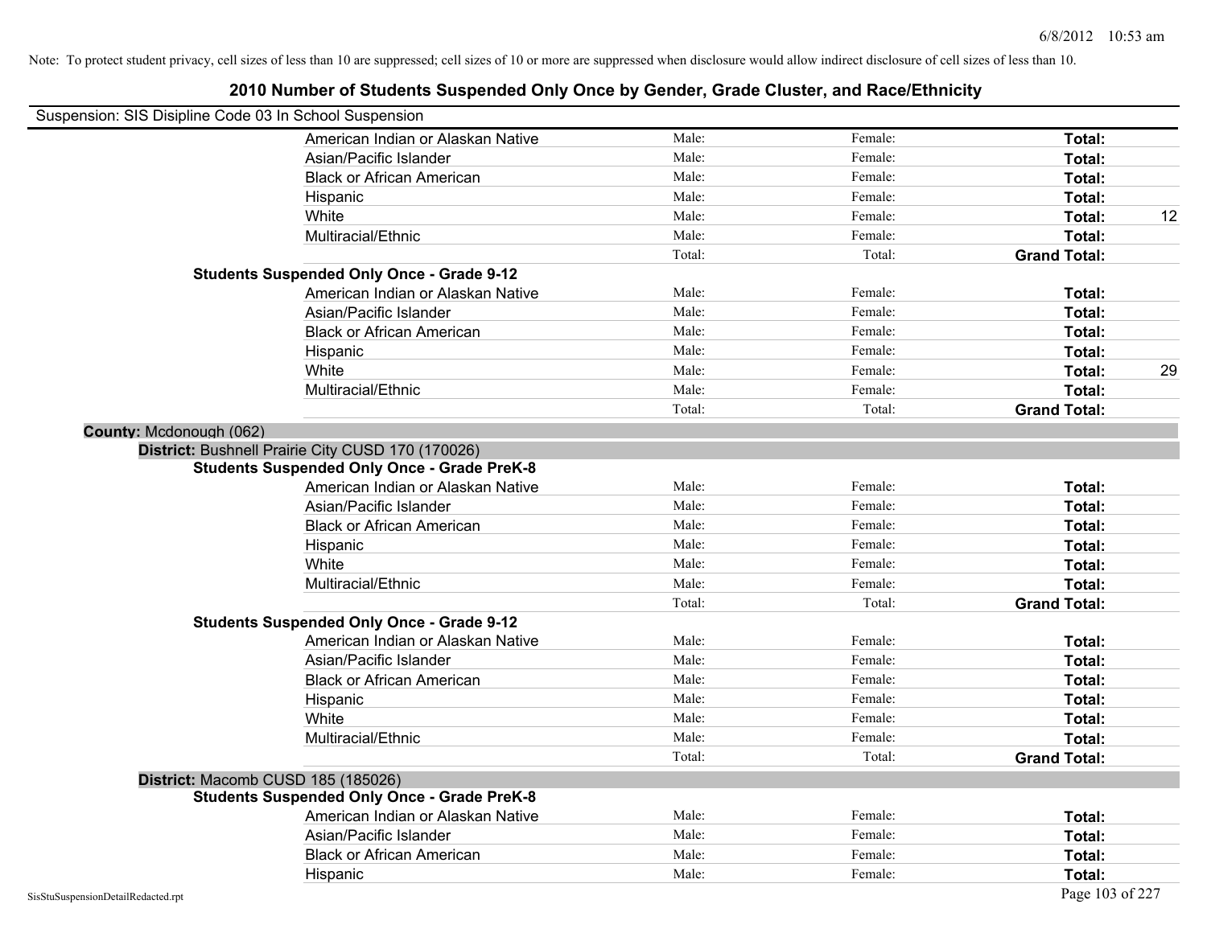Note: To protect student privacy, cell sizes of less than 10 are suppressed; cell sizes of 10 or more are suppressed when disclosure would allow indirect disclosure of cell sizes of less than 10.

# 2010 Number of Students Suspended Only Once by Gender, Grade Cluster, and Race/Ethnicity

Suspension: SIS Disipline Code 03 In School Suspension

| | | | | |
|---|---|---|---|---|
| American Indian or Alaskan Native | Male: | Female: | **Total:** | |
| Asian/Pacific Islander | Male: | Female: | **Total:** | |
| Black or African American | Male: | Female: | **Total:** | |
| Hispanic | Male: | Female: | **Total:** | |
| White | Male: | Female: | **Total:** | 12 |
| Multiracial/Ethnic | Male: | Female: | **Total:** | |
| | Total: | Total: | **Grand Total:** | |

**Students Suspended Only Once - Grade 9-12**

| | | | | |
|---|---|---|---|---|
| American Indian or Alaskan Native | Male: | Female: | **Total:** | |
| Asian/Pacific Islander | Male: | Female: | **Total:** | |
| Black or African American | Male: | Female: | **Total:** | |
| Hispanic | Male: | Female: | **Total:** | |
| White | Male: | Female: | **Total:** | 29 |
| Multiracial/Ethnic | Male: | Female: | **Total:** | |
| | Total: | Total: | **Grand Total:** | |

**County:** Mcdonough (062)

**District:** Bushnell Prairie City CUSD 170 (170026)

**Students Suspended Only Once - Grade PreK-8**

| | | | | |
|---|---|---|---|---|
| American Indian or Alaskan Native | Male: | Female: | **Total:** | |
| Asian/Pacific Islander | Male: | Female: | **Total:** | |
| Black or African American | Male: | Female: | **Total:** | |
| Hispanic | Male: | Female: | **Total:** | |
| White | Male: | Female: | **Total:** | |
| Multiracial/Ethnic | Male: | Female: | **Total:** | |
| | Total: | Total: | **Grand Total:** | |

**Students Suspended Only Once - Grade 9-12**

| | | | | |
|---|---|---|---|---|
| American Indian or Alaskan Native | Male: | Female: | **Total:** | |
| Asian/Pacific Islander | Male: | Female: | **Total:** | |
| Black or African American | Male: | Female: | **Total:** | |
| Hispanic | Male: | Female: | **Total:** | |
| White | Male: | Female: | **Total:** | |
| Multiracial/Ethnic | Male: | Female: | **Total:** | |
| | Total: | Total: | **Grand Total:** | |

**District:** Macomb CUSD 185 (185026)

**Students Suspended Only Once - Grade PreK-8**

| | | | | |
|---|---|---|---|---|
| American Indian or Alaskan Native | Male: | Female: | **Total:** | |
| Asian/Pacific Islander | Male: | Female: | **Total:** | |
| Black or African American | Male: | Female: | **Total:** | |
| Hispanic | Male: | Female: | **Total:** | |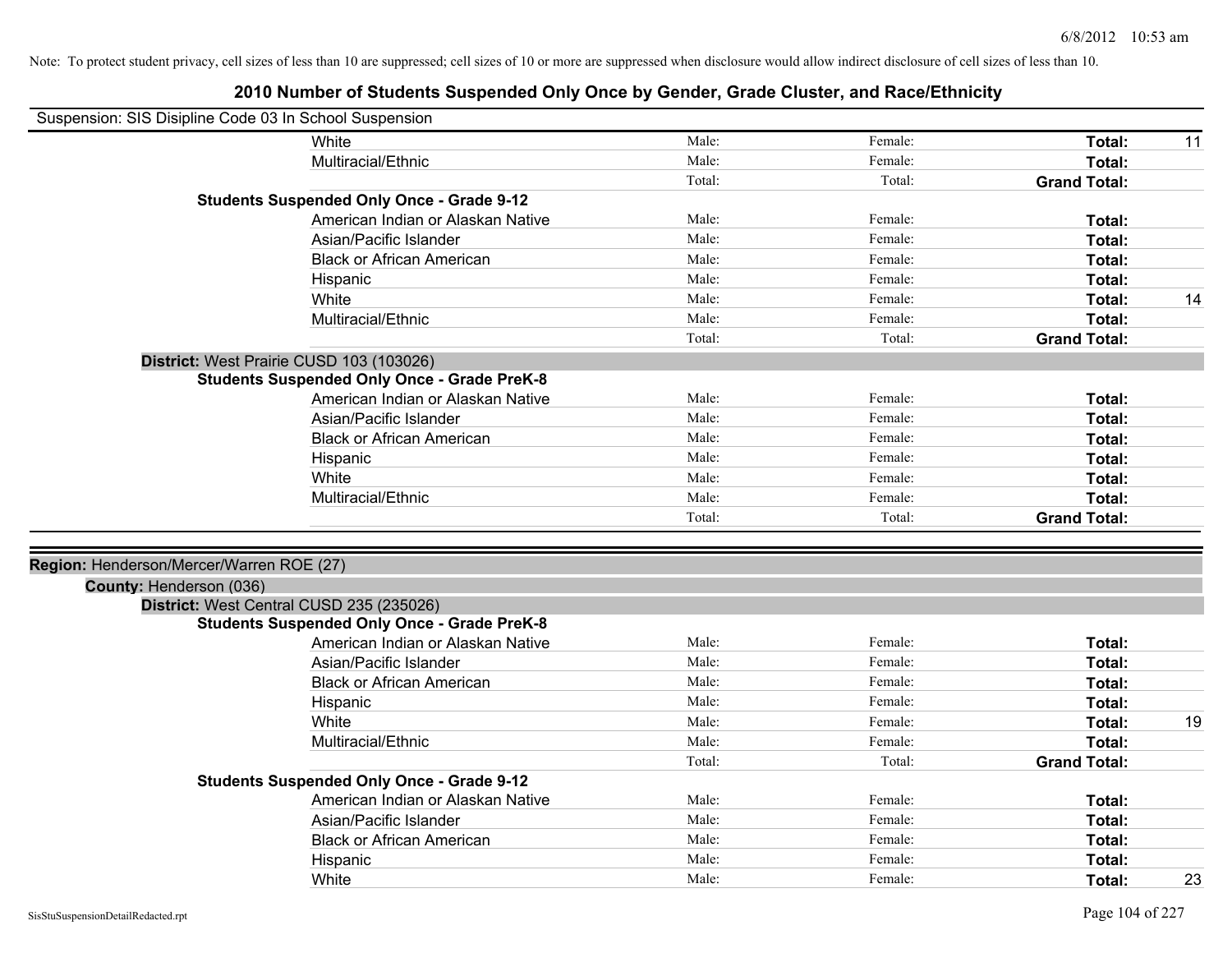Note: To protect student privacy, cell sizes of less than 10 are suppressed; cell sizes of 10 or more are suppressed when disclosure would allow indirect disclosure of cell sizes of less than 10.

# 2010 Number of Students Suspended Only Once by Gender, Grade Cluster, and Race/Ethnicity

Suspension: SIS Disipline Code 03 In School Suspension

| | | | | |
|---|---|---|---|---|
| White | Male: | Female: | **Total:** | 11 |
| Multiracial/Ethnic | Male: | Female: | **Total:** | |
| | Total: | Total: | **Grand Total:** | |

**Students Suspended Only Once - Grade 9-12**

| | | | | |
|---|---|---|---|---|
| American Indian or Alaskan Native | Male: | Female: | **Total:** | |
| Asian/Pacific Islander | Male: | Female: | **Total:** | |
| Black or African American | Male: | Female: | **Total:** | |
| Hispanic | Male: | Female: | **Total:** | |
| White | Male: | Female: | **Total:** | 14 |
| Multiracial/Ethnic | Male: | Female: | **Total:** | |
| | Total: | Total: | **Grand Total:** | |

**District:** West Prairie CUSD 103 (103026)

**Students Suspended Only Once - Grade PreK-8**

| | | | | |
|---|---|---|---|---|
| American Indian or Alaskan Native | Male: | Female: | **Total:** | |
| Asian/Pacific Islander | Male: | Female: | **Total:** | |
| Black or African American | Male: | Female: | **Total:** | |
| Hispanic | Male: | Female: | **Total:** | |
| White | Male: | Female: | **Total:** | |
| Multiracial/Ethnic | Male: | Female: | **Total:** | |
| | Total: | Total: | **Grand Total:** | |

**Region:** Henderson/Mercer/Warren ROE (27)

**County:** Henderson (036)

**District:** West Central CUSD 235 (235026)

**Students Suspended Only Once - Grade PreK-8**

| | | | | |
|---|---|---|---|---|
| American Indian or Alaskan Native | Male: | Female: | **Total:** | |
| Asian/Pacific Islander | Male: | Female: | **Total:** | |
| Black or African American | Male: | Female: | **Total:** | |
| Hispanic | Male: | Female: | **Total:** | |
| White | Male: | Female: | **Total:** | 19 |
| Multiracial/Ethnic | Male: | Female: | **Total:** | |
| | Total: | Total: | **Grand Total:** | |

**Students Suspended Only Once - Grade 9-12**

| | | | | |
|---|---|---|---|---|
| American Indian or Alaskan Native | Male: | Female: | **Total:** | |
| Asian/Pacific Islander | Male: | Female: | **Total:** | |
| Black or African American | Male: | Female: | **Total:** | |
| Hispanic | Male: | Female: | **Total:** | |
| White | Male: | Female: | **Total:** | 23 |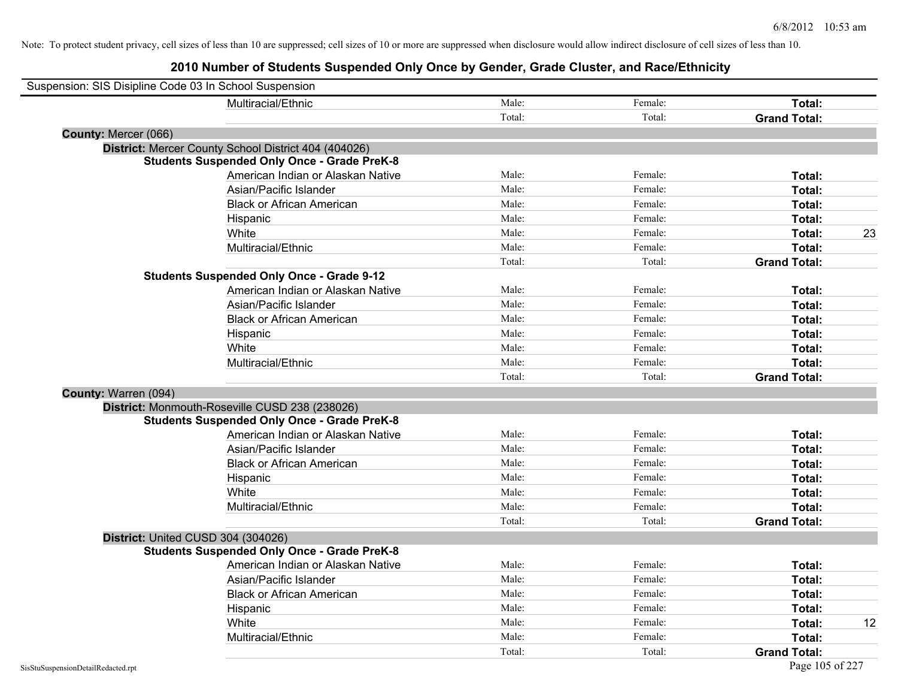Note: To protect student privacy, cell sizes of less than 10 are suppressed; cell sizes of 10 or more are suppressed when disclosure would allow indirect disclosure of cell sizes of less than 10.

# 2010 Number of Students Suspended Only Once by Gender, Grade Cluster, and Race/Ethnicity

Suspension: SIS Disipline Code 03 In School Suspension

| | | | | | |
|---|---|---|---|---|---|
| | Multiracial/Ethnic | Male: | Female: | **Total:** | |
| | | Total: | Total: | **Grand Total:** | |

**County:** Mercer (066)

**District:** Mercer County School District 404 (404026)

**Students Suspended Only Once - Grade PreK-8**

| | | | | |
|---|---|---|---|---|
| American Indian or Alaskan Native | Male: | Female: | **Total:** | |
| Asian/Pacific Islander | Male: | Female: | **Total:** | |
| Black or African American | Male: | Female: | **Total:** | |
| Hispanic | Male: | Female: | **Total:** | |
| White | Male: | Female: | **Total:** | 23 |
| Multiracial/Ethnic | Male: | Female: | **Total:** | |
| | Total: | Total: | **Grand Total:** | |

**Students Suspended Only Once - Grade 9-12**

| | | | | |
|---|---|---|---|---|
| American Indian or Alaskan Native | Male: | Female: | **Total:** | |
| Asian/Pacific Islander | Male: | Female: | **Total:** | |
| Black or African American | Male: | Female: | **Total:** | |
| Hispanic | Male: | Female: | **Total:** | |
| White | Male: | Female: | **Total:** | |
| Multiracial/Ethnic | Male: | Female: | **Total:** | |
| | Total: | Total: | **Grand Total:** | |

**County:** Warren (094)

**District:** Monmouth-Roseville CUSD 238 (238026)

**Students Suspended Only Once - Grade PreK-8**

| | | | | |
|---|---|---|---|---|
| American Indian or Alaskan Native | Male: | Female: | **Total:** | |
| Asian/Pacific Islander | Male: | Female: | **Total:** | |
| Black or African American | Male: | Female: | **Total:** | |
| Hispanic | Male: | Female: | **Total:** | |
| White | Male: | Female: | **Total:** | |
| Multiracial/Ethnic | Male: | Female: | **Total:** | |
| | Total: | Total: | **Grand Total:** | |

**District:** United CUSD 304 (304026)

**Students Suspended Only Once - Grade PreK-8**

| | | | | |
|---|---|---|---|---|
| American Indian or Alaskan Native | Male: | Female: | **Total:** | |
| Asian/Pacific Islander | Male: | Female: | **Total:** | |
| Black or African American | Male: | Female: | **Total:** | |
| Hispanic | Male: | Female: | **Total:** | |
| White | Male: | Female: | **Total:** | 12 |
| Multiracial/Ethnic | Male: | Female: | **Total:** | |
| | Total: | Total: | **Grand Total:** | |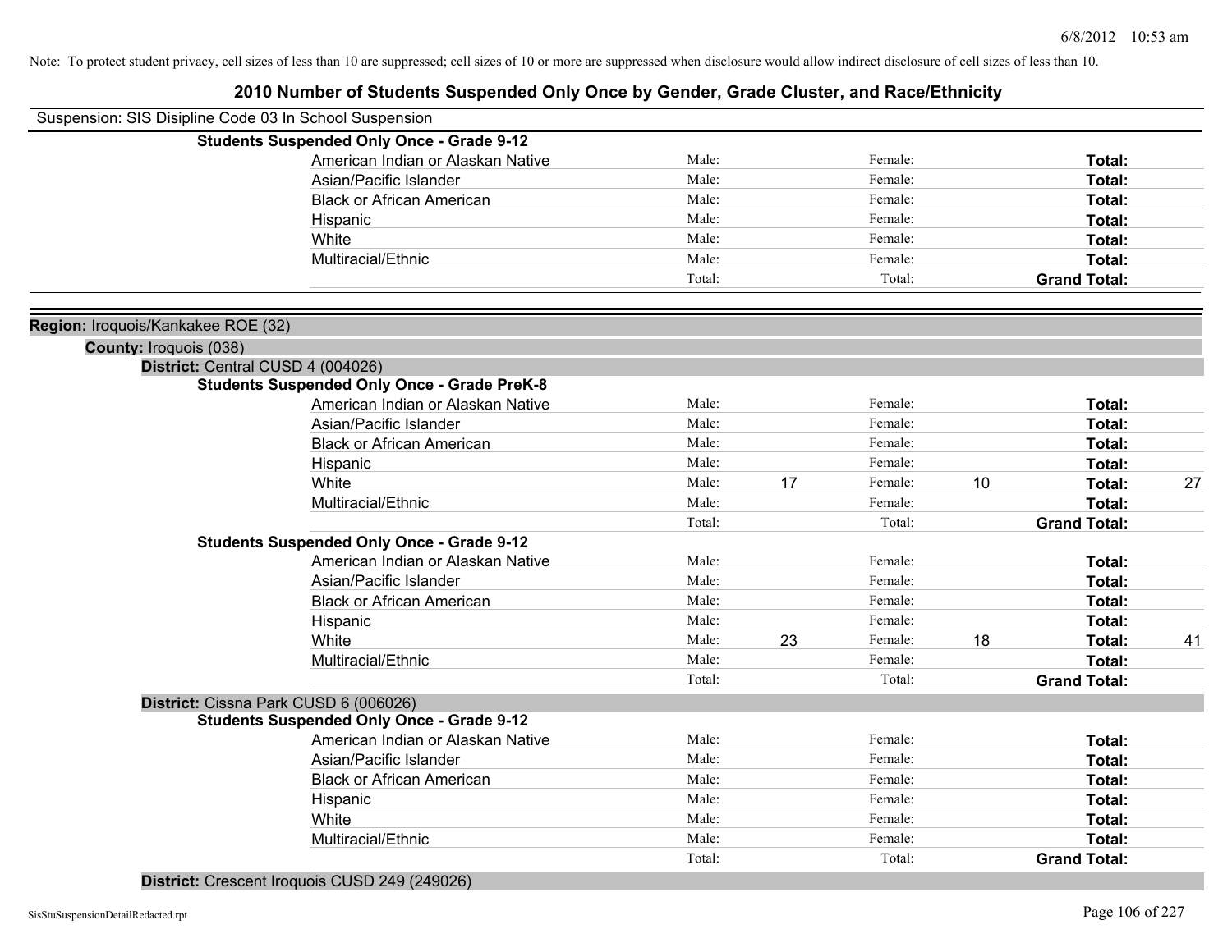Note: To protect student privacy, cell sizes of less than 10 are suppressed; cell sizes of 10 or more are suppressed when disclosure would allow indirect disclosure of cell sizes of less than 10.

# 2010 Number of Students Suspended Only Once by Gender, Grade Cluster, and Race/Ethnicity

Suspension: SIS Disipline Code 03 In School Suspension

**Students Suspended Only Once - Grade 9-12**

| Race/Ethnicity | Male: | | Female: | | Total: | |
|---|---|---|---|---|---|---|
| American Indian or Alaskan Native | Male: | | Female: | | **Total:** | |
| Asian/Pacific Islander | Male: | | Female: | | **Total:** | |
| Black or African American | Male: | | Female: | | **Total:** | |
| Hispanic | Male: | | Female: | | **Total:** | |
| White | Male: | | Female: | | **Total:** | |
| Multiracial/Ethnic | Male: | | Female: | | **Total:** | |
| | Total: | | Total: | | **Grand Total:** | |

**Region:** Iroquois/Kankakee ROE (32)

**County:** Iroquois (038)

**District:** Central CUSD 4 (004026)

**Students Suspended Only Once - Grade PreK-8**

| Race/Ethnicity | Male: | | Female: | | Total: | |
|---|---|---|---|---|---|---|
| American Indian or Alaskan Native | Male: | | Female: | | **Total:** | |
| Asian/Pacific Islander | Male: | | Female: | | **Total:** | |
| Black or African American | Male: | | Female: | | **Total:** | |
| Hispanic | Male: | | Female: | | **Total:** | |
| White | Male: | 17 | Female: | 10 | **Total:** | 27 |
| Multiracial/Ethnic | Male: | | Female: | | **Total:** | |
| | Total: | | Total: | | **Grand Total:** | |

**Students Suspended Only Once - Grade 9-12**

| Race/Ethnicity | Male: | | Female: | | Total: | |
|---|---|---|---|---|---|---|
| American Indian or Alaskan Native | Male: | | Female: | | **Total:** | |
| Asian/Pacific Islander | Male: | | Female: | | **Total:** | |
| Black or African American | Male: | | Female: | | **Total:** | |
| Hispanic | Male: | | Female: | | **Total:** | |
| White | Male: | 23 | Female: | 18 | **Total:** | 41 |
| Multiracial/Ethnic | Male: | | Female: | | **Total:** | |
| | Total: | | Total: | | **Grand Total:** | |

**District:** Cissna Park CUSD 6 (006026)

**Students Suspended Only Once - Grade 9-12**

| Race/Ethnicity | Male: | | Female: | | Total: | |
|---|---|---|---|---|---|---|
| American Indian or Alaskan Native | Male: | | Female: | | **Total:** | |
| Asian/Pacific Islander | Male: | | Female: | | **Total:** | |
| Black or African American | Male: | | Female: | | **Total:** | |
| Hispanic | Male: | | Female: | | **Total:** | |
| White | Male: | | Female: | | **Total:** | |
| Multiracial/Ethnic | Male: | | Female: | | **Total:** | |
| | Total: | | Total: | | **Grand Total:** | |

**District:** Crescent Iroquois CUSD 249 (249026)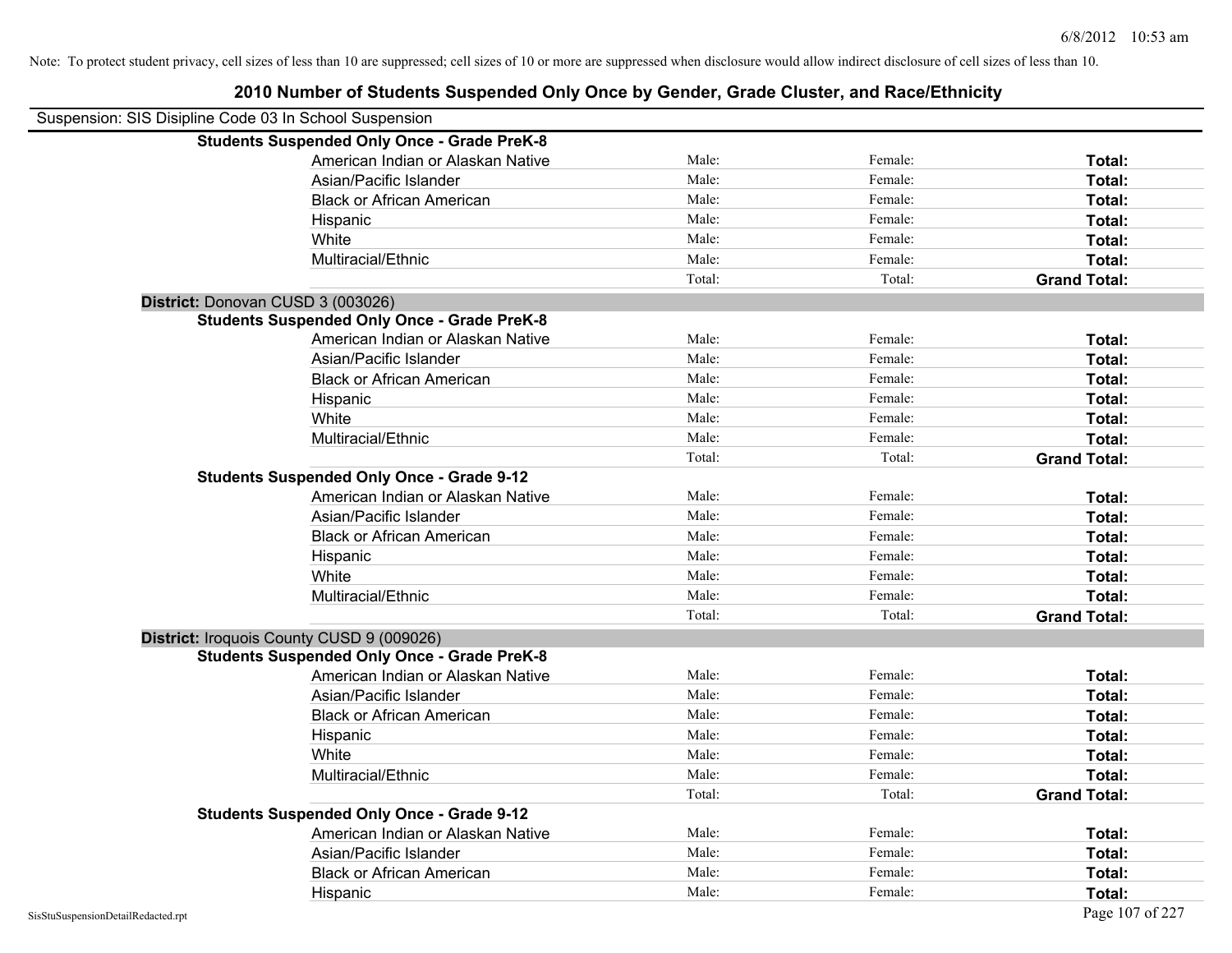Note: To protect student privacy, cell sizes of less than 10 are suppressed; cell sizes of 10 or more are suppressed when disclosure would allow indirect disclosure of cell sizes of less than 10.

# 2010 Number of Students Suspended Only Once by Gender, Grade Cluster, and Race/Ethnicity

Suspension: SIS Disipline Code 03 In School Suspension

**Students Suspended Only Once - Grade PreK-8**

| | | | |
|---|---|---|---|
| American Indian or Alaskan Native | Male: | Female: | **Total:** |
| Asian/Pacific Islander | Male: | Female: | **Total:** |
| Black or African American | Male: | Female: | **Total:** |
| Hispanic | Male: | Female: | **Total:** |
| White | Male: | Female: | **Total:** |
| Multiracial/Ethnic | Male: | Female: | **Total:** |
| | Total: | Total: | **Grand Total:** |

**District:** Donovan CUSD 3 (003026)

**Students Suspended Only Once - Grade PreK-8**

| | | | |
|---|---|---|---|
| American Indian or Alaskan Native | Male: | Female: | **Total:** |
| Asian/Pacific Islander | Male: | Female: | **Total:** |
| Black or African American | Male: | Female: | **Total:** |
| Hispanic | Male: | Female: | **Total:** |
| White | Male: | Female: | **Total:** |
| Multiracial/Ethnic | Male: | Female: | **Total:** |
| | Total: | Total: | **Grand Total:** |

**Students Suspended Only Once - Grade 9-12**

| | | | |
|---|---|---|---|
| American Indian or Alaskan Native | Male: | Female: | **Total:** |
| Asian/Pacific Islander | Male: | Female: | **Total:** |
| Black or African American | Male: | Female: | **Total:** |
| Hispanic | Male: | Female: | **Total:** |
| White | Male: | Female: | **Total:** |
| Multiracial/Ethnic | Male: | Female: | **Total:** |
| | Total: | Total: | **Grand Total:** |

**District:** Iroquois County CUSD 9 (009026)

**Students Suspended Only Once - Grade PreK-8**

| | | | |
|---|---|---|---|
| American Indian or Alaskan Native | Male: | Female: | **Total:** |
| Asian/Pacific Islander | Male: | Female: | **Total:** |
| Black or African American | Male: | Female: | **Total:** |
| Hispanic | Male: | Female: | **Total:** |
| White | Male: | Female: | **Total:** |
| Multiracial/Ethnic | Male: | Female: | **Total:** |
| | Total: | Total: | **Grand Total:** |

**Students Suspended Only Once - Grade 9-12**

| | | | |
|---|---|---|---|
| American Indian or Alaskan Native | Male: | Female: | **Total:** |
| Asian/Pacific Islander | Male: | Female: | **Total:** |
| Black or African American | Male: | Female: | **Total:** |
| Hispanic | Male: | Female: | **Total:** |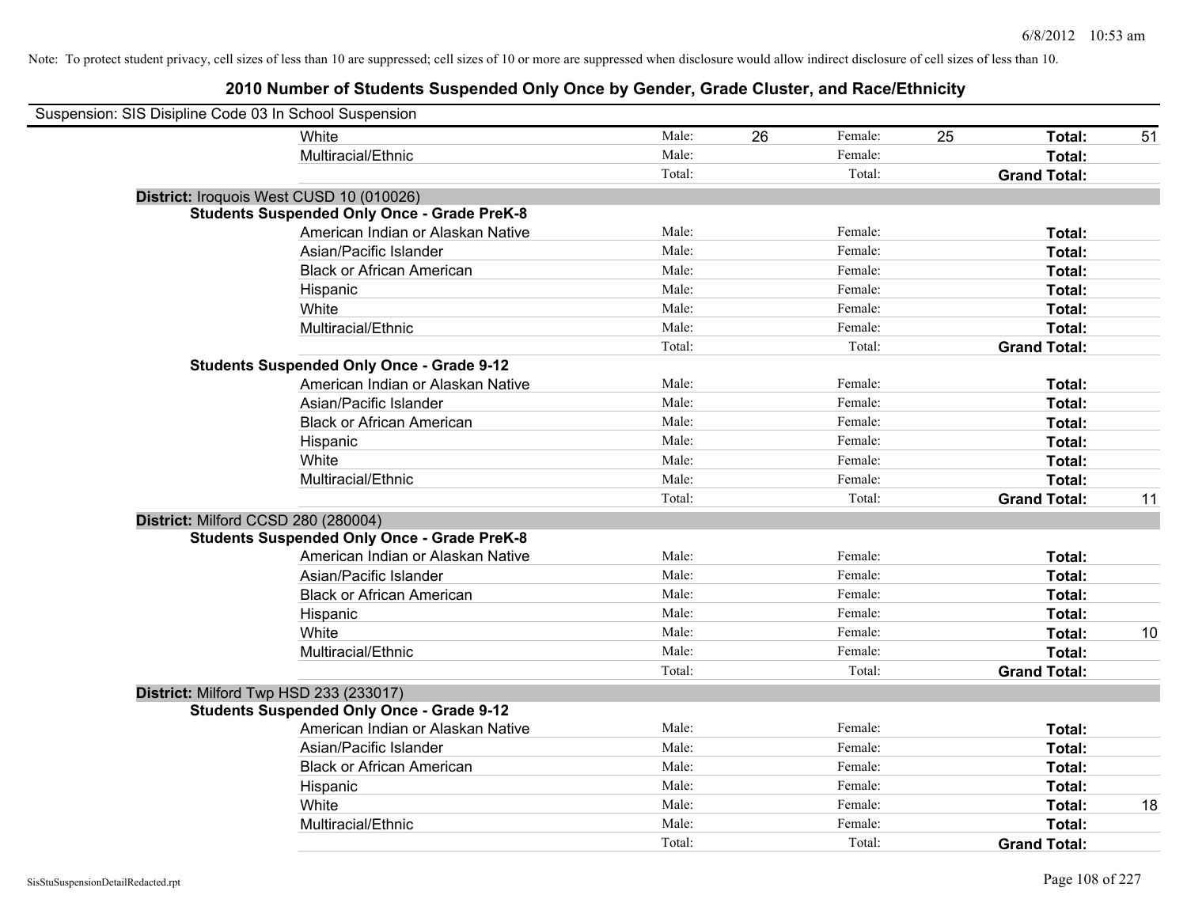Note: To protect student privacy, cell sizes of less than 10 are suppressed; cell sizes of 10 or more are suppressed when disclosure would allow indirect disclosure of cell sizes of less than 10.

# 2010 Number of Students Suspended Only Once by Gender, Grade Cluster, and Race/Ethnicity

Suspension: SIS Disipline Code 03 In School Suspension

| | | | | | | | |
|---|---|---|---|---|---|---|---|
| White | Male: | 26 | Female: | 25 | **Total:** | 51 |
| Multiracial/Ethnic | Male: | | Female: | | **Total:** | |
| | Total: | | Total: | | **Grand Total:** | |

**District:** Iroquois West CUSD 10 (010026)

**Students Suspended Only Once - Grade PreK-8**

| | | | | | | |
|---|---|---|---|---|---|---|
| American Indian or Alaskan Native | Male: | | Female: | | **Total:** | |
| Asian/Pacific Islander | Male: | | Female: | | **Total:** | |
| Black or African American | Male: | | Female: | | **Total:** | |
| Hispanic | Male: | | Female: | | **Total:** | |
| White | Male: | | Female: | | **Total:** | |
| Multiracial/Ethnic | Male: | | Female: | | **Total:** | |
| | Total: | | Total: | | **Grand Total:** | |

**Students Suspended Only Once - Grade 9-12**

| | | | | | | |
|---|---|---|---|---|---|---|
| American Indian or Alaskan Native | Male: | | Female: | | **Total:** | |
| Asian/Pacific Islander | Male: | | Female: | | **Total:** | |
| Black or African American | Male: | | Female: | | **Total:** | |
| Hispanic | Male: | | Female: | | **Total:** | |
| White | Male: | | Female: | | **Total:** | |
| Multiracial/Ethnic | Male: | | Female: | | **Total:** | |
| | Total: | | Total: | | **Grand Total:** | 11 |

**District:** Milford CCSD 280 (280004)

**Students Suspended Only Once - Grade PreK-8**

| | | | | | | |
|---|---|---|---|---|---|---|
| American Indian or Alaskan Native | Male: | | Female: | | **Total:** | |
| Asian/Pacific Islander | Male: | | Female: | | **Total:** | |
| Black or African American | Male: | | Female: | | **Total:** | |
| Hispanic | Male: | | Female: | | **Total:** | |
| White | Male: | | Female: | | **Total:** | 10 |
| Multiracial/Ethnic | Male: | | Female: | | **Total:** | |
| | Total: | | Total: | | **Grand Total:** | |

**District:** Milford Twp HSD 233 (233017)

**Students Suspended Only Once - Grade 9-12**

| | | | | | | |
|---|---|---|---|---|---|---|
| American Indian or Alaskan Native | Male: | | Female: | | **Total:** | |
| Asian/Pacific Islander | Male: | | Female: | | **Total:** | |
| Black or African American | Male: | | Female: | | **Total:** | |
| Hispanic | Male: | | Female: | | **Total:** | |
| White | Male: | | Female: | | **Total:** | 18 |
| Multiracial/Ethnic | Male: | | Female: | | **Total:** | |
| | Total: | | Total: | | **Grand Total:** | |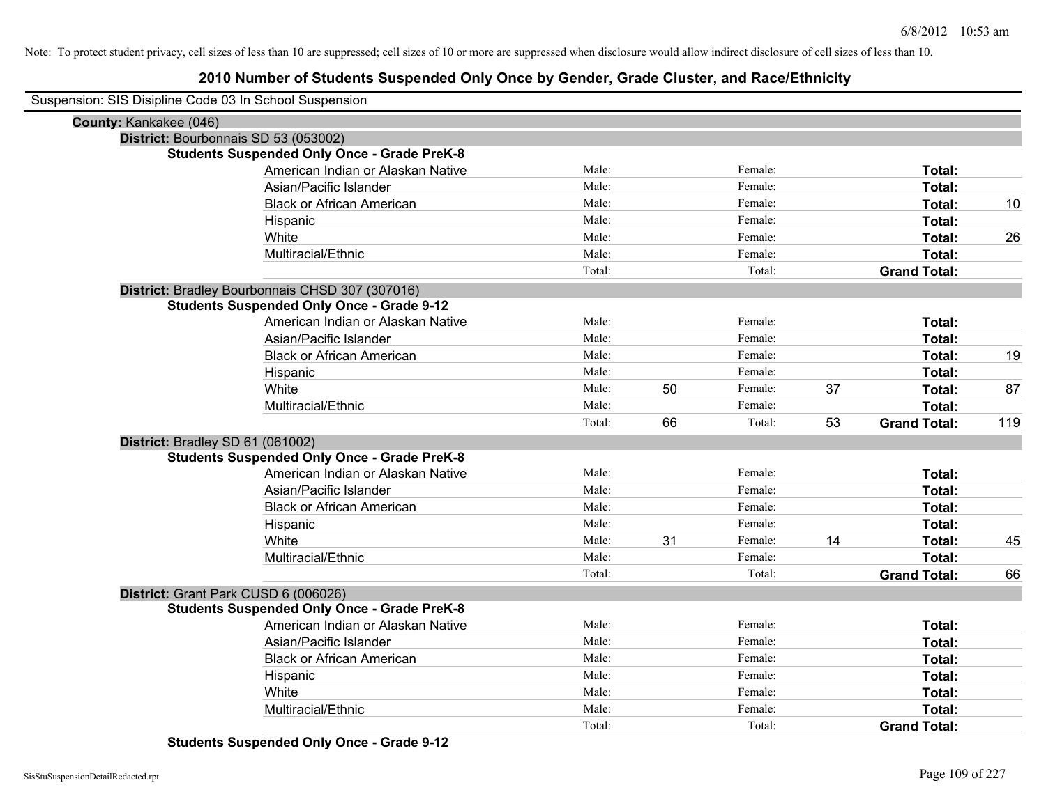Note: To protect student privacy, cell sizes of less than 10 are suppressed; cell sizes of 10 or more are suppressed when disclosure would allow indirect disclosure of cell sizes of less than 10.

# 2010 Number of Students Suspended Only Once by Gender, Grade Cluster, and Race/Ethnicity

Suspension: SIS Disipline Code 03 In School Suspension

**County:** Kankakee (046)

**District:** Bourbonnais SD 53 (053002)

**Students Suspended Only Once - Grade PreK-8**

| Race/Ethnicity | Male: | | Female: | | Total: | |
|---|---|---|---|---|---|---|
| American Indian or Alaskan Native | Male: | | Female: | | Total: | |
| Asian/Pacific Islander | Male: | | Female: | | Total: | |
| Black or African American | Male: | | Female: | | Total: | 10 |
| Hispanic | Male: | | Female: | | Total: | |
| White | Male: | | Female: | | Total: | 26 |
| Multiracial/Ethnic | Male: | | Female: | | Total: | |
| | Total: | | Total: | | Grand Total: | |

**District:** Bradley Bourbonnais CHSD 307 (307016)

**Students Suspended Only Once - Grade 9-12**

| Race/Ethnicity | Male: | | Female: | | Total: | |
|---|---|---|---|---|---|---|
| American Indian or Alaskan Native | Male: | | Female: | | Total: | |
| Asian/Pacific Islander | Male: | | Female: | | Total: | |
| Black or African American | Male: | | Female: | | Total: | 19 |
| Hispanic | Male: | | Female: | | Total: | |
| White | Male: | 50 | Female: | 37 | Total: | 87 |
| Multiracial/Ethnic | Male: | | Female: | | Total: | |
| | Total: | 66 | Total: | 53 | Grand Total: | 119 |

**District:** Bradley SD 61 (061002)

**Students Suspended Only Once - Grade PreK-8**

| Race/Ethnicity | Male: | | Female: | | Total: | |
|---|---|---|---|---|---|---|
| American Indian or Alaskan Native | Male: | | Female: | | Total: | |
| Asian/Pacific Islander | Male: | | Female: | | Total: | |
| Black or African American | Male: | | Female: | | Total: | |
| Hispanic | Male: | | Female: | | Total: | |
| White | Male: | 31 | Female: | 14 | Total: | 45 |
| Multiracial/Ethnic | Male: | | Female: | | Total: | |
| | Total: | | Total: | | Grand Total: | 66 |

**District:** Grant Park CUSD 6 (006026)

**Students Suspended Only Once - Grade PreK-8**

| Race/Ethnicity | Male: | | Female: | | Total: | |
|---|---|---|---|---|---|---|
| American Indian or Alaskan Native | Male: | | Female: | | Total: | |
| Asian/Pacific Islander | Male: | | Female: | | Total: | |
| Black or African American | Male: | | Female: | | Total: | |
| Hispanic | Male: | | Female: | | Total: | |
| White | Male: | | Female: | | Total: | |
| Multiracial/Ethnic | Male: | | Female: | | Total: | |
| | Total: | | Total: | | Grand Total: | |

**Students Suspended Only Once - Grade 9-12**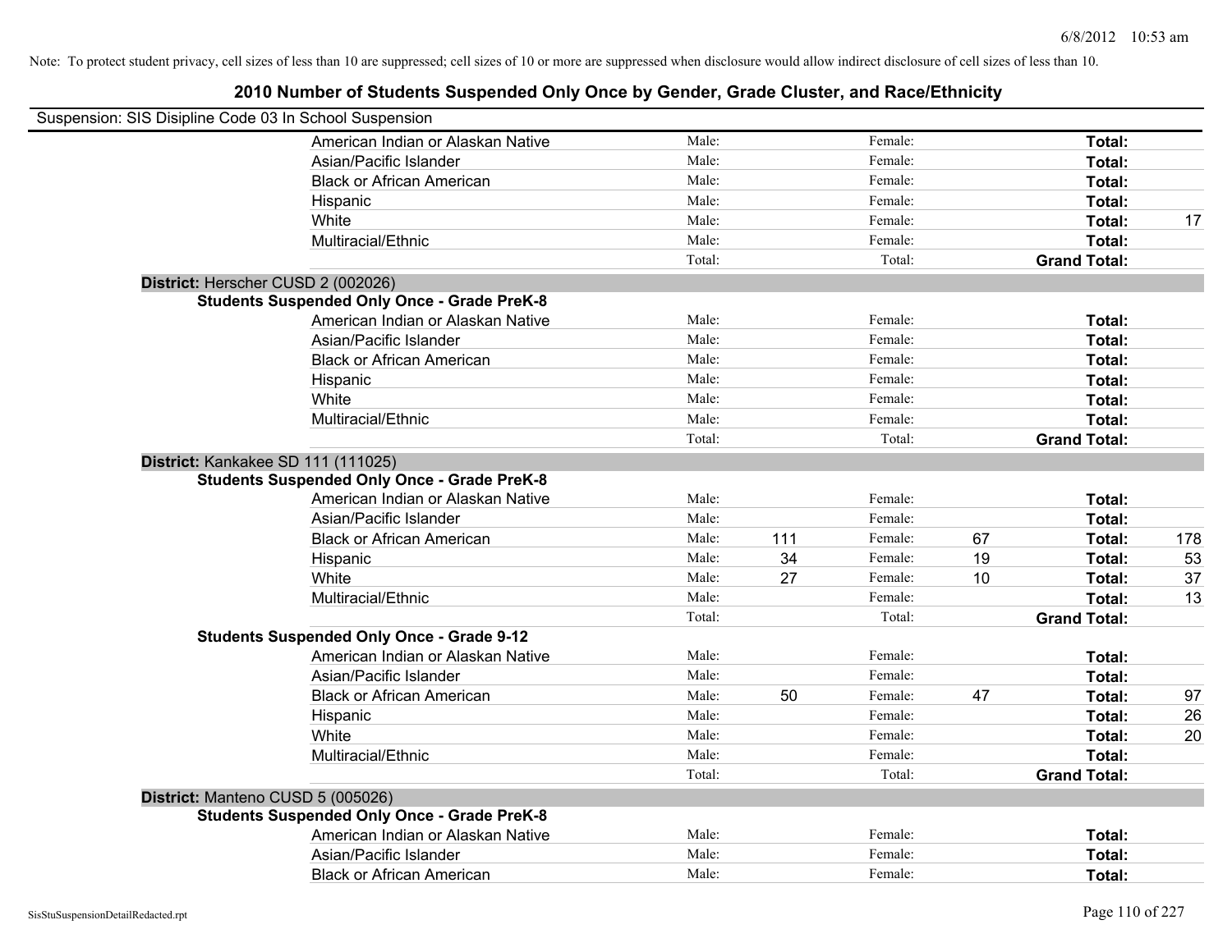Note: To protect student privacy, cell sizes of less than 10 are suppressed; cell sizes of 10 or more are suppressed when disclosure would allow indirect disclosure of cell sizes of less than 10.

# 2010 Number of Students Suspended Only Once by Gender, Grade Cluster, and Race/Ethnicity

Suspension: SIS Disipline Code 03 In School Suspension

| | Male: | | Female: | | | |
|---|---|---|---|---|---|---|
| American Indian or Alaskan Native | Male: | | Female: | | **Total:** | |
| Asian/Pacific Islander | Male: | | Female: | | **Total:** | |
| Black or African American | Male: | | Female: | | **Total:** | |
| Hispanic | Male: | | Female: | | **Total:** | |
| White | Male: | | Female: | | **Total:** | 17 |
| Multiracial/Ethnic | Male: | | Female: | | **Total:** | |
| | Total: | | Total: | | **Grand Total:** | |

**District:** Herscher CUSD 2 (002026)

**Students Suspended Only Once - Grade PreK-8**

| | | | | | | |
|---|---|---|---|---|---|---|
| American Indian or Alaskan Native | Male: | | Female: | | **Total:** | |
| Asian/Pacific Islander | Male: | | Female: | | **Total:** | |
| Black or African American | Male: | | Female: | | **Total:** | |
| Hispanic | Male: | | Female: | | **Total:** | |
| White | Male: | | Female: | | **Total:** | |
| Multiracial/Ethnic | Male: | | Female: | | **Total:** | |
| | Total: | | Total: | | **Grand Total:** | |

**District:** Kankakee SD 111 (111025)

**Students Suspended Only Once - Grade PreK-8**

| | | | | | | |
|---|---|---|---|---|---|---|
| American Indian or Alaskan Native | Male: | | Female: | | **Total:** | |
| Asian/Pacific Islander | Male: | | Female: | | **Total:** | |
| Black or African American | Male: | 111 | Female: | 67 | **Total:** | 178 |
| Hispanic | Male: | 34 | Female: | 19 | **Total:** | 53 |
| White | Male: | 27 | Female: | 10 | **Total:** | 37 |
| Multiracial/Ethnic | Male: | | Female: | | **Total:** | 13 |
| | Total: | | Total: | | **Grand Total:** | |

**Students Suspended Only Once - Grade 9-12**

| | | | | | | |
|---|---|---|---|---|---|---|
| American Indian or Alaskan Native | Male: | | Female: | | **Total:** | |
| Asian/Pacific Islander | Male: | | Female: | | **Total:** | |
| Black or African American | Male: | 50 | Female: | 47 | **Total:** | 97 |
| Hispanic | Male: | | Female: | | **Total:** | 26 |
| White | Male: | | Female: | | **Total:** | 20 |
| Multiracial/Ethnic | Male: | | Female: | | **Total:** | |
| | Total: | | Total: | | **Grand Total:** | |

**District:** Manteno CUSD 5 (005026)

**Students Suspended Only Once - Grade PreK-8**

| | | | | | | |
|---|---|---|---|---|---|---|
| American Indian or Alaskan Native | Male: | | Female: | | **Total:** | |
| Asian/Pacific Islander | Male: | | Female: | | **Total:** | |
| Black or African American | Male: | | Female: | | **Total:** | |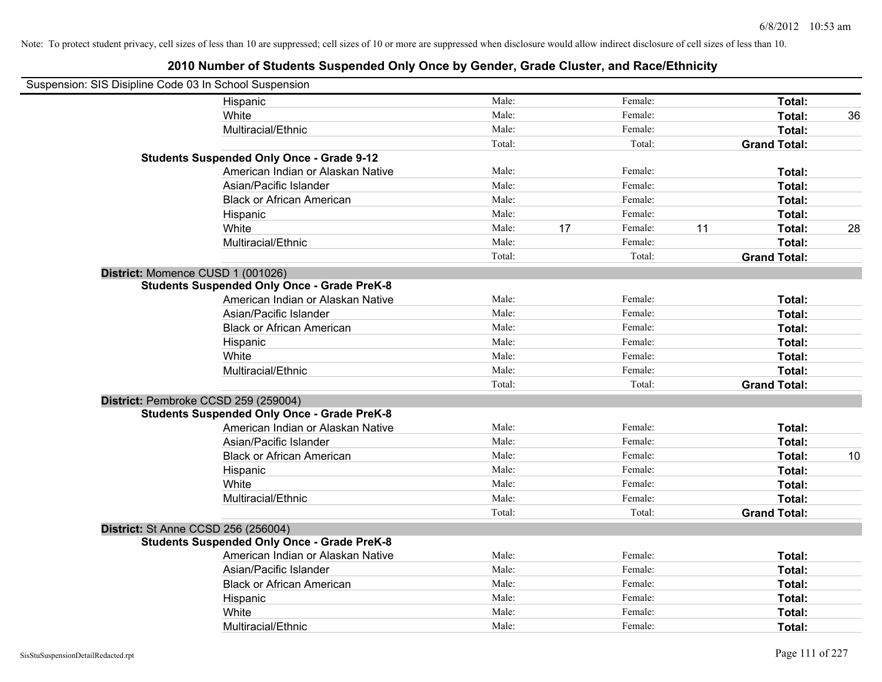Note: To protect student privacy, cell sizes of less than 10 are suppressed; cell sizes of 10 or more are suppressed when disclosure would allow indirect disclosure of cell sizes of less than 10.

# 2010 Number of Students Suspended Only Once by Gender, Grade Cluster, and Race/Ethnicity

Suspension: SIS Disipline Code 03 In School Suspension

| | | | | | | |
|---|---|---|---|---|---|---|
| Hispanic | Male: | | Female: | | **Total:** | |
| White | Male: | | Female: | | **Total:** | 36 |
| Multiracial/Ethnic | Male: | | Female: | | **Total:** | |
| | Total: | | Total: | | **Grand Total:** | |

**Students Suspended Only Once - Grade 9-12**

| | | | | | | |
|---|---|---|---|---|---|---|
| American Indian or Alaskan Native | Male: | | Female: | | **Total:** | |
| Asian/Pacific Islander | Male: | | Female: | | **Total:** | |
| Black or African American | Male: | | Female: | | **Total:** | |
| Hispanic | Male: | | Female: | | **Total:** | |
| White | Male: | 17 | Female: | 11 | **Total:** | 28 |
| Multiracial/Ethnic | Male: | | Female: | | **Total:** | |
| | Total: | | Total: | | **Grand Total:** | |

**District:** Momence CUSD 1 (001026)

**Students Suspended Only Once - Grade PreK-8**

| | | | | | | |
|---|---|---|---|---|---|---|
| American Indian or Alaskan Native | Male: | | Female: | | **Total:** | |
| Asian/Pacific Islander | Male: | | Female: | | **Total:** | |
| Black or African American | Male: | | Female: | | **Total:** | |
| Hispanic | Male: | | Female: | | **Total:** | |
| White | Male: | | Female: | | **Total:** | |
| Multiracial/Ethnic | Male: | | Female: | | **Total:** | |
| | Total: | | Total: | | **Grand Total:** | |

**District:** Pembroke CCSD 259 (259004)

**Students Suspended Only Once - Grade PreK-8**

| | | | | | | |
|---|---|---|---|---|---|---|
| American Indian or Alaskan Native | Male: | | Female: | | **Total:** | |
| Asian/Pacific Islander | Male: | | Female: | | **Total:** | |
| Black or African American | Male: | | Female: | | **Total:** | 10 |
| Hispanic | Male: | | Female: | | **Total:** | |
| White | Male: | | Female: | | **Total:** | |
| Multiracial/Ethnic | Male: | | Female: | | **Total:** | |
| | Total: | | Total: | | **Grand Total:** | |

**District:** St Anne CCSD 256 (256004)

**Students Suspended Only Once - Grade PreK-8**

| | | | | | | |
|---|---|---|---|---|---|---|
| American Indian or Alaskan Native | Male: | | Female: | | **Total:** | |
| Asian/Pacific Islander | Male: | | Female: | | **Total:** | |
| Black or African American | Male: | | Female: | | **Total:** | |
| Hispanic | Male: | | Female: | | **Total:** | |
| White | Male: | | Female: | | **Total:** | |
| Multiracial/Ethnic | Male: | | Female: | | **Total:** | |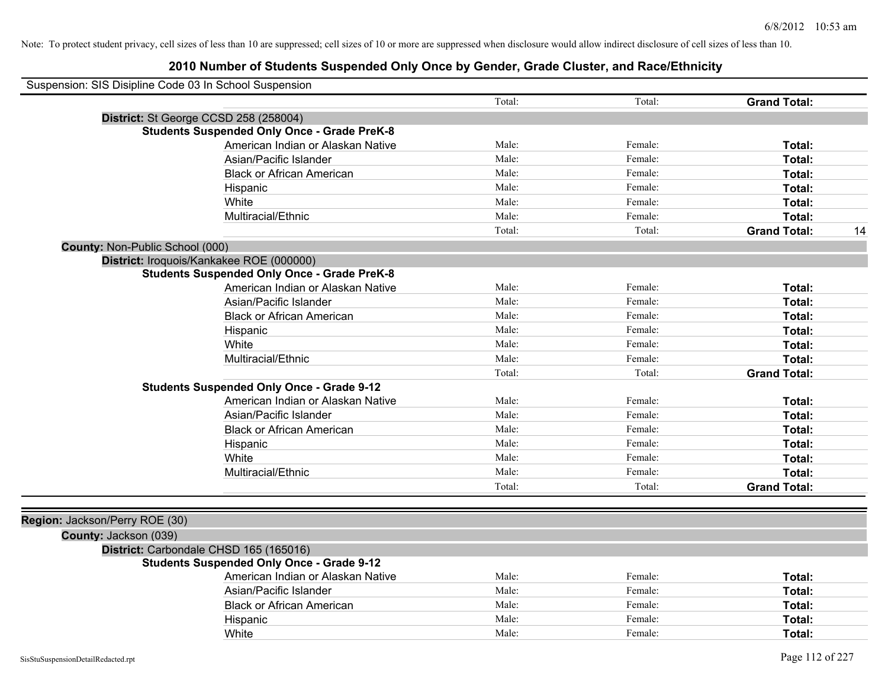Note: To protect student privacy, cell sizes of less than 10 are suppressed; cell sizes of 10 or more are suppressed when disclosure would allow indirect disclosure of cell sizes of less than 10.

# 2010 Number of Students Suspended Only Once by Gender, Grade Cluster, and Race/Ethnicity

Suspension: SIS Disipline Code 03 In School Suspension

| | | | | |
|---|---|---|---|---|
| | Total: | Total: | **Grand Total:** | |
| **District:** St George CCSD 258 (258004) | | | | |
| **Students Suspended Only Once - Grade PreK-8** | | | | |
| American Indian or Alaskan Native | Male: | Female: | **Total:** | |
| Asian/Pacific Islander | Male: | Female: | **Total:** | |
| Black or African American | Male: | Female: | **Total:** | |
| Hispanic | Male: | Female: | **Total:** | |
| White | Male: | Female: | **Total:** | |
| Multiracial/Ethnic | Male: | Female: | **Total:** | |
| | Total: | Total: | **Grand Total:** | 14 |
| **County:** Non-Public School (000) | | | | |
| **District:** Iroquois/Kankakee ROE (000000) | | | | |
| **Students Suspended Only Once - Grade PreK-8** | | | | |
| American Indian or Alaskan Native | Male: | Female: | **Total:** | |
| Asian/Pacific Islander | Male: | Female: | **Total:** | |
| Black or African American | Male: | Female: | **Total:** | |
| Hispanic | Male: | Female: | **Total:** | |
| White | Male: | Female: | **Total:** | |
| Multiracial/Ethnic | Male: | Female: | **Total:** | |
| | Total: | Total: | **Grand Total:** | |
| **Students Suspended Only Once - Grade 9-12** | | | | |
| American Indian or Alaskan Native | Male: | Female: | **Total:** | |
| Asian/Pacific Islander | Male: | Female: | **Total:** | |
| Black or African American | Male: | Female: | **Total:** | |
| Hispanic | Male: | Female: | **Total:** | |
| White | Male: | Female: | **Total:** | |
| Multiracial/Ethnic | Male: | Female: | **Total:** | |
| | Total: | Total: | **Grand Total:** | |

| | | | | |
|---|---|---|---|---|
| **Region:** Jackson/Perry ROE (30) | | | | |
| **County:** Jackson (039) | | | | |
| **District:** Carbondale CHSD 165 (165016) | | | | |
| **Students Suspended Only Once - Grade 9-12** | | | | |
| American Indian or Alaskan Native | Male: | Female: | **Total:** | |
| Asian/Pacific Islander | Male: | Female: | **Total:** | |
| Black or African American | Male: | Female: | **Total:** | |
| Hispanic | Male: | Female: | **Total:** | |
| White | Male: | Female: | **Total:** | |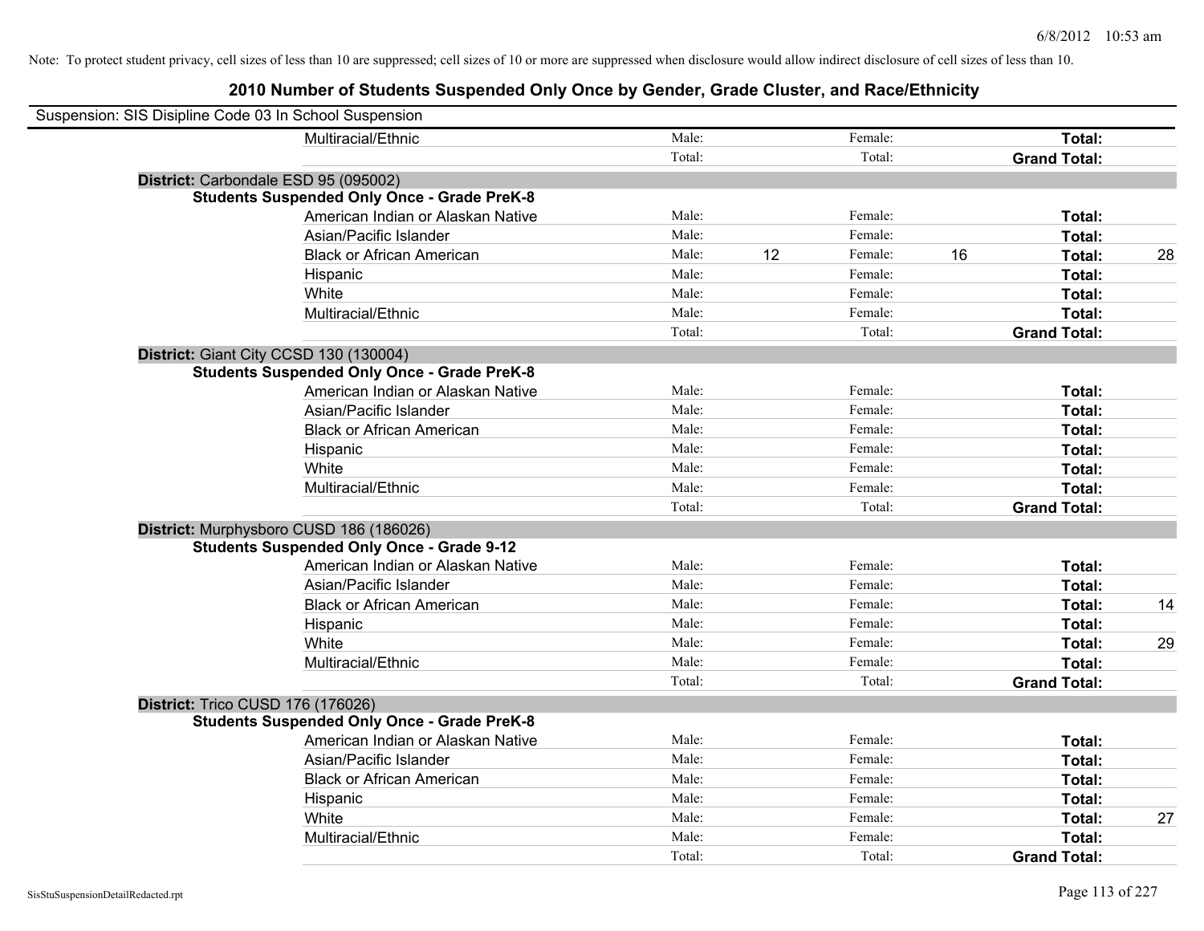Note: To protect student privacy, cell sizes of less than 10 are suppressed; cell sizes of 10 or more are suppressed when disclosure would allow indirect disclosure of cell sizes of less than 10.

# 2010 Number of Students Suspended Only Once by Gender, Grade Cluster, and Race/Ethnicity

Suspension: SIS Disipline Code 03 In School Suspension

| | | | | | | |
|---|---|---|---|---|---|---|
| Multiracial/Ethnic | Male: | | Female: | | **Total:** | |
| | Total: | | Total: | | **Grand Total:** | |

**District:** Carbondale ESD 95 (095002)

**Students Suspended Only Once - Grade PreK-8**

| | | | | | | |
|---|---|---|---|---|---|---|
| American Indian or Alaskan Native | Male: | | Female: | | **Total:** | |
| Asian/Pacific Islander | Male: | | Female: | | **Total:** | |
| Black or African American | Male: | 12 | Female: | 16 | **Total:** | 28 |
| Hispanic | Male: | | Female: | | **Total:** | |
| White | Male: | | Female: | | **Total:** | |
| Multiracial/Ethnic | Male: | | Female: | | **Total:** | |
| | Total: | | Total: | | **Grand Total:** | |

**District:** Giant City CCSD 130 (130004)

**Students Suspended Only Once - Grade PreK-8**

| | | | | | | |
|---|---|---|---|---|---|---|
| American Indian or Alaskan Native | Male: | | Female: | | **Total:** | |
| Asian/Pacific Islander | Male: | | Female: | | **Total:** | |
| Black or African American | Male: | | Female: | | **Total:** | |
| Hispanic | Male: | | Female: | | **Total:** | |
| White | Male: | | Female: | | **Total:** | |
| Multiracial/Ethnic | Male: | | Female: | | **Total:** | |
| | Total: | | Total: | | **Grand Total:** | |

**District:** Murphysboro CUSD 186 (186026)

**Students Suspended Only Once - Grade 9-12**

| | | | | | | |
|---|---|---|---|---|---|---|
| American Indian or Alaskan Native | Male: | | Female: | | **Total:** | |
| Asian/Pacific Islander | Male: | | Female: | | **Total:** | |
| Black or African American | Male: | | Female: | | **Total:** | 14 |
| Hispanic | Male: | | Female: | | **Total:** | |
| White | Male: | | Female: | | **Total:** | 29 |
| Multiracial/Ethnic | Male: | | Female: | | **Total:** | |
| | Total: | | Total: | | **Grand Total:** | |

**District:** Trico CUSD 176 (176026)

**Students Suspended Only Once - Grade PreK-8**

| | | | | | | |
|---|---|---|---|---|---|---|
| American Indian or Alaskan Native | Male: | | Female: | | **Total:** | |
| Asian/Pacific Islander | Male: | | Female: | | **Total:** | |
| Black or African American | Male: | | Female: | | **Total:** | |
| Hispanic | Male: | | Female: | | **Total:** | |
| White | Male: | | Female: | | **Total:** | 27 |
| Multiracial/Ethnic | Male: | | Female: | | **Total:** | |
| | Total: | | Total: | | **Grand Total:** | |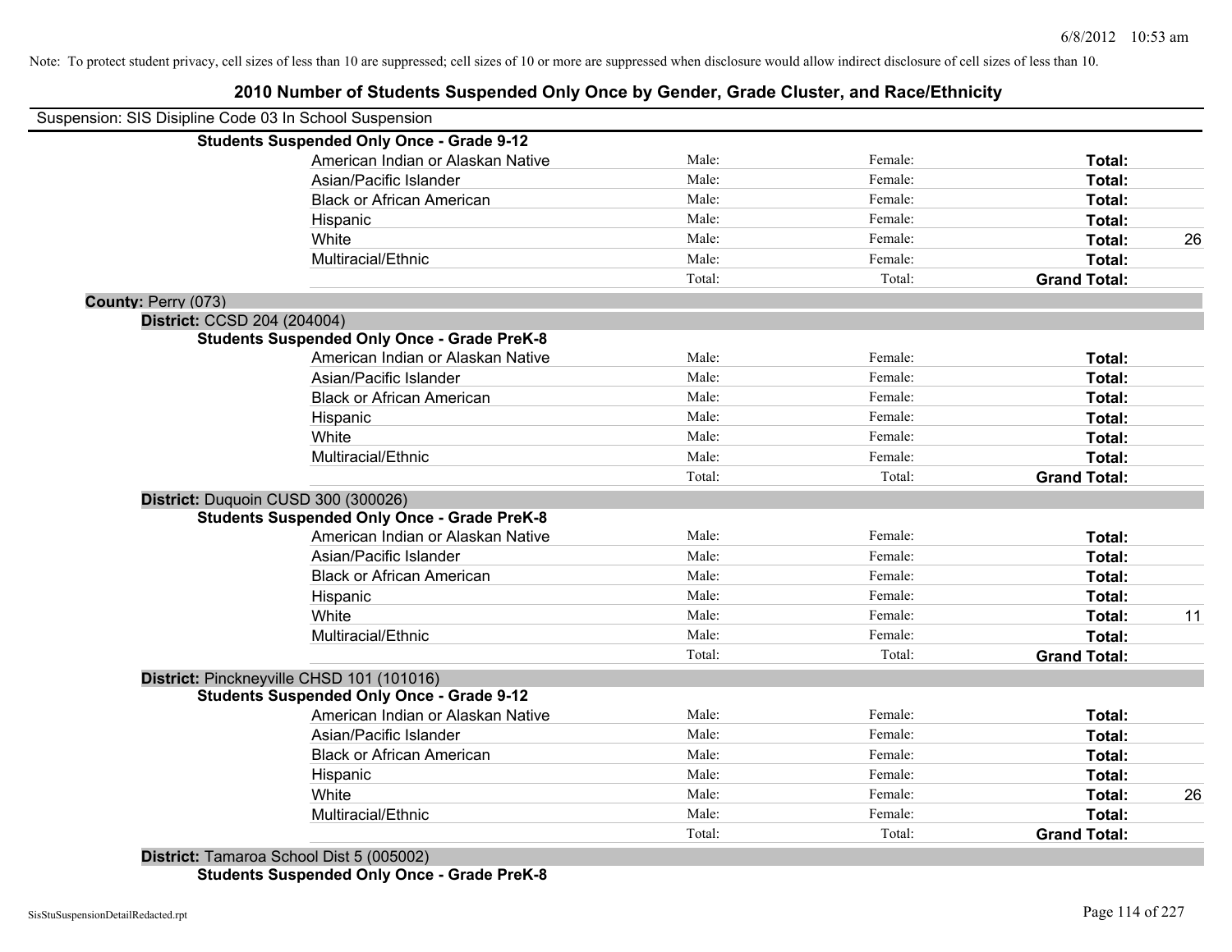Note: To protect student privacy, cell sizes of less than 10 are suppressed; cell sizes of 10 or more are suppressed when disclosure would allow indirect disclosure of cell sizes of less than 10.

# 2010 Number of Students Suspended Only Once by Gender, Grade Cluster, and Race/Ethnicity

Suspension: SIS Disipline Code 03 In School Suspension

**Students Suspended Only Once - Grade 9-12**

| | | | | |
|---|---|---|---|---|
| American Indian or Alaskan Native | Male: | Female: | **Total:** | |
| Asian/Pacific Islander | Male: | Female: | **Total:** | |
| Black or African American | Male: | Female: | **Total:** | |
| Hispanic | Male: | Female: | **Total:** | |
| White | Male: | Female: | **Total:** | 26 |
| Multiracial/Ethnic | Male: | Female: | **Total:** | |
| | Total: | Total: | **Grand Total:** | |

**County:** Perry (073)

**District:** CCSD 204 (204004)

**Students Suspended Only Once - Grade PreK-8**

| | | | | |
|---|---|---|---|---|
| American Indian or Alaskan Native | Male: | Female: | **Total:** | |
| Asian/Pacific Islander | Male: | Female: | **Total:** | |
| Black or African American | Male: | Female: | **Total:** | |
| Hispanic | Male: | Female: | **Total:** | |
| White | Male: | Female: | **Total:** | |
| Multiracial/Ethnic | Male: | Female: | **Total:** | |
| | Total: | Total: | **Grand Total:** | |

**District:** Duquoin CUSD 300 (300026)

**Students Suspended Only Once - Grade PreK-8**

| | | | | |
|---|---|---|---|---|
| American Indian or Alaskan Native | Male: | Female: | **Total:** | |
| Asian/Pacific Islander | Male: | Female: | **Total:** | |
| Black or African American | Male: | Female: | **Total:** | |
| Hispanic | Male: | Female: | **Total:** | |
| White | Male: | Female: | **Total:** | 11 |
| Multiracial/Ethnic | Male: | Female: | **Total:** | |
| | Total: | Total: | **Grand Total:** | |

**District:** Pinckneyville CHSD 101 (101016)

**Students Suspended Only Once - Grade 9-12**

| | | | | |
|---|---|---|---|---|
| American Indian or Alaskan Native | Male: | Female: | **Total:** | |
| Asian/Pacific Islander | Male: | Female: | **Total:** | |
| Black or African American | Male: | Female: | **Total:** | |
| Hispanic | Male: | Female: | **Total:** | |
| White | Male: | Female: | **Total:** | 26 |
| Multiracial/Ethnic | Male: | Female: | **Total:** | |
| | Total: | Total: | **Grand Total:** | |

**District:** Tamaroa School Dist 5 (005002)

**Students Suspended Only Once - Grade PreK-8**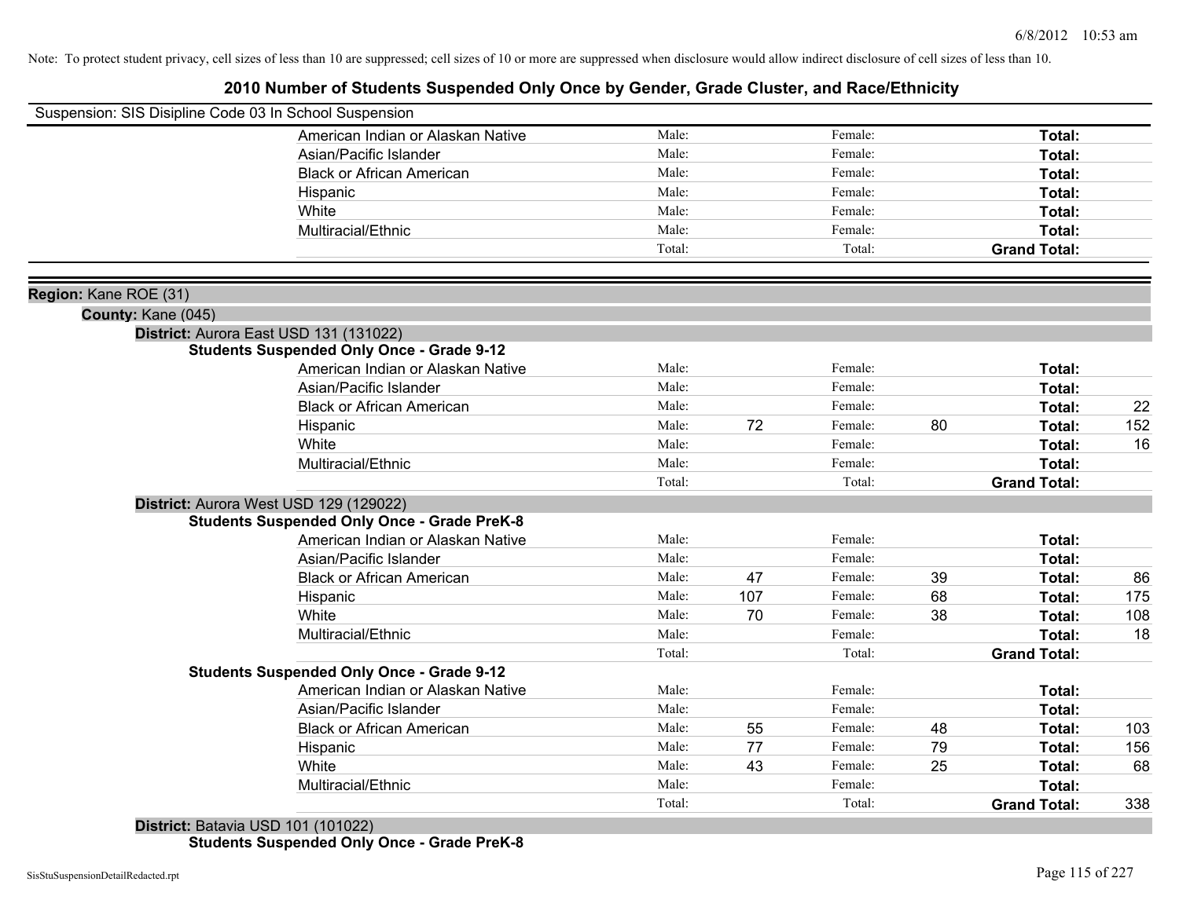Note: To protect student privacy, cell sizes of less than 10 are suppressed; cell sizes of 10 or more are suppressed when disclosure would allow indirect disclosure of cell sizes of less than 10.

# 2010 Number of Students Suspended Only Once by Gender, Grade Cluster, and Race/Ethnicity

Suspension: SIS Disipline Code 03 In School Suspension

| | | | | | | |
|---|---|---|---|---|---|---|
| American Indian or Alaskan Native | Male: | | Female: | | **Total:** | |
| Asian/Pacific Islander | Male: | | Female: | | **Total:** | |
| Black or African American | Male: | | Female: | | **Total:** | |
| Hispanic | Male: | | Female: | | **Total:** | |
| White | Male: | | Female: | | **Total:** | |
| Multiracial/Ethnic | Male: | | Female: | | **Total:** | |
| | Total: | | Total: | | **Grand Total:** | |

**Region:** Kane ROE (31)

**County:** Kane (045)

**District:** Aurora East USD 131 (131022)

**Students Suspended Only Once - Grade 9-12**

| | | | | | | |
|---|---|---|---|---|---|---|
| American Indian or Alaskan Native | Male: | | Female: | | **Total:** | |
| Asian/Pacific Islander | Male: | | Female: | | **Total:** | |
| Black or African American | Male: | | Female: | | **Total:** | 22 |
| Hispanic | Male: | 72 | Female: | 80 | **Total:** | 152 |
| White | Male: | | Female: | | **Total:** | 16 |
| Multiracial/Ethnic | Male: | | Female: | | **Total:** | |
| | Total: | | Total: | | **Grand Total:** | |

**District:** Aurora West USD 129 (129022)

**Students Suspended Only Once - Grade PreK-8**

| | | | | | | |
|---|---|---|---|---|---|---|
| American Indian or Alaskan Native | Male: | | Female: | | **Total:** | |
| Asian/Pacific Islander | Male: | | Female: | | **Total:** | |
| Black or African American | Male: | 47 | Female: | 39 | **Total:** | 86 |
| Hispanic | Male: | 107 | Female: | 68 | **Total:** | 175 |
| White | Male: | 70 | Female: | 38 | **Total:** | 108 |
| Multiracial/Ethnic | Male: | | Female: | | **Total:** | 18 |
| | Total: | | Total: | | **Grand Total:** | |

**Students Suspended Only Once - Grade 9-12**

| | | | | | | |
|---|---|---|---|---|---|---|
| American Indian or Alaskan Native | Male: | | Female: | | **Total:** | |
| Asian/Pacific Islander | Male: | | Female: | | **Total:** | |
| Black or African American | Male: | 55 | Female: | 48 | **Total:** | 103 |
| Hispanic | Male: | 77 | Female: | 79 | **Total:** | 156 |
| White | Male: | 43 | Female: | 25 | **Total:** | 68 |
| Multiracial/Ethnic | Male: | | Female: | | **Total:** | |
| | Total: | | Total: | | **Grand Total:** | 338 |

**District:** Batavia USD 101 (101022)

**Students Suspended Only Once - Grade PreK-8**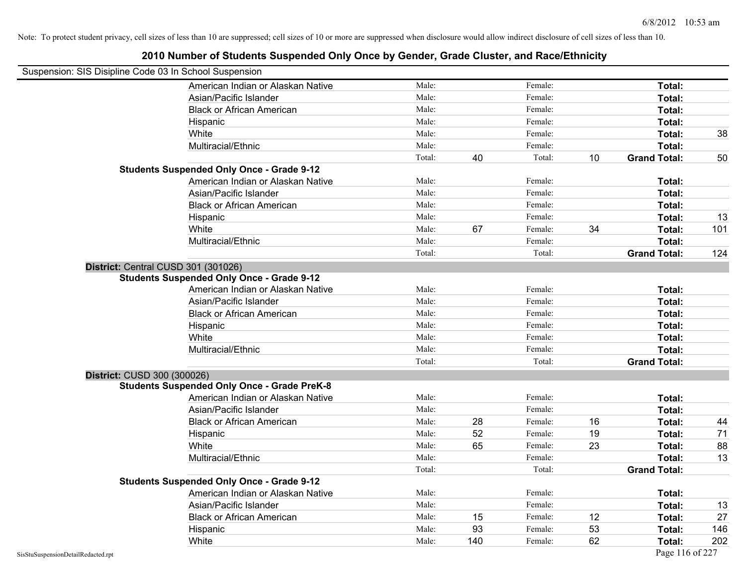Note: To protect student privacy, cell sizes of less than 10 are suppressed; cell sizes of 10 or more are suppressed when disclosure would allow indirect disclosure of cell sizes of less than 10.

## 2010 Number of Students Suspended Only Once by Gender, Grade Cluster, and Race/Ethnicity

Suspension: SIS Disipline Code 03 In School Suspension

| | | | | | | |
|---|---|---|---|---|---|---|
| American Indian or Alaskan Native | Male: | | Female: | | Total: | |
| Asian/Pacific Islander | Male: | | Female: | | Total: | |
| Black or African American | Male: | | Female: | | Total: | |
| Hispanic | Male: | | Female: | | Total: | |
| White | Male: | | Female: | | Total: | 38 |
| Multiracial/Ethnic | Male: | | Female: | | Total: | |
| | Total: | 40 | Total: | 10 | **Grand Total:** | 50 |

**Students Suspended Only Once - Grade 9-12**

| | | | | | | |
|---|---|---|---|---|---|---|
| American Indian or Alaskan Native | Male: | | Female: | | Total: | |
| Asian/Pacific Islander | Male: | | Female: | | Total: | |
| Black or African American | Male: | | Female: | | Total: | |
| Hispanic | Male: | | Female: | | Total: | 13 |
| White | Male: | 67 | Female: | 34 | Total: | 101 |
| Multiracial/Ethnic | Male: | | Female: | | Total: | |
| | Total: | | Total: | | **Grand Total:** | 124 |

**District:** Central CUSD 301 (301026)

**Students Suspended Only Once - Grade 9-12**

| | | | | | | |
|---|---|---|---|---|---|---|
| American Indian or Alaskan Native | Male: | | Female: | | Total: | |
| Asian/Pacific Islander | Male: | | Female: | | Total: | |
| Black or African American | Male: | | Female: | | Total: | |
| Hispanic | Male: | | Female: | | Total: | |
| White | Male: | | Female: | | Total: | |
| Multiracial/Ethnic | Male: | | Female: | | Total: | |
| | Total: | | Total: | | **Grand Total:** | |

**District:** CUSD 300 (300026)

**Students Suspended Only Once - Grade PreK-8**

| | | | | | | |
|---|---|---|---|---|---|---|
| American Indian or Alaskan Native | Male: | | Female: | | Total: | |
| Asian/Pacific Islander | Male: | | Female: | | Total: | |
| Black or African American | Male: | 28 | Female: | 16 | Total: | 44 |
| Hispanic | Male: | 52 | Female: | 19 | Total: | 71 |
| White | Male: | 65 | Female: | 23 | Total: | 88 |
| Multiracial/Ethnic | Male: | | Female: | | Total: | 13 |
| | Total: | | Total: | | **Grand Total:** | |

**Students Suspended Only Once - Grade 9-12**

| | | | | | | |
|---|---|---|---|---|---|---|
| American Indian or Alaskan Native | Male: | | Female: | | Total: | |
| Asian/Pacific Islander | Male: | | Female: | | Total: | 13 |
| Black or African American | Male: | 15 | Female: | 12 | Total: | 27 |
| Hispanic | Male: | 93 | Female: | 53 | Total: | 146 |
| White | Male: | 140 | Female: | 62 | Total: | 202 |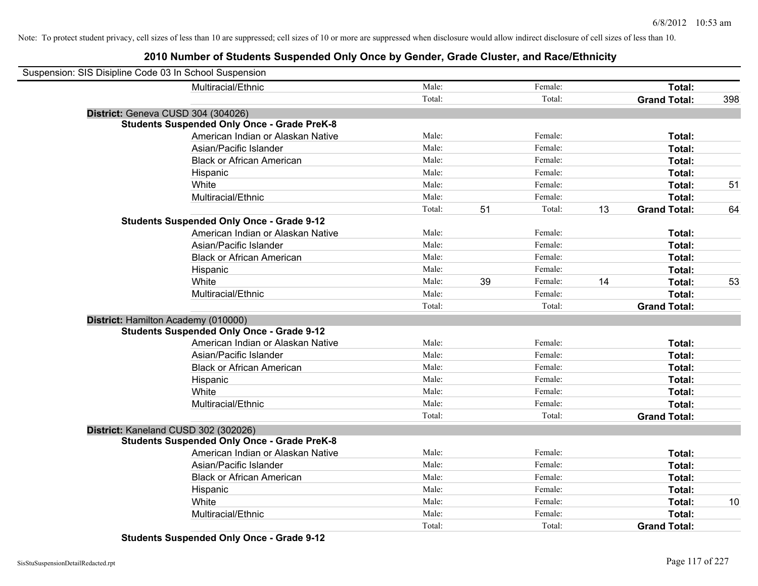Note: To protect student privacy, cell sizes of less than 10 are suppressed; cell sizes of 10 or more are suppressed when disclosure would allow indirect disclosure of cell sizes of less than 10.

# 2010 Number of Students Suspended Only Once by Gender, Grade Cluster, and Race/Ethnicity

Suspension: SIS Disipline Code 03 In School Suspension

| | | | | | | |
|---|---|---|---|---|---|---|
| Multiracial/Ethnic | Male: | | Female: | | **Total:** | |
| | Total: | | Total: | | **Grand Total:** | 398 |

**District:** Geneva CUSD 304 (304026)

**Students Suspended Only Once - Grade PreK-8**

| | | | | | | |
|---|---|---|---|---|---|---|
| American Indian or Alaskan Native | Male: | | Female: | | **Total:** | |
| Asian/Pacific Islander | Male: | | Female: | | **Total:** | |
| Black or African American | Male: | | Female: | | **Total:** | |
| Hispanic | Male: | | Female: | | **Total:** | |
| White | Male: | | Female: | | **Total:** | 51 |
| Multiracial/Ethnic | Male: | | Female: | | **Total:** | |
| | Total: | 51 | Total: | 13 | **Grand Total:** | 64 |

**Students Suspended Only Once - Grade 9-12**

| | | | | | | |
|---|---|---|---|---|---|---|
| American Indian or Alaskan Native | Male: | | Female: | | **Total:** | |
| Asian/Pacific Islander | Male: | | Female: | | **Total:** | |
| Black or African American | Male: | | Female: | | **Total:** | |
| Hispanic | Male: | | Female: | | **Total:** | |
| White | Male: | 39 | Female: | 14 | **Total:** | 53 |
| Multiracial/Ethnic | Male: | | Female: | | **Total:** | |
| | Total: | | Total: | | **Grand Total:** | |

**District:** Hamilton Academy (010000)

**Students Suspended Only Once - Grade 9-12**

| | | | | | | |
|---|---|---|---|---|---|---|
| American Indian or Alaskan Native | Male: | | Female: | | **Total:** | |
| Asian/Pacific Islander | Male: | | Female: | | **Total:** | |
| Black or African American | Male: | | Female: | | **Total:** | |
| Hispanic | Male: | | Female: | | **Total:** | |
| White | Male: | | Female: | | **Total:** | |
| Multiracial/Ethnic | Male: | | Female: | | **Total:** | |
| | Total: | | Total: | | **Grand Total:** | |

**District:** Kaneland CUSD 302 (302026)

**Students Suspended Only Once - Grade PreK-8**

| | | | | | | |
|---|---|---|---|---|---|---|
| American Indian or Alaskan Native | Male: | | Female: | | **Total:** | |
| Asian/Pacific Islander | Male: | | Female: | | **Total:** | |
| Black or African American | Male: | | Female: | | **Total:** | |
| Hispanic | Male: | | Female: | | **Total:** | |
| White | Male: | | Female: | | **Total:** | 10 |
| Multiracial/Ethnic | Male: | | Female: | | **Total:** | |
| | Total: | | Total: | | **Grand Total:** | |

**Students Suspended Only Once - Grade 9-12**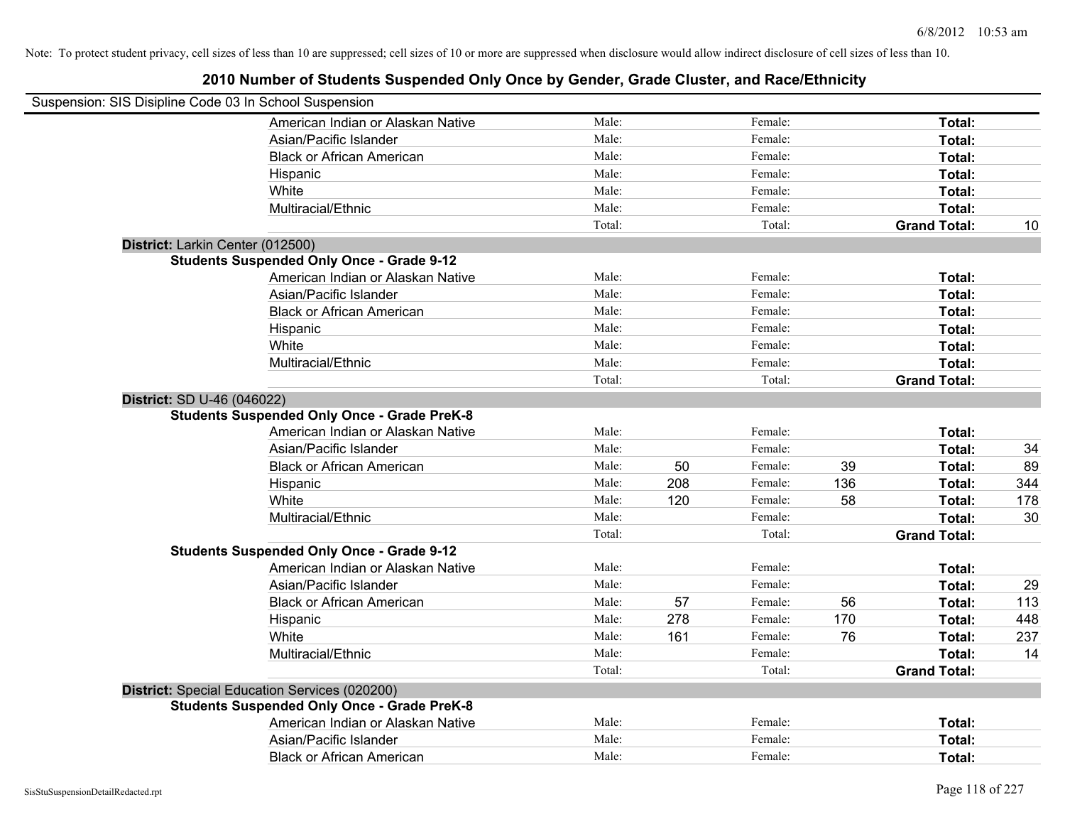Note: To protect student privacy, cell sizes of less than 10 are suppressed; cell sizes of 10 or more are suppressed when disclosure would allow indirect disclosure of cell sizes of less than 10.

## 2010 Number of Students Suspended Only Once by Gender, Grade Cluster, and Race/Ethnicity

Suspension: SIS Disipline Code 03 In School Suspension

| | | | | | | |
|---|---|---|---|---|---|---|
| American Indian or Alaskan Native | Male: | | Female: | | Total: | |
| Asian/Pacific Islander | Male: | | Female: | | Total: | |
| Black or African American | Male: | | Female: | | Total: | |
| Hispanic | Male: | | Female: | | Total: | |
| White | Male: | | Female: | | Total: | |
| Multiracial/Ethnic | Male: | | Female: | | Total: | |
| | Total: | | Total: | | **Grand Total:** | 10 |

**District:** Larkin Center (012500)

**Students Suspended Only Once - Grade 9-12**

| | | | | | | |
|---|---|---|---|---|---|---|
| American Indian or Alaskan Native | Male: | | Female: | | Total: | |
| Asian/Pacific Islander | Male: | | Female: | | Total: | |
| Black or African American | Male: | | Female: | | Total: | |
| Hispanic | Male: | | Female: | | Total: | |
| White | Male: | | Female: | | Total: | |
| Multiracial/Ethnic | Male: | | Female: | | Total: | |
| | Total: | | Total: | | **Grand Total:** | |

**District:** SD U-46 (046022)

**Students Suspended Only Once - Grade PreK-8**

| | | | | | | |
|---|---|---|---|---|---|---|
| American Indian or Alaskan Native | Male: | | Female: | | Total: | |
| Asian/Pacific Islander | Male: | | Female: | | Total: | 34 |
| Black or African American | Male: | 50 | Female: | 39 | Total: | 89 |
| Hispanic | Male: | 208 | Female: | 136 | Total: | 344 |
| White | Male: | 120 | Female: | 58 | Total: | 178 |
| Multiracial/Ethnic | Male: | | Female: | | Total: | 30 |
| | Total: | | Total: | | **Grand Total:** | |

**Students Suspended Only Once - Grade 9-12**

| | | | | | | |
|---|---|---|---|---|---|---|
| American Indian or Alaskan Native | Male: | | Female: | | Total: | |
| Asian/Pacific Islander | Male: | | Female: | | Total: | 29 |
| Black or African American | Male: | 57 | Female: | 56 | Total: | 113 |
| Hispanic | Male: | 278 | Female: | 170 | Total: | 448 |
| White | Male: | 161 | Female: | 76 | Total: | 237 |
| Multiracial/Ethnic | Male: | | Female: | | Total: | 14 |
| | Total: | | Total: | | **Grand Total:** | |

**District:** Special Education Services (020200)

**Students Suspended Only Once - Grade PreK-8**

| | | | | | | |
|---|---|---|---|---|---|---|
| American Indian or Alaskan Native | Male: | | Female: | | Total: | |
| Asian/Pacific Islander | Male: | | Female: | | Total: | |
| Black or African American | Male: | | Female: | | Total: | |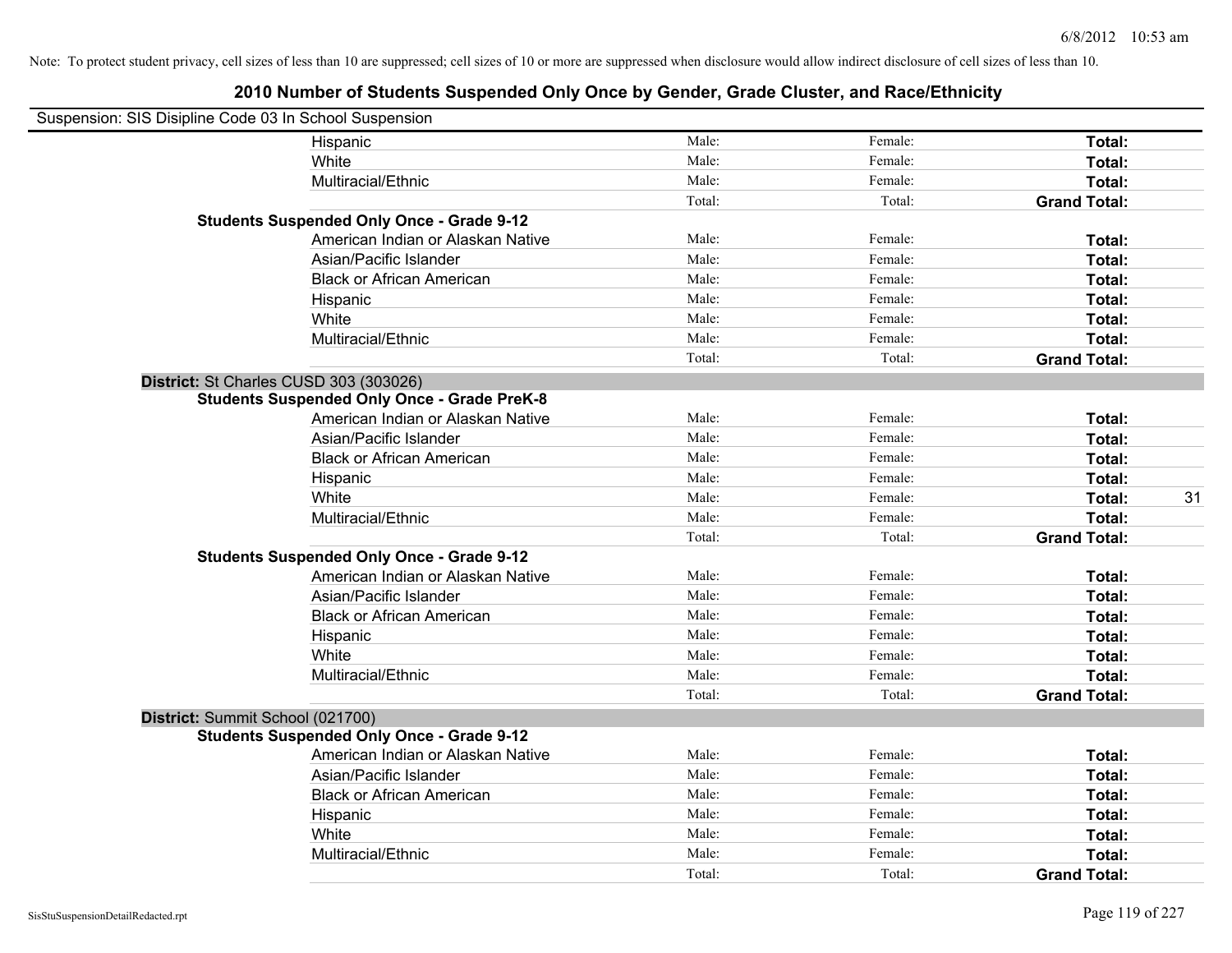Note: To protect student privacy, cell sizes of less than 10 are suppressed; cell sizes of 10 or more are suppressed when disclosure would allow indirect disclosure of cell sizes of less than 10.

## 2010 Number of Students Suspended Only Once by Gender, Grade Cluster, and Race/Ethnicity

Suspension: SIS Disipline Code 03 In School Suspension

| | | | | |
|---|---|---|---|---|
| Hispanic | Male: | Female: | **Total:** | |
| White | Male: | Female: | **Total:** | |
| Multiracial/Ethnic | Male: | Female: | **Total:** | |
| | Total: | Total: | **Grand Total:** | |

**Students Suspended Only Once - Grade 9-12**

| | | | | |
|---|---|---|---|---|
| American Indian or Alaskan Native | Male: | Female: | **Total:** | |
| Asian/Pacific Islander | Male: | Female: | **Total:** | |
| Black or African American | Male: | Female: | **Total:** | |
| Hispanic | Male: | Female: | **Total:** | |
| White | Male: | Female: | **Total:** | |
| Multiracial/Ethnic | Male: | Female: | **Total:** | |
| | Total: | Total: | **Grand Total:** | |

**District:** St Charles CUSD 303 (303026)

**Students Suspended Only Once - Grade PreK-8**

| | | | | |
|---|---|---|---|---|
| American Indian or Alaskan Native | Male: | Female: | **Total:** | |
| Asian/Pacific Islander | Male: | Female: | **Total:** | |
| Black or African American | Male: | Female: | **Total:** | |
| Hispanic | Male: | Female: | **Total:** | |
| White | Male: | Female: | **Total:** | 31 |
| Multiracial/Ethnic | Male: | Female: | **Total:** | |
| | Total: | Total: | **Grand Total:** | |

**Students Suspended Only Once - Grade 9-12**

| | | | | |
|---|---|---|---|---|
| American Indian or Alaskan Native | Male: | Female: | **Total:** | |
| Asian/Pacific Islander | Male: | Female: | **Total:** | |
| Black or African American | Male: | Female: | **Total:** | |
| Hispanic | Male: | Female: | **Total:** | |
| White | Male: | Female: | **Total:** | |
| Multiracial/Ethnic | Male: | Female: | **Total:** | |
| | Total: | Total: | **Grand Total:** | |

**District:** Summit School (021700)

**Students Suspended Only Once - Grade 9-12**

| | | | | |
|---|---|---|---|---|
| American Indian or Alaskan Native | Male: | Female: | **Total:** | |
| Asian/Pacific Islander | Male: | Female: | **Total:** | |
| Black or African American | Male: | Female: | **Total:** | |
| Hispanic | Male: | Female: | **Total:** | |
| White | Male: | Female: | **Total:** | |
| Multiracial/Ethnic | Male: | Female: | **Total:** | |
| | Total: | Total: | **Grand Total:** | |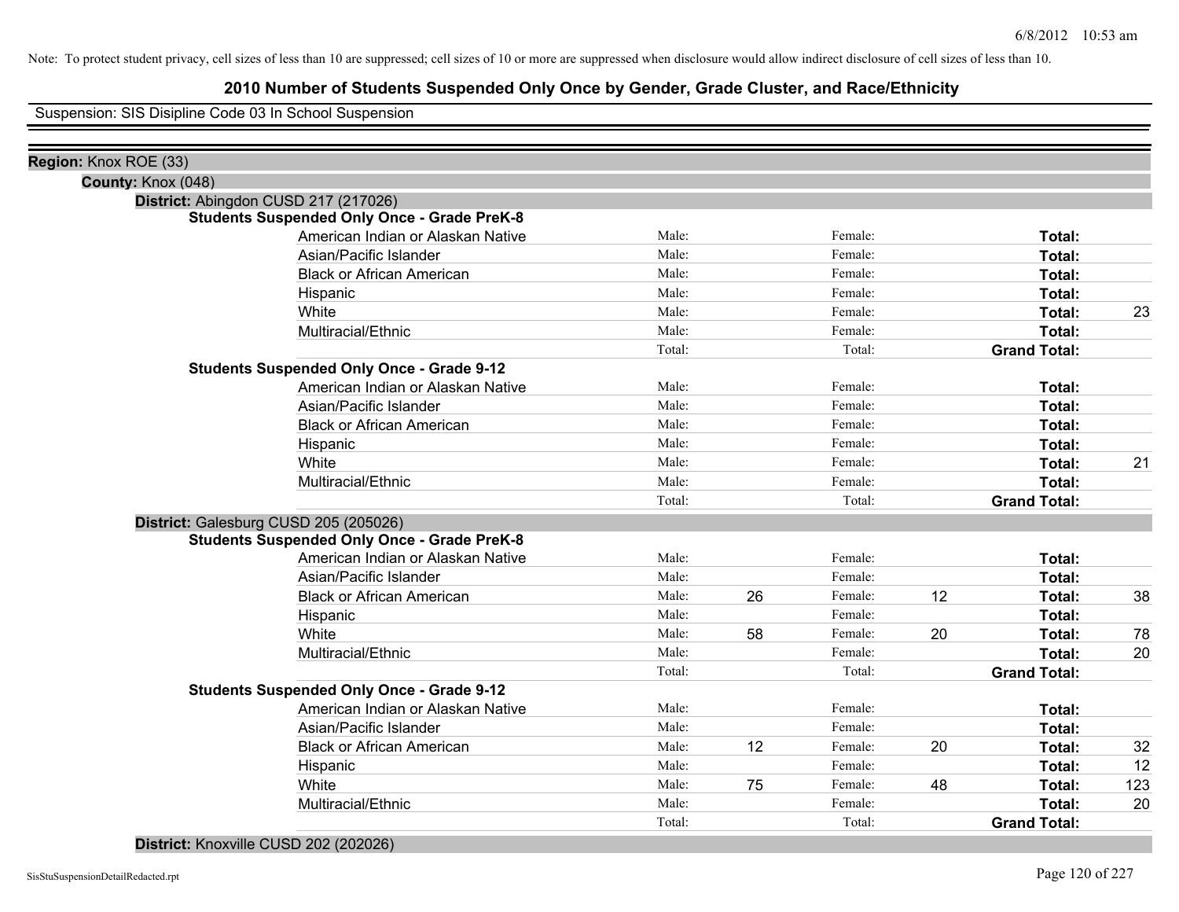Note: To protect student privacy, cell sizes of less than 10 are suppressed; cell sizes of 10 or more are suppressed when disclosure would allow indirect disclosure of cell sizes of less than 10.

# 2010 Number of Students Suspended Only Once by Gender, Grade Cluster, and Race/Ethnicity

Suspension: SIS Disipline Code 03 In School Suspension

**Region:** Knox ROE (33)

**County:** Knox (048)

**District:** Abingdon CUSD 217 (217026)

**Students Suspended Only Once - Grade PreK-8**

| Race/Ethnicity | Male | | Female | | Total | |
|---|---|---|---|---|---|---|
| American Indian or Alaskan Native | Male: | | Female: | | **Total:** | |
| Asian/Pacific Islander | Male: | | Female: | | **Total:** | |
| Black or African American | Male: | | Female: | | **Total:** | |
| Hispanic | Male: | | Female: | | **Total:** | |
| White | Male: | | Female: | | **Total:** | 23 |
| Multiracial/Ethnic | Male: | | Female: | | **Total:** | |
| | Total: | | Total: | | **Grand Total:** | |

**Students Suspended Only Once - Grade 9-12**

| Race/Ethnicity | Male | | Female | | Total | |
|---|---|---|---|---|---|---|
| American Indian or Alaskan Native | Male: | | Female: | | **Total:** | |
| Asian/Pacific Islander | Male: | | Female: | | **Total:** | |
| Black or African American | Male: | | Female: | | **Total:** | |
| Hispanic | Male: | | Female: | | **Total:** | |
| White | Male: | | Female: | | **Total:** | 21 |
| Multiracial/Ethnic | Male: | | Female: | | **Total:** | |
| | Total: | | Total: | | **Grand Total:** | |

**District:** Galesburg CUSD 205 (205026)

**Students Suspended Only Once - Grade PreK-8**

| Race/Ethnicity | Male | | Female | | Total | |
|---|---|---|---|---|---|---|
| American Indian or Alaskan Native | Male: | | Female: | | **Total:** | |
| Asian/Pacific Islander | Male: | | Female: | | **Total:** | |
| Black or African American | Male: | 26 | Female: | 12 | **Total:** | 38 |
| Hispanic | Male: | | Female: | | **Total:** | |
| White | Male: | 58 | Female: | 20 | **Total:** | 78 |
| Multiracial/Ethnic | Male: | | Female: | | **Total:** | 20 |
| | Total: | | Total: | | **Grand Total:** | |

**Students Suspended Only Once - Grade 9-12**

| Race/Ethnicity | Male | | Female | | Total | |
|---|---|---|---|---|---|---|
| American Indian or Alaskan Native | Male: | | Female: | | **Total:** | |
| Asian/Pacific Islander | Male: | | Female: | | **Total:** | |
| Black or African American | Male: | 12 | Female: | 20 | **Total:** | 32 |
| Hispanic | Male: | | Female: | | **Total:** | 12 |
| White | Male: | 75 | Female: | 48 | **Total:** | 123 |
| Multiracial/Ethnic | Male: | | Female: | | **Total:** | 20 |
| | Total: | | Total: | | **Grand Total:** | |

**District:** Knoxville CUSD 202 (202026)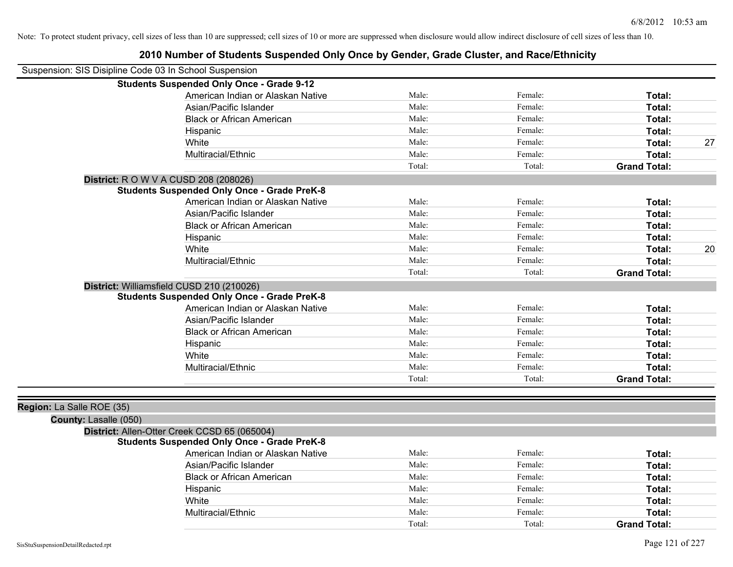Note: To protect student privacy, cell sizes of less than 10 are suppressed; cell sizes of 10 or more are suppressed when disclosure would allow indirect disclosure of cell sizes of less than 10.

# 2010 Number of Students Suspended Only Once by Gender, Grade Cluster, and Race/Ethnicity

Suspension: SIS Disipline Code 03 In School Suspension

**Students Suspended Only Once - Grade 9-12**

| | | | | |
|---|---|---|---|---|
| American Indian or Alaskan Native | Male: | Female: | **Total:** | |
| Asian/Pacific Islander | Male: | Female: | **Total:** | |
| Black or African American | Male: | Female: | **Total:** | |
| Hispanic | Male: | Female: | **Total:** | |
| White | Male: | Female: | **Total:** | 27 |
| Multiracial/Ethnic | Male: | Female: | **Total:** | |
| | Total: | Total: | **Grand Total:** | |

**District:** R O W V A CUSD 208 (208026)

**Students Suspended Only Once - Grade PreK-8**

| | | | | |
|---|---|---|---|---|
| American Indian or Alaskan Native | Male: | Female: | **Total:** | |
| Asian/Pacific Islander | Male: | Female: | **Total:** | |
| Black or African American | Male: | Female: | **Total:** | |
| Hispanic | Male: | Female: | **Total:** | |
| White | Male: | Female: | **Total:** | 20 |
| Multiracial/Ethnic | Male: | Female: | **Total:** | |
| | Total: | Total: | **Grand Total:** | |

**District:** Williamsfield CUSD 210 (210026)

**Students Suspended Only Once - Grade PreK-8**

| | | | | |
|---|---|---|---|---|
| American Indian or Alaskan Native | Male: | Female: | **Total:** | |
| Asian/Pacific Islander | Male: | Female: | **Total:** | |
| Black or African American | Male: | Female: | **Total:** | |
| Hispanic | Male: | Female: | **Total:** | |
| White | Male: | Female: | **Total:** | |
| Multiracial/Ethnic | Male: | Female: | **Total:** | |
| | Total: | Total: | **Grand Total:** | |

**Region:** La Salle ROE (35)

**County:** Lasalle (050)

**District:** Allen-Otter Creek CCSD 65 (065004)

**Students Suspended Only Once - Grade PreK-8**

| | | | | |
|---|---|---|---|---|
| American Indian or Alaskan Native | Male: | Female: | **Total:** | |
| Asian/Pacific Islander | Male: | Female: | **Total:** | |
| Black or African American | Male: | Female: | **Total:** | |
| Hispanic | Male: | Female: | **Total:** | |
| White | Male: | Female: | **Total:** | |
| Multiracial/Ethnic | Male: | Female: | **Total:** | |
| | Total: | Total: | **Grand Total:** | |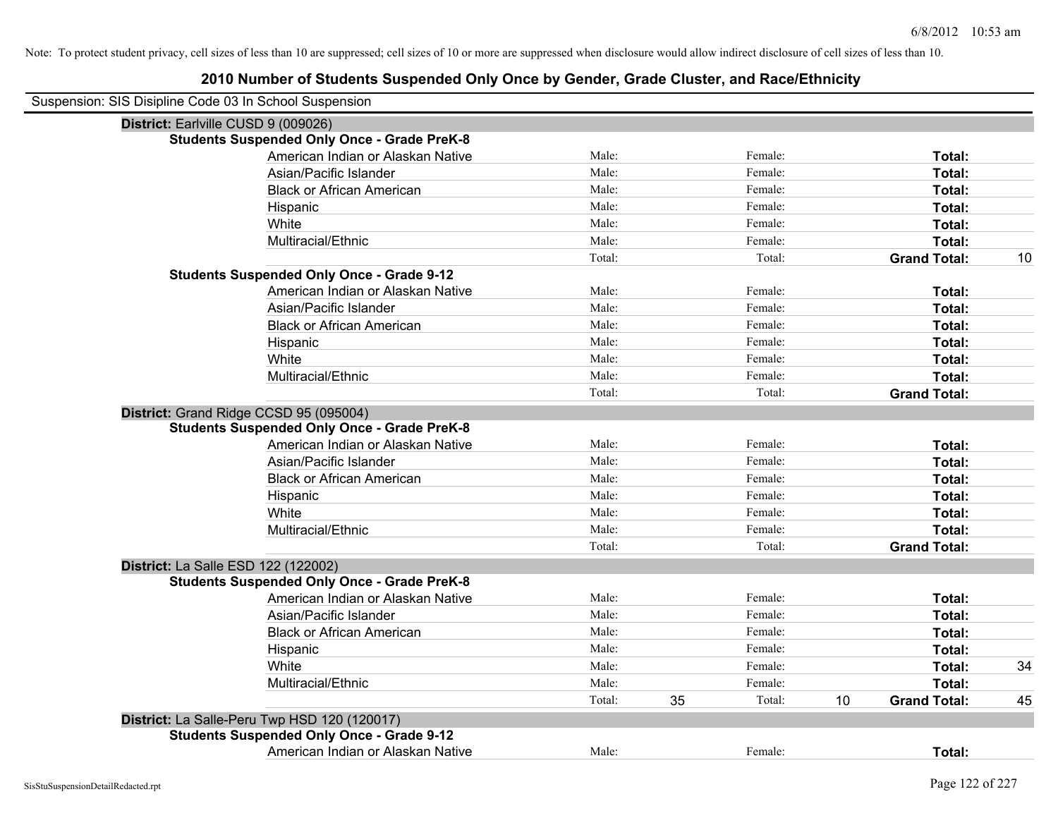Note: To protect student privacy, cell sizes of less than 10 are suppressed; cell sizes of 10 or more are suppressed when disclosure would allow indirect disclosure of cell sizes of less than 10.

# 2010 Number of Students Suspended Only Once by Gender, Grade Cluster, and Race/Ethnicity

Suspension: SIS Disipline Code 03 In School Suspension

**District:** Earlville CUSD 9 (009026)

**Students Suspended Only Once - Grade PreK-8**

| | | | | | | |
|---|---|---|---|---|---|---|
| American Indian or Alaskan Native | Male: | | Female: | | **Total:** | |
| Asian/Pacific Islander | Male: | | Female: | | **Total:** | |
| Black or African American | Male: | | Female: | | **Total:** | |
| Hispanic | Male: | | Female: | | **Total:** | |
| White | Male: | | Female: | | **Total:** | |
| Multiracial/Ethnic | Male: | | Female: | | **Total:** | |
| | Total: | | Total: | | **Grand Total:** | 10 |

**Students Suspended Only Once - Grade 9-12**

| | | | | | | |
|---|---|---|---|---|---|---|
| American Indian or Alaskan Native | Male: | | Female: | | **Total:** | |
| Asian/Pacific Islander | Male: | | Female: | | **Total:** | |
| Black or African American | Male: | | Female: | | **Total:** | |
| Hispanic | Male: | | Female: | | **Total:** | |
| White | Male: | | Female: | | **Total:** | |
| Multiracial/Ethnic | Male: | | Female: | | **Total:** | |
| | Total: | | Total: | | **Grand Total:** | |

**District:** Grand Ridge CCSD 95 (095004)

**Students Suspended Only Once - Grade PreK-8**

| | | | | | | |
|---|---|---|---|---|---|---|
| American Indian or Alaskan Native | Male: | | Female: | | **Total:** | |
| Asian/Pacific Islander | Male: | | Female: | | **Total:** | |
| Black or African American | Male: | | Female: | | **Total:** | |
| Hispanic | Male: | | Female: | | **Total:** | |
| White | Male: | | Female: | | **Total:** | |
| Multiracial/Ethnic | Male: | | Female: | | **Total:** | |
| | Total: | | Total: | | **Grand Total:** | |

**District:** La Salle ESD 122 (122002)

**Students Suspended Only Once - Grade PreK-8**

| | | | | | | |
|---|---|---|---|---|---|---|
| American Indian or Alaskan Native | Male: | | Female: | | **Total:** | |
| Asian/Pacific Islander | Male: | | Female: | | **Total:** | |
| Black or African American | Male: | | Female: | | **Total:** | |
| Hispanic | Male: | | Female: | | **Total:** | |
| White | Male: | | Female: | | **Total:** | 34 |
| Multiracial/Ethnic | Male: | | Female: | | **Total:** | |
| | Total: | 35 | Total: | 10 | **Grand Total:** | 45 |

**District:** La Salle-Peru Twp HSD 120 (120017)

**Students Suspended Only Once - Grade 9-12**

| | | | | | | |
|---|---|---|---|---|---|---|
| American Indian or Alaskan Native | Male: | | Female: | | **Total:** | |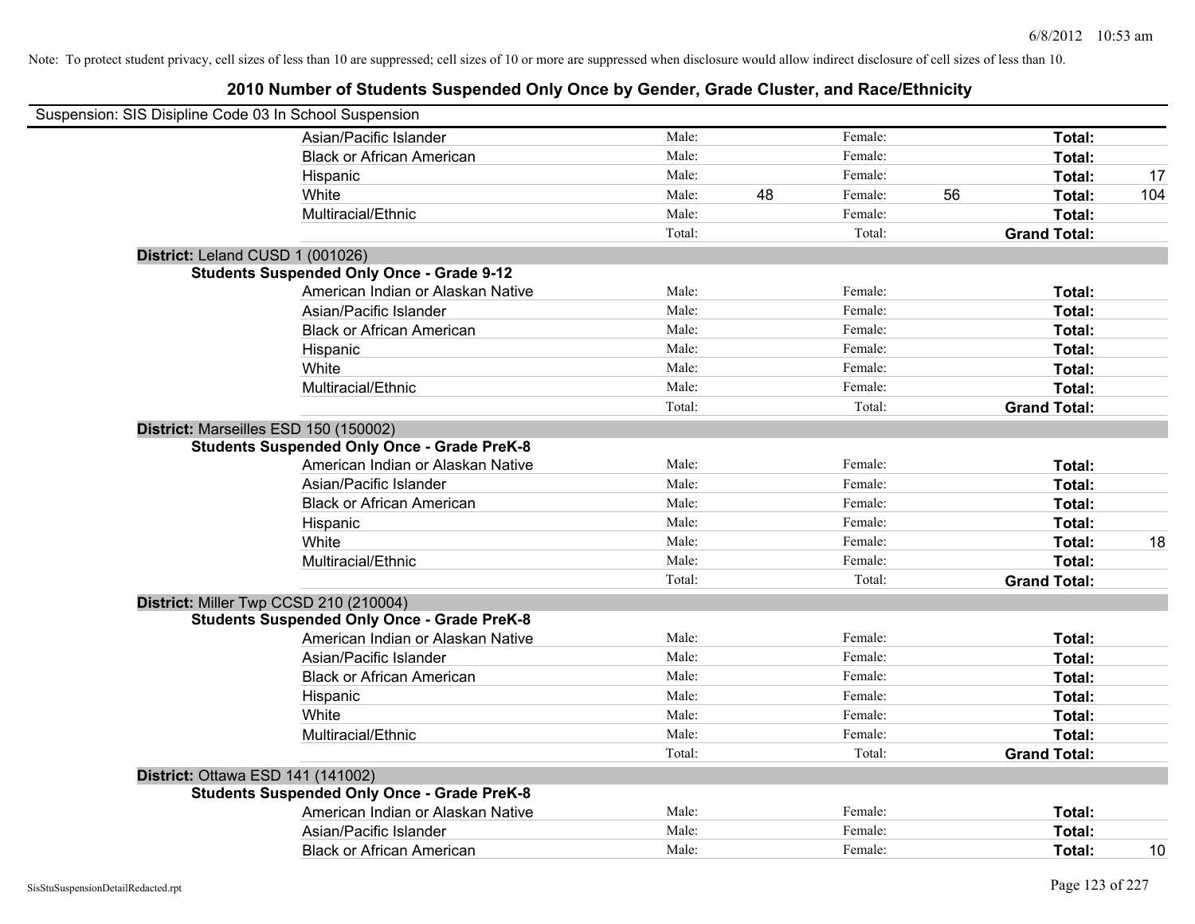Note: To protect student privacy, cell sizes of less than 10 are suppressed; cell sizes of 10 or more are suppressed when disclosure would allow indirect disclosure of cell sizes of less than 10.

# 2010 Number of Students Suspended Only Once by Gender, Grade Cluster, and Race/Ethnicity

Suspension: SIS Disipline Code 03 In School Suspension

| | | | | | | |
|---|---|---|---|---|---|---|
| Asian/Pacific Islander | Male: | | Female: | | **Total:** | |
| Black or African American | Male: | | Female: | | **Total:** | |
| Hispanic | Male: | | Female: | | **Total:** | 17 |
| White | Male: | 48 | Female: | 56 | **Total:** | 104 |
| Multiracial/Ethnic | Male: | | Female: | | **Total:** | |
| | Total: | | Total: | | **Grand Total:** | |

**District:** Leland CUSD 1 (001026)

**Students Suspended Only Once - Grade 9-12**

| | | | | | | |
|---|---|---|---|---|---|---|
| American Indian or Alaskan Native | Male: | | Female: | | **Total:** | |
| Asian/Pacific Islander | Male: | | Female: | | **Total:** | |
| Black or African American | Male: | | Female: | | **Total:** | |
| Hispanic | Male: | | Female: | | **Total:** | |
| White | Male: | | Female: | | **Total:** | |
| Multiracial/Ethnic | Male: | | Female: | | **Total:** | |
| | Total: | | Total: | | **Grand Total:** | |

**District:** Marseilles ESD 150 (150002)

**Students Suspended Only Once - Grade PreK-8**

| | | | | | | |
|---|---|---|---|---|---|---|
| American Indian or Alaskan Native | Male: | | Female: | | **Total:** | |
| Asian/Pacific Islander | Male: | | Female: | | **Total:** | |
| Black or African American | Male: | | Female: | | **Total:** | |
| Hispanic | Male: | | Female: | | **Total:** | |
| White | Male: | | Female: | | **Total:** | 18 |
| Multiracial/Ethnic | Male: | | Female: | | **Total:** | |
| | Total: | | Total: | | **Grand Total:** | |

**District:** Miller Twp CCSD 210 (210004)

**Students Suspended Only Once - Grade PreK-8**

| | | | | | | |
|---|---|---|---|---|---|---|
| American Indian or Alaskan Native | Male: | | Female: | | **Total:** | |
| Asian/Pacific Islander | Male: | | Female: | | **Total:** | |
| Black or African American | Male: | | Female: | | **Total:** | |
| Hispanic | Male: | | Female: | | **Total:** | |
| White | Male: | | Female: | | **Total:** | |
| Multiracial/Ethnic | Male: | | Female: | | **Total:** | |
| | Total: | | Total: | | **Grand Total:** | |

**District:** Ottawa ESD 141 (141002)

**Students Suspended Only Once - Grade PreK-8**

| | | | | | | |
|---|---|---|---|---|---|---|
| American Indian or Alaskan Native | Male: | | Female: | | **Total:** | |
| Asian/Pacific Islander | Male: | | Female: | | **Total:** | |
| Black or African American | Male: | | Female: | | **Total:** | 10 |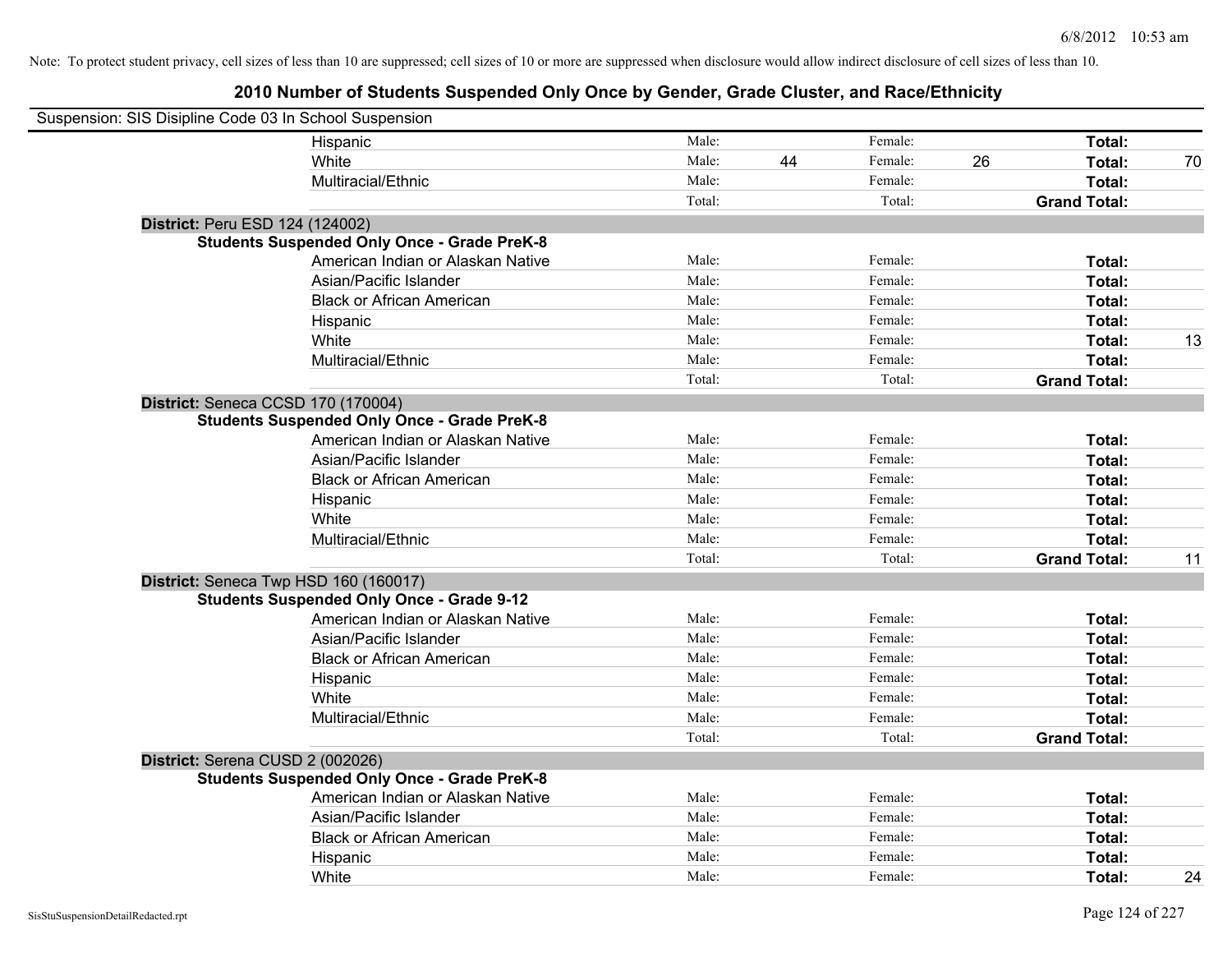Note: To protect student privacy, cell sizes of less than 10 are suppressed; cell sizes of 10 or more are suppressed when disclosure would allow indirect disclosure of cell sizes of less than 10.

## 2010 Number of Students Suspended Only Once by Gender, Grade Cluster, and Race/Ethnicity

Suspension: SIS Disipline Code 03 In School Suspension

| | | | | | | |
|---|---|---|---|---|---|---|
| Hispanic | Male: | | Female: | | **Total:** | |
| White | Male: | 44 | Female: | 26 | **Total:** | 70 |
| Multiracial/Ethnic | Male: | | Female: | | **Total:** | |
| | Total: | | Total: | | **Grand Total:** | |

**District:** Peru ESD 124 (124002)

**Students Suspended Only Once - Grade PreK-8**

| | | | | | | |
|---|---|---|---|---|---|---|
| American Indian or Alaskan Native | Male: | | Female: | | **Total:** | |
| Asian/Pacific Islander | Male: | | Female: | | **Total:** | |
| Black or African American | Male: | | Female: | | **Total:** | |
| Hispanic | Male: | | Female: | | **Total:** | |
| White | Male: | | Female: | | **Total:** | 13 |
| Multiracial/Ethnic | Male: | | Female: | | **Total:** | |
| | Total: | | Total: | | **Grand Total:** | |

**District:** Seneca CCSD 170 (170004)

**Students Suspended Only Once - Grade PreK-8**

| | | | | | | |
|---|---|---|---|---|---|---|
| American Indian or Alaskan Native | Male: | | Female: | | **Total:** | |
| Asian/Pacific Islander | Male: | | Female: | | **Total:** | |
| Black or African American | Male: | | Female: | | **Total:** | |
| Hispanic | Male: | | Female: | | **Total:** | |
| White | Male: | | Female: | | **Total:** | |
| Multiracial/Ethnic | Male: | | Female: | | **Total:** | |
| | Total: | | Total: | | **Grand Total:** | 11 |

**District:** Seneca Twp HSD 160 (160017)

**Students Suspended Only Once - Grade 9-12**

| | | | | | | |
|---|---|---|---|---|---|---|
| American Indian or Alaskan Native | Male: | | Female: | | **Total:** | |
| Asian/Pacific Islander | Male: | | Female: | | **Total:** | |
| Black or African American | Male: | | Female: | | **Total:** | |
| Hispanic | Male: | | Female: | | **Total:** | |
| White | Male: | | Female: | | **Total:** | |
| Multiracial/Ethnic | Male: | | Female: | | **Total:** | |
| | Total: | | Total: | | **Grand Total:** | |

**District:** Serena CUSD 2 (002026)

**Students Suspended Only Once - Grade PreK-8**

| | | | | | | |
|---|---|---|---|---|---|---|
| American Indian or Alaskan Native | Male: | | Female: | | **Total:** | |
| Asian/Pacific Islander | Male: | | Female: | | **Total:** | |
| Black or African American | Male: | | Female: | | **Total:** | |
| Hispanic | Male: | | Female: | | **Total:** | |
| White | Male: | | Female: | | **Total:** | 24 |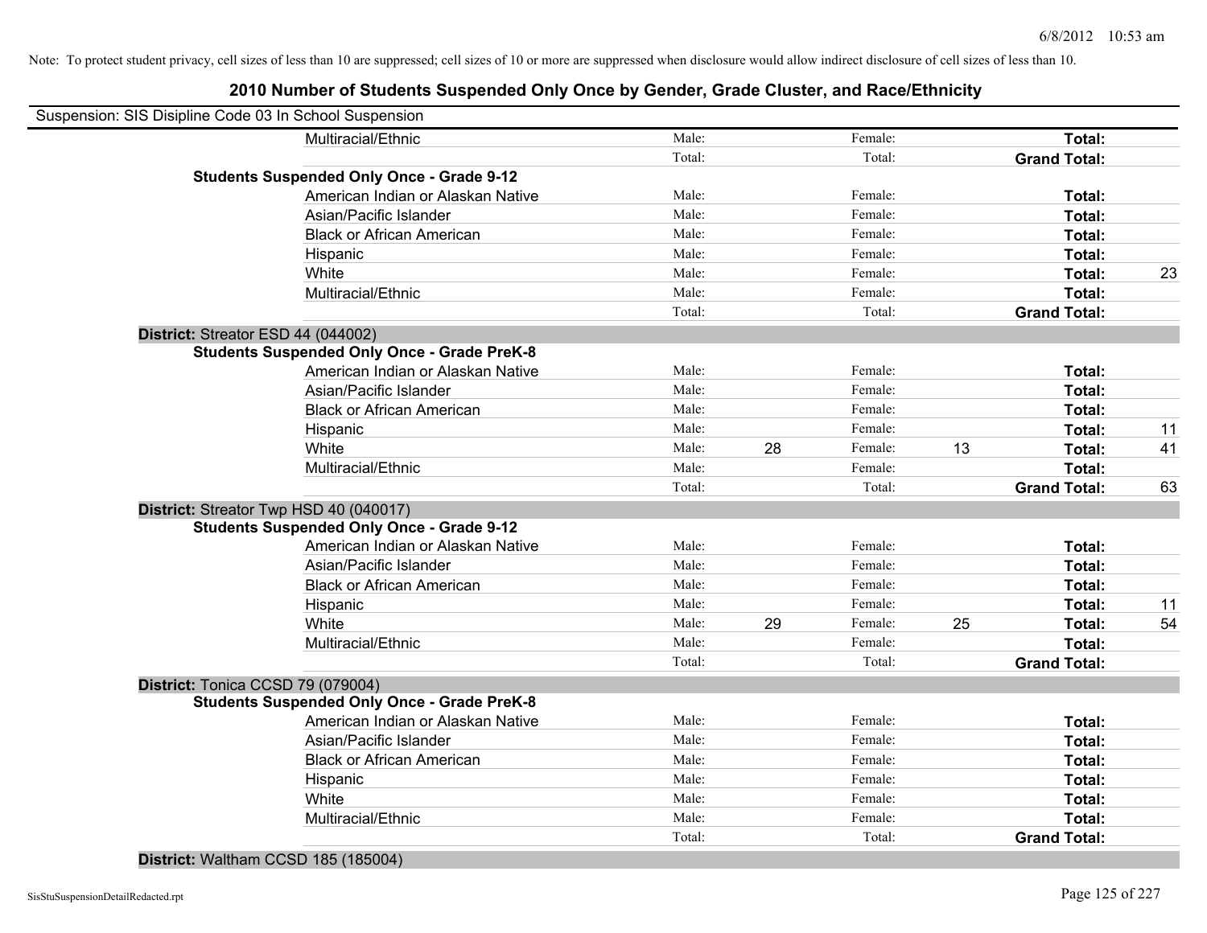Note: To protect student privacy, cell sizes of less than 10 are suppressed; cell sizes of 10 or more are suppressed when disclosure would allow indirect disclosure of cell sizes of less than 10.

## 2010 Number of Students Suspended Only Once by Gender, Grade Cluster, and Race/Ethnicity

Suspension: SIS Disipline Code 03 In School Suspension

| | | | | | | |
|---|---|---|---|---|---|---|
| Multiracial/Ethnic | Male: | | Female: | | **Total:** | |
| | Total: | | Total: | | **Grand Total:** | |
| **Students Suspended Only Once - Grade 9-12** | | | | | | |
| American Indian or Alaskan Native | Male: | | Female: | | **Total:** | |
| Asian/Pacific Islander | Male: | | Female: | | **Total:** | |
| Black or African American | Male: | | Female: | | **Total:** | |
| Hispanic | Male: | | Female: | | **Total:** | |
| White | Male: | | Female: | | **Total:** | 23 |
| Multiracial/Ethnic | Male: | | Female: | | **Total:** | |
| | Total: | | Total: | | **Grand Total:** | |
| **District:** Streator ESD 44 (044002) | | | | | | |
| **Students Suspended Only Once - Grade PreK-8** | | | | | | |
| American Indian or Alaskan Native | Male: | | Female: | | **Total:** | |
| Asian/Pacific Islander | Male: | | Female: | | **Total:** | |
| Black or African American | Male: | | Female: | | **Total:** | |
| Hispanic | Male: | | Female: | | **Total:** | 11 |
| White | Male: | 28 | Female: | 13 | **Total:** | 41 |
| Multiracial/Ethnic | Male: | | Female: | | **Total:** | |
| | Total: | | Total: | | **Grand Total:** | 63 |
| **District:** Streator Twp HSD 40 (040017) | | | | | | |
| **Students Suspended Only Once - Grade 9-12** | | | | | | |
| American Indian or Alaskan Native | Male: | | Female: | | **Total:** | |
| Asian/Pacific Islander | Male: | | Female: | | **Total:** | |
| Black or African American | Male: | | Female: | | **Total:** | |
| Hispanic | Male: | | Female: | | **Total:** | 11 |
| White | Male: | 29 | Female: | 25 | **Total:** | 54 |
| Multiracial/Ethnic | Male: | | Female: | | **Total:** | |
| | Total: | | Total: | | **Grand Total:** | |
| **District:** Tonica CCSD 79 (079004) | | | | | | |
| **Students Suspended Only Once - Grade PreK-8** | | | | | | |
| American Indian or Alaskan Native | Male: | | Female: | | **Total:** | |
| Asian/Pacific Islander | Male: | | Female: | | **Total:** | |
| Black or African American | Male: | | Female: | | **Total:** | |
| Hispanic | Male: | | Female: | | **Total:** | |
| White | Male: | | Female: | | **Total:** | |
| Multiracial/Ethnic | Male: | | Female: | | **Total:** | |
| | Total: | | Total: | | **Grand Total:** | |
| **District:** Waltham CCSD 185 (185004) | | | | | | |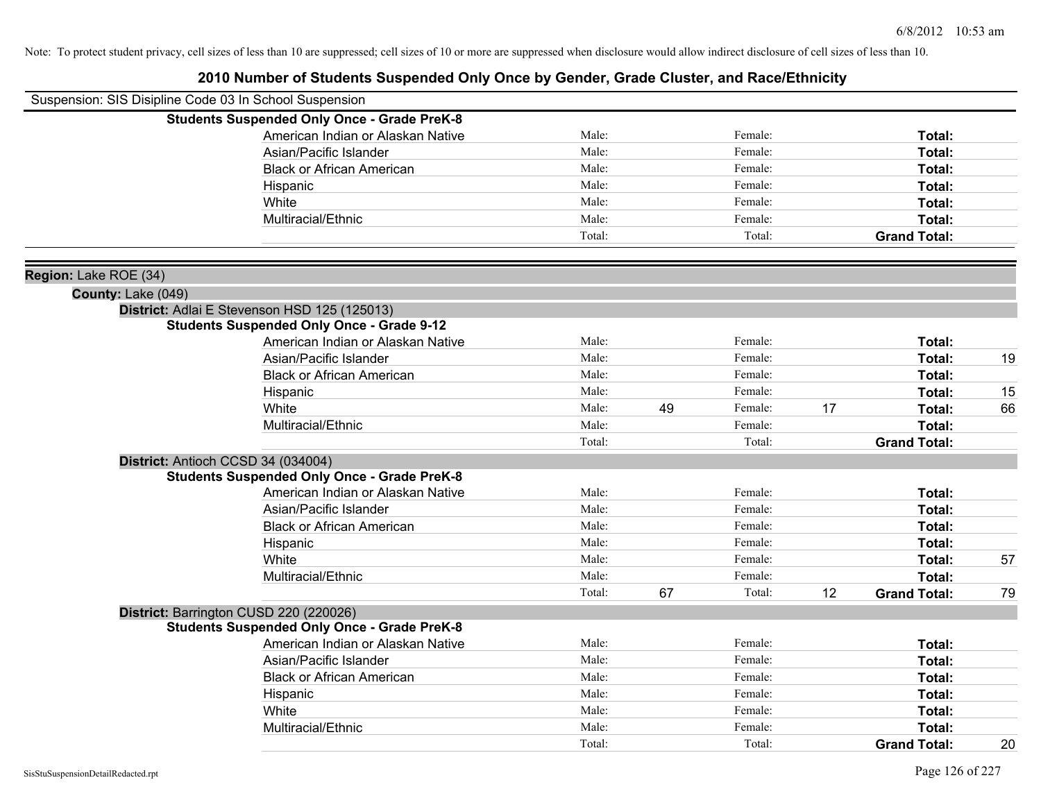Note: To protect student privacy, cell sizes of less than 10 are suppressed; cell sizes of 10 or more are suppressed when disclosure would allow indirect disclosure of cell sizes of less than 10.

# 2010 Number of Students Suspended Only Once by Gender, Grade Cluster, and Race/Ethnicity

Suspension: SIS Disipline Code 03 In School Suspension

**Students Suspended Only Once - Grade PreK-8**

| | | | | | | |
|---|---|---|---|---|---|---|
| American Indian or Alaskan Native | Male: | | Female: | | **Total:** | |
| Asian/Pacific Islander | Male: | | Female: | | **Total:** | |
| Black or African American | Male: | | Female: | | **Total:** | |
| Hispanic | Male: | | Female: | | **Total:** | |
| White | Male: | | Female: | | **Total:** | |
| Multiracial/Ethnic | Male: | | Female: | | **Total:** | |
| | Total: | | Total: | | **Grand Total:** | |

**Region:** Lake ROE (34)

**County:** Lake (049)

**District:** Adlai E Stevenson HSD 125 (125013)

**Students Suspended Only Once - Grade 9-12**

| | | | | | | |
|---|---|---|---|---|---|---|
| American Indian or Alaskan Native | Male: | | Female: | | **Total:** | |
| Asian/Pacific Islander | Male: | | Female: | | **Total:** | 19 |
| Black or African American | Male: | | Female: | | **Total:** | |
| Hispanic | Male: | | Female: | | **Total:** | 15 |
| White | Male: | 49 | Female: | 17 | **Total:** | 66 |
| Multiracial/Ethnic | Male: | | Female: | | **Total:** | |
| | Total: | | Total: | | **Grand Total:** | |

**District:** Antioch CCSD 34 (034004)

**Students Suspended Only Once - Grade PreK-8**

| | | | | | | |
|---|---|---|---|---|---|---|
| American Indian or Alaskan Native | Male: | | Female: | | **Total:** | |
| Asian/Pacific Islander | Male: | | Female: | | **Total:** | |
| Black or African American | Male: | | Female: | | **Total:** | |
| Hispanic | Male: | | Female: | | **Total:** | |
| White | Male: | | Female: | | **Total:** | 57 |
| Multiracial/Ethnic | Male: | | Female: | | **Total:** | |
| | Total: | 67 | Total: | 12 | **Grand Total:** | 79 |

**District:** Barrington CUSD 220 (220026)

**Students Suspended Only Once - Grade PreK-8**

| | | | | | | |
|---|---|---|---|---|---|---|
| American Indian or Alaskan Native | Male: | | Female: | | **Total:** | |
| Asian/Pacific Islander | Male: | | Female: | | **Total:** | |
| Black or African American | Male: | | Female: | | **Total:** | |
| Hispanic | Male: | | Female: | | **Total:** | |
| White | Male: | | Female: | | **Total:** | |
| Multiracial/Ethnic | Male: | | Female: | | **Total:** | |
| | Total: | | Total: | | **Grand Total:** | 20 |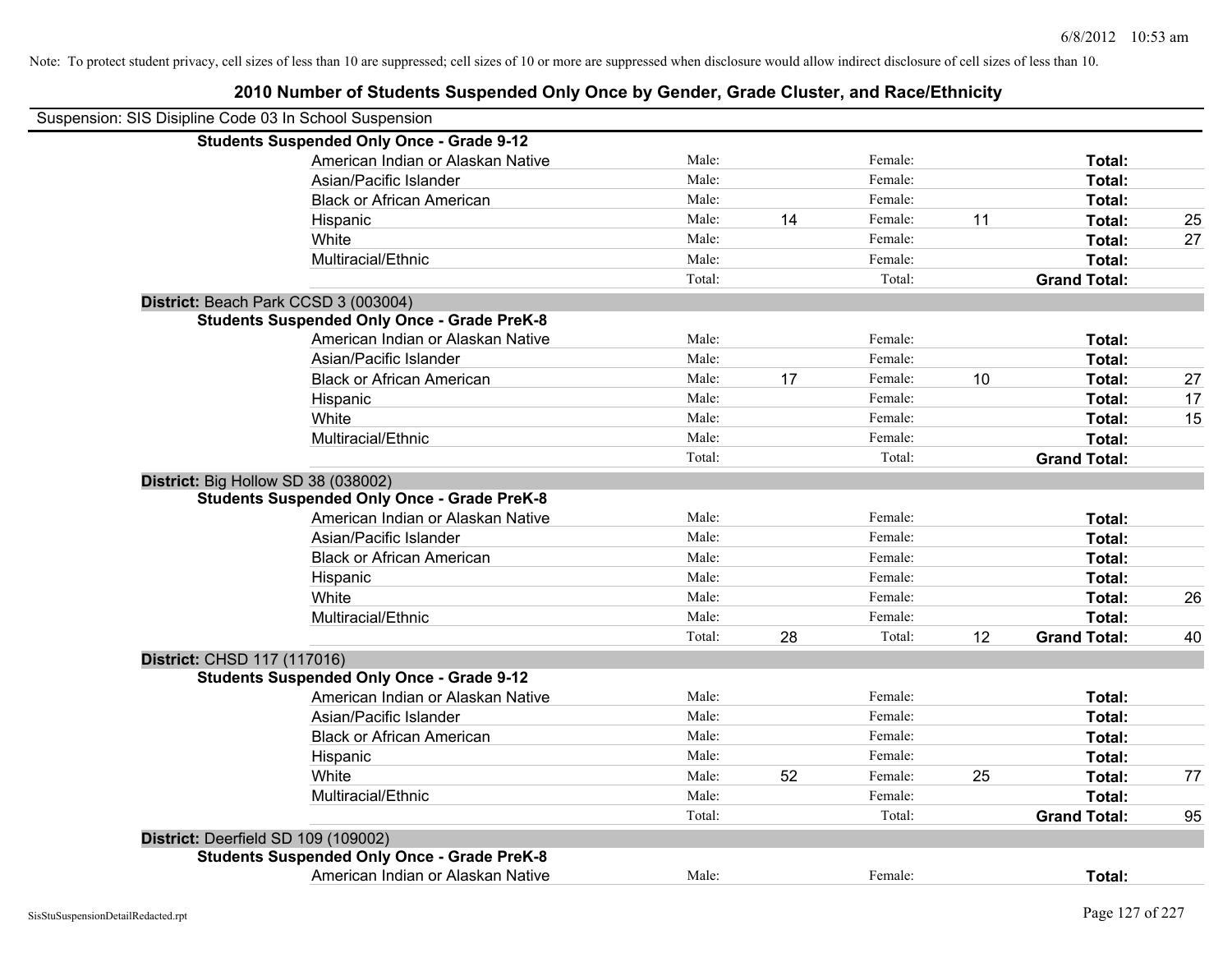Note: To protect student privacy, cell sizes of less than 10 are suppressed; cell sizes of 10 or more are suppressed when disclosure would allow indirect disclosure of cell sizes of less than 10.

# 2010 Number of Students Suspended Only Once by Gender, Grade Cluster, and Race/Ethnicity

Suspension: SIS Disipline Code 03 In School Suspension

**Students Suspended Only Once - Grade 9-12**

| | Male: | | Female: | | | |
|---|---|---|---|---|---|---|
| American Indian or Alaskan Native | Male: | | Female: | | **Total:** | |
| Asian/Pacific Islander | Male: | | Female: | | **Total:** | |
| Black or African American | Male: | | Female: | | **Total:** | |
| Hispanic | Male: | 14 | Female: | 11 | **Total:** | 25 |
| White | Male: | | Female: | | **Total:** | 27 |
| Multiracial/Ethnic | Male: | | Female: | | **Total:** | |
| | Total: | | Total: | | **Grand Total:** | |

**District:** Beach Park CCSD 3 (003004)

**Students Suspended Only Once - Grade PreK-8**

| | Male: | | Female: | | | |
|---|---|---|---|---|---|---|
| American Indian or Alaskan Native | Male: | | Female: | | **Total:** | |
| Asian/Pacific Islander | Male: | | Female: | | **Total:** | |
| Black or African American | Male: | 17 | Female: | 10 | **Total:** | 27 |
| Hispanic | Male: | | Female: | | **Total:** | 17 |
| White | Male: | | Female: | | **Total:** | 15 |
| Multiracial/Ethnic | Male: | | Female: | | **Total:** | |
| | Total: | | Total: | | **Grand Total:** | |

**District:** Big Hollow SD 38 (038002)

**Students Suspended Only Once - Grade PreK-8**

| | Male: | | Female: | | | |
|---|---|---|---|---|---|---|
| American Indian or Alaskan Native | Male: | | Female: | | **Total:** | |
| Asian/Pacific Islander | Male: | | Female: | | **Total:** | |
| Black or African American | Male: | | Female: | | **Total:** | |
| Hispanic | Male: | | Female: | | **Total:** | |
| White | Male: | | Female: | | **Total:** | 26 |
| Multiracial/Ethnic | Male: | | Female: | | **Total:** | |
| | Total: | 28 | Total: | 12 | **Grand Total:** | 40 |

**District:** CHSD 117 (117016)

**Students Suspended Only Once - Grade 9-12**

| | Male: | | Female: | | | |
|---|---|---|---|---|---|---|
| American Indian or Alaskan Native | Male: | | Female: | | **Total:** | |
| Asian/Pacific Islander | Male: | | Female: | | **Total:** | |
| Black or African American | Male: | | Female: | | **Total:** | |
| Hispanic | Male: | | Female: | | **Total:** | |
| White | Male: | 52 | Female: | 25 | **Total:** | 77 |
| Multiracial/Ethnic | Male: | | Female: | | **Total:** | |
| | Total: | | Total: | | **Grand Total:** | 95 |

**District:** Deerfield SD 109 (109002)

**Students Suspended Only Once - Grade PreK-8**

| | Male: | | Female: | | | |
|---|---|---|---|---|---|---|
| American Indian or Alaskan Native | Male: | | Female: | | **Total:** | |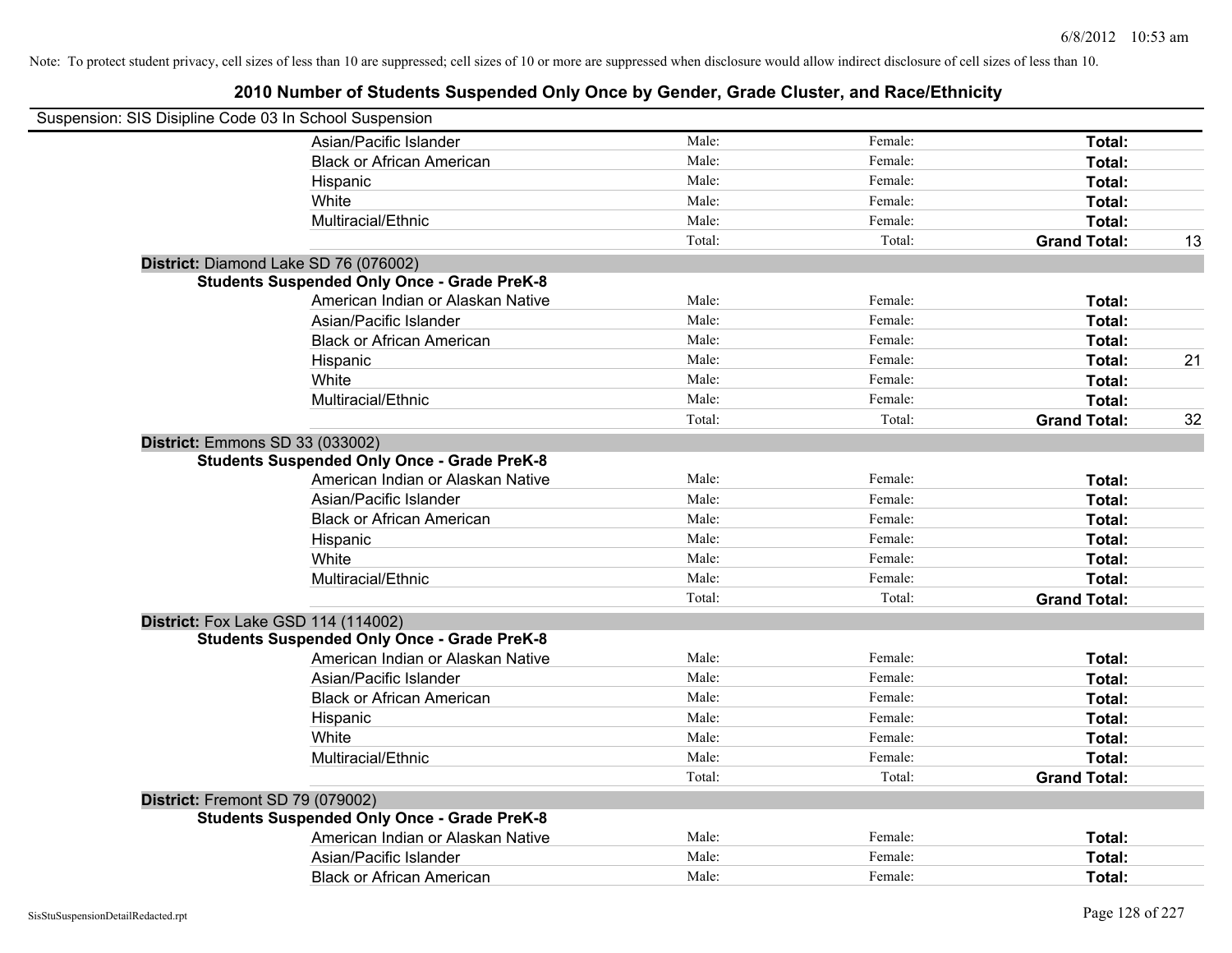Note: To protect student privacy, cell sizes of less than 10 are suppressed; cell sizes of 10 or more are suppressed when disclosure would allow indirect disclosure of cell sizes of less than 10.

# 2010 Number of Students Suspended Only Once by Gender, Grade Cluster, and Race/Ethnicity

Suspension: SIS Disipline Code 03 In School Suspension

| | | | | | |
|---|---|---|---|---|---|
| | Asian/Pacific Islander | Male: | Female: | **Total:** | |
| | Black or African American | Male: | Female: | **Total:** | |
| | Hispanic | Male: | Female: | **Total:** | |
| | White | Male: | Female: | **Total:** | |
| | Multiracial/Ethnic | Male: | Female: | **Total:** | |
| | | Total: | Total: | **Grand Total:** | 13 |
| **District:** Diamond Lake SD 76 (076002) | | | | | |
| **Students Suspended Only Once - Grade PreK-8** | | | | | |
| | American Indian or Alaskan Native | Male: | Female: | **Total:** | |
| | Asian/Pacific Islander | Male: | Female: | **Total:** | |
| | Black or African American | Male: | Female: | **Total:** | |
| | Hispanic | Male: | Female: | **Total:** | 21 |
| | White | Male: | Female: | **Total:** | |
| | Multiracial/Ethnic | Male: | Female: | **Total:** | |
| | | Total: | Total: | **Grand Total:** | 32 |
| **District:** Emmons SD 33 (033002) | | | | | |
| **Students Suspended Only Once - Grade PreK-8** | | | | | |
| | American Indian or Alaskan Native | Male: | Female: | **Total:** | |
| | Asian/Pacific Islander | Male: | Female: | **Total:** | |
| | Black or African American | Male: | Female: | **Total:** | |
| | Hispanic | Male: | Female: | **Total:** | |
| | White | Male: | Female: | **Total:** | |
| | Multiracial/Ethnic | Male: | Female: | **Total:** | |
| | | Total: | Total: | **Grand Total:** | |
| **District:** Fox Lake GSD 114 (114002) | | | | | |
| **Students Suspended Only Once - Grade PreK-8** | | | | | |
| | American Indian or Alaskan Native | Male: | Female: | **Total:** | |
| | Asian/Pacific Islander | Male: | Female: | **Total:** | |
| | Black or African American | Male: | Female: | **Total:** | |
| | Hispanic | Male: | Female: | **Total:** | |
| | White | Male: | Female: | **Total:** | |
| | Multiracial/Ethnic | Male: | Female: | **Total:** | |
| | | Total: | Total: | **Grand Total:** | |
| **District:** Fremont SD 79 (079002) | | | | | |
| **Students Suspended Only Once - Grade PreK-8** | | | | | |
| | American Indian or Alaskan Native | Male: | Female: | **Total:** | |
| | Asian/Pacific Islander | Male: | Female: | **Total:** | |
| | Black or African American | Male: | Female: | **Total:** | |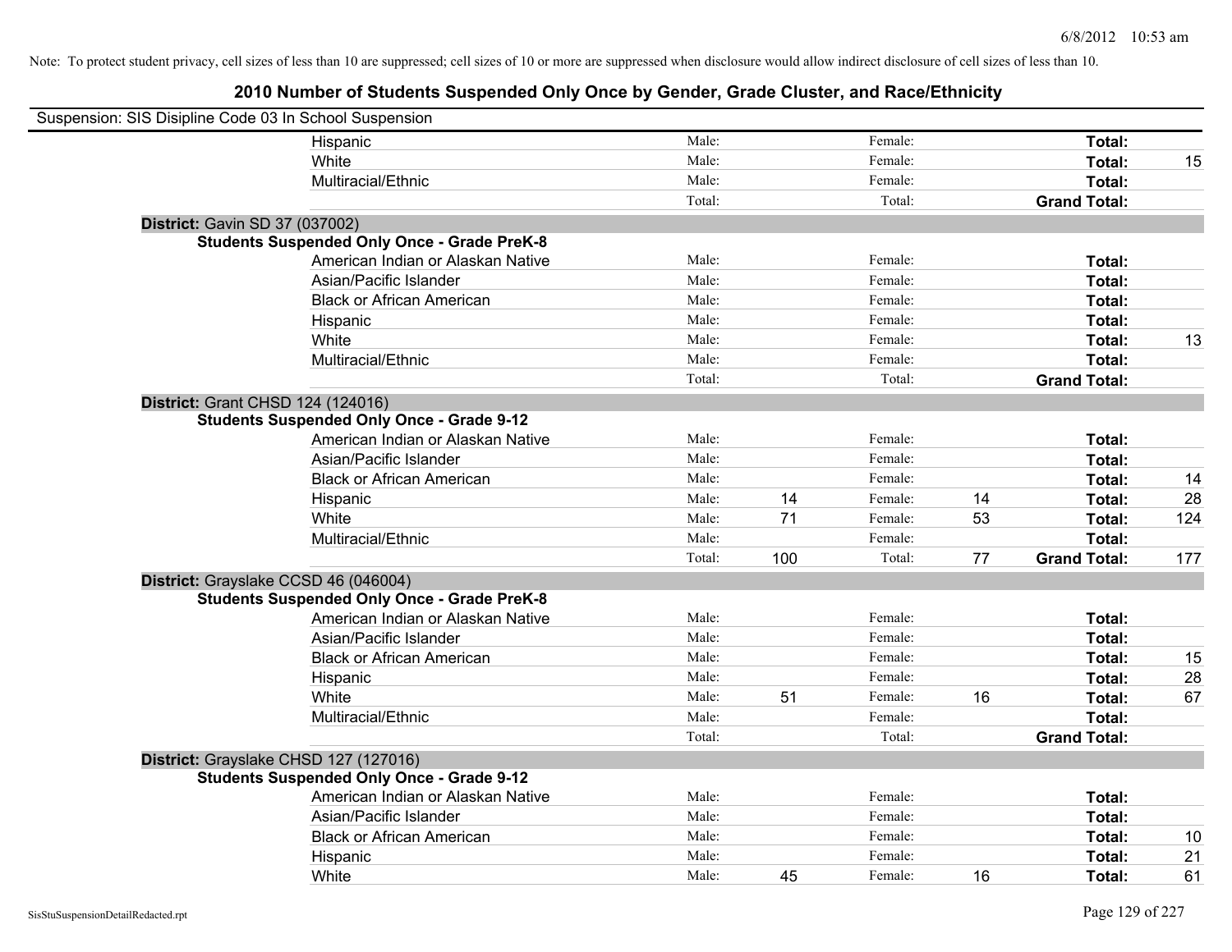Note: To protect student privacy, cell sizes of less than 10 are suppressed; cell sizes of 10 or more are suppressed when disclosure would allow indirect disclosure of cell sizes of less than 10.

# 2010 Number of Students Suspended Only Once by Gender, Grade Cluster, and Race/Ethnicity

Suspension: SIS Disipline Code 03 In School Suspension

| | | | | | | |
|---|---|---|---|---|---|---|
| Hispanic | Male: | | Female: | | Total: | |
| White | Male: | | Female: | | Total: | 15 |
| Multiracial/Ethnic | Male: | | Female: | | Total: | |
| | Total: | | Total: | | Grand Total: | |

**District:** Gavin SD 37 (037002)

**Students Suspended Only Once - Grade PreK-8**

| | | | | | | |
|---|---|---|---|---|---|---|
| American Indian or Alaskan Native | Male: | | Female: | | Total: | |
| Asian/Pacific Islander | Male: | | Female: | | Total: | |
| Black or African American | Male: | | Female: | | Total: | |
| Hispanic | Male: | | Female: | | Total: | |
| White | Male: | | Female: | | Total: | 13 |
| Multiracial/Ethnic | Male: | | Female: | | Total: | |
| | Total: | | Total: | | Grand Total: | |

**District:** Grant CHSD 124 (124016)

**Students Suspended Only Once - Grade 9-12**

| | | | | | | |
|---|---|---|---|---|---|---|
| American Indian or Alaskan Native | Male: | | Female: | | Total: | |
| Asian/Pacific Islander | Male: | | Female: | | Total: | |
| Black or African American | Male: | | Female: | | Total: | 14 |
| Hispanic | Male: | 14 | Female: | 14 | Total: | 28 |
| White | Male: | 71 | Female: | 53 | Total: | 124 |
| Multiracial/Ethnic | Male: | | Female: | | Total: | |
| | Total: | 100 | Total: | 77 | Grand Total: | 177 |

**District:** Grayslake CCSD 46 (046004)

**Students Suspended Only Once - Grade PreK-8**

| | | | | | | |
|---|---|---|---|---|---|---|
| American Indian or Alaskan Native | Male: | | Female: | | Total: | |
| Asian/Pacific Islander | Male: | | Female: | | Total: | |
| Black or African American | Male: | | Female: | | Total: | 15 |
| Hispanic | Male: | | Female: | | Total: | 28 |
| White | Male: | 51 | Female: | 16 | Total: | 67 |
| Multiracial/Ethnic | Male: | | Female: | | Total: | |
| | Total: | | Total: | | Grand Total: | |

**District:** Grayslake CHSD 127 (127016)

**Students Suspended Only Once - Grade 9-12**

| | | | | | | |
|---|---|---|---|---|---|---|
| American Indian or Alaskan Native | Male: | | Female: | | Total: | |
| Asian/Pacific Islander | Male: | | Female: | | Total: | |
| Black or African American | Male: | | Female: | | Total: | 10 |
| Hispanic | Male: | | Female: | | Total: | 21 |
| White | Male: | 45 | Female: | 16 | Total: | 61 |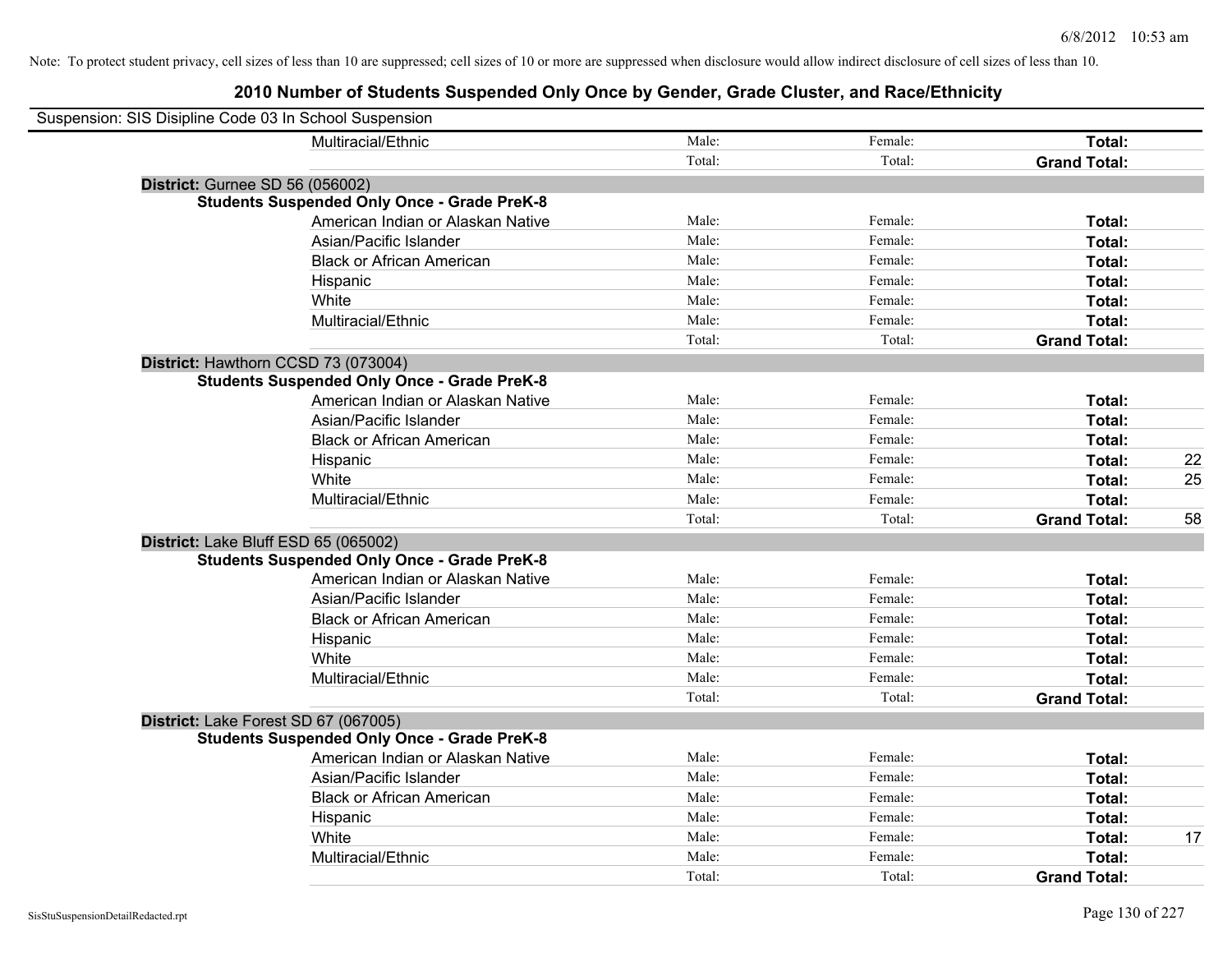Note: To protect student privacy, cell sizes of less than 10 are suppressed; cell sizes of 10 or more are suppressed when disclosure would allow indirect disclosure of cell sizes of less than 10.

## 2010 Number of Students Suspended Only Once by Gender, Grade Cluster, and Race/Ethnicity

Suspension: SIS Disipline Code 03 In School Suspension

| | | | | |
|---|---|---|---|---|
| Multiracial/Ethnic | Male: | Female: | **Total:** | |
| | Total: | Total: | **Grand Total:** | |

**District:** Gurnee SD 56 (056002)

**Students Suspended Only Once - Grade PreK-8**

| | | | | |
|---|---|---|---|---|
| American Indian or Alaskan Native | Male: | Female: | **Total:** | |
| Asian/Pacific Islander | Male: | Female: | **Total:** | |
| Black or African American | Male: | Female: | **Total:** | |
| Hispanic | Male: | Female: | **Total:** | |
| White | Male: | Female: | **Total:** | |
| Multiracial/Ethnic | Male: | Female: | **Total:** | |
| | Total: | Total: | **Grand Total:** | |

**District:** Hawthorn CCSD 73 (073004)

**Students Suspended Only Once - Grade PreK-8**

| | | | | |
|---|---|---|---|---|
| American Indian or Alaskan Native | Male: | Female: | **Total:** | |
| Asian/Pacific Islander | Male: | Female: | **Total:** | |
| Black or African American | Male: | Female: | **Total:** | |
| Hispanic | Male: | Female: | **Total:** | 22 |
| White | Male: | Female: | **Total:** | 25 |
| Multiracial/Ethnic | Male: | Female: | **Total:** | |
| | Total: | Total: | **Grand Total:** | 58 |

**District:** Lake Bluff ESD 65 (065002)

**Students Suspended Only Once - Grade PreK-8**

| | | | | |
|---|---|---|---|---|
| American Indian or Alaskan Native | Male: | Female: | **Total:** | |
| Asian/Pacific Islander | Male: | Female: | **Total:** | |
| Black or African American | Male: | Female: | **Total:** | |
| Hispanic | Male: | Female: | **Total:** | |
| White | Male: | Female: | **Total:** | |
| Multiracial/Ethnic | Male: | Female: | **Total:** | |
| | Total: | Total: | **Grand Total:** | |

**District:** Lake Forest SD 67 (067005)

**Students Suspended Only Once - Grade PreK-8**

| | | | | |
|---|---|---|---|---|
| American Indian or Alaskan Native | Male: | Female: | **Total:** | |
| Asian/Pacific Islander | Male: | Female: | **Total:** | |
| Black or African American | Male: | Female: | **Total:** | |
| Hispanic | Male: | Female: | **Total:** | |
| White | Male: | Female: | **Total:** | 17 |
| Multiracial/Ethnic | Male: | Female: | **Total:** | |
| | Total: | Total: | **Grand Total:** | |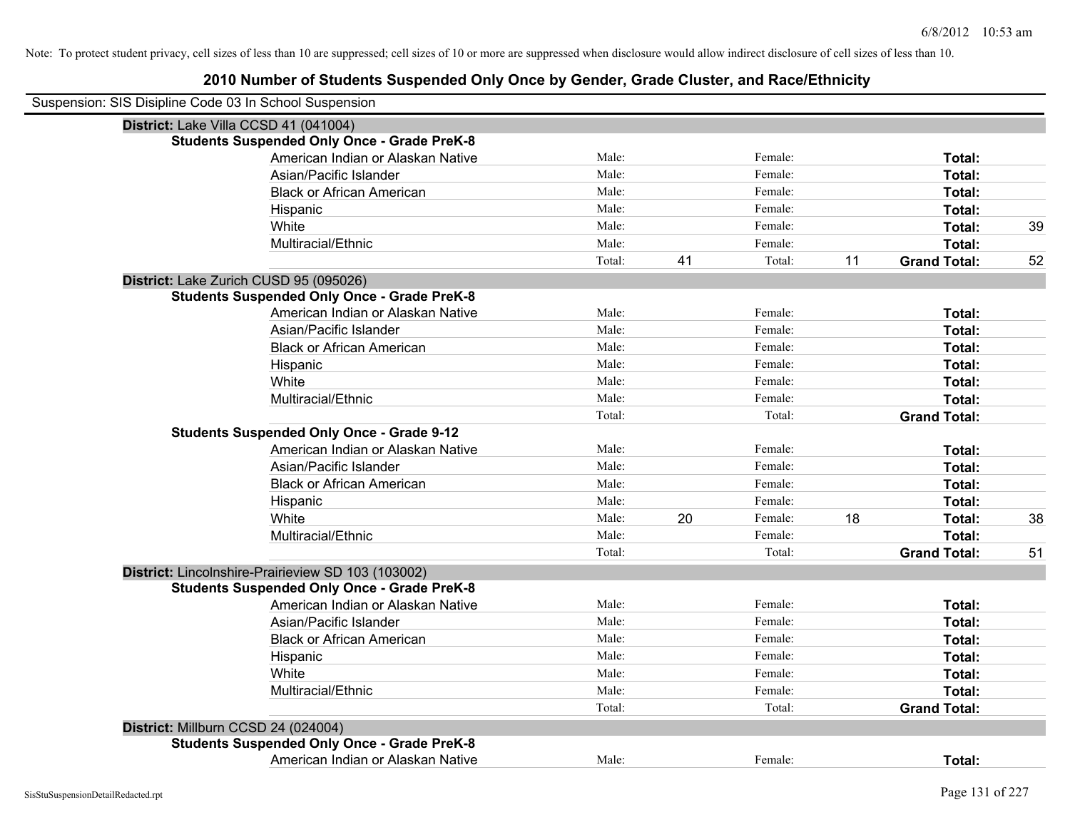Note: To protect student privacy, cell sizes of less than 10 are suppressed; cell sizes of 10 or more are suppressed when disclosure would allow indirect disclosure of cell sizes of less than 10.

## 2010 Number of Students Suspended Only Once by Gender, Grade Cluster, and Race/Ethnicity

Suspension: SIS Disipline Code 03 In School Suspension

### District: Lake Villa CCSD 41 (041004)

**Students Suspended Only Once - Grade PreK-8**

| Race/Ethnicity | | Male | | Female | | Total |
|---|---|---|---|---|---|---|
| American Indian or Alaskan Native | Male: | | Female: | | **Total:** | |
| Asian/Pacific Islander | Male: | | Female: | | **Total:** | |
| Black or African American | Male: | | Female: | | **Total:** | |
| Hispanic | Male: | | Female: | | **Total:** | |
| White | Male: | | Female: | | **Total:** | 39 |
| Multiracial/Ethnic | Male: | | Female: | | **Total:** | |
| | Total: | 41 | Total: | 11 | **Grand Total:** | 52 |

### District: Lake Zurich CUSD 95 (095026)

**Students Suspended Only Once - Grade PreK-8**

| Race/Ethnicity | | Male | | Female | | Total |
|---|---|---|---|---|---|---|
| American Indian or Alaskan Native | Male: | | Female: | | **Total:** | |
| Asian/Pacific Islander | Male: | | Female: | | **Total:** | |
| Black or African American | Male: | | Female: | | **Total:** | |
| Hispanic | Male: | | Female: | | **Total:** | |
| White | Male: | | Female: | | **Total:** | |
| Multiracial/Ethnic | Male: | | Female: | | **Total:** | |
| | Total: | | Total: | | **Grand Total:** | |

**Students Suspended Only Once - Grade 9-12**

| Race/Ethnicity | | Male | | Female | | Total |
|---|---|---|---|---|---|---|
| American Indian or Alaskan Native | Male: | | Female: | | **Total:** | |
| Asian/Pacific Islander | Male: | | Female: | | **Total:** | |
| Black or African American | Male: | | Female: | | **Total:** | |
| Hispanic | Male: | | Female: | | **Total:** | |
| White | Male: | 20 | Female: | 18 | **Total:** | 38 |
| Multiracial/Ethnic | Male: | | Female: | | **Total:** | |
| | Total: | | Total: | | **Grand Total:** | 51 |

### District: Lincolnshire-Prairieview SD 103 (103002)

**Students Suspended Only Once - Grade PreK-8**

| Race/Ethnicity | | Male | | Female | | Total |
|---|---|---|---|---|---|---|
| American Indian or Alaskan Native | Male: | | Female: | | **Total:** | |
| Asian/Pacific Islander | Male: | | Female: | | **Total:** | |
| Black or African American | Male: | | Female: | | **Total:** | |
| Hispanic | Male: | | Female: | | **Total:** | |
| White | Male: | | Female: | | **Total:** | |
| Multiracial/Ethnic | Male: | | Female: | | **Total:** | |
| | Total: | | Total: | | **Grand Total:** | |

### District: Millburn CCSD 24 (024004)

**Students Suspended Only Once - Grade PreK-8**

| Race/Ethnicity | | Male | | Female | | Total |
|---|---|---|---|---|---|---|
| American Indian or Alaskan Native | Male: | | Female: | | **Total:** | |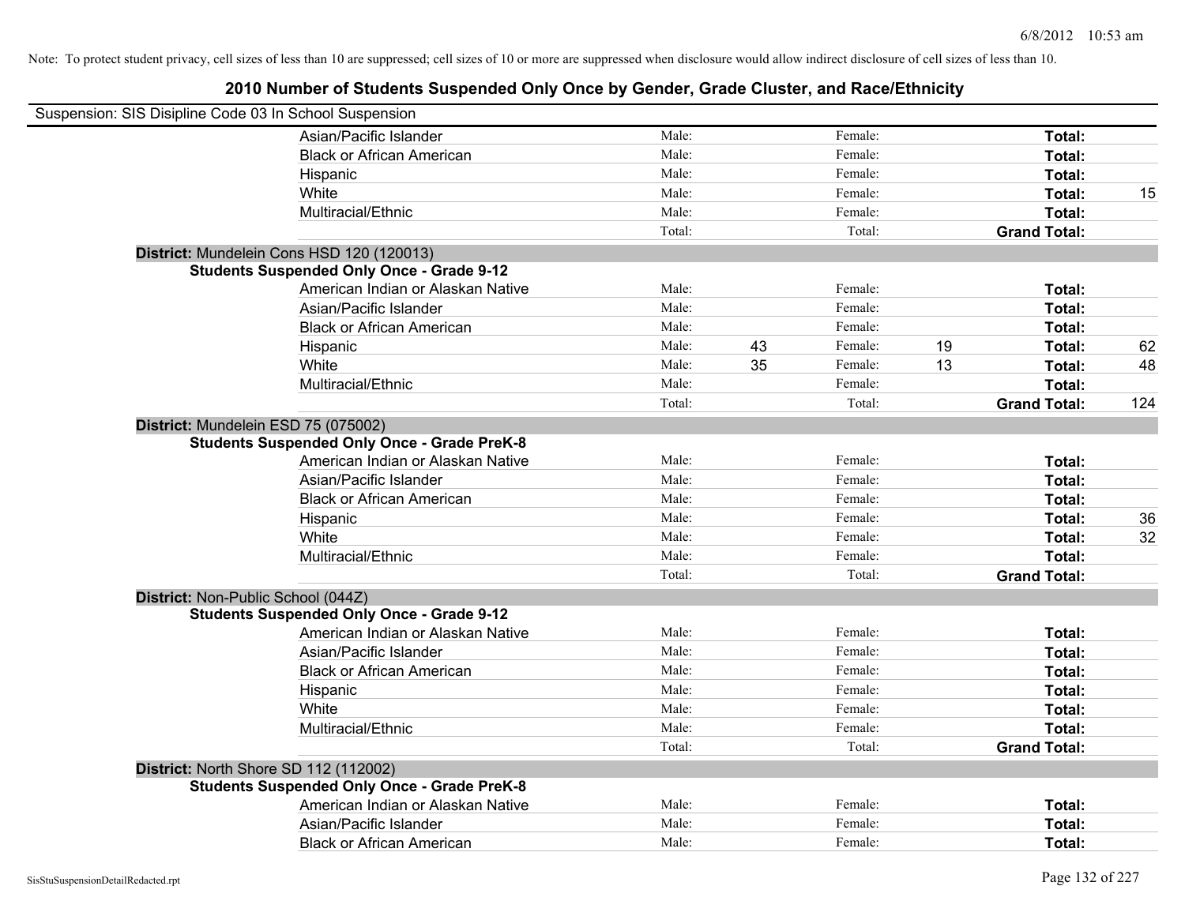Note: To protect student privacy, cell sizes of less than 10 are suppressed; cell sizes of 10 or more are suppressed when disclosure would allow indirect disclosure of cell sizes of less than 10.

# 2010 Number of Students Suspended Only Once by Gender, Grade Cluster, and Race/Ethnicity

Suspension: SIS Disipline Code 03 In School Suspension

| | | | | | | | |
|---|---|---|---|---|---|---|---|
| Asian/Pacific Islander | Male: | | Female: | | **Total:** | |
| Black or African American | Male: | | Female: | | **Total:** | |
| Hispanic | Male: | | Female: | | **Total:** | |
| White | Male: | | Female: | | **Total:** | 15 |
| Multiracial/Ethnic | Male: | | Female: | | **Total:** | |
| | Total: | | Total: | | **Grand Total:** | |

**District:** Mundelein Cons HSD 120 (120013)

**Students Suspended Only Once - Grade 9-12**

| | | | | | | |
|---|---|---|---|---|---|---|
| American Indian or Alaskan Native | Male: | | Female: | | **Total:** | |
| Asian/Pacific Islander | Male: | | Female: | | **Total:** | |
| Black or African American | Male: | | Female: | | **Total:** | |
| Hispanic | Male: | 43 | Female: | 19 | **Total:** | 62 |
| White | Male: | 35 | Female: | 13 | **Total:** | 48 |
| Multiracial/Ethnic | Male: | | Female: | | **Total:** | |
| | Total: | | Total: | | **Grand Total:** | 124 |

**District:** Mundelein ESD 75 (075002)

**Students Suspended Only Once - Grade PreK-8**

| | | | | | | |
|---|---|---|---|---|---|---|
| American Indian or Alaskan Native | Male: | | Female: | | **Total:** | |
| Asian/Pacific Islander | Male: | | Female: | | **Total:** | |
| Black or African American | Male: | | Female: | | **Total:** | |
| Hispanic | Male: | | Female: | | **Total:** | 36 |
| White | Male: | | Female: | | **Total:** | 32 |
| Multiracial/Ethnic | Male: | | Female: | | **Total:** | |
| | Total: | | Total: | | **Grand Total:** | |

**District:** Non-Public School (044Z)

**Students Suspended Only Once - Grade 9-12**

| | | | | | | |
|---|---|---|---|---|---|---|
| American Indian or Alaskan Native | Male: | | Female: | | **Total:** | |
| Asian/Pacific Islander | Male: | | Female: | | **Total:** | |
| Black or African American | Male: | | Female: | | **Total:** | |
| Hispanic | Male: | | Female: | | **Total:** | |
| White | Male: | | Female: | | **Total:** | |
| Multiracial/Ethnic | Male: | | Female: | | **Total:** | |
| | Total: | | Total: | | **Grand Total:** | |

**District:** North Shore SD 112 (112002)

**Students Suspended Only Once - Grade PreK-8**

| | | | | | | |
|---|---|---|---|---|---|---|
| American Indian or Alaskan Native | Male: | | Female: | | **Total:** | |
| Asian/Pacific Islander | Male: | | Female: | | **Total:** | |
| Black or African American | Male: | | Female: | | **Total:** | |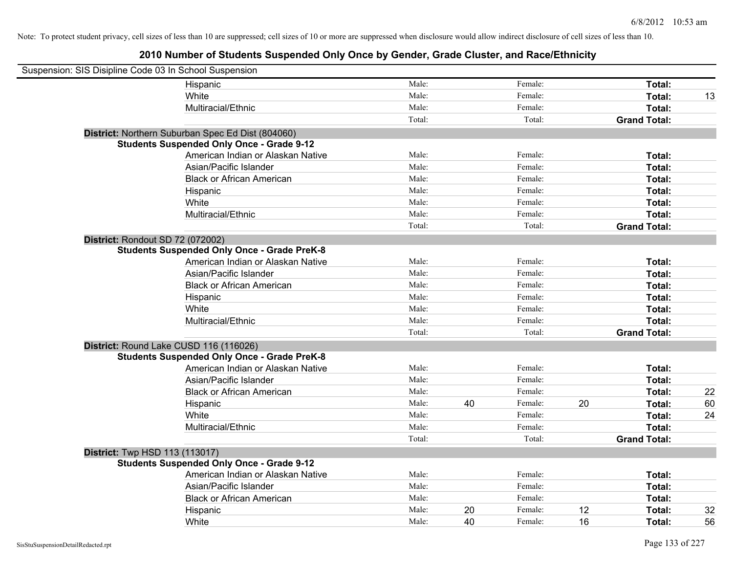Note: To protect student privacy, cell sizes of less than 10 are suppressed; cell sizes of 10 or more are suppressed when disclosure would allow indirect disclosure of cell sizes of less than 10.

## 2010 Number of Students Suspended Only Once by Gender, Grade Cluster, and Race/Ethnicity

Suspension: SIS Disipline Code 03 In School Suspension

| | | | | | | | |
|---|---|---|---|---|---|---|---|
| Hispanic | Male: | | Female: | | **Total:** | |
| White | Male: | | Female: | | **Total:** | 13 |
| Multiracial/Ethnic | Male: | | Female: | | **Total:** | |
| | Total: | | Total: | | **Grand Total:** | |

**District:** Northern Suburban Spec Ed Dist (804060)

**Students Suspended Only Once - Grade 9-12**

| | | | | | | |
|---|---|---|---|---|---|---|
| American Indian or Alaskan Native | Male: | | Female: | | **Total:** | |
| Asian/Pacific Islander | Male: | | Female: | | **Total:** | |
| Black or African American | Male: | | Female: | | **Total:** | |
| Hispanic | Male: | | Female: | | **Total:** | |
| White | Male: | | Female: | | **Total:** | |
| Multiracial/Ethnic | Male: | | Female: | | **Total:** | |
| | Total: | | Total: | | **Grand Total:** | |

**District:** Rondout SD 72 (072002)

**Students Suspended Only Once - Grade PreK-8**

| | | | | | | |
|---|---|---|---|---|---|---|
| American Indian or Alaskan Native | Male: | | Female: | | **Total:** | |
| Asian/Pacific Islander | Male: | | Female: | | **Total:** | |
| Black or African American | Male: | | Female: | | **Total:** | |
| Hispanic | Male: | | Female: | | **Total:** | |
| White | Male: | | Female: | | **Total:** | |
| Multiracial/Ethnic | Male: | | Female: | | **Total:** | |
| | Total: | | Total: | | **Grand Total:** | |

**District:** Round Lake CUSD 116 (116026)

**Students Suspended Only Once - Grade PreK-8**

| | | | | | | |
|---|---|---|---|---|---|---|
| American Indian or Alaskan Native | Male: | | Female: | | **Total:** | |
| Asian/Pacific Islander | Male: | | Female: | | **Total:** | |
| Black or African American | Male: | | Female: | | **Total:** | 22 |
| Hispanic | Male: | 40 | Female: | 20 | **Total:** | 60 |
| White | Male: | | Female: | | **Total:** | 24 |
| Multiracial/Ethnic | Male: | | Female: | | **Total:** | |
| | Total: | | Total: | | **Grand Total:** | |

**District:** Twp HSD 113 (113017)

**Students Suspended Only Once - Grade 9-12**

| | | | | | | |
|---|---|---|---|---|---|---|
| American Indian or Alaskan Native | Male: | | Female: | | **Total:** | |
| Asian/Pacific Islander | Male: | | Female: | | **Total:** | |
| Black or African American | Male: | | Female: | | **Total:** | |
| Hispanic | Male: | 20 | Female: | 12 | **Total:** | 32 |
| White | Male: | 40 | Female: | 16 | **Total:** | 56 |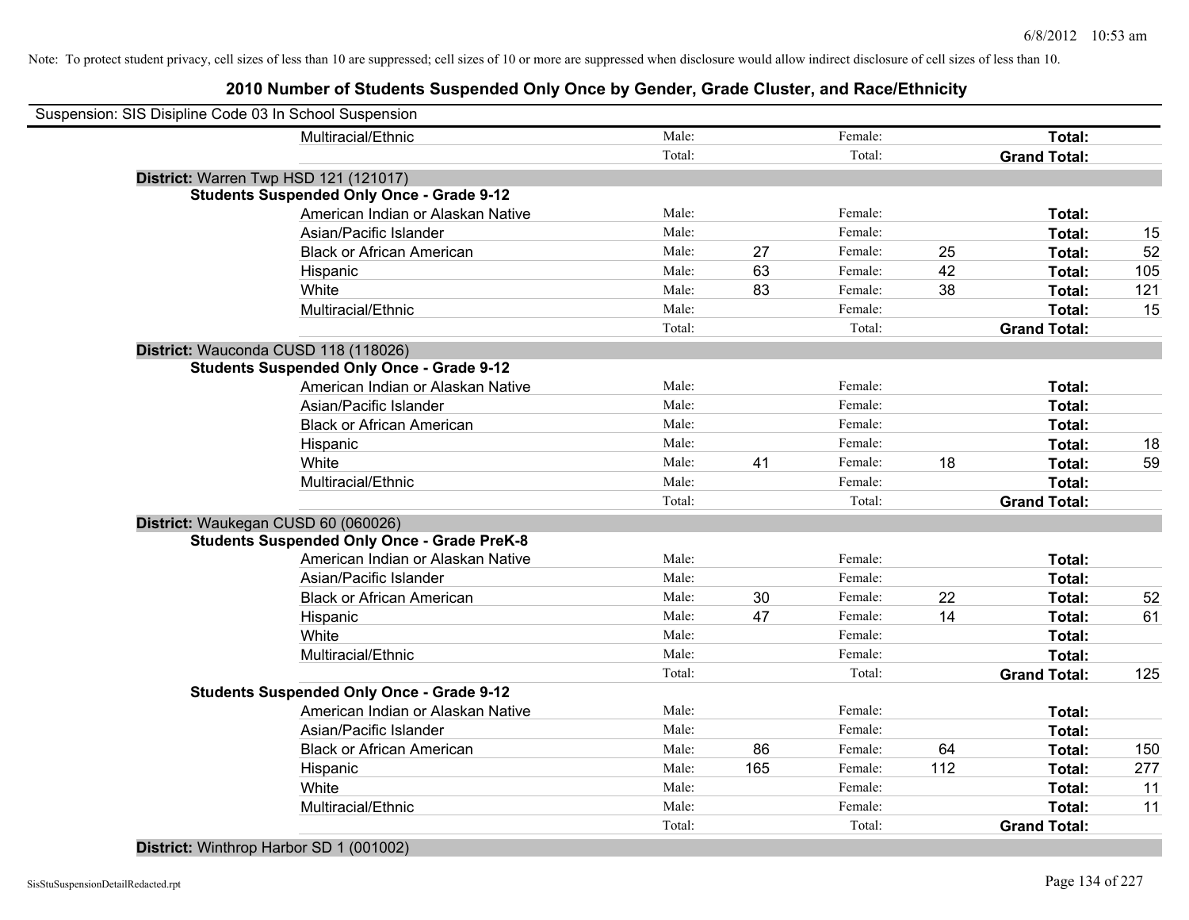Note: To protect student privacy, cell sizes of less than 10 are suppressed; cell sizes of 10 or more are suppressed when disclosure would allow indirect disclosure of cell sizes of less than 10.

## 2010 Number of Students Suspended Only Once by Gender, Grade Cluster, and Race/Ethnicity

Suspension: SIS Disipline Code 03 In School Suspension

| | | | | | | |
|---|---|---|---|---|---|---|
| Multiracial/Ethnic | Male: | | Female: | | **Total:** | |
| | Total: | | Total: | | **Grand Total:** | |

**District:** Warren Twp HSD 121 (121017)

**Students Suspended Only Once - Grade 9-12**

| | | | | | | |
|---|---|---|---|---|---|---|
| American Indian or Alaskan Native | Male: | | Female: | | **Total:** | |
| Asian/Pacific Islander | Male: | | Female: | | **Total:** | 15 |
| Black or African American | Male: | 27 | Female: | 25 | **Total:** | 52 |
| Hispanic | Male: | 63 | Female: | 42 | **Total:** | 105 |
| White | Male: | 83 | Female: | 38 | **Total:** | 121 |
| Multiracial/Ethnic | Male: | | Female: | | **Total:** | 15 |
| | Total: | | Total: | | **Grand Total:** | |

**District:** Wauconda CUSD 118 (118026)

**Students Suspended Only Once - Grade 9-12**

| | | | | | | |
|---|---|---|---|---|---|---|
| American Indian or Alaskan Native | Male: | | Female: | | **Total:** | |
| Asian/Pacific Islander | Male: | | Female: | | **Total:** | |
| Black or African American | Male: | | Female: | | **Total:** | |
| Hispanic | Male: | | Female: | | **Total:** | 18 |
| White | Male: | 41 | Female: | 18 | **Total:** | 59 |
| Multiracial/Ethnic | Male: | | Female: | | **Total:** | |
| | Total: | | Total: | | **Grand Total:** | |

**District:** Waukegan CUSD 60 (060026)

**Students Suspended Only Once - Grade PreK-8**

| | | | | | | |
|---|---|---|---|---|---|---|
| American Indian or Alaskan Native | Male: | | Female: | | **Total:** | |
| Asian/Pacific Islander | Male: | | Female: | | **Total:** | |
| Black or African American | Male: | 30 | Female: | 22 | **Total:** | 52 |
| Hispanic | Male: | 47 | Female: | 14 | **Total:** | 61 |
| White | Male: | | Female: | | **Total:** | |
| Multiracial/Ethnic | Male: | | Female: | | **Total:** | |
| | Total: | | Total: | | **Grand Total:** | 125 |

**Students Suspended Only Once - Grade 9-12**

| | | | | | | |
|---|---|---|---|---|---|---|
| American Indian or Alaskan Native | Male: | | Female: | | **Total:** | |
| Asian/Pacific Islander | Male: | | Female: | | **Total:** | |
| Black or African American | Male: | 86 | Female: | 64 | **Total:** | 150 |
| Hispanic | Male: | 165 | Female: | 112 | **Total:** | 277 |
| White | Male: | | Female: | | **Total:** | 11 |
| Multiracial/Ethnic | Male: | | Female: | | **Total:** | 11 |
| | Total: | | Total: | | **Grand Total:** | |

**District:** Winthrop Harbor SD 1 (001002)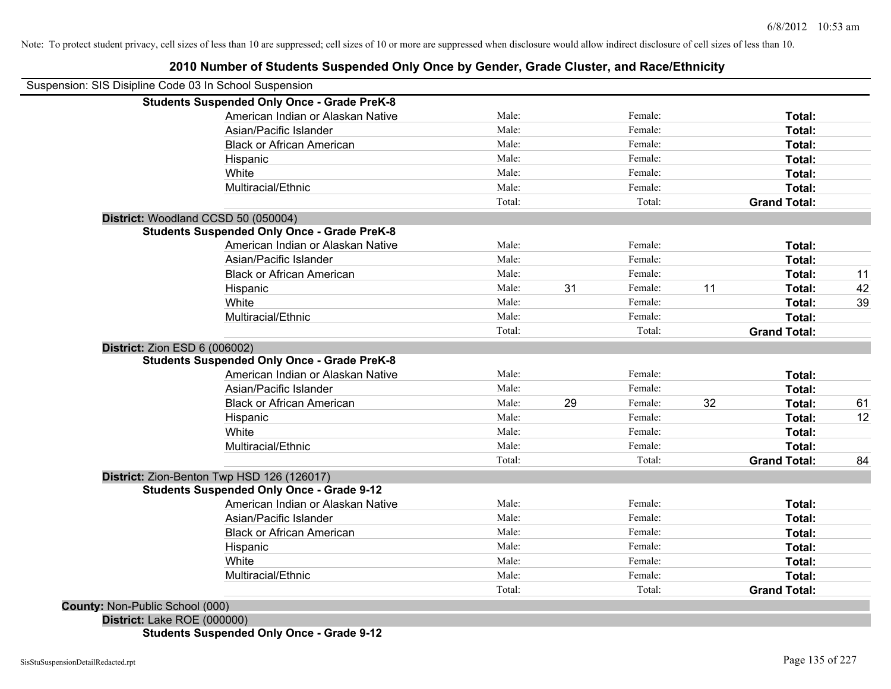Note: To protect student privacy, cell sizes of less than 10 are suppressed; cell sizes of 10 or more are suppressed when disclosure would allow indirect disclosure of cell sizes of less than 10.

# 2010 Number of Students Suspended Only Once by Gender, Grade Cluster, and Race/Ethnicity

Suspension: SIS Disipline Code 03 In School Suspension

**Students Suspended Only Once - Grade PreK-8**

| | | | | | | |
|---|---|---|---|---|---|---|
| American Indian or Alaskan Native | Male: | | Female: | | **Total:** | |
| Asian/Pacific Islander | Male: | | Female: | | **Total:** | |
| Black or African American | Male: | | Female: | | **Total:** | |
| Hispanic | Male: | | Female: | | **Total:** | |
| White | Male: | | Female: | | **Total:** | |
| Multiracial/Ethnic | Male: | | Female: | | **Total:** | |
| | Total: | | Total: | | **Grand Total:** | |

**District:** Woodland CCSD 50 (050004)

**Students Suspended Only Once - Grade PreK-8**

| | | | | | | |
|---|---|---|---|---|---|---|
| American Indian or Alaskan Native | Male: | | Female: | | **Total:** | |
| Asian/Pacific Islander | Male: | | Female: | | **Total:** | |
| Black or African American | Male: | | Female: | | **Total:** | 11 |
| Hispanic | Male: | 31 | Female: | 11 | **Total:** | 42 |
| White | Male: | | Female: | | **Total:** | 39 |
| Multiracial/Ethnic | Male: | | Female: | | **Total:** | |
| | Total: | | Total: | | **Grand Total:** | |

**District:** Zion ESD 6 (006002)

**Students Suspended Only Once - Grade PreK-8**

| | | | | | | |
|---|---|---|---|---|---|---|
| American Indian or Alaskan Native | Male: | | Female: | | **Total:** | |
| Asian/Pacific Islander | Male: | | Female: | | **Total:** | |
| Black or African American | Male: | 29 | Female: | 32 | **Total:** | 61 |
| Hispanic | Male: | | Female: | | **Total:** | 12 |
| White | Male: | | Female: | | **Total:** | |
| Multiracial/Ethnic | Male: | | Female: | | **Total:** | |
| | Total: | | Total: | | **Grand Total:** | 84 |

**District:** Zion-Benton Twp HSD 126 (126017)

**Students Suspended Only Once - Grade 9-12**

| | | | | | | |
|---|---|---|---|---|---|---|
| American Indian or Alaskan Native | Male: | | Female: | | **Total:** | |
| Asian/Pacific Islander | Male: | | Female: | | **Total:** | |
| Black or African American | Male: | | Female: | | **Total:** | |
| Hispanic | Male: | | Female: | | **Total:** | |
| White | Male: | | Female: | | **Total:** | |
| Multiracial/Ethnic | Male: | | Female: | | **Total:** | |
| | Total: | | Total: | | **Grand Total:** | |

**County:** Non-Public School (000)

**District:** Lake ROE (000000)

**Students Suspended Only Once - Grade 9-12**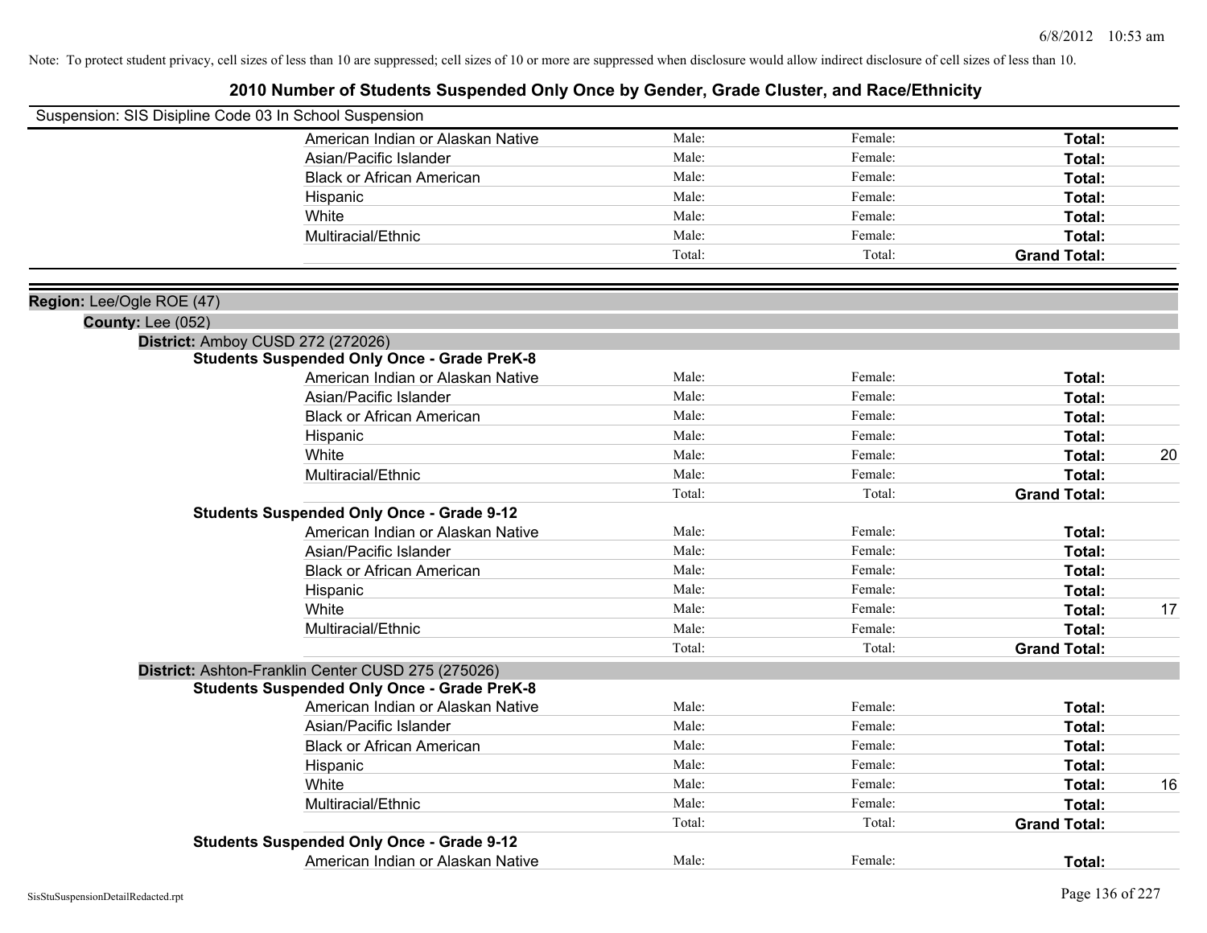Note: To protect student privacy, cell sizes of less than 10 are suppressed; cell sizes of 10 or more are suppressed when disclosure would allow indirect disclosure of cell sizes of less than 10.

# 2010 Number of Students Suspended Only Once by Gender, Grade Cluster, and Race/Ethnicity

Suspension: SIS Disipline Code 03 In School Suspension

| | Male | Female | Total | |
|---|---|---|---|---|
| American Indian or Alaskan Native | Male: | Female: | **Total:** | |
| Asian/Pacific Islander | Male: | Female: | **Total:** | |
| Black or African American | Male: | Female: | **Total:** | |
| Hispanic | Male: | Female: | **Total:** | |
| White | Male: | Female: | **Total:** | |
| Multiracial/Ethnic | Male: | Female: | **Total:** | |
| | Total: | Total: | **Grand Total:** | |

**Region:** Lee/Ogle ROE (47)

**County:** Lee (052)

**District:** Amboy CUSD 272 (272026)

**Students Suspended Only Once - Grade PreK-8**

| | Male | Female | Total | |
|---|---|---|---|---|
| American Indian or Alaskan Native | Male: | Female: | **Total:** | |
| Asian/Pacific Islander | Male: | Female: | **Total:** | |
| Black or African American | Male: | Female: | **Total:** | |
| Hispanic | Male: | Female: | **Total:** | |
| White | Male: | Female: | **Total:** | 20 |
| Multiracial/Ethnic | Male: | Female: | **Total:** | |
| | Total: | Total: | **Grand Total:** | |

**Students Suspended Only Once - Grade 9-12**

| | Male | Female | Total | |
|---|---|---|---|---|
| American Indian or Alaskan Native | Male: | Female: | **Total:** | |
| Asian/Pacific Islander | Male: | Female: | **Total:** | |
| Black or African American | Male: | Female: | **Total:** | |
| Hispanic | Male: | Female: | **Total:** | |
| White | Male: | Female: | **Total:** | 17 |
| Multiracial/Ethnic | Male: | Female: | **Total:** | |
| | Total: | Total: | **Grand Total:** | |

**District:** Ashton-Franklin Center CUSD 275 (275026)

**Students Suspended Only Once - Grade PreK-8**

| | Male | Female | Total | |
|---|---|---|---|---|
| American Indian or Alaskan Native | Male: | Female: | **Total:** | |
| Asian/Pacific Islander | Male: | Female: | **Total:** | |
| Black or African American | Male: | Female: | **Total:** | |
| Hispanic | Male: | Female: | **Total:** | |
| White | Male: | Female: | **Total:** | 16 |
| Multiracial/Ethnic | Male: | Female: | **Total:** | |
| | Total: | Total: | **Grand Total:** | |

**Students Suspended Only Once - Grade 9-12**

| | Male | Female | Total | |
|---|---|---|---|---|
| American Indian or Alaskan Native | Male: | Female: | **Total:** | |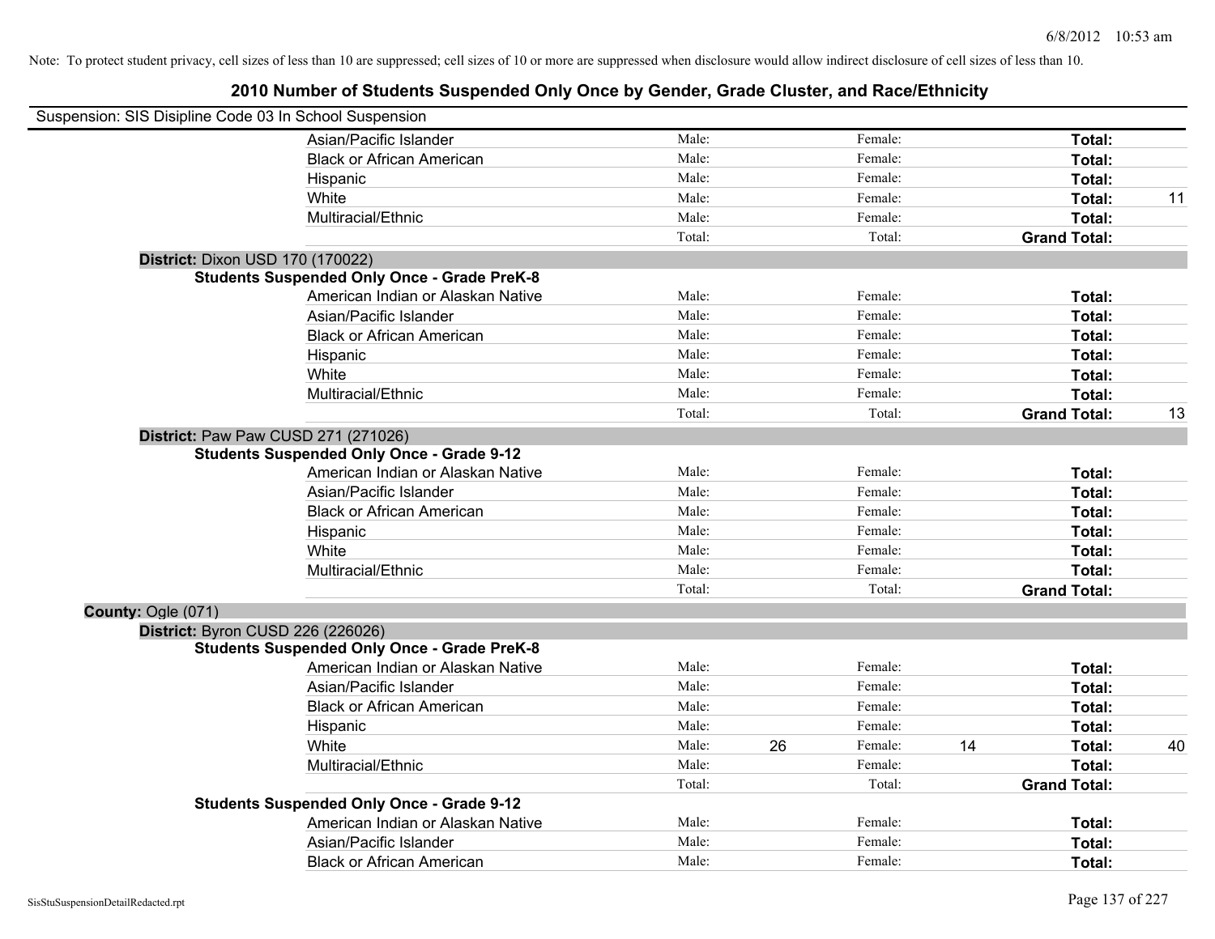Note: To protect student privacy, cell sizes of less than 10 are suppressed; cell sizes of 10 or more are suppressed when disclosure would allow indirect disclosure of cell sizes of less than 10.

# 2010 Number of Students Suspended Only Once by Gender, Grade Cluster, and Race/Ethnicity

Suspension: SIS Disipline Code 03 In School Suspension

| | | | | | | | |
|---|---|---|---|---|---|---|---|
| Asian/Pacific Islander | Male: | | Female: | | **Total:** | |
| Black or African American | Male: | | Female: | | **Total:** | |
| Hispanic | Male: | | Female: | | **Total:** | |
| White | Male: | | Female: | | **Total:** | 11 |
| Multiracial/Ethnic | Male: | | Female: | | **Total:** | |
| | Total: | | Total: | | **Grand Total:** | |

**District:** Dixon USD 170 (170022)

**Students Suspended Only Once - Grade PreK-8**

| | | | | | | |
|---|---|---|---|---|---|---|
| American Indian or Alaskan Native | Male: | | Female: | | **Total:** | |
| Asian/Pacific Islander | Male: | | Female: | | **Total:** | |
| Black or African American | Male: | | Female: | | **Total:** | |
| Hispanic | Male: | | Female: | | **Total:** | |
| White | Male: | | Female: | | **Total:** | |
| Multiracial/Ethnic | Male: | | Female: | | **Total:** | |
| | Total: | | Total: | | **Grand Total:** | 13 |

**District:** Paw Paw CUSD 271 (271026)

**Students Suspended Only Once - Grade 9-12**

| | | | | | | |
|---|---|---|---|---|---|---|
| American Indian or Alaskan Native | Male: | | Female: | | **Total:** | |
| Asian/Pacific Islander | Male: | | Female: | | **Total:** | |
| Black or African American | Male: | | Female: | | **Total:** | |
| Hispanic | Male: | | Female: | | **Total:** | |
| White | Male: | | Female: | | **Total:** | |
| Multiracial/Ethnic | Male: | | Female: | | **Total:** | |
| | Total: | | Total: | | **Grand Total:** | |

**County:** Ogle (071)

**District:** Byron CUSD 226 (226026)

**Students Suspended Only Once - Grade PreK-8**

| | | | | | | |
|---|---|---|---|---|---|---|
| American Indian or Alaskan Native | Male: | | Female: | | **Total:** | |
| Asian/Pacific Islander | Male: | | Female: | | **Total:** | |
| Black or African American | Male: | | Female: | | **Total:** | |
| Hispanic | Male: | | Female: | | **Total:** | |
| White | Male: | 26 | Female: | 14 | **Total:** | 40 |
| Multiracial/Ethnic | Male: | | Female: | | **Total:** | |
| | Total: | | Total: | | **Grand Total:** | |

**Students Suspended Only Once - Grade 9-12**

| | | | | | | |
|---|---|---|---|---|---|---|
| American Indian or Alaskan Native | Male: | | Female: | | **Total:** | |
| Asian/Pacific Islander | Male: | | Female: | | **Total:** | |
| Black or African American | Male: | | Female: | | **Total:** | |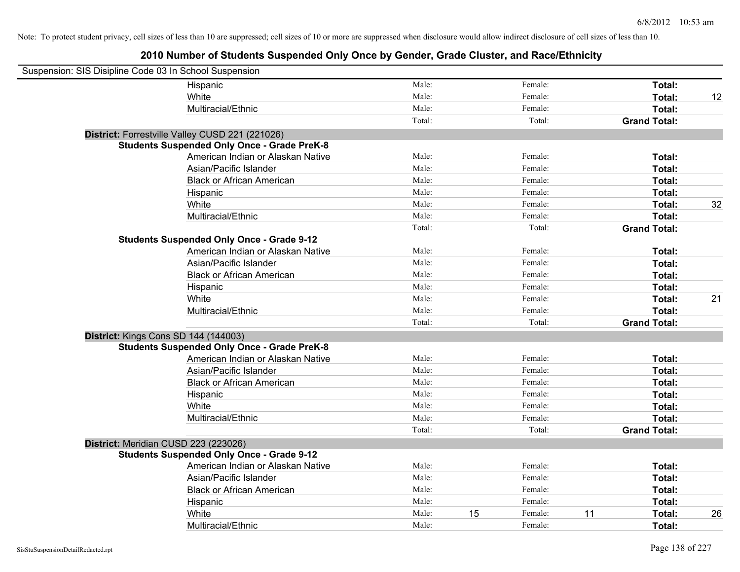Note: To protect student privacy, cell sizes of less than 10 are suppressed; cell sizes of 10 or more are suppressed when disclosure would allow indirect disclosure of cell sizes of less than 10.

# 2010 Number of Students Suspended Only Once by Gender, Grade Cluster, and Race/Ethnicity

Suspension: SIS Disipline Code 03 In School Suspension

| | | | | | | | |
|---|---|---|---|---|---|---|---|
| Hispanic | Male: | | Female: | | **Total:** | |
| White | Male: | | Female: | | **Total:** | 12 |
| Multiracial/Ethnic | Male: | | Female: | | **Total:** | |
| | Total: | | Total: | | **Grand Total:** | |

**District:** Forrestville Valley CUSD 221 (221026)

**Students Suspended Only Once - Grade PreK-8**

| | | | | | | |
|---|---|---|---|---|---|---|
| American Indian or Alaskan Native | Male: | | Female: | | **Total:** | |
| Asian/Pacific Islander | Male: | | Female: | | **Total:** | |
| Black or African American | Male: | | Female: | | **Total:** | |
| Hispanic | Male: | | Female: | | **Total:** | |
| White | Male: | | Female: | | **Total:** | 32 |
| Multiracial/Ethnic | Male: | | Female: | | **Total:** | |
| | Total: | | Total: | | **Grand Total:** | |

**Students Suspended Only Once - Grade 9-12**

| | | | | | | |
|---|---|---|---|---|---|---|
| American Indian or Alaskan Native | Male: | | Female: | | **Total:** | |
| Asian/Pacific Islander | Male: | | Female: | | **Total:** | |
| Black or African American | Male: | | Female: | | **Total:** | |
| Hispanic | Male: | | Female: | | **Total:** | |
| White | Male: | | Female: | | **Total:** | 21 |
| Multiracial/Ethnic | Male: | | Female: | | **Total:** | |
| | Total: | | Total: | | **Grand Total:** | |

**District:** Kings Cons SD 144 (144003)

**Students Suspended Only Once - Grade PreK-8**

| | | | | | | |
|---|---|---|---|---|---|---|
| American Indian or Alaskan Native | Male: | | Female: | | **Total:** | |
| Asian/Pacific Islander | Male: | | Female: | | **Total:** | |
| Black or African American | Male: | | Female: | | **Total:** | |
| Hispanic | Male: | | Female: | | **Total:** | |
| White | Male: | | Female: | | **Total:** | |
| Multiracial/Ethnic | Male: | | Female: | | **Total:** | |
| | Total: | | Total: | | **Grand Total:** | |

**District:** Meridian CUSD 223 (223026)

**Students Suspended Only Once - Grade 9-12**

| | | | | | | |
|---|---|---|---|---|---|---|
| American Indian or Alaskan Native | Male: | | Female: | | **Total:** | |
| Asian/Pacific Islander | Male: | | Female: | | **Total:** | |
| Black or African American | Male: | | Female: | | **Total:** | |
| Hispanic | Male: | | Female: | | **Total:** | |
| White | Male: | 15 | Female: | 11 | **Total:** | 26 |
| Multiracial/Ethnic | Male: | | Female: | | **Total:** | |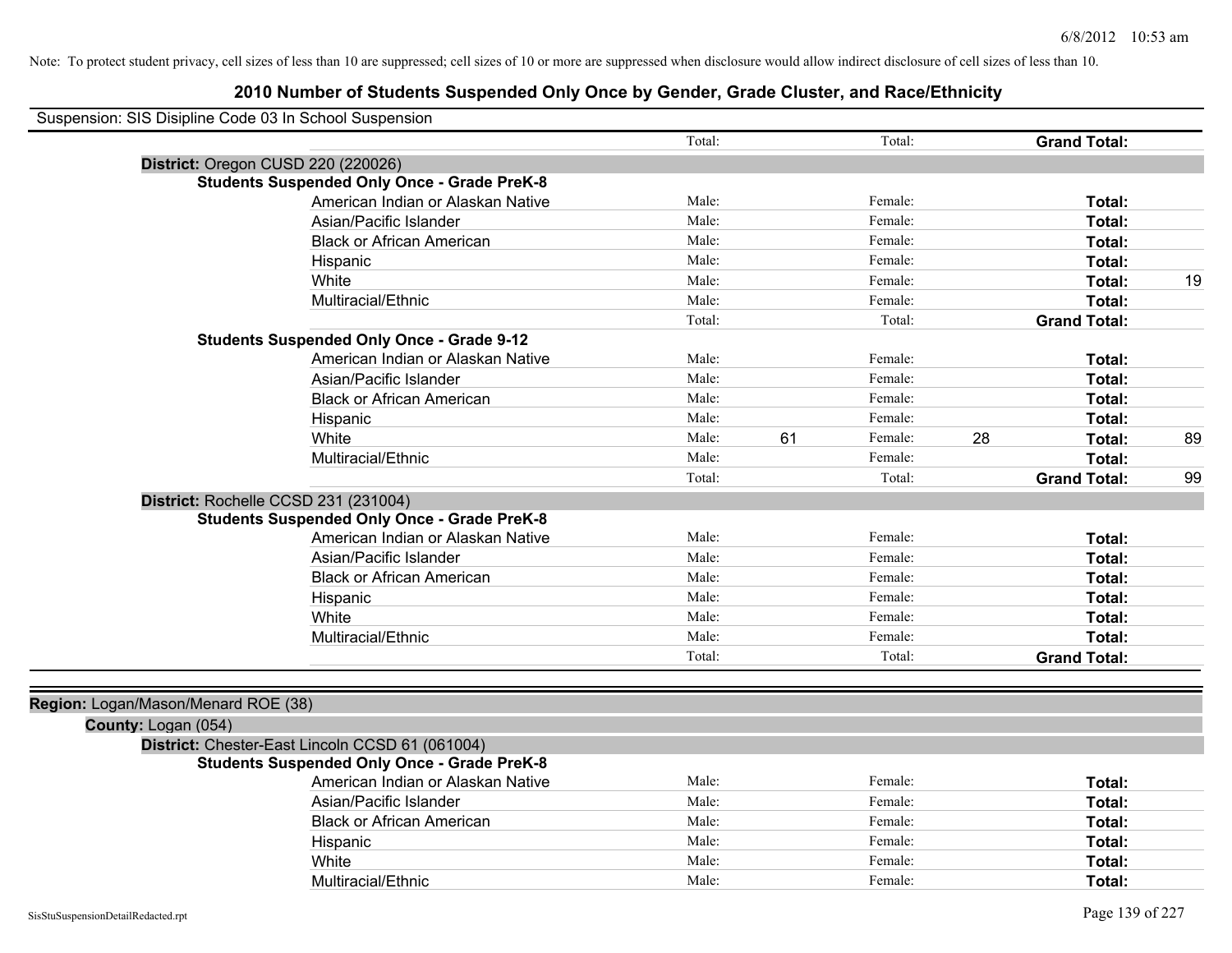Note: To protect student privacy, cell sizes of less than 10 are suppressed; cell sizes of 10 or more are suppressed when disclosure would allow indirect disclosure of cell sizes of less than 10.

# 2010 Number of Students Suspended Only Once by Gender, Grade Cluster, and Race/Ethnicity

Suspension: SIS Disipline Code 03 In School Suspension

| | | | | | | |
|---|---|---|---|---|---|---|
| | Total: | | Total: | | **Grand Total:** | |
| **District:** Oregon CUSD 220 (220026) | | | | | | |
| **Students Suspended Only Once - Grade PreK-8** | | | | | | |
| American Indian or Alaskan Native | Male: | | Female: | | **Total:** | |
| Asian/Pacific Islander | Male: | | Female: | | **Total:** | |
| Black or African American | Male: | | Female: | | **Total:** | |
| Hispanic | Male: | | Female: | | **Total:** | |
| White | Male: | | Female: | | **Total:** | 19 |
| Multiracial/Ethnic | Male: | | Female: | | **Total:** | |
| | Total: | | Total: | | **Grand Total:** | |
| **Students Suspended Only Once - Grade 9-12** | | | | | | |
| American Indian or Alaskan Native | Male: | | Female: | | **Total:** | |
| Asian/Pacific Islander | Male: | | Female: | | **Total:** | |
| Black or African American | Male: | | Female: | | **Total:** | |
| Hispanic | Male: | | Female: | | **Total:** | |
| White | Male: | 61 | Female: | 28 | **Total:** | 89 |
| Multiracial/Ethnic | Male: | | Female: | | **Total:** | |
| | Total: | | Total: | | **Grand Total:** | 99 |
| **District:** Rochelle CCSD 231 (231004) | | | | | | |
| **Students Suspended Only Once - Grade PreK-8** | | | | | | |
| American Indian or Alaskan Native | Male: | | Female: | | **Total:** | |
| Asian/Pacific Islander | Male: | | Female: | | **Total:** | |
| Black or African American | Male: | | Female: | | **Total:** | |
| Hispanic | Male: | | Female: | | **Total:** | |
| White | Male: | | Female: | | **Total:** | |
| Multiracial/Ethnic | Male: | | Female: | | **Total:** | |
| | Total: | | Total: | | **Grand Total:** | |

**Region:** Logan/Mason/Menard ROE (38)

**County:** Logan (054)

| | | | | | | |
|---|---|---|---|---|---|---|
| **District:** Chester-East Lincoln CCSD 61 (061004) | | | | | | |
| **Students Suspended Only Once - Grade PreK-8** | | | | | | |
| American Indian or Alaskan Native | Male: | | Female: | | **Total:** | |
| Asian/Pacific Islander | Male: | | Female: | | **Total:** | |
| Black or African American | Male: | | Female: | | **Total:** | |
| Hispanic | Male: | | Female: | | **Total:** | |
| White | Male: | | Female: | | **Total:** | |
| Multiracial/Ethnic | Male: | | Female: | | **Total:** | |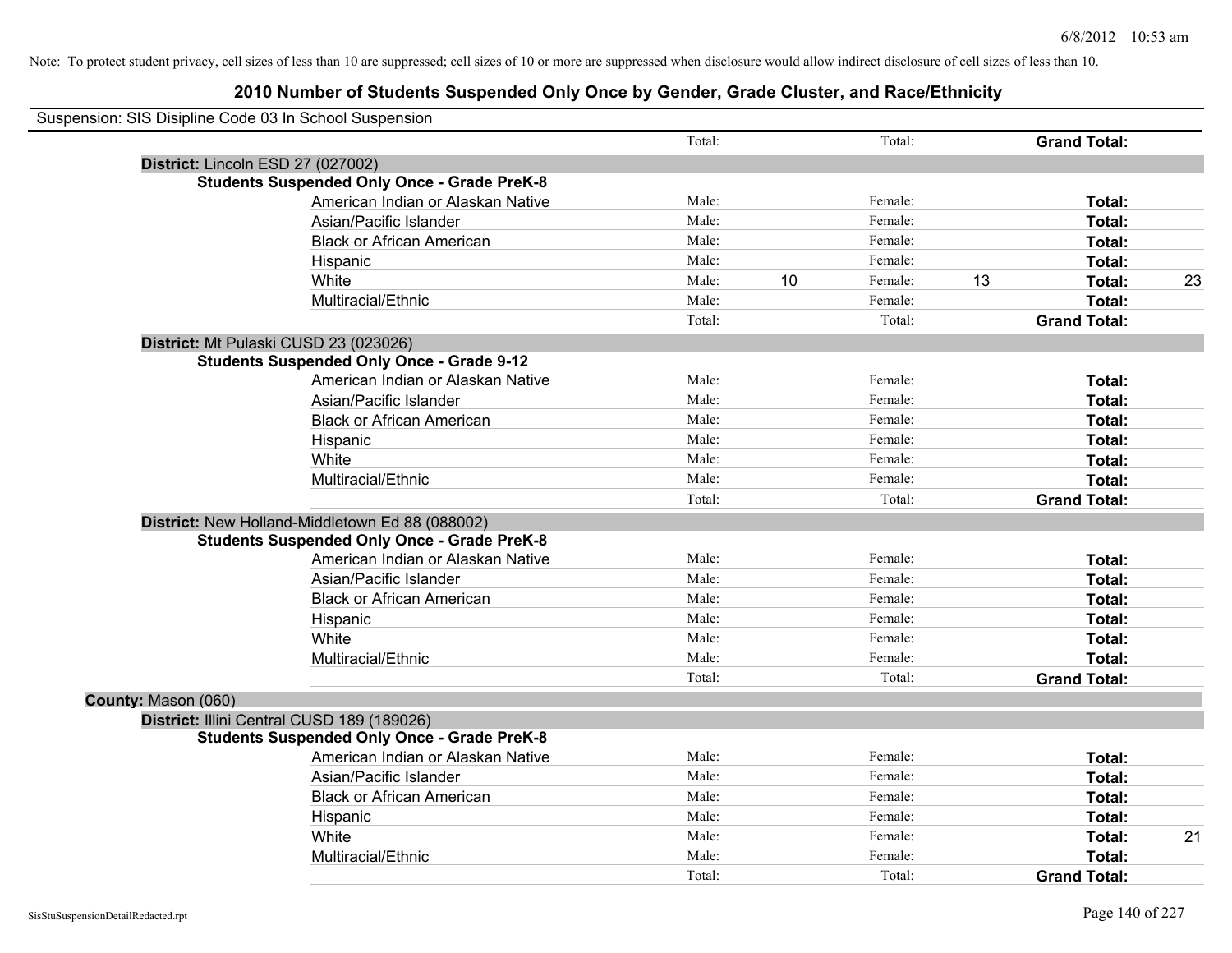Note: To protect student privacy, cell sizes of less than 10 are suppressed; cell sizes of 10 or more are suppressed when disclosure would allow indirect disclosure of cell sizes of less than 10.

# 2010 Number of Students Suspended Only Once by Gender, Grade Cluster, and Race/Ethnicity

Suspension: SIS Disipline Code 03 In School Suspension

| | | | | | | |
|---|---|---|---|---|---|---|
| | Total: | | Total: | | **Grand Total:** | |

**District:** Lincoln ESD 27 (027002)

**Students Suspended Only Once - Grade PreK-8**

| | | | | | | |
|---|---|---|---|---|---|---|
| American Indian or Alaskan Native | Male: | | Female: | | **Total:** | |
| Asian/Pacific Islander | Male: | | Female: | | **Total:** | |
| Black or African American | Male: | | Female: | | **Total:** | |
| Hispanic | Male: | | Female: | | **Total:** | |
| White | Male: | 10 | Female: | 13 | **Total:** | 23 |
| Multiracial/Ethnic | Male: | | Female: | | **Total:** | |
| | Total: | | Total: | | **Grand Total:** | |

**District:** Mt Pulaski CUSD 23 (023026)

**Students Suspended Only Once - Grade 9-12**

| | | | | | | |
|---|---|---|---|---|---|---|
| American Indian or Alaskan Native | Male: | | Female: | | **Total:** | |
| Asian/Pacific Islander | Male: | | Female: | | **Total:** | |
| Black or African American | Male: | | Female: | | **Total:** | |
| Hispanic | Male: | | Female: | | **Total:** | |
| White | Male: | | Female: | | **Total:** | |
| Multiracial/Ethnic | Male: | | Female: | | **Total:** | |
| | Total: | | Total: | | **Grand Total:** | |

**District:** New Holland-Middletown Ed 88 (088002)

**Students Suspended Only Once - Grade PreK-8**

| | | | | | | |
|---|---|---|---|---|---|---|
| American Indian or Alaskan Native | Male: | | Female: | | **Total:** | |
| Asian/Pacific Islander | Male: | | Female: | | **Total:** | |
| Black or African American | Male: | | Female: | | **Total:** | |
| Hispanic | Male: | | Female: | | **Total:** | |
| White | Male: | | Female: | | **Total:** | |
| Multiracial/Ethnic | Male: | | Female: | | **Total:** | |
| | Total: | | Total: | | **Grand Total:** | |

**County:** Mason (060)

**District:** Illini Central CUSD 189 (189026)

**Students Suspended Only Once - Grade PreK-8**

| | | | | | | |
|---|---|---|---|---|---|---|
| American Indian or Alaskan Native | Male: | | Female: | | **Total:** | |
| Asian/Pacific Islander | Male: | | Female: | | **Total:** | |
| Black or African American | Male: | | Female: | | **Total:** | |
| Hispanic | Male: | | Female: | | **Total:** | |
| White | Male: | | Female: | | **Total:** | 21 |
| Multiracial/Ethnic | Male: | | Female: | | **Total:** | |
| | Total: | | Total: | | **Grand Total:** | |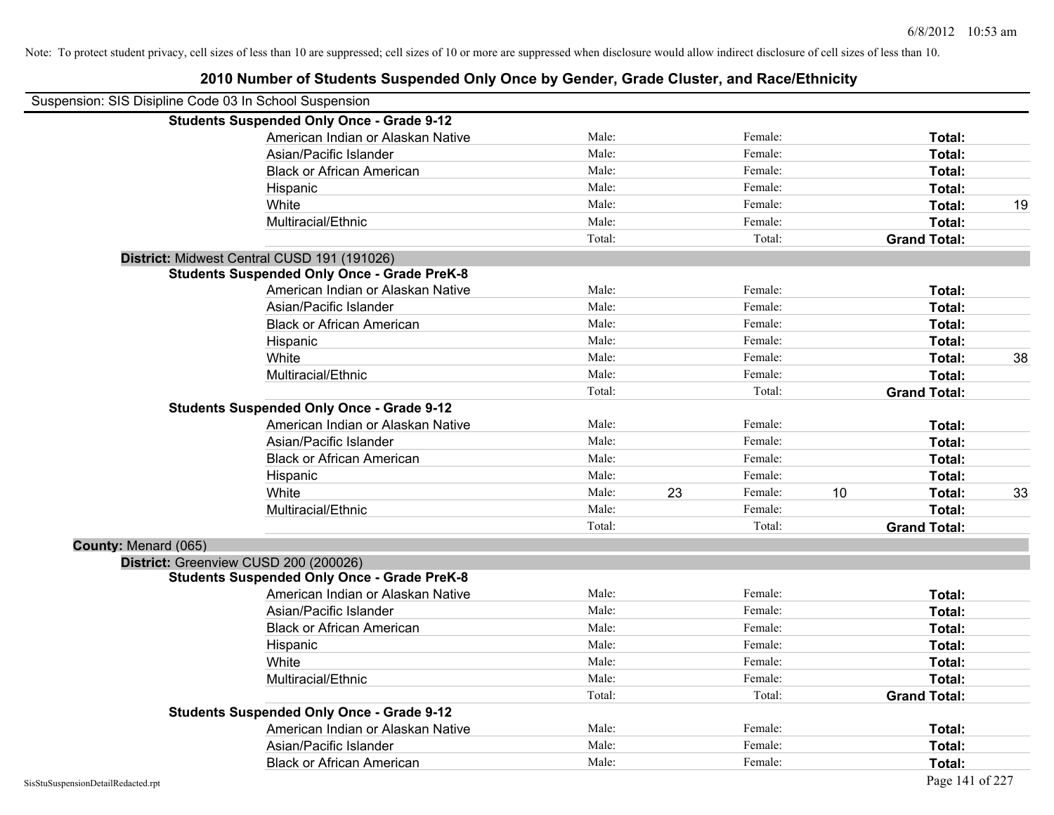Note: To protect student privacy, cell sizes of less than 10 are suppressed; cell sizes of 10 or more are suppressed when disclosure would allow indirect disclosure of cell sizes of less than 10.

# 2010 Number of Students Suspended Only Once by Gender, Grade Cluster, and Race/Ethnicity

Suspension: SIS Disipline Code 03 In School Suspension

**Students Suspended Only Once - Grade 9-12**

| | | | | | | |
|---|---|---|---|---|---|---|
| American Indian or Alaskan Native | Male: | | Female: | | **Total:** | |
| Asian/Pacific Islander | Male: | | Female: | | **Total:** | |
| Black or African American | Male: | | Female: | | **Total:** | |
| Hispanic | Male: | | Female: | | **Total:** | |
| White | Male: | | Female: | | **Total:** | 19 |
| Multiracial/Ethnic | Male: | | Female: | | **Total:** | |
| | Total: | | Total: | | **Grand Total:** | |

**District:** Midwest Central CUSD 191 (191026)

**Students Suspended Only Once - Grade PreK-8**

| | | | | | | |
|---|---|---|---|---|---|---|
| American Indian or Alaskan Native | Male: | | Female: | | **Total:** | |
| Asian/Pacific Islander | Male: | | Female: | | **Total:** | |
| Black or African American | Male: | | Female: | | **Total:** | |
| Hispanic | Male: | | Female: | | **Total:** | |
| White | Male: | | Female: | | **Total:** | 38 |
| Multiracial/Ethnic | Male: | | Female: | | **Total:** | |
| | Total: | | Total: | | **Grand Total:** | |

**Students Suspended Only Once - Grade 9-12**

| | | | | | | |
|---|---|---|---|---|---|---|
| American Indian or Alaskan Native | Male: | | Female: | | **Total:** | |
| Asian/Pacific Islander | Male: | | Female: | | **Total:** | |
| Black or African American | Male: | | Female: | | **Total:** | |
| Hispanic | Male: | | Female: | | **Total:** | |
| White | Male: | 23 | Female: | 10 | **Total:** | 33 |
| Multiracial/Ethnic | Male: | | Female: | | **Total:** | |
| | Total: | | Total: | | **Grand Total:** | |

**County:** Menard (065)

**District:** Greenview CUSD 200 (200026)

**Students Suspended Only Once - Grade PreK-8**

| | | | | | | |
|---|---|---|---|---|---|---|
| American Indian or Alaskan Native | Male: | | Female: | | **Total:** | |
| Asian/Pacific Islander | Male: | | Female: | | **Total:** | |
| Black or African American | Male: | | Female: | | **Total:** | |
| Hispanic | Male: | | Female: | | **Total:** | |
| White | Male: | | Female: | | **Total:** | |
| Multiracial/Ethnic | Male: | | Female: | | **Total:** | |
| | Total: | | Total: | | **Grand Total:** | |

**Students Suspended Only Once - Grade 9-12**

| | | | | | | |
|---|---|---|---|---|---|---|
| American Indian or Alaskan Native | Male: | | Female: | | **Total:** | |
| Asian/Pacific Islander | Male: | | Female: | | **Total:** | |
| Black or African American | Male: | | Female: | | **Total:** | |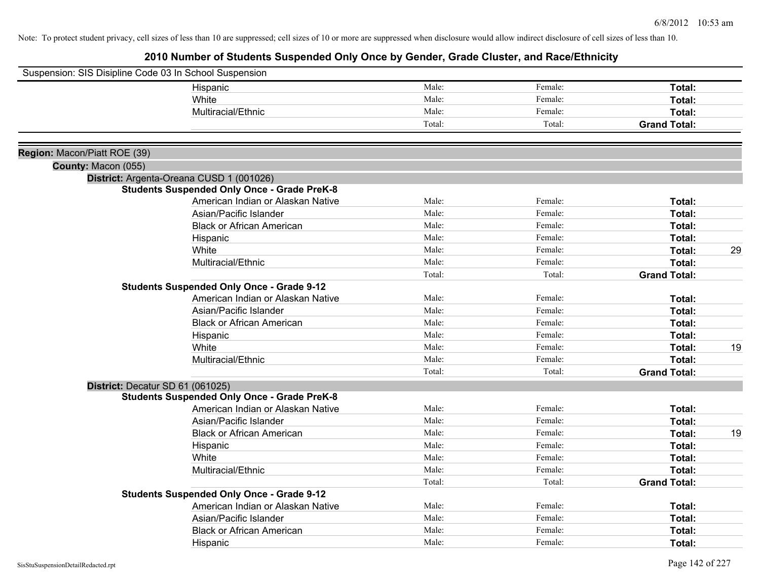Note: To protect student privacy, cell sizes of less than 10 are suppressed; cell sizes of 10 or more are suppressed when disclosure would allow indirect disclosure of cell sizes of less than 10.

# 2010 Number of Students Suspended Only Once by Gender, Grade Cluster, and Race/Ethnicity

Suspension: SIS Disipline Code 03 In School Suspension

| | | | | |
|---|---|---|---|---|
| Hispanic | Male: | Female: | **Total:** | |
| White | Male: | Female: | **Total:** | |
| Multiracial/Ethnic | Male: | Female: | **Total:** | |
| | Total: | Total: | **Grand Total:** | |

**Region:** Macon/Piatt ROE (39)

**County:** Macon (055)

**District:** Argenta-Oreana CUSD 1 (001026)

**Students Suspended Only Once - Grade PreK-8**

| | | | | |
|---|---|---|---|---|
| American Indian or Alaskan Native | Male: | Female: | **Total:** | |
| Asian/Pacific Islander | Male: | Female: | **Total:** | |
| Black or African American | Male: | Female: | **Total:** | |
| Hispanic | Male: | Female: | **Total:** | |
| White | Male: | Female: | **Total:** | 29 |
| Multiracial/Ethnic | Male: | Female: | **Total:** | |
| | Total: | Total: | **Grand Total:** | |

**Students Suspended Only Once - Grade 9-12**

| | | | | |
|---|---|---|---|---|
| American Indian or Alaskan Native | Male: | Female: | **Total:** | |
| Asian/Pacific Islander | Male: | Female: | **Total:** | |
| Black or African American | Male: | Female: | **Total:** | |
| Hispanic | Male: | Female: | **Total:** | |
| White | Male: | Female: | **Total:** | 19 |
| Multiracial/Ethnic | Male: | Female: | **Total:** | |
| | Total: | Total: | **Grand Total:** | |

**District:** Decatur SD 61 (061025)

**Students Suspended Only Once - Grade PreK-8**

| | | | | |
|---|---|---|---|---|
| American Indian or Alaskan Native | Male: | Female: | **Total:** | |
| Asian/Pacific Islander | Male: | Female: | **Total:** | |
| Black or African American | Male: | Female: | **Total:** | 19 |
| Hispanic | Male: | Female: | **Total:** | |
| White | Male: | Female: | **Total:** | |
| Multiracial/Ethnic | Male: | Female: | **Total:** | |
| | Total: | Total: | **Grand Total:** | |

**Students Suspended Only Once - Grade 9-12**

| | | | | |
|---|---|---|---|---|
| American Indian or Alaskan Native | Male: | Female: | **Total:** | |
| Asian/Pacific Islander | Male: | Female: | **Total:** | |
| Black or African American | Male: | Female: | **Total:** | |
| Hispanic | Male: | Female: | **Total:** | |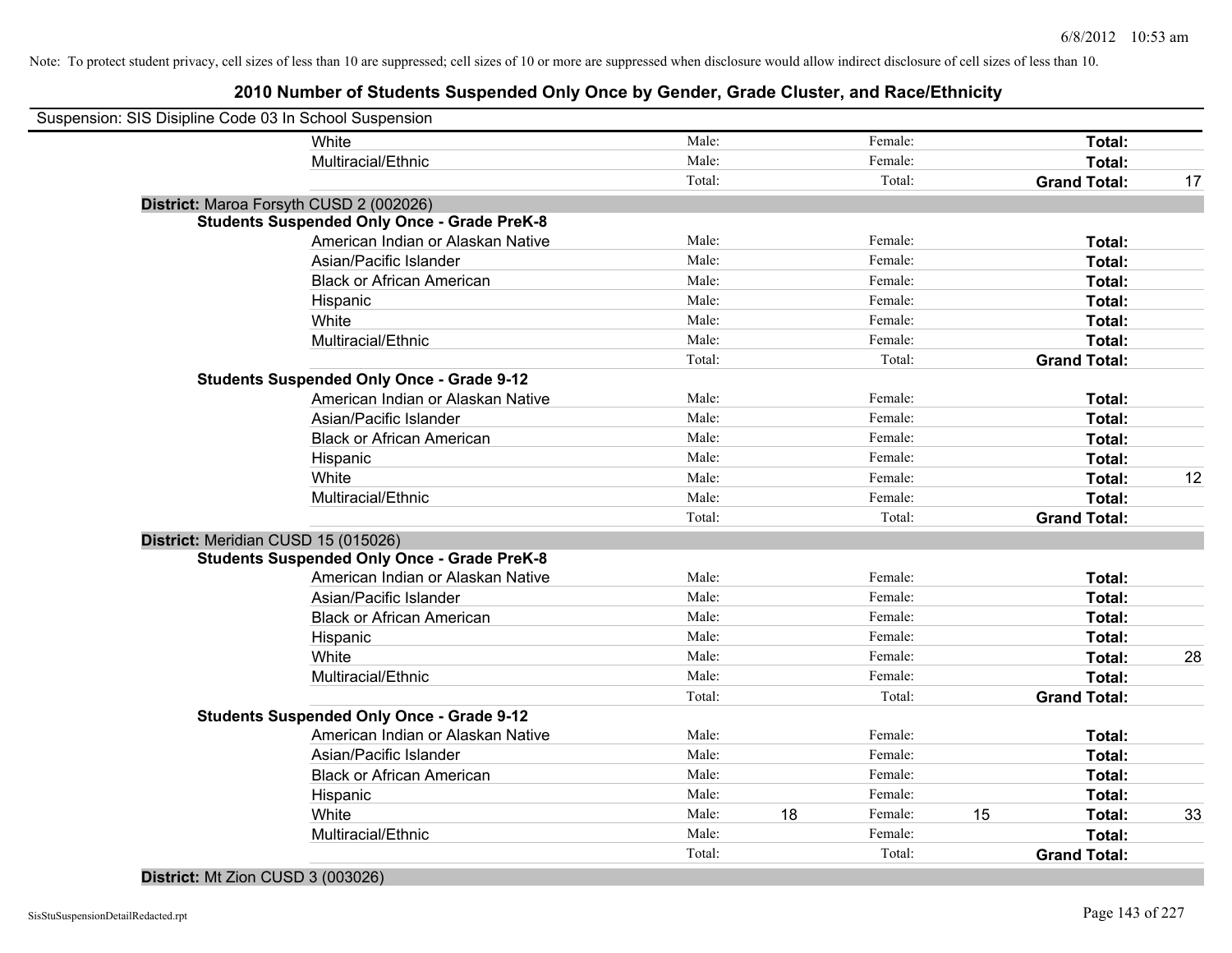Note: To protect student privacy, cell sizes of less than 10 are suppressed; cell sizes of 10 or more are suppressed when disclosure would allow indirect disclosure of cell sizes of less than 10.

# 2010 Number of Students Suspended Only Once by Gender, Grade Cluster, and Race/Ethnicity

Suspension: SIS Disipline Code 03 In School Suspension

| | | | | | | | |
|---|---|---|---|---|---|---|---|
| White | Male: | | Female: | | **Total:** | |
| Multiracial/Ethnic | Male: | | Female: | | **Total:** | |
| | Total: | | Total: | | **Grand Total:** | 17 |

**District:** Maroa Forsyth CUSD 2 (002026)

**Students Suspended Only Once - Grade PreK-8**

| | | | | | | |
|---|---|---|---|---|---|---|
| American Indian or Alaskan Native | Male: | | Female: | | **Total:** | |
| Asian/Pacific Islander | Male: | | Female: | | **Total:** | |
| Black or African American | Male: | | Female: | | **Total:** | |
| Hispanic | Male: | | Female: | | **Total:** | |
| White | Male: | | Female: | | **Total:** | |
| Multiracial/Ethnic | Male: | | Female: | | **Total:** | |
| | Total: | | Total: | | **Grand Total:** | |

**Students Suspended Only Once - Grade 9-12**

| | | | | | | |
|---|---|---|---|---|---|---|
| American Indian or Alaskan Native | Male: | | Female: | | **Total:** | |
| Asian/Pacific Islander | Male: | | Female: | | **Total:** | |
| Black or African American | Male: | | Female: | | **Total:** | |
| Hispanic | Male: | | Female: | | **Total:** | |
| White | Male: | | Female: | | **Total:** | 12 |
| Multiracial/Ethnic | Male: | | Female: | | **Total:** | |
| | Total: | | Total: | | **Grand Total:** | |

**District:** Meridian CUSD 15 (015026)

**Students Suspended Only Once - Grade PreK-8**

| | | | | | | |
|---|---|---|---|---|---|---|
| American Indian or Alaskan Native | Male: | | Female: | | **Total:** | |
| Asian/Pacific Islander | Male: | | Female: | | **Total:** | |
| Black or African American | Male: | | Female: | | **Total:** | |
| Hispanic | Male: | | Female: | | **Total:** | |
| White | Male: | | Female: | | **Total:** | 28 |
| Multiracial/Ethnic | Male: | | Female: | | **Total:** | |
| | Total: | | Total: | | **Grand Total:** | |

**Students Suspended Only Once - Grade 9-12**

| | | | | | | |
|---|---|---|---|---|---|---|
| American Indian or Alaskan Native | Male: | | Female: | | **Total:** | |
| Asian/Pacific Islander | Male: | | Female: | | **Total:** | |
| Black or African American | Male: | | Female: | | **Total:** | |
| Hispanic | Male: | | Female: | | **Total:** | |
| White | Male: | 18 | Female: | 15 | **Total:** | 33 |
| Multiracial/Ethnic | Male: | | Female: | | **Total:** | |
| | Total: | | Total: | | **Grand Total:** | |

**District:** Mt Zion CUSD 3 (003026)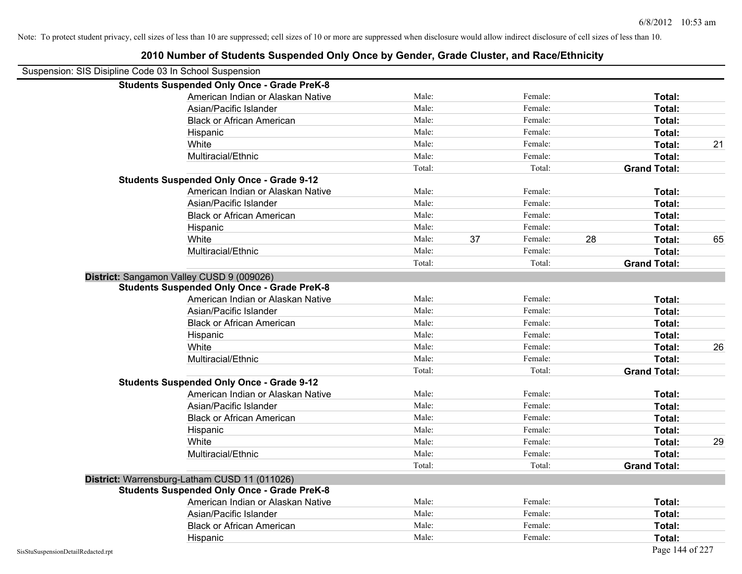Note: To protect student privacy, cell sizes of less than 10 are suppressed; cell sizes of 10 or more are suppressed when disclosure would allow indirect disclosure of cell sizes of less than 10.

# 2010 Number of Students Suspended Only Once by Gender, Grade Cluster, and Race/Ethnicity

Suspension: SIS Disipline Code 03 In School Suspension

| | | | | | | |
|---|---|---|---|---|---|---|
| **Students Suspended Only Once - Grade PreK-8** | | | | | | |
| American Indian or Alaskan Native | Male: | | Female: | | **Total:** | |
| Asian/Pacific Islander | Male: | | Female: | | **Total:** | |
| Black or African American | Male: | | Female: | | **Total:** | |
| Hispanic | Male: | | Female: | | **Total:** | |
| White | Male: | | Female: | | **Total:** | 21 |
| Multiracial/Ethnic | Male: | | Female: | | **Total:** | |
| | Total: | | Total: | | **Grand Total:** | |
| **Students Suspended Only Once - Grade 9-12** | | | | | | |
| American Indian or Alaskan Native | Male: | | Female: | | **Total:** | |
| Asian/Pacific Islander | Male: | | Female: | | **Total:** | |
| Black or African American | Male: | | Female: | | **Total:** | |
| Hispanic | Male: | | Female: | | **Total:** | |
| White | Male: | 37 | Female: | 28 | **Total:** | 65 |
| Multiracial/Ethnic | Male: | | Female: | | **Total:** | |
| | Total: | | Total: | | **Grand Total:** | |

**District:** Sangamon Valley CUSD 9 (009026)

| | | | | | | |
|---|---|---|---|---|---|---|
| **Students Suspended Only Once - Grade PreK-8** | | | | | | |
| American Indian or Alaskan Native | Male: | | Female: | | **Total:** | |
| Asian/Pacific Islander | Male: | | Female: | | **Total:** | |
| Black or African American | Male: | | Female: | | **Total:** | |
| Hispanic | Male: | | Female: | | **Total:** | |
| White | Male: | | Female: | | **Total:** | 26 |
| Multiracial/Ethnic | Male: | | Female: | | **Total:** | |
| | Total: | | Total: | | **Grand Total:** | |
| **Students Suspended Only Once - Grade 9-12** | | | | | | |
| American Indian or Alaskan Native | Male: | | Female: | | **Total:** | |
| Asian/Pacific Islander | Male: | | Female: | | **Total:** | |
| Black or African American | Male: | | Female: | | **Total:** | |
| Hispanic | Male: | | Female: | | **Total:** | |
| White | Male: | | Female: | | **Total:** | 29 |
| Multiracial/Ethnic | Male: | | Female: | | **Total:** | |
| | Total: | | Total: | | **Grand Total:** | |

**District:** Warrensburg-Latham CUSD 11 (011026)

| | | | | | | |
|---|---|---|---|---|---|---|
| **Students Suspended Only Once - Grade PreK-8** | | | | | | |
| American Indian or Alaskan Native | Male: | | Female: | | **Total:** | |
| Asian/Pacific Islander | Male: | | Female: | | **Total:** | |
| Black or African American | Male: | | Female: | | **Total:** | |
| Hispanic | Male: | | Female: | | **Total:** | |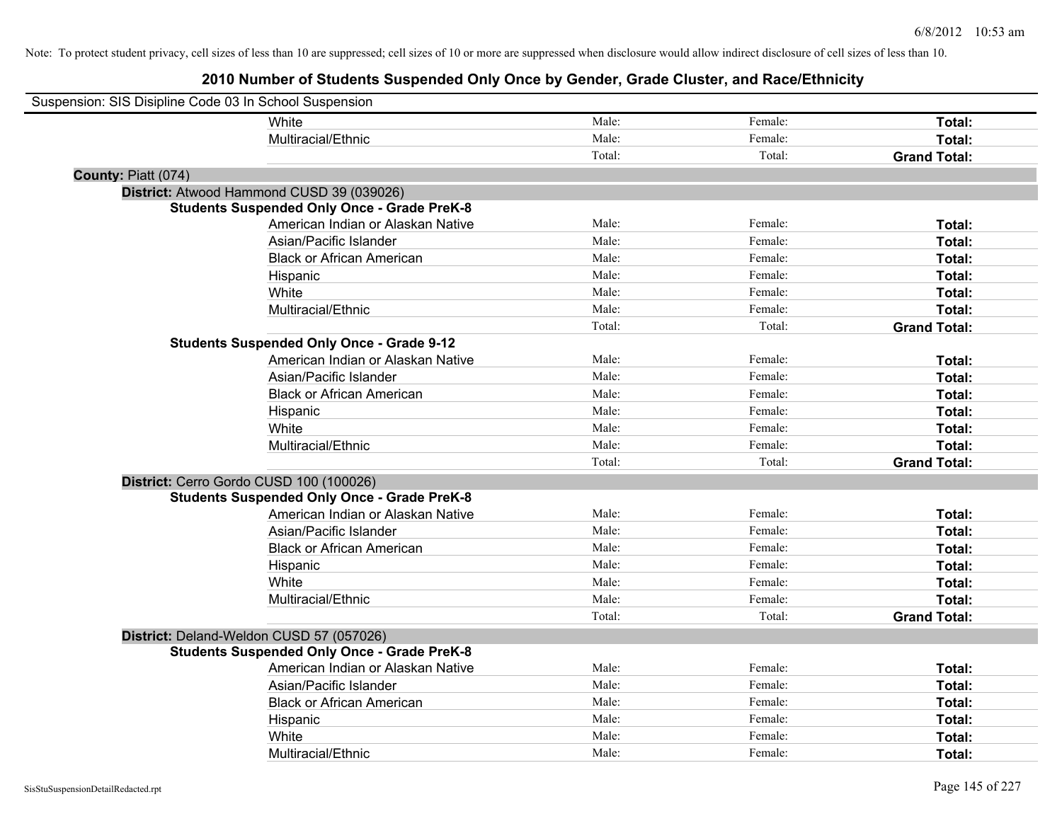Note: To protect student privacy, cell sizes of less than 10 are suppressed; cell sizes of 10 or more are suppressed when disclosure would allow indirect disclosure of cell sizes of less than 10.

# 2010 Number of Students Suspended Only Once by Gender, Grade Cluster, and Race/Ethnicity

Suspension: SIS Disipline Code 03 In School Suspension

| | | | |
|---|---|---|---|
| White | Male: | Female: | **Total:** |
| Multiracial/Ethnic | Male: | Female: | **Total:** |
| | Total: | Total: | **Grand Total:** |

**County:** Piatt (074)

**District:** Atwood Hammond CUSD 39 (039026)

**Students Suspended Only Once - Grade PreK-8**

| | | | |
|---|---|---|---|
| American Indian or Alaskan Native | Male: | Female: | **Total:** |
| Asian/Pacific Islander | Male: | Female: | **Total:** |
| Black or African American | Male: | Female: | **Total:** |
| Hispanic | Male: | Female: | **Total:** |
| White | Male: | Female: | **Total:** |
| Multiracial/Ethnic | Male: | Female: | **Total:** |
| | Total: | Total: | **Grand Total:** |

**Students Suspended Only Once - Grade 9-12**

| | | | |
|---|---|---|---|
| American Indian or Alaskan Native | Male: | Female: | **Total:** |
| Asian/Pacific Islander | Male: | Female: | **Total:** |
| Black or African American | Male: | Female: | **Total:** |
| Hispanic | Male: | Female: | **Total:** |
| White | Male: | Female: | **Total:** |
| Multiracial/Ethnic | Male: | Female: | **Total:** |
| | Total: | Total: | **Grand Total:** |

**District:** Cerro Gordo CUSD 100 (100026)

**Students Suspended Only Once - Grade PreK-8**

| | | | |
|---|---|---|---|
| American Indian or Alaskan Native | Male: | Female: | **Total:** |
| Asian/Pacific Islander | Male: | Female: | **Total:** |
| Black or African American | Male: | Female: | **Total:** |
| Hispanic | Male: | Female: | **Total:** |
| White | Male: | Female: | **Total:** |
| Multiracial/Ethnic | Male: | Female: | **Total:** |
| | Total: | Total: | **Grand Total:** |

**District:** Deland-Weldon CUSD 57 (057026)

**Students Suspended Only Once - Grade PreK-8**

| | | | |
|---|---|---|---|
| American Indian or Alaskan Native | Male: | Female: | **Total:** |
| Asian/Pacific Islander | Male: | Female: | **Total:** |
| Black or African American | Male: | Female: | **Total:** |
| Hispanic | Male: | Female: | **Total:** |
| White | Male: | Female: | **Total:** |
| Multiracial/Ethnic | Male: | Female: | **Total:** |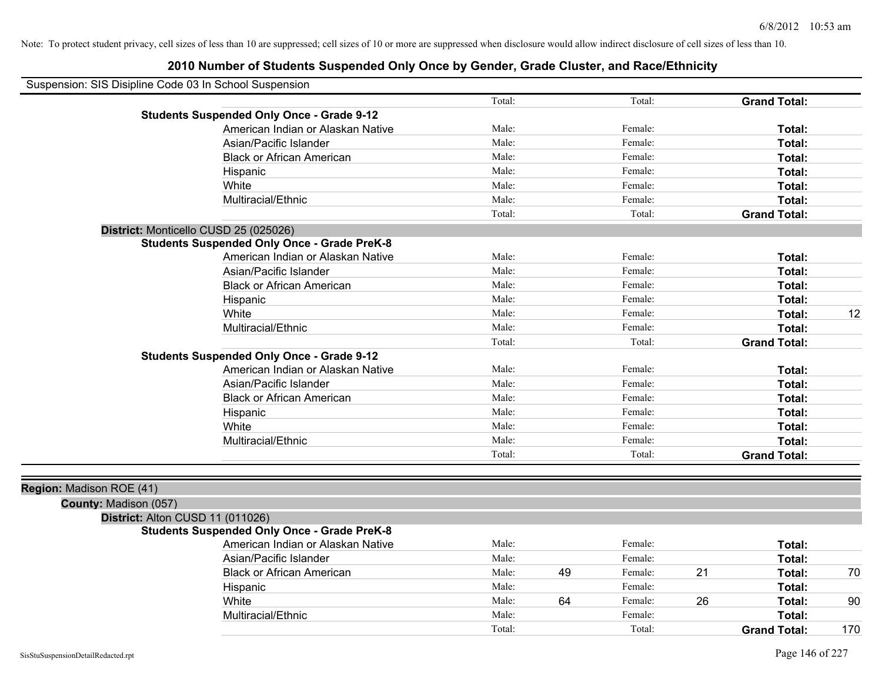Note: To protect student privacy, cell sizes of less than 10 are suppressed; cell sizes of 10 or more are suppressed when disclosure would allow indirect disclosure of cell sizes of less than 10.

# 2010 Number of Students Suspended Only Once by Gender, Grade Cluster, and Race/Ethnicity

Suspension: SIS Disipline Code 03 In School Suspension

| | | | | | | |
|---|---|---|---|---|---|---|
| | Total: | | Total: | | **Grand Total:** | |
| **Students Suspended Only Once - Grade 9-12** | | | | | | |
| American Indian or Alaskan Native | Male: | | Female: | | **Total:** | |
| Asian/Pacific Islander | Male: | | Female: | | **Total:** | |
| Black or African American | Male: | | Female: | | **Total:** | |
| Hispanic | Male: | | Female: | | **Total:** | |
| White | Male: | | Female: | | **Total:** | |
| Multiracial/Ethnic | Male: | | Female: | | **Total:** | |
| | Total: | | Total: | | **Grand Total:** | |

**District:** Monticello CUSD 25 (025026)

| | | | | | | |
|---|---|---|---|---|---|---|
| **Students Suspended Only Once - Grade PreK-8** | | | | | | |
| American Indian or Alaskan Native | Male: | | Female: | | **Total:** | |
| Asian/Pacific Islander | Male: | | Female: | | **Total:** | |
| Black or African American | Male: | | Female: | | **Total:** | |
| Hispanic | Male: | | Female: | | **Total:** | |
| White | Male: | | Female: | | **Total:** | 12 |
| Multiracial/Ethnic | Male: | | Female: | | **Total:** | |
| | Total: | | Total: | | **Grand Total:** | |
| **Students Suspended Only Once - Grade 9-12** | | | | | | |
| American Indian or Alaskan Native | Male: | | Female: | | **Total:** | |
| Asian/Pacific Islander | Male: | | Female: | | **Total:** | |
| Black or African American | Male: | | Female: | | **Total:** | |
| Hispanic | Male: | | Female: | | **Total:** | |
| White | Male: | | Female: | | **Total:** | |
| Multiracial/Ethnic | Male: | | Female: | | **Total:** | |
| | Total: | | Total: | | **Grand Total:** | |

**Region:** Madison ROE (41)

**County:** Madison (057)

**District:** Alton CUSD 11 (011026)

| | | | | | | |
|---|---|---|---|---|---|---|
| **Students Suspended Only Once - Grade PreK-8** | | | | | | |
| American Indian or Alaskan Native | Male: | | Female: | | **Total:** | |
| Asian/Pacific Islander | Male: | | Female: | | **Total:** | |
| Black or African American | Male: | 49 | Female: | 21 | **Total:** | 70 |
| Hispanic | Male: | | Female: | | **Total:** | |
| White | Male: | 64 | Female: | 26 | **Total:** | 90 |
| Multiracial/Ethnic | Male: | | Female: | | **Total:** | |
| | Total: | | Total: | | **Grand Total:** | 170 |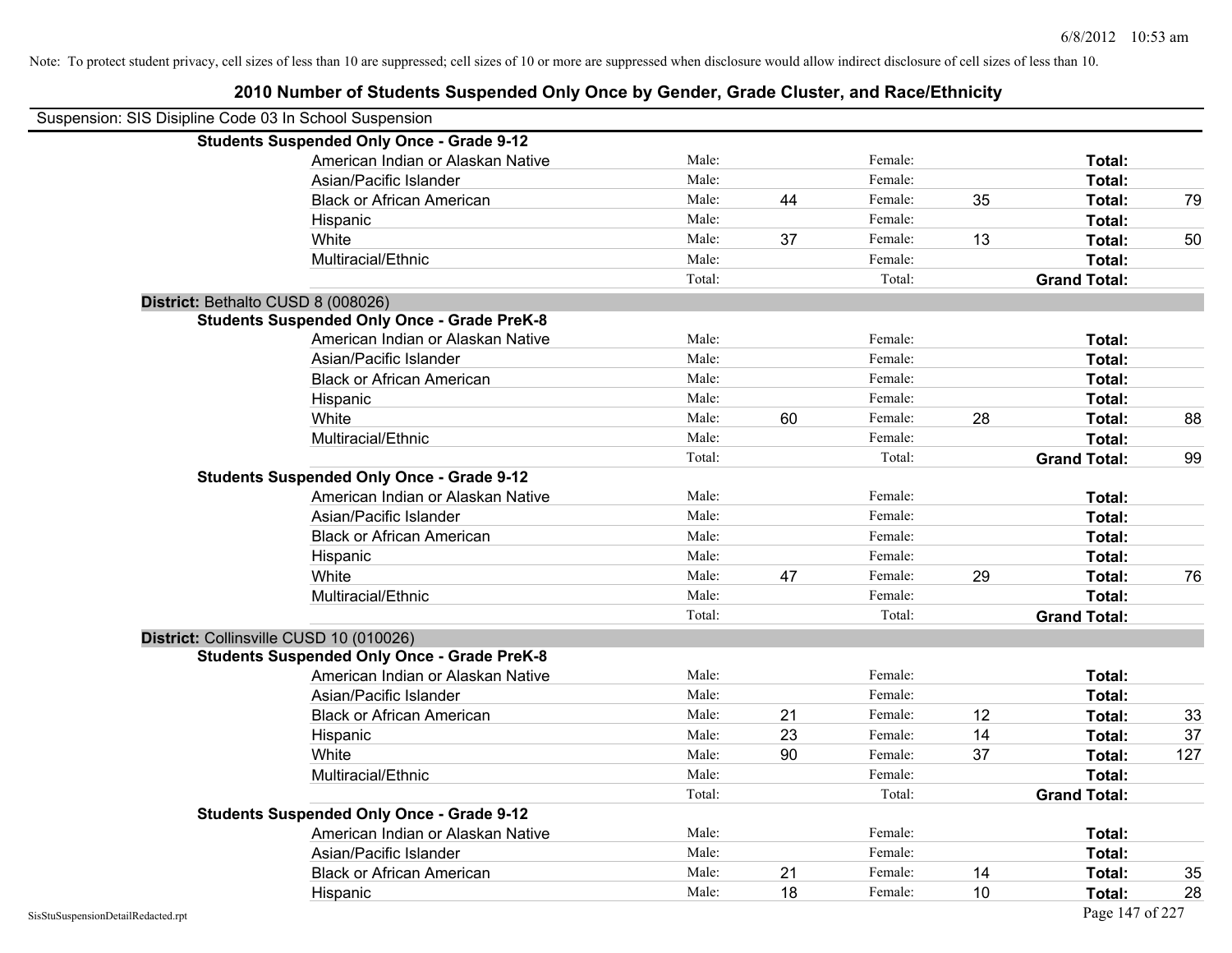Note: To protect student privacy, cell sizes of less than 10 are suppressed; cell sizes of 10 or more are suppressed when disclosure would allow indirect disclosure of cell sizes of less than 10.

# 2010 Number of Students Suspended Only Once by Gender, Grade Cluster, and Race/Ethnicity

Suspension: SIS Disipline Code 03 In School Suspension

**Students Suspended Only Once - Grade 9-12**

| Race/Ethnicity | | Male | | Female | | Total |
|---|---|---|---|---|---|---|
| American Indian or Alaskan Native | Male: | | Female: | | **Total:** | |
| Asian/Pacific Islander | Male: | | Female: | | **Total:** | |
| Black or African American | Male: | 44 | Female: | 35 | **Total:** | 79 |
| Hispanic | Male: | | Female: | | **Total:** | |
| White | Male: | 37 | Female: | 13 | **Total:** | 50 |
| Multiracial/Ethnic | Male: | | Female: | | **Total:** | |
| | Total: | | Total: | | **Grand Total:** | |

**District:** Bethalto CUSD 8 (008026)

**Students Suspended Only Once - Grade PreK-8**

| Race/Ethnicity | | Male | | Female | | Total |
|---|---|---|---|---|---|---|
| American Indian or Alaskan Native | Male: | | Female: | | **Total:** | |
| Asian/Pacific Islander | Male: | | Female: | | **Total:** | |
| Black or African American | Male: | | Female: | | **Total:** | |
| Hispanic | Male: | | Female: | | **Total:** | |
| White | Male: | 60 | Female: | 28 | **Total:** | 88 |
| Multiracial/Ethnic | Male: | | Female: | | **Total:** | |
| | Total: | | Total: | | **Grand Total:** | 99 |

**Students Suspended Only Once - Grade 9-12**

| Race/Ethnicity | | Male | | Female | | Total |
|---|---|---|---|---|---|---|
| American Indian or Alaskan Native | Male: | | Female: | | **Total:** | |
| Asian/Pacific Islander | Male: | | Female: | | **Total:** | |
| Black or African American | Male: | | Female: | | **Total:** | |
| Hispanic | Male: | | Female: | | **Total:** | |
| White | Male: | 47 | Female: | 29 | **Total:** | 76 |
| Multiracial/Ethnic | Male: | | Female: | | **Total:** | |
| | Total: | | Total: | | **Grand Total:** | |

**District:** Collinsville CUSD 10 (010026)

**Students Suspended Only Once - Grade PreK-8**

| Race/Ethnicity | | Male | | Female | | Total |
|---|---|---|---|---|---|---|
| American Indian or Alaskan Native | Male: | | Female: | | **Total:** | |
| Asian/Pacific Islander | Male: | | Female: | | **Total:** | |
| Black or African American | Male: | 21 | Female: | 12 | **Total:** | 33 |
| Hispanic | Male: | 23 | Female: | 14 | **Total:** | 37 |
| White | Male: | 90 | Female: | 37 | **Total:** | 127 |
| Multiracial/Ethnic | Male: | | Female: | | **Total:** | |
| | Total: | | Total: | | **Grand Total:** | |

**Students Suspended Only Once - Grade 9-12**

| Race/Ethnicity | | Male | | Female | | Total |
|---|---|---|---|---|---|---|
| American Indian or Alaskan Native | Male: | | Female: | | **Total:** | |
| Asian/Pacific Islander | Male: | | Female: | | **Total:** | |
| Black or African American | Male: | 21 | Female: | 14 | **Total:** | 35 |
| Hispanic | Male: | 18 | Female: | 10 | **Total:** | 28 |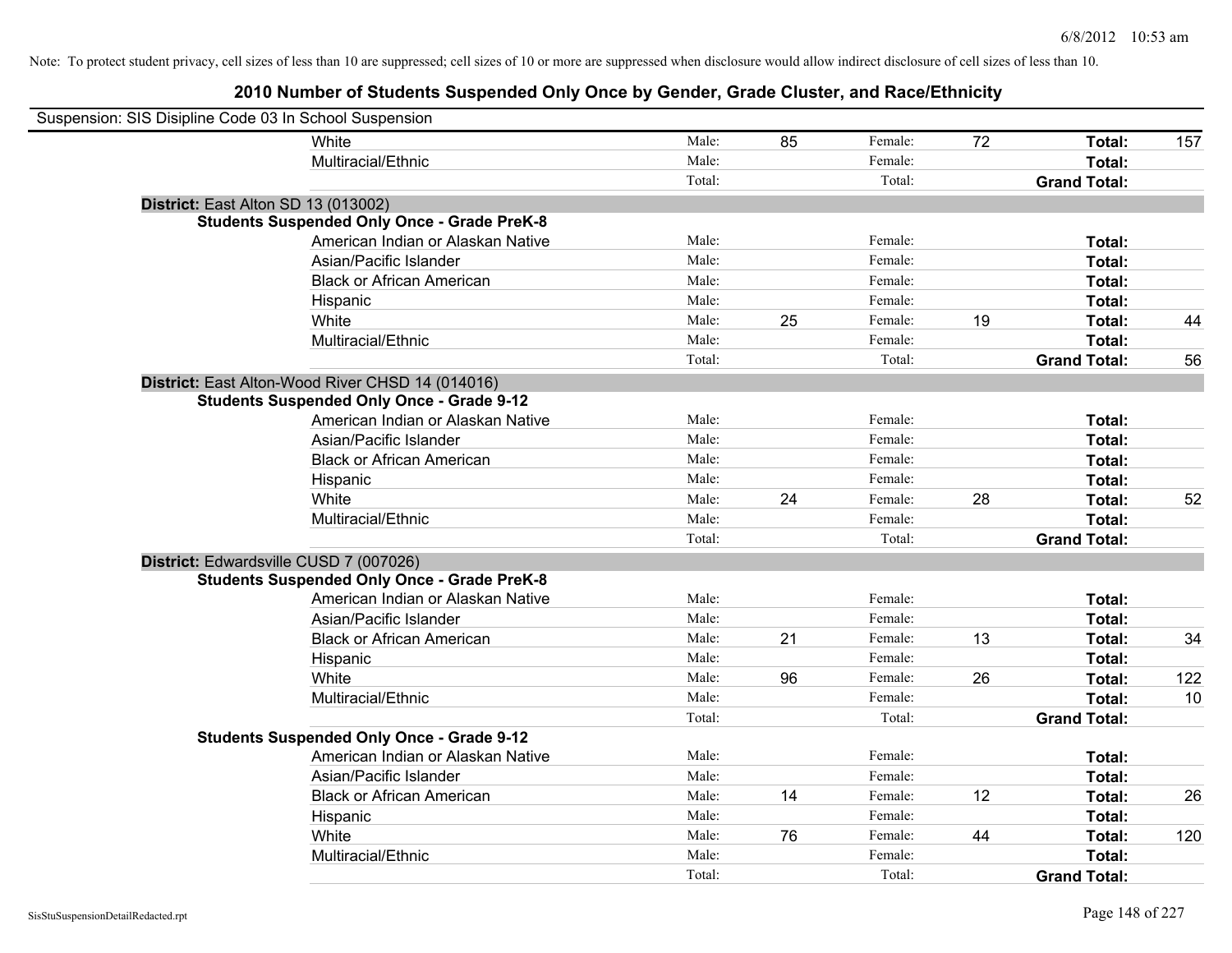Note: To protect student privacy, cell sizes of less than 10 are suppressed; cell sizes of 10 or more are suppressed when disclosure would allow indirect disclosure of cell sizes of less than 10.

## 2010 Number of Students Suspended Only Once by Gender, Grade Cluster, and Race/Ethnicity

Suspension: SIS Disipline Code 03 In School Suspension

| | | | | | | |
|---|---|---|---|---|---|---|
| White | Male: | 85 | Female: | 72 | **Total:** | 157 |
| Multiracial/Ethnic | Male: | | Female: | | **Total:** | |
| | Total: | | Total: | | **Grand Total:** | |

**District:** East Alton SD 13 (013002)

**Students Suspended Only Once - Grade PreK-8**

| | | | | | | |
|---|---|---|---|---|---|---|
| American Indian or Alaskan Native | Male: | | Female: | | **Total:** | |
| Asian/Pacific Islander | Male: | | Female: | | **Total:** | |
| Black or African American | Male: | | Female: | | **Total:** | |
| Hispanic | Male: | | Female: | | **Total:** | |
| White | Male: | 25 | Female: | 19 | **Total:** | 44 |
| Multiracial/Ethnic | Male: | | Female: | | **Total:** | |
| | Total: | | Total: | | **Grand Total:** | 56 |

**District:** East Alton-Wood River CHSD 14 (014016)

**Students Suspended Only Once - Grade 9-12**

| | | | | | | |
|---|---|---|---|---|---|---|
| American Indian or Alaskan Native | Male: | | Female: | | **Total:** | |
| Asian/Pacific Islander | Male: | | Female: | | **Total:** | |
| Black or African American | Male: | | Female: | | **Total:** | |
| Hispanic | Male: | | Female: | | **Total:** | |
| White | Male: | 24 | Female: | 28 | **Total:** | 52 |
| Multiracial/Ethnic | Male: | | Female: | | **Total:** | |
| | Total: | | Total: | | **Grand Total:** | |

**District:** Edwardsville CUSD 7 (007026)

**Students Suspended Only Once - Grade PreK-8**

| | | | | | | |
|---|---|---|---|---|---|---|
| American Indian or Alaskan Native | Male: | | Female: | | **Total:** | |
| Asian/Pacific Islander | Male: | | Female: | | **Total:** | |
| Black or African American | Male: | 21 | Female: | 13 | **Total:** | 34 |
| Hispanic | Male: | | Female: | | **Total:** | |
| White | Male: | 96 | Female: | 26 | **Total:** | 122 |
| Multiracial/Ethnic | Male: | | Female: | | **Total:** | 10 |
| | Total: | | Total: | | **Grand Total:** | |

**Students Suspended Only Once - Grade 9-12**

| | | | | | | |
|---|---|---|---|---|---|---|
| American Indian or Alaskan Native | Male: | | Female: | | **Total:** | |
| Asian/Pacific Islander | Male: | | Female: | | **Total:** | |
| Black or African American | Male: | 14 | Female: | 12 | **Total:** | 26 |
| Hispanic | Male: | | Female: | | **Total:** | |
| White | Male: | 76 | Female: | 44 | **Total:** | 120 |
| Multiracial/Ethnic | Male: | | Female: | | **Total:** | |
| | Total: | | Total: | | **Grand Total:** | |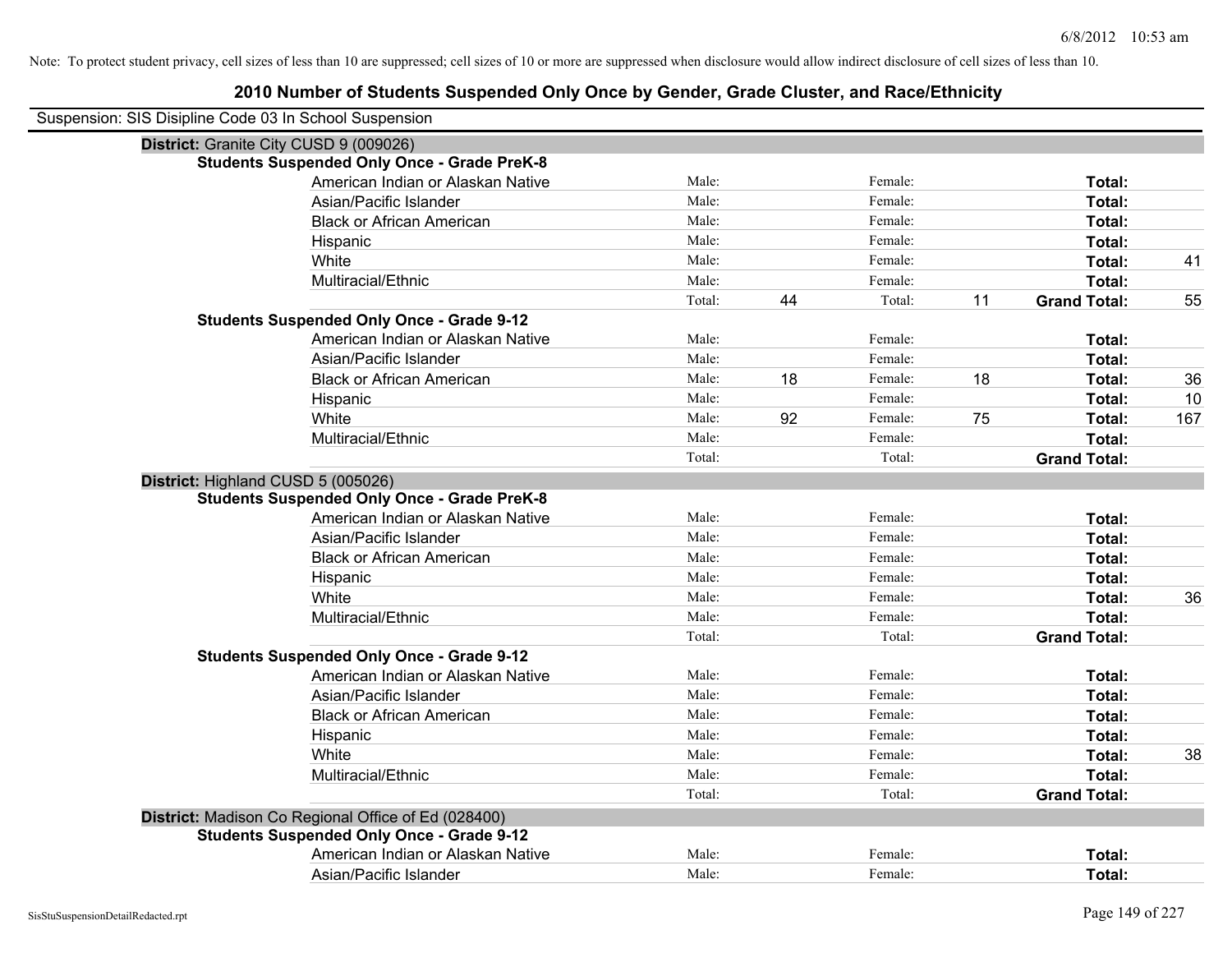Note: To protect student privacy, cell sizes of less than 10 are suppressed; cell sizes of 10 or more are suppressed when disclosure would allow indirect disclosure of cell sizes of less than 10.

# 2010 Number of Students Suspended Only Once by Gender, Grade Cluster, and Race/Ethnicity

Suspension: SIS Disipline Code 03 In School Suspension

## District: Granite City CUSD 9 (009026)

### Students Suspended Only Once - Grade PreK-8

| Race/Ethnicity | | Male | | Female | | Total |
|---|---|---|---|---|---|---|
| American Indian or Alaskan Native | Male: | | Female: | | Total: | |
| Asian/Pacific Islander | Male: | | Female: | | Total: | |
| Black or African American | Male: | | Female: | | Total: | |
| Hispanic | Male: | | Female: | | Total: | |
| White | Male: | | Female: | | Total: | 41 |
| Multiracial/Ethnic | Male: | | Female: | | Total: | |
| | Total: | 44 | Total: | 11 | Grand Total: | 55 |

### Students Suspended Only Once - Grade 9-12

| Race/Ethnicity | | Male | | Female | | Total |
|---|---|---|---|---|---|---|
| American Indian or Alaskan Native | Male: | | Female: | | Total: | |
| Asian/Pacific Islander | Male: | | Female: | | Total: | |
| Black or African American | Male: | 18 | Female: | 18 | Total: | 36 |
| Hispanic | Male: | | Female: | | Total: | 10 |
| White | Male: | 92 | Female: | 75 | Total: | 167 |
| Multiracial/Ethnic | Male: | | Female: | | Total: | |
| | Total: | | Total: | | Grand Total: | |

## District: Highland CUSD 5 (005026)

### Students Suspended Only Once - Grade PreK-8

| Race/Ethnicity | | Male | | Female | | Total |
|---|---|---|---|---|---|---|
| American Indian or Alaskan Native | Male: | | Female: | | Total: | |
| Asian/Pacific Islander | Male: | | Female: | | Total: | |
| Black or African American | Male: | | Female: | | Total: | |
| Hispanic | Male: | | Female: | | Total: | |
| White | Male: | | Female: | | Total: | 36 |
| Multiracial/Ethnic | Male: | | Female: | | Total: | |
| | Total: | | Total: | | Grand Total: | |

### Students Suspended Only Once - Grade 9-12

| Race/Ethnicity | | Male | | Female | | Total |
|---|---|---|---|---|---|---|
| American Indian or Alaskan Native | Male: | | Female: | | Total: | |
| Asian/Pacific Islander | Male: | | Female: | | Total: | |
| Black or African American | Male: | | Female: | | Total: | |
| Hispanic | Male: | | Female: | | Total: | |
| White | Male: | | Female: | | Total: | 38 |
| Multiracial/Ethnic | Male: | | Female: | | Total: | |
| | Total: | | Total: | | Grand Total: | |

## District: Madison Co Regional Office of Ed (028400)

### Students Suspended Only Once - Grade 9-12

| Race/Ethnicity | | Male | | Female | | Total |
|---|---|---|---|---|---|---|
| American Indian or Alaskan Native | Male: | | Female: | | Total: | |
| Asian/Pacific Islander | Male: | | Female: | | Total: | |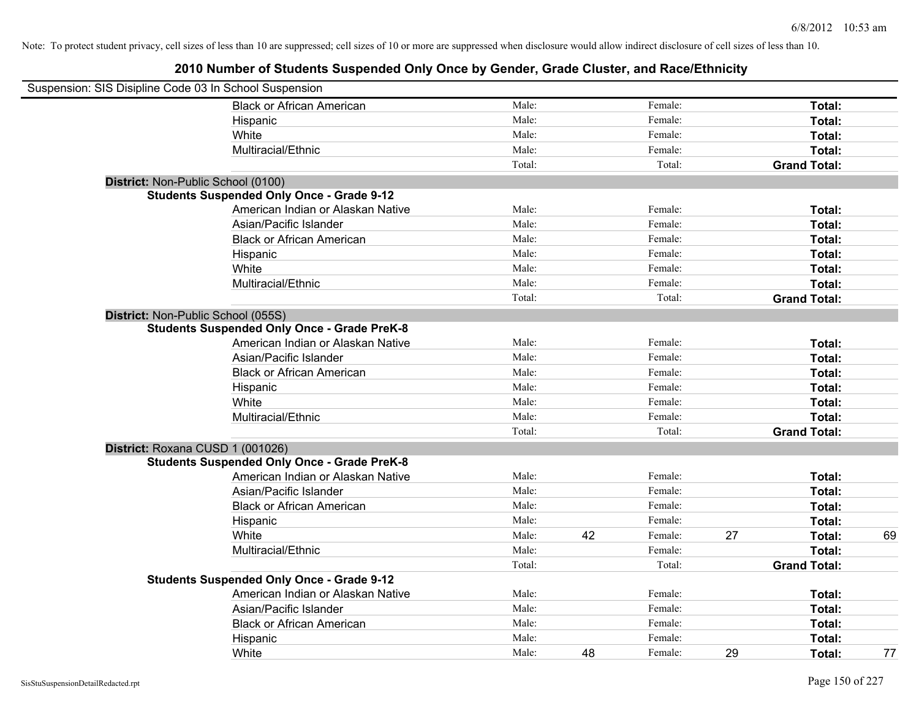Note: To protect student privacy, cell sizes of less than 10 are suppressed; cell sizes of 10 or more are suppressed when disclosure would allow indirect disclosure of cell sizes of less than 10.

# 2010 Number of Students Suspended Only Once by Gender, Grade Cluster, and Race/Ethnicity

Suspension: SIS Disipline Code 03 In School Suspension

| | | | | | |
|---|---|---|---|---|---|
| Black or African American | Male: | | Female: | | **Total:** |
| Hispanic | Male: | | Female: | | **Total:** |
| White | Male: | | Female: | | **Total:** |
| Multiracial/Ethnic | Male: | | Female: | | **Total:** |
| | Total: | | Total: | | **Grand Total:** |

**District:** Non-Public School (0100)

**Students Suspended Only Once - Grade 9-12**

| | | | | | |
|---|---|---|---|---|---|
| American Indian or Alaskan Native | Male: | | Female: | | **Total:** |
| Asian/Pacific Islander | Male: | | Female: | | **Total:** |
| Black or African American | Male: | | Female: | | **Total:** |
| Hispanic | Male: | | Female: | | **Total:** |
| White | Male: | | Female: | | **Total:** |
| Multiracial/Ethnic | Male: | | Female: | | **Total:** |
| | Total: | | Total: | | **Grand Total:** |

**District:** Non-Public School (055S)

**Students Suspended Only Once - Grade PreK-8**

| | | | | | |
|---|---|---|---|---|---|
| American Indian or Alaskan Native | Male: | | Female: | | **Total:** |
| Asian/Pacific Islander | Male: | | Female: | | **Total:** |
| Black or African American | Male: | | Female: | | **Total:** |
| Hispanic | Male: | | Female: | | **Total:** |
| White | Male: | | Female: | | **Total:** |
| Multiracial/Ethnic | Male: | | Female: | | **Total:** |
| | Total: | | Total: | | **Grand Total:** |

**District:** Roxana CUSD 1 (001026)

**Students Suspended Only Once - Grade PreK-8**

| | | | | | | |
|---|---|---|---|---|---|---|
| American Indian or Alaskan Native | Male: | | Female: | | **Total:** | |
| Asian/Pacific Islander | Male: | | Female: | | **Total:** | |
| Black or African American | Male: | | Female: | | **Total:** | |
| Hispanic | Male: | | Female: | | **Total:** | |
| White | Male: | 42 | Female: | 27 | **Total:** | 69 |
| Multiracial/Ethnic | Male: | | Female: | | **Total:** | |
| | Total: | | Total: | | **Grand Total:** | |

**Students Suspended Only Once - Grade 9-12**

| | | | | | | |
|---|---|---|---|---|---|---|
| American Indian or Alaskan Native | Male: | | Female: | | **Total:** | |
| Asian/Pacific Islander | Male: | | Female: | | **Total:** | |
| Black or African American | Male: | | Female: | | **Total:** | |
| Hispanic | Male: | | Female: | | **Total:** | |
| White | Male: | 48 | Female: | 29 | **Total:** | 77 |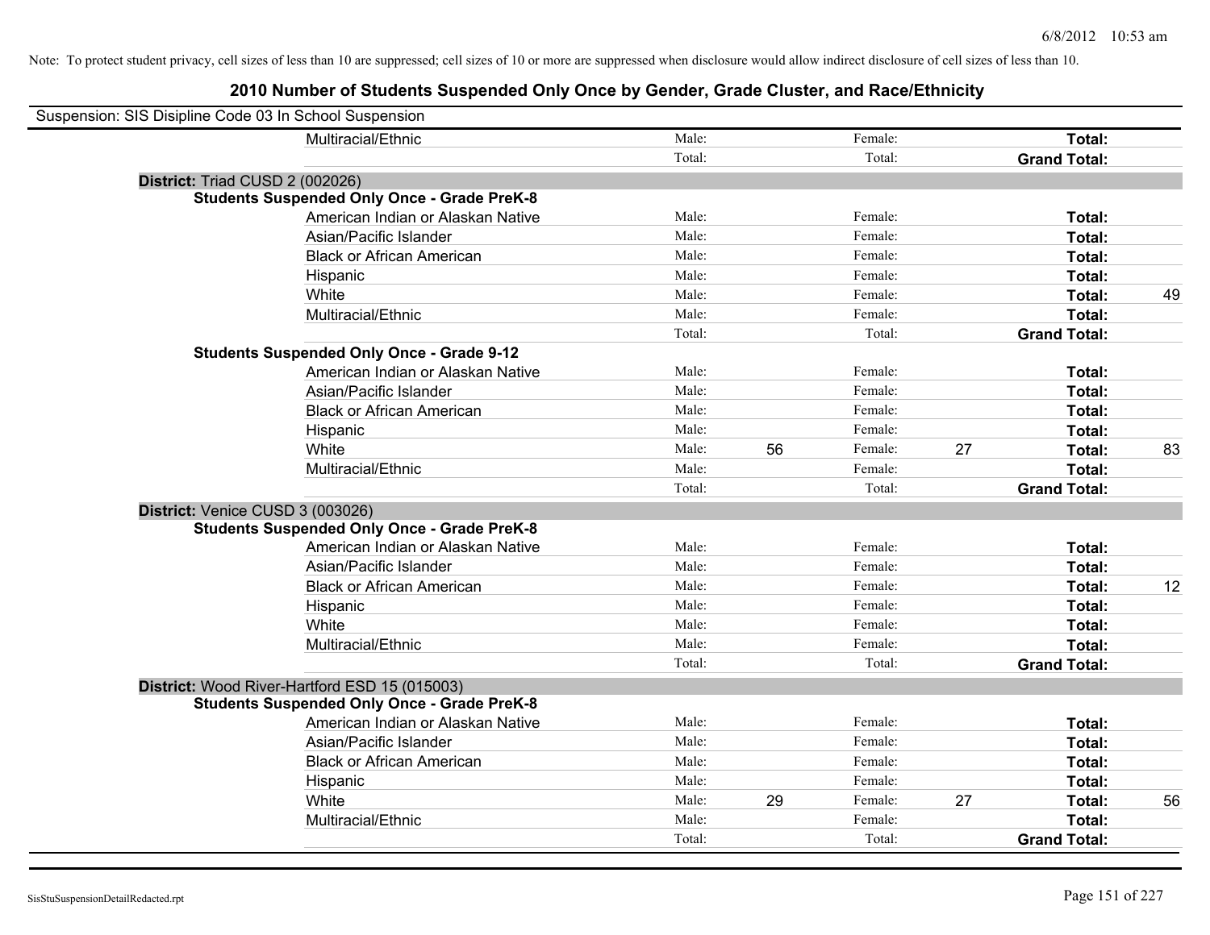Note: To protect student privacy, cell sizes of less than 10 are suppressed; cell sizes of 10 or more are suppressed when disclosure would allow indirect disclosure of cell sizes of less than 10.

# 2010 Number of Students Suspended Only Once by Gender, Grade Cluster, and Race/Ethnicity

Suspension: SIS Disipline Code 03 In School Suspension

| | | | | | | |
|---|---|---|---|---|---|---|
| Multiracial/Ethnic | Male: | | Female: | | Total: | |
| | Total: | | Total: | | Grand Total: | |

**District:** Triad CUSD 2 (002026)

**Students Suspended Only Once - Grade PreK-8**

| | | | | | | |
|---|---|---|---|---|---|---|
| American Indian or Alaskan Native | Male: | | Female: | | Total: | |
| Asian/Pacific Islander | Male: | | Female: | | Total: | |
| Black or African American | Male: | | Female: | | Total: | |
| Hispanic | Male: | | Female: | | Total: | |
| White | Male: | | Female: | | Total: | 49 |
| Multiracial/Ethnic | Male: | | Female: | | Total: | |
| | Total: | | Total: | | Grand Total: | |

**Students Suspended Only Once - Grade 9-12**

| | | | | | | |
|---|---|---|---|---|---|---|
| American Indian or Alaskan Native | Male: | | Female: | | Total: | |
| Asian/Pacific Islander | Male: | | Female: | | Total: | |
| Black or African American | Male: | | Female: | | Total: | |
| Hispanic | Male: | | Female: | | Total: | |
| White | Male: | 56 | Female: | 27 | Total: | 83 |
| Multiracial/Ethnic | Male: | | Female: | | Total: | |
| | Total: | | Total: | | Grand Total: | |

**District:** Venice CUSD 3 (003026)

**Students Suspended Only Once - Grade PreK-8**

| | | | | | | |
|---|---|---|---|---|---|---|
| American Indian or Alaskan Native | Male: | | Female: | | Total: | |
| Asian/Pacific Islander | Male: | | Female: | | Total: | |
| Black or African American | Male: | | Female: | | Total: | 12 |
| Hispanic | Male: | | Female: | | Total: | |
| White | Male: | | Female: | | Total: | |
| Multiracial/Ethnic | Male: | | Female: | | Total: | |
| | Total: | | Total: | | Grand Total: | |

**District:** Wood River-Hartford ESD 15 (015003)

**Students Suspended Only Once - Grade PreK-8**

| | | | | | | |
|---|---|---|---|---|---|---|
| American Indian or Alaskan Native | Male: | | Female: | | Total: | |
| Asian/Pacific Islander | Male: | | Female: | | Total: | |
| Black or African American | Male: | | Female: | | Total: | |
| Hispanic | Male: | | Female: | | Total: | |
| White | Male: | 29 | Female: | 27 | Total: | 56 |
| Multiracial/Ethnic | Male: | | Female: | | Total: | |
| | Total: | | Total: | | Grand Total: | |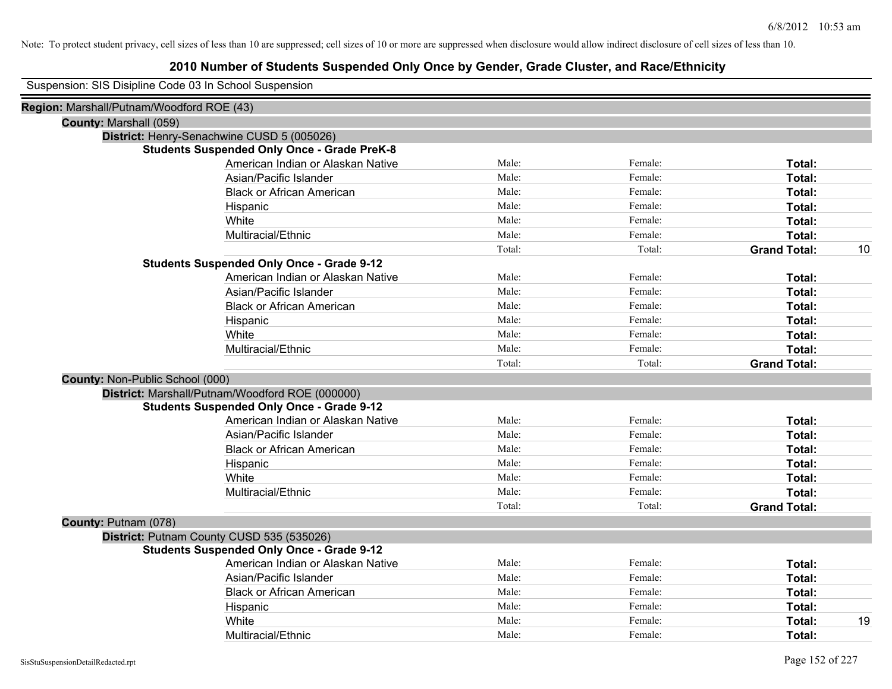Note: To protect student privacy, cell sizes of less than 10 are suppressed; cell sizes of 10 or more are suppressed when disclosure would allow indirect disclosure of cell sizes of less than 10.

# 2010 Number of Students Suspended Only Once by Gender, Grade Cluster, and Race/Ethnicity

Suspension: SIS Disipline Code 03 In School Suspension

**Region:** Marshall/Putnam/Woodford ROE (43)

**County:** Marshall (059)

**District:** Henry-Senachwine CUSD 5 (005026)

**Students Suspended Only Once - Grade PreK-8**

| | | | | |
|---|---|---|---|---|
| American Indian or Alaskan Native | Male: | Female: | **Total:** | |
| Asian/Pacific Islander | Male: | Female: | **Total:** | |
| Black or African American | Male: | Female: | **Total:** | |
| Hispanic | Male: | Female: | **Total:** | |
| White | Male: | Female: | **Total:** | |
| Multiracial/Ethnic | Male: | Female: | **Total:** | |
| | Total: | Total: | **Grand Total:** | 10 |

**Students Suspended Only Once - Grade 9-12**

| | | | | |
|---|---|---|---|---|
| American Indian or Alaskan Native | Male: | Female: | **Total:** | |
| Asian/Pacific Islander | Male: | Female: | **Total:** | |
| Black or African American | Male: | Female: | **Total:** | |
| Hispanic | Male: | Female: | **Total:** | |
| White | Male: | Female: | **Total:** | |
| Multiracial/Ethnic | Male: | Female: | **Total:** | |
| | Total: | Total: | **Grand Total:** | |

**County:** Non-Public School (000)

**District:** Marshall/Putnam/Woodford ROE (000000)

**Students Suspended Only Once - Grade 9-12**

| | | | | |
|---|---|---|---|---|
| American Indian or Alaskan Native | Male: | Female: | **Total:** | |
| Asian/Pacific Islander | Male: | Female: | **Total:** | |
| Black or African American | Male: | Female: | **Total:** | |
| Hispanic | Male: | Female: | **Total:** | |
| White | Male: | Female: | **Total:** | |
| Multiracial/Ethnic | Male: | Female: | **Total:** | |
| | Total: | Total: | **Grand Total:** | |

**County:** Putnam (078)

**District:** Putnam County CUSD 535 (535026)

**Students Suspended Only Once - Grade 9-12**

| | | | | |
|---|---|---|---|---|
| American Indian or Alaskan Native | Male: | Female: | **Total:** | |
| Asian/Pacific Islander | Male: | Female: | **Total:** | |
| Black or African American | Male: | Female: | **Total:** | |
| Hispanic | Male: | Female: | **Total:** | |
| White | Male: | Female: | **Total:** | 19 |
| Multiracial/Ethnic | Male: | Female: | **Total:** | |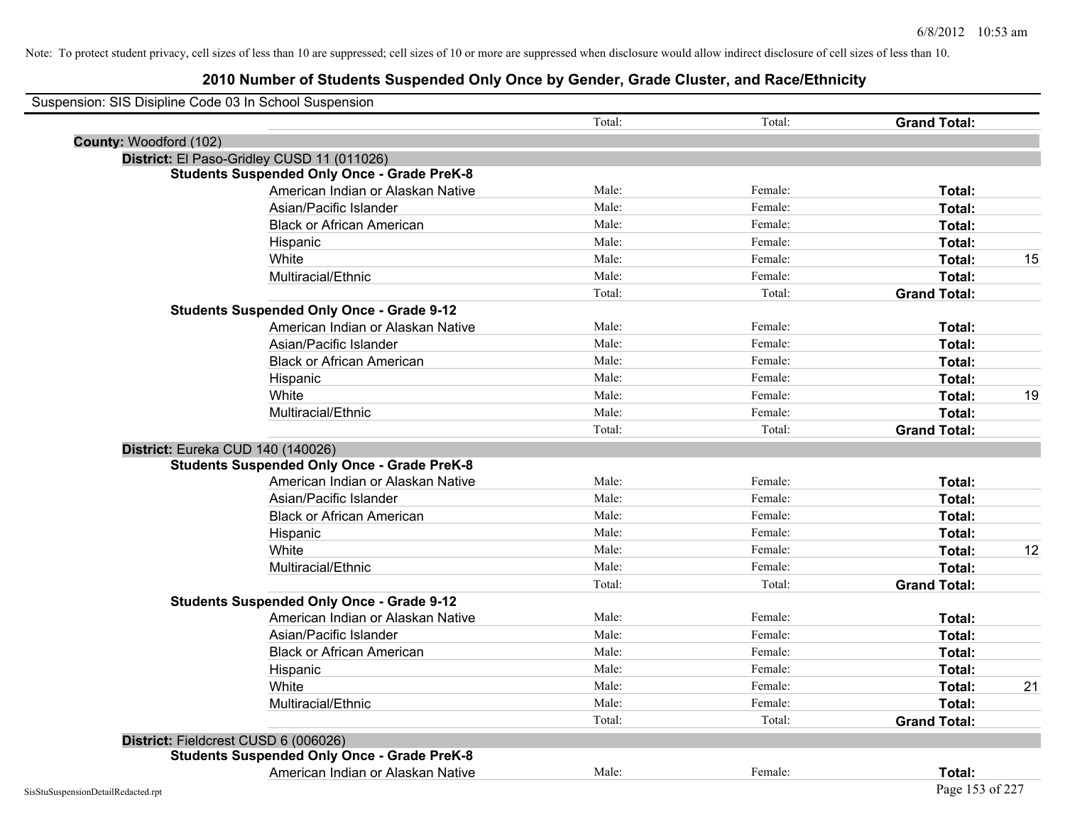Note: To protect student privacy, cell sizes of less than 10 are suppressed; cell sizes of 10 or more are suppressed when disclosure would allow indirect disclosure of cell sizes of less than 10.

# 2010 Number of Students Suspended Only Once by Gender, Grade Cluster, and Race/Ethnicity

Suspension: SIS Disipline Code 03 In School Suspension

| | | | | |
|---|---|---|---|---|
| | Total: | Total: | **Grand Total:** | |

**County:** Woodford (102)

**District:** El Paso-Gridley CUSD 11 (011026)

**Students Suspended Only Once - Grade PreK-8**

| | | | | |
|---|---|---|---|---|
| American Indian or Alaskan Native | Male: | Female: | **Total:** | |
| Asian/Pacific Islander | Male: | Female: | **Total:** | |
| Black or African American | Male: | Female: | **Total:** | |
| Hispanic | Male: | Female: | **Total:** | |
| White | Male: | Female: | **Total:** | 15 |
| Multiracial/Ethnic | Male: | Female: | **Total:** | |
| | Total: | Total: | **Grand Total:** | |

**Students Suspended Only Once - Grade 9-12**

| | | | | |
|---|---|---|---|---|
| American Indian or Alaskan Native | Male: | Female: | **Total:** | |
| Asian/Pacific Islander | Male: | Female: | **Total:** | |
| Black or African American | Male: | Female: | **Total:** | |
| Hispanic | Male: | Female: | **Total:** | |
| White | Male: | Female: | **Total:** | 19 |
| Multiracial/Ethnic | Male: | Female: | **Total:** | |
| | Total: | Total: | **Grand Total:** | |

**District:** Eureka CUD 140 (140026)

**Students Suspended Only Once - Grade PreK-8**

| | | | | |
|---|---|---|---|---|
| American Indian or Alaskan Native | Male: | Female: | **Total:** | |
| Asian/Pacific Islander | Male: | Female: | **Total:** | |
| Black or African American | Male: | Female: | **Total:** | |
| Hispanic | Male: | Female: | **Total:** | |
| White | Male: | Female: | **Total:** | 12 |
| Multiracial/Ethnic | Male: | Female: | **Total:** | |
| | Total: | Total: | **Grand Total:** | |

**Students Suspended Only Once - Grade 9-12**

| | | | | |
|---|---|---|---|---|
| American Indian or Alaskan Native | Male: | Female: | **Total:** | |
| Asian/Pacific Islander | Male: | Female: | **Total:** | |
| Black or African American | Male: | Female: | **Total:** | |
| Hispanic | Male: | Female: | **Total:** | |
| White | Male: | Female: | **Total:** | 21 |
| Multiracial/Ethnic | Male: | Female: | **Total:** | |
| | Total: | Total: | **Grand Total:** | |

**District:** Fieldcrest CUSD 6 (006026)

**Students Suspended Only Once - Grade PreK-8**

| | | | | |
|---|---|---|---|---|
| American Indian or Alaskan Native | Male: | Female: | **Total:** | |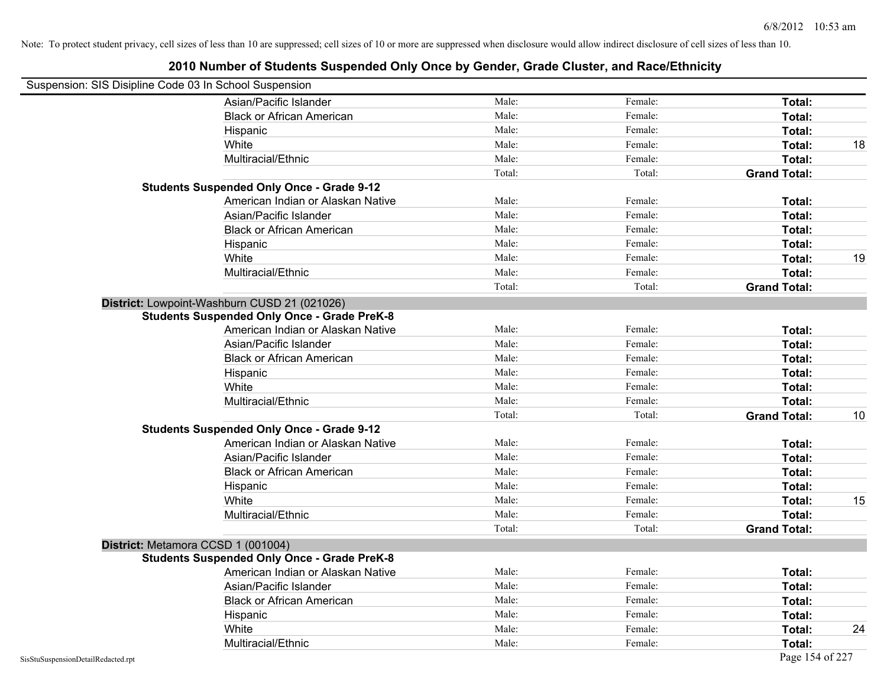Note: To protect student privacy, cell sizes of less than 10 are suppressed; cell sizes of 10 or more are suppressed when disclosure would allow indirect disclosure of cell sizes of less than 10.

# 2010 Number of Students Suspended Only Once by Gender, Grade Cluster, and Race/Ethnicity

Suspension: SIS Disipline Code 03 In School Suspension

| | | | | |
|---|---|---|---|---|
| Asian/Pacific Islander | Male: | Female: | **Total:** | |
| Black or African American | Male: | Female: | **Total:** | |
| Hispanic | Male: | Female: | **Total:** | |
| White | Male: | Female: | **Total:** | 18 |
| Multiracial/Ethnic | Male: | Female: | **Total:** | |
| | Total: | Total: | **Grand Total:** | |
| **Students Suspended Only Once - Grade 9-12** | | | | |
| American Indian or Alaskan Native | Male: | Female: | **Total:** | |
| Asian/Pacific Islander | Male: | Female: | **Total:** | |
| Black or African American | Male: | Female: | **Total:** | |
| Hispanic | Male: | Female: | **Total:** | |
| White | Male: | Female: | **Total:** | 19 |
| Multiracial/Ethnic | Male: | Female: | **Total:** | |
| | Total: | Total: | **Grand Total:** | |
| **District:** Lowpoint-Washburn CUSD 21 (021026) | | | | |
| **Students Suspended Only Once - Grade PreK-8** | | | | |
| American Indian or Alaskan Native | Male: | Female: | **Total:** | |
| Asian/Pacific Islander | Male: | Female: | **Total:** | |
| Black or African American | Male: | Female: | **Total:** | |
| Hispanic | Male: | Female: | **Total:** | |
| White | Male: | Female: | **Total:** | |
| Multiracial/Ethnic | Male: | Female: | **Total:** | |
| | Total: | Total: | **Grand Total:** | 10 |
| **Students Suspended Only Once - Grade 9-12** | | | | |
| American Indian or Alaskan Native | Male: | Female: | **Total:** | |
| Asian/Pacific Islander | Male: | Female: | **Total:** | |
| Black or African American | Male: | Female: | **Total:** | |
| Hispanic | Male: | Female: | **Total:** | |
| White | Male: | Female: | **Total:** | 15 |
| Multiracial/Ethnic | Male: | Female: | **Total:** | |
| | Total: | Total: | **Grand Total:** | |
| **District:** Metamora CCSD 1 (001004) | | | | |
| **Students Suspended Only Once - Grade PreK-8** | | | | |
| American Indian or Alaskan Native | Male: | Female: | **Total:** | |
| Asian/Pacific Islander | Male: | Female: | **Total:** | |
| Black or African American | Male: | Female: | **Total:** | |
| Hispanic | Male: | Female: | **Total:** | |
| White | Male: | Female: | **Total:** | 24 |
| Multiracial/Ethnic | Male: | Female: | **Total:** | |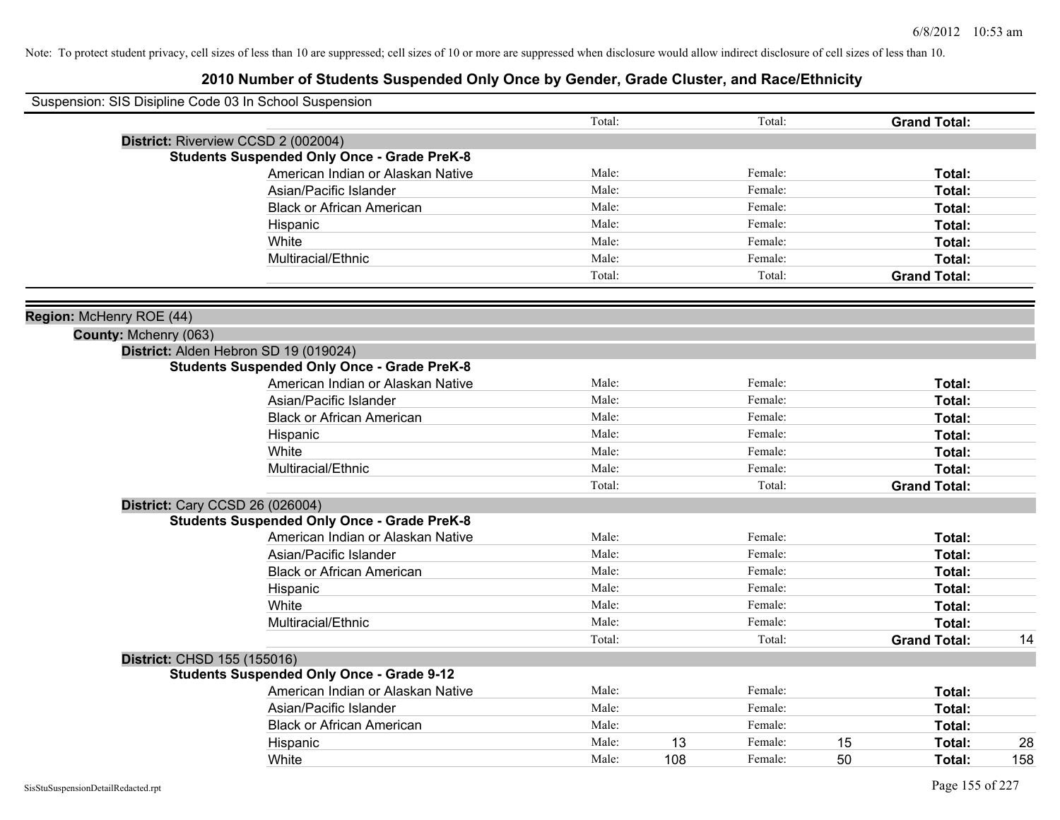Note: To protect student privacy, cell sizes of less than 10 are suppressed; cell sizes of 10 or more are suppressed when disclosure would allow indirect disclosure of cell sizes of less than 10.

# 2010 Number of Students Suspended Only Once by Gender, Grade Cluster, and Race/Ethnicity

Suspension: SIS Disipline Code 03 In School Suspension

| | | | | | | |
|---|---|---|---|---|---|---|
| | Total: | | Total: | | **Grand Total:** | |

**District:** Riverview CCSD 2 (002004)

**Students Suspended Only Once - Grade PreK-8**

| | | | | | | |
|---|---|---|---|---|---|---|
| American Indian or Alaskan Native | Male: | | Female: | | **Total:** | |
| Asian/Pacific Islander | Male: | | Female: | | **Total:** | |
| Black or African American | Male: | | Female: | | **Total:** | |
| Hispanic | Male: | | Female: | | **Total:** | |
| White | Male: | | Female: | | **Total:** | |
| Multiracial/Ethnic | Male: | | Female: | | **Total:** | |
| | Total: | | Total: | | **Grand Total:** | |

**Region:** McHenry ROE (44)

**County:** Mchenry (063)

**District:** Alden Hebron SD 19 (019024)

**Students Suspended Only Once - Grade PreK-8**

| | | | | | | |
|---|---|---|---|---|---|---|
| American Indian or Alaskan Native | Male: | | Female: | | **Total:** | |
| Asian/Pacific Islander | Male: | | Female: | | **Total:** | |
| Black or African American | Male: | | Female: | | **Total:** | |
| Hispanic | Male: | | Female: | | **Total:** | |
| White | Male: | | Female: | | **Total:** | |
| Multiracial/Ethnic | Male: | | Female: | | **Total:** | |
| | Total: | | Total: | | **Grand Total:** | |

**District:** Cary CCSD 26 (026004)

**Students Suspended Only Once - Grade PreK-8**

| | | | | | | |
|---|---|---|---|---|---|---|
| American Indian or Alaskan Native | Male: | | Female: | | **Total:** | |
| Asian/Pacific Islander | Male: | | Female: | | **Total:** | |
| Black or African American | Male: | | Female: | | **Total:** | |
| Hispanic | Male: | | Female: | | **Total:** | |
| White | Male: | | Female: | | **Total:** | |
| Multiracial/Ethnic | Male: | | Female: | | **Total:** | |
| | Total: | | Total: | | **Grand Total:** | 14 |

**District:** CHSD 155 (155016)

**Students Suspended Only Once - Grade 9-12**

| | | | | | | |
|---|---|---|---|---|---|---|
| American Indian or Alaskan Native | Male: | | Female: | | **Total:** | |
| Asian/Pacific Islander | Male: | | Female: | | **Total:** | |
| Black or African American | Male: | | Female: | | **Total:** | |
| Hispanic | Male: | 13 | Female: | 15 | **Total:** | 28 |
| White | Male: | 108 | Female: | 50 | **Total:** | 158 |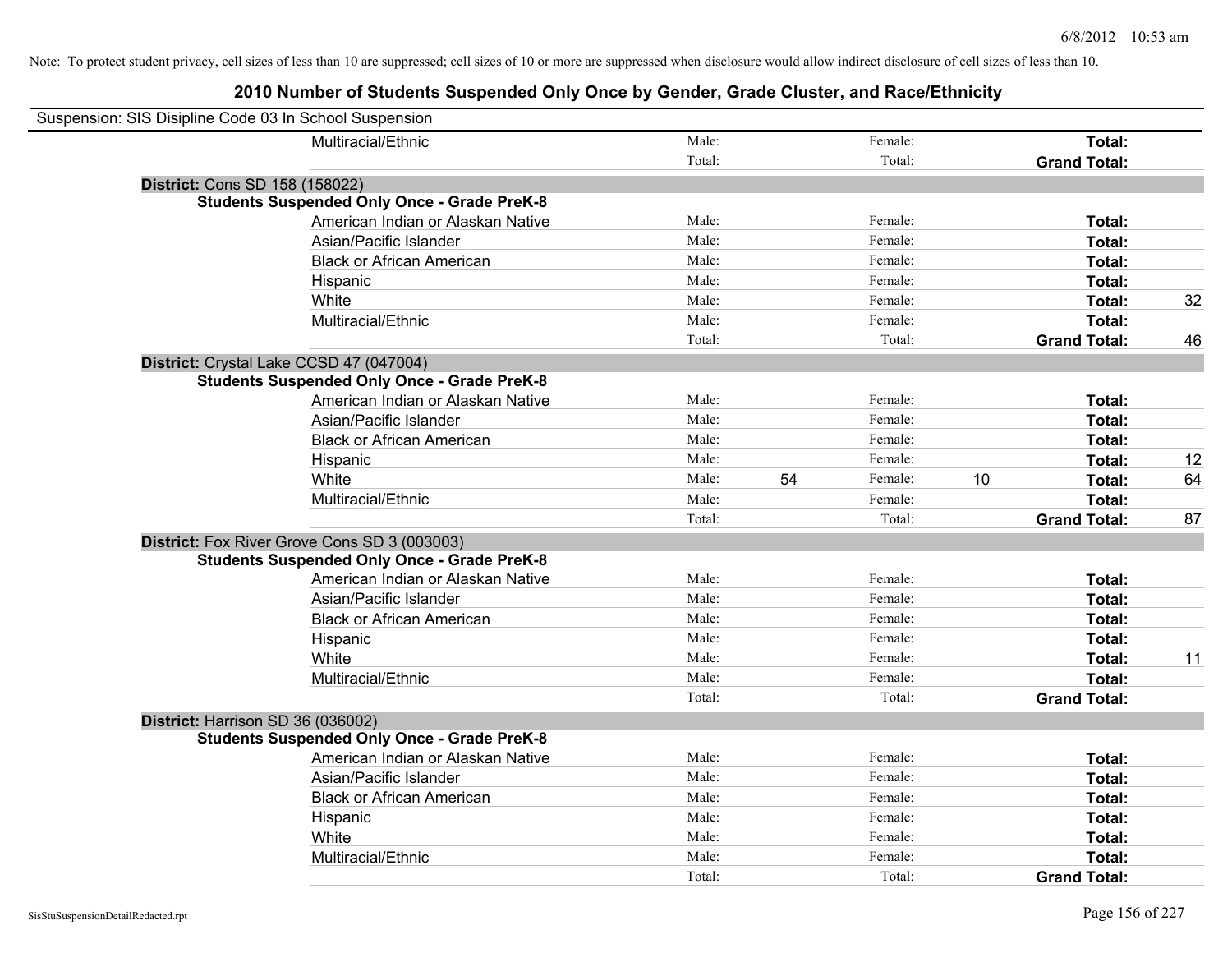Note: To protect student privacy, cell sizes of less than 10 are suppressed; cell sizes of 10 or more are suppressed when disclosure would allow indirect disclosure of cell sizes of less than 10.

# 2010 Number of Students Suspended Only Once by Gender, Grade Cluster, and Race/Ethnicity

Suspension: SIS Disipline Code 03 In School Suspension

| | | | | | | | |
|---|---|---|---|---|---|---|---|
| Multiracial/Ethnic | Male: | | Female: | | **Total:** | |
| | Total: | | Total: | | **Grand Total:** | |

**District:** Cons SD 158 (158022)

**Students Suspended Only Once - Grade PreK-8**

| | | | | | | |
|---|---|---|---|---|---|---|
| American Indian or Alaskan Native | Male: | | Female: | | **Total:** | |
| Asian/Pacific Islander | Male: | | Female: | | **Total:** | |
| Black or African American | Male: | | Female: | | **Total:** | |
| Hispanic | Male: | | Female: | | **Total:** | |
| White | Male: | | Female: | | **Total:** | 32 |
| Multiracial/Ethnic | Male: | | Female: | | **Total:** | |
| | Total: | | Total: | | **Grand Total:** | 46 |

**District:** Crystal Lake CCSD 47 (047004)

**Students Suspended Only Once - Grade PreK-8**

| | | | | | | |
|---|---|---|---|---|---|---|
| American Indian or Alaskan Native | Male: | | Female: | | **Total:** | |
| Asian/Pacific Islander | Male: | | Female: | | **Total:** | |
| Black or African American | Male: | | Female: | | **Total:** | |
| Hispanic | Male: | | Female: | | **Total:** | 12 |
| White | Male: | 54 | Female: | 10 | **Total:** | 64 |
| Multiracial/Ethnic | Male: | | Female: | | **Total:** | |
| | Total: | | Total: | | **Grand Total:** | 87 |

**District:** Fox River Grove Cons SD 3 (003003)

**Students Suspended Only Once - Grade PreK-8**

| | | | | | | |
|---|---|---|---|---|---|---|
| American Indian or Alaskan Native | Male: | | Female: | | **Total:** | |
| Asian/Pacific Islander | Male: | | Female: | | **Total:** | |
| Black or African American | Male: | | Female: | | **Total:** | |
| Hispanic | Male: | | Female: | | **Total:** | |
| White | Male: | | Female: | | **Total:** | 11 |
| Multiracial/Ethnic | Male: | | Female: | | **Total:** | |
| | Total: | | Total: | | **Grand Total:** | |

**District:** Harrison SD 36 (036002)

**Students Suspended Only Once - Grade PreK-8**

| | | | | | | |
|---|---|---|---|---|---|---|
| American Indian or Alaskan Native | Male: | | Female: | | **Total:** | |
| Asian/Pacific Islander | Male: | | Female: | | **Total:** | |
| Black or African American | Male: | | Female: | | **Total:** | |
| Hispanic | Male: | | Female: | | **Total:** | |
| White | Male: | | Female: | | **Total:** | |
| Multiracial/Ethnic | Male: | | Female: | | **Total:** | |
| | Total: | | Total: | | **Grand Total:** | |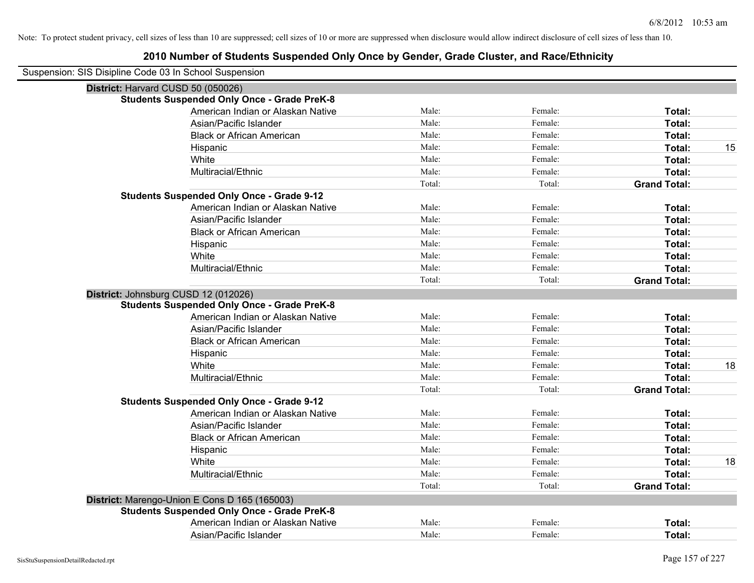Note: To protect student privacy, cell sizes of less than 10 are suppressed; cell sizes of 10 or more are suppressed when disclosure would allow indirect disclosure of cell sizes of less than 10.

# 2010 Number of Students Suspended Only Once by Gender, Grade Cluster, and Race/Ethnicity

Suspension: SIS Disipline Code 03 In School Suspension

## District: Harvard CUSD 50 (050026)

### Students Suspended Only Once - Grade PreK-8

| Race/Ethnicity | Male | Female | Total |
|---|---|---|---|
| American Indian or Alaskan Native | Male: | Female: | Total: |
| Asian/Pacific Islander | Male: | Female: | Total: |
| Black or African American | Male: | Female: | Total: |
| Hispanic | Male: | Female: | Total: 15 |
| White | Male: | Female: | Total: |
| Multiracial/Ethnic | Male: | Female: | Total: |
| | Total: | Total: | Grand Total: |

### Students Suspended Only Once - Grade 9-12

| Race/Ethnicity | Male | Female | Total |
|---|---|---|---|
| American Indian or Alaskan Native | Male: | Female: | Total: |
| Asian/Pacific Islander | Male: | Female: | Total: |
| Black or African American | Male: | Female: | Total: |
| Hispanic | Male: | Female: | Total: |
| White | Male: | Female: | Total: |
| Multiracial/Ethnic | Male: | Female: | Total: |
| | Total: | Total: | Grand Total: |

## District: Johnsburg CUSD 12 (012026)

### Students Suspended Only Once - Grade PreK-8

| Race/Ethnicity | Male | Female | Total |
|---|---|---|---|
| American Indian or Alaskan Native | Male: | Female: | Total: |
| Asian/Pacific Islander | Male: | Female: | Total: |
| Black or African American | Male: | Female: | Total: |
| Hispanic | Male: | Female: | Total: |
| White | Male: | Female: | Total: 18 |
| Multiracial/Ethnic | Male: | Female: | Total: |
| | Total: | Total: | Grand Total: |

### Students Suspended Only Once - Grade 9-12

| Race/Ethnicity | Male | Female | Total |
|---|---|---|---|
| American Indian or Alaskan Native | Male: | Female: | Total: |
| Asian/Pacific Islander | Male: | Female: | Total: |
| Black or African American | Male: | Female: | Total: |
| Hispanic | Male: | Female: | Total: |
| White | Male: | Female: | Total: 18 |
| Multiracial/Ethnic | Male: | Female: | Total: |
| | Total: | Total: | Grand Total: |

## District: Marengo-Union E Cons D 165 (165003)

### Students Suspended Only Once - Grade PreK-8

| Race/Ethnicity | Male | Female | Total |
|---|---|---|---|
| American Indian or Alaskan Native | Male: | Female: | Total: |
| Asian/Pacific Islander | Male: | Female: | Total: |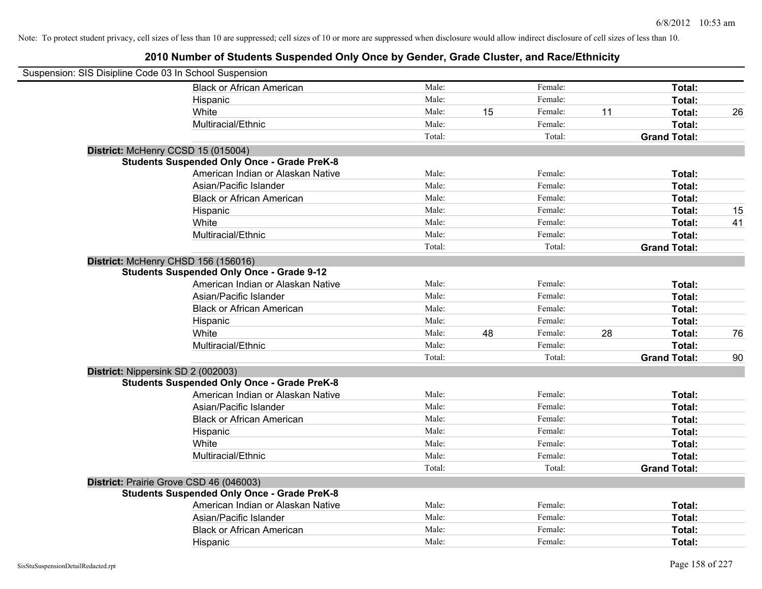Note: To protect student privacy, cell sizes of less than 10 are suppressed; cell sizes of 10 or more are suppressed when disclosure would allow indirect disclosure of cell sizes of less than 10.

# 2010 Number of Students Suspended Only Once by Gender, Grade Cluster, and Race/Ethnicity

Suspension: SIS Disipline Code 03 In School Suspension

| | | | | | | |
|---|---|---|---|---|---|---|
| Black or African American | Male: | | Female: | | **Total:** | |
| Hispanic | Male: | | Female: | | **Total:** | |
| White | Male: | 15 | Female: | 11 | **Total:** | 26 |
| Multiracial/Ethnic | Male: | | Female: | | **Total:** | |
| | Total: | | Total: | | **Grand Total:** | |

**District:** McHenry CCSD 15 (015004)

**Students Suspended Only Once - Grade PreK-8**

| | | | | | | |
|---|---|---|---|---|---|---|
| American Indian or Alaskan Native | Male: | | Female: | | **Total:** | |
| Asian/Pacific Islander | Male: | | Female: | | **Total:** | |
| Black or African American | Male: | | Female: | | **Total:** | |
| Hispanic | Male: | | Female: | | **Total:** | 15 |
| White | Male: | | Female: | | **Total:** | 41 |
| Multiracial/Ethnic | Male: | | Female: | | **Total:** | |
| | Total: | | Total: | | **Grand Total:** | |

**District:** McHenry CHSD 156 (156016)

**Students Suspended Only Once - Grade 9-12**

| | | | | | | |
|---|---|---|---|---|---|---|
| American Indian or Alaskan Native | Male: | | Female: | | **Total:** | |
| Asian/Pacific Islander | Male: | | Female: | | **Total:** | |
| Black or African American | Male: | | Female: | | **Total:** | |
| Hispanic | Male: | | Female: | | **Total:** | |
| White | Male: | 48 | Female: | 28 | **Total:** | 76 |
| Multiracial/Ethnic | Male: | | Female: | | **Total:** | |
| | Total: | | Total: | | **Grand Total:** | 90 |

**District:** Nippersink SD 2 (002003)

**Students Suspended Only Once - Grade PreK-8**

| | | | | | | |
|---|---|---|---|---|---|---|
| American Indian or Alaskan Native | Male: | | Female: | | **Total:** | |
| Asian/Pacific Islander | Male: | | Female: | | **Total:** | |
| Black or African American | Male: | | Female: | | **Total:** | |
| Hispanic | Male: | | Female: | | **Total:** | |
| White | Male: | | Female: | | **Total:** | |
| Multiracial/Ethnic | Male: | | Female: | | **Total:** | |
| | Total: | | Total: | | **Grand Total:** | |

**District:** Prairie Grove CSD 46 (046003)

**Students Suspended Only Once - Grade PreK-8**

| | | | | | | |
|---|---|---|---|---|---|---|
| American Indian or Alaskan Native | Male: | | Female: | | **Total:** | |
| Asian/Pacific Islander | Male: | | Female: | | **Total:** | |
| Black or African American | Male: | | Female: | | **Total:** | |
| Hispanic | Male: | | Female: | | **Total:** | |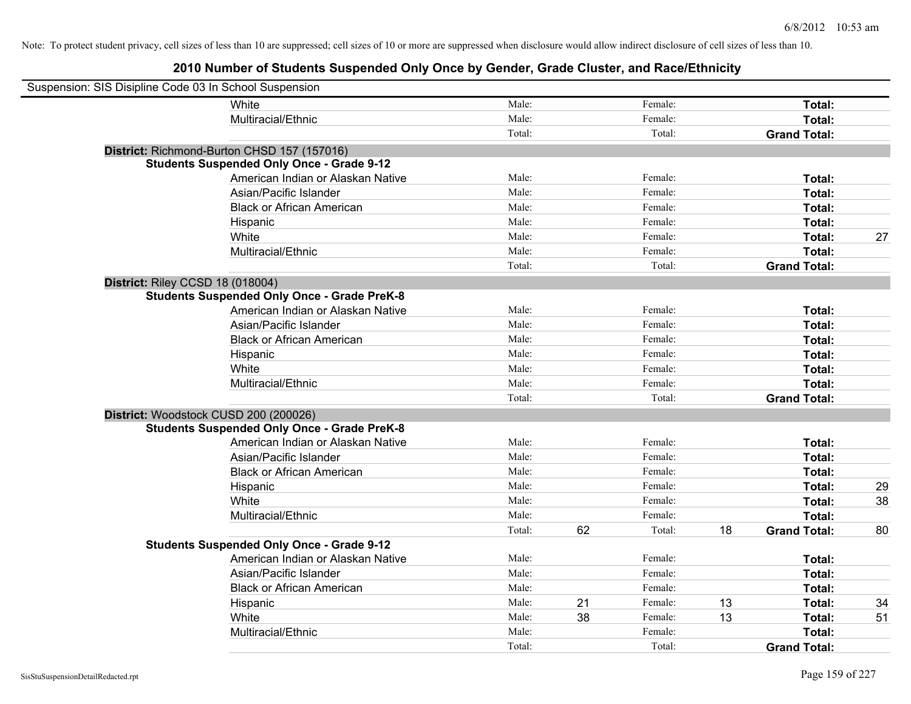Note: To protect student privacy, cell sizes of less than 10 are suppressed; cell sizes of 10 or more are suppressed when disclosure would allow indirect disclosure of cell sizes of less than 10.

## 2010 Number of Students Suspended Only Once by Gender, Grade Cluster, and Race/Ethnicity

Suspension: SIS Disipline Code 03 In School Suspension

| | | | | | | |
|---|---|---|---|---|---|---|
| White | Male: | | Female: | | Total: | |
| Multiracial/Ethnic | Male: | | Female: | | Total: | |
| | Total: | | Total: | | Grand Total: | |

**District:** Richmond-Burton CHSD 157 (157016)

**Students Suspended Only Once - Grade 9-12**

| | | | | | | |
|---|---|---|---|---|---|---|
| American Indian or Alaskan Native | Male: | | Female: | | Total: | |
| Asian/Pacific Islander | Male: | | Female: | | Total: | |
| Black or African American | Male: | | Female: | | Total: | |
| Hispanic | Male: | | Female: | | Total: | |
| White | Male: | | Female: | | Total: | 27 |
| Multiracial/Ethnic | Male: | | Female: | | Total: | |
| | Total: | | Total: | | Grand Total: | |

**District:** Riley CCSD 18 (018004)

**Students Suspended Only Once - Grade PreK-8**

| | | | | | | |
|---|---|---|---|---|---|---|
| American Indian or Alaskan Native | Male: | | Female: | | Total: | |
| Asian/Pacific Islander | Male: | | Female: | | Total: | |
| Black or African American | Male: | | Female: | | Total: | |
| Hispanic | Male: | | Female: | | Total: | |
| White | Male: | | Female: | | Total: | |
| Multiracial/Ethnic | Male: | | Female: | | Total: | |
| | Total: | | Total: | | Grand Total: | |

**District:** Woodstock CUSD 200 (200026)

**Students Suspended Only Once - Grade PreK-8**

| | | | | | | |
|---|---|---|---|---|---|---|
| American Indian or Alaskan Native | Male: | | Female: | | Total: | |
| Asian/Pacific Islander | Male: | | Female: | | Total: | |
| Black or African American | Male: | | Female: | | Total: | |
| Hispanic | Male: | | Female: | | Total: | 29 |
| White | Male: | | Female: | | Total: | 38 |
| Multiracial/Ethnic | Male: | | Female: | | Total: | |
| | Total: | 62 | Total: | 18 | Grand Total: | 80 |

**Students Suspended Only Once - Grade 9-12**

| | | | | | | |
|---|---|---|---|---|---|---|
| American Indian or Alaskan Native | Male: | | Female: | | Total: | |
| Asian/Pacific Islander | Male: | | Female: | | Total: | |
| Black or African American | Male: | | Female: | | Total: | |
| Hispanic | Male: | 21 | Female: | 13 | Total: | 34 |
| White | Male: | 38 | Female: | 13 | Total: | 51 |
| Multiracial/Ethnic | Male: | | Female: | | Total: | |
| | Total: | | Total: | | Grand Total: | |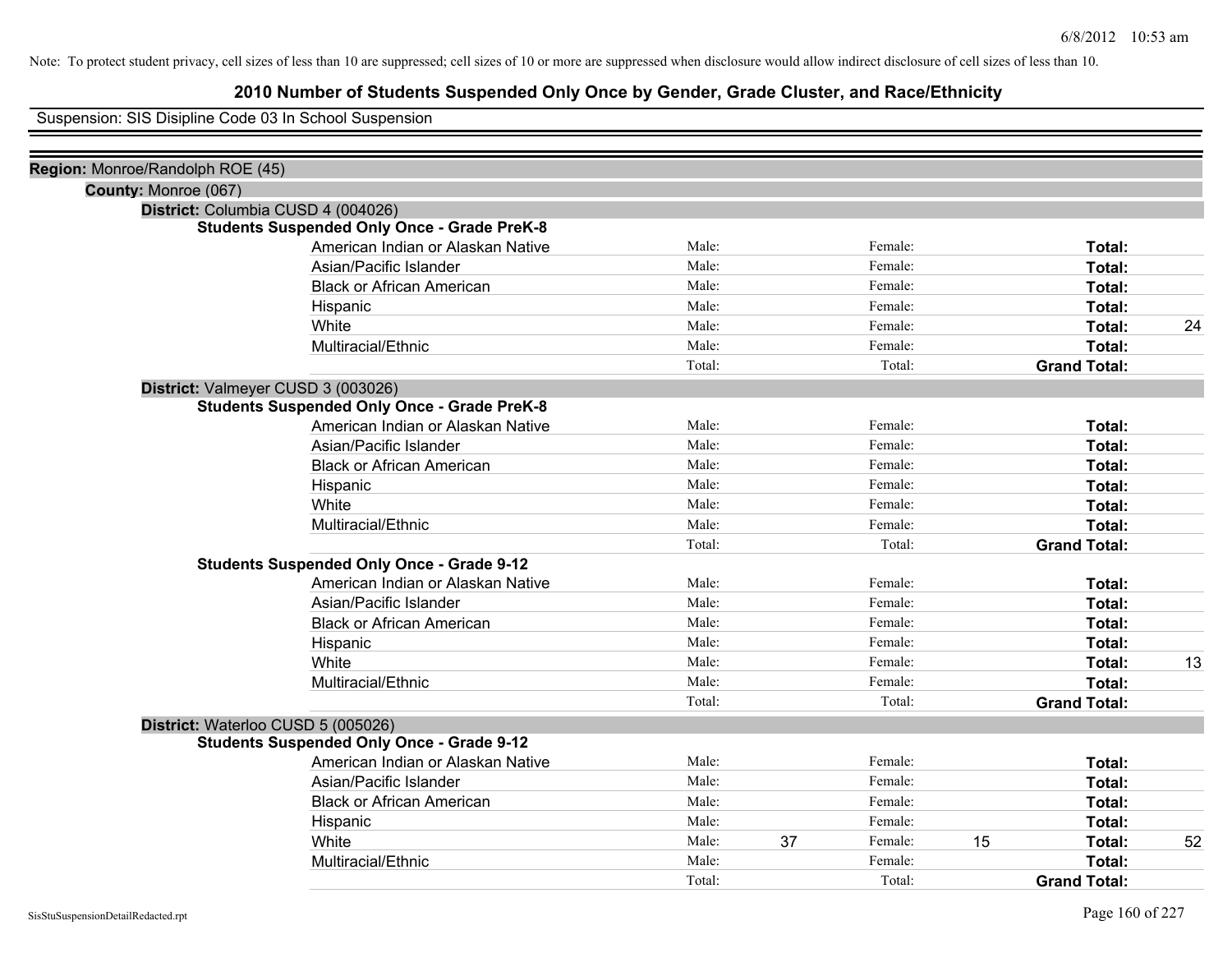Note: To protect student privacy, cell sizes of less than 10 are suppressed; cell sizes of 10 or more are suppressed when disclosure would allow indirect disclosure of cell sizes of less than 10.

# 2010 Number of Students Suspended Only Once by Gender, Grade Cluster, and Race/Ethnicity

Suspension: SIS Disipline Code 03 In School Suspension

**Region:** Monroe/Randolph ROE (45)

**County:** Monroe (067)

**District:** Columbia CUSD 4 (004026)

**Students Suspended Only Once - Grade PreK-8**

| | | | | | | |
|---|---|---|---|---|---|---|
| American Indian or Alaskan Native | Male: | | Female: | | **Total:** | |
| Asian/Pacific Islander | Male: | | Female: | | **Total:** | |
| Black or African American | Male: | | Female: | | **Total:** | |
| Hispanic | Male: | | Female: | | **Total:** | |
| White | Male: | | Female: | | **Total:** | 24 |
| Multiracial/Ethnic | Male: | | Female: | | **Total:** | |
| | Total: | | Total: | | **Grand Total:** | |

**District:** Valmeyer CUSD 3 (003026)

**Students Suspended Only Once - Grade PreK-8**

| | | | | | | |
|---|---|---|---|---|---|---|
| American Indian or Alaskan Native | Male: | | Female: | | **Total:** | |
| Asian/Pacific Islander | Male: | | Female: | | **Total:** | |
| Black or African American | Male: | | Female: | | **Total:** | |
| Hispanic | Male: | | Female: | | **Total:** | |
| White | Male: | | Female: | | **Total:** | |
| Multiracial/Ethnic | Male: | | Female: | | **Total:** | |
| | Total: | | Total: | | **Grand Total:** | |

**Students Suspended Only Once - Grade 9-12**

| | | | | | | |
|---|---|---|---|---|---|---|
| American Indian or Alaskan Native | Male: | | Female: | | **Total:** | |
| Asian/Pacific Islander | Male: | | Female: | | **Total:** | |
| Black or African American | Male: | | Female: | | **Total:** | |
| Hispanic | Male: | | Female: | | **Total:** | |
| White | Male: | | Female: | | **Total:** | 13 |
| Multiracial/Ethnic | Male: | | Female: | | **Total:** | |
| | Total: | | Total: | | **Grand Total:** | |

**District:** Waterloo CUSD 5 (005026)

**Students Suspended Only Once - Grade 9-12**

| | | | | | | |
|---|---|---|---|---|---|---|
| American Indian or Alaskan Native | Male: | | Female: | | **Total:** | |
| Asian/Pacific Islander | Male: | | Female: | | **Total:** | |
| Black or African American | Male: | | Female: | | **Total:** | |
| Hispanic | Male: | | Female: | | **Total:** | |
| White | Male: | 37 | Female: | 15 | **Total:** | 52 |
| Multiracial/Ethnic | Male: | | Female: | | **Total:** | |
| | Total: | | Total: | | **Grand Total:** | |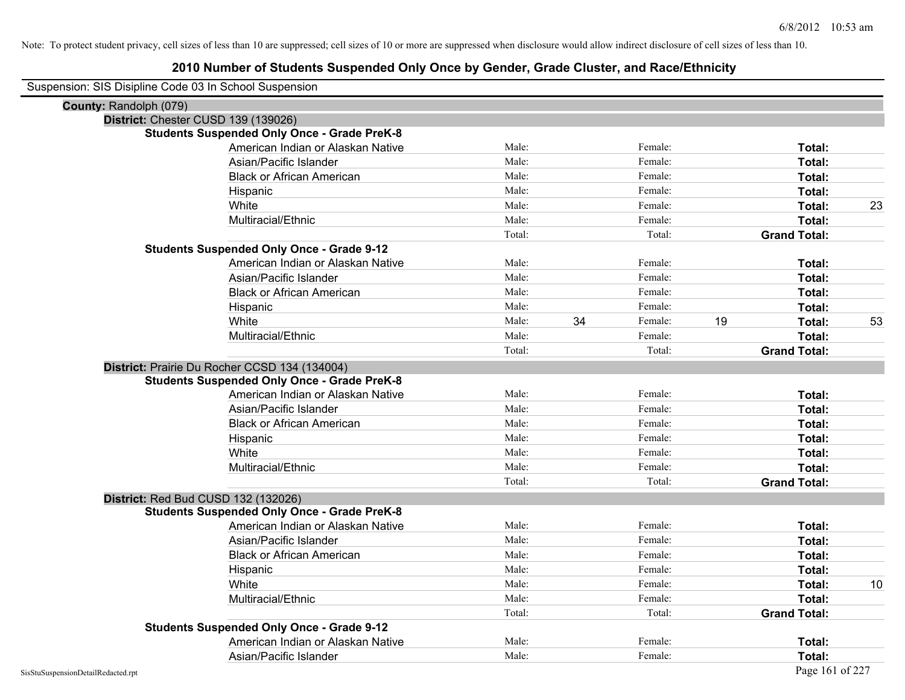Note: To protect student privacy, cell sizes of less than 10 are suppressed; cell sizes of 10 or more are suppressed when disclosure would allow indirect disclosure of cell sizes of less than 10.

# 2010 Number of Students Suspended Only Once by Gender, Grade Cluster, and Race/Ethnicity

Suspension: SIS Disipline Code 03 In School Suspension

**County:** Randolph (079)

**District:** Chester CUSD 139 (139026)

**Students Suspended Only Once - Grade PreK-8**

| Race/Ethnicity | Male: | | Female: | | Total: | |
|---|---|---|---|---|---|---|
| American Indian or Alaskan Native | Male: | | Female: | | **Total:** | |
| Asian/Pacific Islander | Male: | | Female: | | **Total:** | |
| Black or African American | Male: | | Female: | | **Total:** | |
| Hispanic | Male: | | Female: | | **Total:** | |
| White | Male: | | Female: | | **Total:** | 23 |
| Multiracial/Ethnic | Male: | | Female: | | **Total:** | |
| | Total: | | Total: | | **Grand Total:** | |

**Students Suspended Only Once - Grade 9-12**

| Race/Ethnicity | Male: | | Female: | | Total: | |
|---|---|---|---|---|---|---|
| American Indian or Alaskan Native | Male: | | Female: | | **Total:** | |
| Asian/Pacific Islander | Male: | | Female: | | **Total:** | |
| Black or African American | Male: | | Female: | | **Total:** | |
| Hispanic | Male: | | Female: | | **Total:** | |
| White | Male: | 34 | Female: | 19 | **Total:** | 53 |
| Multiracial/Ethnic | Male: | | Female: | | **Total:** | |
| | Total: | | Total: | | **Grand Total:** | |

**District:** Prairie Du Rocher CCSD 134 (134004)

**Students Suspended Only Once - Grade PreK-8**

| Race/Ethnicity | Male: | | Female: | | Total: | |
|---|---|---|---|---|---|---|
| American Indian or Alaskan Native | Male: | | Female: | | **Total:** | |
| Asian/Pacific Islander | Male: | | Female: | | **Total:** | |
| Black or African American | Male: | | Female: | | **Total:** | |
| Hispanic | Male: | | Female: | | **Total:** | |
| White | Male: | | Female: | | **Total:** | |
| Multiracial/Ethnic | Male: | | Female: | | **Total:** | |
| | Total: | | Total: | | **Grand Total:** | |

**District:** Red Bud CUSD 132 (132026)

**Students Suspended Only Once - Grade PreK-8**

| Race/Ethnicity | Male: | | Female: | | Total: | |
|---|---|---|---|---|---|---|
| American Indian or Alaskan Native | Male: | | Female: | | **Total:** | |
| Asian/Pacific Islander | Male: | | Female: | | **Total:** | |
| Black or African American | Male: | | Female: | | **Total:** | |
| Hispanic | Male: | | Female: | | **Total:** | |
| White | Male: | | Female: | | **Total:** | 10 |
| Multiracial/Ethnic | Male: | | Female: | | **Total:** | |
| | Total: | | Total: | | **Grand Total:** | |

**Students Suspended Only Once - Grade 9-12**

| Race/Ethnicity | Male: | | Female: | | Total: | |
|---|---|---|---|---|---|---|
| American Indian or Alaskan Native | Male: | | Female: | | **Total:** | |
| Asian/Pacific Islander | Male: | | Female: | | **Total:** | |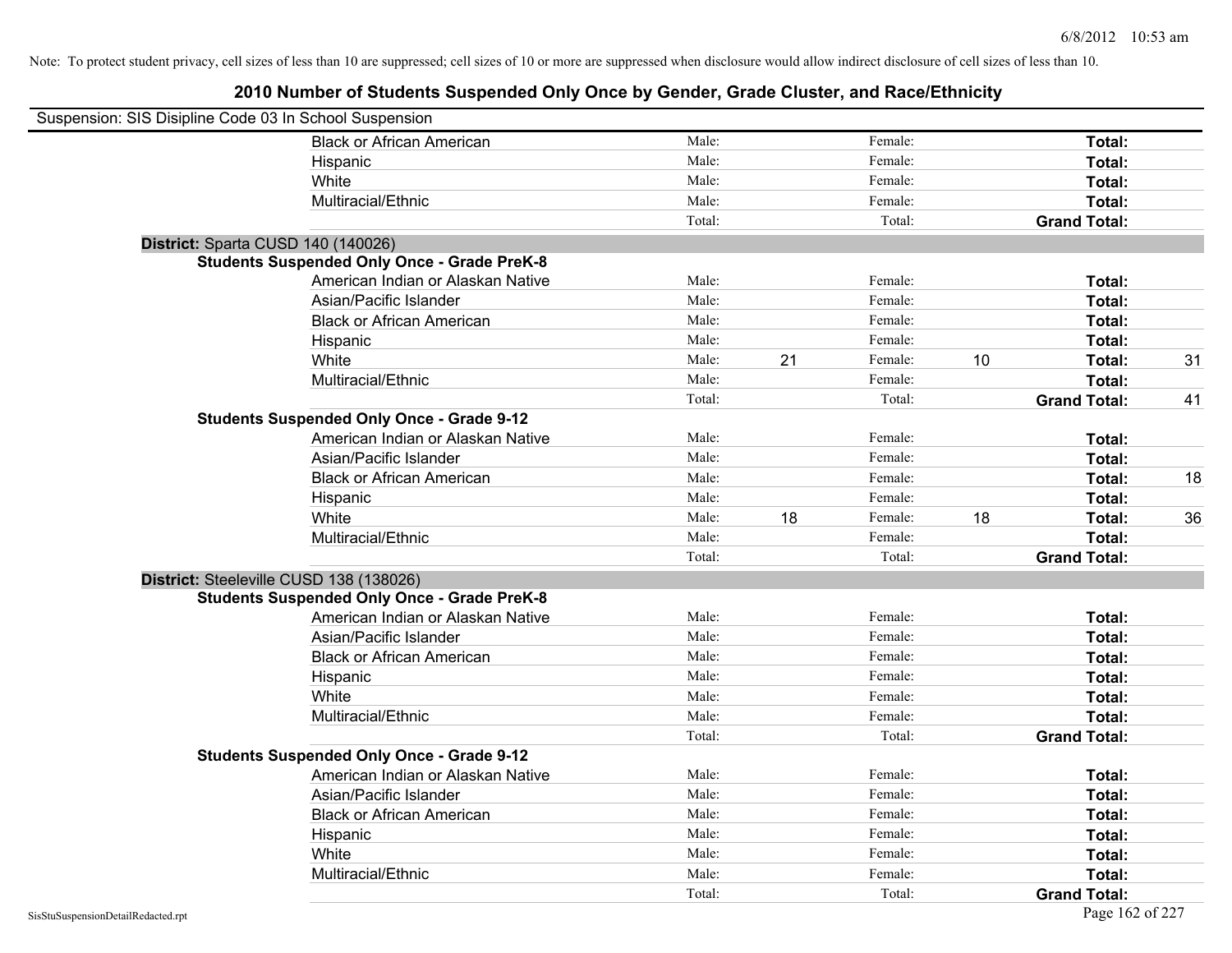Note: To protect student privacy, cell sizes of less than 10 are suppressed; cell sizes of 10 or more are suppressed when disclosure would allow indirect disclosure of cell sizes of less than 10.

# 2010 Number of Students Suspended Only Once by Gender, Grade Cluster, and Race/Ethnicity

Suspension: SIS Disipline Code 03 In School Suspension

| | | | | | | |
|---|---|---|---|---|---|---|
| Black or African American | Male: | | Female: | | **Total:** | |
| Hispanic | Male: | | Female: | | **Total:** | |
| White | Male: | | Female: | | **Total:** | |
| Multiracial/Ethnic | Male: | | Female: | | **Total:** | |
| | Total: | | Total: | | **Grand Total:** | |

**District:** Sparta CUSD 140 (140026)

**Students Suspended Only Once - Grade PreK-8**

| | | | | | | |
|---|---|---|---|---|---|---|
| American Indian or Alaskan Native | Male: | | Female: | | **Total:** | |
| Asian/Pacific Islander | Male: | | Female: | | **Total:** | |
| Black or African American | Male: | | Female: | | **Total:** | |
| Hispanic | Male: | | Female: | | **Total:** | |
| White | Male: | 21 | Female: | 10 | **Total:** | 31 |
| Multiracial/Ethnic | Male: | | Female: | | **Total:** | |
| | Total: | | Total: | | **Grand Total:** | 41 |

**Students Suspended Only Once - Grade 9-12**

| | | | | | | |
|---|---|---|---|---|---|---|
| American Indian or Alaskan Native | Male: | | Female: | | **Total:** | |
| Asian/Pacific Islander | Male: | | Female: | | **Total:** | |
| Black or African American | Male: | | Female: | | **Total:** | 18 |
| Hispanic | Male: | | Female: | | **Total:** | |
| White | Male: | 18 | Female: | 18 | **Total:** | 36 |
| Multiracial/Ethnic | Male: | | Female: | | **Total:** | |
| | Total: | | Total: | | **Grand Total:** | |

**District:** Steeleville CUSD 138 (138026)

**Students Suspended Only Once - Grade PreK-8**

| | | | | | | |
|---|---|---|---|---|---|---|
| American Indian or Alaskan Native | Male: | | Female: | | **Total:** | |
| Asian/Pacific Islander | Male: | | Female: | | **Total:** | |
| Black or African American | Male: | | Female: | | **Total:** | |
| Hispanic | Male: | | Female: | | **Total:** | |
| White | Male: | | Female: | | **Total:** | |
| Multiracial/Ethnic | Male: | | Female: | | **Total:** | |
| | Total: | | Total: | | **Grand Total:** | |

**Students Suspended Only Once - Grade 9-12**

| | | | | | | |
|---|---|---|---|---|---|---|
| American Indian or Alaskan Native | Male: | | Female: | | **Total:** | |
| Asian/Pacific Islander | Male: | | Female: | | **Total:** | |
| Black or African American | Male: | | Female: | | **Total:** | |
| Hispanic | Male: | | Female: | | **Total:** | |
| White | Male: | | Female: | | **Total:** | |
| Multiracial/Ethnic | Male: | | Female: | | **Total:** | |
| | Total: | | Total: | | **Grand Total:** | |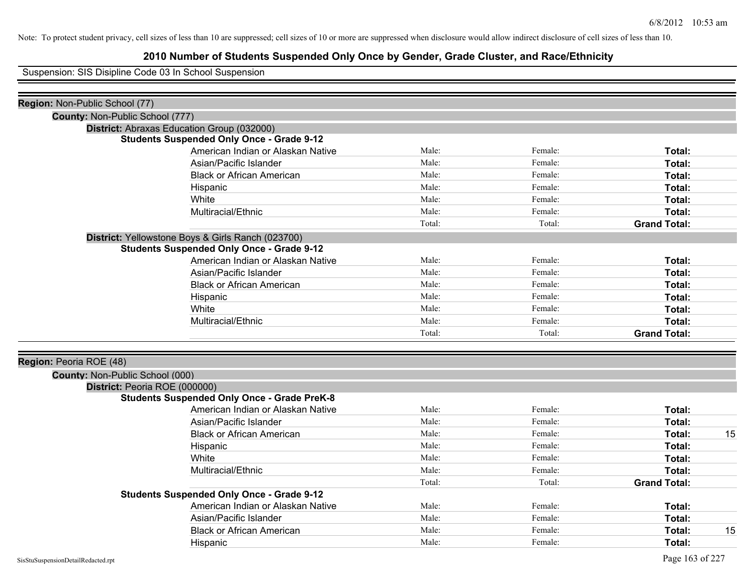Note: To protect student privacy, cell sizes of less than 10 are suppressed; cell sizes of 10 or more are suppressed when disclosure would allow indirect disclosure of cell sizes of less than 10.

# 2010 Number of Students Suspended Only Once by Gender, Grade Cluster, and Race/Ethnicity

Suspension: SIS Disipline Code 03 In School Suspension

**Region:** Non-Public School (77)

**County:** Non-Public School (777)

**District:** Abraxas Education Group (032000)

**Students Suspended Only Once - Grade 9-12**

| | | | | |
|---|---|---|---|---|
| American Indian or Alaskan Native | Male: | Female: | **Total:** | |
| Asian/Pacific Islander | Male: | Female: | **Total:** | |
| Black or African American | Male: | Female: | **Total:** | |
| Hispanic | Male: | Female: | **Total:** | |
| White | Male: | Female: | **Total:** | |
| Multiracial/Ethnic | Male: | Female: | **Total:** | |
| | Total: | Total: | **Grand Total:** | |

**District:** Yellowstone Boys & Girls Ranch (023700)

**Students Suspended Only Once - Grade 9-12**

| | | | | |
|---|---|---|---|---|
| American Indian or Alaskan Native | Male: | Female: | **Total:** | |
| Asian/Pacific Islander | Male: | Female: | **Total:** | |
| Black or African American | Male: | Female: | **Total:** | |
| Hispanic | Male: | Female: | **Total:** | |
| White | Male: | Female: | **Total:** | |
| Multiracial/Ethnic | Male: | Female: | **Total:** | |
| | Total: | Total: | **Grand Total:** | |

**Region:** Peoria ROE (48)

**County:** Non-Public School (000)

**District:** Peoria ROE (000000)

**Students Suspended Only Once - Grade PreK-8**

| | | | | |
|---|---|---|---|---|
| American Indian or Alaskan Native | Male: | Female: | **Total:** | |
| Asian/Pacific Islander | Male: | Female: | **Total:** | |
| Black or African American | Male: | Female: | **Total:** | 15 |
| Hispanic | Male: | Female: | **Total:** | |
| White | Male: | Female: | **Total:** | |
| Multiracial/Ethnic | Male: | Female: | **Total:** | |
| | Total: | Total: | **Grand Total:** | |

**Students Suspended Only Once - Grade 9-12**

| | | | | |
|---|---|---|---|---|
| American Indian or Alaskan Native | Male: | Female: | **Total:** | |
| Asian/Pacific Islander | Male: | Female: | **Total:** | |
| Black or African American | Male: | Female: | **Total:** | 15 |
| Hispanic | Male: | Female: | **Total:** | |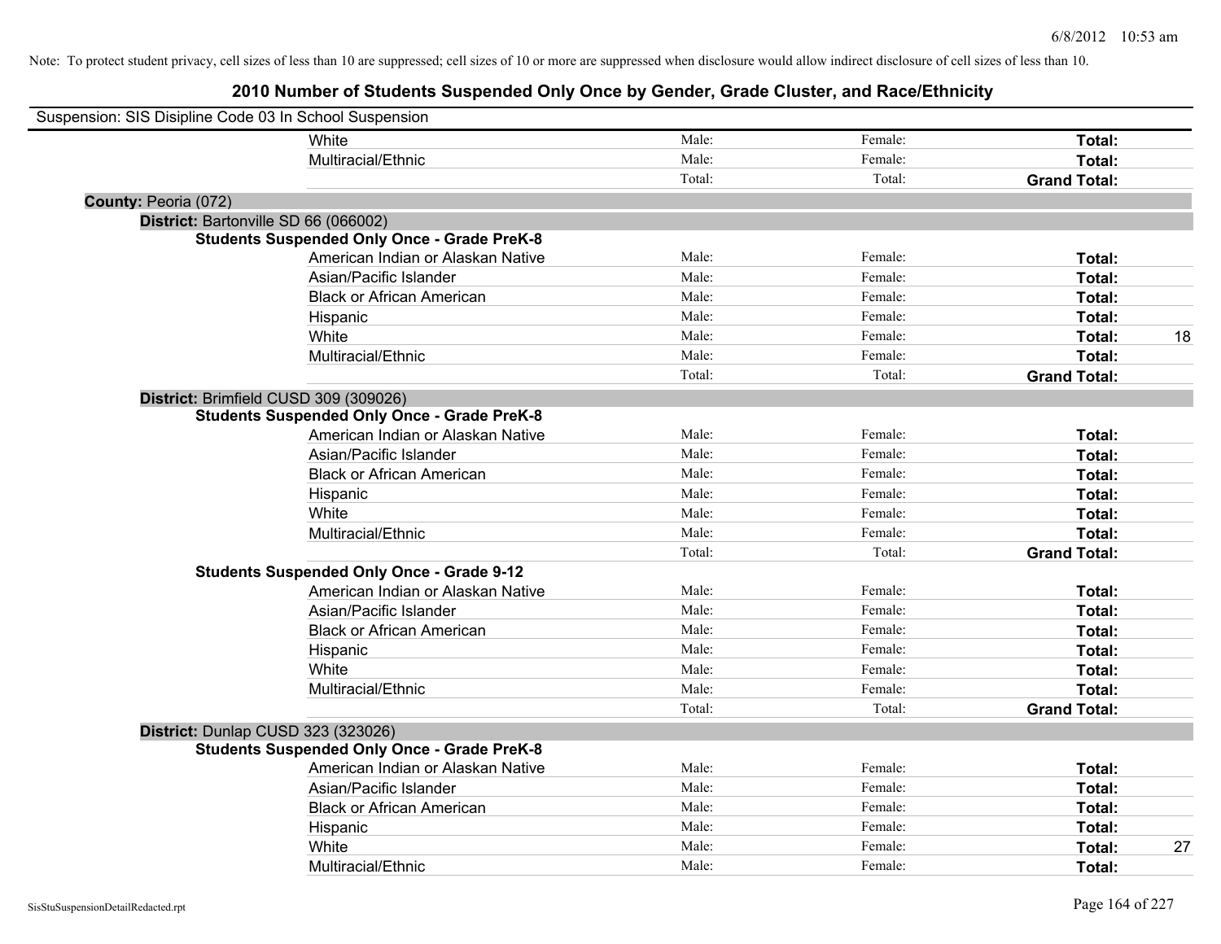Note: To protect student privacy, cell sizes of less than 10 are suppressed; cell sizes of 10 or more are suppressed when disclosure would allow indirect disclosure of cell sizes of less than 10.

# 2010 Number of Students Suspended Only Once by Gender, Grade Cluster, and Race/Ethnicity

Suspension: SIS Disipline Code 03 In School Suspension

| | | | | | |
|---|---|---|---|---|---|
| | White | Male: | Female: | **Total:** | |
| | Multiracial/Ethnic | Male: | Female: | **Total:** | |
| | | Total: | Total: | **Grand Total:** | |
| **County:** Peoria (072) | | | | | |
| **District:** Bartonville SD 66 (066002) | | | | | |
| **Students Suspended Only Once - Grade PreK-8** | | | | | |
| | American Indian or Alaskan Native | Male: | Female: | **Total:** | |
| | Asian/Pacific Islander | Male: | Female: | **Total:** | |
| | Black or African American | Male: | Female: | **Total:** | |
| | Hispanic | Male: | Female: | **Total:** | |
| | White | Male: | Female: | **Total:** | 18 |
| | Multiracial/Ethnic | Male: | Female: | **Total:** | |
| | | Total: | Total: | **Grand Total:** | |
| **District:** Brimfield CUSD 309 (309026) | | | | | |
| **Students Suspended Only Once - Grade PreK-8** | | | | | |
| | American Indian or Alaskan Native | Male: | Female: | **Total:** | |
| | Asian/Pacific Islander | Male: | Female: | **Total:** | |
| | Black or African American | Male: | Female: | **Total:** | |
| | Hispanic | Male: | Female: | **Total:** | |
| | White | Male: | Female: | **Total:** | |
| | Multiracial/Ethnic | Male: | Female: | **Total:** | |
| | | Total: | Total: | **Grand Total:** | |
| **Students Suspended Only Once - Grade 9-12** | | | | | |
| | American Indian or Alaskan Native | Male: | Female: | **Total:** | |
| | Asian/Pacific Islander | Male: | Female: | **Total:** | |
| | Black or African American | Male: | Female: | **Total:** | |
| | Hispanic | Male: | Female: | **Total:** | |
| | White | Male: | Female: | **Total:** | |
| | Multiracial/Ethnic | Male: | Female: | **Total:** | |
| | | Total: | Total: | **Grand Total:** | |
| **District:** Dunlap CUSD 323 (323026) | | | | | |
| **Students Suspended Only Once - Grade PreK-8** | | | | | |
| | American Indian or Alaskan Native | Male: | Female: | **Total:** | |
| | Asian/Pacific Islander | Male: | Female: | **Total:** | |
| | Black or African American | Male: | Female: | **Total:** | |
| | Hispanic | Male: | Female: | **Total:** | |
| | White | Male: | Female: | **Total:** | 27 |
| | Multiracial/Ethnic | Male: | Female: | **Total:** | |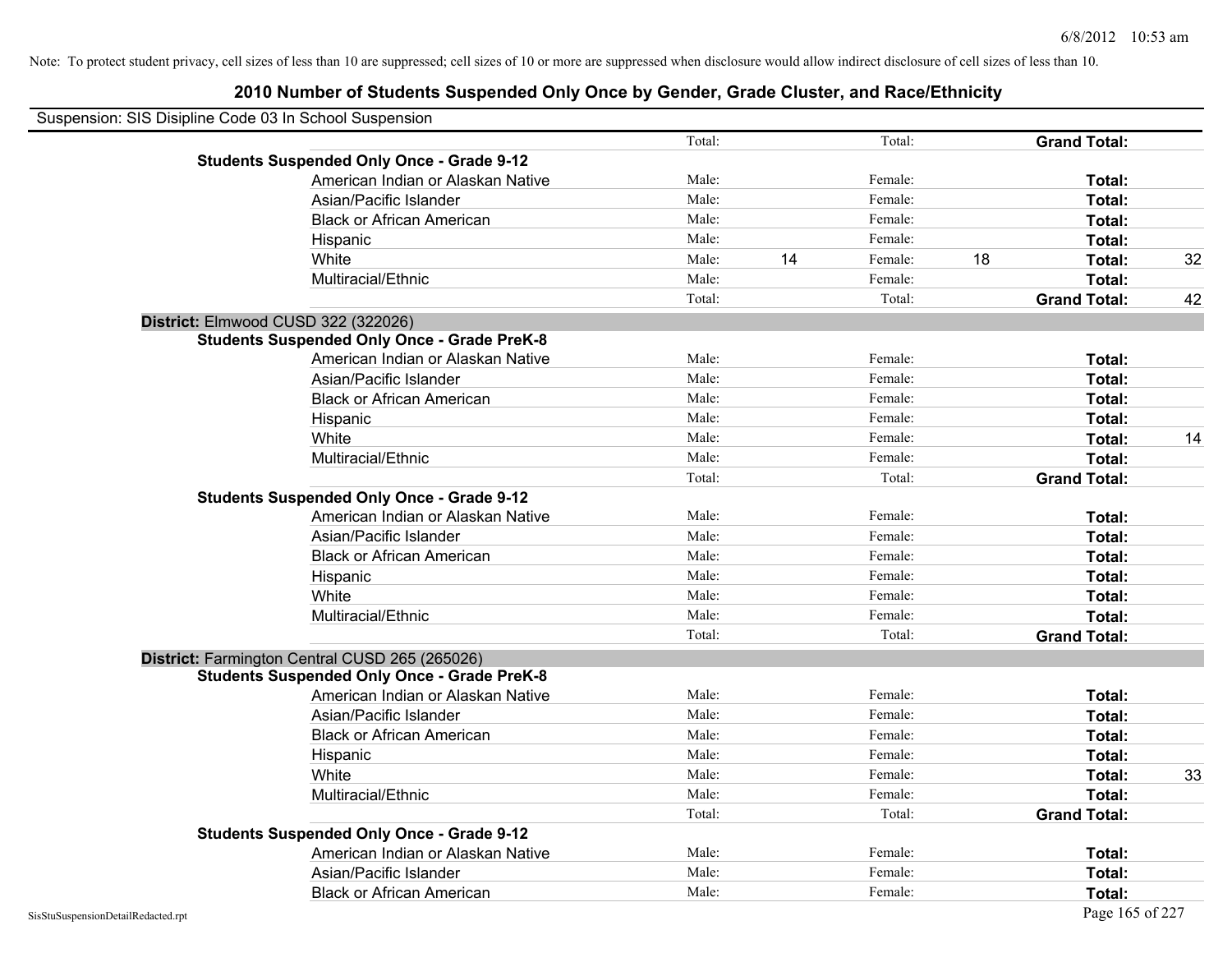Note: To protect student privacy, cell sizes of less than 10 are suppressed; cell sizes of 10 or more are suppressed when disclosure would allow indirect disclosure of cell sizes of less than 10.

## 2010 Number of Students Suspended Only Once by Gender, Grade Cluster, and Race/Ethnicity

Suspension: SIS Disipline Code 03 In School Suspension

| | | | | | | | |
|---|---|---|---|---|---|---|---|
| | | Total: | | Total: | | **Grand Total:** | |
| **Students Suspended Only Once - Grade 9-12** | | | | | | | |
| | American Indian or Alaskan Native | Male: | | Female: | | **Total:** | |
| | Asian/Pacific Islander | Male: | | Female: | | **Total:** | |
| | Black or African American | Male: | | Female: | | **Total:** | |
| | Hispanic | Male: | | Female: | | **Total:** | |
| | White | Male: | 14 | Female: | 18 | **Total:** | 32 |
| | Multiracial/Ethnic | Male: | | Female: | | **Total:** | |
| | | Total: | | Total: | | **Grand Total:** | 42 |
| **District:** Elmwood CUSD 322 (322026) | | | | | | | |
| **Students Suspended Only Once - Grade PreK-8** | | | | | | | |
| | American Indian or Alaskan Native | Male: | | Female: | | **Total:** | |
| | Asian/Pacific Islander | Male: | | Female: | | **Total:** | |
| | Black or African American | Male: | | Female: | | **Total:** | |
| | Hispanic | Male: | | Female: | | **Total:** | |
| | White | Male: | | Female: | | **Total:** | 14 |
| | Multiracial/Ethnic | Male: | | Female: | | **Total:** | |
| | | Total: | | Total: | | **Grand Total:** | |
| **Students Suspended Only Once - Grade 9-12** | | | | | | | |
| | American Indian or Alaskan Native | Male: | | Female: | | **Total:** | |
| | Asian/Pacific Islander | Male: | | Female: | | **Total:** | |
| | Black or African American | Male: | | Female: | | **Total:** | |
| | Hispanic | Male: | | Female: | | **Total:** | |
| | White | Male: | | Female: | | **Total:** | |
| | Multiracial/Ethnic | Male: | | Female: | | **Total:** | |
| | | Total: | | Total: | | **Grand Total:** | |
| **District:** Farmington Central CUSD 265 (265026) | | | | | | | |
| **Students Suspended Only Once - Grade PreK-8** | | | | | | | |
| | American Indian or Alaskan Native | Male: | | Female: | | **Total:** | |
| | Asian/Pacific Islander | Male: | | Female: | | **Total:** | |
| | Black or African American | Male: | | Female: | | **Total:** | |
| | Hispanic | Male: | | Female: | | **Total:** | |
| | White | Male: | | Female: | | **Total:** | 33 |
| | Multiracial/Ethnic | Male: | | Female: | | **Total:** | |
| | | Total: | | Total: | | **Grand Total:** | |
| **Students Suspended Only Once - Grade 9-12** | | | | | | | |
| | American Indian or Alaskan Native | Male: | | Female: | | **Total:** | |
| | Asian/Pacific Islander | Male: | | Female: | | **Total:** | |
| | Black or African American | Male: | | Female: | | **Total:** | |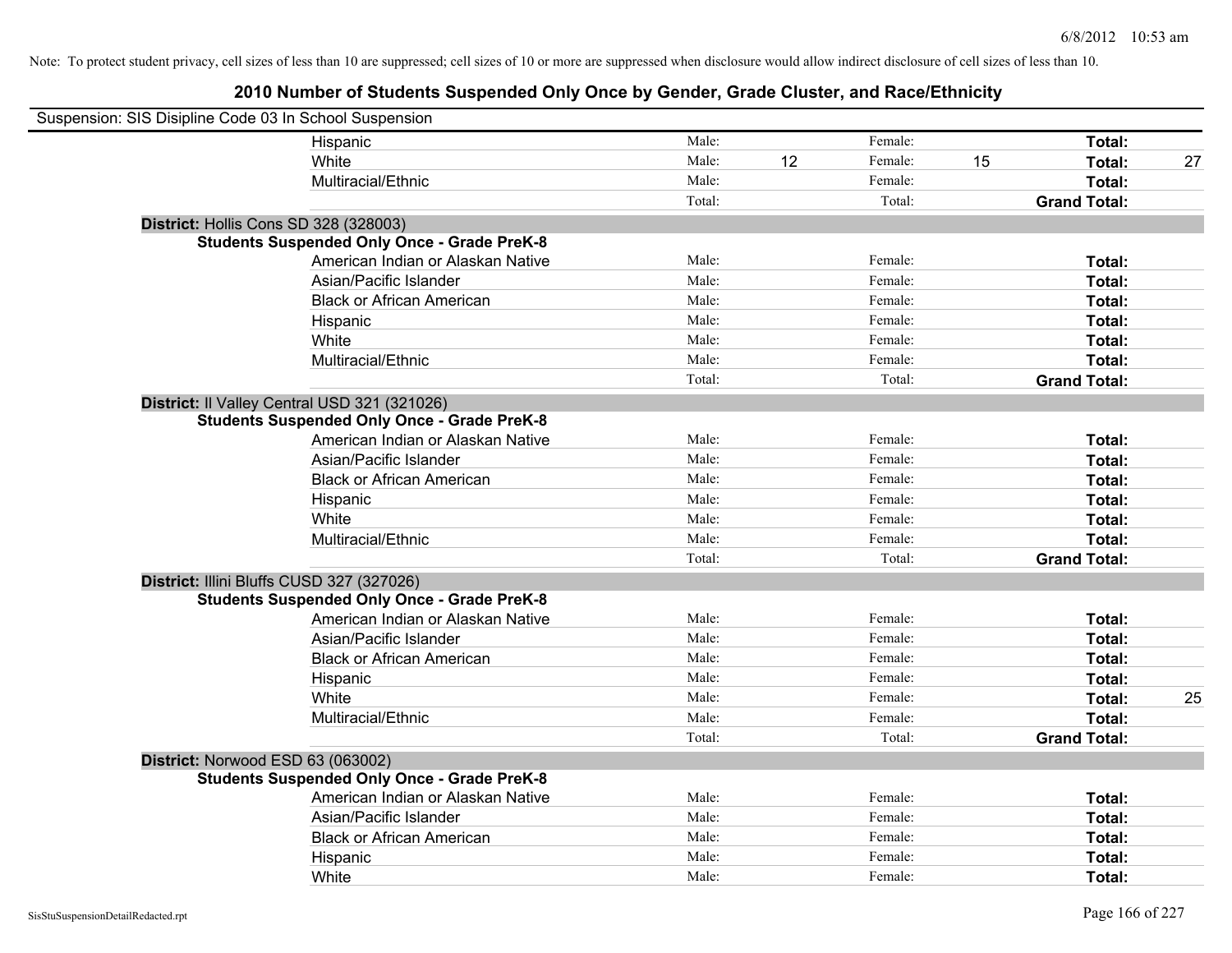Note: To protect student privacy, cell sizes of less than 10 are suppressed; cell sizes of 10 or more are suppressed when disclosure would allow indirect disclosure of cell sizes of less than 10.

# 2010 Number of Students Suspended Only Once by Gender, Grade Cluster, and Race/Ethnicity

Suspension: SIS Disipline Code 03 In School Suspension

| | | | | | | |
|---|---|---|---|---|---|---|
| Hispanic | Male: | | Female: | | **Total:** | |
| White | Male: | 12 | Female: | 15 | **Total:** | 27 |
| Multiracial/Ethnic | Male: | | Female: | | **Total:** | |
| | Total: | | Total: | | **Grand Total:** | |

**District:** Hollis Cons SD 328 (328003)

**Students Suspended Only Once - Grade PreK-8**

| | | | | | | |
|---|---|---|---|---|---|---|
| American Indian or Alaskan Native | Male: | | Female: | | **Total:** | |
| Asian/Pacific Islander | Male: | | Female: | | **Total:** | |
| Black or African American | Male: | | Female: | | **Total:** | |
| Hispanic | Male: | | Female: | | **Total:** | |
| White | Male: | | Female: | | **Total:** | |
| Multiracial/Ethnic | Male: | | Female: | | **Total:** | |
| | Total: | | Total: | | **Grand Total:** | |

**District:** Il Valley Central USD 321 (321026)

**Students Suspended Only Once - Grade PreK-8**

| | | | | | | |
|---|---|---|---|---|---|---|
| American Indian or Alaskan Native | Male: | | Female: | | **Total:** | |
| Asian/Pacific Islander | Male: | | Female: | | **Total:** | |
| Black or African American | Male: | | Female: | | **Total:** | |
| Hispanic | Male: | | Female: | | **Total:** | |
| White | Male: | | Female: | | **Total:** | |
| Multiracial/Ethnic | Male: | | Female: | | **Total:** | |
| | Total: | | Total: | | **Grand Total:** | |

**District:** Illini Bluffs CUSD 327 (327026)

**Students Suspended Only Once - Grade PreK-8**

| | | | | | | |
|---|---|---|---|---|---|---|
| American Indian or Alaskan Native | Male: | | Female: | | **Total:** | |
| Asian/Pacific Islander | Male: | | Female: | | **Total:** | |
| Black or African American | Male: | | Female: | | **Total:** | |
| Hispanic | Male: | | Female: | | **Total:** | |
| White | Male: | | Female: | | **Total:** | 25 |
| Multiracial/Ethnic | Male: | | Female: | | **Total:** | |
| | Total: | | Total: | | **Grand Total:** | |

**District:** Norwood ESD 63 (063002)

**Students Suspended Only Once - Grade PreK-8**

| | | | | | | |
|---|---|---|---|---|---|---|
| American Indian or Alaskan Native | Male: | | Female: | | **Total:** | |
| Asian/Pacific Islander | Male: | | Female: | | **Total:** | |
| Black or African American | Male: | | Female: | | **Total:** | |
| Hispanic | Male: | | Female: | | **Total:** | |
| White | Male: | | Female: | | **Total:** | |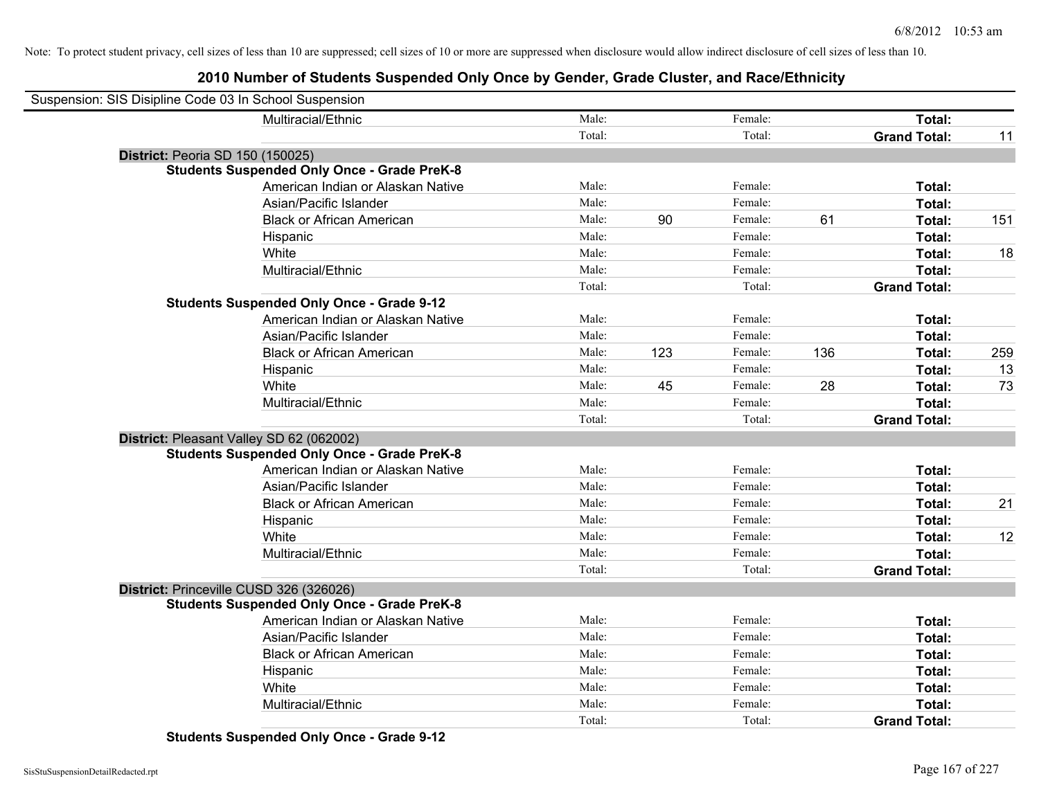Note: To protect student privacy, cell sizes of less than 10 are suppressed; cell sizes of 10 or more are suppressed when disclosure would allow indirect disclosure of cell sizes of less than 10.

# 2010 Number of Students Suspended Only Once by Gender, Grade Cluster, and Race/Ethnicity

Suspension: SIS Disipline Code 03 In School Suspension

| | | | | | | |
|---|---|---|---|---|---|---|
| Multiracial/Ethnic | Male: | | Female: | | **Total:** | |
| | Total: | | Total: | | **Grand Total:** | 11 |

**District:** Peoria SD 150 (150025)

**Students Suspended Only Once - Grade PreK-8**

| | | | | | | |
|---|---|---|---|---|---|---|
| American Indian or Alaskan Native | Male: | | Female: | | **Total:** | |
| Asian/Pacific Islander | Male: | | Female: | | **Total:** | |
| Black or African American | Male: | 90 | Female: | 61 | **Total:** | 151 |
| Hispanic | Male: | | Female: | | **Total:** | |
| White | Male: | | Female: | | **Total:** | 18 |
| Multiracial/Ethnic | Male: | | Female: | | **Total:** | |
| | Total: | | Total: | | **Grand Total:** | |

**Students Suspended Only Once - Grade 9-12**

| | | | | | | |
|---|---|---|---|---|---|---|
| American Indian or Alaskan Native | Male: | | Female: | | **Total:** | |
| Asian/Pacific Islander | Male: | | Female: | | **Total:** | |
| Black or African American | Male: | 123 | Female: | 136 | **Total:** | 259 |
| Hispanic | Male: | | Female: | | **Total:** | 13 |
| White | Male: | 45 | Female: | 28 | **Total:** | 73 |
| Multiracial/Ethnic | Male: | | Female: | | **Total:** | |
| | Total: | | Total: | | **Grand Total:** | |

**District:** Pleasant Valley SD 62 (062002)

**Students Suspended Only Once - Grade PreK-8**

| | | | | | | |
|---|---|---|---|---|---|---|
| American Indian or Alaskan Native | Male: | | Female: | | **Total:** | |
| Asian/Pacific Islander | Male: | | Female: | | **Total:** | |
| Black or African American | Male: | | Female: | | **Total:** | 21 |
| Hispanic | Male: | | Female: | | **Total:** | |
| White | Male: | | Female: | | **Total:** | 12 |
| Multiracial/Ethnic | Male: | | Female: | | **Total:** | |
| | Total: | | Total: | | **Grand Total:** | |

**District:** Princeville CUSD 326 (326026)

**Students Suspended Only Once - Grade PreK-8**

| | | | | | | |
|---|---|---|---|---|---|---|
| American Indian or Alaskan Native | Male: | | Female: | | **Total:** | |
| Asian/Pacific Islander | Male: | | Female: | | **Total:** | |
| Black or African American | Male: | | Female: | | **Total:** | |
| Hispanic | Male: | | Female: | | **Total:** | |
| White | Male: | | Female: | | **Total:** | |
| Multiracial/Ethnic | Male: | | Female: | | **Total:** | |
| | Total: | | Total: | | **Grand Total:** | |

**Students Suspended Only Once - Grade 9-12**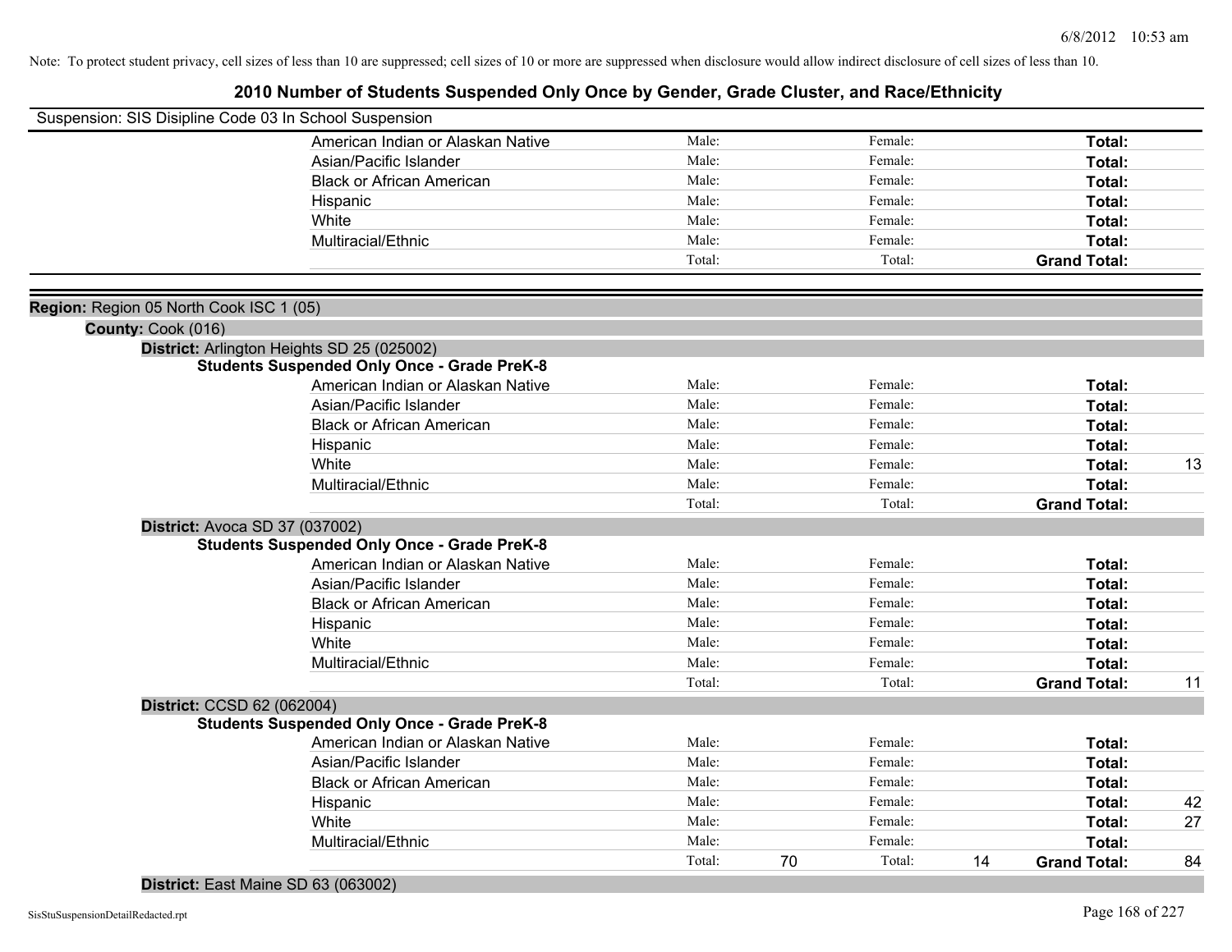Note: To protect student privacy, cell sizes of less than 10 are suppressed; cell sizes of 10 or more are suppressed when disclosure would allow indirect disclosure of cell sizes of less than 10.

# 2010 Number of Students Suspended Only Once by Gender, Grade Cluster, and Race/Ethnicity

Suspension: SIS Disipline Code 03 In School Suspension

| | Male | | Female | | | |
|---|---|---|---|---|---|---|
| American Indian or Alaskan Native | Male: | | Female: | | **Total:** | |
| Asian/Pacific Islander | Male: | | Female: | | **Total:** | |
| Black or African American | Male: | | Female: | | **Total:** | |
| Hispanic | Male: | | Female: | | **Total:** | |
| White | Male: | | Female: | | **Total:** | |
| Multiracial/Ethnic | Male: | | Female: | | **Total:** | |
| | Total: | | Total: | | **Grand Total:** | |

**Region:** Region 05 North Cook ISC 1 (05)

**County:** Cook (016)

**District:** Arlington Heights SD 25 (025002)

**Students Suspended Only Once - Grade PreK-8**

| | Male | | Female | | | |
|---|---|---|---|---|---|---|
| American Indian or Alaskan Native | Male: | | Female: | | **Total:** | |
| Asian/Pacific Islander | Male: | | Female: | | **Total:** | |
| Black or African American | Male: | | Female: | | **Total:** | |
| Hispanic | Male: | | Female: | | **Total:** | |
| White | Male: | | Female: | | **Total:** | 13 |
| Multiracial/Ethnic | Male: | | Female: | | **Total:** | |
| | Total: | | Total: | | **Grand Total:** | |

**District:** Avoca SD 37 (037002)

**Students Suspended Only Once - Grade PreK-8**

| | Male | | Female | | | |
|---|---|---|---|---|---|---|
| American Indian or Alaskan Native | Male: | | Female: | | **Total:** | |
| Asian/Pacific Islander | Male: | | Female: | | **Total:** | |
| Black or African American | Male: | | Female: | | **Total:** | |
| Hispanic | Male: | | Female: | | **Total:** | |
| White | Male: | | Female: | | **Total:** | |
| Multiracial/Ethnic | Male: | | Female: | | **Total:** | |
| | Total: | | Total: | | **Grand Total:** | 11 |

**District:** CCSD 62 (062004)

**Students Suspended Only Once - Grade PreK-8**

| | Male | | Female | | | |
|---|---|---|---|---|---|---|
| American Indian or Alaskan Native | Male: | | Female: | | **Total:** | |
| Asian/Pacific Islander | Male: | | Female: | | **Total:** | |
| Black or African American | Male: | | Female: | | **Total:** | |
| Hispanic | Male: | | Female: | | **Total:** | 42 |
| White | Male: | | Female: | | **Total:** | 27 |
| Multiracial/Ethnic | Male: | | Female: | | **Total:** | |
| | Total: | 70 | Total: | 14 | **Grand Total:** | 84 |

**District:** East Maine SD 63 (063002)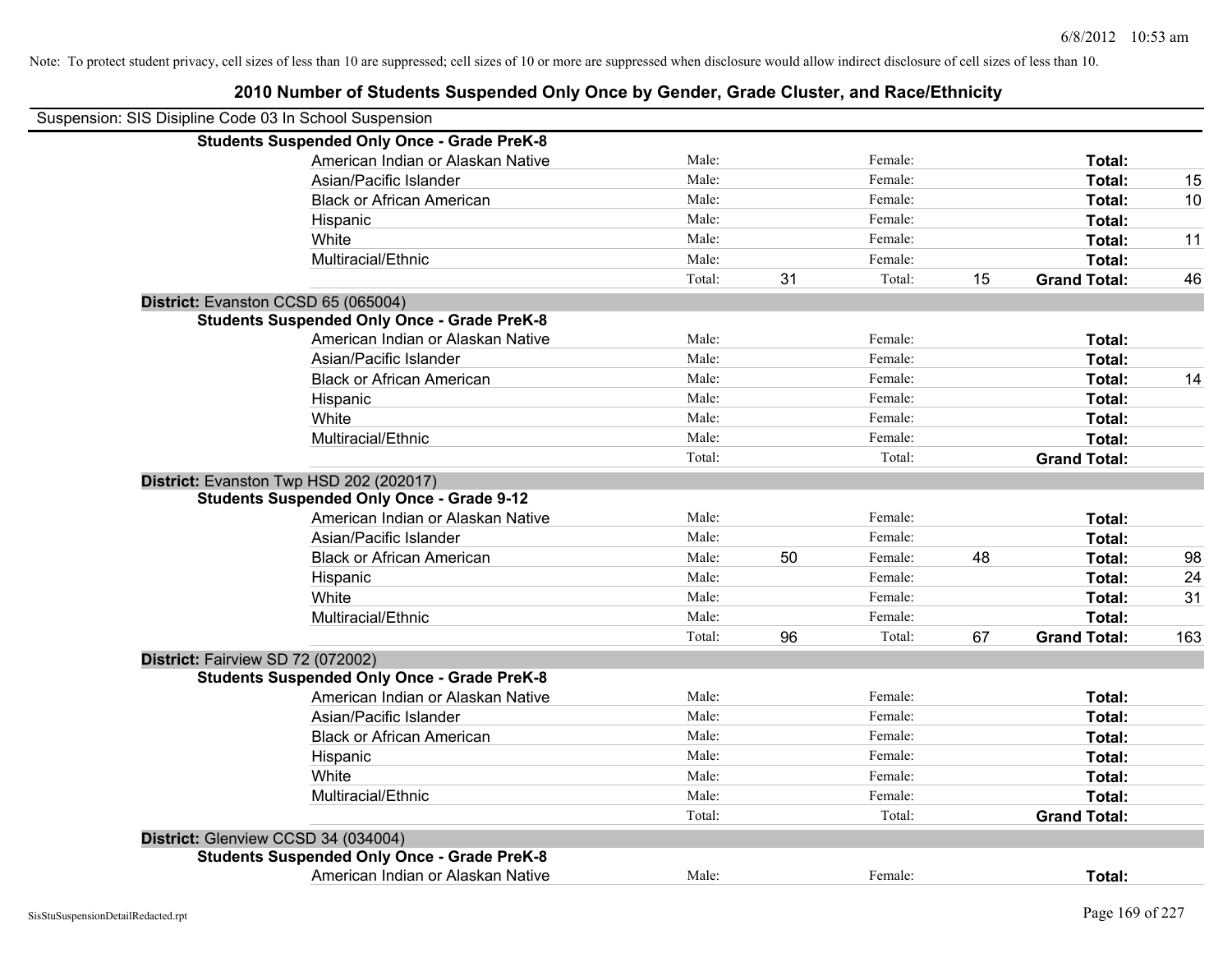Note: To protect student privacy, cell sizes of less than 10 are suppressed; cell sizes of 10 or more are suppressed when disclosure would allow indirect disclosure of cell sizes of less than 10.

# 2010 Number of Students Suspended Only Once by Gender, Grade Cluster, and Race/Ethnicity

Suspension: SIS Disipline Code 03 In School Suspension

**Students Suspended Only Once - Grade PreK-8**

| | | | | | | |
|---|---|---|---|---|---|---|
| American Indian or Alaskan Native | Male: | | Female: | | **Total:** | |
| Asian/Pacific Islander | Male: | | Female: | | **Total:** | 15 |
| Black or African American | Male: | | Female: | | **Total:** | 10 |
| Hispanic | Male: | | Female: | | **Total:** | |
| White | Male: | | Female: | | **Total:** | 11 |
| Multiracial/Ethnic | Male: | | Female: | | **Total:** | |
| | Total: | 31 | Total: | 15 | **Grand Total:** | 46 |

**District:** Evanston CCSD 65 (065004)

**Students Suspended Only Once - Grade PreK-8**

| | | | | | | |
|---|---|---|---|---|---|---|
| American Indian or Alaskan Native | Male: | | Female: | | **Total:** | |
| Asian/Pacific Islander | Male: | | Female: | | **Total:** | |
| Black or African American | Male: | | Female: | | **Total:** | 14 |
| Hispanic | Male: | | Female: | | **Total:** | |
| White | Male: | | Female: | | **Total:** | |
| Multiracial/Ethnic | Male: | | Female: | | **Total:** | |
| | Total: | | Total: | | **Grand Total:** | |

**District:** Evanston Twp HSD 202 (202017)

**Students Suspended Only Once - Grade 9-12**

| | | | | | | |
|---|---|---|---|---|---|---|
| American Indian or Alaskan Native | Male: | | Female: | | **Total:** | |
| Asian/Pacific Islander | Male: | | Female: | | **Total:** | |
| Black or African American | Male: | 50 | Female: | 48 | **Total:** | 98 |
| Hispanic | Male: | | Female: | | **Total:** | 24 |
| White | Male: | | Female: | | **Total:** | 31 |
| Multiracial/Ethnic | Male: | | Female: | | **Total:** | |
| | Total: | 96 | Total: | 67 | **Grand Total:** | 163 |

**District:** Fairview SD 72 (072002)

**Students Suspended Only Once - Grade PreK-8**

| | | | | | | |
|---|---|---|---|---|---|---|
| American Indian or Alaskan Native | Male: | | Female: | | **Total:** | |
| Asian/Pacific Islander | Male: | | Female: | | **Total:** | |
| Black or African American | Male: | | Female: | | **Total:** | |
| Hispanic | Male: | | Female: | | **Total:** | |
| White | Male: | | Female: | | **Total:** | |
| Multiracial/Ethnic | Male: | | Female: | | **Total:** | |
| | Total: | | Total: | | **Grand Total:** | |

**District:** Glenview CCSD 34 (034004)

**Students Suspended Only Once - Grade PreK-8**

| | | | | | | |
|---|---|---|---|---|---|---|
| American Indian or Alaskan Native | Male: | | Female: | | **Total:** | |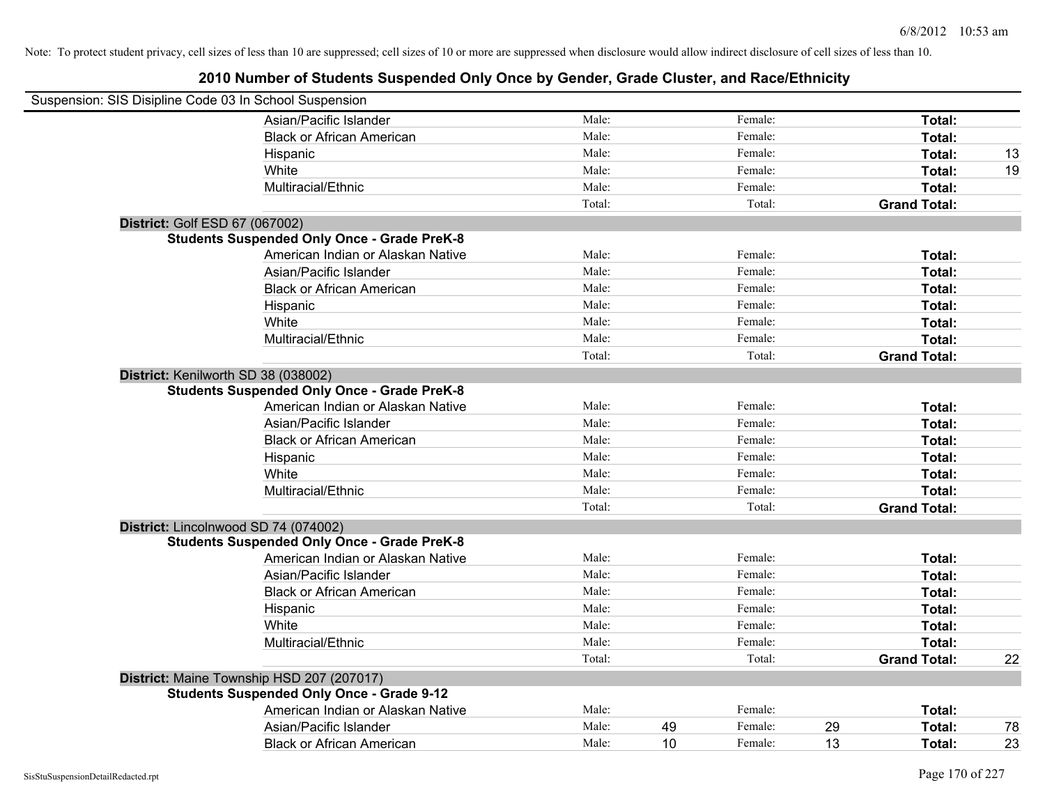Note: To protect student privacy, cell sizes of less than 10 are suppressed; cell sizes of 10 or more are suppressed when disclosure would allow indirect disclosure of cell sizes of less than 10.

# 2010 Number of Students Suspended Only Once by Gender, Grade Cluster, and Race/Ethnicity

Suspension: SIS Disipline Code 03 In School Suspension

| | | | | | |
|---|---|---|---|---|---|
| Asian/Pacific Islander | Male: | | Female: | | **Total:** |
| Black or African American | Male: | | Female: | | **Total:** |
| Hispanic | Male: | | Female: | | **Total:** 13 |
| White | Male: | | Female: | | **Total:** 19 |
| Multiracial/Ethnic | Male: | | Female: | | **Total:** |
| | Total: | | Total: | | **Grand Total:** |

**District:** Golf ESD 67 (067002)

**Students Suspended Only Once - Grade PreK-8**

| | | | | | |
|---|---|---|---|---|---|
| American Indian or Alaskan Native | Male: | | Female: | | **Total:** |
| Asian/Pacific Islander | Male: | | Female: | | **Total:** |
| Black or African American | Male: | | Female: | | **Total:** |
| Hispanic | Male: | | Female: | | **Total:** |
| White | Male: | | Female: | | **Total:** |
| Multiracial/Ethnic | Male: | | Female: | | **Total:** |
| | Total: | | Total: | | **Grand Total:** |

**District:** Kenilworth SD 38 (038002)

**Students Suspended Only Once - Grade PreK-8**

| | | | | | |
|---|---|---|---|---|---|
| American Indian or Alaskan Native | Male: | | Female: | | **Total:** |
| Asian/Pacific Islander | Male: | | Female: | | **Total:** |
| Black or African American | Male: | | Female: | | **Total:** |
| Hispanic | Male: | | Female: | | **Total:** |
| White | Male: | | Female: | | **Total:** |
| Multiracial/Ethnic | Male: | | Female: | | **Total:** |
| | Total: | | Total: | | **Grand Total:** |

**District:** Lincolnwood SD 74 (074002)

**Students Suspended Only Once - Grade PreK-8**

| | | | | | |
|---|---|---|---|---|---|
| American Indian or Alaskan Native | Male: | | Female: | | **Total:** |
| Asian/Pacific Islander | Male: | | Female: | | **Total:** |
| Black or African American | Male: | | Female: | | **Total:** |
| Hispanic | Male: | | Female: | | **Total:** |
| White | Male: | | Female: | | **Total:** |
| Multiracial/Ethnic | Male: | | Female: | | **Total:** |
| | Total: | | Total: | | **Grand Total:** 22 |

**District:** Maine Township HSD 207 (207017)

**Students Suspended Only Once - Grade 9-12**

| | | | | | |
|---|---|---|---|---|---|
| American Indian or Alaskan Native | Male: | | Female: | | **Total:** |
| Asian/Pacific Islander | Male: | 49 | Female: | 29 | **Total:** 78 |
| Black or African American | Male: | 10 | Female: | 13 | **Total:** 23 |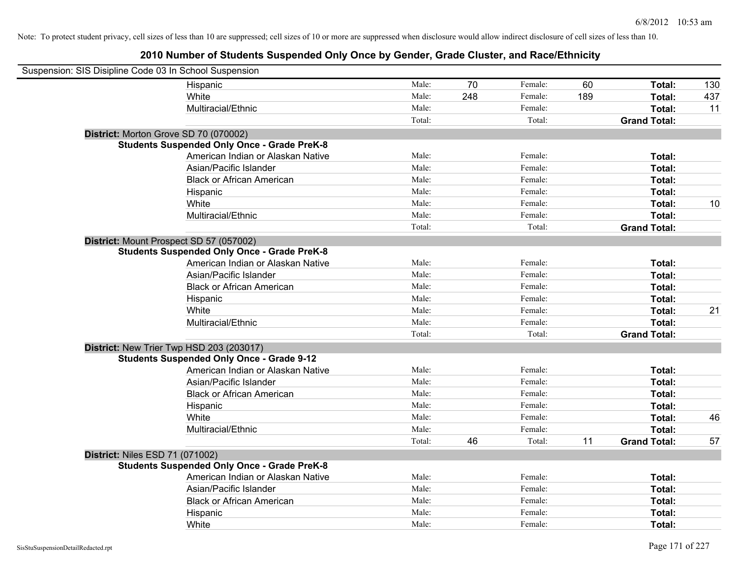Note: To protect student privacy, cell sizes of less than 10 are suppressed; cell sizes of 10 or more are suppressed when disclosure would allow indirect disclosure of cell sizes of less than 10.

## 2010 Number of Students Suspended Only Once by Gender, Grade Cluster, and Race/Ethnicity

Suspension: SIS Disipline Code 03 In School Suspension

| | | | | | | |
|---|---|---|---|---|---|---|
| Hispanic | Male: | 70 | Female: | 60 | **Total:** | 130 |
| White | Male: | 248 | Female: | 189 | **Total:** | 437 |
| Multiracial/Ethnic | Male: | | Female: | | **Total:** | 11 |
| | Total: | | Total: | | **Grand Total:** | |

**District:** Morton Grove SD 70 (070002)

**Students Suspended Only Once - Grade PreK-8**

| | | | | | | |
|---|---|---|---|---|---|---|
| American Indian or Alaskan Native | Male: | | Female: | | **Total:** | |
| Asian/Pacific Islander | Male: | | Female: | | **Total:** | |
| Black or African American | Male: | | Female: | | **Total:** | |
| Hispanic | Male: | | Female: | | **Total:** | |
| White | Male: | | Female: | | **Total:** | 10 |
| Multiracial/Ethnic | Male: | | Female: | | **Total:** | |
| | Total: | | Total: | | **Grand Total:** | |

**District:** Mount Prospect SD 57 (057002)

**Students Suspended Only Once - Grade PreK-8**

| | | | | | | |
|---|---|---|---|---|---|---|
| American Indian or Alaskan Native | Male: | | Female: | | **Total:** | |
| Asian/Pacific Islander | Male: | | Female: | | **Total:** | |
| Black or African American | Male: | | Female: | | **Total:** | |
| Hispanic | Male: | | Female: | | **Total:** | |
| White | Male: | | Female: | | **Total:** | 21 |
| Multiracial/Ethnic | Male: | | Female: | | **Total:** | |
| | Total: | | Total: | | **Grand Total:** | |

**District:** New Trier Twp HSD 203 (203017)

**Students Suspended Only Once - Grade 9-12**

| | | | | | | |
|---|---|---|---|---|---|---|
| American Indian or Alaskan Native | Male: | | Female: | | **Total:** | |
| Asian/Pacific Islander | Male: | | Female: | | **Total:** | |
| Black or African American | Male: | | Female: | | **Total:** | |
| Hispanic | Male: | | Female: | | **Total:** | |
| White | Male: | | Female: | | **Total:** | 46 |
| Multiracial/Ethnic | Male: | | Female: | | **Total:** | |
| | Total: | 46 | Total: | 11 | **Grand Total:** | 57 |

**District:** Niles ESD 71 (071002)

**Students Suspended Only Once - Grade PreK-8**

| | | | | | | |
|---|---|---|---|---|---|---|
| American Indian or Alaskan Native | Male: | | Female: | | **Total:** | |
| Asian/Pacific Islander | Male: | | Female: | | **Total:** | |
| Black or African American | Male: | | Female: | | **Total:** | |
| Hispanic | Male: | | Female: | | **Total:** | |
| White | Male: | | Female: | | **Total:** | |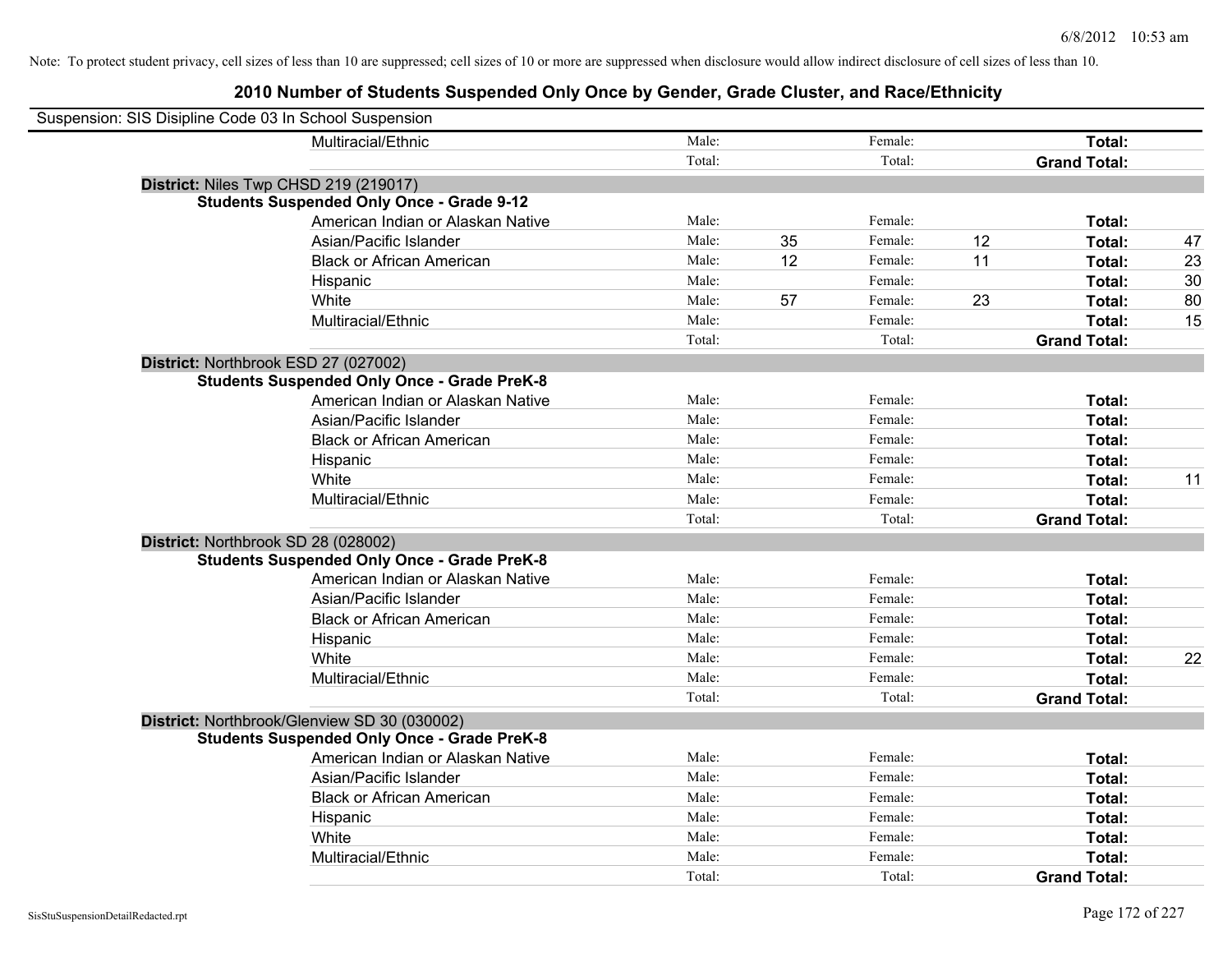Note: To protect student privacy, cell sizes of less than 10 are suppressed; cell sizes of 10 or more are suppressed when disclosure would allow indirect disclosure of cell sizes of less than 10.

## 2010 Number of Students Suspended Only Once by Gender, Grade Cluster, and Race/Ethnicity

Suspension: SIS Disipline Code 03 In School Suspension

| | | | | | | |
|---|---|---|---|---|---|---|
| Multiracial/Ethnic | Male: | | Female: | | **Total:** | |
| | Total: | | Total: | | **Grand Total:** | |

**District:** Niles Twp CHSD 219 (219017)

**Students Suspended Only Once - Grade 9-12**

| | | | | | | |
|---|---|---|---|---|---|---|
| American Indian or Alaskan Native | Male: | | Female: | | **Total:** | |
| Asian/Pacific Islander | Male: | 35 | Female: | 12 | **Total:** | 47 |
| Black or African American | Male: | 12 | Female: | 11 | **Total:** | 23 |
| Hispanic | Male: | | Female: | | **Total:** | 30 |
| White | Male: | 57 | Female: | 23 | **Total:** | 80 |
| Multiracial/Ethnic | Male: | | Female: | | **Total:** | 15 |
| | Total: | | Total: | | **Grand Total:** | |

**District:** Northbrook ESD 27 (027002)

**Students Suspended Only Once - Grade PreK-8**

| | | | | | | |
|---|---|---|---|---|---|---|
| American Indian or Alaskan Native | Male: | | Female: | | **Total:** | |
| Asian/Pacific Islander | Male: | | Female: | | **Total:** | |
| Black or African American | Male: | | Female: | | **Total:** | |
| Hispanic | Male: | | Female: | | **Total:** | |
| White | Male: | | Female: | | **Total:** | 11 |
| Multiracial/Ethnic | Male: | | Female: | | **Total:** | |
| | Total: | | Total: | | **Grand Total:** | |

**District:** Northbrook SD 28 (028002)

**Students Suspended Only Once - Grade PreK-8**

| | | | | | | |
|---|---|---|---|---|---|---|
| American Indian or Alaskan Native | Male: | | Female: | | **Total:** | |
| Asian/Pacific Islander | Male: | | Female: | | **Total:** | |
| Black or African American | Male: | | Female: | | **Total:** | |
| Hispanic | Male: | | Female: | | **Total:** | |
| White | Male: | | Female: | | **Total:** | 22 |
| Multiracial/Ethnic | Male: | | Female: | | **Total:** | |
| | Total: | | Total: | | **Grand Total:** | |

**District:** Northbrook/Glenview SD 30 (030002)

**Students Suspended Only Once - Grade PreK-8**

| | | | | | | |
|---|---|---|---|---|---|---|
| American Indian or Alaskan Native | Male: | | Female: | | **Total:** | |
| Asian/Pacific Islander | Male: | | Female: | | **Total:** | |
| Black or African American | Male: | | Female: | | **Total:** | |
| Hispanic | Male: | | Female: | | **Total:** | |
| White | Male: | | Female: | | **Total:** | |
| Multiracial/Ethnic | Male: | | Female: | | **Total:** | |
| | Total: | | Total: | | **Grand Total:** | |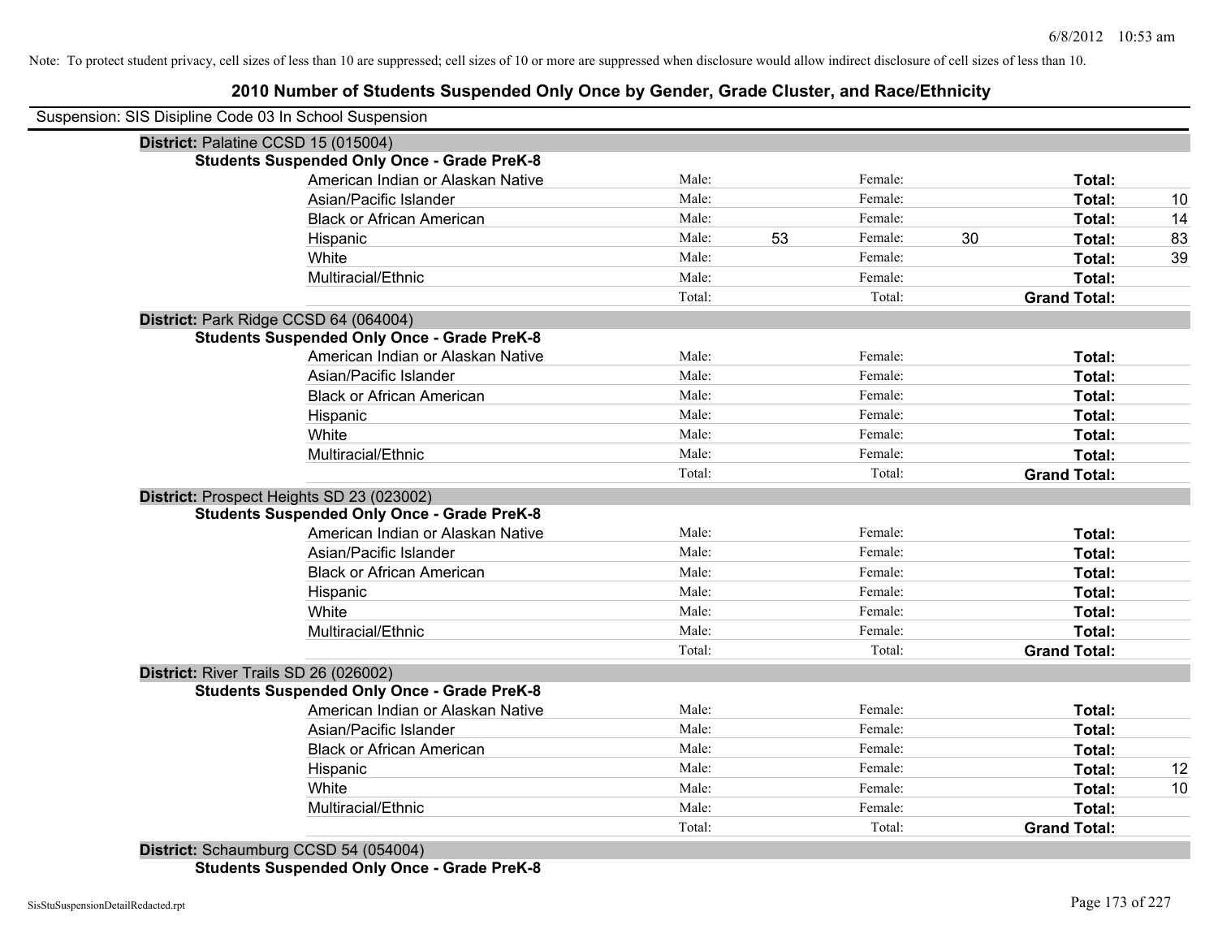Note: To protect student privacy, cell sizes of less than 10 are suppressed; cell sizes of 10 or more are suppressed when disclosure would allow indirect disclosure of cell sizes of less than 10.

# 2010 Number of Students Suspended Only Once by Gender, Grade Cluster, and Race/Ethnicity

Suspension: SIS Disipline Code 03 In School Suspension

## District: Palatine CCSD 15 (015004)

**Students Suspended Only Once - Grade PreK-8**

| Race/Ethnicity | | | | | | |
|---|---|---|---|---|---|---|
| American Indian or Alaskan Native | Male: | | Female: | | **Total:** | |
| Asian/Pacific Islander | Male: | | Female: | | **Total:** | 10 |
| Black or African American | Male: | | Female: | | **Total:** | 14 |
| Hispanic | Male: | 53 | Female: | 30 | **Total:** | 83 |
| White | Male: | | Female: | | **Total:** | 39 |
| Multiracial/Ethnic | Male: | | Female: | | **Total:** | |
| | Total: | | Total: | | **Grand Total:** | |

## District: Park Ridge CCSD 64 (064004)

**Students Suspended Only Once - Grade PreK-8**

| Race/Ethnicity | | | | | | |
|---|---|---|---|---|---|---|
| American Indian or Alaskan Native | Male: | | Female: | | **Total:** | |
| Asian/Pacific Islander | Male: | | Female: | | **Total:** | |
| Black or African American | Male: | | Female: | | **Total:** | |
| Hispanic | Male: | | Female: | | **Total:** | |
| White | Male: | | Female: | | **Total:** | |
| Multiracial/Ethnic | Male: | | Female: | | **Total:** | |
| | Total: | | Total: | | **Grand Total:** | |

## District: Prospect Heights SD 23 (023002)

**Students Suspended Only Once - Grade PreK-8**

| Race/Ethnicity | | | | | | |
|---|---|---|---|---|---|---|
| American Indian or Alaskan Native | Male: | | Female: | | **Total:** | |
| Asian/Pacific Islander | Male: | | Female: | | **Total:** | |
| Black or African American | Male: | | Female: | | **Total:** | |
| Hispanic | Male: | | Female: | | **Total:** | |
| White | Male: | | Female: | | **Total:** | |
| Multiracial/Ethnic | Male: | | Female: | | **Total:** | |
| | Total: | | Total: | | **Grand Total:** | |

## District: River Trails SD 26 (026002)

**Students Suspended Only Once - Grade PreK-8**

| Race/Ethnicity | | | | | | |
|---|---|---|---|---|---|---|
| American Indian or Alaskan Native | Male: | | Female: | | **Total:** | |
| Asian/Pacific Islander | Male: | | Female: | | **Total:** | |
| Black or African American | Male: | | Female: | | **Total:** | |
| Hispanic | Male: | | Female: | | **Total:** | 12 |
| White | Male: | | Female: | | **Total:** | 10 |
| Multiracial/Ethnic | Male: | | Female: | | **Total:** | |
| | Total: | | Total: | | **Grand Total:** | |

## District: Schaumburg CCSD 54 (054004)

**Students Suspended Only Once - Grade PreK-8**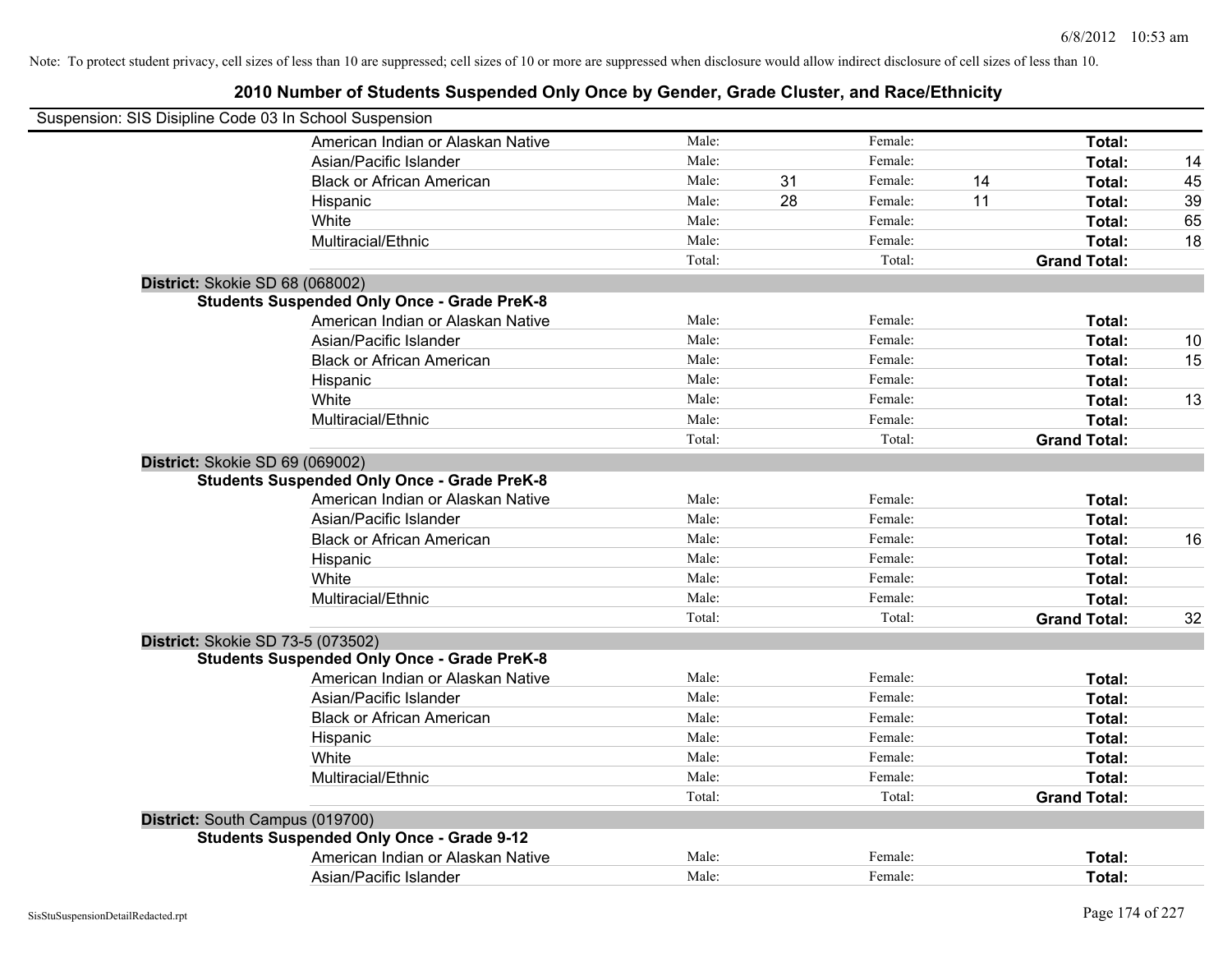Note: To protect student privacy, cell sizes of less than 10 are suppressed; cell sizes of 10 or more are suppressed when disclosure would allow indirect disclosure of cell sizes of less than 10.

# 2010 Number of Students Suspended Only Once by Gender, Grade Cluster, and Race/Ethnicity

Suspension: SIS Disipline Code 03 In School Suspension

| | Male: | | Female: | | | |
|---|---|---|---|---|---|---|
| American Indian or Alaskan Native | Male: | | Female: | | **Total:** | |
| Asian/Pacific Islander | Male: | | Female: | | **Total:** | 14 |
| Black or African American | Male: | 31 | Female: | 14 | **Total:** | 45 |
| Hispanic | Male: | 28 | Female: | 11 | **Total:** | 39 |
| White | Male: | | Female: | | **Total:** | 65 |
| Multiracial/Ethnic | Male: | | Female: | | **Total:** | 18 |
| | Total: | | Total: | | **Grand Total:** | |

**District:** Skokie SD 68 (068002)

**Students Suspended Only Once - Grade PreK-8**

| | | | | | | |
|---|---|---|---|---|---|---|
| American Indian or Alaskan Native | Male: | | Female: | | **Total:** | |
| Asian/Pacific Islander | Male: | | Female: | | **Total:** | 10 |
| Black or African American | Male: | | Female: | | **Total:** | 15 |
| Hispanic | Male: | | Female: | | **Total:** | |
| White | Male: | | Female: | | **Total:** | 13 |
| Multiracial/Ethnic | Male: | | Female: | | **Total:** | |
| | Total: | | Total: | | **Grand Total:** | |

**District:** Skokie SD 69 (069002)

**Students Suspended Only Once - Grade PreK-8**

| | | | | | | |
|---|---|---|---|---|---|---|
| American Indian or Alaskan Native | Male: | | Female: | | **Total:** | |
| Asian/Pacific Islander | Male: | | Female: | | **Total:** | |
| Black or African American | Male: | | Female: | | **Total:** | 16 |
| Hispanic | Male: | | Female: | | **Total:** | |
| White | Male: | | Female: | | **Total:** | |
| Multiracial/Ethnic | Male: | | Female: | | **Total:** | |
| | Total: | | Total: | | **Grand Total:** | 32 |

**District:** Skokie SD 73-5 (073502)

**Students Suspended Only Once - Grade PreK-8**

| | | | | | | |
|---|---|---|---|---|---|---|
| American Indian or Alaskan Native | Male: | | Female: | | **Total:** | |
| Asian/Pacific Islander | Male: | | Female: | | **Total:** | |
| Black or African American | Male: | | Female: | | **Total:** | |
| Hispanic | Male: | | Female: | | **Total:** | |
| White | Male: | | Female: | | **Total:** | |
| Multiracial/Ethnic | Male: | | Female: | | **Total:** | |
| | Total: | | Total: | | **Grand Total:** | |

**District:** South Campus (019700)

**Students Suspended Only Once - Grade 9-12**

| | | | | | | |
|---|---|---|---|---|---|---|
| American Indian or Alaskan Native | Male: | | Female: | | **Total:** | |
| Asian/Pacific Islander | Male: | | Female: | | **Total:** | |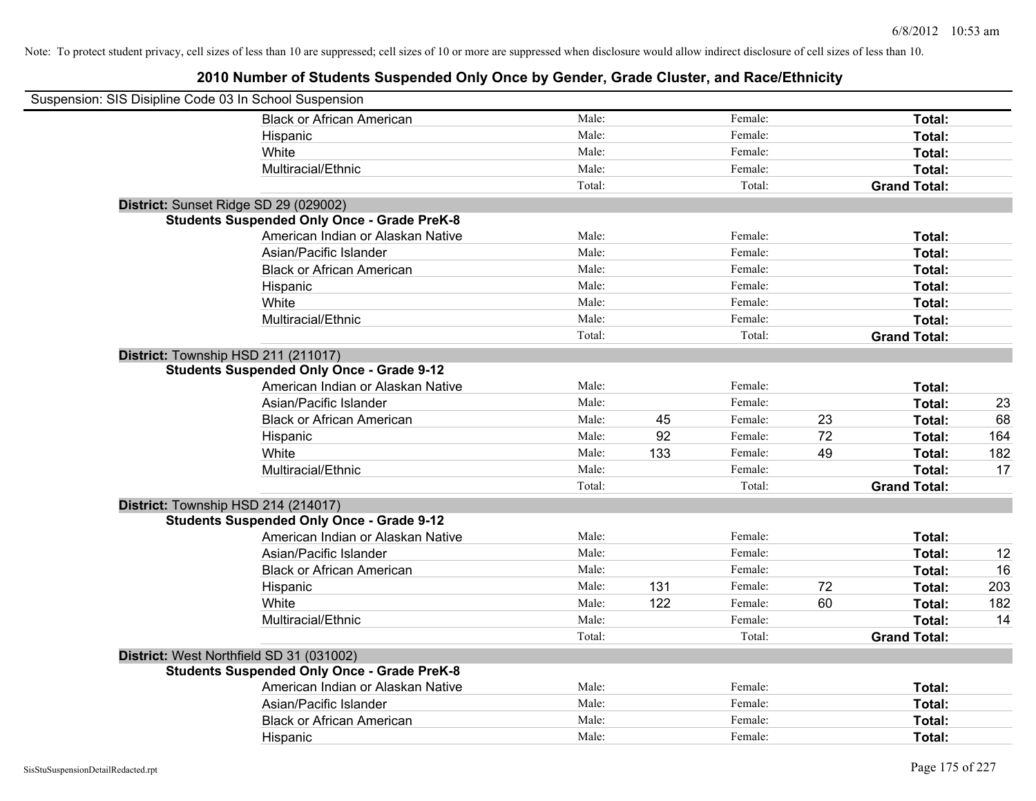Note: To protect student privacy, cell sizes of less than 10 are suppressed; cell sizes of 10 or more are suppressed when disclosure would allow indirect disclosure of cell sizes of less than 10.

# 2010 Number of Students Suspended Only Once by Gender, Grade Cluster, and Race/Ethnicity

Suspension: SIS Disipline Code 03 In School Suspension

| | | | | | | |
|---|---|---|---|---|---|---|
| Black or African American | Male: | | Female: | | **Total:** | |
| Hispanic | Male: | | Female: | | **Total:** | |
| White | Male: | | Female: | | **Total:** | |
| Multiracial/Ethnic | Male: | | Female: | | **Total:** | |
| | Total: | | Total: | | **Grand Total:** | |

**District:** Sunset Ridge SD 29 (029002)

**Students Suspended Only Once - Grade PreK-8**

| | | | | | | |
|---|---|---|---|---|---|---|
| American Indian or Alaskan Native | Male: | | Female: | | **Total:** | |
| Asian/Pacific Islander | Male: | | Female: | | **Total:** | |
| Black or African American | Male: | | Female: | | **Total:** | |
| Hispanic | Male: | | Female: | | **Total:** | |
| White | Male: | | Female: | | **Total:** | |
| Multiracial/Ethnic | Male: | | Female: | | **Total:** | |
| | Total: | | Total: | | **Grand Total:** | |

**District:** Township HSD 211 (211017)

**Students Suspended Only Once - Grade 9-12**

| | | | | | | |
|---|---|---|---|---|---|---|
| American Indian or Alaskan Native | Male: | | Female: | | **Total:** | |
| Asian/Pacific Islander | Male: | | Female: | | **Total:** | 23 |
| Black or African American | Male: | 45 | Female: | 23 | **Total:** | 68 |
| Hispanic | Male: | 92 | Female: | 72 | **Total:** | 164 |
| White | Male: | 133 | Female: | 49 | **Total:** | 182 |
| Multiracial/Ethnic | Male: | | Female: | | **Total:** | 17 |
| | Total: | | Total: | | **Grand Total:** | |

**District:** Township HSD 214 (214017)

**Students Suspended Only Once - Grade 9-12**

| | | | | | | |
|---|---|---|---|---|---|---|
| American Indian or Alaskan Native | Male: | | Female: | | **Total:** | |
| Asian/Pacific Islander | Male: | | Female: | | **Total:** | 12 |
| Black or African American | Male: | | Female: | | **Total:** | 16 |
| Hispanic | Male: | 131 | Female: | 72 | **Total:** | 203 |
| White | Male: | 122 | Female: | 60 | **Total:** | 182 |
| Multiracial/Ethnic | Male: | | Female: | | **Total:** | 14 |
| | Total: | | Total: | | **Grand Total:** | |

**District:** West Northfield SD 31 (031002)

**Students Suspended Only Once - Grade PreK-8**

| | | | | | | |
|---|---|---|---|---|---|---|
| American Indian or Alaskan Native | Male: | | Female: | | **Total:** | |
| Asian/Pacific Islander | Male: | | Female: | | **Total:** | |
| Black or African American | Male: | | Female: | | **Total:** | |
| Hispanic | Male: | | Female: | | **Total:** | |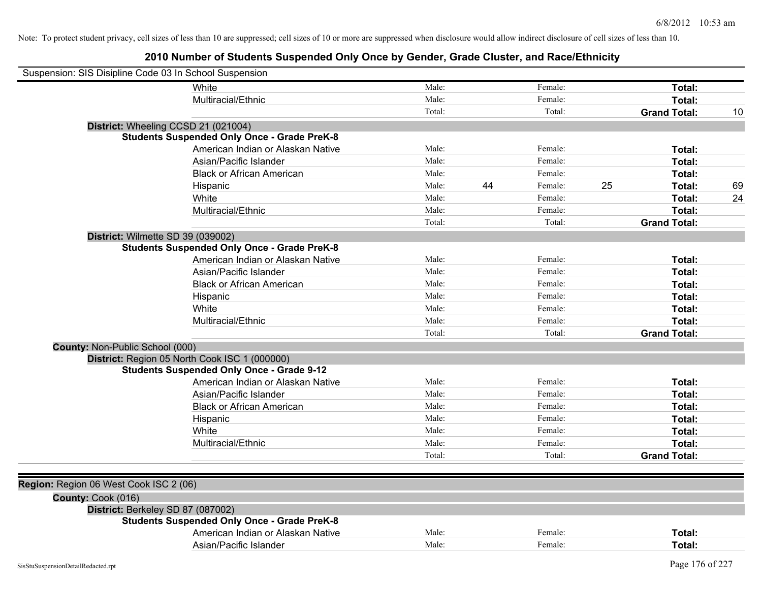Note: To protect student privacy, cell sizes of less than 10 are suppressed; cell sizes of 10 or more are suppressed when disclosure would allow indirect disclosure of cell sizes of less than 10.

# 2010 Number of Students Suspended Only Once by Gender, Grade Cluster, and Race/Ethnicity

Suspension: SIS Disipline Code 03 In School Suspension

| | Male | | Female | | Total | |
|---|---|---|---|---|---|---|
| White | Male: | | Female: | | **Total:** | |
| Multiracial/Ethnic | Male: | | Female: | | **Total:** | |
| | Total: | | Total: | | **Grand Total:** | 10 |

**District:** Wheeling CCSD 21 (021004)

**Students Suspended Only Once - Grade PreK-8**

| | Male | | Female | | Total | |
|---|---|---|---|---|---|---|
| American Indian or Alaskan Native | Male: | | Female: | | **Total:** | |
| Asian/Pacific Islander | Male: | | Female: | | **Total:** | |
| Black or African American | Male: | | Female: | | **Total:** | |
| Hispanic | Male: | 44 | Female: | 25 | **Total:** | 69 |
| White | Male: | | Female: | | **Total:** | 24 |
| Multiracial/Ethnic | Male: | | Female: | | **Total:** | |
| | Total: | | Total: | | **Grand Total:** | |

**District:** Wilmette SD 39 (039002)

**Students Suspended Only Once - Grade PreK-8**

| | Male | | Female | | Total | |
|---|---|---|---|---|---|---|
| American Indian or Alaskan Native | Male: | | Female: | | **Total:** | |
| Asian/Pacific Islander | Male: | | Female: | | **Total:** | |
| Black or African American | Male: | | Female: | | **Total:** | |
| Hispanic | Male: | | Female: | | **Total:** | |
| White | Male: | | Female: | | **Total:** | |
| Multiracial/Ethnic | Male: | | Female: | | **Total:** | |
| | Total: | | Total: | | **Grand Total:** | |

**County:** Non-Public School (000)

**District:** Region 05 North Cook ISC 1 (000000)

**Students Suspended Only Once - Grade 9-12**

| | Male | | Female | | Total | |
|---|---|---|---|---|---|---|
| American Indian or Alaskan Native | Male: | | Female: | | **Total:** | |
| Asian/Pacific Islander | Male: | | Female: | | **Total:** | |
| Black or African American | Male: | | Female: | | **Total:** | |
| Hispanic | Male: | | Female: | | **Total:** | |
| White | Male: | | Female: | | **Total:** | |
| Multiracial/Ethnic | Male: | | Female: | | **Total:** | |
| | Total: | | Total: | | **Grand Total:** | |

**Region:** Region 06 West Cook ISC 2 (06)

**County:** Cook (016)

**District:** Berkeley SD 87 (087002)

**Students Suspended Only Once - Grade PreK-8**

| | Male | | Female | | Total | |
|---|---|---|---|---|---|---|
| American Indian or Alaskan Native | Male: | | Female: | | **Total:** | |
| Asian/Pacific Islander | Male: | | Female: | | **Total:** | |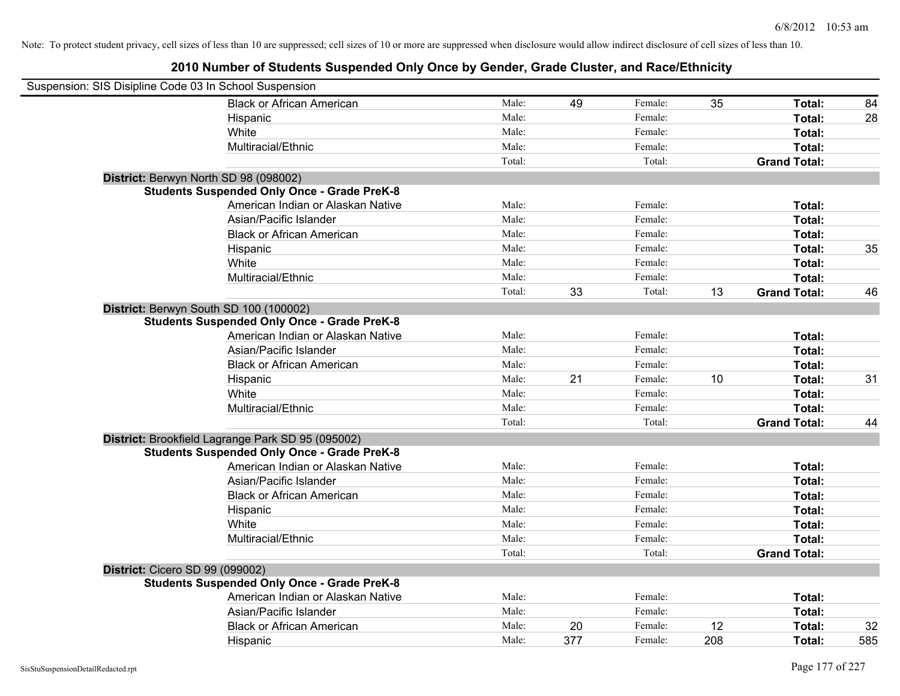Note: To protect student privacy, cell sizes of less than 10 are suppressed; cell sizes of 10 or more are suppressed when disclosure would allow indirect disclosure of cell sizes of less than 10.

# 2010 Number of Students Suspended Only Once by Gender, Grade Cluster, and Race/Ethnicity

Suspension: SIS Disipline Code 03 In School Suspension

| | | | | | | |
|---|---|---|---|---|---|---|
| Black or African American | Male: | 49 | Female: | 35 | **Total:** | 84 |
| Hispanic | Male: | | Female: | | **Total:** | 28 |
| White | Male: | | Female: | | **Total:** | |
| Multiracial/Ethnic | Male: | | Female: | | **Total:** | |
| | Total: | | Total: | | **Grand Total:** | |

**District:** Berwyn North SD 98 (098002)

**Students Suspended Only Once - Grade PreK-8**

| | | | | | | |
|---|---|---|---|---|---|---|
| American Indian or Alaskan Native | Male: | | Female: | | **Total:** | |
| Asian/Pacific Islander | Male: | | Female: | | **Total:** | |
| Black or African American | Male: | | Female: | | **Total:** | |
| Hispanic | Male: | | Female: | | **Total:** | 35 |
| White | Male: | | Female: | | **Total:** | |
| Multiracial/Ethnic | Male: | | Female: | | **Total:** | |
| | Total: | 33 | Total: | 13 | **Grand Total:** | 46 |

**District:** Berwyn South SD 100 (100002)

**Students Suspended Only Once - Grade PreK-8**

| | | | | | | |
|---|---|---|---|---|---|---|
| American Indian or Alaskan Native | Male: | | Female: | | **Total:** | |
| Asian/Pacific Islander | Male: | | Female: | | **Total:** | |
| Black or African American | Male: | | Female: | | **Total:** | |
| Hispanic | Male: | 21 | Female: | 10 | **Total:** | 31 |
| White | Male: | | Female: | | **Total:** | |
| Multiracial/Ethnic | Male: | | Female: | | **Total:** | |
| | Total: | | Total: | | **Grand Total:** | 44 |

**District:** Brookfield Lagrange Park SD 95 (095002)

**Students Suspended Only Once - Grade PreK-8**

| | | | | | | |
|---|---|---|---|---|---|---|
| American Indian or Alaskan Native | Male: | | Female: | | **Total:** | |
| Asian/Pacific Islander | Male: | | Female: | | **Total:** | |
| Black or African American | Male: | | Female: | | **Total:** | |
| Hispanic | Male: | | Female: | | **Total:** | |
| White | Male: | | Female: | | **Total:** | |
| Multiracial/Ethnic | Male: | | Female: | | **Total:** | |
| | Total: | | Total: | | **Grand Total:** | |

**District:** Cicero SD 99 (099002)

**Students Suspended Only Once - Grade PreK-8**

| | | | | | | |
|---|---|---|---|---|---|---|
| American Indian or Alaskan Native | Male: | | Female: | | **Total:** | |
| Asian/Pacific Islander | Male: | | Female: | | **Total:** | |
| Black or African American | Male: | 20 | Female: | 12 | **Total:** | 32 |
| Hispanic | Male: | 377 | Female: | 208 | **Total:** | 585 |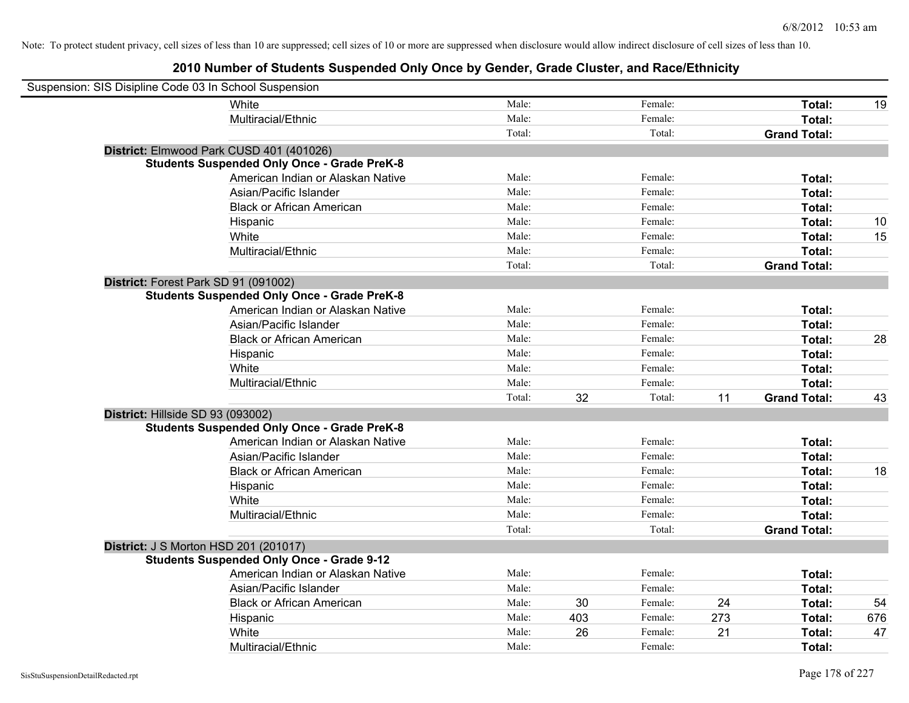Note: To protect student privacy, cell sizes of less than 10 are suppressed; cell sizes of 10 or more are suppressed when disclosure would allow indirect disclosure of cell sizes of less than 10.

## 2010 Number of Students Suspended Only Once by Gender, Grade Cluster, and Race/Ethnicity

Suspension: SIS Disipline Code 03 In School Suspension

| | | | | | | |
|---|---|---|---|---|---|---|
| White | Male: | | Female: | | **Total:** | 19 |
| Multiracial/Ethnic | Male: | | Female: | | **Total:** | |
| | Total: | | Total: | | **Grand Total:** | |

**District:** Elmwood Park CUSD 401 (401026)

**Students Suspended Only Once - Grade PreK-8**

| | | | | | | |
|---|---|---|---|---|---|---|
| American Indian or Alaskan Native | Male: | | Female: | | **Total:** | |
| Asian/Pacific Islander | Male: | | Female: | | **Total:** | |
| Black or African American | Male: | | Female: | | **Total:** | |
| Hispanic | Male: | | Female: | | **Total:** | 10 |
| White | Male: | | Female: | | **Total:** | 15 |
| Multiracial/Ethnic | Male: | | Female: | | **Total:** | |
| | Total: | | Total: | | **Grand Total:** | |

**District:** Forest Park SD 91 (091002)

**Students Suspended Only Once - Grade PreK-8**

| | | | | | | |
|---|---|---|---|---|---|---|
| American Indian or Alaskan Native | Male: | | Female: | | **Total:** | |
| Asian/Pacific Islander | Male: | | Female: | | **Total:** | |
| Black or African American | Male: | | Female: | | **Total:** | 28 |
| Hispanic | Male: | | Female: | | **Total:** | |
| White | Male: | | Female: | | **Total:** | |
| Multiracial/Ethnic | Male: | | Female: | | **Total:** | |
| | Total: | 32 | Total: | 11 | **Grand Total:** | 43 |

**District:** Hillside SD 93 (093002)

**Students Suspended Only Once - Grade PreK-8**

| | | | | | | |
|---|---|---|---|---|---|---|
| American Indian or Alaskan Native | Male: | | Female: | | **Total:** | |
| Asian/Pacific Islander | Male: | | Female: | | **Total:** | |
| Black or African American | Male: | | Female: | | **Total:** | 18 |
| Hispanic | Male: | | Female: | | **Total:** | |
| White | Male: | | Female: | | **Total:** | |
| Multiracial/Ethnic | Male: | | Female: | | **Total:** | |
| | Total: | | Total: | | **Grand Total:** | |

**District:** J S Morton HSD 201 (201017)

**Students Suspended Only Once - Grade 9-12**

| | | | | | | |
|---|---|---|---|---|---|---|
| American Indian or Alaskan Native | Male: | | Female: | | **Total:** | |
| Asian/Pacific Islander | Male: | | Female: | | **Total:** | |
| Black or African American | Male: | 30 | Female: | 24 | **Total:** | 54 |
| Hispanic | Male: | 403 | Female: | 273 | **Total:** | 676 |
| White | Male: | 26 | Female: | 21 | **Total:** | 47 |
| Multiracial/Ethnic | Male: | | Female: | | **Total:** | |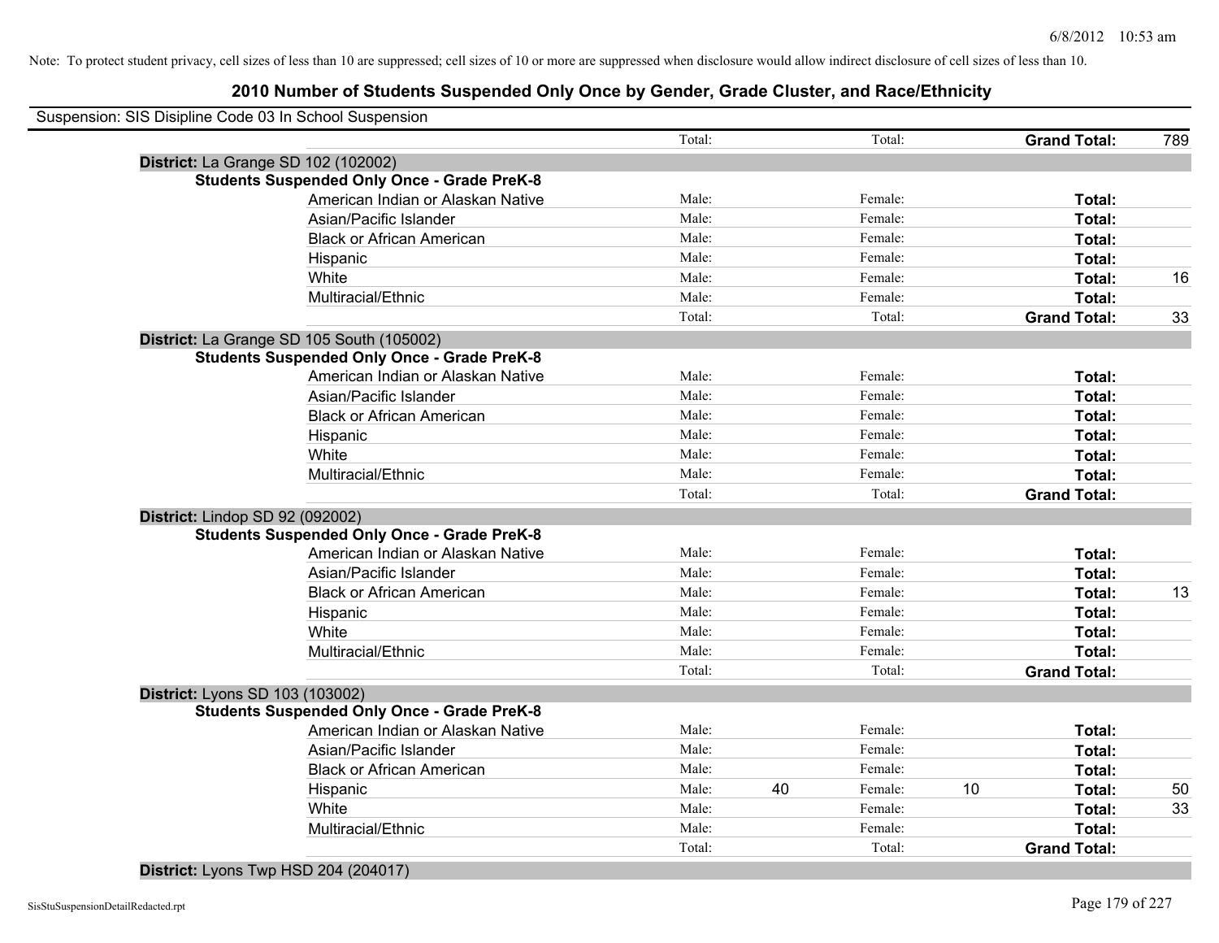Note: To protect student privacy, cell sizes of less than 10 are suppressed; cell sizes of 10 or more are suppressed when disclosure would allow indirect disclosure of cell sizes of less than 10.

## 2010 Number of Students Suspended Only Once by Gender, Grade Cluster, and Race/Ethnicity

Suspension: SIS Disipline Code 03 In School Suspension

| | | | | | | | |
|---|---|---|---|---|---|---|---|
| | Total: | | Total: | | **Grand Total:** | 789 |
| **District:** La Grange SD 102 (102002) | | | | | | |
| **Students Suspended Only Once - Grade PreK-8** | | | | | | |
| American Indian or Alaskan Native | Male: | | Female: | | **Total:** | |
| Asian/Pacific Islander | Male: | | Female: | | **Total:** | |
| Black or African American | Male: | | Female: | | **Total:** | |
| Hispanic | Male: | | Female: | | **Total:** | |
| White | Male: | | Female: | | **Total:** | 16 |
| Multiracial/Ethnic | Male: | | Female: | | **Total:** | |
| | Total: | | Total: | | **Grand Total:** | 33 |
| **District:** La Grange SD 105 South (105002) | | | | | | |
| **Students Suspended Only Once - Grade PreK-8** | | | | | | |
| American Indian or Alaskan Native | Male: | | Female: | | **Total:** | |
| Asian/Pacific Islander | Male: | | Female: | | **Total:** | |
| Black or African American | Male: | | Female: | | **Total:** | |
| Hispanic | Male: | | Female: | | **Total:** | |
| White | Male: | | Female: | | **Total:** | |
| Multiracial/Ethnic | Male: | | Female: | | **Total:** | |
| | Total: | | Total: | | **Grand Total:** | |
| **District:** Lindop SD 92 (092002) | | | | | | |
| **Students Suspended Only Once - Grade PreK-8** | | | | | | |
| American Indian or Alaskan Native | Male: | | Female: | | **Total:** | |
| Asian/Pacific Islander | Male: | | Female: | | **Total:** | |
| Black or African American | Male: | | Female: | | **Total:** | 13 |
| Hispanic | Male: | | Female: | | **Total:** | |
| White | Male: | | Female: | | **Total:** | |
| Multiracial/Ethnic | Male: | | Female: | | **Total:** | |
| | Total: | | Total: | | **Grand Total:** | |
| **District:** Lyons SD 103 (103002) | | | | | | |
| **Students Suspended Only Once - Grade PreK-8** | | | | | | |
| American Indian or Alaskan Native | Male: | | Female: | | **Total:** | |
| Asian/Pacific Islander | Male: | | Female: | | **Total:** | |
| Black or African American | Male: | | Female: | | **Total:** | |
| Hispanic | Male: | 40 | Female: | 10 | **Total:** | 50 |
| White | Male: | | Female: | | **Total:** | 33 |
| Multiracial/Ethnic | Male: | | Female: | | **Total:** | |
| | Total: | | Total: | | **Grand Total:** | |
| **District:** Lyons Twp HSD 204 (204017) | | | | | | |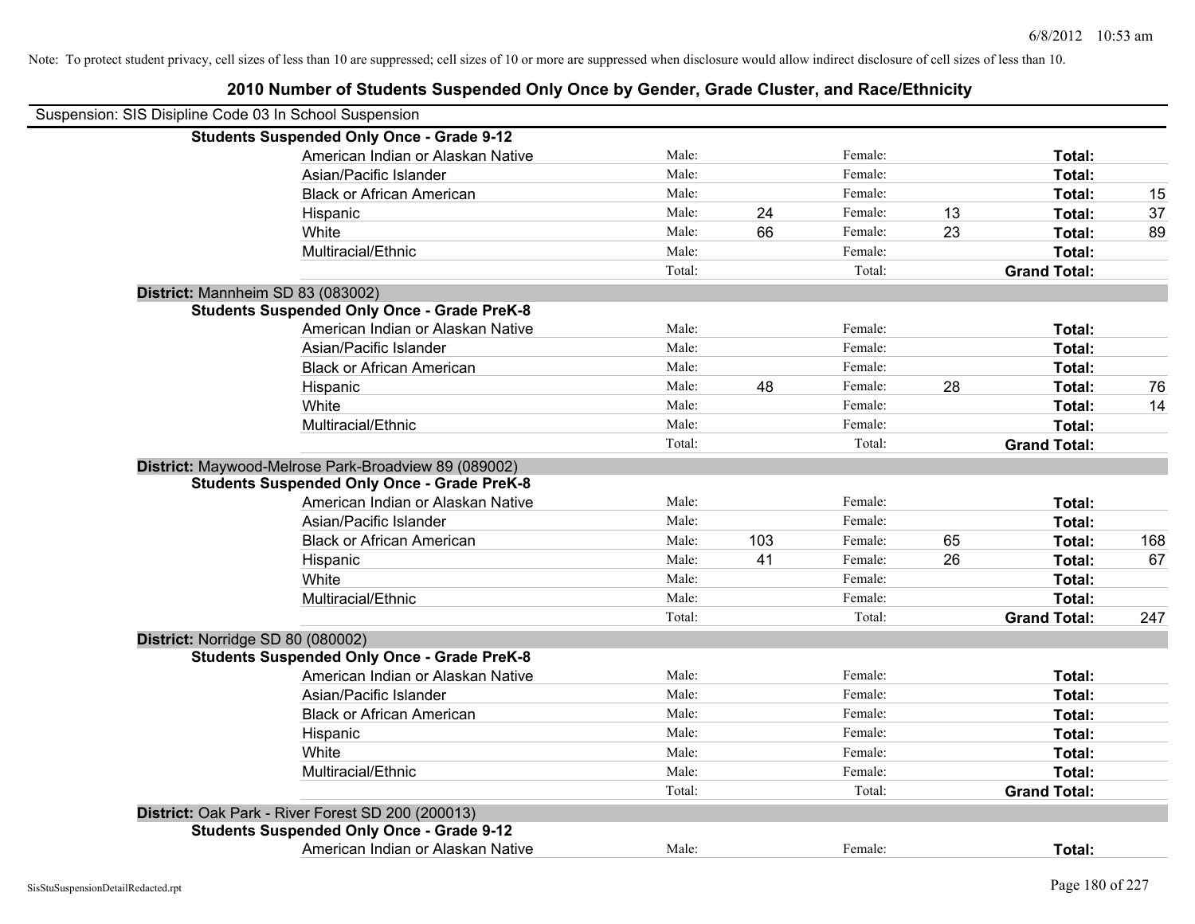Note: To protect student privacy, cell sizes of less than 10 are suppressed; cell sizes of 10 or more are suppressed when disclosure would allow indirect disclosure of cell sizes of less than 10.

# 2010 Number of Students Suspended Only Once by Gender, Grade Cluster, and Race/Ethnicity

Suspension: SIS Disipline Code 03 In School Suspension

| | | | | | | | |
|---|---|---|---|---|---|---|---|
| **Students Suspended Only Once - Grade 9-12** | | | | | | | |
| American Indian or Alaskan Native | Male: | | Female: | | **Total:** | |
| Asian/Pacific Islander | Male: | | Female: | | **Total:** | |
| Black or African American | Male: | | Female: | | **Total:** | 15 |
| Hispanic | Male: | 24 | Female: | 13 | **Total:** | 37 |
| White | Male: | 66 | Female: | 23 | **Total:** | 89 |
| Multiracial/Ethnic | Male: | | Female: | | **Total:** | |
| | Total: | | Total: | | **Grand Total:** | |

**District:** Mannheim SD 83 (083002)

| | | | | | | |
|---|---|---|---|---|---|---|
| **Students Suspended Only Once - Grade PreK-8** | | | | | | |
| American Indian or Alaskan Native | Male: | | Female: | | **Total:** | |
| Asian/Pacific Islander | Male: | | Female: | | **Total:** | |
| Black or African American | Male: | | Female: | | **Total:** | |
| Hispanic | Male: | 48 | Female: | 28 | **Total:** | 76 |
| White | Male: | | Female: | | **Total:** | 14 |
| Multiracial/Ethnic | Male: | | Female: | | **Total:** | |
| | Total: | | Total: | | **Grand Total:** | |

**District:** Maywood-Melrose Park-Broadview 89 (089002)

| | | | | | | |
|---|---|---|---|---|---|---|
| **Students Suspended Only Once - Grade PreK-8** | | | | | | |
| American Indian or Alaskan Native | Male: | | Female: | | **Total:** | |
| Asian/Pacific Islander | Male: | | Female: | | **Total:** | |
| Black or African American | Male: | 103 | Female: | 65 | **Total:** | 168 |
| Hispanic | Male: | 41 | Female: | 26 | **Total:** | 67 |
| White | Male: | | Female: | | **Total:** | |
| Multiracial/Ethnic | Male: | | Female: | | **Total:** | |
| | Total: | | Total: | | **Grand Total:** | 247 |

**District:** Norridge SD 80 (080002)

| | | | | | | |
|---|---|---|---|---|---|---|
| **Students Suspended Only Once - Grade PreK-8** | | | | | | |
| American Indian or Alaskan Native | Male: | | Female: | | **Total:** | |
| Asian/Pacific Islander | Male: | | Female: | | **Total:** | |
| Black or African American | Male: | | Female: | | **Total:** | |
| Hispanic | Male: | | Female: | | **Total:** | |
| White | Male: | | Female: | | **Total:** | |
| Multiracial/Ethnic | Male: | | Female: | | **Total:** | |
| | Total: | | Total: | | **Grand Total:** | |

**District:** Oak Park - River Forest SD 200 (200013)

| | | | | | | |
|---|---|---|---|---|---|---|
| **Students Suspended Only Once - Grade 9-12** | | | | | | |
| American Indian or Alaskan Native | Male: | | Female: | | **Total:** | |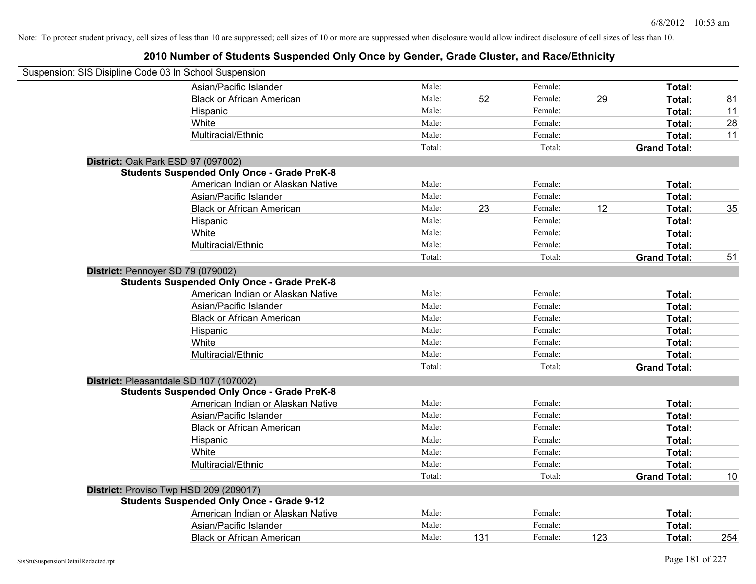Note: To protect student privacy, cell sizes of less than 10 are suppressed; cell sizes of 10 or more are suppressed when disclosure would allow indirect disclosure of cell sizes of less than 10.

# 2010 Number of Students Suspended Only Once by Gender, Grade Cluster, and Race/Ethnicity

Suspension: SIS Disipline Code 03 In School Suspension

| | | | | | | | |
|---|---|---|---|---|---|---|---|
| Asian/Pacific Islander | Male: | | Female: | | **Total:** | |
| Black or African American | Male: | 52 | Female: | 29 | **Total:** | 81 |
| Hispanic | Male: | | Female: | | **Total:** | 11 |
| White | Male: | | Female: | | **Total:** | 28 |
| Multiracial/Ethnic | Male: | | Female: | | **Total:** | 11 |
| | Total: | | Total: | | **Grand Total:** | |

**District:** Oak Park ESD 97 (097002)

**Students Suspended Only Once - Grade PreK-8**

| | | | | | | |
|---|---|---|---|---|---|---|
| American Indian or Alaskan Native | Male: | | Female: | | **Total:** | |
| Asian/Pacific Islander | Male: | | Female: | | **Total:** | |
| Black or African American | Male: | 23 | Female: | 12 | **Total:** | 35 |
| Hispanic | Male: | | Female: | | **Total:** | |
| White | Male: | | Female: | | **Total:** | |
| Multiracial/Ethnic | Male: | | Female: | | **Total:** | |
| | Total: | | Total: | | **Grand Total:** | 51 |

**District:** Pennoyer SD 79 (079002)

**Students Suspended Only Once - Grade PreK-8**

| | | | | | | |
|---|---|---|---|---|---|---|
| American Indian or Alaskan Native | Male: | | Female: | | **Total:** | |
| Asian/Pacific Islander | Male: | | Female: | | **Total:** | |
| Black or African American | Male: | | Female: | | **Total:** | |
| Hispanic | Male: | | Female: | | **Total:** | |
| White | Male: | | Female: | | **Total:** | |
| Multiracial/Ethnic | Male: | | Female: | | **Total:** | |
| | Total: | | Total: | | **Grand Total:** | |

**District:** Pleasantdale SD 107 (107002)

**Students Suspended Only Once - Grade PreK-8**

| | | | | | | |
|---|---|---|---|---|---|---|
| American Indian or Alaskan Native | Male: | | Female: | | **Total:** | |
| Asian/Pacific Islander | Male: | | Female: | | **Total:** | |
| Black or African American | Male: | | Female: | | **Total:** | |
| Hispanic | Male: | | Female: | | **Total:** | |
| White | Male: | | Female: | | **Total:** | |
| Multiracial/Ethnic | Male: | | Female: | | **Total:** | |
| | Total: | | Total: | | **Grand Total:** | 10 |

**District:** Proviso Twp HSD 209 (209017)

**Students Suspended Only Once - Grade 9-12**

| | | | | | | |
|---|---|---|---|---|---|---|
| American Indian or Alaskan Native | Male: | | Female: | | **Total:** | |
| Asian/Pacific Islander | Male: | | Female: | | **Total:** | |
| Black or African American | Male: | 131 | Female: | 123 | **Total:** | 254 |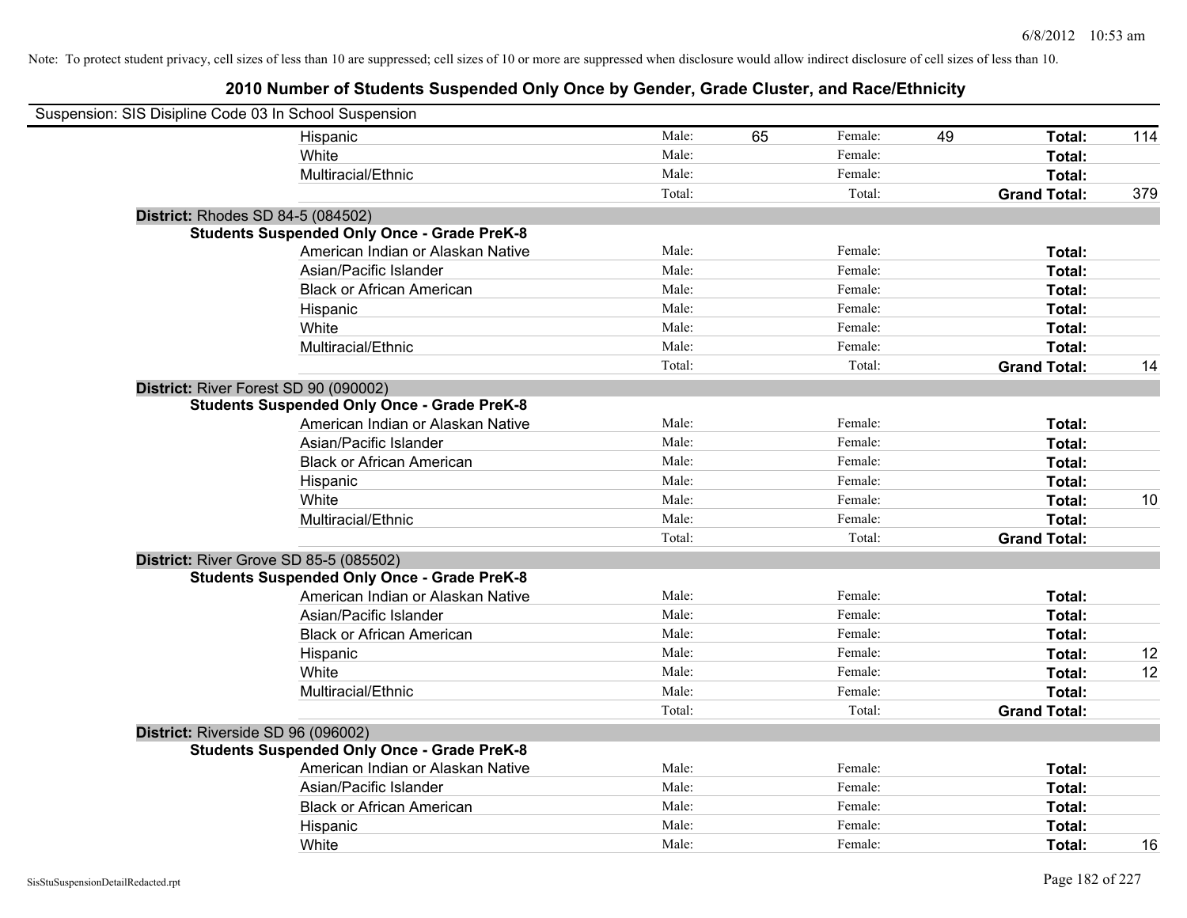Note: To protect student privacy, cell sizes of less than 10 are suppressed; cell sizes of 10 or more are suppressed when disclosure would allow indirect disclosure of cell sizes of less than 10.

## 2010 Number of Students Suspended Only Once by Gender, Grade Cluster, and Race/Ethnicity

Suspension: SIS Disipline Code 03 In School Suspension

| | | | | | | |
|---|---|---|---|---|---|---|
| Hispanic | Male: | 65 | Female: | 49 | **Total:** | 114 |
| White | Male: | | Female: | | **Total:** | |
| Multiracial/Ethnic | Male: | | Female: | | **Total:** | |
| | Total: | | Total: | | **Grand Total:** | 379 |

**District:** Rhodes SD 84-5 (084502)

**Students Suspended Only Once - Grade PreK-8**

| | | | | | | |
|---|---|---|---|---|---|---|
| American Indian or Alaskan Native | Male: | | Female: | | **Total:** | |
| Asian/Pacific Islander | Male: | | Female: | | **Total:** | |
| Black or African American | Male: | | Female: | | **Total:** | |
| Hispanic | Male: | | Female: | | **Total:** | |
| White | Male: | | Female: | | **Total:** | |
| Multiracial/Ethnic | Male: | | Female: | | **Total:** | |
| | Total: | | Total: | | **Grand Total:** | 14 |

**District:** River Forest SD 90 (090002)

**Students Suspended Only Once - Grade PreK-8**

| | | | | | | |
|---|---|---|---|---|---|---|
| American Indian or Alaskan Native | Male: | | Female: | | **Total:** | |
| Asian/Pacific Islander | Male: | | Female: | | **Total:** | |
| Black or African American | Male: | | Female: | | **Total:** | |
| Hispanic | Male: | | Female: | | **Total:** | |
| White | Male: | | Female: | | **Total:** | 10 |
| Multiracial/Ethnic | Male: | | Female: | | **Total:** | |
| | Total: | | Total: | | **Grand Total:** | |

**District:** River Grove SD 85-5 (085502)

**Students Suspended Only Once - Grade PreK-8**

| | | | | | | |
|---|---|---|---|---|---|---|
| American Indian or Alaskan Native | Male: | | Female: | | **Total:** | |
| Asian/Pacific Islander | Male: | | Female: | | **Total:** | |
| Black or African American | Male: | | Female: | | **Total:** | |
| Hispanic | Male: | | Female: | | **Total:** | 12 |
| White | Male: | | Female: | | **Total:** | 12 |
| Multiracial/Ethnic | Male: | | Female: | | **Total:** | |
| | Total: | | Total: | | **Grand Total:** | |

**District:** Riverside SD 96 (096002)

**Students Suspended Only Once - Grade PreK-8**

| | | | | | | |
|---|---|---|---|---|---|---|
| American Indian or Alaskan Native | Male: | | Female: | | **Total:** | |
| Asian/Pacific Islander | Male: | | Female: | | **Total:** | |
| Black or African American | Male: | | Female: | | **Total:** | |
| Hispanic | Male: | | Female: | | **Total:** | |
| White | Male: | | Female: | | **Total:** | 16 |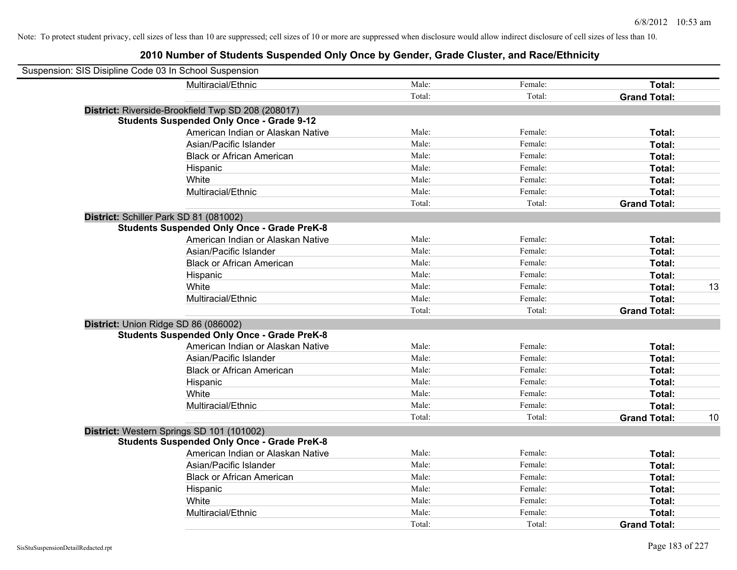Note: To protect student privacy, cell sizes of less than 10 are suppressed; cell sizes of 10 or more are suppressed when disclosure would allow indirect disclosure of cell sizes of less than 10.

# 2010 Number of Students Suspended Only Once by Gender, Grade Cluster, and Race/Ethnicity

Suspension: SIS Disipline Code 03 In School Suspension

| | | | | |
|---|---|---|---|---|
| Multiracial/Ethnic | Male: | Female: | **Total:** | |
| | Total: | Total: | **Grand Total:** | |

**District:** Riverside-Brookfield Twp SD 208 (208017)

**Students Suspended Only Once - Grade 9-12**

| | | | | |
|---|---|---|---|---|
| American Indian or Alaskan Native | Male: | Female: | **Total:** | |
| Asian/Pacific Islander | Male: | Female: | **Total:** | |
| Black or African American | Male: | Female: | **Total:** | |
| Hispanic | Male: | Female: | **Total:** | |
| White | Male: | Female: | **Total:** | |
| Multiracial/Ethnic | Male: | Female: | **Total:** | |
| | Total: | Total: | **Grand Total:** | |

**District:** Schiller Park SD 81 (081002)

**Students Suspended Only Once - Grade PreK-8**

| | | | | |
|---|---|---|---|---|
| American Indian or Alaskan Native | Male: | Female: | **Total:** | |
| Asian/Pacific Islander | Male: | Female: | **Total:** | |
| Black or African American | Male: | Female: | **Total:** | |
| Hispanic | Male: | Female: | **Total:** | |
| White | Male: | Female: | **Total:** | 13 |
| Multiracial/Ethnic | Male: | Female: | **Total:** | |
| | Total: | Total: | **Grand Total:** | |

**District:** Union Ridge SD 86 (086002)

**Students Suspended Only Once - Grade PreK-8**

| | | | | |
|---|---|---|---|---|
| American Indian or Alaskan Native | Male: | Female: | **Total:** | |
| Asian/Pacific Islander | Male: | Female: | **Total:** | |
| Black or African American | Male: | Female: | **Total:** | |
| Hispanic | Male: | Female: | **Total:** | |
| White | Male: | Female: | **Total:** | |
| Multiracial/Ethnic | Male: | Female: | **Total:** | |
| | Total: | Total: | **Grand Total:** | 10 |

**District:** Western Springs SD 101 (101002)

**Students Suspended Only Once - Grade PreK-8**

| | | | | |
|---|---|---|---|---|
| American Indian or Alaskan Native | Male: | Female: | **Total:** | |
| Asian/Pacific Islander | Male: | Female: | **Total:** | |
| Black or African American | Male: | Female: | **Total:** | |
| Hispanic | Male: | Female: | **Total:** | |
| White | Male: | Female: | **Total:** | |
| Multiracial/Ethnic | Male: | Female: | **Total:** | |
| | Total: | Total: | **Grand Total:** | |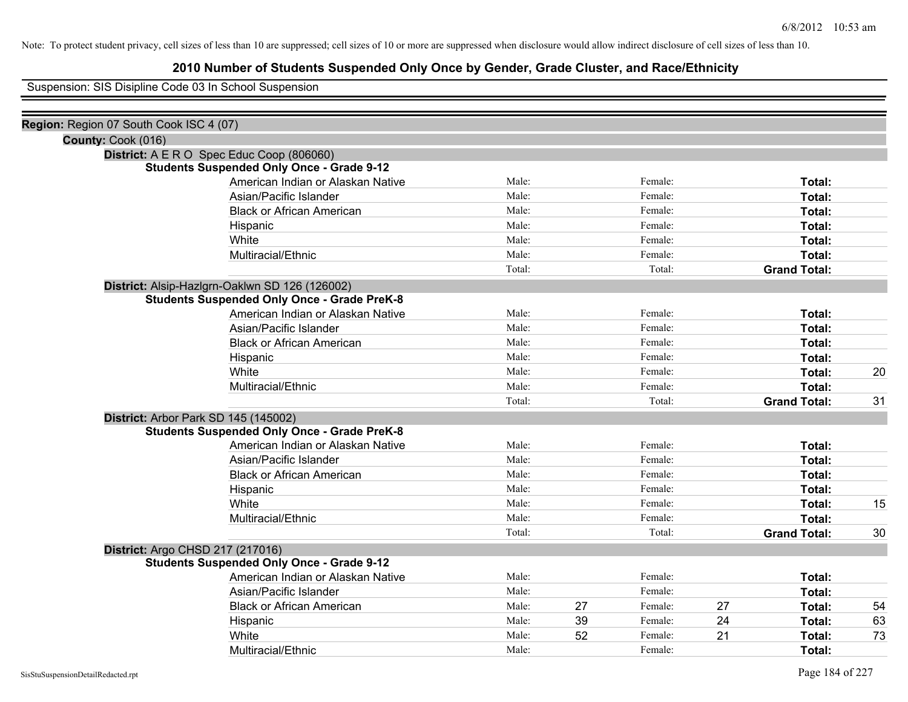Note: To protect student privacy, cell sizes of less than 10 are suppressed; cell sizes of 10 or more are suppressed when disclosure would allow indirect disclosure of cell sizes of less than 10.

# 2010 Number of Students Suspended Only Once by Gender, Grade Cluster, and Race/Ethnicity

Suspension: SIS Disipline Code 03 In School Suspension

**Region:** Region 07 South Cook ISC 4 (07)

**County:** Cook (016)

**District:** A E R O Spec Educ Coop (806060)

**Students Suspended Only Once - Grade 9-12**

| Race/Ethnicity | | Male | | Female | | Total |
|---|---|---|---|---|---|---|
| American Indian or Alaskan Native | Male: | | Female: | | **Total:** | |
| Asian/Pacific Islander | Male: | | Female: | | **Total:** | |
| Black or African American | Male: | | Female: | | **Total:** | |
| Hispanic | Male: | | Female: | | **Total:** | |
| White | Male: | | Female: | | **Total:** | |
| Multiracial/Ethnic | Male: | | Female: | | **Total:** | |
| | Total: | | Total: | | **Grand Total:** | |

**District:** Alsip-Hazlgrn-Oaklwn SD 126 (126002)

**Students Suspended Only Once - Grade PreK-8**

| Race/Ethnicity | | Male | | Female | | Total |
|---|---|---|---|---|---|---|
| American Indian or Alaskan Native | Male: | | Female: | | **Total:** | |
| Asian/Pacific Islander | Male: | | Female: | | **Total:** | |
| Black or African American | Male: | | Female: | | **Total:** | |
| Hispanic | Male: | | Female: | | **Total:** | |
| White | Male: | | Female: | | **Total:** | 20 |
| Multiracial/Ethnic | Male: | | Female: | | **Total:** | |
| | Total: | | Total: | | **Grand Total:** | 31 |

**District:** Arbor Park SD 145 (145002)

**Students Suspended Only Once - Grade PreK-8**

| Race/Ethnicity | | Male | | Female | | Total |
|---|---|---|---|---|---|---|
| American Indian or Alaskan Native | Male: | | Female: | | **Total:** | |
| Asian/Pacific Islander | Male: | | Female: | | **Total:** | |
| Black or African American | Male: | | Female: | | **Total:** | |
| Hispanic | Male: | | Female: | | **Total:** | |
| White | Male: | | Female: | | **Total:** | 15 |
| Multiracial/Ethnic | Male: | | Female: | | **Total:** | |
| | Total: | | Total: | | **Grand Total:** | 30 |

**District:** Argo CHSD 217 (217016)

**Students Suspended Only Once - Grade 9-12**

| Race/Ethnicity | | Male | | Female | | Total |
|---|---|---|---|---|---|---|
| American Indian or Alaskan Native | Male: | | Female: | | **Total:** | |
| Asian/Pacific Islander | Male: | | Female: | | **Total:** | |
| Black or African American | Male: | 27 | Female: | 27 | **Total:** | 54 |
| Hispanic | Male: | 39 | Female: | 24 | **Total:** | 63 |
| White | Male: | 52 | Female: | 21 | **Total:** | 73 |
| Multiracial/Ethnic | Male: | | Female: | | **Total:** | |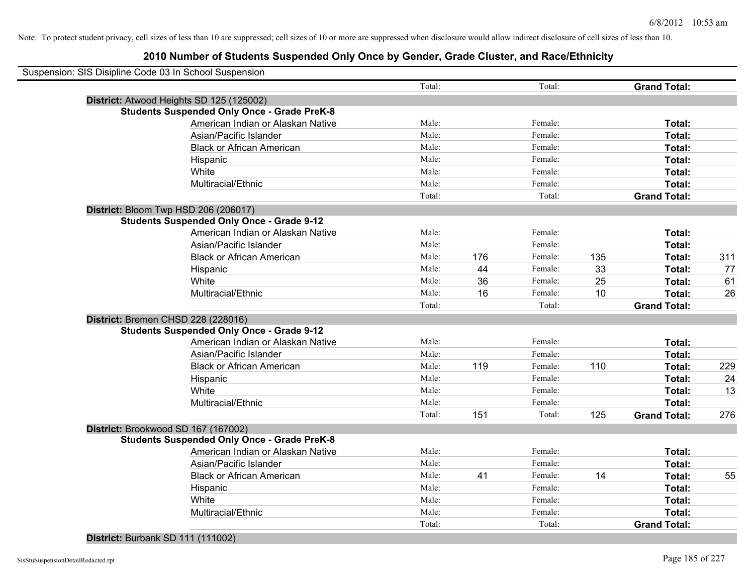Note: To protect student privacy, cell sizes of less than 10 are suppressed; cell sizes of 10 or more are suppressed when disclosure would allow indirect disclosure of cell sizes of less than 10.

# 2010 Number of Students Suspended Only Once by Gender, Grade Cluster, and Race/Ethnicity

Suspension: SIS Disipline Code 03 In School Suspension

| | | | | | | | |
|---|---|---|---|---|---|---|---|
| | Total: | | Total: | | **Grand Total:** | |

**District:** Atwood Heights SD 125 (125002)

**Students Suspended Only Once - Grade PreK-8**

| | | | | | | |
|---|---|---|---|---|---|---|
| American Indian or Alaskan Native | Male: | | Female: | | **Total:** | |
| Asian/Pacific Islander | Male: | | Female: | | **Total:** | |
| Black or African American | Male: | | Female: | | **Total:** | |
| Hispanic | Male: | | Female: | | **Total:** | |
| White | Male: | | Female: | | **Total:** | |
| Multiracial/Ethnic | Male: | | Female: | | **Total:** | |
| | Total: | | Total: | | **Grand Total:** | |

**District:** Bloom Twp HSD 206 (206017)

**Students Suspended Only Once - Grade 9-12**

| | | | | | | |
|---|---|---|---|---|---|---|
| American Indian or Alaskan Native | Male: | | Female: | | **Total:** | |
| Asian/Pacific Islander | Male: | | Female: | | **Total:** | |
| Black or African American | Male: | 176 | Female: | 135 | **Total:** | 311 |
| Hispanic | Male: | 44 | Female: | 33 | **Total:** | 77 |
| White | Male: | 36 | Female: | 25 | **Total:** | 61 |
| Multiracial/Ethnic | Male: | 16 | Female: | 10 | **Total:** | 26 |
| | Total: | | Total: | | **Grand Total:** | |

**District:** Bremen CHSD 228 (228016)

**Students Suspended Only Once - Grade 9-12**

| | | | | | | |
|---|---|---|---|---|---|---|
| American Indian or Alaskan Native | Male: | | Female: | | **Total:** | |
| Asian/Pacific Islander | Male: | | Female: | | **Total:** | |
| Black or African American | Male: | 119 | Female: | 110 | **Total:** | 229 |
| Hispanic | Male: | | Female: | | **Total:** | 24 |
| White | Male: | | Female: | | **Total:** | 13 |
| Multiracial/Ethnic | Male: | | Female: | | **Total:** | |
| | Total: | 151 | Total: | 125 | **Grand Total:** | 276 |

**District:** Brookwood SD 167 (167002)

**Students Suspended Only Once - Grade PreK-8**

| | | | | | | |
|---|---|---|---|---|---|---|
| American Indian or Alaskan Native | Male: | | Female: | | **Total:** | |
| Asian/Pacific Islander | Male: | | Female: | | **Total:** | |
| Black or African American | Male: | 41 | Female: | 14 | **Total:** | 55 |
| Hispanic | Male: | | Female: | | **Total:** | |
| White | Male: | | Female: | | **Total:** | |
| Multiracial/Ethnic | Male: | | Female: | | **Total:** | |
| | Total: | | Total: | | **Grand Total:** | |

**District:** Burbank SD 111 (111002)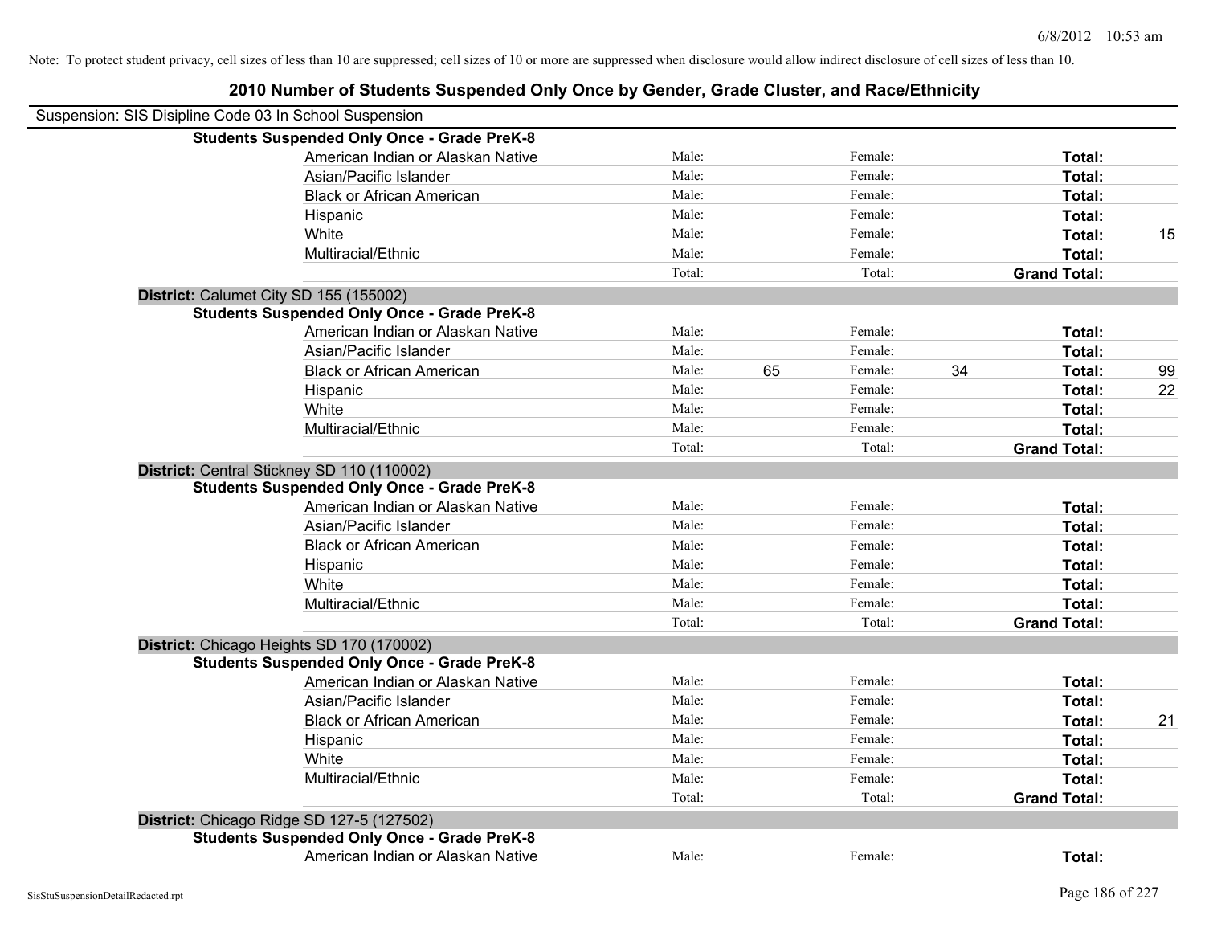Note: To protect student privacy, cell sizes of less than 10 are suppressed; cell sizes of 10 or more are suppressed when disclosure would allow indirect disclosure of cell sizes of less than 10.

# 2010 Number of Students Suspended Only Once by Gender, Grade Cluster, and Race/Ethnicity

Suspension: SIS Disipline Code 03 In School Suspension

**Students Suspended Only Once - Grade PreK-8**

| | | | | | | |
|---|---|---|---|---|---|---|
| American Indian or Alaskan Native | Male: | | Female: | | **Total:** | |
| Asian/Pacific Islander | Male: | | Female: | | **Total:** | |
| Black or African American | Male: | | Female: | | **Total:** | |
| Hispanic | Male: | | Female: | | **Total:** | |
| White | Male: | | Female: | | **Total:** | 15 |
| Multiracial/Ethnic | Male: | | Female: | | **Total:** | |
| | Total: | | Total: | | **Grand Total:** | |

**District:** Calumet City SD 155 (155002)

**Students Suspended Only Once - Grade PreK-8**

| | | | | | | |
|---|---|---|---|---|---|---|
| American Indian or Alaskan Native | Male: | | Female: | | **Total:** | |
| Asian/Pacific Islander | Male: | | Female: | | **Total:** | |
| Black or African American | Male: | 65 | Female: | 34 | **Total:** | 99 |
| Hispanic | Male: | | Female: | | **Total:** | 22 |
| White | Male: | | Female: | | **Total:** | |
| Multiracial/Ethnic | Male: | | Female: | | **Total:** | |
| | Total: | | Total: | | **Grand Total:** | |

**District:** Central Stickney SD 110 (110002)

**Students Suspended Only Once - Grade PreK-8**

| | | | | | | |
|---|---|---|---|---|---|---|
| American Indian or Alaskan Native | Male: | | Female: | | **Total:** | |
| Asian/Pacific Islander | Male: | | Female: | | **Total:** | |
| Black or African American | Male: | | Female: | | **Total:** | |
| Hispanic | Male: | | Female: | | **Total:** | |
| White | Male: | | Female: | | **Total:** | |
| Multiracial/Ethnic | Male: | | Female: | | **Total:** | |
| | Total: | | Total: | | **Grand Total:** | |

**District:** Chicago Heights SD 170 (170002)

**Students Suspended Only Once - Grade PreK-8**

| | | | | | | |
|---|---|---|---|---|---|---|
| American Indian or Alaskan Native | Male: | | Female: | | **Total:** | |
| Asian/Pacific Islander | Male: | | Female: | | **Total:** | |
| Black or African American | Male: | | Female: | | **Total:** | 21 |
| Hispanic | Male: | | Female: | | **Total:** | |
| White | Male: | | Female: | | **Total:** | |
| Multiracial/Ethnic | Male: | | Female: | | **Total:** | |
| | Total: | | Total: | | **Grand Total:** | |

**District:** Chicago Ridge SD 127-5 (127502)

**Students Suspended Only Once - Grade PreK-8**

| | | | | | | |
|---|---|---|---|---|---|---|
| American Indian or Alaskan Native | Male: | | Female: | | **Total:** | |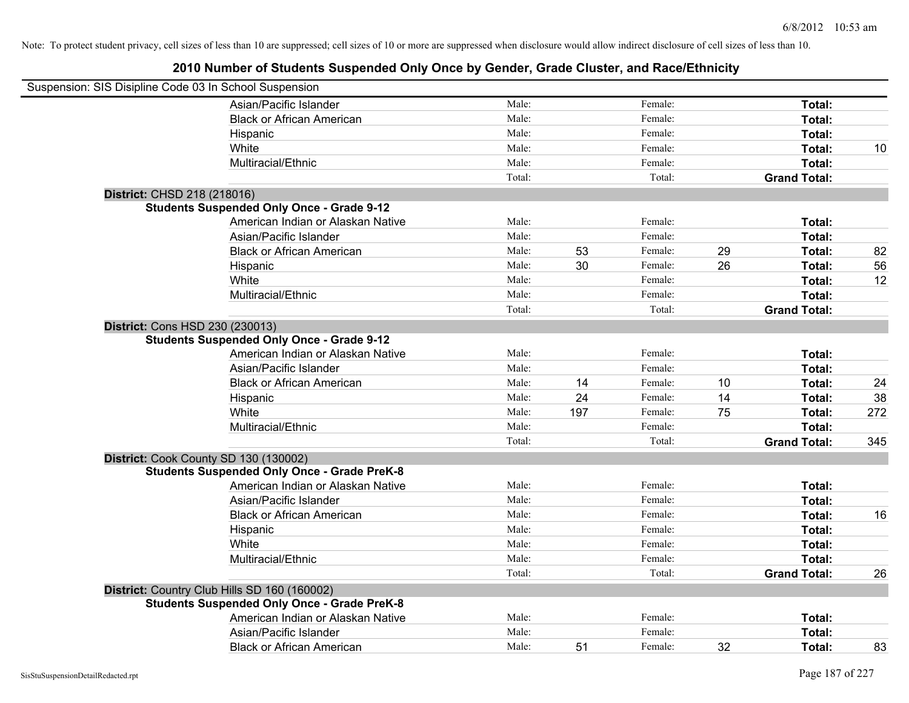Note: To protect student privacy, cell sizes of less than 10 are suppressed; cell sizes of 10 or more are suppressed when disclosure would allow indirect disclosure of cell sizes of less than 10.

## 2010 Number of Students Suspended Only Once by Gender, Grade Cluster, and Race/Ethnicity

Suspension: SIS Disipline Code 03 In School Suspension

| | | | | | | |
|---|---|---|---|---|---|---|
| Asian/Pacific Islander | Male: | | Female: | | Total: | |
| Black or African American | Male: | | Female: | | Total: | |
| Hispanic | Male: | | Female: | | Total: | |
| White | Male: | | Female: | | Total: | 10 |
| Multiracial/Ethnic | Male: | | Female: | | Total: | |
| | Total: | | Total: | | Grand Total: | |

**District:** CHSD 218 (218016)

**Students Suspended Only Once - Grade 9-12**

| | | | | | | |
|---|---|---|---|---|---|---|
| American Indian or Alaskan Native | Male: | | Female: | | Total: | |
| Asian/Pacific Islander | Male: | | Female: | | Total: | |
| Black or African American | Male: | 53 | Female: | 29 | Total: | 82 |
| Hispanic | Male: | 30 | Female: | 26 | Total: | 56 |
| White | Male: | | Female: | | Total: | 12 |
| Multiracial/Ethnic | Male: | | Female: | | Total: | |
| | Total: | | Total: | | Grand Total: | |

**District:** Cons HSD 230 (230013)

**Students Suspended Only Once - Grade 9-12**

| | | | | | | |
|---|---|---|---|---|---|---|
| American Indian or Alaskan Native | Male: | | Female: | | Total: | |
| Asian/Pacific Islander | Male: | | Female: | | Total: | |
| Black or African American | Male: | 14 | Female: | 10 | Total: | 24 |
| Hispanic | Male: | 24 | Female: | 14 | Total: | 38 |
| White | Male: | 197 | Female: | 75 | Total: | 272 |
| Multiracial/Ethnic | Male: | | Female: | | Total: | |
| | Total: | | Total: | | Grand Total: | 345 |

**District:** Cook County SD 130 (130002)

**Students Suspended Only Once - Grade PreK-8**

| | | | | | | |
|---|---|---|---|---|---|---|
| American Indian or Alaskan Native | Male: | | Female: | | Total: | |
| Asian/Pacific Islander | Male: | | Female: | | Total: | |
| Black or African American | Male: | | Female: | | Total: | 16 |
| Hispanic | Male: | | Female: | | Total: | |
| White | Male: | | Female: | | Total: | |
| Multiracial/Ethnic | Male: | | Female: | | Total: | |
| | Total: | | Total: | | Grand Total: | 26 |

**District:** Country Club Hills SD 160 (160002)

**Students Suspended Only Once - Grade PreK-8**

| | | | | | | |
|---|---|---|---|---|---|---|
| American Indian or Alaskan Native | Male: | | Female: | | Total: | |
| Asian/Pacific Islander | Male: | | Female: | | Total: | |
| Black or African American | Male: | 51 | Female: | 32 | Total: | 83 |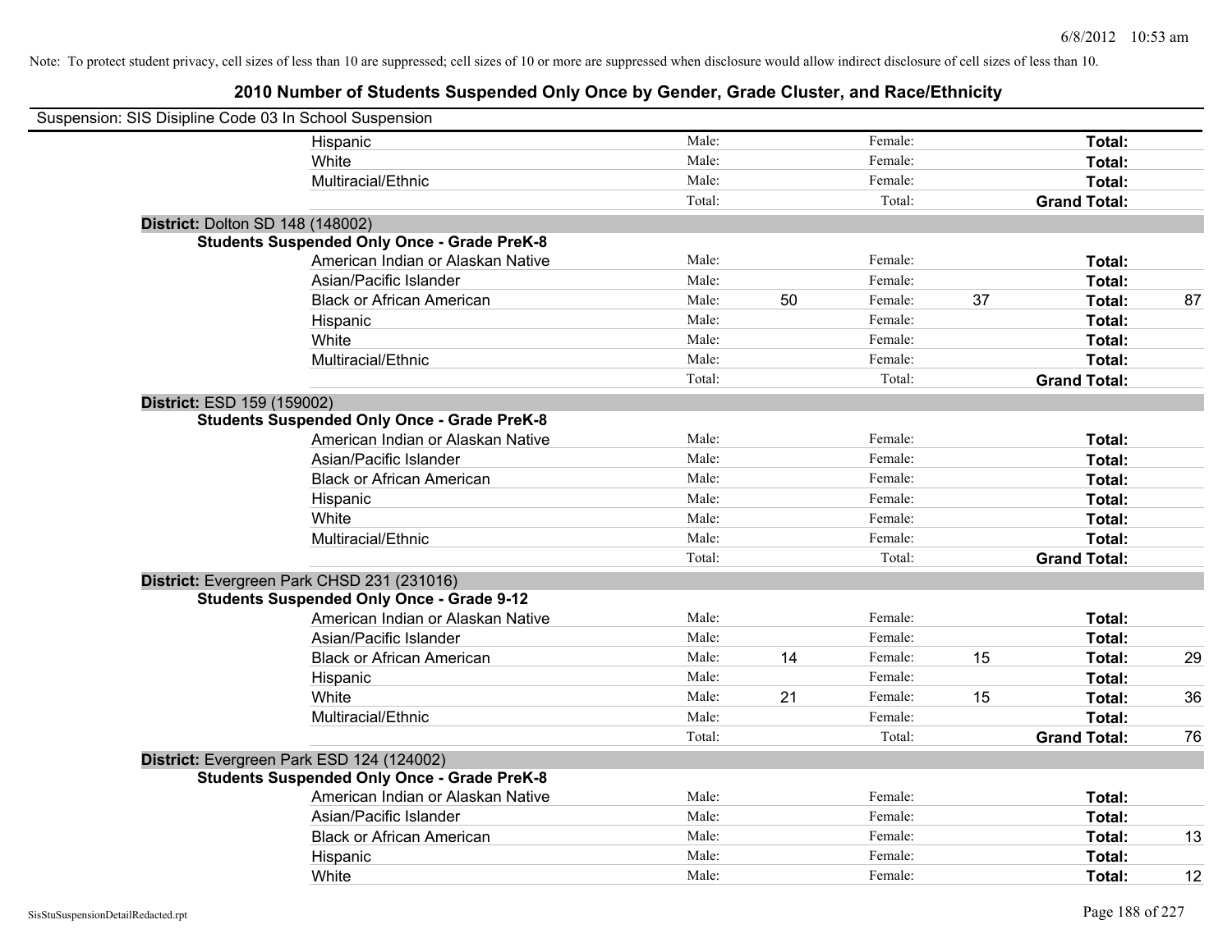Note: To protect student privacy, cell sizes of less than 10 are suppressed; cell sizes of 10 or more are suppressed when disclosure would allow indirect disclosure of cell sizes of less than 10.

## 2010 Number of Students Suspended Only Once by Gender, Grade Cluster, and Race/Ethnicity

Suspension: SIS Disipline Code 03 In School Suspension

| | | | | | | | |
|---|---|---|---|---|---|---|---|
| Hispanic | Male: | | Female: | | Total: | |
| White | Male: | | Female: | | Total: | |
| Multiracial/Ethnic | Male: | | Female: | | Total: | |
| | Total: | | Total: | | Grand Total: | |

**District:** Dolton SD 148 (148002)

**Students Suspended Only Once - Grade PreK-8**

| | | | | | | |
|---|---|---|---|---|---|---|
| American Indian or Alaskan Native | Male: | | Female: | | Total: | |
| Asian/Pacific Islander | Male: | | Female: | | Total: | |
| Black or African American | Male: | 50 | Female: | 37 | Total: | 87 |
| Hispanic | Male: | | Female: | | Total: | |
| White | Male: | | Female: | | Total: | |
| Multiracial/Ethnic | Male: | | Female: | | Total: | |
| | Total: | | Total: | | Grand Total: | |

**District:** ESD 159 (159002)

**Students Suspended Only Once - Grade PreK-8**

| | | | | | | |
|---|---|---|---|---|---|---|
| American Indian or Alaskan Native | Male: | | Female: | | Total: | |
| Asian/Pacific Islander | Male: | | Female: | | Total: | |
| Black or African American | Male: | | Female: | | Total: | |
| Hispanic | Male: | | Female: | | Total: | |
| White | Male: | | Female: | | Total: | |
| Multiracial/Ethnic | Male: | | Female: | | Total: | |
| | Total: | | Total: | | Grand Total: | |

**District:** Evergreen Park CHSD 231 (231016)

**Students Suspended Only Once - Grade 9-12**

| | | | | | | |
|---|---|---|---|---|---|---|
| American Indian or Alaskan Native | Male: | | Female: | | Total: | |
| Asian/Pacific Islander | Male: | | Female: | | Total: | |
| Black or African American | Male: | 14 | Female: | 15 | Total: | 29 |
| Hispanic | Male: | | Female: | | Total: | |
| White | Male: | 21 | Female: | 15 | Total: | 36 |
| Multiracial/Ethnic | Male: | | Female: | | Total: | |
| | Total: | | Total: | | Grand Total: | 76 |

**District:** Evergreen Park ESD 124 (124002)

**Students Suspended Only Once - Grade PreK-8**

| | | | | | | |
|---|---|---|---|---|---|---|
| American Indian or Alaskan Native | Male: | | Female: | | Total: | |
| Asian/Pacific Islander | Male: | | Female: | | Total: | |
| Black or African American | Male: | | Female: | | Total: | 13 |
| Hispanic | Male: | | Female: | | Total: | |
| White | Male: | | Female: | | Total: | 12 |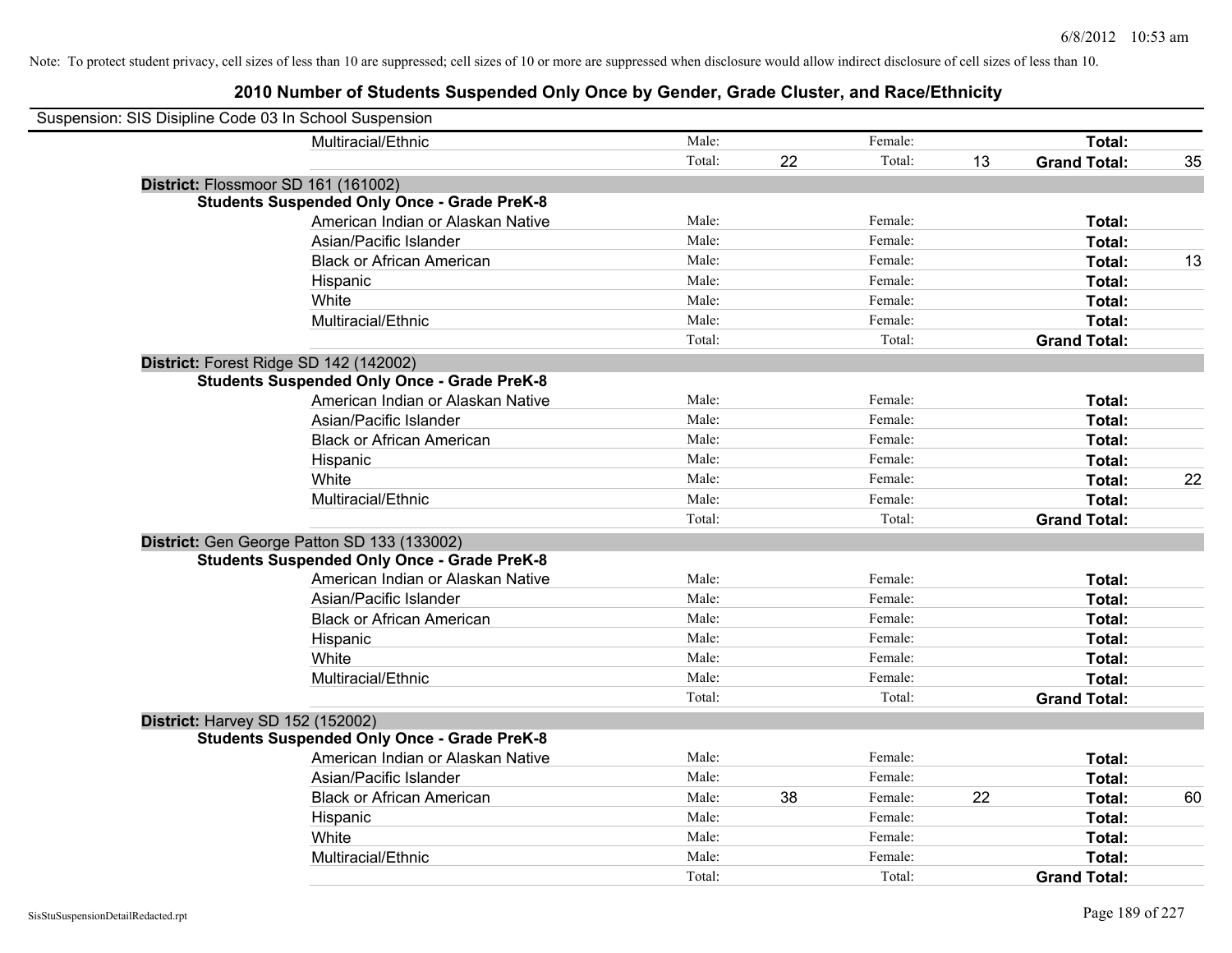Note: To protect student privacy, cell sizes of less than 10 are suppressed; cell sizes of 10 or more are suppressed when disclosure would allow indirect disclosure of cell sizes of less than 10.

## 2010 Number of Students Suspended Only Once by Gender, Grade Cluster, and Race/Ethnicity

Suspension: SIS Disipline Code 03 In School Suspension

| | | | | | | |
|---|---|---|---|---|---|---|
| Multiracial/Ethnic | Male: | | Female: | | **Total:** | |
| | Total: | 22 | Total: | 13 | **Grand Total:** | 35 |

**District:** Flossmoor SD 161 (161002)

**Students Suspended Only Once - Grade PreK-8**

| | | | | | | |
|---|---|---|---|---|---|---|
| American Indian or Alaskan Native | Male: | | Female: | | **Total:** | |
| Asian/Pacific Islander | Male: | | Female: | | **Total:** | |
| Black or African American | Male: | | Female: | | **Total:** | 13 |
| Hispanic | Male: | | Female: | | **Total:** | |
| White | Male: | | Female: | | **Total:** | |
| Multiracial/Ethnic | Male: | | Female: | | **Total:** | |
| | Total: | | Total: | | **Grand Total:** | |

**District:** Forest Ridge SD 142 (142002)

**Students Suspended Only Once - Grade PreK-8**

| | | | | | | |
|---|---|---|---|---|---|---|
| American Indian or Alaskan Native | Male: | | Female: | | **Total:** | |
| Asian/Pacific Islander | Male: | | Female: | | **Total:** | |
| Black or African American | Male: | | Female: | | **Total:** | |
| Hispanic | Male: | | Female: | | **Total:** | |
| White | Male: | | Female: | | **Total:** | 22 |
| Multiracial/Ethnic | Male: | | Female: | | **Total:** | |
| | Total: | | Total: | | **Grand Total:** | |

**District:** Gen George Patton SD 133 (133002)

**Students Suspended Only Once - Grade PreK-8**

| | | | | | | |
|---|---|---|---|---|---|---|
| American Indian or Alaskan Native | Male: | | Female: | | **Total:** | |
| Asian/Pacific Islander | Male: | | Female: | | **Total:** | |
| Black or African American | Male: | | Female: | | **Total:** | |
| Hispanic | Male: | | Female: | | **Total:** | |
| White | Male: | | Female: | | **Total:** | |
| Multiracial/Ethnic | Male: | | Female: | | **Total:** | |
| | Total: | | Total: | | **Grand Total:** | |

**District:** Harvey SD 152 (152002)

**Students Suspended Only Once - Grade PreK-8**

| | | | | | | |
|---|---|---|---|---|---|---|
| American Indian or Alaskan Native | Male: | | Female: | | **Total:** | |
| Asian/Pacific Islander | Male: | | Female: | | **Total:** | |
| Black or African American | Male: | 38 | Female: | 22 | **Total:** | 60 |
| Hispanic | Male: | | Female: | | **Total:** | |
| White | Male: | | Female: | | **Total:** | |
| Multiracial/Ethnic | Male: | | Female: | | **Total:** | |
| | Total: | | Total: | | **Grand Total:** | |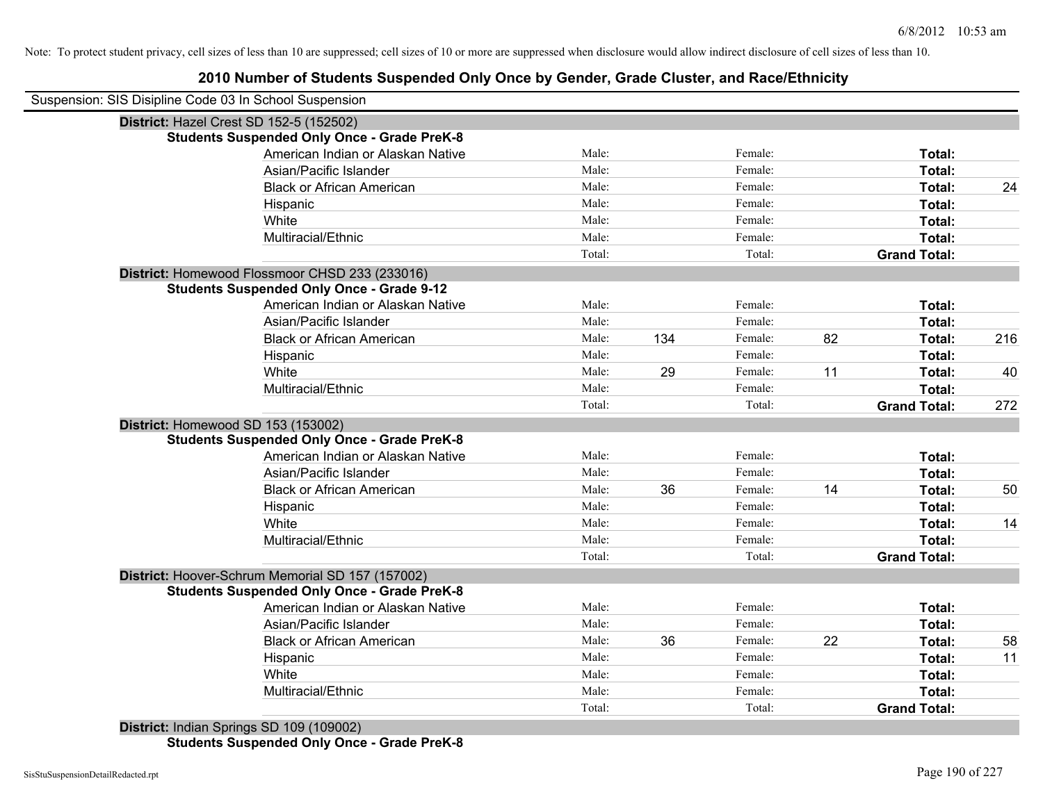Note: To protect student privacy, cell sizes of less than 10 are suppressed; cell sizes of 10 or more are suppressed when disclosure would allow indirect disclosure of cell sizes of less than 10.

## 2010 Number of Students Suspended Only Once by Gender, Grade Cluster, and Race/Ethnicity

Suspension: SIS Disipline Code 03 In School Suspension

**District:** Hazel Crest SD 152-5 (152502)

**Students Suspended Only Once - Grade PreK-8**

| | | | | | | |
|---|---|---|---|---|---|---|
| American Indian or Alaskan Native | Male: | | Female: | | **Total:** | |
| Asian/Pacific Islander | Male: | | Female: | | **Total:** | |
| Black or African American | Male: | | Female: | | **Total:** | 24 |
| Hispanic | Male: | | Female: | | **Total:** | |
| White | Male: | | Female: | | **Total:** | |
| Multiracial/Ethnic | Male: | | Female: | | **Total:** | |
| | Total: | | Total: | | **Grand Total:** | |

**District:** Homewood Flossmoor CHSD 233 (233016)

**Students Suspended Only Once - Grade 9-12**

| | | | | | | |
|---|---|---|---|---|---|---|
| American Indian or Alaskan Native | Male: | | Female: | | **Total:** | |
| Asian/Pacific Islander | Male: | | Female: | | **Total:** | |
| Black or African American | Male: | 134 | Female: | 82 | **Total:** | 216 |
| Hispanic | Male: | | Female: | | **Total:** | |
| White | Male: | 29 | Female: | 11 | **Total:** | 40 |
| Multiracial/Ethnic | Male: | | Female: | | **Total:** | |
| | Total: | | Total: | | **Grand Total:** | 272 |

**District:** Homewood SD 153 (153002)

**Students Suspended Only Once - Grade PreK-8**

| | | | | | | |
|---|---|---|---|---|---|---|
| American Indian or Alaskan Native | Male: | | Female: | | **Total:** | |
| Asian/Pacific Islander | Male: | | Female: | | **Total:** | |
| Black or African American | Male: | 36 | Female: | 14 | **Total:** | 50 |
| Hispanic | Male: | | Female: | | **Total:** | |
| White | Male: | | Female: | | **Total:** | 14 |
| Multiracial/Ethnic | Male: | | Female: | | **Total:** | |
| | Total: | | Total: | | **Grand Total:** | |

**District:** Hoover-Schrum Memorial SD 157 (157002)

**Students Suspended Only Once - Grade PreK-8**

| | | | | | | |
|---|---|---|---|---|---|---|
| American Indian or Alaskan Native | Male: | | Female: | | **Total:** | |
| Asian/Pacific Islander | Male: | | Female: | | **Total:** | |
| Black or African American | Male: | 36 | Female: | 22 | **Total:** | 58 |
| Hispanic | Male: | | Female: | | **Total:** | 11 |
| White | Male: | | Female: | | **Total:** | |
| Multiracial/Ethnic | Male: | | Female: | | **Total:** | |
| | Total: | | Total: | | **Grand Total:** | |

**District:** Indian Springs SD 109 (109002)

**Students Suspended Only Once - Grade PreK-8**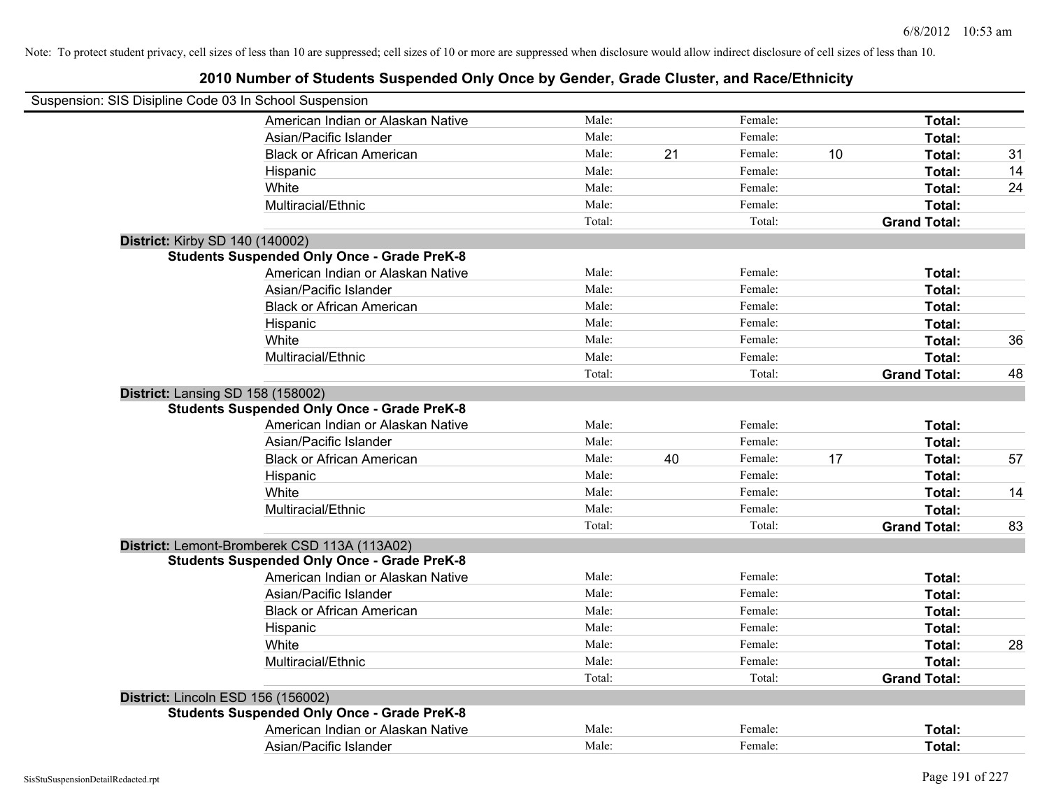Note: To protect student privacy, cell sizes of less than 10 are suppressed; cell sizes of 10 or more are suppressed when disclosure would allow indirect disclosure of cell sizes of less than 10.

# 2010 Number of Students Suspended Only Once by Gender, Grade Cluster, and Race/Ethnicity

Suspension: SIS Disipline Code 03 In School Suspension

| | Male: | | Female: | | | |
|---|---|---|---|---|---|---|
| American Indian or Alaskan Native | Male: | | Female: | | **Total:** | |
| Asian/Pacific Islander | Male: | | Female: | | **Total:** | |
| Black or African American | Male: | 21 | Female: | 10 | **Total:** | 31 |
| Hispanic | Male: | | Female: | | **Total:** | 14 |
| White | Male: | | Female: | | **Total:** | 24 |
| Multiracial/Ethnic | Male: | | Female: | | **Total:** | |
| | Total: | | Total: | | **Grand Total:** | |

**District:** Kirby SD 140 (140002)

**Students Suspended Only Once - Grade PreK-8**

| | | | | | | |
|---|---|---|---|---|---|---|
| American Indian or Alaskan Native | Male: | | Female: | | **Total:** | |
| Asian/Pacific Islander | Male: | | Female: | | **Total:** | |
| Black or African American | Male: | | Female: | | **Total:** | |
| Hispanic | Male: | | Female: | | **Total:** | |
| White | Male: | | Female: | | **Total:** | 36 |
| Multiracial/Ethnic | Male: | | Female: | | **Total:** | |
| | Total: | | Total: | | **Grand Total:** | 48 |

**District:** Lansing SD 158 (158002)

**Students Suspended Only Once - Grade PreK-8**

| | | | | | | |
|---|---|---|---|---|---|---|
| American Indian or Alaskan Native | Male: | | Female: | | **Total:** | |
| Asian/Pacific Islander | Male: | | Female: | | **Total:** | |
| Black or African American | Male: | 40 | Female: | 17 | **Total:** | 57 |
| Hispanic | Male: | | Female: | | **Total:** | |
| White | Male: | | Female: | | **Total:** | 14 |
| Multiracial/Ethnic | Male: | | Female: | | **Total:** | |
| | Total: | | Total: | | **Grand Total:** | 83 |

**District:** Lemont-Bromberek CSD 113A (113A02)

**Students Suspended Only Once - Grade PreK-8**

| | | | | | | |
|---|---|---|---|---|---|---|
| American Indian or Alaskan Native | Male: | | Female: | | **Total:** | |
| Asian/Pacific Islander | Male: | | Female: | | **Total:** | |
| Black or African American | Male: | | Female: | | **Total:** | |
| Hispanic | Male: | | Female: | | **Total:** | |
| White | Male: | | Female: | | **Total:** | 28 |
| Multiracial/Ethnic | Male: | | Female: | | **Total:** | |
| | Total: | | Total: | | **Grand Total:** | |

**District:** Lincoln ESD 156 (156002)

**Students Suspended Only Once - Grade PreK-8**

| | | | | | | |
|---|---|---|---|---|---|---|
| American Indian or Alaskan Native | Male: | | Female: | | **Total:** | |
| Asian/Pacific Islander | Male: | | Female: | | **Total:** | |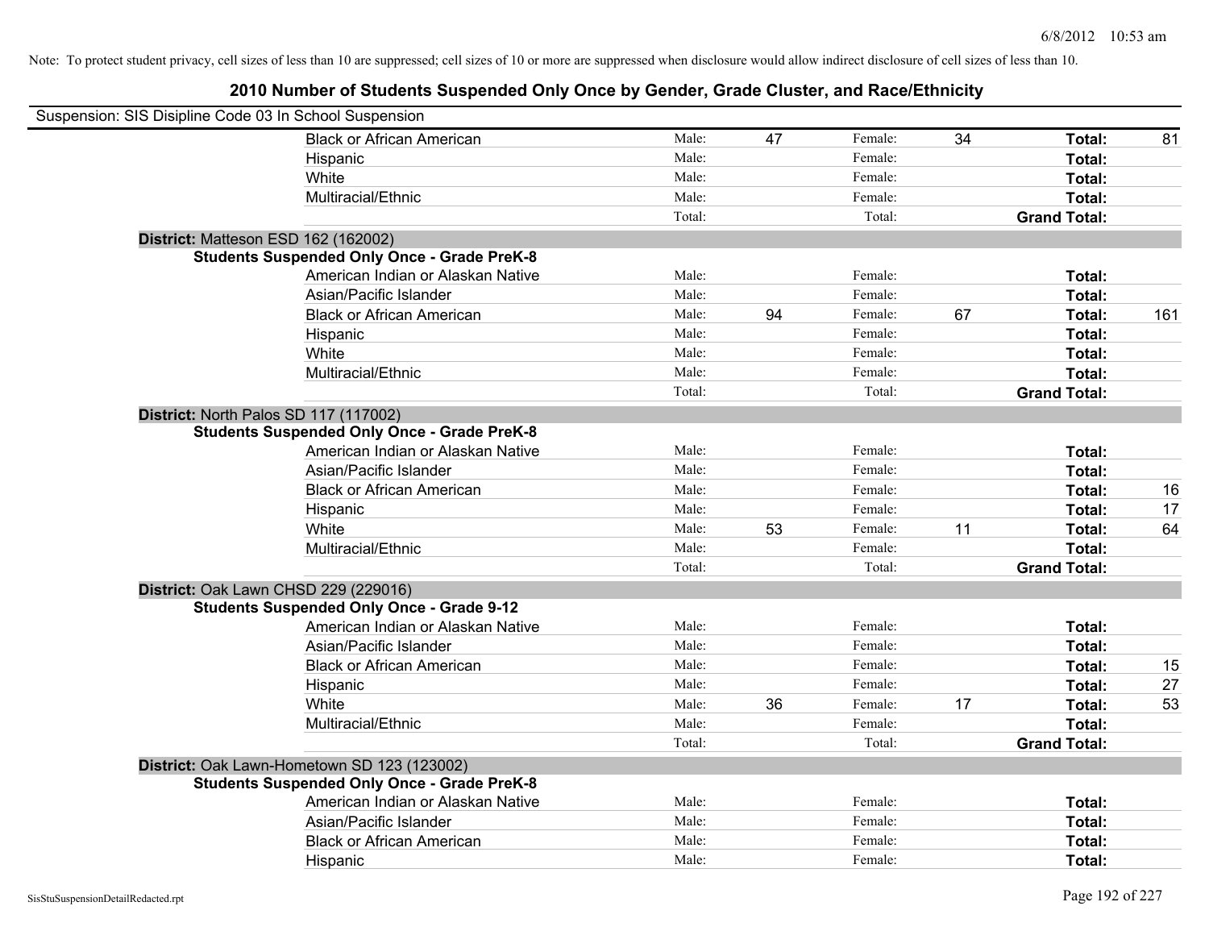Note: To protect student privacy, cell sizes of less than 10 are suppressed; cell sizes of 10 or more are suppressed when disclosure would allow indirect disclosure of cell sizes of less than 10.

# 2010 Number of Students Suspended Only Once by Gender, Grade Cluster, and Race/Ethnicity

Suspension: SIS Disipline Code 03 In School Suspension

| | | | | | | | |
|---|---|---|---|---|---|---|---|
| Black or African American | Male: | 47 | Female: | 34 | **Total:** | 81 |
| Hispanic | Male: | | Female: | | **Total:** | |
| White | Male: | | Female: | | **Total:** | |
| Multiracial/Ethnic | Male: | | Female: | | **Total:** | |
| | Total: | | Total: | | **Grand Total:** | |

**District:** Matteson ESD 162 (162002)

**Students Suspended Only Once - Grade PreK-8**

| | | | | | | |
|---|---|---|---|---|---|---|
| American Indian or Alaskan Native | Male: | | Female: | | **Total:** | |
| Asian/Pacific Islander | Male: | | Female: | | **Total:** | |
| Black or African American | Male: | 94 | Female: | 67 | **Total:** | 161 |
| Hispanic | Male: | | Female: | | **Total:** | |
| White | Male: | | Female: | | **Total:** | |
| Multiracial/Ethnic | Male: | | Female: | | **Total:** | |
| | Total: | | Total: | | **Grand Total:** | |

**District:** North Palos SD 117 (117002)

**Students Suspended Only Once - Grade PreK-8**

| | | | | | | |
|---|---|---|---|---|---|---|
| American Indian or Alaskan Native | Male: | | Female: | | **Total:** | |
| Asian/Pacific Islander | Male: | | Female: | | **Total:** | |
| Black or African American | Male: | | Female: | | **Total:** | 16 |
| Hispanic | Male: | | Female: | | **Total:** | 17 |
| White | Male: | 53 | Female: | 11 | **Total:** | 64 |
| Multiracial/Ethnic | Male: | | Female: | | **Total:** | |
| | Total: | | Total: | | **Grand Total:** | |

**District:** Oak Lawn CHSD 229 (229016)

**Students Suspended Only Once - Grade 9-12**

| | | | | | | |
|---|---|---|---|---|---|---|
| American Indian or Alaskan Native | Male: | | Female: | | **Total:** | |
| Asian/Pacific Islander | Male: | | Female: | | **Total:** | |
| Black or African American | Male: | | Female: | | **Total:** | 15 |
| Hispanic | Male: | | Female: | | **Total:** | 27 |
| White | Male: | 36 | Female: | 17 | **Total:** | 53 |
| Multiracial/Ethnic | Male: | | Female: | | **Total:** | |
| | Total: | | Total: | | **Grand Total:** | |

**District:** Oak Lawn-Hometown SD 123 (123002)

**Students Suspended Only Once - Grade PreK-8**

| | | | | | | |
|---|---|---|---|---|---|---|
| American Indian or Alaskan Native | Male: | | Female: | | **Total:** | |
| Asian/Pacific Islander | Male: | | Female: | | **Total:** | |
| Black or African American | Male: | | Female: | | **Total:** | |
| Hispanic | Male: | | Female: | | **Total:** | |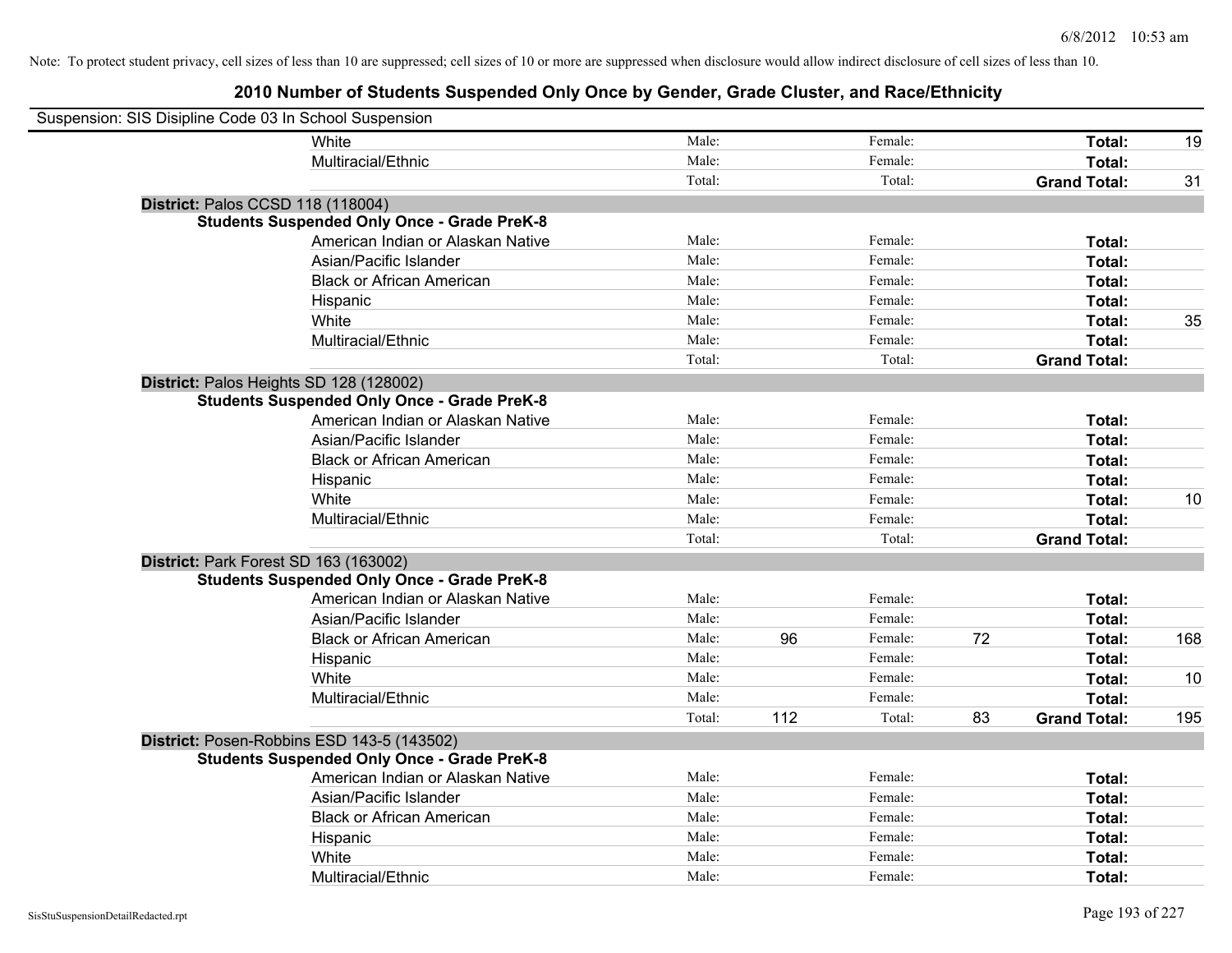Note: To protect student privacy, cell sizes of less than 10 are suppressed; cell sizes of 10 or more are suppressed when disclosure would allow indirect disclosure of cell sizes of less than 10.

## 2010 Number of Students Suspended Only Once by Gender, Grade Cluster, and Race/Ethnicity

Suspension: SIS Disipline Code 03 In School Suspension

| | | | | | | | |
|---|---|---|---|---|---|---|---|
| White | Male: | | Female: | | **Total:** | 19 |
| Multiracial/Ethnic | Male: | | Female: | | **Total:** | |
| | Total: | | Total: | | **Grand Total:** | 31 |

**District:** Palos CCSD 118 (118004)

**Students Suspended Only Once - Grade PreK-8**

| | | | | | | |
|---|---|---|---|---|---|---|
| American Indian or Alaskan Native | Male: | | Female: | | **Total:** | |
| Asian/Pacific Islander | Male: | | Female: | | **Total:** | |
| Black or African American | Male: | | Female: | | **Total:** | |
| Hispanic | Male: | | Female: | | **Total:** | |
| White | Male: | | Female: | | **Total:** | 35 |
| Multiracial/Ethnic | Male: | | Female: | | **Total:** | |
| | Total: | | Total: | | **Grand Total:** | |

**District:** Palos Heights SD 128 (128002)

**Students Suspended Only Once - Grade PreK-8**

| | | | | | | |
|---|---|---|---|---|---|---|
| American Indian or Alaskan Native | Male: | | Female: | | **Total:** | |
| Asian/Pacific Islander | Male: | | Female: | | **Total:** | |
| Black or African American | Male: | | Female: | | **Total:** | |
| Hispanic | Male: | | Female: | | **Total:** | |
| White | Male: | | Female: | | **Total:** | 10 |
| Multiracial/Ethnic | Male: | | Female: | | **Total:** | |
| | Total: | | Total: | | **Grand Total:** | |

**District:** Park Forest SD 163 (163002)

**Students Suspended Only Once - Grade PreK-8**

| | | | | | | |
|---|---|---|---|---|---|---|
| American Indian or Alaskan Native | Male: | | Female: | | **Total:** | |
| Asian/Pacific Islander | Male: | | Female: | | **Total:** | |
| Black or African American | Male: | 96 | Female: | 72 | **Total:** | 168 |
| Hispanic | Male: | | Female: | | **Total:** | |
| White | Male: | | Female: | | **Total:** | 10 |
| Multiracial/Ethnic | Male: | | Female: | | **Total:** | |
| | Total: | 112 | Total: | 83 | **Grand Total:** | 195 |

**District:** Posen-Robbins ESD 143-5 (143502)

**Students Suspended Only Once - Grade PreK-8**

| | | | | | | |
|---|---|---|---|---|---|---|
| American Indian or Alaskan Native | Male: | | Female: | | **Total:** | |
| Asian/Pacific Islander | Male: | | Female: | | **Total:** | |
| Black or African American | Male: | | Female: | | **Total:** | |
| Hispanic | Male: | | Female: | | **Total:** | |
| White | Male: | | Female: | | **Total:** | |
| Multiracial/Ethnic | Male: | | Female: | | **Total:** | |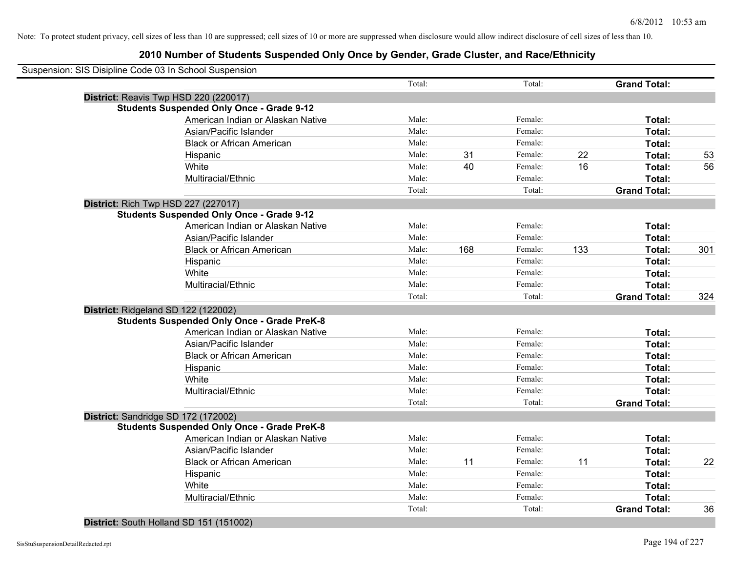Note: To protect student privacy, cell sizes of less than 10 are suppressed; cell sizes of 10 or more are suppressed when disclosure would allow indirect disclosure of cell sizes of less than 10.

## 2010 Number of Students Suspended Only Once by Gender, Grade Cluster, and Race/Ethnicity

Suspension: SIS Disipline Code 03 In School Suspension

| | | | | | | |
|---|---|---|---|---|---|---|
| | Total: | | Total: | | **Grand Total:** | |
| **District:** Reavis Twp HSD 220 (220017) | | | | | | |
| **Students Suspended Only Once - Grade 9-12** | | | | | | |
| American Indian or Alaskan Native | Male: | | Female: | | **Total:** | |
| Asian/Pacific Islander | Male: | | Female: | | **Total:** | |
| Black or African American | Male: | | Female: | | **Total:** | |
| Hispanic | Male: | 31 | Female: | 22 | **Total:** | 53 |
| White | Male: | 40 | Female: | 16 | **Total:** | 56 |
| Multiracial/Ethnic | Male: | | Female: | | **Total:** | |
| | Total: | | Total: | | **Grand Total:** | |
| **District:** Rich Twp HSD 227 (227017) | | | | | | |
| **Students Suspended Only Once - Grade 9-12** | | | | | | |
| American Indian or Alaskan Native | Male: | | Female: | | **Total:** | |
| Asian/Pacific Islander | Male: | | Female: | | **Total:** | |
| Black or African American | Male: | 168 | Female: | 133 | **Total:** | 301 |
| Hispanic | Male: | | Female: | | **Total:** | |
| White | Male: | | Female: | | **Total:** | |
| Multiracial/Ethnic | Male: | | Female: | | **Total:** | |
| | Total: | | Total: | | **Grand Total:** | 324 |
| **District:** Ridgeland SD 122 (122002) | | | | | | |
| **Students Suspended Only Once - Grade PreK-8** | | | | | | |
| American Indian or Alaskan Native | Male: | | Female: | | **Total:** | |
| Asian/Pacific Islander | Male: | | Female: | | **Total:** | |
| Black or African American | Male: | | Female: | | **Total:** | |
| Hispanic | Male: | | Female: | | **Total:** | |
| White | Male: | | Female: | | **Total:** | |
| Multiracial/Ethnic | Male: | | Female: | | **Total:** | |
| | Total: | | Total: | | **Grand Total:** | |
| **District:** Sandridge SD 172 (172002) | | | | | | |
| **Students Suspended Only Once - Grade PreK-8** | | | | | | |
| American Indian or Alaskan Native | Male: | | Female: | | **Total:** | |
| Asian/Pacific Islander | Male: | | Female: | | **Total:** | |
| Black or African American | Male: | 11 | Female: | 11 | **Total:** | 22 |
| Hispanic | Male: | | Female: | | **Total:** | |
| White | Male: | | Female: | | **Total:** | |
| Multiracial/Ethnic | Male: | | Female: | | **Total:** | |
| | Total: | | Total: | | **Grand Total:** | 36 |
| **District:** South Holland SD 151 (151002) | | | | | | |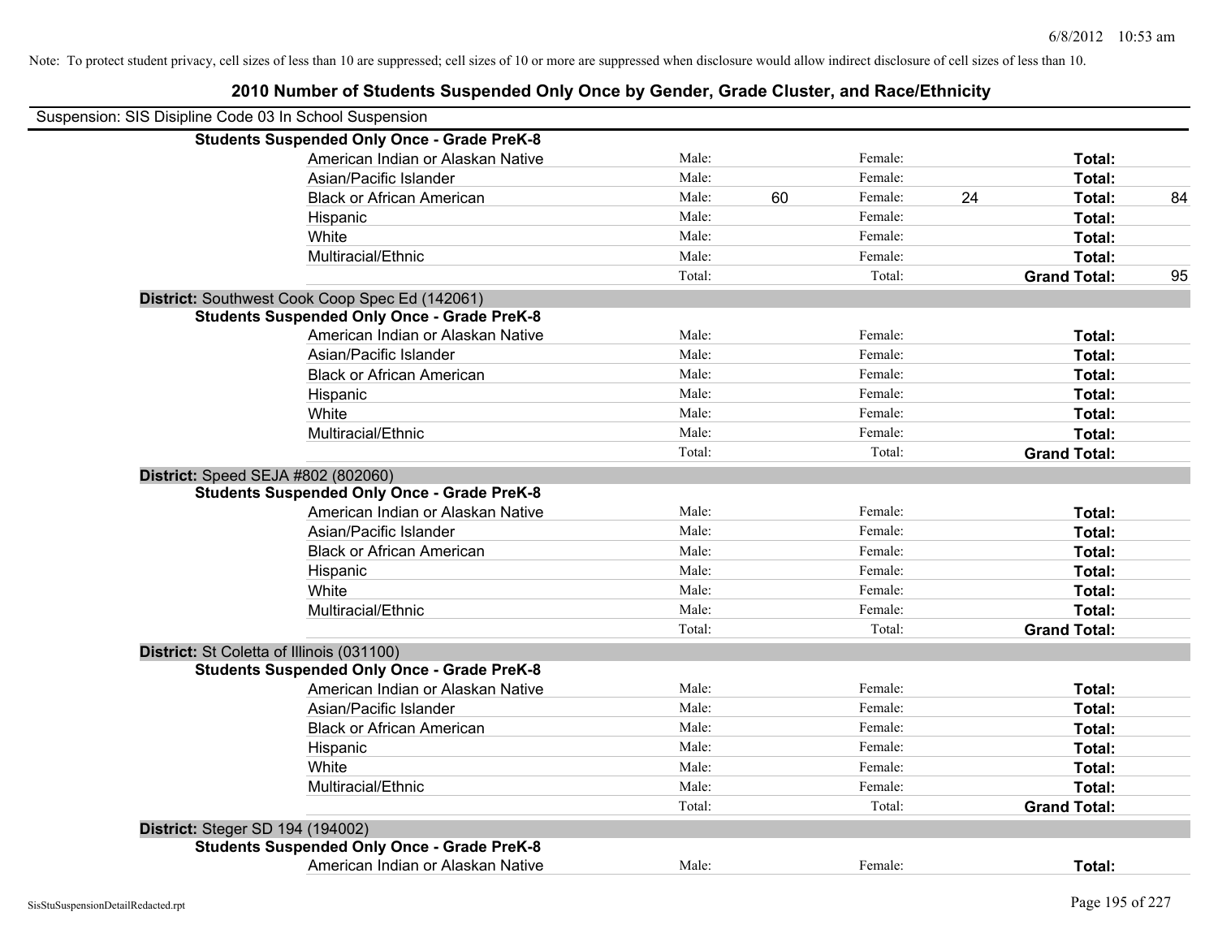Note: To protect student privacy, cell sizes of less than 10 are suppressed; cell sizes of 10 or more are suppressed when disclosure would allow indirect disclosure of cell sizes of less than 10.

# 2010 Number of Students Suspended Only Once by Gender, Grade Cluster, and Race/Ethnicity

Suspension: SIS Disipline Code 03 In School Suspension

**Students Suspended Only Once - Grade PreK-8**

| | | | | | | |
|---|---|---|---|---|---|---|
| American Indian or Alaskan Native | Male: | | Female: | | **Total:** | |
| Asian/Pacific Islander | Male: | | Female: | | **Total:** | |
| Black or African American | Male: | 60 | Female: | 24 | **Total:** | 84 |
| Hispanic | Male: | | Female: | | **Total:** | |
| White | Male: | | Female: | | **Total:** | |
| Multiracial/Ethnic | Male: | | Female: | | **Total:** | |
| | Total: | | Total: | | **Grand Total:** | 95 |

**District:** Southwest Cook Coop Spec Ed (142061)

**Students Suspended Only Once - Grade PreK-8**

| | | | | | | |
|---|---|---|---|---|---|---|
| American Indian or Alaskan Native | Male: | | Female: | | **Total:** | |
| Asian/Pacific Islander | Male: | | Female: | | **Total:** | |
| Black or African American | Male: | | Female: | | **Total:** | |
| Hispanic | Male: | | Female: | | **Total:** | |
| White | Male: | | Female: | | **Total:** | |
| Multiracial/Ethnic | Male: | | Female: | | **Total:** | |
| | Total: | | Total: | | **Grand Total:** | |

**District:** Speed SEJA #802 (802060)

**Students Suspended Only Once - Grade PreK-8**

| | | | | | | |
|---|---|---|---|---|---|---|
| American Indian or Alaskan Native | Male: | | Female: | | **Total:** | |
| Asian/Pacific Islander | Male: | | Female: | | **Total:** | |
| Black or African American | Male: | | Female: | | **Total:** | |
| Hispanic | Male: | | Female: | | **Total:** | |
| White | Male: | | Female: | | **Total:** | |
| Multiracial/Ethnic | Male: | | Female: | | **Total:** | |
| | Total: | | Total: | | **Grand Total:** | |

**District:** St Coletta of Illinois (031100)

**Students Suspended Only Once - Grade PreK-8**

| | | | | | | |
|---|---|---|---|---|---|---|
| American Indian or Alaskan Native | Male: | | Female: | | **Total:** | |
| Asian/Pacific Islander | Male: | | Female: | | **Total:** | |
| Black or African American | Male: | | Female: | | **Total:** | |
| Hispanic | Male: | | Female: | | **Total:** | |
| White | Male: | | Female: | | **Total:** | |
| Multiracial/Ethnic | Male: | | Female: | | **Total:** | |
| | Total: | | Total: | | **Grand Total:** | |

**District:** Steger SD 194 (194002)

**Students Suspended Only Once - Grade PreK-8**

| | | | | | | |
|---|---|---|---|---|---|---|
| American Indian or Alaskan Native | Male: | | Female: | | **Total:** | |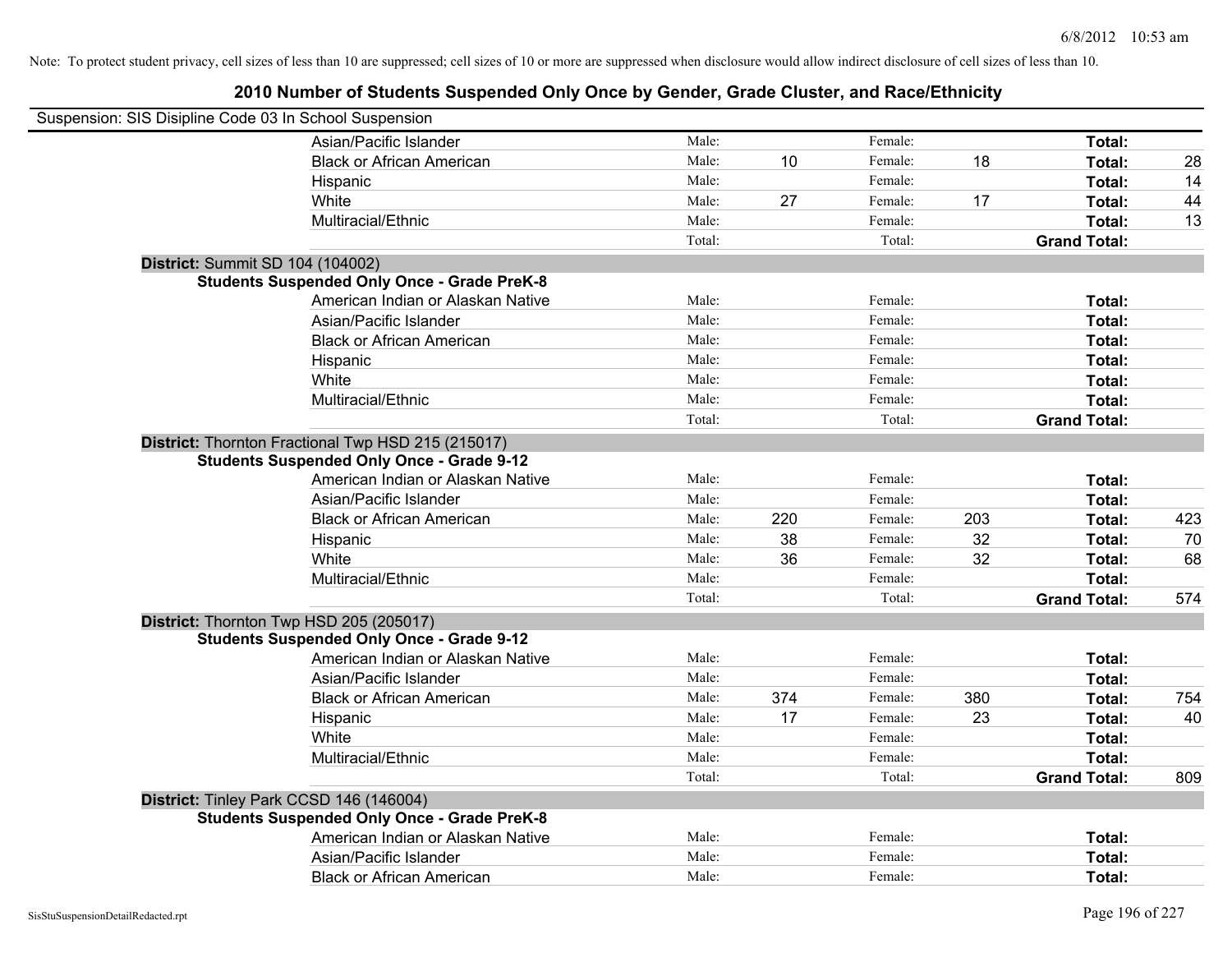Note: To protect student privacy, cell sizes of less than 10 are suppressed; cell sizes of 10 or more are suppressed when disclosure would allow indirect disclosure of cell sizes of less than 10.

# 2010 Number of Students Suspended Only Once by Gender, Grade Cluster, and Race/Ethnicity

Suspension: SIS Disipline Code 03 In School Suspension

| | Male: | | Female: | | | |
|---|---|---|---|---|---|---|
| Asian/Pacific Islander | Male: | | Female: | | **Total:** | |
| Black or African American | Male: | 10 | Female: | 18 | **Total:** | 28 |
| Hispanic | Male: | | Female: | | **Total:** | 14 |
| White | Male: | 27 | Female: | 17 | **Total:** | 44 |
| Multiracial/Ethnic | Male: | | Female: | | **Total:** | 13 |
| | Total: | | Total: | | **Grand Total:** | |

**District:** Summit SD 104 (104002)

**Students Suspended Only Once - Grade PreK-8**

| | | | | | | |
|---|---|---|---|---|---|---|
| American Indian or Alaskan Native | Male: | | Female: | | **Total:** | |
| Asian/Pacific Islander | Male: | | Female: | | **Total:** | |
| Black or African American | Male: | | Female: | | **Total:** | |
| Hispanic | Male: | | Female: | | **Total:** | |
| White | Male: | | Female: | | **Total:** | |
| Multiracial/Ethnic | Male: | | Female: | | **Total:** | |
| | Total: | | Total: | | **Grand Total:** | |

**District:** Thornton Fractional Twp HSD 215 (215017)

**Students Suspended Only Once - Grade 9-12**

| | | | | | | |
|---|---|---|---|---|---|---|
| American Indian or Alaskan Native | Male: | | Female: | | **Total:** | |
| Asian/Pacific Islander | Male: | | Female: | | **Total:** | |
| Black or African American | Male: | 220 | Female: | 203 | **Total:** | 423 |
| Hispanic | Male: | 38 | Female: | 32 | **Total:** | 70 |
| White | Male: | 36 | Female: | 32 | **Total:** | 68 |
| Multiracial/Ethnic | Male: | | Female: | | **Total:** | |
| | Total: | | Total: | | **Grand Total:** | 574 |

**District:** Thornton Twp HSD 205 (205017)

**Students Suspended Only Once - Grade 9-12**

| | | | | | | |
|---|---|---|---|---|---|---|
| American Indian or Alaskan Native | Male: | | Female: | | **Total:** | |
| Asian/Pacific Islander | Male: | | Female: | | **Total:** | |
| Black or African American | Male: | 374 | Female: | 380 | **Total:** | 754 |
| Hispanic | Male: | 17 | Female: | 23 | **Total:** | 40 |
| White | Male: | | Female: | | **Total:** | |
| Multiracial/Ethnic | Male: | | Female: | | **Total:** | |
| | Total: | | Total: | | **Grand Total:** | 809 |

**District:** Tinley Park CCSD 146 (146004)

**Students Suspended Only Once - Grade PreK-8**

| | | | | | | |
|---|---|---|---|---|---|---|
| American Indian or Alaskan Native | Male: | | Female: | | **Total:** | |
| Asian/Pacific Islander | Male: | | Female: | | **Total:** | |
| Black or African American | Male: | | Female: | | **Total:** | |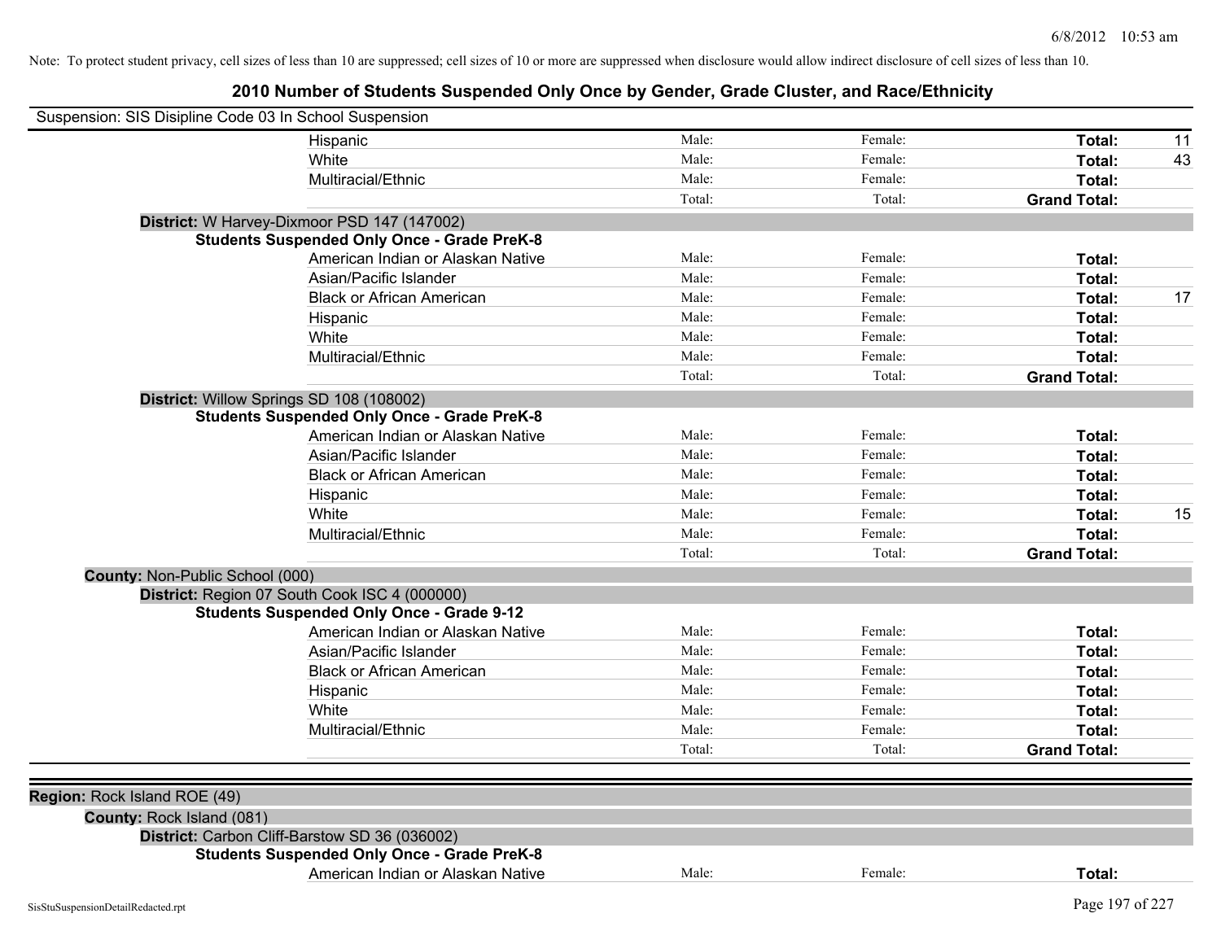Note: To protect student privacy, cell sizes of less than 10 are suppressed; cell sizes of 10 or more are suppressed when disclosure would allow indirect disclosure of cell sizes of less than 10.

# 2010 Number of Students Suspended Only Once by Gender, Grade Cluster, and Race/Ethnicity

Suspension: SIS Disipline Code 03 In School Suspension

| | Male: | Female: | Total: | |
|---|---|---|---|---|
| Hispanic | Male: | Female: | **Total:** | 11 |
| White | Male: | Female: | **Total:** | 43 |
| Multiracial/Ethnic | Male: | Female: | **Total:** | |
| | Total: | Total: | **Grand Total:** | |

**District:** W Harvey-Dixmoor PSD 147 (147002)

**Students Suspended Only Once - Grade PreK-8**

| | | | | |
|---|---|---|---|---|
| American Indian or Alaskan Native | Male: | Female: | **Total:** | |
| Asian/Pacific Islander | Male: | Female: | **Total:** | |
| Black or African American | Male: | Female: | **Total:** | 17 |
| Hispanic | Male: | Female: | **Total:** | |
| White | Male: | Female: | **Total:** | |
| Multiracial/Ethnic | Male: | Female: | **Total:** | |
| | Total: | Total: | **Grand Total:** | |

**District:** Willow Springs SD 108 (108002)

**Students Suspended Only Once - Grade PreK-8**

| | | | | |
|---|---|---|---|---|
| American Indian or Alaskan Native | Male: | Female: | **Total:** | |
| Asian/Pacific Islander | Male: | Female: | **Total:** | |
| Black or African American | Male: | Female: | **Total:** | |
| Hispanic | Male: | Female: | **Total:** | |
| White | Male: | Female: | **Total:** | 15 |
| Multiracial/Ethnic | Male: | Female: | **Total:** | |
| | Total: | Total: | **Grand Total:** | |

**County:** Non-Public School (000)

**District:** Region 07 South Cook ISC 4 (000000)

**Students Suspended Only Once - Grade 9-12**

| | | | | |
|---|---|---|---|---|
| American Indian or Alaskan Native | Male: | Female: | **Total:** | |
| Asian/Pacific Islander | Male: | Female: | **Total:** | |
| Black or African American | Male: | Female: | **Total:** | |
| Hispanic | Male: | Female: | **Total:** | |
| White | Male: | Female: | **Total:** | |
| Multiracial/Ethnic | Male: | Female: | **Total:** | |
| | Total: | Total: | **Grand Total:** | |

**Region:** Rock Island ROE (49)

**County:** Rock Island (081)

**District:** Carbon Cliff-Barstow SD 36 (036002)

**Students Suspended Only Once - Grade PreK-8**

| | | | | |
|---|---|---|---|---|
| American Indian or Alaskan Native | Male: | Female: | **Total:** | |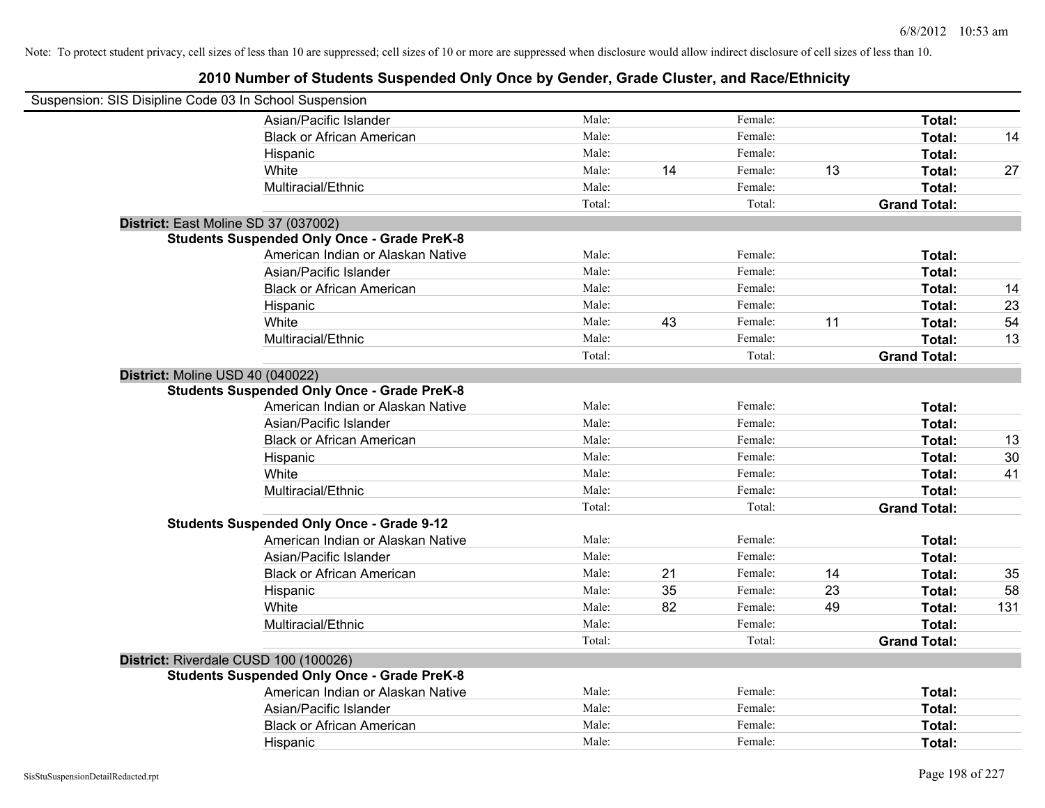Note: To protect student privacy, cell sizes of less than 10 are suppressed; cell sizes of 10 or more are suppressed when disclosure would allow indirect disclosure of cell sizes of less than 10.

# 2010 Number of Students Suspended Only Once by Gender, Grade Cluster, and Race/Ethnicity

Suspension: SIS Disipline Code 03 In School Suspension

| | | | | | | |
|---|---|---|---|---|---|---|
| Asian/Pacific Islander | Male: | | Female: | | **Total:** | |
| Black or African American | Male: | | Female: | | **Total:** | 14 |
| Hispanic | Male: | | Female: | | **Total:** | |
| White | Male: | 14 | Female: | 13 | **Total:** | 27 |
| Multiracial/Ethnic | Male: | | Female: | | **Total:** | |
| | Total: | | Total: | | **Grand Total:** | |

**District:** East Moline SD 37 (037002)

**Students Suspended Only Once - Grade PreK-8**

| | | | | | | |
|---|---|---|---|---|---|---|
| American Indian or Alaskan Native | Male: | | Female: | | **Total:** | |
| Asian/Pacific Islander | Male: | | Female: | | **Total:** | |
| Black or African American | Male: | | Female: | | **Total:** | 14 |
| Hispanic | Male: | | Female: | | **Total:** | 23 |
| White | Male: | 43 | Female: | 11 | **Total:** | 54 |
| Multiracial/Ethnic | Male: | | Female: | | **Total:** | 13 |
| | Total: | | Total: | | **Grand Total:** | |

**District:** Moline USD 40 (040022)

**Students Suspended Only Once - Grade PreK-8**

| | | | | | | |
|---|---|---|---|---|---|---|
| American Indian or Alaskan Native | Male: | | Female: | | **Total:** | |
| Asian/Pacific Islander | Male: | | Female: | | **Total:** | |
| Black or African American | Male: | | Female: | | **Total:** | 13 |
| Hispanic | Male: | | Female: | | **Total:** | 30 |
| White | Male: | | Female: | | **Total:** | 41 |
| Multiracial/Ethnic | Male: | | Female: | | **Total:** | |
| | Total: | | Total: | | **Grand Total:** | |

**Students Suspended Only Once - Grade 9-12**

| | | | | | | |
|---|---|---|---|---|---|---|
| American Indian or Alaskan Native | Male: | | Female: | | **Total:** | |
| Asian/Pacific Islander | Male: | | Female: | | **Total:** | |
| Black or African American | Male: | 21 | Female: | 14 | **Total:** | 35 |
| Hispanic | Male: | 35 | Female: | 23 | **Total:** | 58 |
| White | Male: | 82 | Female: | 49 | **Total:** | 131 |
| Multiracial/Ethnic | Male: | | Female: | | **Total:** | |
| | Total: | | Total: | | **Grand Total:** | |

**District:** Riverdale CUSD 100 (100026)

**Students Suspended Only Once - Grade PreK-8**

| | | | | | | |
|---|---|---|---|---|---|---|
| American Indian or Alaskan Native | Male: | | Female: | | **Total:** | |
| Asian/Pacific Islander | Male: | | Female: | | **Total:** | |
| Black or African American | Male: | | Female: | | **Total:** | |
| Hispanic | Male: | | Female: | | **Total:** | |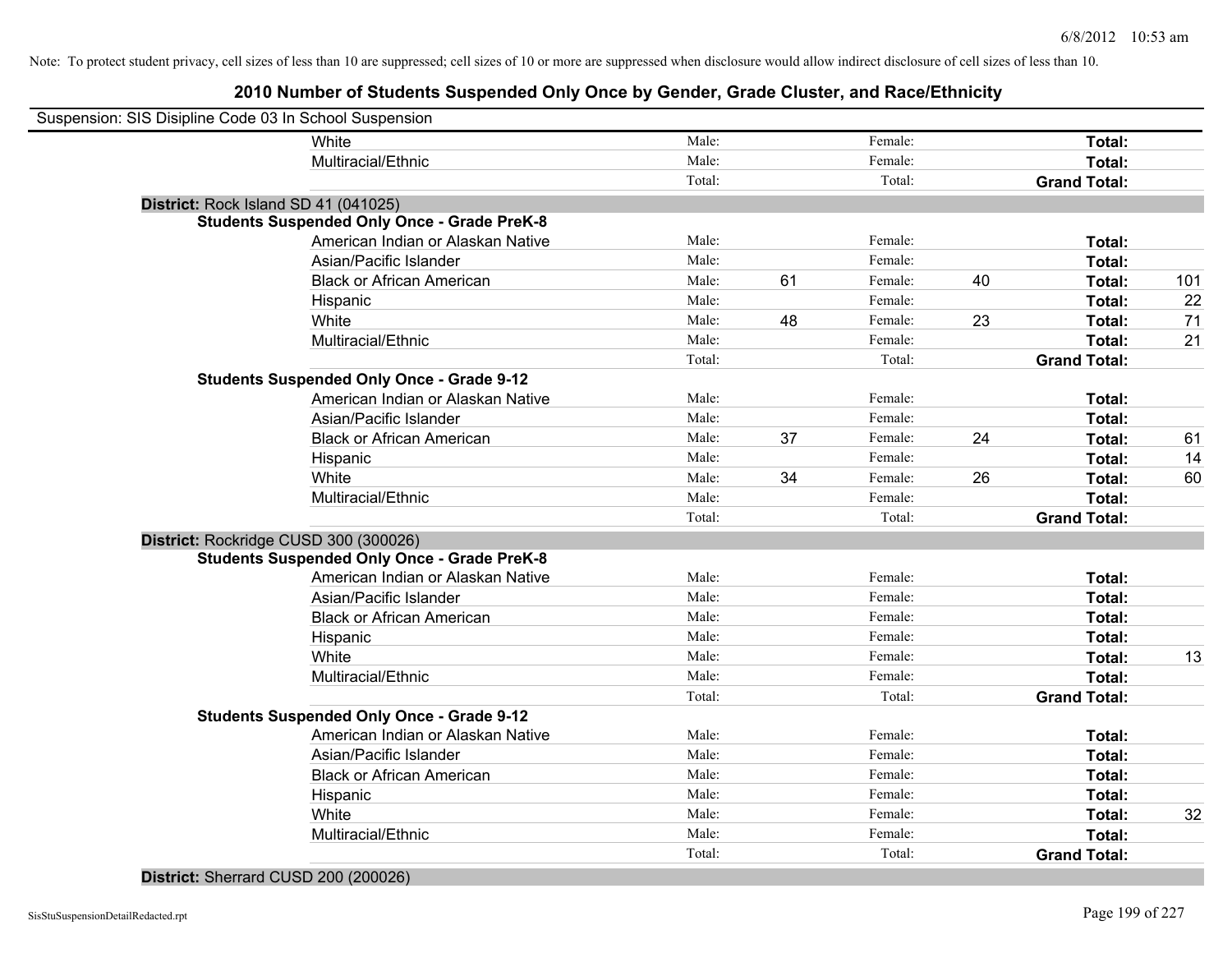Note: To protect student privacy, cell sizes of less than 10 are suppressed; cell sizes of 10 or more are suppressed when disclosure would allow indirect disclosure of cell sizes of less than 10.

# 2010 Number of Students Suspended Only Once by Gender, Grade Cluster, and Race/Ethnicity

Suspension: SIS Disipline Code 03 In School Suspension

| | Male | | Female | | | |
|---|---|---|---|---|---|---|
| White | Male: | | Female: | | **Total:** | |
| Multiracial/Ethnic | Male: | | Female: | | **Total:** | |
| | Total: | | Total: | | **Grand Total:** | |

**District:** Rock Island SD 41 (041025)

**Students Suspended Only Once - Grade PreK-8**

| | | | | | | |
|---|---|---|---|---|---|---|
| American Indian or Alaskan Native | Male: | | Female: | | **Total:** | |
| Asian/Pacific Islander | Male: | | Female: | | **Total:** | |
| Black or African American | Male: | 61 | Female: | 40 | **Total:** | 101 |
| Hispanic | Male: | | Female: | | **Total:** | 22 |
| White | Male: | 48 | Female: | 23 | **Total:** | 71 |
| Multiracial/Ethnic | Male: | | Female: | | **Total:** | 21 |
| | Total: | | Total: | | **Grand Total:** | |

**Students Suspended Only Once - Grade 9-12**

| | | | | | | |
|---|---|---|---|---|---|---|
| American Indian or Alaskan Native | Male: | | Female: | | **Total:** | |
| Asian/Pacific Islander | Male: | | Female: | | **Total:** | |
| Black or African American | Male: | 37 | Female: | 24 | **Total:** | 61 |
| Hispanic | Male: | | Female: | | **Total:** | 14 |
| White | Male: | 34 | Female: | 26 | **Total:** | 60 |
| Multiracial/Ethnic | Male: | | Female: | | **Total:** | |
| | Total: | | Total: | | **Grand Total:** | |

**District:** Rockridge CUSD 300 (300026)

**Students Suspended Only Once - Grade PreK-8**

| | | | | | | |
|---|---|---|---|---|---|---|
| American Indian or Alaskan Native | Male: | | Female: | | **Total:** | |
| Asian/Pacific Islander | Male: | | Female: | | **Total:** | |
| Black or African American | Male: | | Female: | | **Total:** | |
| Hispanic | Male: | | Female: | | **Total:** | |
| White | Male: | | Female: | | **Total:** | 13 |
| Multiracial/Ethnic | Male: | | Female: | | **Total:** | |
| | Total: | | Total: | | **Grand Total:** | |

**Students Suspended Only Once - Grade 9-12**

| | | | | | | |
|---|---|---|---|---|---|---|
| American Indian or Alaskan Native | Male: | | Female: | | **Total:** | |
| Asian/Pacific Islander | Male: | | Female: | | **Total:** | |
| Black or African American | Male: | | Female: | | **Total:** | |
| Hispanic | Male: | | Female: | | **Total:** | |
| White | Male: | | Female: | | **Total:** | 32 |
| Multiracial/Ethnic | Male: | | Female: | | **Total:** | |
| | Total: | | Total: | | **Grand Total:** | |

**District:** Sherrard CUSD 200 (200026)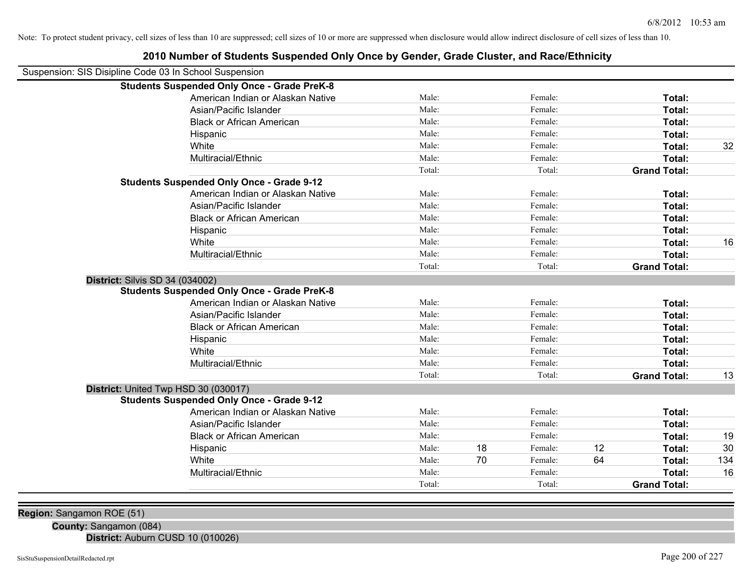Note: To protect student privacy, cell sizes of less than 10 are suppressed; cell sizes of 10 or more are suppressed when disclosure would allow indirect disclosure of cell sizes of less than 10.

## 2010 Number of Students Suspended Only Once by Gender, Grade Cluster, and Race/Ethnicity

Suspension: SIS Disipline Code 03 In School Suspension

**Students Suspended Only Once - Grade PreK-8**

| | | | | | | |
|---|---|---|---|---|---|---|
| American Indian or Alaskan Native | Male: | | Female: | | **Total:** | |
| Asian/Pacific Islander | Male: | | Female: | | **Total:** | |
| Black or African American | Male: | | Female: | | **Total:** | |
| Hispanic | Male: | | Female: | | **Total:** | |
| White | Male: | | Female: | | **Total:** | 32 |
| Multiracial/Ethnic | Male: | | Female: | | **Total:** | |
| | Total: | | Total: | | **Grand Total:** | |

**Students Suspended Only Once - Grade 9-12**

| | | | | | | |
|---|---|---|---|---|---|---|
| American Indian or Alaskan Native | Male: | | Female: | | **Total:** | |
| Asian/Pacific Islander | Male: | | Female: | | **Total:** | |
| Black or African American | Male: | | Female: | | **Total:** | |
| Hispanic | Male: | | Female: | | **Total:** | |
| White | Male: | | Female: | | **Total:** | 16 |
| Multiracial/Ethnic | Male: | | Female: | | **Total:** | |
| | Total: | | Total: | | **Grand Total:** | |

**District:** Silvis SD 34 (034002)

**Students Suspended Only Once - Grade PreK-8**

| | | | | | | |
|---|---|---|---|---|---|---|
| American Indian or Alaskan Native | Male: | | Female: | | **Total:** | |
| Asian/Pacific Islander | Male: | | Female: | | **Total:** | |
| Black or African American | Male: | | Female: | | **Total:** | |
| Hispanic | Male: | | Female: | | **Total:** | |
| White | Male: | | Female: | | **Total:** | |
| Multiracial/Ethnic | Male: | | Female: | | **Total:** | |
| | Total: | | Total: | | **Grand Total:** | 13 |

**District:** United Twp HSD 30 (030017)

**Students Suspended Only Once - Grade 9-12**

| | | | | | | |
|---|---|---|---|---|---|---|
| American Indian or Alaskan Native | Male: | | Female: | | **Total:** | |
| Asian/Pacific Islander | Male: | | Female: | | **Total:** | |
| Black or African American | Male: | | Female: | | **Total:** | 19 |
| Hispanic | Male: | 18 | Female: | 12 | **Total:** | 30 |
| White | Male: | 70 | Female: | 64 | **Total:** | 134 |
| Multiracial/Ethnic | Male: | | Female: | | **Total:** | 16 |
| | Total: | | Total: | | **Grand Total:** | |

**Region:** Sangamon ROE (51)

**County:** Sangamon (084)

**District:** Auburn CUSD 10 (010026)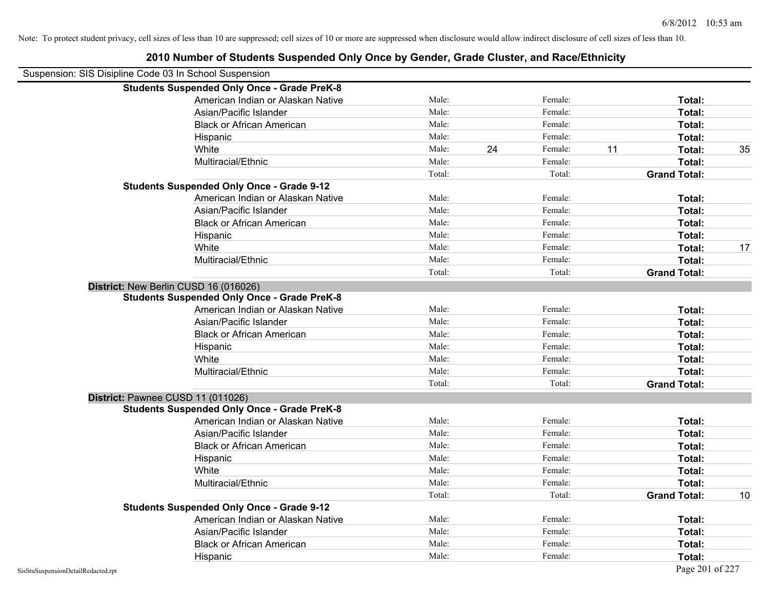Note: To protect student privacy, cell sizes of less than 10 are suppressed; cell sizes of 10 or more are suppressed when disclosure would allow indirect disclosure of cell sizes of less than 10.

# 2010 Number of Students Suspended Only Once by Gender, Grade Cluster, and Race/Ethnicity

Suspension: SIS Disipline Code 03 In School Suspension

**Students Suspended Only Once - Grade PreK-8**

| | | | | | | |
|---|---|---|---|---|---|---|
| American Indian or Alaskan Native | Male: | | Female: | | **Total:** | |
| Asian/Pacific Islander | Male: | | Female: | | **Total:** | |
| Black or African American | Male: | | Female: | | **Total:** | |
| Hispanic | Male: | | Female: | | **Total:** | |
| White | Male: | 24 | Female: | 11 | **Total:** | 35 |
| Multiracial/Ethnic | Male: | | Female: | | **Total:** | |
| | Total: | | Total: | | **Grand Total:** | |

**Students Suspended Only Once - Grade 9-12**

| | | | | | | |
|---|---|---|---|---|---|---|
| American Indian or Alaskan Native | Male: | | Female: | | **Total:** | |
| Asian/Pacific Islander | Male: | | Female: | | **Total:** | |
| Black or African American | Male: | | Female: | | **Total:** | |
| Hispanic | Male: | | Female: | | **Total:** | |
| White | Male: | | Female: | | **Total:** | 17 |
| Multiracial/Ethnic | Male: | | Female: | | **Total:** | |
| | Total: | | Total: | | **Grand Total:** | |

**District:** New Berlin CUSD 16 (016026)

**Students Suspended Only Once - Grade PreK-8**

| | | | | | | |
|---|---|---|---|---|---|---|
| American Indian or Alaskan Native | Male: | | Female: | | **Total:** | |
| Asian/Pacific Islander | Male: | | Female: | | **Total:** | |
| Black or African American | Male: | | Female: | | **Total:** | |
| Hispanic | Male: | | Female: | | **Total:** | |
| White | Male: | | Female: | | **Total:** | |
| Multiracial/Ethnic | Male: | | Female: | | **Total:** | |
| | Total: | | Total: | | **Grand Total:** | |

**District:** Pawnee CUSD 11 (011026)

**Students Suspended Only Once - Grade PreK-8**

| | | | | | | |
|---|---|---|---|---|---|---|
| American Indian or Alaskan Native | Male: | | Female: | | **Total:** | |
| Asian/Pacific Islander | Male: | | Female: | | **Total:** | |
| Black or African American | Male: | | Female: | | **Total:** | |
| Hispanic | Male: | | Female: | | **Total:** | |
| White | Male: | | Female: | | **Total:** | |
| Multiracial/Ethnic | Male: | | Female: | | **Total:** | |
| | Total: | | Total: | | **Grand Total:** | 10 |

**Students Suspended Only Once - Grade 9-12**

| | | | | | | |
|---|---|---|---|---|---|---|
| American Indian or Alaskan Native | Male: | | Female: | | **Total:** | |
| Asian/Pacific Islander | Male: | | Female: | | **Total:** | |
| Black or African American | Male: | | Female: | | **Total:** | |
| Hispanic | Male: | | Female: | | **Total:** | |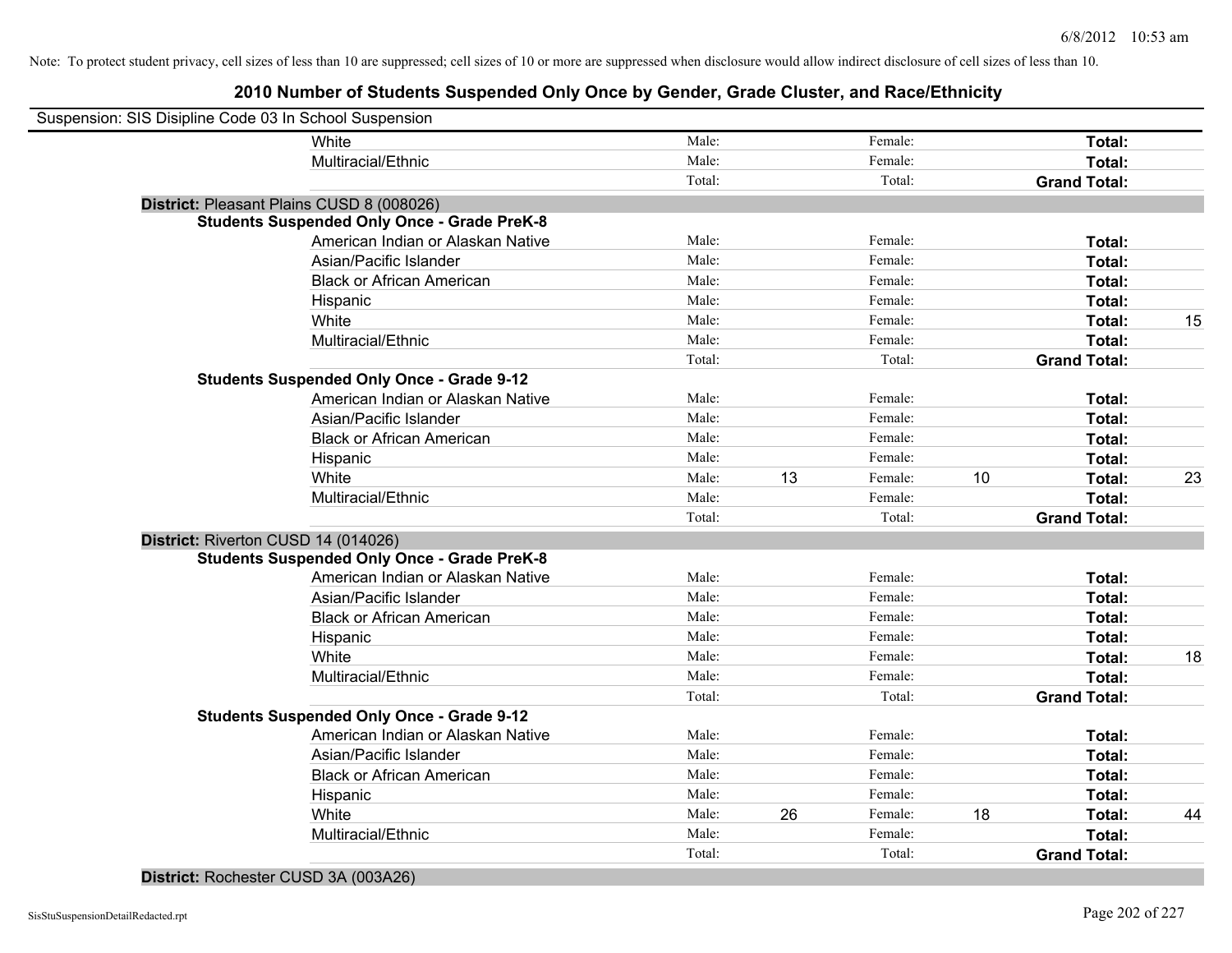Note: To protect student privacy, cell sizes of less than 10 are suppressed; cell sizes of 10 or more are suppressed when disclosure would allow indirect disclosure of cell sizes of less than 10.

## 2010 Number of Students Suspended Only Once by Gender, Grade Cluster, and Race/Ethnicity

Suspension: SIS Disipline Code 03 In School Suspension

| | | | | | | |
|---|---|---|---|---|---|---|
| White | Male: | | Female: | | **Total:** | |
| Multiracial/Ethnic | Male: | | Female: | | **Total:** | |
| | Total: | | Total: | | **Grand Total:** | |

**District:** Pleasant Plains CUSD 8 (008026)

**Students Suspended Only Once - Grade PreK-8**

| | | | | | | |
|---|---|---|---|---|---|---|
| American Indian or Alaskan Native | Male: | | Female: | | **Total:** | |
| Asian/Pacific Islander | Male: | | Female: | | **Total:** | |
| Black or African American | Male: | | Female: | | **Total:** | |
| Hispanic | Male: | | Female: | | **Total:** | |
| White | Male: | | Female: | | **Total:** | 15 |
| Multiracial/Ethnic | Male: | | Female: | | **Total:** | |
| | Total: | | Total: | | **Grand Total:** | |

**Students Suspended Only Once - Grade 9-12**

| | | | | | | |
|---|---|---|---|---|---|---|
| American Indian or Alaskan Native | Male: | | Female: | | **Total:** | |
| Asian/Pacific Islander | Male: | | Female: | | **Total:** | |
| Black or African American | Male: | | Female: | | **Total:** | |
| Hispanic | Male: | | Female: | | **Total:** | |
| White | Male: | 13 | Female: | 10 | **Total:** | 23 |
| Multiracial/Ethnic | Male: | | Female: | | **Total:** | |
| | Total: | | Total: | | **Grand Total:** | |

**District:** Riverton CUSD 14 (014026)

**Students Suspended Only Once - Grade PreK-8**

| | | | | | | |
|---|---|---|---|---|---|---|
| American Indian or Alaskan Native | Male: | | Female: | | **Total:** | |
| Asian/Pacific Islander | Male: | | Female: | | **Total:** | |
| Black or African American | Male: | | Female: | | **Total:** | |
| Hispanic | Male: | | Female: | | **Total:** | |
| White | Male: | | Female: | | **Total:** | 18 |
| Multiracial/Ethnic | Male: | | Female: | | **Total:** | |
| | Total: | | Total: | | **Grand Total:** | |

**Students Suspended Only Once - Grade 9-12**

| | | | | | | |
|---|---|---|---|---|---|---|
| American Indian or Alaskan Native | Male: | | Female: | | **Total:** | |
| Asian/Pacific Islander | Male: | | Female: | | **Total:** | |
| Black or African American | Male: | | Female: | | **Total:** | |
| Hispanic | Male: | | Female: | | **Total:** | |
| White | Male: | 26 | Female: | 18 | **Total:** | 44 |
| Multiracial/Ethnic | Male: | | Female: | | **Total:** | |
| | Total: | | Total: | | **Grand Total:** | |

**District:** Rochester CUSD 3A (003A26)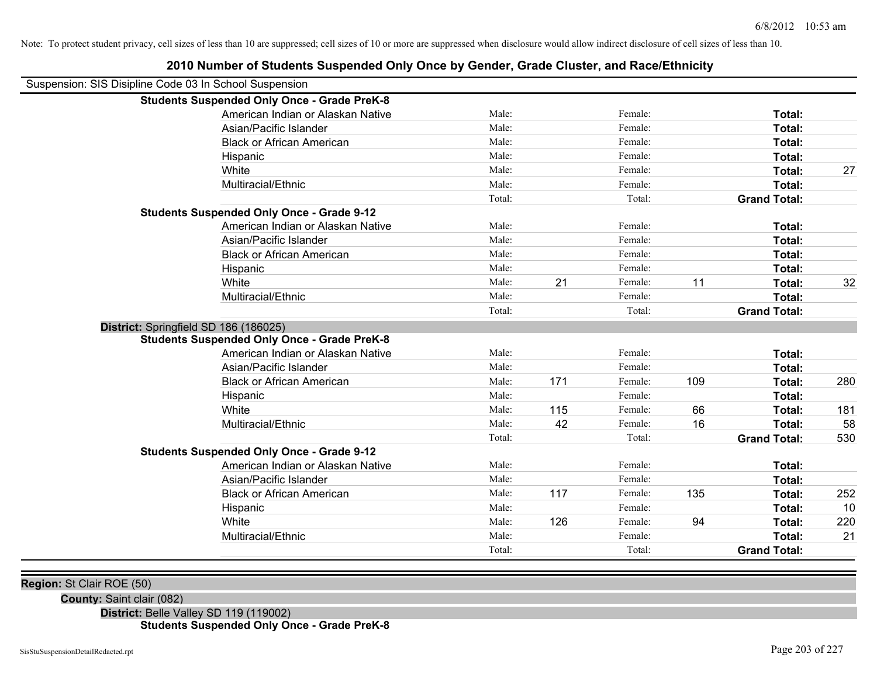Note: To protect student privacy, cell sizes of less than 10 are suppressed; cell sizes of 10 or more are suppressed when disclosure would allow indirect disclosure of cell sizes of less than 10.

# 2010 Number of Students Suspended Only Once by Gender, Grade Cluster, and Race/Ethnicity

Suspension: SIS Disipline Code 03 In School Suspension

**Students Suspended Only Once - Grade PreK-8**

| | | | | | | |
|---|---|---|---|---|---|---|
| American Indian or Alaskan Native | Male: | | Female: | | **Total:** | |
| Asian/Pacific Islander | Male: | | Female: | | **Total:** | |
| Black or African American | Male: | | Female: | | **Total:** | |
| Hispanic | Male: | | Female: | | **Total:** | |
| White | Male: | | Female: | | **Total:** | 27 |
| Multiracial/Ethnic | Male: | | Female: | | **Total:** | |
| | Total: | | Total: | | **Grand Total:** | |

**Students Suspended Only Once - Grade 9-12**

| | | | | | | |
|---|---|---|---|---|---|---|
| American Indian or Alaskan Native | Male: | | Female: | | **Total:** | |
| Asian/Pacific Islander | Male: | | Female: | | **Total:** | |
| Black or African American | Male: | | Female: | | **Total:** | |
| Hispanic | Male: | | Female: | | **Total:** | |
| White | Male: | 21 | Female: | 11 | **Total:** | 32 |
| Multiracial/Ethnic | Male: | | Female: | | **Total:** | |
| | Total: | | Total: | | **Grand Total:** | |

**District:** Springfield SD 186 (186025)

**Students Suspended Only Once - Grade PreK-8**

| | | | | | | |
|---|---|---|---|---|---|---|
| American Indian or Alaskan Native | Male: | | Female: | | **Total:** | |
| Asian/Pacific Islander | Male: | | Female: | | **Total:** | |
| Black or African American | Male: | 171 | Female: | 109 | **Total:** | 280 |
| Hispanic | Male: | | Female: | | **Total:** | |
| White | Male: | 115 | Female: | 66 | **Total:** | 181 |
| Multiracial/Ethnic | Male: | 42 | Female: | 16 | **Total:** | 58 |
| | Total: | | Total: | | **Grand Total:** | 530 |

**Students Suspended Only Once - Grade 9-12**

| | | | | | | |
|---|---|---|---|---|---|---|
| American Indian or Alaskan Native | Male: | | Female: | | **Total:** | |
| Asian/Pacific Islander | Male: | | Female: | | **Total:** | |
| Black or African American | Male: | 117 | Female: | 135 | **Total:** | 252 |
| Hispanic | Male: | | Female: | | **Total:** | 10 |
| White | Male: | 126 | Female: | 94 | **Total:** | 220 |
| Multiracial/Ethnic | Male: | | Female: | | **Total:** | 21 |
| | Total: | | Total: | | **Grand Total:** | |

**Region:** St Clair ROE (50)

**County:** Saint clair (082)

**District:** Belle Valley SD 119 (119002)

**Students Suspended Only Once - Grade PreK-8**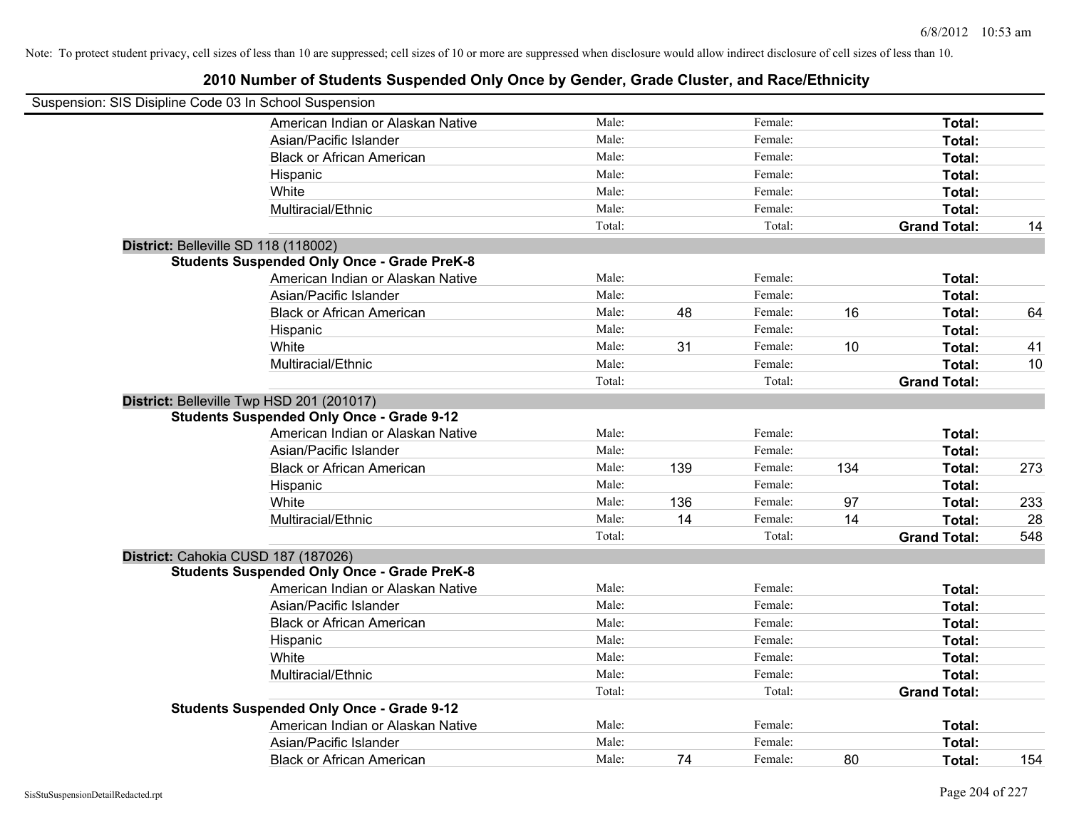Note: To protect student privacy, cell sizes of less than 10 are suppressed; cell sizes of 10 or more are suppressed when disclosure would allow indirect disclosure of cell sizes of less than 10.

# 2010 Number of Students Suspended Only Once by Gender, Grade Cluster, and Race/Ethnicity

Suspension: SIS Disipline Code 03 In School Suspension

| | | | | | | |
|---|---|---|---|---|---|---|
| American Indian or Alaskan Native | Male: | | Female: | | **Total:** | |
| Asian/Pacific Islander | Male: | | Female: | | **Total:** | |
| Black or African American | Male: | | Female: | | **Total:** | |
| Hispanic | Male: | | Female: | | **Total:** | |
| White | Male: | | Female: | | **Total:** | |
| Multiracial/Ethnic | Male: | | Female: | | **Total:** | |
| | Total: | | Total: | | **Grand Total:** | 14 |

**District:** Belleville SD 118 (118002)

**Students Suspended Only Once - Grade PreK-8**

| | | | | | | |
|---|---|---|---|---|---|---|
| American Indian or Alaskan Native | Male: | | Female: | | **Total:** | |
| Asian/Pacific Islander | Male: | | Female: | | **Total:** | |
| Black or African American | Male: | 48 | Female: | 16 | **Total:** | 64 |
| Hispanic | Male: | | Female: | | **Total:** | |
| White | Male: | 31 | Female: | 10 | **Total:** | 41 |
| Multiracial/Ethnic | Male: | | Female: | | **Total:** | 10 |
| | Total: | | Total: | | **Grand Total:** | |

**District:** Belleville Twp HSD 201 (201017)

**Students Suspended Only Once - Grade 9-12**

| | | | | | | |
|---|---|---|---|---|---|---|
| American Indian or Alaskan Native | Male: | | Female: | | **Total:** | |
| Asian/Pacific Islander | Male: | | Female: | | **Total:** | |
| Black or African American | Male: | 139 | Female: | 134 | **Total:** | 273 |
| Hispanic | Male: | | Female: | | **Total:** | |
| White | Male: | 136 | Female: | 97 | **Total:** | 233 |
| Multiracial/Ethnic | Male: | 14 | Female: | 14 | **Total:** | 28 |
| | Total: | | Total: | | **Grand Total:** | 548 |

**District:** Cahokia CUSD 187 (187026)

**Students Suspended Only Once - Grade PreK-8**

| | | | | | | |
|---|---|---|---|---|---|---|
| American Indian or Alaskan Native | Male: | | Female: | | **Total:** | |
| Asian/Pacific Islander | Male: | | Female: | | **Total:** | |
| Black or African American | Male: | | Female: | | **Total:** | |
| Hispanic | Male: | | Female: | | **Total:** | |
| White | Male: | | Female: | | **Total:** | |
| Multiracial/Ethnic | Male: | | Female: | | **Total:** | |
| | Total: | | Total: | | **Grand Total:** | |

**Students Suspended Only Once - Grade 9-12**

| | | | | | | |
|---|---|---|---|---|---|---|
| American Indian or Alaskan Native | Male: | | Female: | | **Total:** | |
| Asian/Pacific Islander | Male: | | Female: | | **Total:** | |
| Black or African American | Male: | 74 | Female: | 80 | **Total:** | 154 |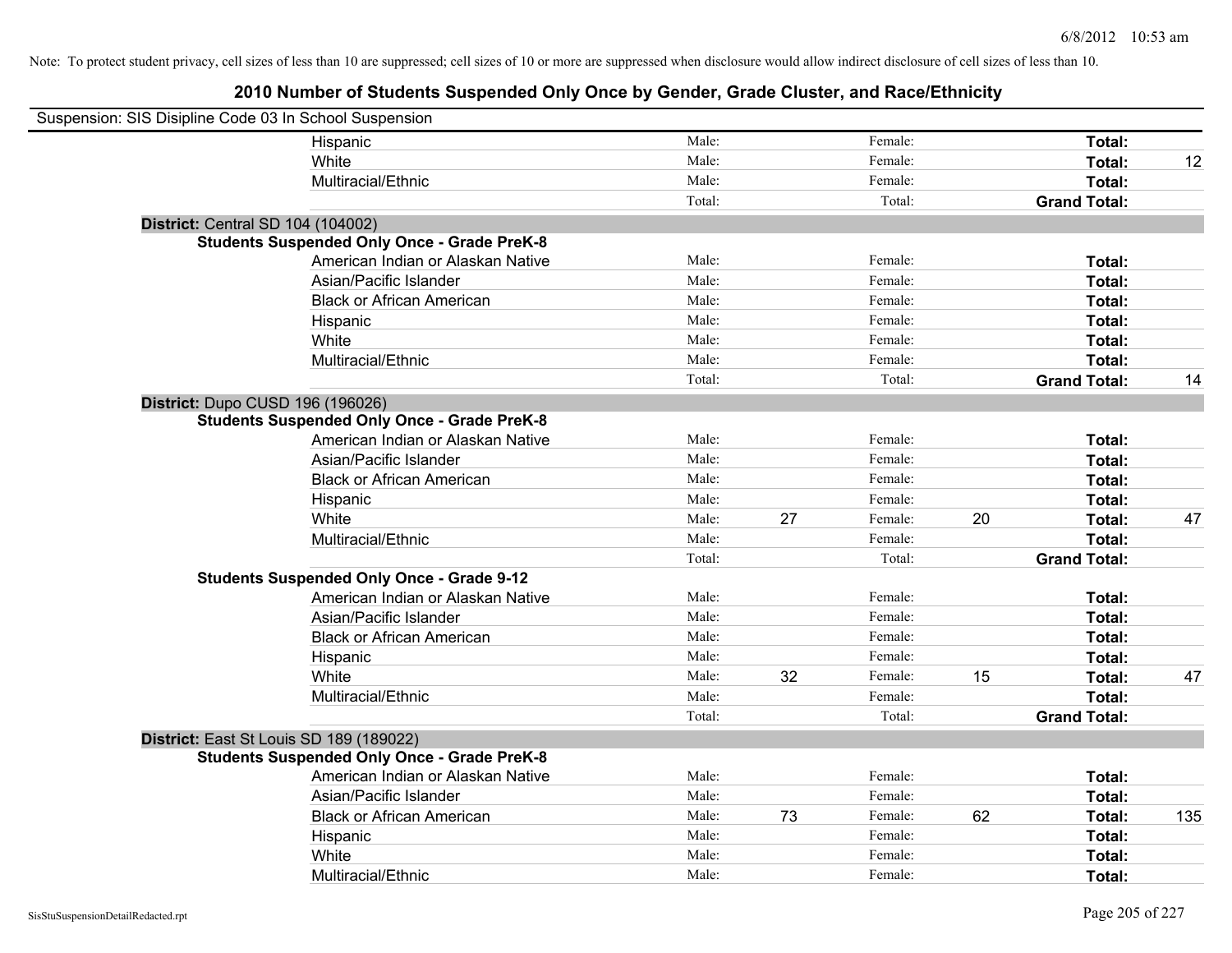Note: To protect student privacy, cell sizes of less than 10 are suppressed; cell sizes of 10 or more are suppressed when disclosure would allow indirect disclosure of cell sizes of less than 10.

## 2010 Number of Students Suspended Only Once by Gender, Grade Cluster, and Race/Ethnicity

Suspension: SIS Disipline Code 03 In School Suspension

| | | | | | | |
|---|---|---|---|---|---|---|
| Hispanic | Male: | | Female: | | **Total:** | |
| White | Male: | | Female: | | **Total:** | 12 |
| Multiracial/Ethnic | Male: | | Female: | | **Total:** | |
| | Total: | | Total: | | **Grand Total:** | |

**District:** Central SD 104 (104002)

**Students Suspended Only Once - Grade PreK-8**

| | | | | | | |
|---|---|---|---|---|---|---|
| American Indian or Alaskan Native | Male: | | Female: | | **Total:** | |
| Asian/Pacific Islander | Male: | | Female: | | **Total:** | |
| Black or African American | Male: | | Female: | | **Total:** | |
| Hispanic | Male: | | Female: | | **Total:** | |
| White | Male: | | Female: | | **Total:** | |
| Multiracial/Ethnic | Male: | | Female: | | **Total:** | |
| | Total: | | Total: | | **Grand Total:** | 14 |

**District:** Dupo CUSD 196 (196026)

**Students Suspended Only Once - Grade PreK-8**

| | | | | | | |
|---|---|---|---|---|---|---|
| American Indian or Alaskan Native | Male: | | Female: | | **Total:** | |
| Asian/Pacific Islander | Male: | | Female: | | **Total:** | |
| Black or African American | Male: | | Female: | | **Total:** | |
| Hispanic | Male: | | Female: | | **Total:** | |
| White | Male: | 27 | Female: | 20 | **Total:** | 47 |
| Multiracial/Ethnic | Male: | | Female: | | **Total:** | |
| | Total: | | Total: | | **Grand Total:** | |

**Students Suspended Only Once - Grade 9-12**

| | | | | | | |
|---|---|---|---|---|---|---|
| American Indian or Alaskan Native | Male: | | Female: | | **Total:** | |
| Asian/Pacific Islander | Male: | | Female: | | **Total:** | |
| Black or African American | Male: | | Female: | | **Total:** | |
| Hispanic | Male: | | Female: | | **Total:** | |
| White | Male: | 32 | Female: | 15 | **Total:** | 47 |
| Multiracial/Ethnic | Male: | | Female: | | **Total:** | |
| | Total: | | Total: | | **Grand Total:** | |

**District:** East St Louis SD 189 (189022)

**Students Suspended Only Once - Grade PreK-8**

| | | | | | | |
|---|---|---|---|---|---|---|
| American Indian or Alaskan Native | Male: | | Female: | | **Total:** | |
| Asian/Pacific Islander | Male: | | Female: | | **Total:** | |
| Black or African American | Male: | 73 | Female: | 62 | **Total:** | 135 |
| Hispanic | Male: | | Female: | | **Total:** | |
| White | Male: | | Female: | | **Total:** | |
| Multiracial/Ethnic | Male: | | Female: | | **Total:** | |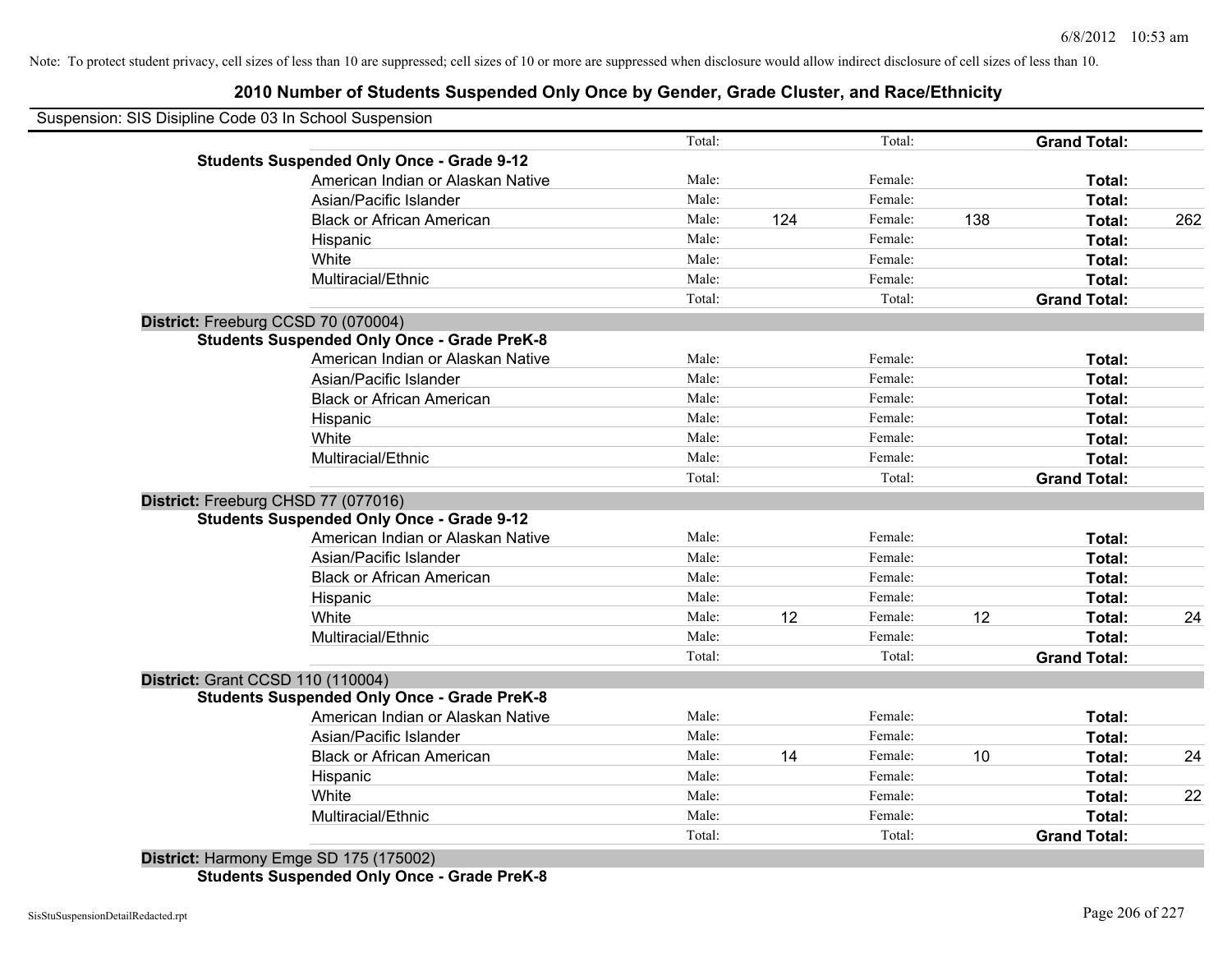Note: To protect student privacy, cell sizes of less than 10 are suppressed; cell sizes of 10 or more are suppressed when disclosure would allow indirect disclosure of cell sizes of less than 10.

# 2010 Number of Students Suspended Only Once by Gender, Grade Cluster, and Race/Ethnicity

Suspension: SIS Disipline Code 03 In School Suspension

| | | | | | | | |
|---|---|---|---|---|---|---|---|
| | Total: | | Total: | | **Grand Total:** | |
| **Students Suspended Only Once - Grade 9-12** | | | | | | |
| American Indian or Alaskan Native | Male: | | Female: | | **Total:** | |
| Asian/Pacific Islander | Male: | | Female: | | **Total:** | |
| Black or African American | Male: | 124 | Female: | 138 | **Total:** | 262 |
| Hispanic | Male: | | Female: | | **Total:** | |
| White | Male: | | Female: | | **Total:** | |
| Multiracial/Ethnic | Male: | | Female: | | **Total:** | |
| | Total: | | Total: | | **Grand Total:** | |

**District:** Freeburg CCSD 70 (070004)

| | | | | | | |
|---|---|---|---|---|---|---|
| **Students Suspended Only Once - Grade PreK-8** | | | | | | |
| American Indian or Alaskan Native | Male: | | Female: | | **Total:** | |
| Asian/Pacific Islander | Male: | | Female: | | **Total:** | |
| Black or African American | Male: | | Female: | | **Total:** | |
| Hispanic | Male: | | Female: | | **Total:** | |
| White | Male: | | Female: | | **Total:** | |
| Multiracial/Ethnic | Male: | | Female: | | **Total:** | |
| | Total: | | Total: | | **Grand Total:** | |

**District:** Freeburg CHSD 77 (077016)

| | | | | | | |
|---|---|---|---|---|---|---|
| **Students Suspended Only Once - Grade 9-12** | | | | | | |
| American Indian or Alaskan Native | Male: | | Female: | | **Total:** | |
| Asian/Pacific Islander | Male: | | Female: | | **Total:** | |
| Black or African American | Male: | | Female: | | **Total:** | |
| Hispanic | Male: | | Female: | | **Total:** | |
| White | Male: | 12 | Female: | 12 | **Total:** | 24 |
| Multiracial/Ethnic | Male: | | Female: | | **Total:** | |
| | Total: | | Total: | | **Grand Total:** | |

**District:** Grant CCSD 110 (110004)

| | | | | | | |
|---|---|---|---|---|---|---|
| **Students Suspended Only Once - Grade PreK-8** | | | | | | |
| American Indian or Alaskan Native | Male: | | Female: | | **Total:** | |
| Asian/Pacific Islander | Male: | | Female: | | **Total:** | |
| Black or African American | Male: | 14 | Female: | 10 | **Total:** | 24 |
| Hispanic | Male: | | Female: | | **Total:** | |
| White | Male: | | Female: | | **Total:** | 22 |
| Multiracial/Ethnic | Male: | | Female: | | **Total:** | |
| | Total: | | Total: | | **Grand Total:** | |

**District:** Harmony Emge SD 175 (175002)

**Students Suspended Only Once - Grade PreK-8**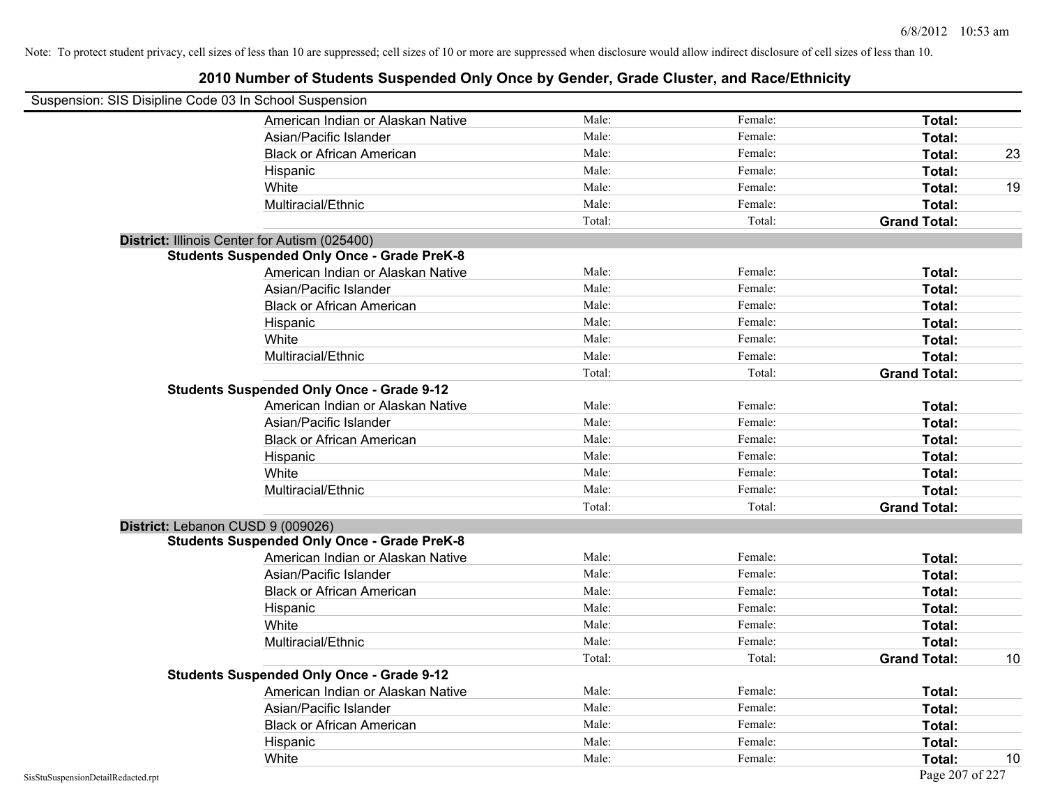Note: To protect student privacy, cell sizes of less than 10 are suppressed; cell sizes of 10 or more are suppressed when disclosure would allow indirect disclosure of cell sizes of less than 10.

# 2010 Number of Students Suspended Only Once by Gender, Grade Cluster, and Race/Ethnicity

Suspension: SIS Disipline Code 03 In School Suspension

| | | | | |
|---|---|---|---|---|
| American Indian or Alaskan Native | Male: | Female: | **Total:** | |
| Asian/Pacific Islander | Male: | Female: | **Total:** | |
| Black or African American | Male: | Female: | **Total:** | 23 |
| Hispanic | Male: | Female: | **Total:** | |
| White | Male: | Female: | **Total:** | 19 |
| Multiracial/Ethnic | Male: | Female: | **Total:** | |
| | Total: | Total: | **Grand Total:** | |

**District:** Illinois Center for Autism (025400)

**Students Suspended Only Once - Grade PreK-8**

| | | | | |
|---|---|---|---|---|
| American Indian or Alaskan Native | Male: | Female: | **Total:** | |
| Asian/Pacific Islander | Male: | Female: | **Total:** | |
| Black or African American | Male: | Female: | **Total:** | |
| Hispanic | Male: | Female: | **Total:** | |
| White | Male: | Female: | **Total:** | |
| Multiracial/Ethnic | Male: | Female: | **Total:** | |
| | Total: | Total: | **Grand Total:** | |

**Students Suspended Only Once - Grade 9-12**

| | | | | |
|---|---|---|---|---|
| American Indian or Alaskan Native | Male: | Female: | **Total:** | |
| Asian/Pacific Islander | Male: | Female: | **Total:** | |
| Black or African American | Male: | Female: | **Total:** | |
| Hispanic | Male: | Female: | **Total:** | |
| White | Male: | Female: | **Total:** | |
| Multiracial/Ethnic | Male: | Female: | **Total:** | |
| | Total: | Total: | **Grand Total:** | |

**District:** Lebanon CUSD 9 (009026)

**Students Suspended Only Once - Grade PreK-8**

| | | | | |
|---|---|---|---|---|
| American Indian or Alaskan Native | Male: | Female: | **Total:** | |
| Asian/Pacific Islander | Male: | Female: | **Total:** | |
| Black or African American | Male: | Female: | **Total:** | |
| Hispanic | Male: | Female: | **Total:** | |
| White | Male: | Female: | **Total:** | |
| Multiracial/Ethnic | Male: | Female: | **Total:** | |
| | Total: | Total: | **Grand Total:** | 10 |

**Students Suspended Only Once - Grade 9-12**

| | | | | |
|---|---|---|---|---|
| American Indian or Alaskan Native | Male: | Female: | **Total:** | |
| Asian/Pacific Islander | Male: | Female: | **Total:** | |
| Black or African American | Male: | Female: | **Total:** | |
| Hispanic | Male: | Female: | **Total:** | |
| White | Male: | Female: | **Total:** | 10 |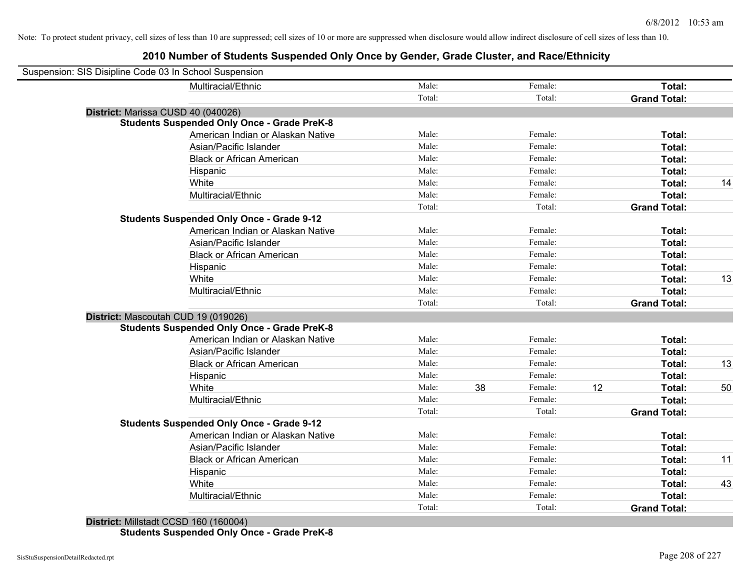Note: To protect student privacy, cell sizes of less than 10 are suppressed; cell sizes of 10 or more are suppressed when disclosure would allow indirect disclosure of cell sizes of less than 10.

## 2010 Number of Students Suspended Only Once by Gender, Grade Cluster, and Race/Ethnicity

Suspension: SIS Disipline Code 03 In School Suspension

| | | | | | | |
|---|---|---|---|---|---|---|
| Multiracial/Ethnic | Male: | | Female: | | **Total:** | |
| | Total: | | Total: | | **Grand Total:** | |

**District:** Marissa CUSD 40 (040026)

**Students Suspended Only Once - Grade PreK-8**

| | | | | | | |
|---|---|---|---|---|---|---|
| American Indian or Alaskan Native | Male: | | Female: | | **Total:** | |
| Asian/Pacific Islander | Male: | | Female: | | **Total:** | |
| Black or African American | Male: | | Female: | | **Total:** | |
| Hispanic | Male: | | Female: | | **Total:** | |
| White | Male: | | Female: | | **Total:** | 14 |
| Multiracial/Ethnic | Male: | | Female: | | **Total:** | |
| | Total: | | Total: | | **Grand Total:** | |

**Students Suspended Only Once - Grade 9-12**

| | | | | | | |
|---|---|---|---|---|---|---|
| American Indian or Alaskan Native | Male: | | Female: | | **Total:** | |
| Asian/Pacific Islander | Male: | | Female: | | **Total:** | |
| Black or African American | Male: | | Female: | | **Total:** | |
| Hispanic | Male: | | Female: | | **Total:** | |
| White | Male: | | Female: | | **Total:** | 13 |
| Multiracial/Ethnic | Male: | | Female: | | **Total:** | |
| | Total: | | Total: | | **Grand Total:** | |

**District:** Mascoutah CUD 19 (019026)

**Students Suspended Only Once - Grade PreK-8**

| | | | | | | |
|---|---|---|---|---|---|---|
| American Indian or Alaskan Native | Male: | | Female: | | **Total:** | |
| Asian/Pacific Islander | Male: | | Female: | | **Total:** | |
| Black or African American | Male: | | Female: | | **Total:** | 13 |
| Hispanic | Male: | | Female: | | **Total:** | |
| White | Male: | 38 | Female: | 12 | **Total:** | 50 |
| Multiracial/Ethnic | Male: | | Female: | | **Total:** | |
| | Total: | | Total: | | **Grand Total:** | |

**Students Suspended Only Once - Grade 9-12**

| | | | | | | |
|---|---|---|---|---|---|---|
| American Indian or Alaskan Native | Male: | | Female: | | **Total:** | |
| Asian/Pacific Islander | Male: | | Female: | | **Total:** | |
| Black or African American | Male: | | Female: | | **Total:** | 11 |
| Hispanic | Male: | | Female: | | **Total:** | |
| White | Male: | | Female: | | **Total:** | 43 |
| Multiracial/Ethnic | Male: | | Female: | | **Total:** | |
| | Total: | | Total: | | **Grand Total:** | |

**District:** Millstadt CCSD 160 (160004)

**Students Suspended Only Once - Grade PreK-8**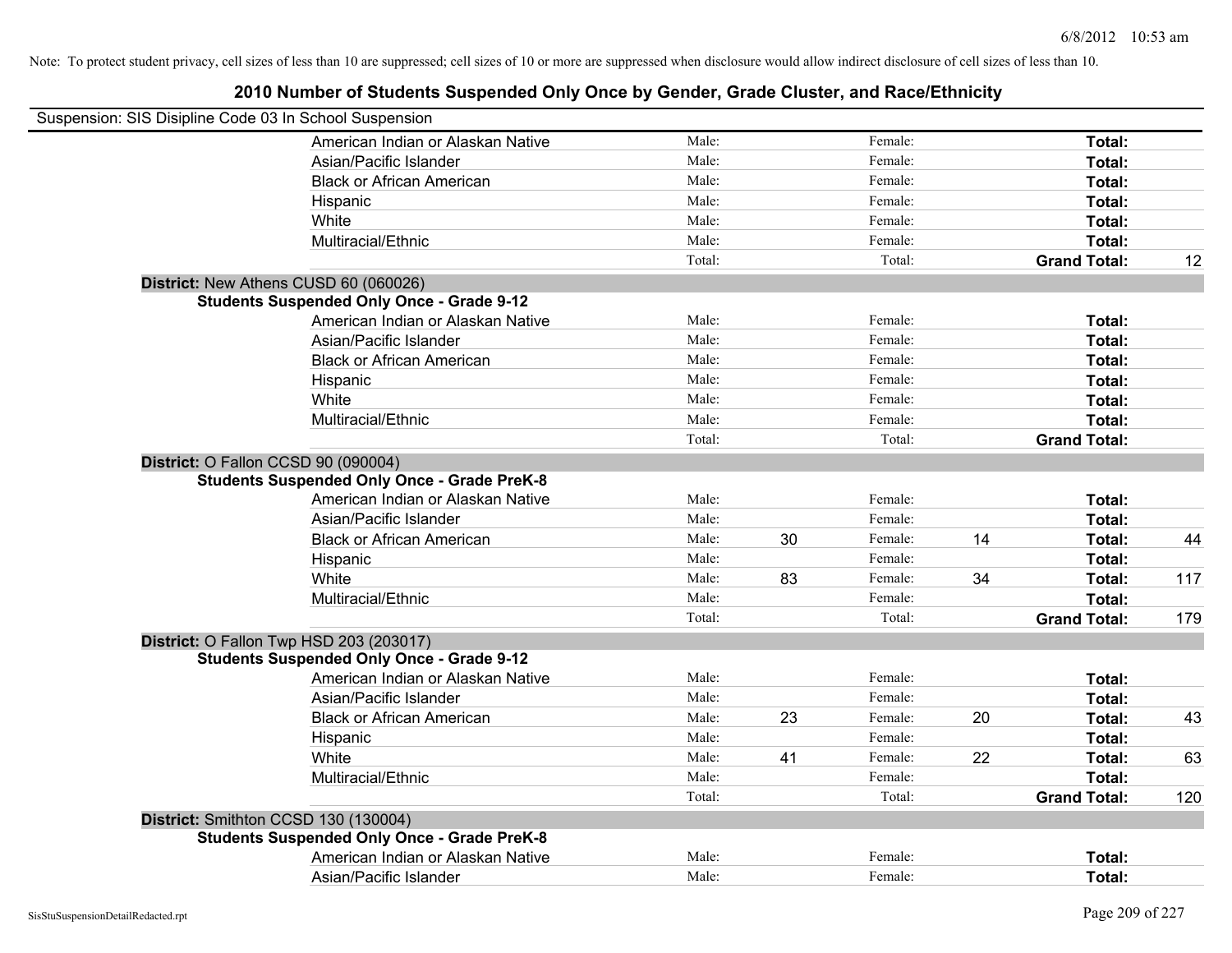Note: To protect student privacy, cell sizes of less than 10 are suppressed; cell sizes of 10 or more are suppressed when disclosure would allow indirect disclosure of cell sizes of less than 10.

## 2010 Number of Students Suspended Only Once by Gender, Grade Cluster, and Race/Ethnicity

Suspension: SIS Disipline Code 03 In School Suspension

| | | | | | | |
|---|---|---|---|---|---|---|
| American Indian or Alaskan Native | Male: | | Female: | | **Total:** | |
| Asian/Pacific Islander | Male: | | Female: | | **Total:** | |
| Black or African American | Male: | | Female: | | **Total:** | |
| Hispanic | Male: | | Female: | | **Total:** | |
| White | Male: | | Female: | | **Total:** | |
| Multiracial/Ethnic | Male: | | Female: | | **Total:** | |
| | Total: | | Total: | | **Grand Total:** | 12 |

**District:** New Athens CUSD 60 (060026)

**Students Suspended Only Once - Grade 9-12**

| | | | | | | |
|---|---|---|---|---|---|---|
| American Indian or Alaskan Native | Male: | | Female: | | **Total:** | |
| Asian/Pacific Islander | Male: | | Female: | | **Total:** | |
| Black or African American | Male: | | Female: | | **Total:** | |
| Hispanic | Male: | | Female: | | **Total:** | |
| White | Male: | | Female: | | **Total:** | |
| Multiracial/Ethnic | Male: | | Female: | | **Total:** | |
| | Total: | | Total: | | **Grand Total:** | |

**District:** O Fallon CCSD 90 (090004)

**Students Suspended Only Once - Grade PreK-8**

| | | | | | | |
|---|---|---|---|---|---|---|
| American Indian or Alaskan Native | Male: | | Female: | | **Total:** | |
| Asian/Pacific Islander | Male: | | Female: | | **Total:** | |
| Black or African American | Male: | 30 | Female: | 14 | **Total:** | 44 |
| Hispanic | Male: | | Female: | | **Total:** | |
| White | Male: | 83 | Female: | 34 | **Total:** | 117 |
| Multiracial/Ethnic | Male: | | Female: | | **Total:** | |
| | Total: | | Total: | | **Grand Total:** | 179 |

**District:** O Fallon Twp HSD 203 (203017)

**Students Suspended Only Once - Grade 9-12**

| | | | | | | |
|---|---|---|---|---|---|---|
| American Indian or Alaskan Native | Male: | | Female: | | **Total:** | |
| Asian/Pacific Islander | Male: | | Female: | | **Total:** | |
| Black or African American | Male: | 23 | Female: | 20 | **Total:** | 43 |
| Hispanic | Male: | | Female: | | **Total:** | |
| White | Male: | 41 | Female: | 22 | **Total:** | 63 |
| Multiracial/Ethnic | Male: | | Female: | | **Total:** | |
| | Total: | | Total: | | **Grand Total:** | 120 |

**District:** Smithton CCSD 130 (130004)

**Students Suspended Only Once - Grade PreK-8**

| | | | | | | |
|---|---|---|---|---|---|---|
| American Indian or Alaskan Native | Male: | | Female: | | **Total:** | |
| Asian/Pacific Islander | Male: | | Female: | | **Total:** | |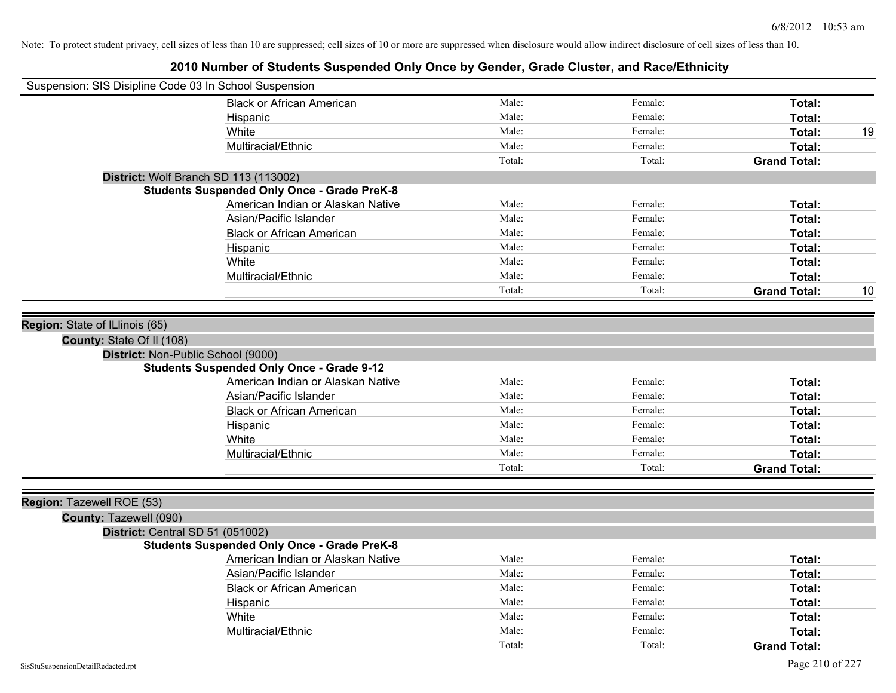Note: To protect student privacy, cell sizes of less than 10 are suppressed; cell sizes of 10 or more are suppressed when disclosure would allow indirect disclosure of cell sizes of less than 10.

# 2010 Number of Students Suspended Only Once by Gender, Grade Cluster, and Race/Ethnicity

Suspension: SIS Disipline Code 03 In School Suspension

| | Male | Female | Total | |
|---|---|---|---|---|
| Black or African American | Male: | Female: | **Total:** | |
| Hispanic | Male: | Female: | **Total:** | |
| White | Male: | Female: | **Total:** | 19 |
| Multiracial/Ethnic | Male: | Female: | **Total:** | |
| | Total: | Total: | **Grand Total:** | |

**District:** Wolf Branch SD 113 (113002)

**Students Suspended Only Once - Grade PreK-8**

| | Male | Female | Total | |
|---|---|---|---|---|
| American Indian or Alaskan Native | Male: | Female: | **Total:** | |
| Asian/Pacific Islander | Male: | Female: | **Total:** | |
| Black or African American | Male: | Female: | **Total:** | |
| Hispanic | Male: | Female: | **Total:** | |
| White | Male: | Female: | **Total:** | |
| Multiracial/Ethnic | Male: | Female: | **Total:** | |
| | Total: | Total: | **Grand Total:** | 10 |

**Region:** State of ILlinois (65)

**County:** State Of Il (108)

**District:** Non-Public School (9000)

**Students Suspended Only Once - Grade 9-12**

| | Male | Female | Total | |
|---|---|---|---|---|
| American Indian or Alaskan Native | Male: | Female: | **Total:** | |
| Asian/Pacific Islander | Male: | Female: | **Total:** | |
| Black or African American | Male: | Female: | **Total:** | |
| Hispanic | Male: | Female: | **Total:** | |
| White | Male: | Female: | **Total:** | |
| Multiracial/Ethnic | Male: | Female: | **Total:** | |
| | Total: | Total: | **Grand Total:** | |

**Region:** Tazewell ROE (53)

**County:** Tazewell (090)

**District:** Central SD 51 (051002)

**Students Suspended Only Once - Grade PreK-8**

| | Male | Female | Total | |
|---|---|---|---|---|
| American Indian or Alaskan Native | Male: | Female: | **Total:** | |
| Asian/Pacific Islander | Male: | Female: | **Total:** | |
| Black or African American | Male: | Female: | **Total:** | |
| Hispanic | Male: | Female: | **Total:** | |
| White | Male: | Female: | **Total:** | |
| Multiracial/Ethnic | Male: | Female: | **Total:** | |
| | Total: | Total: | **Grand Total:** | |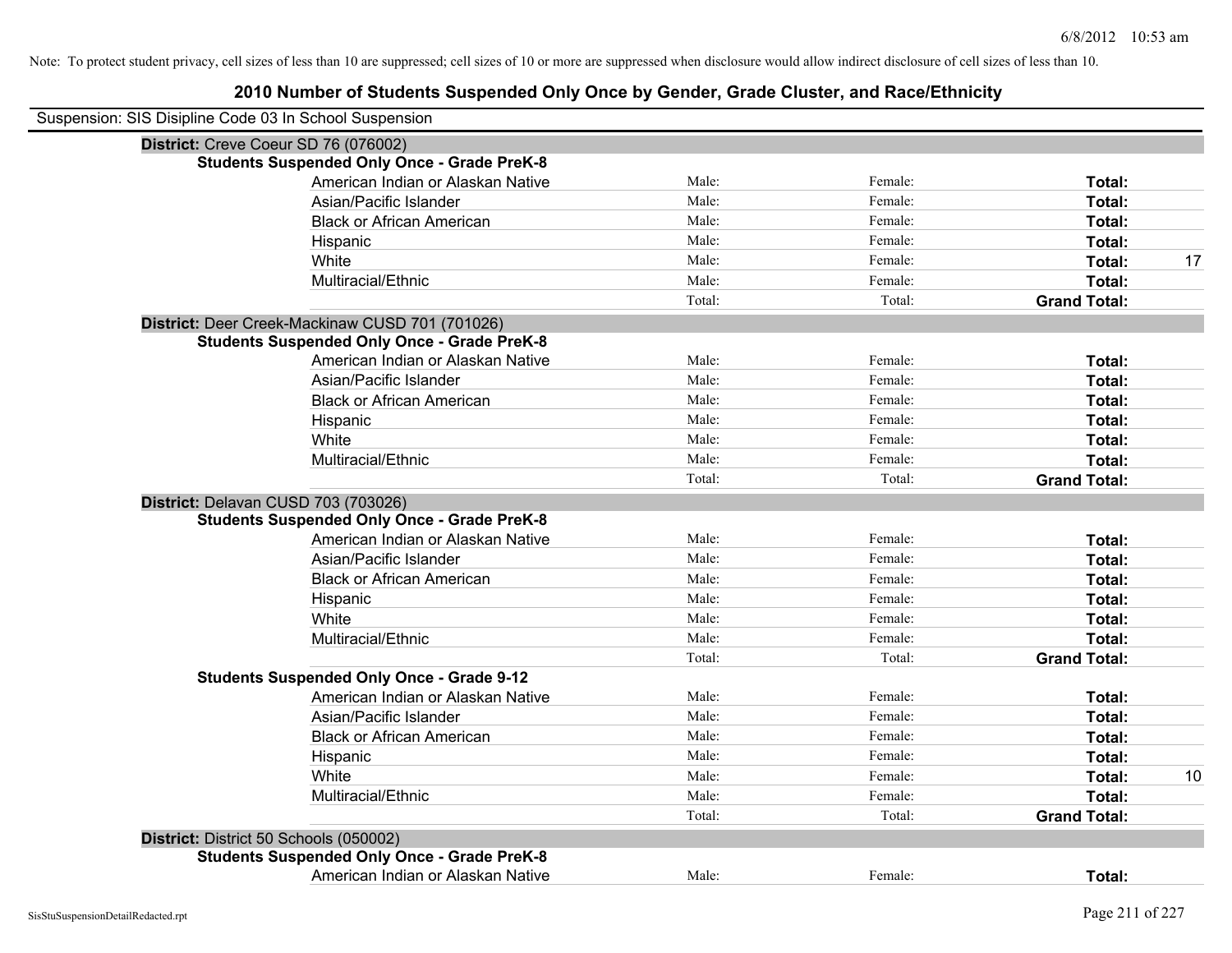Note: To protect student privacy, cell sizes of less than 10 are suppressed; cell sizes of 10 or more are suppressed when disclosure would allow indirect disclosure of cell sizes of less than 10.

# 2010 Number of Students Suspended Only Once by Gender, Grade Cluster, and Race/Ethnicity

Suspension: SIS Disipline Code 03 In School Suspension

## District: Creve Coeur SD 76 (076002)

### Students Suspended Only Once - Grade PreK-8

| Race/Ethnicity | Male: | Female: | Total: | |
|---|---|---|---|---|
| American Indian or Alaskan Native | Male: | Female: | **Total:** | |
| Asian/Pacific Islander | Male: | Female: | **Total:** | |
| Black or African American | Male: | Female: | **Total:** | |
| Hispanic | Male: | Female: | **Total:** | |
| White | Male: | Female: | **Total:** | 17 |
| Multiracial/Ethnic | Male: | Female: | **Total:** | |
| | Total: | Total: | **Grand Total:** | |

## District: Deer Creek-Mackinaw CUSD 701 (701026)

### Students Suspended Only Once - Grade PreK-8

| Race/Ethnicity | Male: | Female: | Total: | |
|---|---|---|---|---|
| American Indian or Alaskan Native | Male: | Female: | **Total:** | |
| Asian/Pacific Islander | Male: | Female: | **Total:** | |
| Black or African American | Male: | Female: | **Total:** | |
| Hispanic | Male: | Female: | **Total:** | |
| White | Male: | Female: | **Total:** | |
| Multiracial/Ethnic | Male: | Female: | **Total:** | |
| | Total: | Total: | **Grand Total:** | |

## District: Delavan CUSD 703 (703026)

### Students Suspended Only Once - Grade PreK-8

| Race/Ethnicity | Male: | Female: | Total: | |
|---|---|---|---|---|
| American Indian or Alaskan Native | Male: | Female: | **Total:** | |
| Asian/Pacific Islander | Male: | Female: | **Total:** | |
| Black or African American | Male: | Female: | **Total:** | |
| Hispanic | Male: | Female: | **Total:** | |
| White | Male: | Female: | **Total:** | |
| Multiracial/Ethnic | Male: | Female: | **Total:** | |
| | Total: | Total: | **Grand Total:** | |

### Students Suspended Only Once - Grade 9-12

| Race/Ethnicity | Male: | Female: | Total: | |
|---|---|---|---|---|
| American Indian or Alaskan Native | Male: | Female: | **Total:** | |
| Asian/Pacific Islander | Male: | Female: | **Total:** | |
| Black or African American | Male: | Female: | **Total:** | |
| Hispanic | Male: | Female: | **Total:** | |
| White | Male: | Female: | **Total:** | 10 |
| Multiracial/Ethnic | Male: | Female: | **Total:** | |
| | Total: | Total: | **Grand Total:** | |

## District: District 50 Schools (050002)

### Students Suspended Only Once - Grade PreK-8

| Race/Ethnicity | Male: | Female: | Total: | |
|---|---|---|---|---|
| American Indian or Alaskan Native | Male: | Female: | **Total:** | |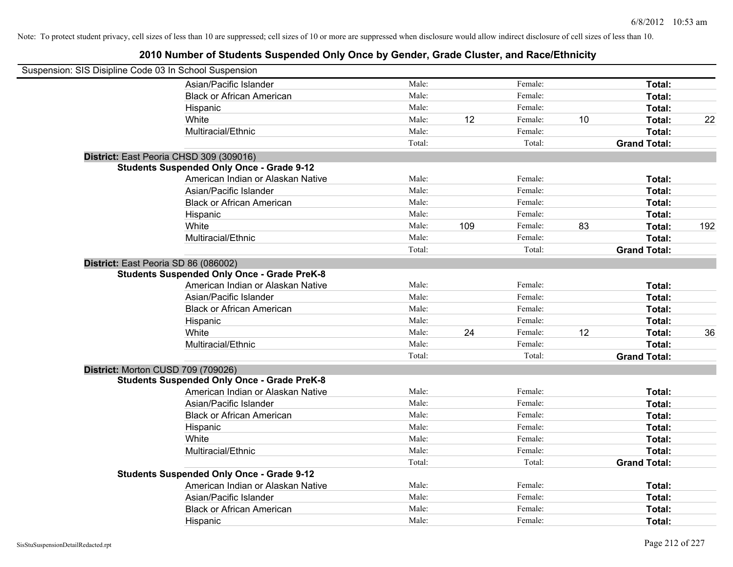Note: To protect student privacy, cell sizes of less than 10 are suppressed; cell sizes of 10 or more are suppressed when disclosure would allow indirect disclosure of cell sizes of less than 10.

# 2010 Number of Students Suspended Only Once by Gender, Grade Cluster, and Race/Ethnicity

Suspension: SIS Disipline Code 03 In School Suspension

| | | | | | | |
|---|---|---|---|---|---|---|
| Asian/Pacific Islander | Male: | | Female: | | **Total:** | |
| Black or African American | Male: | | Female: | | **Total:** | |
| Hispanic | Male: | | Female: | | **Total:** | |
| White | Male: | 12 | Female: | 10 | **Total:** | 22 |
| Multiracial/Ethnic | Male: | | Female: | | **Total:** | |
| | Total: | | Total: | | **Grand Total:** | |

**District:** East Peoria CHSD 309 (309016)

**Students Suspended Only Once - Grade 9-12**

| | | | | | | |
|---|---|---|---|---|---|---|
| American Indian or Alaskan Native | Male: | | Female: | | **Total:** | |
| Asian/Pacific Islander | Male: | | Female: | | **Total:** | |
| Black or African American | Male: | | Female: | | **Total:** | |
| Hispanic | Male: | | Female: | | **Total:** | |
| White | Male: | 109 | Female: | 83 | **Total:** | 192 |
| Multiracial/Ethnic | Male: | | Female: | | **Total:** | |
| | Total: | | Total: | | **Grand Total:** | |

**District:** East Peoria SD 86 (086002)

**Students Suspended Only Once - Grade PreK-8**

| | | | | | | |
|---|---|---|---|---|---|---|
| American Indian or Alaskan Native | Male: | | Female: | | **Total:** | |
| Asian/Pacific Islander | Male: | | Female: | | **Total:** | |
| Black or African American | Male: | | Female: | | **Total:** | |
| Hispanic | Male: | | Female: | | **Total:** | |
| White | Male: | 24 | Female: | 12 | **Total:** | 36 |
| Multiracial/Ethnic | Male: | | Female: | | **Total:** | |
| | Total: | | Total: | | **Grand Total:** | |

**District:** Morton CUSD 709 (709026)

**Students Suspended Only Once - Grade PreK-8**

| | | | | | | |
|---|---|---|---|---|---|---|
| American Indian or Alaskan Native | Male: | | Female: | | **Total:** | |
| Asian/Pacific Islander | Male: | | Female: | | **Total:** | |
| Black or African American | Male: | | Female: | | **Total:** | |
| Hispanic | Male: | | Female: | | **Total:** | |
| White | Male: | | Female: | | **Total:** | |
| Multiracial/Ethnic | Male: | | Female: | | **Total:** | |
| | Total: | | Total: | | **Grand Total:** | |

**Students Suspended Only Once - Grade 9-12**

| | | | | | | |
|---|---|---|---|---|---|---|
| American Indian or Alaskan Native | Male: | | Female: | | **Total:** | |
| Asian/Pacific Islander | Male: | | Female: | | **Total:** | |
| Black or African American | Male: | | Female: | | **Total:** | |
| Hispanic | Male: | | Female: | | **Total:** | |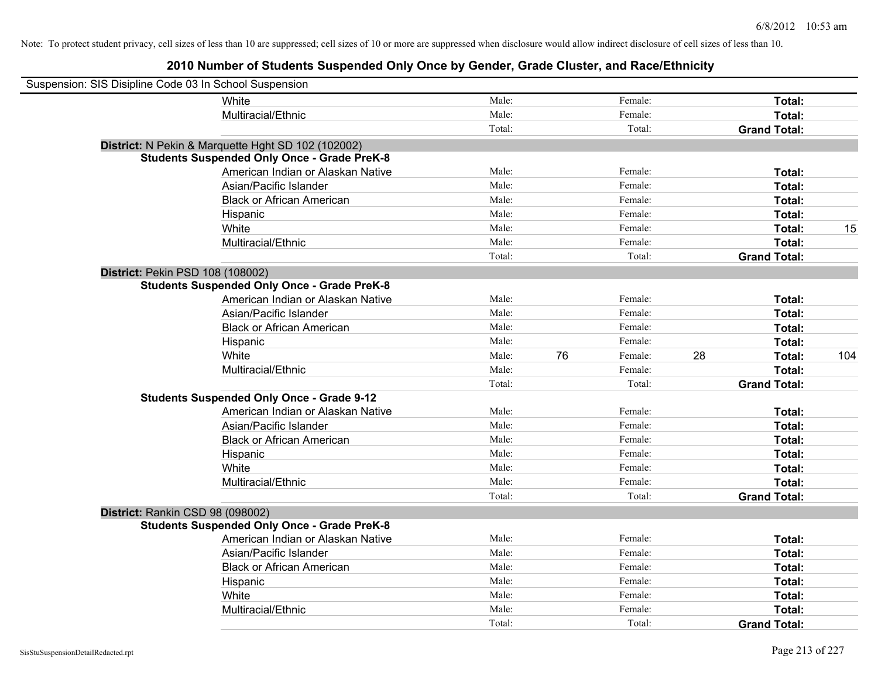Note: To protect student privacy, cell sizes of less than 10 are suppressed; cell sizes of 10 or more are suppressed when disclosure would allow indirect disclosure of cell sizes of less than 10.

## 2010 Number of Students Suspended Only Once by Gender, Grade Cluster, and Race/Ethnicity

Suspension: SIS Disipline Code 03 In School Suspension

| | | | | | | |
|---|---|---|---|---|---|---|
| White | Male: | | Female: | | **Total:** | |
| Multiracial/Ethnic | Male: | | Female: | | **Total:** | |
| | Total: | | Total: | | **Grand Total:** | |

**District:** N Pekin & Marquette Hght SD 102 (102002)

**Students Suspended Only Once - Grade PreK-8**

| | | | | | | |
|---|---|---|---|---|---|---|
| American Indian or Alaskan Native | Male: | | Female: | | **Total:** | |
| Asian/Pacific Islander | Male: | | Female: | | **Total:** | |
| Black or African American | Male: | | Female: | | **Total:** | |
| Hispanic | Male: | | Female: | | **Total:** | |
| White | Male: | | Female: | | **Total:** | 15 |
| Multiracial/Ethnic | Male: | | Female: | | **Total:** | |
| | Total: | | Total: | | **Grand Total:** | |

**District:** Pekin PSD 108 (108002)

**Students Suspended Only Once - Grade PreK-8**

| | | | | | | |
|---|---|---|---|---|---|---|
| American Indian or Alaskan Native | Male: | | Female: | | **Total:** | |
| Asian/Pacific Islander | Male: | | Female: | | **Total:** | |
| Black or African American | Male: | | Female: | | **Total:** | |
| Hispanic | Male: | | Female: | | **Total:** | |
| White | Male: | 76 | Female: | 28 | **Total:** | 104 |
| Multiracial/Ethnic | Male: | | Female: | | **Total:** | |
| | Total: | | Total: | | **Grand Total:** | |

**Students Suspended Only Once - Grade 9-12**

| | | | | | | |
|---|---|---|---|---|---|---|
| American Indian or Alaskan Native | Male: | | Female: | | **Total:** | |
| Asian/Pacific Islander | Male: | | Female: | | **Total:** | |
| Black or African American | Male: | | Female: | | **Total:** | |
| Hispanic | Male: | | Female: | | **Total:** | |
| White | Male: | | Female: | | **Total:** | |
| Multiracial/Ethnic | Male: | | Female: | | **Total:** | |
| | Total: | | Total: | | **Grand Total:** | |

**District:** Rankin CSD 98 (098002)

**Students Suspended Only Once - Grade PreK-8**

| | | | | | | |
|---|---|---|---|---|---|---|
| American Indian or Alaskan Native | Male: | | Female: | | **Total:** | |
| Asian/Pacific Islander | Male: | | Female: | | **Total:** | |
| Black or African American | Male: | | Female: | | **Total:** | |
| Hispanic | Male: | | Female: | | **Total:** | |
| White | Male: | | Female: | | **Total:** | |
| Multiracial/Ethnic | Male: | | Female: | | **Total:** | |
| | Total: | | Total: | | **Grand Total:** | |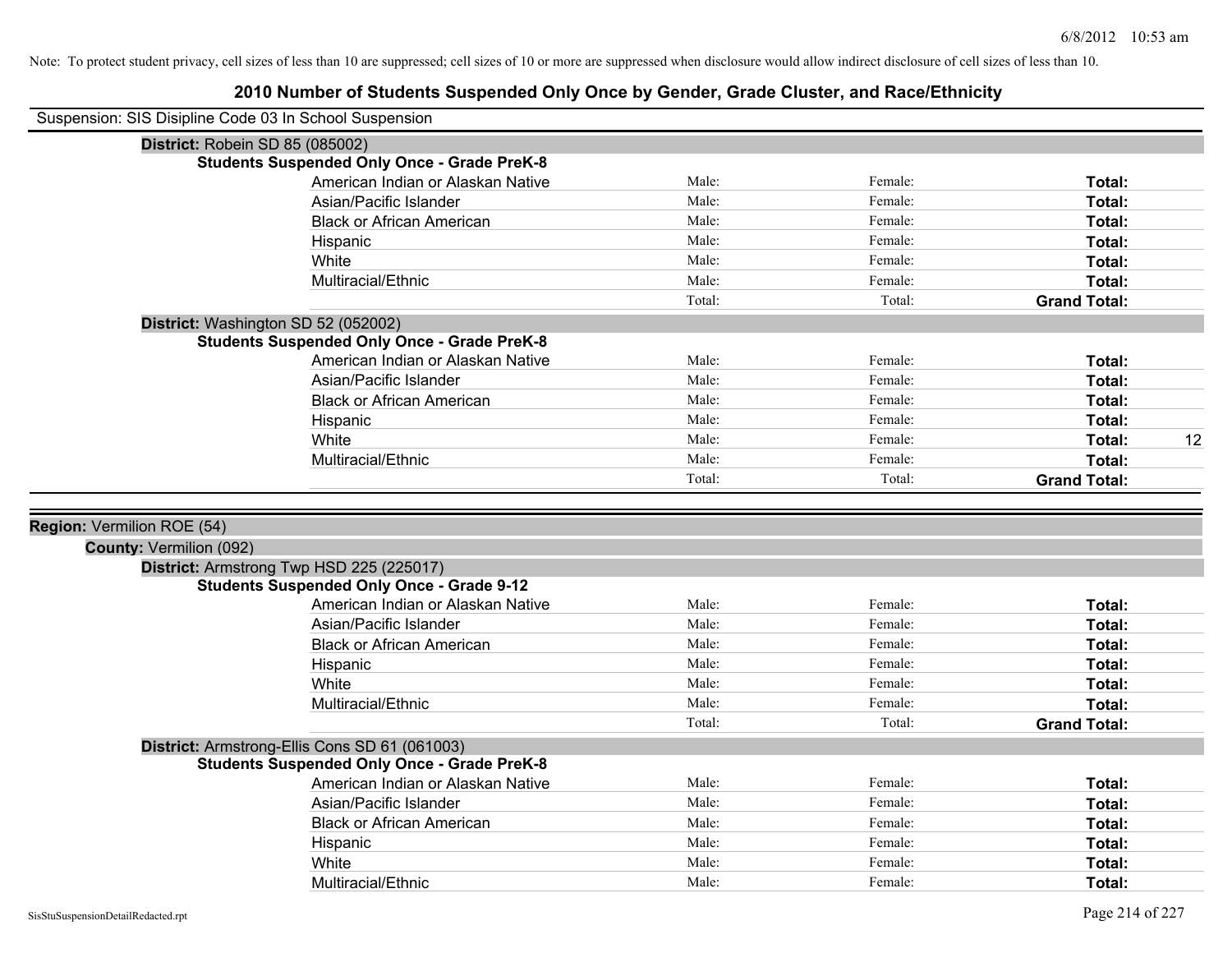Note: To protect student privacy, cell sizes of less than 10 are suppressed; cell sizes of 10 or more are suppressed when disclosure would allow indirect disclosure of cell sizes of less than 10.

# 2010 Number of Students Suspended Only Once by Gender, Grade Cluster, and Race/Ethnicity

Suspension: SIS Disipline Code 03 In School Suspension

**District:** Robein SD 85 (085002)

**Students Suspended Only Once - Grade PreK-8**

| | | | | |
|---|---|---|---|---|
| American Indian or Alaskan Native | Male: | Female: | **Total:** | |
| Asian/Pacific Islander | Male: | Female: | **Total:** | |
| Black or African American | Male: | Female: | **Total:** | |
| Hispanic | Male: | Female: | **Total:** | |
| White | Male: | Female: | **Total:** | |
| Multiracial/Ethnic | Male: | Female: | **Total:** | |
| | Total: | Total: | **Grand Total:** | |

**District:** Washington SD 52 (052002)

**Students Suspended Only Once - Grade PreK-8**

| | | | | |
|---|---|---|---|---|
| American Indian or Alaskan Native | Male: | Female: | **Total:** | |
| Asian/Pacific Islander | Male: | Female: | **Total:** | |
| Black or African American | Male: | Female: | **Total:** | |
| Hispanic | Male: | Female: | **Total:** | |
| White | Male: | Female: | **Total:** | 12 |
| Multiracial/Ethnic | Male: | Female: | **Total:** | |
| | Total: | Total: | **Grand Total:** | |

**Region:** Vermilion ROE (54)

**County:** Vermilion (092)

**District:** Armstrong Twp HSD 225 (225017)

**Students Suspended Only Once - Grade 9-12**

| | | | | |
|---|---|---|---|---|
| American Indian or Alaskan Native | Male: | Female: | **Total:** | |
| Asian/Pacific Islander | Male: | Female: | **Total:** | |
| Black or African American | Male: | Female: | **Total:** | |
| Hispanic | Male: | Female: | **Total:** | |
| White | Male: | Female: | **Total:** | |
| Multiracial/Ethnic | Male: | Female: | **Total:** | |
| | Total: | Total: | **Grand Total:** | |

**District:** Armstrong-Ellis Cons SD 61 (061003)

**Students Suspended Only Once - Grade PreK-8**

| | | | | |
|---|---|---|---|---|
| American Indian or Alaskan Native | Male: | Female: | **Total:** | |
| Asian/Pacific Islander | Male: | Female: | **Total:** | |
| Black or African American | Male: | Female: | **Total:** | |
| Hispanic | Male: | Female: | **Total:** | |
| White | Male: | Female: | **Total:** | |
| Multiracial/Ethnic | Male: | Female: | **Total:** | |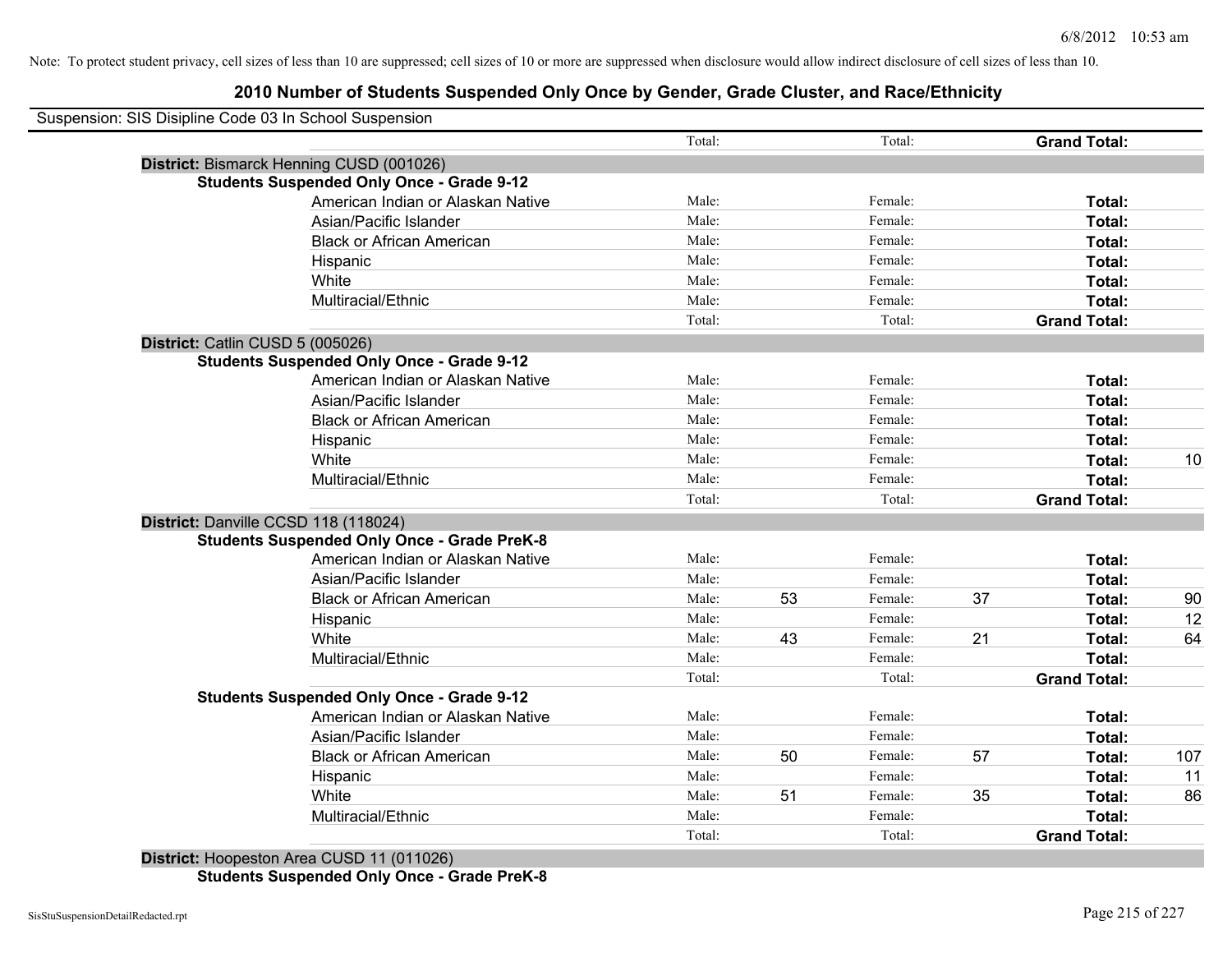Note: To protect student privacy, cell sizes of less than 10 are suppressed; cell sizes of 10 or more are suppressed when disclosure would allow indirect disclosure of cell sizes of less than 10.

## 2010 Number of Students Suspended Only Once by Gender, Grade Cluster, and Race/Ethnicity

Suspension: SIS Disipline Code 03 In School Suspension

| | | | | | | | |
|---|---|---|---|---|---|---|---|
| | Total: | | Total: | | **Grand Total:** | |
| **District:** Bismarck Henning CUSD (001026) | | | | | | |
| **Students Suspended Only Once - Grade 9-12** | | | | | | |
| American Indian or Alaskan Native | Male: | | Female: | | **Total:** | |
| Asian/Pacific Islander | Male: | | Female: | | **Total:** | |
| Black or African American | Male: | | Female: | | **Total:** | |
| Hispanic | Male: | | Female: | | **Total:** | |
| White | Male: | | Female: | | **Total:** | |
| Multiracial/Ethnic | Male: | | Female: | | **Total:** | |
| | Total: | | Total: | | **Grand Total:** | |
| **District:** Catlin CUSD 5 (005026) | | | | | | |
| **Students Suspended Only Once - Grade 9-12** | | | | | | |
| American Indian or Alaskan Native | Male: | | Female: | | **Total:** | |
| Asian/Pacific Islander | Male: | | Female: | | **Total:** | |
| Black or African American | Male: | | Female: | | **Total:** | |
| Hispanic | Male: | | Female: | | **Total:** | |
| White | Male: | | Female: | | **Total:** | 10 |
| Multiracial/Ethnic | Male: | | Female: | | **Total:** | |
| | Total: | | Total: | | **Grand Total:** | |
| **District:** Danville CCSD 118 (118024) | | | | | | |
| **Students Suspended Only Once - Grade PreK-8** | | | | | | |
| American Indian or Alaskan Native | Male: | | Female: | | **Total:** | |
| Asian/Pacific Islander | Male: | | Female: | | **Total:** | |
| Black or African American | Male: | 53 | Female: | 37 | **Total:** | 90 |
| Hispanic | Male: | | Female: | | **Total:** | 12 |
| White | Male: | 43 | Female: | 21 | **Total:** | 64 |
| Multiracial/Ethnic | Male: | | Female: | | **Total:** | |
| | Total: | | Total: | | **Grand Total:** | |
| **Students Suspended Only Once - Grade 9-12** | | | | | | |
| American Indian or Alaskan Native | Male: | | Female: | | **Total:** | |
| Asian/Pacific Islander | Male: | | Female: | | **Total:** | |
| Black or African American | Male: | 50 | Female: | 57 | **Total:** | 107 |
| Hispanic | Male: | | Female: | | **Total:** | 11 |
| White | Male: | 51 | Female: | 35 | **Total:** | 86 |
| Multiracial/Ethnic | Male: | | Female: | | **Total:** | |
| | Total: | | Total: | | **Grand Total:** | |
| **District:** Hoopeston Area CUSD 11 (011026) | | | | | | |
| **Students Suspended Only Once - Grade PreK-8** | | | | | | |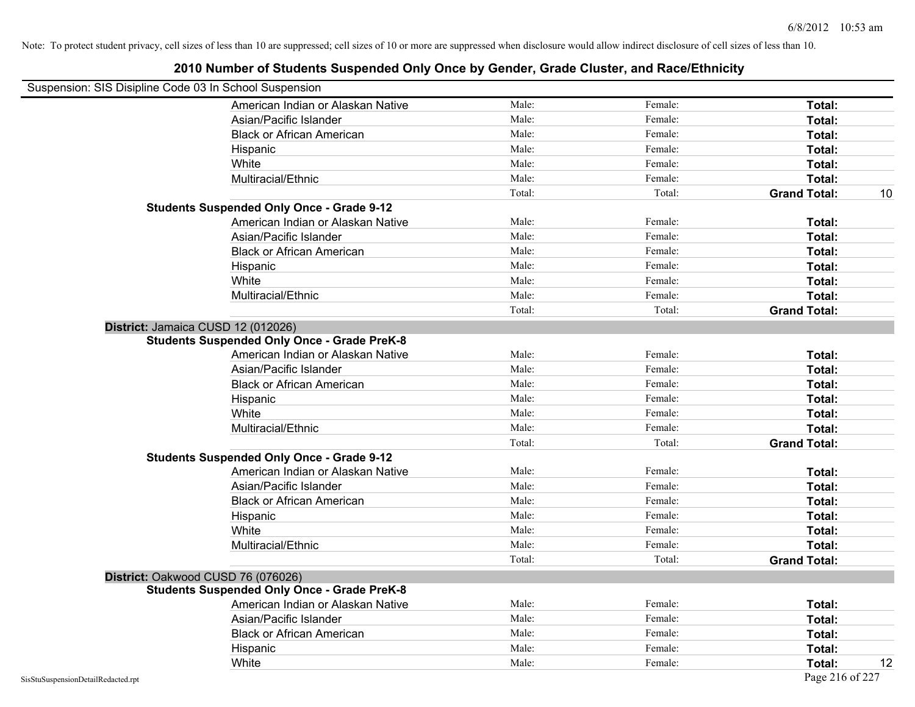Note: To protect student privacy, cell sizes of less than 10 are suppressed; cell sizes of 10 or more are suppressed when disclosure would allow indirect disclosure of cell sizes of less than 10.

# 2010 Number of Students Suspended Only Once by Gender, Grade Cluster, and Race/Ethnicity

Suspension: SIS Disipline Code 03 In School Suspension

| | | | | | |
|---|---|---|---|---|---|
| | American Indian or Alaskan Native | Male: | Female: | **Total:** | |
| | Asian/Pacific Islander | Male: | Female: | **Total:** | |
| | Black or African American | Male: | Female: | **Total:** | |
| | Hispanic | Male: | Female: | **Total:** | |
| | White | Male: | Female: | **Total:** | |
| | Multiracial/Ethnic | Male: | Female: | **Total:** | |
| | | Total: | Total: | **Grand Total:** | 10 |
| **Students Suspended Only Once - Grade 9-12** | | | | | |
| | American Indian or Alaskan Native | Male: | Female: | **Total:** | |
| | Asian/Pacific Islander | Male: | Female: | **Total:** | |
| | Black or African American | Male: | Female: | **Total:** | |
| | Hispanic | Male: | Female: | **Total:** | |
| | White | Male: | Female: | **Total:** | |
| | Multiracial/Ethnic | Male: | Female: | **Total:** | |
| | | Total: | Total: | **Grand Total:** | |
| **District:** Jamaica CUSD 12 (012026) | | | | | |
| **Students Suspended Only Once - Grade PreK-8** | | | | | |
| | American Indian or Alaskan Native | Male: | Female: | **Total:** | |
| | Asian/Pacific Islander | Male: | Female: | **Total:** | |
| | Black or African American | Male: | Female: | **Total:** | |
| | Hispanic | Male: | Female: | **Total:** | |
| | White | Male: | Female: | **Total:** | |
| | Multiracial/Ethnic | Male: | Female: | **Total:** | |
| | | Total: | Total: | **Grand Total:** | |
| **Students Suspended Only Once - Grade 9-12** | | | | | |
| | American Indian or Alaskan Native | Male: | Female: | **Total:** | |
| | Asian/Pacific Islander | Male: | Female: | **Total:** | |
| | Black or African American | Male: | Female: | **Total:** | |
| | Hispanic | Male: | Female: | **Total:** | |
| | White | Male: | Female: | **Total:** | |
| | Multiracial/Ethnic | Male: | Female: | **Total:** | |
| | | Total: | Total: | **Grand Total:** | |
| **District:** Oakwood CUSD 76 (076026) | | | | | |
| **Students Suspended Only Once - Grade PreK-8** | | | | | |
| | American Indian or Alaskan Native | Male: | Female: | **Total:** | |
| | Asian/Pacific Islander | Male: | Female: | **Total:** | |
| | Black or African American | Male: | Female: | **Total:** | |
| | Hispanic | Male: | Female: | **Total:** | |
| | White | Male: | Female: | **Total:** | 12 |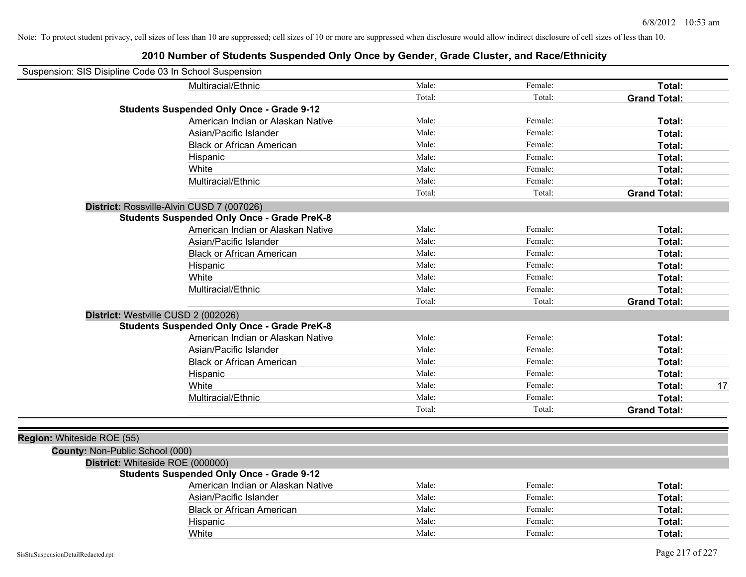Note: To protect student privacy, cell sizes of less than 10 are suppressed; cell sizes of 10 or more are suppressed when disclosure would allow indirect disclosure of cell sizes of less than 10.

# 2010 Number of Students Suspended Only Once by Gender, Grade Cluster, and Race/Ethnicity

Suspension: SIS Disipline Code 03 In School Suspension

| | | | | |
|---|---|---|---|---|
| Multiracial/Ethnic | Male: | Female: | **Total:** | |
| | Total: | Total: | **Grand Total:** | |
| **Students Suspended Only Once - Grade 9-12** | | | | |
| American Indian or Alaskan Native | Male: | Female: | **Total:** | |
| Asian/Pacific Islander | Male: | Female: | **Total:** | |
| Black or African American | Male: | Female: | **Total:** | |
| Hispanic | Male: | Female: | **Total:** | |
| White | Male: | Female: | **Total:** | |
| Multiracial/Ethnic | Male: | Female: | **Total:** | |
| | Total: | Total: | **Grand Total:** | |
| **District:** Rossville-Alvin CUSD 7 (007026) | | | | |
| **Students Suspended Only Once - Grade PreK-8** | | | | |
| American Indian or Alaskan Native | Male: | Female: | **Total:** | |
| Asian/Pacific Islander | Male: | Female: | **Total:** | |
| Black or African American | Male: | Female: | **Total:** | |
| Hispanic | Male: | Female: | **Total:** | |
| White | Male: | Female: | **Total:** | |
| Multiracial/Ethnic | Male: | Female: | **Total:** | |
| | Total: | Total: | **Grand Total:** | |
| **District:** Westville CUSD 2 (002026) | | | | |
| **Students Suspended Only Once - Grade PreK-8** | | | | |
| American Indian or Alaskan Native | Male: | Female: | **Total:** | |
| Asian/Pacific Islander | Male: | Female: | **Total:** | |
| Black or African American | Male: | Female: | **Total:** | |
| Hispanic | Male: | Female: | **Total:** | |
| White | Male: | Female: | **Total:** | 17 |
| Multiracial/Ethnic | Male: | Female: | **Total:** | |
| | Total: | Total: | **Grand Total:** | |

| | | | | |
|---|---|---|---|---|
| **Region:** Whiteside ROE (55) | | | | |
| **County:** Non-Public School (000) | | | | |
| **District:** Whiteside ROE (000000) | | | | |
| **Students Suspended Only Once - Grade 9-12** | | | | |
| American Indian or Alaskan Native | Male: | Female: | **Total:** | |
| Asian/Pacific Islander | Male: | Female: | **Total:** | |
| Black or African American | Male: | Female: | **Total:** | |
| Hispanic | Male: | Female: | **Total:** | |
| White | Male: | Female: | **Total:** | |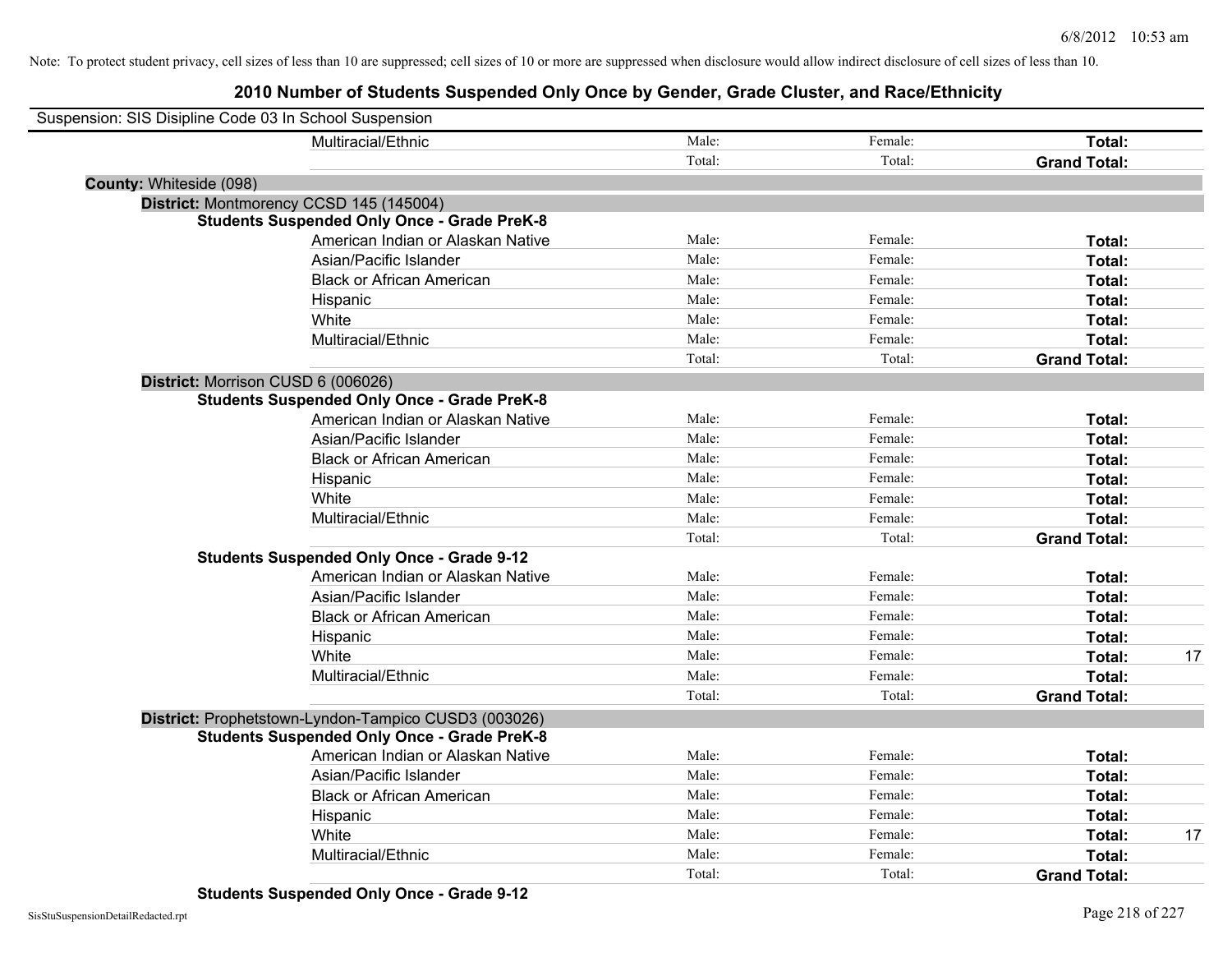Note: To protect student privacy, cell sizes of less than 10 are suppressed; cell sizes of 10 or more are suppressed when disclosure would allow indirect disclosure of cell sizes of less than 10.

# 2010 Number of Students Suspended Only Once by Gender, Grade Cluster, and Race/Ethnicity

Suspension: SIS Disipline Code 03 In School Suspension

| | Male: | Female: | Total: | |
|---|---|---|---|---|
| Multiracial/Ethnic | Male: | Female: | **Total:** | |
| | Total: | Total: | **Grand Total:** | |

**County:** Whiteside (098)

**District:** Montmorency CCSD 145 (145004)

**Students Suspended Only Once - Grade PreK-8**

| | | | | |
|---|---|---|---|---|
| American Indian or Alaskan Native | Male: | Female: | **Total:** | |
| Asian/Pacific Islander | Male: | Female: | **Total:** | |
| Black or African American | Male: | Female: | **Total:** | |
| Hispanic | Male: | Female: | **Total:** | |
| White | Male: | Female: | **Total:** | |
| Multiracial/Ethnic | Male: | Female: | **Total:** | |
| | Total: | Total: | **Grand Total:** | |

**District:** Morrison CUSD 6 (006026)

**Students Suspended Only Once - Grade PreK-8**

| | | | | |
|---|---|---|---|---|
| American Indian or Alaskan Native | Male: | Female: | **Total:** | |
| Asian/Pacific Islander | Male: | Female: | **Total:** | |
| Black or African American | Male: | Female: | **Total:** | |
| Hispanic | Male: | Female: | **Total:** | |
| White | Male: | Female: | **Total:** | |
| Multiracial/Ethnic | Male: | Female: | **Total:** | |
| | Total: | Total: | **Grand Total:** | |

**Students Suspended Only Once - Grade 9-12**

| | | | | |
|---|---|---|---|---|
| American Indian or Alaskan Native | Male: | Female: | **Total:** | |
| Asian/Pacific Islander | Male: | Female: | **Total:** | |
| Black or African American | Male: | Female: | **Total:** | |
| Hispanic | Male: | Female: | **Total:** | |
| White | Male: | Female: | **Total:** | 17 |
| Multiracial/Ethnic | Male: | Female: | **Total:** | |
| | Total: | Total: | **Grand Total:** | |

**District:** Prophetstown-Lyndon-Tampico CUSD3 (003026)

**Students Suspended Only Once - Grade PreK-8**

| | | | | |
|---|---|---|---|---|
| American Indian or Alaskan Native | Male: | Female: | **Total:** | |
| Asian/Pacific Islander | Male: | Female: | **Total:** | |
| Black or African American | Male: | Female: | **Total:** | |
| Hispanic | Male: | Female: | **Total:** | |
| White | Male: | Female: | **Total:** | 17 |
| Multiracial/Ethnic | Male: | Female: | **Total:** | |
| | Total: | Total: | **Grand Total:** | |

**Students Suspended Only Once - Grade 9-12**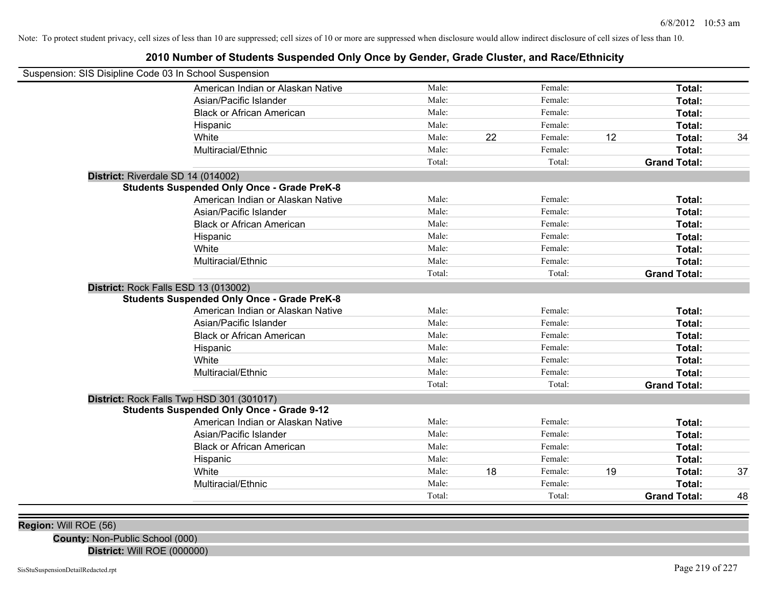Note: To protect student privacy, cell sizes of less than 10 are suppressed; cell sizes of 10 or more are suppressed when disclosure would allow indirect disclosure of cell sizes of less than 10.

# 2010 Number of Students Suspended Only Once by Gender, Grade Cluster, and Race/Ethnicity

Suspension: SIS Disipline Code 03 In School Suspension

| | | | | | | |
|---|---|---|---|---|---|---|
| American Indian or Alaskan Native | Male: | | Female: | | **Total:** | |
| Asian/Pacific Islander | Male: | | Female: | | **Total:** | |
| Black or African American | Male: | | Female: | | **Total:** | |
| Hispanic | Male: | | Female: | | **Total:** | |
| White | Male: | 22 | Female: | 12 | **Total:** | 34 |
| Multiracial/Ethnic | Male: | | Female: | | **Total:** | |
| | Total: | | Total: | | **Grand Total:** | |

**District:** Riverdale SD 14 (014002)

**Students Suspended Only Once - Grade PreK-8**

| | | | | | | |
|---|---|---|---|---|---|---|
| American Indian or Alaskan Native | Male: | | Female: | | **Total:** | |
| Asian/Pacific Islander | Male: | | Female: | | **Total:** | |
| Black or African American | Male: | | Female: | | **Total:** | |
| Hispanic | Male: | | Female: | | **Total:** | |
| White | Male: | | Female: | | **Total:** | |
| Multiracial/Ethnic | Male: | | Female: | | **Total:** | |
| | Total: | | Total: | | **Grand Total:** | |

**District:** Rock Falls ESD 13 (013002)

**Students Suspended Only Once - Grade PreK-8**

| | | | | | | |
|---|---|---|---|---|---|---|
| American Indian or Alaskan Native | Male: | | Female: | | **Total:** | |
| Asian/Pacific Islander | Male: | | Female: | | **Total:** | |
| Black or African American | Male: | | Female: | | **Total:** | |
| Hispanic | Male: | | Female: | | **Total:** | |
| White | Male: | | Female: | | **Total:** | |
| Multiracial/Ethnic | Male: | | Female: | | **Total:** | |
| | Total: | | Total: | | **Grand Total:** | |

**District:** Rock Falls Twp HSD 301 (301017)

**Students Suspended Only Once - Grade 9-12**

| | | | | | | |
|---|---|---|---|---|---|---|
| American Indian or Alaskan Native | Male: | | Female: | | **Total:** | |
| Asian/Pacific Islander | Male: | | Female: | | **Total:** | |
| Black or African American | Male: | | Female: | | **Total:** | |
| Hispanic | Male: | | Female: | | **Total:** | |
| White | Male: | 18 | Female: | 19 | **Total:** | 37 |
| Multiracial/Ethnic | Male: | | Female: | | **Total:** | |
| | Total: | | Total: | | **Grand Total:** | 48 |

**Region:** Will ROE (56)

**County:** Non-Public School (000)

**District:** Will ROE (000000)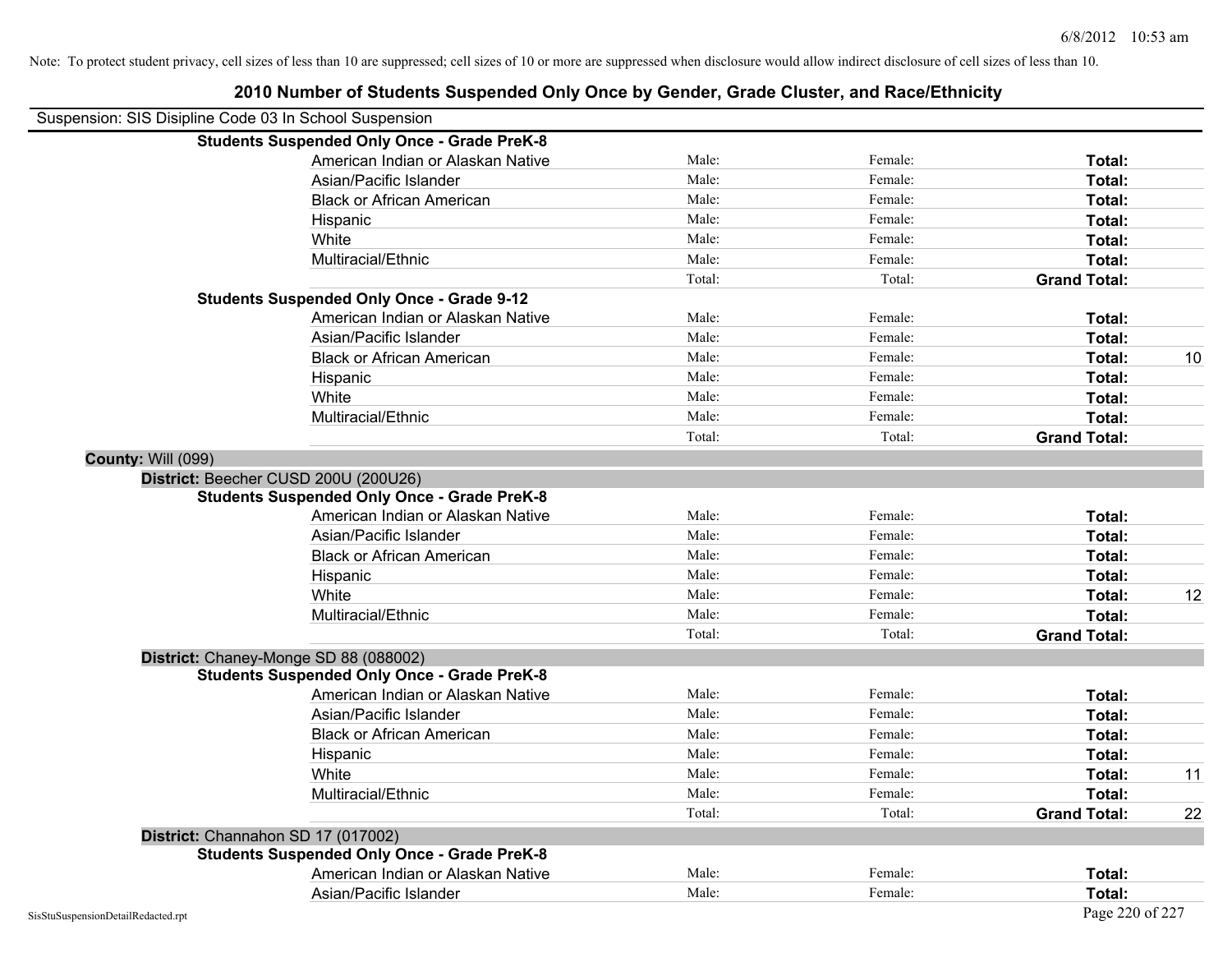Note: To protect student privacy, cell sizes of less than 10 are suppressed; cell sizes of 10 or more are suppressed when disclosure would allow indirect disclosure of cell sizes of less than 10.

# 2010 Number of Students Suspended Only Once by Gender, Grade Cluster, and Race/Ethnicity

Suspension: SIS Disipline Code 03 In School Suspension

**Students Suspended Only Once - Grade PreK-8**

| | | | | |
|---|---|---|---|---|
| American Indian or Alaskan Native | Male: | Female: | **Total:** | |
| Asian/Pacific Islander | Male: | Female: | **Total:** | |
| Black or African American | Male: | Female: | **Total:** | |
| Hispanic | Male: | Female: | **Total:** | |
| White | Male: | Female: | **Total:** | |
| Multiracial/Ethnic | Male: | Female: | **Total:** | |
| | Total: | Total: | **Grand Total:** | |

**Students Suspended Only Once - Grade 9-12**

| | | | | |
|---|---|---|---|---|
| American Indian or Alaskan Native | Male: | Female: | **Total:** | |
| Asian/Pacific Islander | Male: | Female: | **Total:** | |
| Black or African American | Male: | Female: | **Total:** | 10 |
| Hispanic | Male: | Female: | **Total:** | |
| White | Male: | Female: | **Total:** | |
| Multiracial/Ethnic | Male: | Female: | **Total:** | |
| | Total: | Total: | **Grand Total:** | |

**County:** Will (099)

**District:** Beecher CUSD 200U (200U26)

**Students Suspended Only Once - Grade PreK-8**

| | | | | |
|---|---|---|---|---|
| American Indian or Alaskan Native | Male: | Female: | **Total:** | |
| Asian/Pacific Islander | Male: | Female: | **Total:** | |
| Black or African American | Male: | Female: | **Total:** | |
| Hispanic | Male: | Female: | **Total:** | |
| White | Male: | Female: | **Total:** | 12 |
| Multiracial/Ethnic | Male: | Female: | **Total:** | |
| | Total: | Total: | **Grand Total:** | |

**District:** Chaney-Monge SD 88 (088002)

**Students Suspended Only Once - Grade PreK-8**

| | | | | |
|---|---|---|---|---|
| American Indian or Alaskan Native | Male: | Female: | **Total:** | |
| Asian/Pacific Islander | Male: | Female: | **Total:** | |
| Black or African American | Male: | Female: | **Total:** | |
| Hispanic | Male: | Female: | **Total:** | |
| White | Male: | Female: | **Total:** | 11 |
| Multiracial/Ethnic | Male: | Female: | **Total:** | |
| | Total: | Total: | **Grand Total:** | 22 |

**District:** Channahon SD 17 (017002)

**Students Suspended Only Once - Grade PreK-8**

| | | | | |
|---|---|---|---|---|
| American Indian or Alaskan Native | Male: | Female: | **Total:** | |
| Asian/Pacific Islander | Male: | Female: | **Total:** | |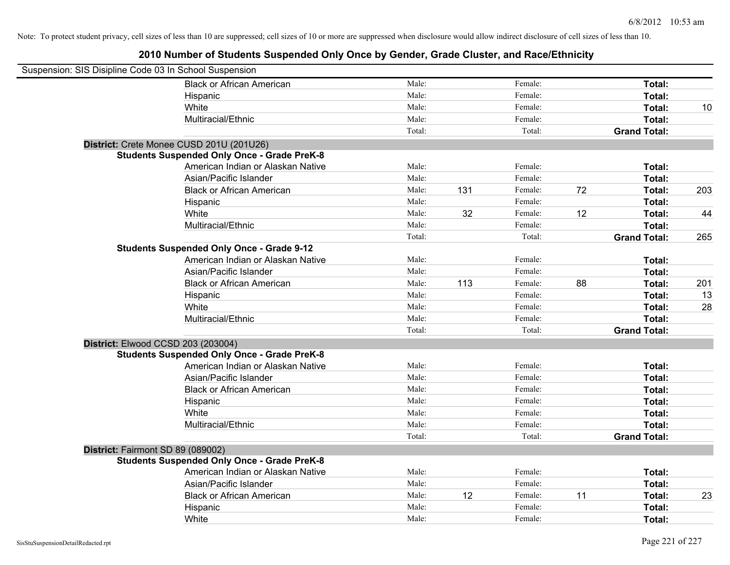Note: To protect student privacy, cell sizes of less than 10 are suppressed; cell sizes of 10 or more are suppressed when disclosure would allow indirect disclosure of cell sizes of less than 10.

## 2010 Number of Students Suspended Only Once by Gender, Grade Cluster, and Race/Ethnicity

Suspension: SIS Disipline Code 03 In School Suspension

| | | | | | | | |
|---|---|---|---|---|---|---|---|
| Black or African American | Male: | | Female: | | **Total:** | |
| Hispanic | Male: | | Female: | | **Total:** | |
| White | Male: | | Female: | | **Total:** | 10 |
| Multiracial/Ethnic | Male: | | Female: | | **Total:** | |
| | Total: | | Total: | | **Grand Total:** | |

**District:** Crete Monee CUSD 201U (201U26)

**Students Suspended Only Once - Grade PreK-8**

| | | | | | | |
|---|---|---|---|---|---|---|
| American Indian or Alaskan Native | Male: | | Female: | | **Total:** | |
| Asian/Pacific Islander | Male: | | Female: | | **Total:** | |
| Black or African American | Male: | 131 | Female: | 72 | **Total:** | 203 |
| Hispanic | Male: | | Female: | | **Total:** | |
| White | Male: | 32 | Female: | 12 | **Total:** | 44 |
| Multiracial/Ethnic | Male: | | Female: | | **Total:** | |
| | Total: | | Total: | | **Grand Total:** | 265 |

**Students Suspended Only Once - Grade 9-12**

| | | | | | | |
|---|---|---|---|---|---|---|
| American Indian or Alaskan Native | Male: | | Female: | | **Total:** | |
| Asian/Pacific Islander | Male: | | Female: | | **Total:** | |
| Black or African American | Male: | 113 | Female: | 88 | **Total:** | 201 |
| Hispanic | Male: | | Female: | | **Total:** | 13 |
| White | Male: | | Female: | | **Total:** | 28 |
| Multiracial/Ethnic | Male: | | Female: | | **Total:** | |
| | Total: | | Total: | | **Grand Total:** | |

**District:** Elwood CCSD 203 (203004)

**Students Suspended Only Once - Grade PreK-8**

| | | | | | | |
|---|---|---|---|---|---|---|
| American Indian or Alaskan Native | Male: | | Female: | | **Total:** | |
| Asian/Pacific Islander | Male: | | Female: | | **Total:** | |
| Black or African American | Male: | | Female: | | **Total:** | |
| Hispanic | Male: | | Female: | | **Total:** | |
| White | Male: | | Female: | | **Total:** | |
| Multiracial/Ethnic | Male: | | Female: | | **Total:** | |
| | Total: | | Total: | | **Grand Total:** | |

**District:** Fairmont SD 89 (089002)

**Students Suspended Only Once - Grade PreK-8**

| | | | | | | |
|---|---|---|---|---|---|---|
| American Indian or Alaskan Native | Male: | | Female: | | **Total:** | |
| Asian/Pacific Islander | Male: | | Female: | | **Total:** | |
| Black or African American | Male: | 12 | Female: | 11 | **Total:** | 23 |
| Hispanic | Male: | | Female: | | **Total:** | |
| White | Male: | | Female: | | **Total:** | |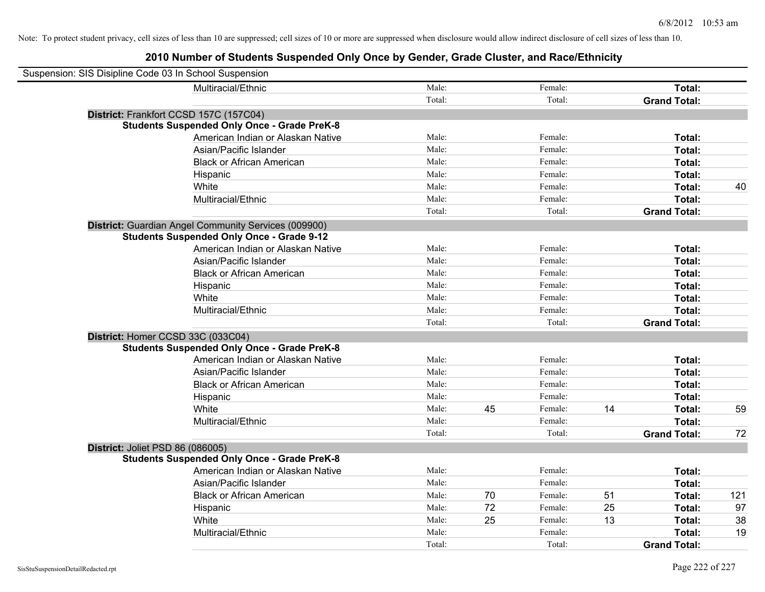Note: To protect student privacy, cell sizes of less than 10 are suppressed; cell sizes of 10 or more are suppressed when disclosure would allow indirect disclosure of cell sizes of less than 10.

# 2010 Number of Students Suspended Only Once by Gender, Grade Cluster, and Race/Ethnicity

Suspension: SIS Disipline Code 03 In School Suspension

| | | | | | | |
|---|---|---|---|---|---|---|
| Multiracial/Ethnic | Male: | | Female: | | **Total:** | |
| | Total: | | Total: | | **Grand Total:** | |

**District:** Frankfort CCSD 157C (157C04)

**Students Suspended Only Once - Grade PreK-8**

| | | | | | | |
|---|---|---|---|---|---|---|
| American Indian or Alaskan Native | Male: | | Female: | | **Total:** | |
| Asian/Pacific Islander | Male: | | Female: | | **Total:** | |
| Black or African American | Male: | | Female: | | **Total:** | |
| Hispanic | Male: | | Female: | | **Total:** | |
| White | Male: | | Female: | | **Total:** | 40 |
| Multiracial/Ethnic | Male: | | Female: | | **Total:** | |
| | Total: | | Total: | | **Grand Total:** | |

**District:** Guardian Angel Community Services (009900)

**Students Suspended Only Once - Grade 9-12**

| | | | | | | |
|---|---|---|---|---|---|---|
| American Indian or Alaskan Native | Male: | | Female: | | **Total:** | |
| Asian/Pacific Islander | Male: | | Female: | | **Total:** | |
| Black or African American | Male: | | Female: | | **Total:** | |
| Hispanic | Male: | | Female: | | **Total:** | |
| White | Male: | | Female: | | **Total:** | |
| Multiracial/Ethnic | Male: | | Female: | | **Total:** | |
| | Total: | | Total: | | **Grand Total:** | |

**District:** Homer CCSD 33C (033C04)

**Students Suspended Only Once - Grade PreK-8**

| | | | | | | |
|---|---|---|---|---|---|---|
| American Indian or Alaskan Native | Male: | | Female: | | **Total:** | |
| Asian/Pacific Islander | Male: | | Female: | | **Total:** | |
| Black or African American | Male: | | Female: | | **Total:** | |
| Hispanic | Male: | | Female: | | **Total:** | |
| White | Male: | 45 | Female: | 14 | **Total:** | 59 |
| Multiracial/Ethnic | Male: | | Female: | | **Total:** | |
| | Total: | | Total: | | **Grand Total:** | 72 |

**District:** Joliet PSD 86 (086005)

**Students Suspended Only Once - Grade PreK-8**

| | | | | | | |
|---|---|---|---|---|---|---|
| American Indian or Alaskan Native | Male: | | Female: | | **Total:** | |
| Asian/Pacific Islander | Male: | | Female: | | **Total:** | |
| Black or African American | Male: | 70 | Female: | 51 | **Total:** | 121 |
| Hispanic | Male: | 72 | Female: | 25 | **Total:** | 97 |
| White | Male: | 25 | Female: | 13 | **Total:** | 38 |
| Multiracial/Ethnic | Male: | | Female: | | **Total:** | 19 |
| | Total: | | Total: | | **Grand Total:** | |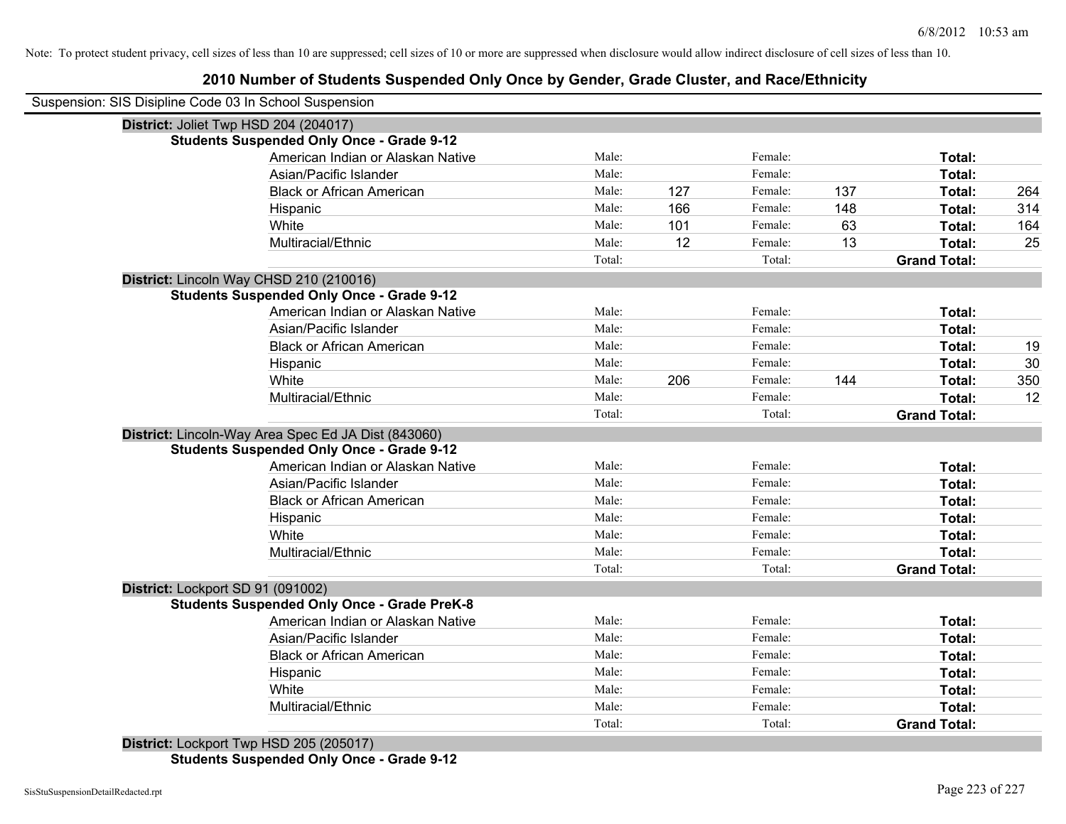Note: To protect student privacy, cell sizes of less than 10 are suppressed; cell sizes of 10 or more are suppressed when disclosure would allow indirect disclosure of cell sizes of less than 10.

# 2010 Number of Students Suspended Only Once by Gender, Grade Cluster, and Race/Ethnicity

Suspension: SIS Disipline Code 03 In School Suspension

**District:** Joliet Twp HSD 204 (204017)

**Students Suspended Only Once - Grade 9-12**

| | | | | | | |
|---|---|---|---|---|---|---|
| American Indian or Alaskan Native | Male: | | Female: | | **Total:** | |
| Asian/Pacific Islander | Male: | | Female: | | **Total:** | |
| Black or African American | Male: | 127 | Female: | 137 | **Total:** | 264 |
| Hispanic | Male: | 166 | Female: | 148 | **Total:** | 314 |
| White | Male: | 101 | Female: | 63 | **Total:** | 164 |
| Multiracial/Ethnic | Male: | 12 | Female: | 13 | **Total:** | 25 |
| | Total: | | Total: | | **Grand Total:** | |

**District:** Lincoln Way CHSD 210 (210016)

**Students Suspended Only Once - Grade 9-12**

| | | | | | | |
|---|---|---|---|---|---|---|
| American Indian or Alaskan Native | Male: | | Female: | | **Total:** | |
| Asian/Pacific Islander | Male: | | Female: | | **Total:** | |
| Black or African American | Male: | | Female: | | **Total:** | 19 |
| Hispanic | Male: | | Female: | | **Total:** | 30 |
| White | Male: | 206 | Female: | 144 | **Total:** | 350 |
| Multiracial/Ethnic | Male: | | Female: | | **Total:** | 12 |
| | Total: | | Total: | | **Grand Total:** | |

**District:** Lincoln-Way Area Spec Ed JA Dist (843060)

**Students Suspended Only Once - Grade 9-12**

| | | | | | | |
|---|---|---|---|---|---|---|
| American Indian or Alaskan Native | Male: | | Female: | | **Total:** | |
| Asian/Pacific Islander | Male: | | Female: | | **Total:** | |
| Black or African American | Male: | | Female: | | **Total:** | |
| Hispanic | Male: | | Female: | | **Total:** | |
| White | Male: | | Female: | | **Total:** | |
| Multiracial/Ethnic | Male: | | Female: | | **Total:** | |
| | Total: | | Total: | | **Grand Total:** | |

**District:** Lockport SD 91 (091002)

**Students Suspended Only Once - Grade PreK-8**

| | | | | | | |
|---|---|---|---|---|---|---|
| American Indian or Alaskan Native | Male: | | Female: | | **Total:** | |
| Asian/Pacific Islander | Male: | | Female: | | **Total:** | |
| Black or African American | Male: | | Female: | | **Total:** | |
| Hispanic | Male: | | Female: | | **Total:** | |
| White | Male: | | Female: | | **Total:** | |
| Multiracial/Ethnic | Male: | | Female: | | **Total:** | |
| | Total: | | Total: | | **Grand Total:** | |

**District:** Lockport Twp HSD 205 (205017)

**Students Suspended Only Once - Grade 9-12**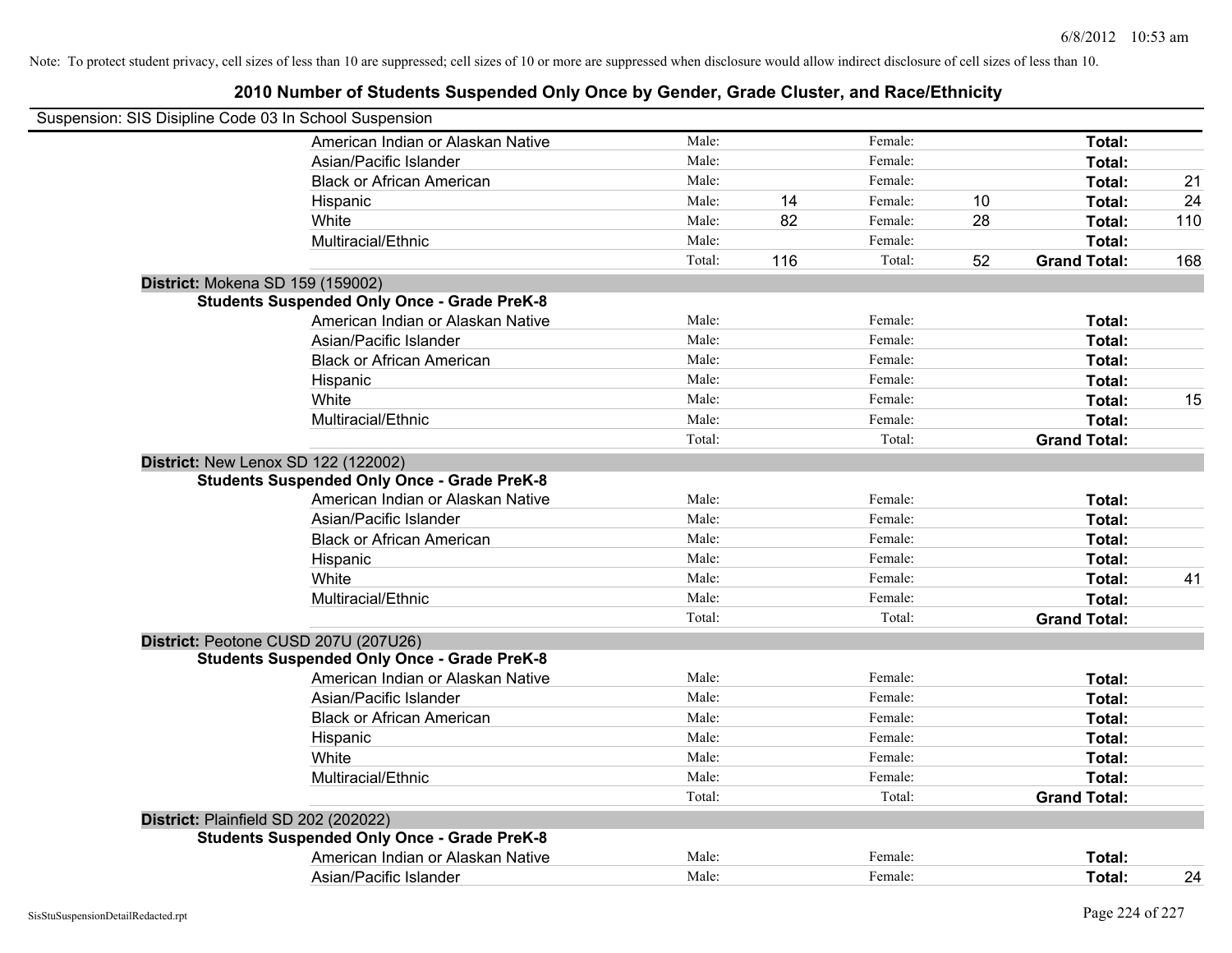Note: To protect student privacy, cell sizes of less than 10 are suppressed; cell sizes of 10 or more are suppressed when disclosure would allow indirect disclosure of cell sizes of less than 10.

## 2010 Number of Students Suspended Only Once by Gender, Grade Cluster, and Race/Ethnicity

Suspension: SIS Disipline Code 03 In School Suspension

| | | | | | | |
|---|---|---|---|---|---|---|
| American Indian or Alaskan Native | Male: | | Female: | | **Total:** | |
| Asian/Pacific Islander | Male: | | Female: | | **Total:** | |
| Black or African American | Male: | | Female: | | **Total:** | 21 |
| Hispanic | Male: | 14 | Female: | 10 | **Total:** | 24 |
| White | Male: | 82 | Female: | 28 | **Total:** | 110 |
| Multiracial/Ethnic | Male: | | Female: | | **Total:** | |
| | Total: | 116 | Total: | 52 | **Grand Total:** | 168 |

**District:** Mokena SD 159 (159002)

**Students Suspended Only Once - Grade PreK-8**

| | | | | | | |
|---|---|---|---|---|---|---|
| American Indian or Alaskan Native | Male: | | Female: | | **Total:** | |
| Asian/Pacific Islander | Male: | | Female: | | **Total:** | |
| Black or African American | Male: | | Female: | | **Total:** | |
| Hispanic | Male: | | Female: | | **Total:** | |
| White | Male: | | Female: | | **Total:** | 15 |
| Multiracial/Ethnic | Male: | | Female: | | **Total:** | |
| | Total: | | Total: | | **Grand Total:** | |

**District:** New Lenox SD 122 (122002)

**Students Suspended Only Once - Grade PreK-8**

| | | | | | | |
|---|---|---|---|---|---|---|
| American Indian or Alaskan Native | Male: | | Female: | | **Total:** | |
| Asian/Pacific Islander | Male: | | Female: | | **Total:** | |
| Black or African American | Male: | | Female: | | **Total:** | |
| Hispanic | Male: | | Female: | | **Total:** | |
| White | Male: | | Female: | | **Total:** | 41 |
| Multiracial/Ethnic | Male: | | Female: | | **Total:** | |
| | Total: | | Total: | | **Grand Total:** | |

**District:** Peotone CUSD 207U (207U26)

**Students Suspended Only Once - Grade PreK-8**

| | | | | | | |
|---|---|---|---|---|---|---|
| American Indian or Alaskan Native | Male: | | Female: | | **Total:** | |
| Asian/Pacific Islander | Male: | | Female: | | **Total:** | |
| Black or African American | Male: | | Female: | | **Total:** | |
| Hispanic | Male: | | Female: | | **Total:** | |
| White | Male: | | Female: | | **Total:** | |
| Multiracial/Ethnic | Male: | | Female: | | **Total:** | |
| | Total: | | Total: | | **Grand Total:** | |

**District:** Plainfield SD 202 (202022)

**Students Suspended Only Once - Grade PreK-8**

| | | | | | | |
|---|---|---|---|---|---|---|
| American Indian or Alaskan Native | Male: | | Female: | | **Total:** | |
| Asian/Pacific Islander | Male: | | Female: | | **Total:** | 24 |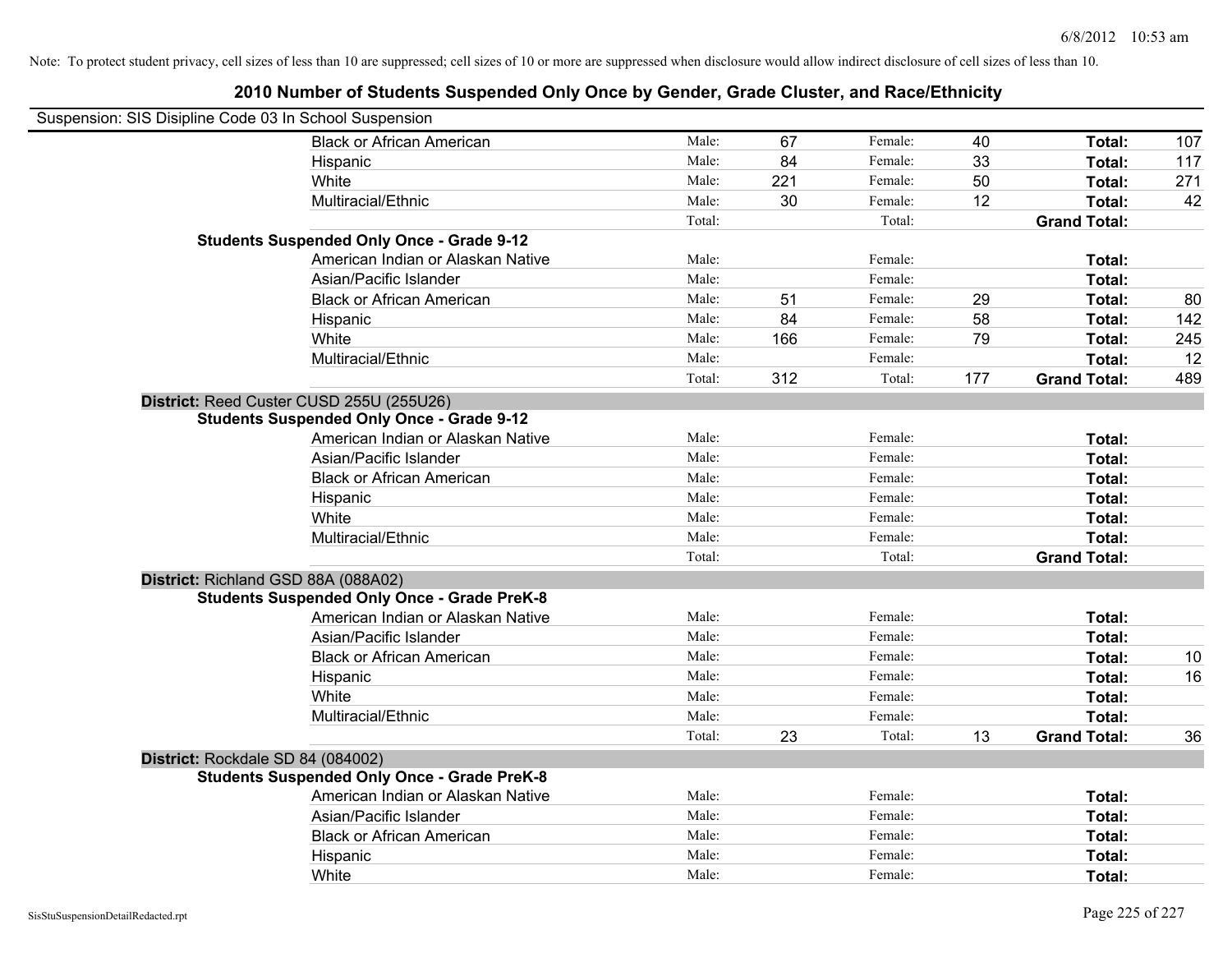Note: To protect student privacy, cell sizes of less than 10 are suppressed; cell sizes of 10 or more are suppressed when disclosure would allow indirect disclosure of cell sizes of less than 10.

# 2010 Number of Students Suspended Only Once by Gender, Grade Cluster, and Race/Ethnicity

Suspension: SIS Disipline Code 03 In School Suspension

| | | | | | | |
|---|---|---|---|---|---|---|
| Black or African American | Male: | 67 | Female: | 40 | **Total:** | 107 |
| Hispanic | Male: | 84 | Female: | 33 | **Total:** | 117 |
| White | Male: | 221 | Female: | 50 | **Total:** | 271 |
| Multiracial/Ethnic | Male: | 30 | Female: | 12 | **Total:** | 42 |
| | Total: | | Total: | | **Grand Total:** | |
| **Students Suspended Only Once - Grade 9-12** | | | | | | |
| American Indian or Alaskan Native | Male: | | Female: | | **Total:** | |
| Asian/Pacific Islander | Male: | | Female: | | **Total:** | |
| Black or African American | Male: | 51 | Female: | 29 | **Total:** | 80 |
| Hispanic | Male: | 84 | Female: | 58 | **Total:** | 142 |
| White | Male: | 166 | Female: | 79 | **Total:** | 245 |
| Multiracial/Ethnic | Male: | | Female: | | **Total:** | 12 |
| | Total: | 312 | Total: | 177 | **Grand Total:** | 489 |
| **District:** Reed Custer CUSD 255U (255U26) | | | | | | |
| **Students Suspended Only Once - Grade 9-12** | | | | | | |
| American Indian or Alaskan Native | Male: | | Female: | | **Total:** | |
| Asian/Pacific Islander | Male: | | Female: | | **Total:** | |
| Black or African American | Male: | | Female: | | **Total:** | |
| Hispanic | Male: | | Female: | | **Total:** | |
| White | Male: | | Female: | | **Total:** | |
| Multiracial/Ethnic | Male: | | Female: | | **Total:** | |
| | Total: | | Total: | | **Grand Total:** | |
| **District:** Richland GSD 88A (088A02) | | | | | | |
| **Students Suspended Only Once - Grade PreK-8** | | | | | | |
| American Indian or Alaskan Native | Male: | | Female: | | **Total:** | |
| Asian/Pacific Islander | Male: | | Female: | | **Total:** | |
| Black or African American | Male: | | Female: | | **Total:** | 10 |
| Hispanic | Male: | | Female: | | **Total:** | 16 |
| White | Male: | | Female: | | **Total:** | |
| Multiracial/Ethnic | Male: | | Female: | | **Total:** | |
| | Total: | 23 | Total: | 13 | **Grand Total:** | 36 |
| **District:** Rockdale SD 84 (084002) | | | | | | |
| **Students Suspended Only Once - Grade PreK-8** | | | | | | |
| American Indian or Alaskan Native | Male: | | Female: | | **Total:** | |
| Asian/Pacific Islander | Male: | | Female: | | **Total:** | |
| Black or African American | Male: | | Female: | | **Total:** | |
| Hispanic | Male: | | Female: | | **Total:** | |
| White | Male: | | Female: | | **Total:** | |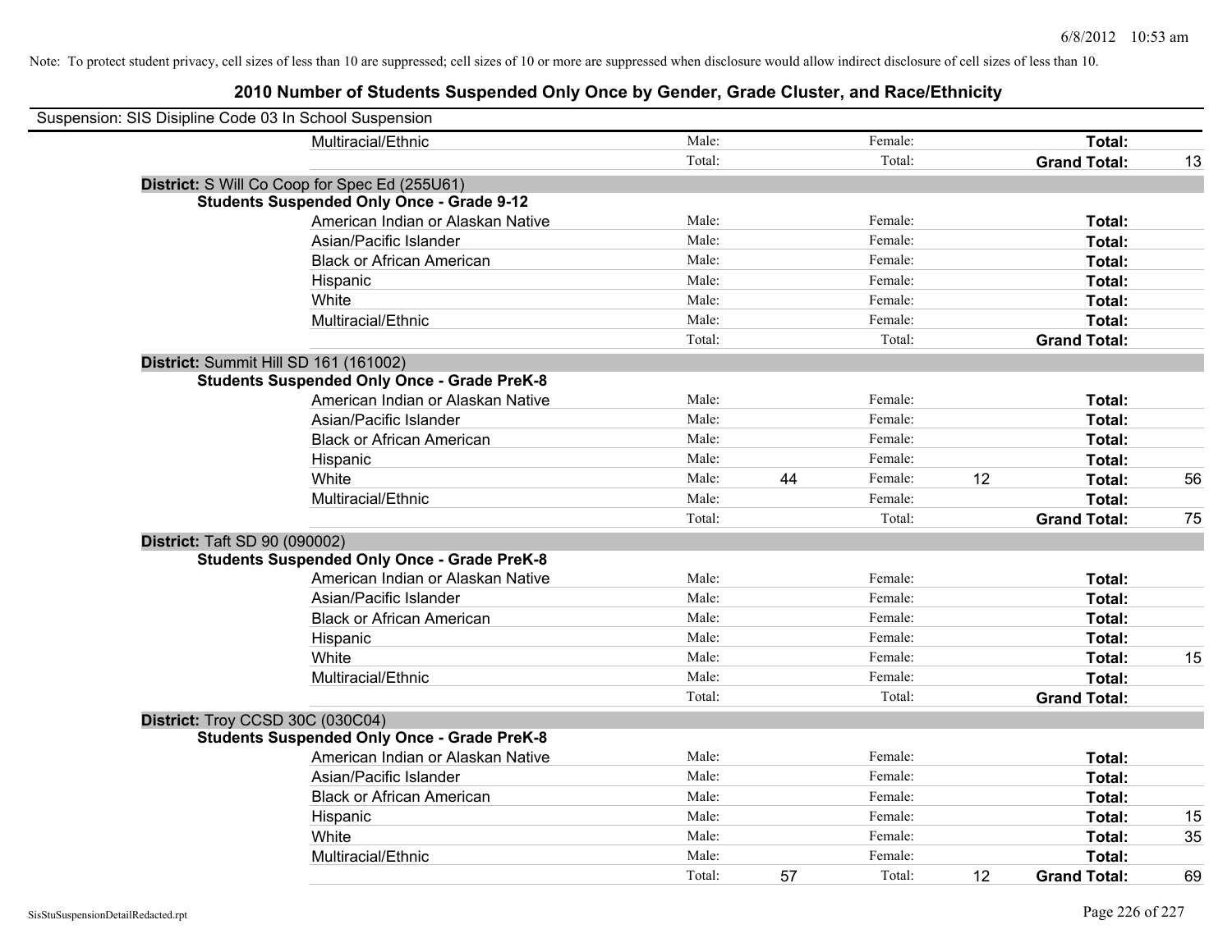Note: To protect student privacy, cell sizes of less than 10 are suppressed; cell sizes of 10 or more are suppressed when disclosure would allow indirect disclosure of cell sizes of less than 10.

# 2010 Number of Students Suspended Only Once by Gender, Grade Cluster, and Race/Ethnicity

Suspension: SIS Disipline Code 03 In School Suspension

| | | | | | | |
|---|---|---|---|---|---|---|
| Multiracial/Ethnic | Male: | | Female: | | **Total:** | |
| | Total: | | Total: | | **Grand Total:** | 13 |

**District:** S Will Co Coop for Spec Ed (255U61)

**Students Suspended Only Once - Grade 9-12**

| | | | | | | |
|---|---|---|---|---|---|---|
| American Indian or Alaskan Native | Male: | | Female: | | **Total:** | |
| Asian/Pacific Islander | Male: | | Female: | | **Total:** | |
| Black or African American | Male: | | Female: | | **Total:** | |
| Hispanic | Male: | | Female: | | **Total:** | |
| White | Male: | | Female: | | **Total:** | |
| Multiracial/Ethnic | Male: | | Female: | | **Total:** | |
| | Total: | | Total: | | **Grand Total:** | |

**District:** Summit Hill SD 161 (161002)

**Students Suspended Only Once - Grade PreK-8**

| | | | | | | |
|---|---|---|---|---|---|---|
| American Indian or Alaskan Native | Male: | | Female: | | **Total:** | |
| Asian/Pacific Islander | Male: | | Female: | | **Total:** | |
| Black or African American | Male: | | Female: | | **Total:** | |
| Hispanic | Male: | | Female: | | **Total:** | |
| White | Male: | 44 | Female: | 12 | **Total:** | 56 |
| Multiracial/Ethnic | Male: | | Female: | | **Total:** | |
| | Total: | | Total: | | **Grand Total:** | 75 |

**District:** Taft SD 90 (090002)

**Students Suspended Only Once - Grade PreK-8**

| | | | | | | |
|---|---|---|---|---|---|---|
| American Indian or Alaskan Native | Male: | | Female: | | **Total:** | |
| Asian/Pacific Islander | Male: | | Female: | | **Total:** | |
| Black or African American | Male: | | Female: | | **Total:** | |
| Hispanic | Male: | | Female: | | **Total:** | |
| White | Male: | | Female: | | **Total:** | 15 |
| Multiracial/Ethnic | Male: | | Female: | | **Total:** | |
| | Total: | | Total: | | **Grand Total:** | |

**District:** Troy CCSD 30C (030C04)

**Students Suspended Only Once - Grade PreK-8**

| | | | | | | |
|---|---|---|---|---|---|---|
| American Indian or Alaskan Native | Male: | | Female: | | **Total:** | |
| Asian/Pacific Islander | Male: | | Female: | | **Total:** | |
| Black or African American | Male: | | Female: | | **Total:** | |
| Hispanic | Male: | | Female: | | **Total:** | 15 |
| White | Male: | | Female: | | **Total:** | 35 |
| Multiracial/Ethnic | Male: | | Female: | | **Total:** | |
| | Total: | 57 | Total: | 12 | **Grand Total:** | 69 |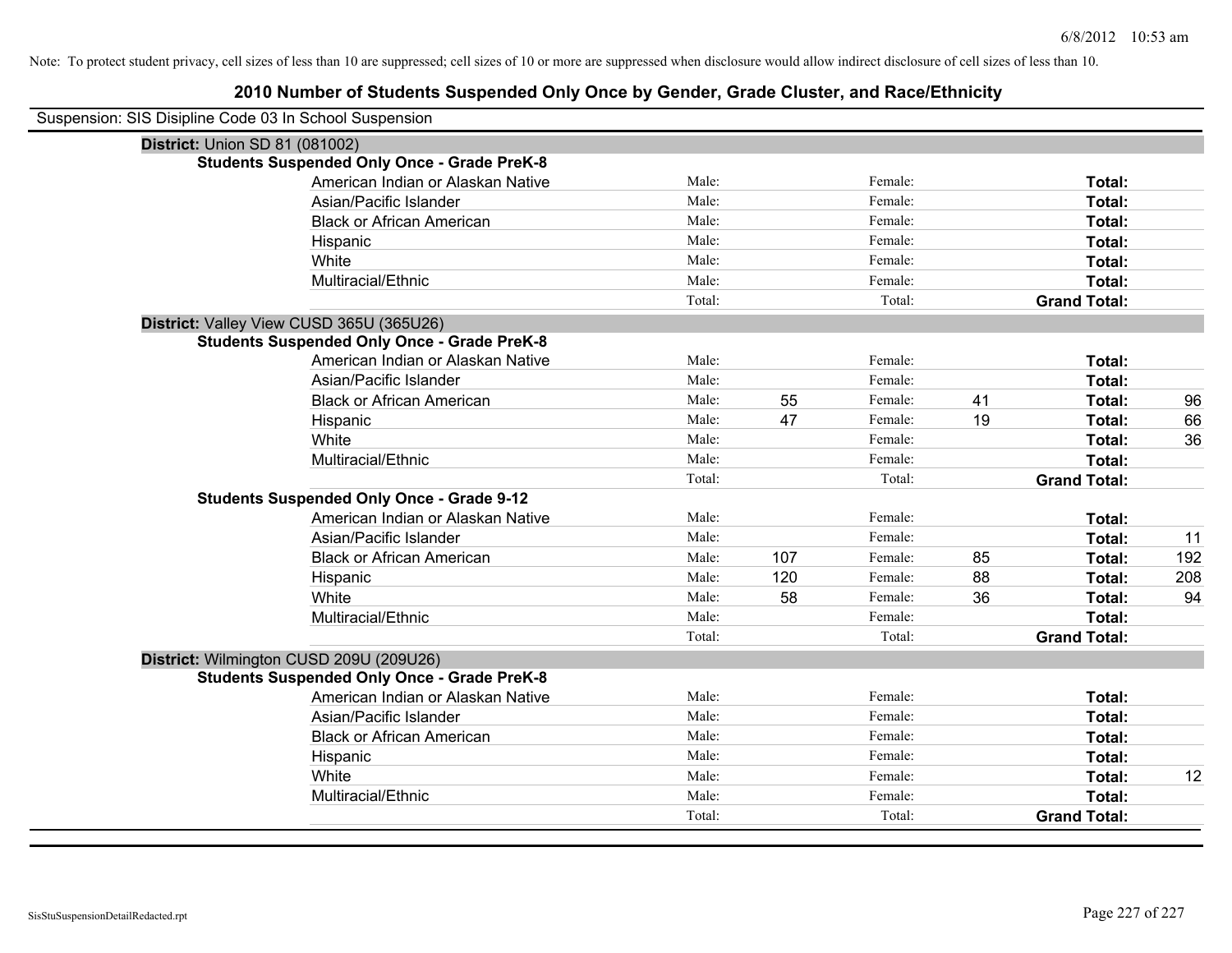Note: To protect student privacy, cell sizes of less than 10 are suppressed; cell sizes of 10 or more are suppressed when disclosure would allow indirect disclosure of cell sizes of less than 10.

# 2010 Number of Students Suspended Only Once by Gender, Grade Cluster, and Race/Ethnicity

Suspension: SIS Disipline Code 03 In School Suspension

**District:** Union SD 81 (081002)

**Students Suspended Only Once - Grade PreK-8**

| | | | | | | |
|---|---|---|---|---|---|---|
| American Indian or Alaskan Native | Male: | | Female: | | **Total:** | |
| Asian/Pacific Islander | Male: | | Female: | | **Total:** | |
| Black or African American | Male: | | Female: | | **Total:** | |
| Hispanic | Male: | | Female: | | **Total:** | |
| White | Male: | | Female: | | **Total:** | |
| Multiracial/Ethnic | Male: | | Female: | | **Total:** | |
| | Total: | | Total: | | **Grand Total:** | |

**District:** Valley View CUSD 365U (365U26)

**Students Suspended Only Once - Grade PreK-8**

| | | | | | | |
|---|---|---|---|---|---|---|
| American Indian or Alaskan Native | Male: | | Female: | | **Total:** | |
| Asian/Pacific Islander | Male: | | Female: | | **Total:** | |
| Black or African American | Male: | 55 | Female: | 41 | **Total:** | 96 |
| Hispanic | Male: | 47 | Female: | 19 | **Total:** | 66 |
| White | Male: | | Female: | | **Total:** | 36 |
| Multiracial/Ethnic | Male: | | Female: | | **Total:** | |
| | Total: | | Total: | | **Grand Total:** | |

**Students Suspended Only Once - Grade 9-12**

| | | | | | | |
|---|---|---|---|---|---|---|
| American Indian or Alaskan Native | Male: | | Female: | | **Total:** | |
| Asian/Pacific Islander | Male: | | Female: | | **Total:** | 11 |
| Black or African American | Male: | 107 | Female: | 85 | **Total:** | 192 |
| Hispanic | Male: | 120 | Female: | 88 | **Total:** | 208 |
| White | Male: | 58 | Female: | 36 | **Total:** | 94 |
| Multiracial/Ethnic | Male: | | Female: | | **Total:** | |
| | Total: | | Total: | | **Grand Total:** | |

**District:** Wilmington CUSD 209U (209U26)

**Students Suspended Only Once - Grade PreK-8**

| | | | | | | |
|---|---|---|---|---|---|---|
| American Indian or Alaskan Native | Male: | | Female: | | **Total:** | |
| Asian/Pacific Islander | Male: | | Female: | | **Total:** | |
| Black or African American | Male: | | Female: | | **Total:** | |
| Hispanic | Male: | | Female: | | **Total:** | |
| White | Male: | | Female: | | **Total:** | 12 |
| Multiracial/Ethnic | Male: | | Female: | | **Total:** | |
| | Total: | | Total: | | **Grand Total:** | |